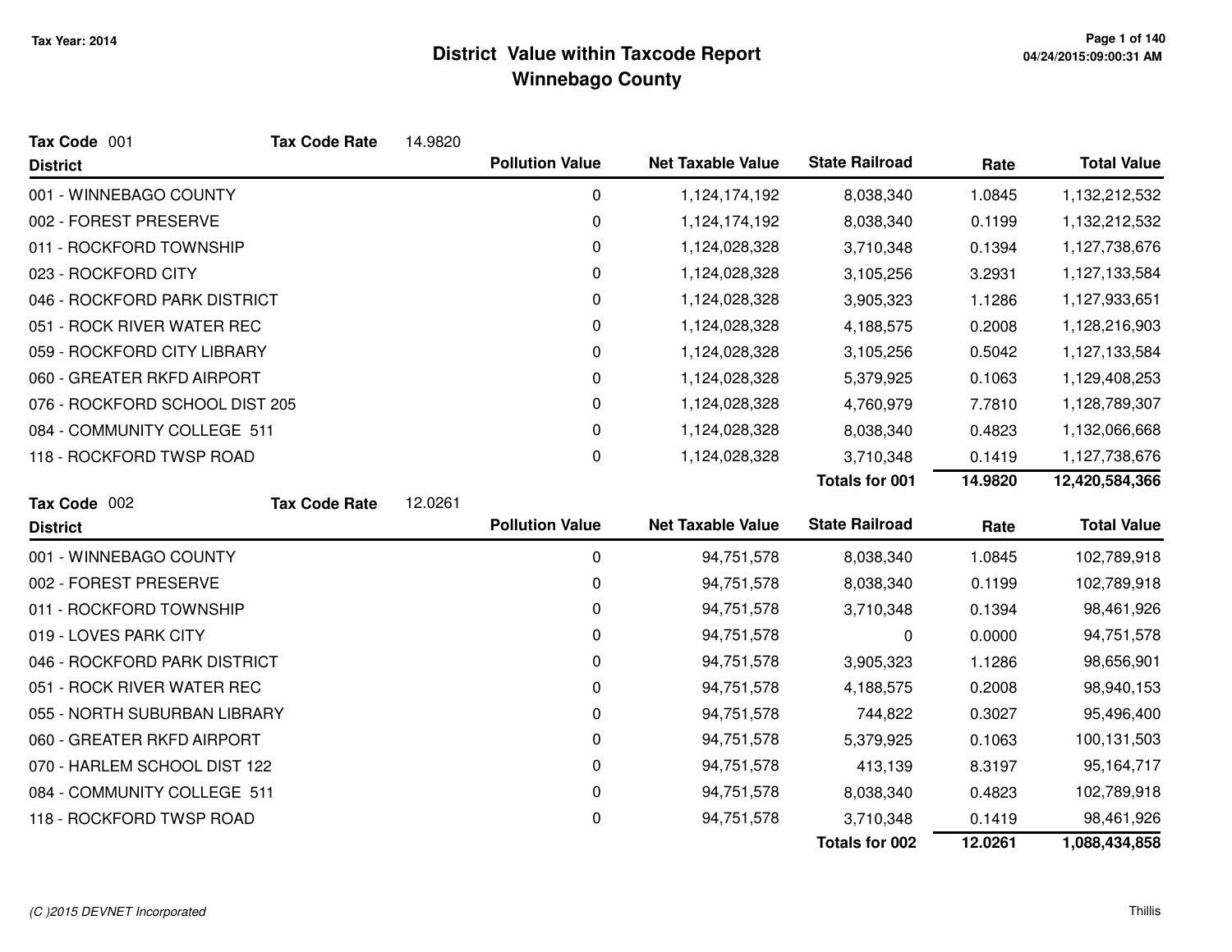Tax Year: 2014

# District Value within Taxcode Report
## Winnebago County

**Tax Code** 001 **Tax Code Rate** 14.9820

| District | Pollution Value | Net Taxable Value | State Railroad | Rate | Total Value |
|---|---|---|---|---|---|
| 001 - WINNEBAGO COUNTY | 0 | 1,124,174,192 | 8,038,340 | 1.0845 | 1,132,212,532 |
| 002 - FOREST PRESERVE | 0 | 1,124,174,192 | 8,038,340 | 0.1199 | 1,132,212,532 |
| 011 - ROCKFORD TOWNSHIP | 0 | 1,124,028,328 | 3,710,348 | 0.1394 | 1,127,738,676 |
| 023 - ROCKFORD CITY | 0 | 1,124,028,328 | 3,105,256 | 3.2931 | 1,127,133,584 |
| 046 - ROCKFORD PARK DISTRICT | 0 | 1,124,028,328 | 3,905,323 | 1.1286 | 1,127,933,651 |
| 051 - ROCK RIVER WATER REC | 0 | 1,124,028,328 | 4,188,575 | 0.2008 | 1,128,216,903 |
| 059 - ROCKFORD CITY LIBRARY | 0 | 1,124,028,328 | 3,105,256 | 0.5042 | 1,127,133,584 |
| 060 - GREATER RKFD AIRPORT | 0 | 1,124,028,328 | 5,379,925 | 0.1063 | 1,129,408,253 |
| 076 - ROCKFORD SCHOOL DIST 205 | 0 | 1,124,028,328 | 4,760,979 | 7.7810 | 1,128,789,307 |
| 084 - COMMUNITY COLLEGE 511 | 0 | 1,124,028,328 | 8,038,340 | 0.4823 | 1,132,066,668 |
| 118 - ROCKFORD TWSP ROAD | 0 | 1,124,028,328 | 3,710,348 | 0.1419 | 1,127,738,676 |
| | | | **Totals for 001** | **14.9820** | **12,420,584,366** |

**Tax Code** 002 **Tax Code Rate** 12.0261

| District | Pollution Value | Net Taxable Value | State Railroad | Rate | Total Value |
|---|---|---|---|---|---|
| 001 - WINNEBAGO COUNTY | 0 | 94,751,578 | 8,038,340 | 1.0845 | 102,789,918 |
| 002 - FOREST PRESERVE | 0 | 94,751,578 | 8,038,340 | 0.1199 | 102,789,918 |
| 011 - ROCKFORD TOWNSHIP | 0 | 94,751,578 | 3,710,348 | 0.1394 | 98,461,926 |
| 019 - LOVES PARK CITY | 0 | 94,751,578 | 0 | 0.0000 | 94,751,578 |
| 046 - ROCKFORD PARK DISTRICT | 0 | 94,751,578 | 3,905,323 | 1.1286 | 98,656,901 |
| 051 - ROCK RIVER WATER REC | 0 | 94,751,578 | 4,188,575 | 0.2008 | 98,940,153 |
| 055 - NORTH SUBURBAN LIBRARY | 0 | 94,751,578 | 744,822 | 0.3027 | 95,496,400 |
| 060 - GREATER RKFD AIRPORT | 0 | 94,751,578 | 5,379,925 | 0.1063 | 100,131,503 |
| 070 - HARLEM SCHOOL DIST 122 | 0 | 94,751,578 | 413,139 | 8.3197 | 95,164,717 |
| 084 - COMMUNITY COLLEGE 511 | 0 | 94,751,578 | 8,038,340 | 0.4823 | 102,789,918 |
| 118 - ROCKFORD TWSP ROAD | 0 | 94,751,578 | 3,710,348 | 0.1419 | 98,461,926 |
| | | | **Totals for 002** | **12.0261** | **1,088,434,858** |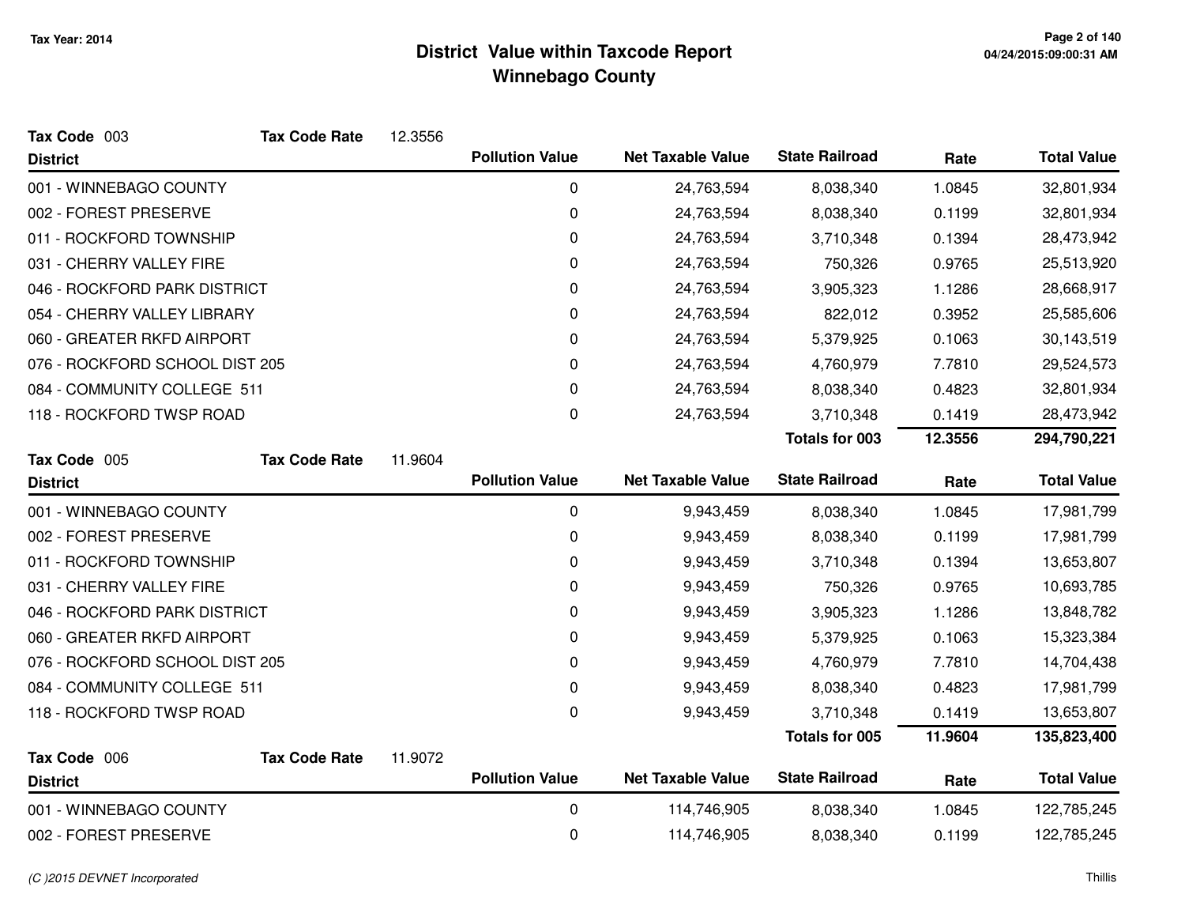# District Value within Taxcode Report
## Winnebago County

Tax Year: 2014

**Tax Code** 003 **Tax Code Rate** 12.3556

| District | Pollution Value | Net Taxable Value | State Railroad | Rate | Total Value |
|---|---|---|---|---|---|
| 001 - WINNEBAGO COUNTY | 0 | 24,763,594 | 8,038,340 | 1.0845 | 32,801,934 |
| 002 - FOREST PRESERVE | 0 | 24,763,594 | 8,038,340 | 0.1199 | 32,801,934 |
| 011 - ROCKFORD TOWNSHIP | 0 | 24,763,594 | 3,710,348 | 0.1394 | 28,473,942 |
| 031 - CHERRY VALLEY FIRE | 0 | 24,763,594 | 750,326 | 0.9765 | 25,513,920 |
| 046 - ROCKFORD PARK DISTRICT | 0 | 24,763,594 | 3,905,323 | 1.1286 | 28,668,917 |
| 054 - CHERRY VALLEY LIBRARY | 0 | 24,763,594 | 822,012 | 0.3952 | 25,585,606 |
| 060 - GREATER RKFD AIRPORT | 0 | 24,763,594 | 5,379,925 | 0.1063 | 30,143,519 |
| 076 - ROCKFORD SCHOOL DIST 205 | 0 | 24,763,594 | 4,760,979 | 7.7810 | 29,524,573 |
| 084 - COMMUNITY COLLEGE 511 | 0 | 24,763,594 | 8,038,340 | 0.4823 | 32,801,934 |
| 118 - ROCKFORD TWSP ROAD | 0 | 24,763,594 | 3,710,348 | 0.1419 | 28,473,942 |
| | | | **Totals for 003** | **12.3556** | **294,790,221** |

**Tax Code** 005 **Tax Code Rate** 11.9604

| District | Pollution Value | Net Taxable Value | State Railroad | Rate | Total Value |
|---|---|---|---|---|---|
| 001 - WINNEBAGO COUNTY | 0 | 9,943,459 | 8,038,340 | 1.0845 | 17,981,799 |
| 002 - FOREST PRESERVE | 0 | 9,943,459 | 8,038,340 | 0.1199 | 17,981,799 |
| 011 - ROCKFORD TOWNSHIP | 0 | 9,943,459 | 3,710,348 | 0.1394 | 13,653,807 |
| 031 - CHERRY VALLEY FIRE | 0 | 9,943,459 | 750,326 | 0.9765 | 10,693,785 |
| 046 - ROCKFORD PARK DISTRICT | 0 | 9,943,459 | 3,905,323 | 1.1286 | 13,848,782 |
| 060 - GREATER RKFD AIRPORT | 0 | 9,943,459 | 5,379,925 | 0.1063 | 15,323,384 |
| 076 - ROCKFORD SCHOOL DIST 205 | 0 | 9,943,459 | 4,760,979 | 7.7810 | 14,704,438 |
| 084 - COMMUNITY COLLEGE 511 | 0 | 9,943,459 | 8,038,340 | 0.4823 | 17,981,799 |
| 118 - ROCKFORD TWSP ROAD | 0 | 9,943,459 | 3,710,348 | 0.1419 | 13,653,807 |
| | | | **Totals for 005** | **11.9604** | **135,823,400** |

**Tax Code** 006 **Tax Code Rate** 11.9072

| District | Pollution Value | Net Taxable Value | State Railroad | Rate | Total Value |
|---|---|---|---|---|---|
| 001 - WINNEBAGO COUNTY | 0 | 114,746,905 | 8,038,340 | 1.0845 | 122,785,245 |
| 002 - FOREST PRESERVE | 0 | 114,746,905 | 8,038,340 | 0.1199 | 122,785,245 |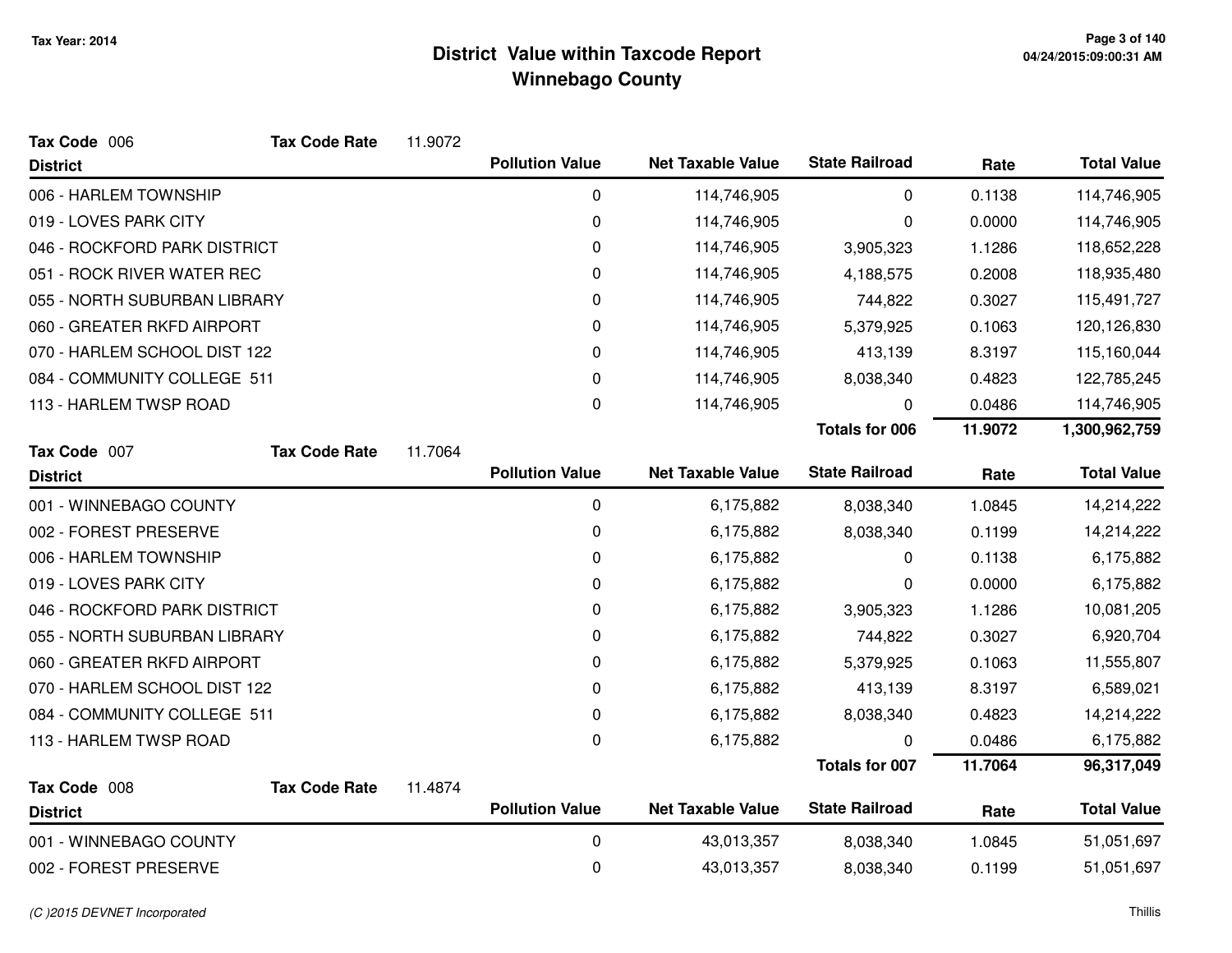# District Value within Taxcode Report
## Winnebago County

Tax Year: 2014

**Tax Code** 006 **Tax Code Rate** 11.9072

| District | Pollution Value | Net Taxable Value | State Railroad | Rate | Total Value |
|---|---|---|---|---|---|
| 006 - HARLEM TOWNSHIP | 0 | 114,746,905 | 0 | 0.1138 | 114,746,905 |
| 019 - LOVES PARK CITY | 0 | 114,746,905 | 0 | 0.0000 | 114,746,905 |
| 046 - ROCKFORD PARK DISTRICT | 0 | 114,746,905 | 3,905,323 | 1.1286 | 118,652,228 |
| 051 - ROCK RIVER WATER REC | 0 | 114,746,905 | 4,188,575 | 0.2008 | 118,935,480 |
| 055 - NORTH SUBURBAN LIBRARY | 0 | 114,746,905 | 744,822 | 0.3027 | 115,491,727 |
| 060 - GREATER RKFD AIRPORT | 0 | 114,746,905 | 5,379,925 | 0.1063 | 120,126,830 |
| 070 - HARLEM SCHOOL DIST 122 | 0 | 114,746,905 | 413,139 | 8.3197 | 115,160,044 |
| 084 - COMMUNITY COLLEGE 511 | 0 | 114,746,905 | 8,038,340 | 0.4823 | 122,785,245 |
| 113 - HARLEM TWSP ROAD | 0 | 114,746,905 | 0 | 0.0486 | 114,746,905 |
| | | | **Totals for 006** | **11.9072** | **1,300,962,759** |

**Tax Code** 007 **Tax Code Rate** 11.7064

| District | Pollution Value | Net Taxable Value | State Railroad | Rate | Total Value |
|---|---|---|---|---|---|
| 001 - WINNEBAGO COUNTY | 0 | 6,175,882 | 8,038,340 | 1.0845 | 14,214,222 |
| 002 - FOREST PRESERVE | 0 | 6,175,882 | 8,038,340 | 0.1199 | 14,214,222 |
| 006 - HARLEM TOWNSHIP | 0 | 6,175,882 | 0 | 0.1138 | 6,175,882 |
| 019 - LOVES PARK CITY | 0 | 6,175,882 | 0 | 0.0000 | 6,175,882 |
| 046 - ROCKFORD PARK DISTRICT | 0 | 6,175,882 | 3,905,323 | 1.1286 | 10,081,205 |
| 055 - NORTH SUBURBAN LIBRARY | 0 | 6,175,882 | 744,822 | 0.3027 | 6,920,704 |
| 060 - GREATER RKFD AIRPORT | 0 | 6,175,882 | 5,379,925 | 0.1063 | 11,555,807 |
| 070 - HARLEM SCHOOL DIST 122 | 0 | 6,175,882 | 413,139 | 8.3197 | 6,589,021 |
| 084 - COMMUNITY COLLEGE 511 | 0 | 6,175,882 | 8,038,340 | 0.4823 | 14,214,222 |
| 113 - HARLEM TWSP ROAD | 0 | 6,175,882 | 0 | 0.0486 | 6,175,882 |
| | | | **Totals for 007** | **11.7064** | **96,317,049** |

**Tax Code** 008 **Tax Code Rate** 11.4874

| District | Pollution Value | Net Taxable Value | State Railroad | Rate | Total Value |
|---|---|---|---|---|---|
| 001 - WINNEBAGO COUNTY | 0 | 43,013,357 | 8,038,340 | 1.0845 | 51,051,697 |
| 002 - FOREST PRESERVE | 0 | 43,013,357 | 8,038,340 | 0.1199 | 51,051,697 |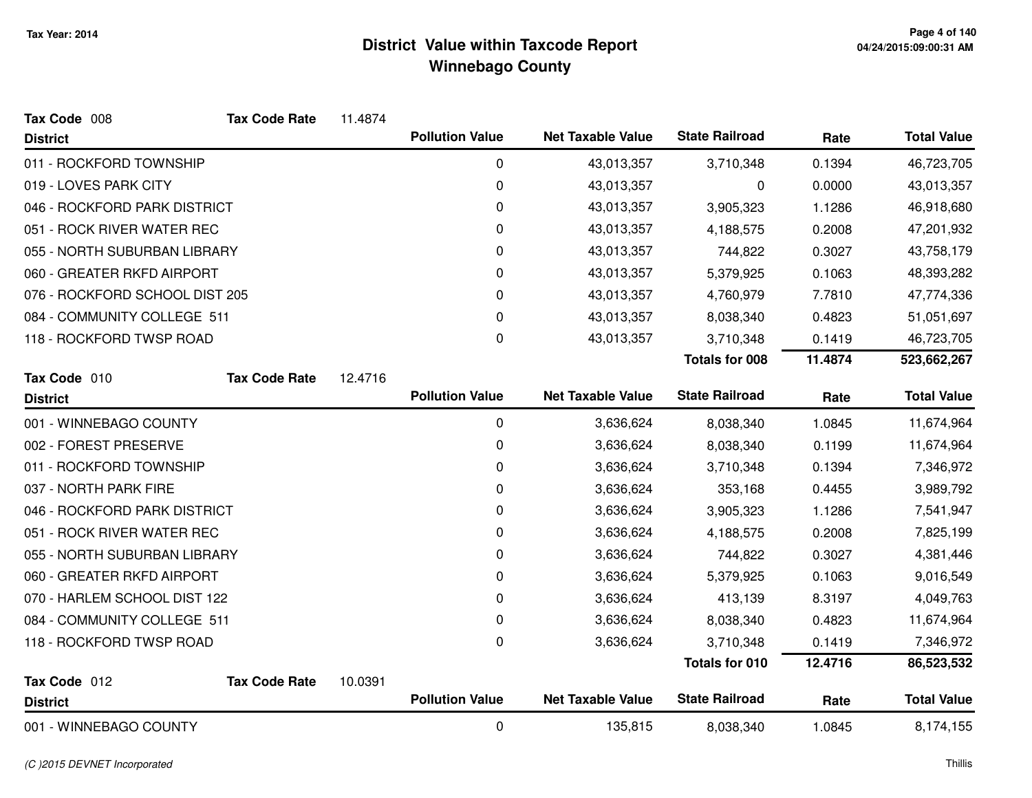# District Value within Taxcode Report
## Winnebago County

Tax Year: 2014

**Tax Code** 008 **Tax Code Rate** 11.4874

| District | Pollution Value | Net Taxable Value | State Railroad | Rate | Total Value |
|---|---|---|---|---|---|
| 011 - ROCKFORD TOWNSHIP | 0 | 43,013,357 | 3,710,348 | 0.1394 | 46,723,705 |
| 019 - LOVES PARK CITY | 0 | 43,013,357 | 0 | 0.0000 | 43,013,357 |
| 046 - ROCKFORD PARK DISTRICT | 0 | 43,013,357 | 3,905,323 | 1.1286 | 46,918,680 |
| 051 - ROCK RIVER WATER REC | 0 | 43,013,357 | 4,188,575 | 0.2008 | 47,201,932 |
| 055 - NORTH SUBURBAN LIBRARY | 0 | 43,013,357 | 744,822 | 0.3027 | 43,758,179 |
| 060 - GREATER RKFD AIRPORT | 0 | 43,013,357 | 5,379,925 | 0.1063 | 48,393,282 |
| 076 - ROCKFORD SCHOOL DIST 205 | 0 | 43,013,357 | 4,760,979 | 7.7810 | 47,774,336 |
| 084 - COMMUNITY COLLEGE 511 | 0 | 43,013,357 | 8,038,340 | 0.4823 | 51,051,697 |
| 118 - ROCKFORD TWSP ROAD | 0 | 43,013,357 | 3,710,348 | 0.1419 | 46,723,705 |
| | | | **Totals for 008** | **11.4874** | **523,662,267** |

**Tax Code** 010 **Tax Code Rate** 12.4716

| District | Pollution Value | Net Taxable Value | State Railroad | Rate | Total Value |
|---|---|---|---|---|---|
| 001 - WINNEBAGO COUNTY | 0 | 3,636,624 | 8,038,340 | 1.0845 | 11,674,964 |
| 002 - FOREST PRESERVE | 0 | 3,636,624 | 8,038,340 | 0.1199 | 11,674,964 |
| 011 - ROCKFORD TOWNSHIP | 0 | 3,636,624 | 3,710,348 | 0.1394 | 7,346,972 |
| 037 - NORTH PARK FIRE | 0 | 3,636,624 | 353,168 | 0.4455 | 3,989,792 |
| 046 - ROCKFORD PARK DISTRICT | 0 | 3,636,624 | 3,905,323 | 1.1286 | 7,541,947 |
| 051 - ROCK RIVER WATER REC | 0 | 3,636,624 | 4,188,575 | 0.2008 | 7,825,199 |
| 055 - NORTH SUBURBAN LIBRARY | 0 | 3,636,624 | 744,822 | 0.3027 | 4,381,446 |
| 060 - GREATER RKFD AIRPORT | 0 | 3,636,624 | 5,379,925 | 0.1063 | 9,016,549 |
| 070 - HARLEM SCHOOL DIST 122 | 0 | 3,636,624 | 413,139 | 8.3197 | 4,049,763 |
| 084 - COMMUNITY COLLEGE 511 | 0 | 3,636,624 | 8,038,340 | 0.4823 | 11,674,964 |
| 118 - ROCKFORD TWSP ROAD | 0 | 3,636,624 | 3,710,348 | 0.1419 | 7,346,972 |
| | | | **Totals for 010** | **12.4716** | **86,523,532** |

**Tax Code** 012 **Tax Code Rate** 10.0391

| District | Pollution Value | Net Taxable Value | State Railroad | Rate | Total Value |
|---|---|---|---|---|---|
| 001 - WINNEBAGO COUNTY | 0 | 135,815 | 8,038,340 | 1.0845 | 8,174,155 |

(C )2015 DEVNET Incorporated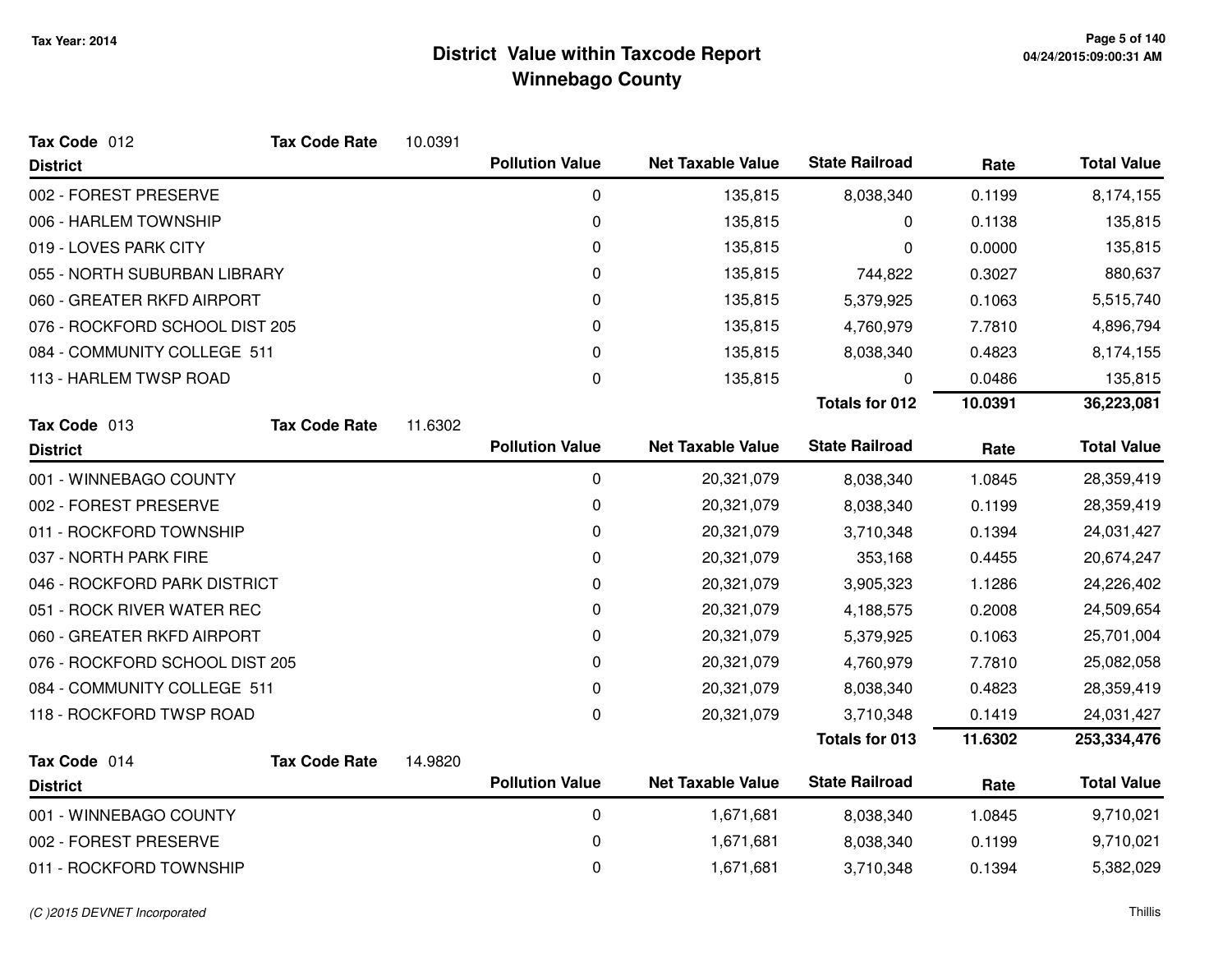# District Value within Taxcode Report
## Winnebago County

Tax Year: 2014

**Tax Code** 012 **Tax Code Rate** 10.0391

| District | Pollution Value | Net Taxable Value | State Railroad | Rate | Total Value |
|---|---|---|---|---|---|
| 002 - FOREST PRESERVE | 0 | 135,815 | 8,038,340 | 0.1199 | 8,174,155 |
| 006 - HARLEM TOWNSHIP | 0 | 135,815 | 0 | 0.1138 | 135,815 |
| 019 - LOVES PARK CITY | 0 | 135,815 | 0 | 0.0000 | 135,815 |
| 055 - NORTH SUBURBAN LIBRARY | 0 | 135,815 | 744,822 | 0.3027 | 880,637 |
| 060 - GREATER RKFD AIRPORT | 0 | 135,815 | 5,379,925 | 0.1063 | 5,515,740 |
| 076 - ROCKFORD SCHOOL DIST 205 | 0 | 135,815 | 4,760,979 | 7.7810 | 4,896,794 |
| 084 - COMMUNITY COLLEGE 511 | 0 | 135,815 | 8,038,340 | 0.4823 | 8,174,155 |
| 113 - HARLEM TWSP ROAD | 0 | 135,815 | 0 | 0.0486 | 135,815 |
| | | | **Totals for 012** | **10.0391** | **36,223,081** |

**Tax Code** 013 **Tax Code Rate** 11.6302

| District | Pollution Value | Net Taxable Value | State Railroad | Rate | Total Value |
|---|---|---|---|---|---|
| 001 - WINNEBAGO COUNTY | 0 | 20,321,079 | 8,038,340 | 1.0845 | 28,359,419 |
| 002 - FOREST PRESERVE | 0 | 20,321,079 | 8,038,340 | 0.1199 | 28,359,419 |
| 011 - ROCKFORD TOWNSHIP | 0 | 20,321,079 | 3,710,348 | 0.1394 | 24,031,427 |
| 037 - NORTH PARK FIRE | 0 | 20,321,079 | 353,168 | 0.4455 | 20,674,247 |
| 046 - ROCKFORD PARK DISTRICT | 0 | 20,321,079 | 3,905,323 | 1.1286 | 24,226,402 |
| 051 - ROCK RIVER WATER REC | 0 | 20,321,079 | 4,188,575 | 0.2008 | 24,509,654 |
| 060 - GREATER RKFD AIRPORT | 0 | 20,321,079 | 5,379,925 | 0.1063 | 25,701,004 |
| 076 - ROCKFORD SCHOOL DIST 205 | 0 | 20,321,079 | 4,760,979 | 7.7810 | 25,082,058 |
| 084 - COMMUNITY COLLEGE 511 | 0 | 20,321,079 | 8,038,340 | 0.4823 | 28,359,419 |
| 118 - ROCKFORD TWSP ROAD | 0 | 20,321,079 | 3,710,348 | 0.1419 | 24,031,427 |
| | | | **Totals for 013** | **11.6302** | **253,334,476** |

**Tax Code** 014 **Tax Code Rate** 14.9820

| District | Pollution Value | Net Taxable Value | State Railroad | Rate | Total Value |
|---|---|---|---|---|---|
| 001 - WINNEBAGO COUNTY | 0 | 1,671,681 | 8,038,340 | 1.0845 | 9,710,021 |
| 002 - FOREST PRESERVE | 0 | 1,671,681 | 8,038,340 | 0.1199 | 9,710,021 |
| 011 - ROCKFORD TOWNSHIP | 0 | 1,671,681 | 3,710,348 | 0.1394 | 5,382,029 |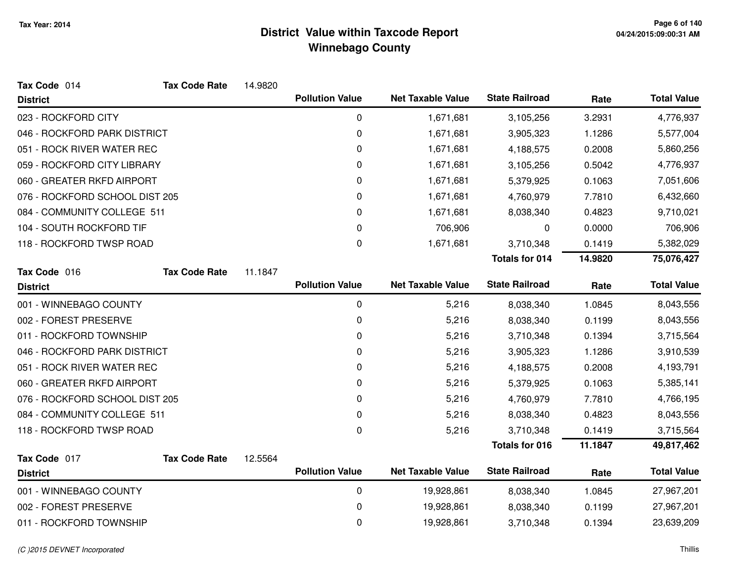# District Value within Taxcode Report
## Winnebago County

Tax Year: 2014

**Tax Code** 014 **Tax Code Rate** 14.9820

| District | Pollution Value | Net Taxable Value | State Railroad | Rate | Total Value |
|---|---|---|---|---|---|
| 023 - ROCKFORD CITY | 0 | 1,671,681 | 3,105,256 | 3.2931 | 4,776,937 |
| 046 - ROCKFORD PARK DISTRICT | 0 | 1,671,681 | 3,905,323 | 1.1286 | 5,577,004 |
| 051 - ROCK RIVER WATER REC | 0 | 1,671,681 | 4,188,575 | 0.2008 | 5,860,256 |
| 059 - ROCKFORD CITY LIBRARY | 0 | 1,671,681 | 3,105,256 | 0.5042 | 4,776,937 |
| 060 - GREATER RKFD AIRPORT | 0 | 1,671,681 | 5,379,925 | 0.1063 | 7,051,606 |
| 076 - ROCKFORD SCHOOL DIST 205 | 0 | 1,671,681 | 4,760,979 | 7.7810 | 6,432,660 |
| 084 - COMMUNITY COLLEGE 511 | 0 | 1,671,681 | 8,038,340 | 0.4823 | 9,710,021 |
| 104 - SOUTH ROCKFORD TIF | 0 | 706,906 | 0 | 0.0000 | 706,906 |
| 118 - ROCKFORD TWSP ROAD | 0 | 1,671,681 | 3,710,348 | 0.1419 | 5,382,029 |
| | | | **Totals for 014** | **14.9820** | **75,076,427** |

**Tax Code** 016 **Tax Code Rate** 11.1847

| District | Pollution Value | Net Taxable Value | State Railroad | Rate | Total Value |
|---|---|---|---|---|---|
| 001 - WINNEBAGO COUNTY | 0 | 5,216 | 8,038,340 | 1.0845 | 8,043,556 |
| 002 - FOREST PRESERVE | 0 | 5,216 | 8,038,340 | 0.1199 | 8,043,556 |
| 011 - ROCKFORD TOWNSHIP | 0 | 5,216 | 3,710,348 | 0.1394 | 3,715,564 |
| 046 - ROCKFORD PARK DISTRICT | 0 | 5,216 | 3,905,323 | 1.1286 | 3,910,539 |
| 051 - ROCK RIVER WATER REC | 0 | 5,216 | 4,188,575 | 0.2008 | 4,193,791 |
| 060 - GREATER RKFD AIRPORT | 0 | 5,216 | 5,379,925 | 0.1063 | 5,385,141 |
| 076 - ROCKFORD SCHOOL DIST 205 | 0 | 5,216 | 4,760,979 | 7.7810 | 4,766,195 |
| 084 - COMMUNITY COLLEGE 511 | 0 | 5,216 | 8,038,340 | 0.4823 | 8,043,556 |
| 118 - ROCKFORD TWSP ROAD | 0 | 5,216 | 3,710,348 | 0.1419 | 3,715,564 |
| | | | **Totals for 016** | **11.1847** | **49,817,462** |

**Tax Code** 017 **Tax Code Rate** 12.5564

| District | Pollution Value | Net Taxable Value | State Railroad | Rate | Total Value |
|---|---|---|---|---|---|
| 001 - WINNEBAGO COUNTY | 0 | 19,928,861 | 8,038,340 | 1.0845 | 27,967,201 |
| 002 - FOREST PRESERVE | 0 | 19,928,861 | 8,038,340 | 0.1199 | 27,967,201 |
| 011 - ROCKFORD TOWNSHIP | 0 | 19,928,861 | 3,710,348 | 0.1394 | 23,639,209 |

*(C )2015 DEVNET Incorporated*

Thillis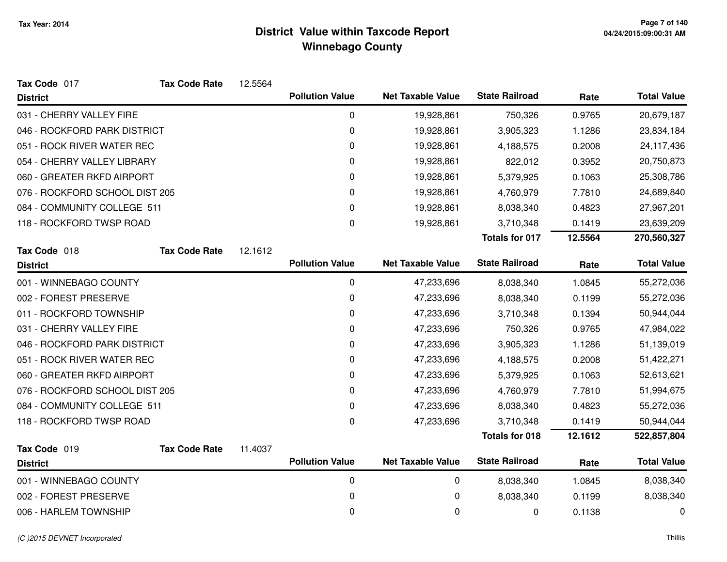# District Value within Taxcode Report
## Winnebago County

Tax Year: 2014

**Tax Code** 017 **Tax Code Rate** 12.5564

| District | Pollution Value | Net Taxable Value | State Railroad | Rate | Total Value |
|---|---|---|---|---|---|
| 031 - CHERRY VALLEY FIRE | 0 | 19,928,861 | 750,326 | 0.9765 | 20,679,187 |
| 046 - ROCKFORD PARK DISTRICT | 0 | 19,928,861 | 3,905,323 | 1.1286 | 23,834,184 |
| 051 - ROCK RIVER WATER REC | 0 | 19,928,861 | 4,188,575 | 0.2008 | 24,117,436 |
| 054 - CHERRY VALLEY LIBRARY | 0 | 19,928,861 | 822,012 | 0.3952 | 20,750,873 |
| 060 - GREATER RKFD AIRPORT | 0 | 19,928,861 | 5,379,925 | 0.1063 | 25,308,786 |
| 076 - ROCKFORD SCHOOL DIST 205 | 0 | 19,928,861 | 4,760,979 | 7.7810 | 24,689,840 |
| 084 - COMMUNITY COLLEGE 511 | 0 | 19,928,861 | 8,038,340 | 0.4823 | 27,967,201 |
| 118 - ROCKFORD TWSP ROAD | 0 | 19,928,861 | 3,710,348 | 0.1419 | 23,639,209 |
| | | | **Totals for 017** | **12.5564** | **270,560,327** |

**Tax Code** 018 **Tax Code Rate** 12.1612

| District | Pollution Value | Net Taxable Value | State Railroad | Rate | Total Value |
|---|---|---|---|---|---|
| 001 - WINNEBAGO COUNTY | 0 | 47,233,696 | 8,038,340 | 1.0845 | 55,272,036 |
| 002 - FOREST PRESERVE | 0 | 47,233,696 | 8,038,340 | 0.1199 | 55,272,036 |
| 011 - ROCKFORD TOWNSHIP | 0 | 47,233,696 | 3,710,348 | 0.1394 | 50,944,044 |
| 031 - CHERRY VALLEY FIRE | 0 | 47,233,696 | 750,326 | 0.9765 | 47,984,022 |
| 046 - ROCKFORD PARK DISTRICT | 0 | 47,233,696 | 3,905,323 | 1.1286 | 51,139,019 |
| 051 - ROCK RIVER WATER REC | 0 | 47,233,696 | 4,188,575 | 0.2008 | 51,422,271 |
| 060 - GREATER RKFD AIRPORT | 0 | 47,233,696 | 5,379,925 | 0.1063 | 52,613,621 |
| 076 - ROCKFORD SCHOOL DIST 205 | 0 | 47,233,696 | 4,760,979 | 7.7810 | 51,994,675 |
| 084 - COMMUNITY COLLEGE 511 | 0 | 47,233,696 | 8,038,340 | 0.4823 | 55,272,036 |
| 118 - ROCKFORD TWSP ROAD | 0 | 47,233,696 | 3,710,348 | 0.1419 | 50,944,044 |
| | | | **Totals for 018** | **12.1612** | **522,857,804** |

**Tax Code** 019 **Tax Code Rate** 11.4037

| District | Pollution Value | Net Taxable Value | State Railroad | Rate | Total Value |
|---|---|---|---|---|---|
| 001 - WINNEBAGO COUNTY | 0 | 0 | 8,038,340 | 1.0845 | 8,038,340 |
| 002 - FOREST PRESERVE | 0 | 0 | 8,038,340 | 0.1199 | 8,038,340 |
| 006 - HARLEM TOWNSHIP | 0 | 0 | 0 | 0.1138 | 0 |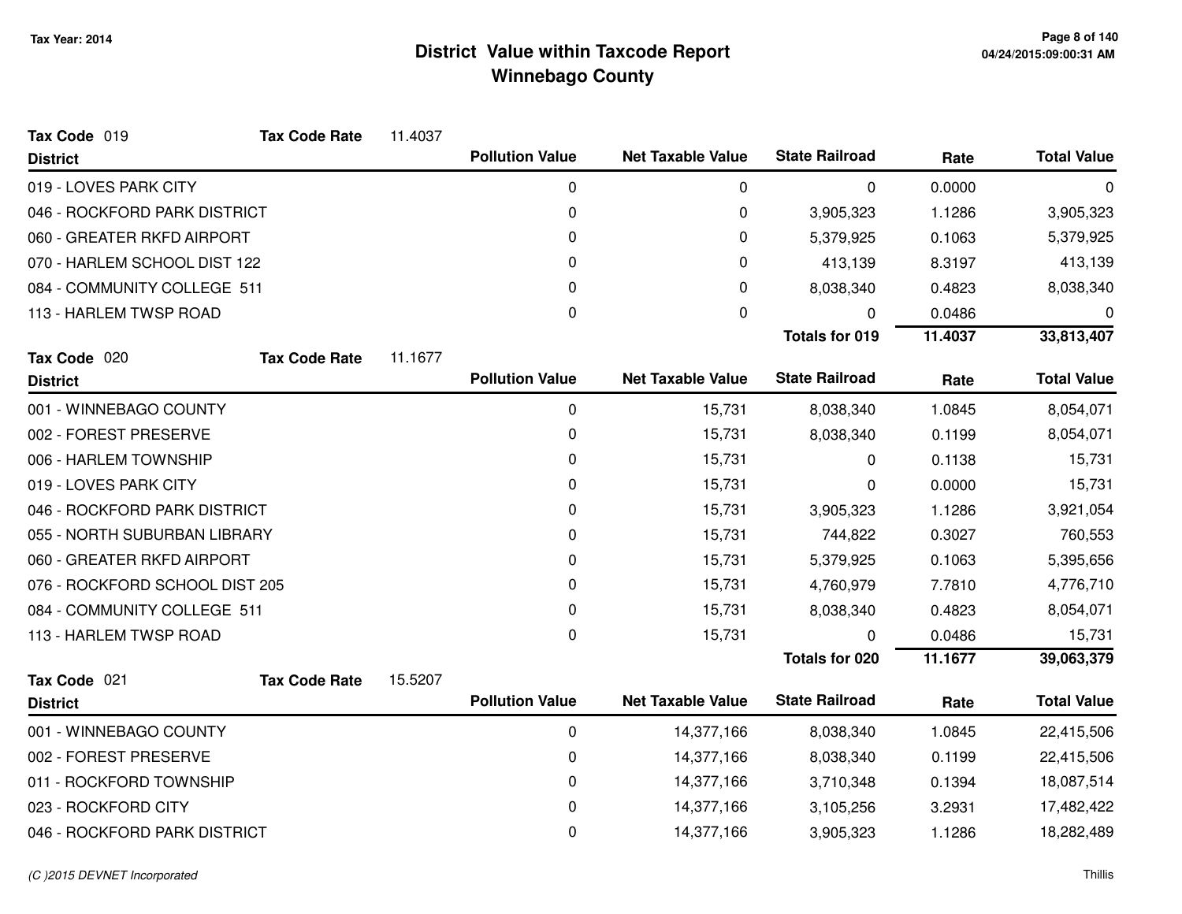# District Value within Taxcode Report
## Winnebago County

Tax Year: 2014

**Tax Code** 019 | **Tax Code Rate** 11.4037

| District | Pollution Value | Net Taxable Value | State Railroad | Rate | Total Value |
|---|---|---|---|---|---|
| 019 - LOVES PARK CITY | 0 | 0 | 0 | 0.0000 | 0 |
| 046 - ROCKFORD PARK DISTRICT | 0 | 0 | 3,905,323 | 1.1286 | 3,905,323 |
| 060 - GREATER RKFD AIRPORT | 0 | 0 | 5,379,925 | 0.1063 | 5,379,925 |
| 070 - HARLEM SCHOOL DIST 122 | 0 | 0 | 413,139 | 8.3197 | 413,139 |
| 084 - COMMUNITY COLLEGE 511 | 0 | 0 | 8,038,340 | 0.4823 | 8,038,340 |
| 113 - HARLEM TWSP ROAD | 0 | 0 | 0 | 0.0486 | 0 |
| | | | **Totals for 019** | **11.4037** | **33,813,407** |

**Tax Code** 020 | **Tax Code Rate** 11.1677

| District | Pollution Value | Net Taxable Value | State Railroad | Rate | Total Value |
|---|---|---|---|---|---|
| 001 - WINNEBAGO COUNTY | 0 | 15,731 | 8,038,340 | 1.0845 | 8,054,071 |
| 002 - FOREST PRESERVE | 0 | 15,731 | 8,038,340 | 0.1199 | 8,054,071 |
| 006 - HARLEM TOWNSHIP | 0 | 15,731 | 0 | 0.1138 | 15,731 |
| 019 - LOVES PARK CITY | 0 | 15,731 | 0 | 0.0000 | 15,731 |
| 046 - ROCKFORD PARK DISTRICT | 0 | 15,731 | 3,905,323 | 1.1286 | 3,921,054 |
| 055 - NORTH SUBURBAN LIBRARY | 0 | 15,731 | 744,822 | 0.3027 | 760,553 |
| 060 - GREATER RKFD AIRPORT | 0 | 15,731 | 5,379,925 | 0.1063 | 5,395,656 |
| 076 - ROCKFORD SCHOOL DIST 205 | 0 | 15,731 | 4,760,979 | 7.7810 | 4,776,710 |
| 084 - COMMUNITY COLLEGE 511 | 0 | 15,731 | 8,038,340 | 0.4823 | 8,054,071 |
| 113 - HARLEM TWSP ROAD | 0 | 15,731 | 0 | 0.0486 | 15,731 |
| | | | **Totals for 020** | **11.1677** | **39,063,379** |

**Tax Code** 021 | **Tax Code Rate** 15.5207

| District | Pollution Value | Net Taxable Value | State Railroad | Rate | Total Value |
|---|---|---|---|---|---|
| 001 - WINNEBAGO COUNTY | 0 | 14,377,166 | 8,038,340 | 1.0845 | 22,415,506 |
| 002 - FOREST PRESERVE | 0 | 14,377,166 | 8,038,340 | 0.1199 | 22,415,506 |
| 011 - ROCKFORD TOWNSHIP | 0 | 14,377,166 | 3,710,348 | 0.1394 | 18,087,514 |
| 023 - ROCKFORD CITY | 0 | 14,377,166 | 3,105,256 | 3.2931 | 17,482,422 |
| 046 - ROCKFORD PARK DISTRICT | 0 | 14,377,166 | 3,905,323 | 1.1286 | 18,282,489 |

*(C )2015 DEVNET Incorporated* Thillis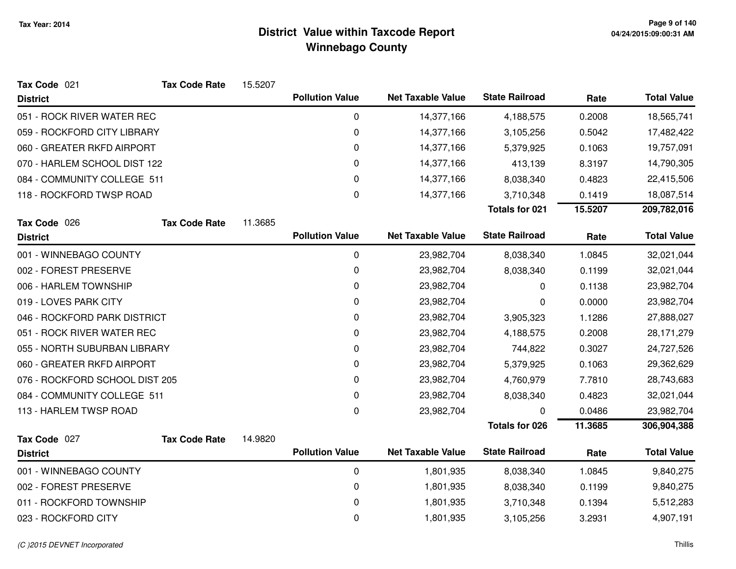# District Value within Taxcode Report
## Winnebago County

Tax Year: 2014

**Tax Code** 021 **Tax Code Rate** 15.5207

| District | Pollution Value | Net Taxable Value | State Railroad | Rate | Total Value |
|---|---|---|---|---|---|
| 051 - ROCK RIVER WATER REC | 0 | 14,377,166 | 4,188,575 | 0.2008 | 18,565,741 |
| 059 - ROCKFORD CITY LIBRARY | 0 | 14,377,166 | 3,105,256 | 0.5042 | 17,482,422 |
| 060 - GREATER RKFD AIRPORT | 0 | 14,377,166 | 5,379,925 | 0.1063 | 19,757,091 |
| 070 - HARLEM SCHOOL DIST 122 | 0 | 14,377,166 | 413,139 | 8.3197 | 14,790,305 |
| 084 - COMMUNITY COLLEGE 511 | 0 | 14,377,166 | 8,038,340 | 0.4823 | 22,415,506 |
| 118 - ROCKFORD TWSP ROAD | 0 | 14,377,166 | 3,710,348 | 0.1419 | 18,087,514 |
| | | | **Totals for 021** | **15.5207** | **209,782,016** |

**Tax Code** 026 **Tax Code Rate** 11.3685

| District | Pollution Value | Net Taxable Value | State Railroad | Rate | Total Value |
|---|---|---|---|---|---|
| 001 - WINNEBAGO COUNTY | 0 | 23,982,704 | 8,038,340 | 1.0845 | 32,021,044 |
| 002 - FOREST PRESERVE | 0 | 23,982,704 | 8,038,340 | 0.1199 | 32,021,044 |
| 006 - HARLEM TOWNSHIP | 0 | 23,982,704 | 0 | 0.1138 | 23,982,704 |
| 019 - LOVES PARK CITY | 0 | 23,982,704 | 0 | 0.0000 | 23,982,704 |
| 046 - ROCKFORD PARK DISTRICT | 0 | 23,982,704 | 3,905,323 | 1.1286 | 27,888,027 |
| 051 - ROCK RIVER WATER REC | 0 | 23,982,704 | 4,188,575 | 0.2008 | 28,171,279 |
| 055 - NORTH SUBURBAN LIBRARY | 0 | 23,982,704 | 744,822 | 0.3027 | 24,727,526 |
| 060 - GREATER RKFD AIRPORT | 0 | 23,982,704 | 5,379,925 | 0.1063 | 29,362,629 |
| 076 - ROCKFORD SCHOOL DIST 205 | 0 | 23,982,704 | 4,760,979 | 7.7810 | 28,743,683 |
| 084 - COMMUNITY COLLEGE 511 | 0 | 23,982,704 | 8,038,340 | 0.4823 | 32,021,044 |
| 113 - HARLEM TWSP ROAD | 0 | 23,982,704 | 0 | 0.0486 | 23,982,704 |
| | | | **Totals for 026** | **11.3685** | **306,904,388** |

**Tax Code** 027 **Tax Code Rate** 14.9820

| District | Pollution Value | Net Taxable Value | State Railroad | Rate | Total Value |
|---|---|---|---|---|---|
| 001 - WINNEBAGO COUNTY | 0 | 1,801,935 | 8,038,340 | 1.0845 | 9,840,275 |
| 002 - FOREST PRESERVE | 0 | 1,801,935 | 8,038,340 | 0.1199 | 9,840,275 |
| 011 - ROCKFORD TOWNSHIP | 0 | 1,801,935 | 3,710,348 | 0.1394 | 5,512,283 |
| 023 - ROCKFORD CITY | 0 | 1,801,935 | 3,105,256 | 3.2931 | 4,907,191 |

(C )2015 DEVNET Incorporated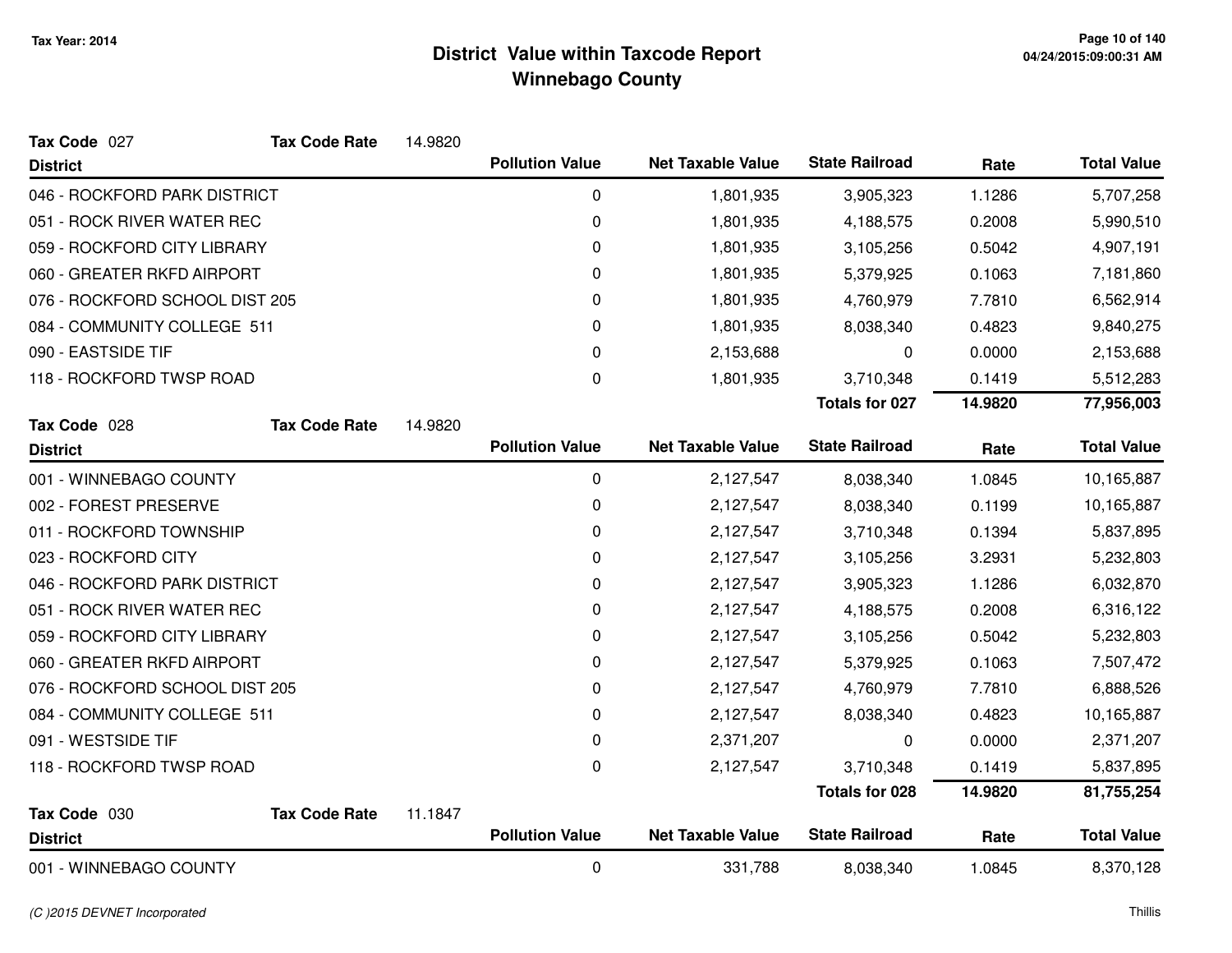# District Value within Taxcode Report
## Winnebago County

Tax Year: 2014

**Tax Code** 027 **Tax Code Rate** 14.9820

| District | Pollution Value | Net Taxable Value | State Railroad | Rate | Total Value |
|---|---|---|---|---|---|
| 046 - ROCKFORD PARK DISTRICT | 0 | 1,801,935 | 3,905,323 | 1.1286 | 5,707,258 |
| 051 - ROCK RIVER WATER REC | 0 | 1,801,935 | 4,188,575 | 0.2008 | 5,990,510 |
| 059 - ROCKFORD CITY LIBRARY | 0 | 1,801,935 | 3,105,256 | 0.5042 | 4,907,191 |
| 060 - GREATER RKFD AIRPORT | 0 | 1,801,935 | 5,379,925 | 0.1063 | 7,181,860 |
| 076 - ROCKFORD SCHOOL DIST 205 | 0 | 1,801,935 | 4,760,979 | 7.7810 | 6,562,914 |
| 084 - COMMUNITY COLLEGE 511 | 0 | 1,801,935 | 8,038,340 | 0.4823 | 9,840,275 |
| 090 - EASTSIDE TIF | 0 | 2,153,688 | 0 | 0.0000 | 2,153,688 |
| 118 - ROCKFORD TWSP ROAD | 0 | 1,801,935 | 3,710,348 | 0.1419 | 5,512,283 |
| | | | **Totals for 027** | **14.9820** | **77,956,003** |

**Tax Code** 028 **Tax Code Rate** 14.9820

| District | Pollution Value | Net Taxable Value | State Railroad | Rate | Total Value |
|---|---|---|---|---|---|
| 001 - WINNEBAGO COUNTY | 0 | 2,127,547 | 8,038,340 | 1.0845 | 10,165,887 |
| 002 - FOREST PRESERVE | 0 | 2,127,547 | 8,038,340 | 0.1199 | 10,165,887 |
| 011 - ROCKFORD TOWNSHIP | 0 | 2,127,547 | 3,710,348 | 0.1394 | 5,837,895 |
| 023 - ROCKFORD CITY | 0 | 2,127,547 | 3,105,256 | 3.2931 | 5,232,803 |
| 046 - ROCKFORD PARK DISTRICT | 0 | 2,127,547 | 3,905,323 | 1.1286 | 6,032,870 |
| 051 - ROCK RIVER WATER REC | 0 | 2,127,547 | 4,188,575 | 0.2008 | 6,316,122 |
| 059 - ROCKFORD CITY LIBRARY | 0 | 2,127,547 | 3,105,256 | 0.5042 | 5,232,803 |
| 060 - GREATER RKFD AIRPORT | 0 | 2,127,547 | 5,379,925 | 0.1063 | 7,507,472 |
| 076 - ROCKFORD SCHOOL DIST 205 | 0 | 2,127,547 | 4,760,979 | 7.7810 | 6,888,526 |
| 084 - COMMUNITY COLLEGE 511 | 0 | 2,127,547 | 8,038,340 | 0.4823 | 10,165,887 |
| 091 - WESTSIDE TIF | 0 | 2,371,207 | 0 | 0.0000 | 2,371,207 |
| 118 - ROCKFORD TWSP ROAD | 0 | 2,127,547 | 3,710,348 | 0.1419 | 5,837,895 |
| | | | **Totals for 028** | **14.9820** | **81,755,254** |

**Tax Code** 030 **Tax Code Rate** 11.1847

| District | Pollution Value | Net Taxable Value | State Railroad | Rate | Total Value |
|---|---|---|---|---|---|
| 001 - WINNEBAGO COUNTY | 0 | 331,788 | 8,038,340 | 1.0845 | 8,370,128 |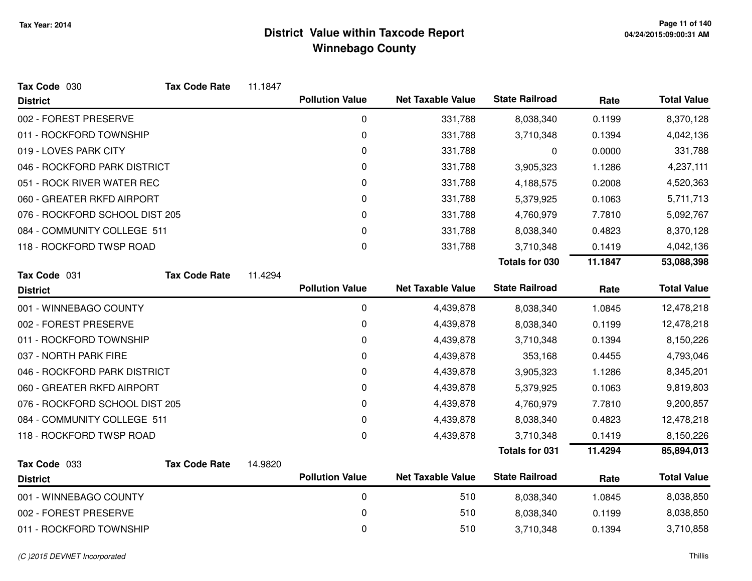# District Value within Taxcode Report
## Winnebago County

Tax Year: 2014

**Tax Code** 030 **Tax Code Rate** 11.1847

| District | Pollution Value | Net Taxable Value | State Railroad | Rate | Total Value |
|---|---|---|---|---|---|
| 002 - FOREST PRESERVE | 0 | 331,788 | 8,038,340 | 0.1199 | 8,370,128 |
| 011 - ROCKFORD TOWNSHIP | 0 | 331,788 | 3,710,348 | 0.1394 | 4,042,136 |
| 019 - LOVES PARK CITY | 0 | 331,788 | 0 | 0.0000 | 331,788 |
| 046 - ROCKFORD PARK DISTRICT | 0 | 331,788 | 3,905,323 | 1.1286 | 4,237,111 |
| 051 - ROCK RIVER WATER REC | 0 | 331,788 | 4,188,575 | 0.2008 | 4,520,363 |
| 060 - GREATER RKFD AIRPORT | 0 | 331,788 | 5,379,925 | 0.1063 | 5,711,713 |
| 076 - ROCKFORD SCHOOL DIST 205 | 0 | 331,788 | 4,760,979 | 7.7810 | 5,092,767 |
| 084 - COMMUNITY COLLEGE 511 | 0 | 331,788 | 8,038,340 | 0.4823 | 8,370,128 |
| 118 - ROCKFORD TWSP ROAD | 0 | 331,788 | 3,710,348 | 0.1419 | 4,042,136 |
| | | | **Totals for 030** | **11.1847** | **53,088,398** |

**Tax Code** 031 **Tax Code Rate** 11.4294

| District | Pollution Value | Net Taxable Value | State Railroad | Rate | Total Value |
|---|---|---|---|---|---|
| 001 - WINNEBAGO COUNTY | 0 | 4,439,878 | 8,038,340 | 1.0845 | 12,478,218 |
| 002 - FOREST PRESERVE | 0 | 4,439,878 | 8,038,340 | 0.1199 | 12,478,218 |
| 011 - ROCKFORD TOWNSHIP | 0 | 4,439,878 | 3,710,348 | 0.1394 | 8,150,226 |
| 037 - NORTH PARK FIRE | 0 | 4,439,878 | 353,168 | 0.4455 | 4,793,046 |
| 046 - ROCKFORD PARK DISTRICT | 0 | 4,439,878 | 3,905,323 | 1.1286 | 8,345,201 |
| 060 - GREATER RKFD AIRPORT | 0 | 4,439,878 | 5,379,925 | 0.1063 | 9,819,803 |
| 076 - ROCKFORD SCHOOL DIST 205 | 0 | 4,439,878 | 4,760,979 | 7.7810 | 9,200,857 |
| 084 - COMMUNITY COLLEGE 511 | 0 | 4,439,878 | 8,038,340 | 0.4823 | 12,478,218 |
| 118 - ROCKFORD TWSP ROAD | 0 | 4,439,878 | 3,710,348 | 0.1419 | 8,150,226 |
| | | | **Totals for 031** | **11.4294** | **85,894,013** |

**Tax Code** 033 **Tax Code Rate** 14.9820

| District | Pollution Value | Net Taxable Value | State Railroad | Rate | Total Value |
|---|---|---|---|---|---|
| 001 - WINNEBAGO COUNTY | 0 | 510 | 8,038,340 | 1.0845 | 8,038,850 |
| 002 - FOREST PRESERVE | 0 | 510 | 8,038,340 | 0.1199 | 8,038,850 |
| 011 - ROCKFORD TOWNSHIP | 0 | 510 | 3,710,348 | 0.1394 | 3,710,858 |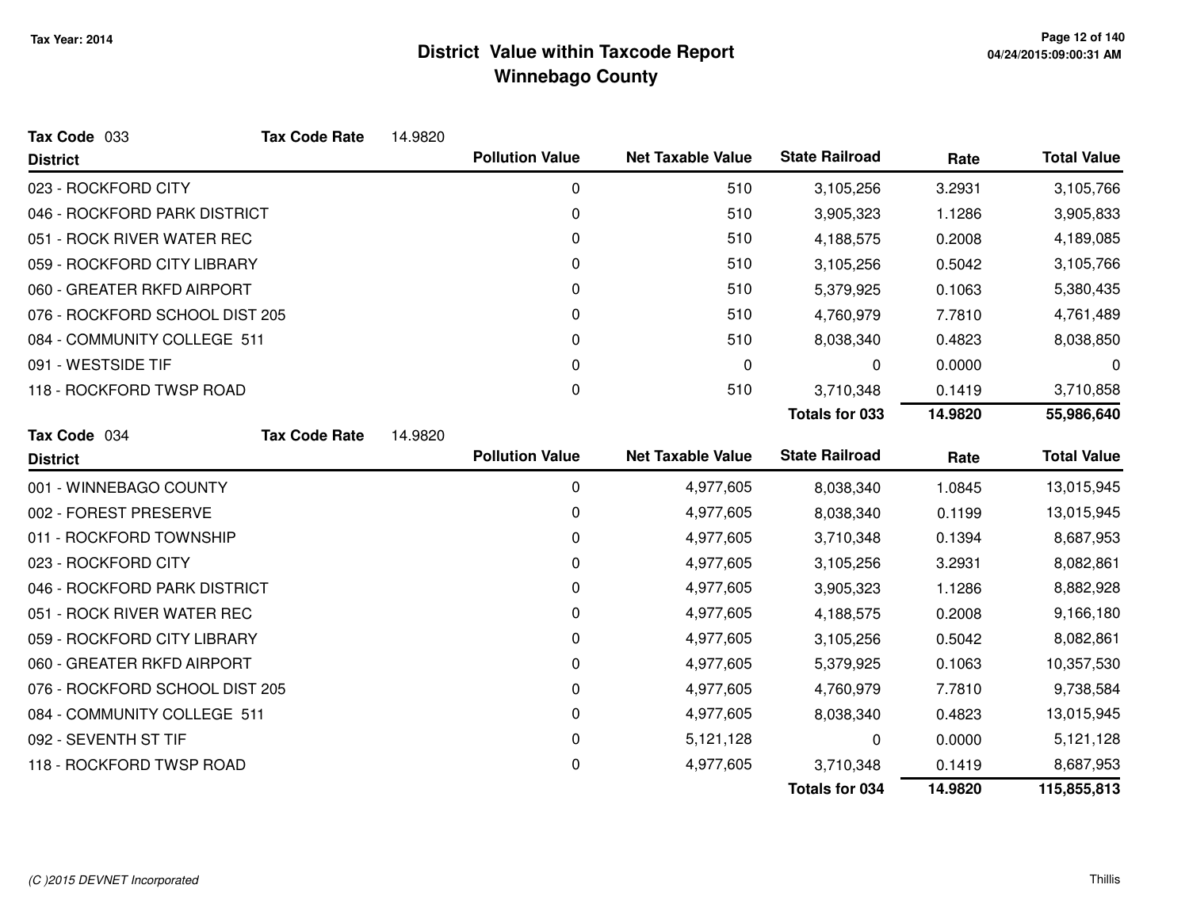# District Value within Taxcode Report
## Winnebago County

Tax Year: 2014

**Tax Code** 033 **Tax Code Rate** 14.9820

| District | Pollution Value | Net Taxable Value | State Railroad | Rate | Total Value |
|---|---|---|---|---|---|
| 023 - ROCKFORD CITY | 0 | 510 | 3,105,256 | 3.2931 | 3,105,766 |
| 046 - ROCKFORD PARK DISTRICT | 0 | 510 | 3,905,323 | 1.1286 | 3,905,833 |
| 051 - ROCK RIVER WATER REC | 0 | 510 | 4,188,575 | 0.2008 | 4,189,085 |
| 059 - ROCKFORD CITY LIBRARY | 0 | 510 | 3,105,256 | 0.5042 | 3,105,766 |
| 060 - GREATER RKFD AIRPORT | 0 | 510 | 5,379,925 | 0.1063 | 5,380,435 |
| 076 - ROCKFORD SCHOOL DIST 205 | 0 | 510 | 4,760,979 | 7.7810 | 4,761,489 |
| 084 - COMMUNITY COLLEGE 511 | 0 | 510 | 8,038,340 | 0.4823 | 8,038,850 |
| 091 - WESTSIDE TIF | 0 | 0 | 0 | 0.0000 | 0 |
| 118 - ROCKFORD TWSP ROAD | 0 | 510 | 3,710,348 | 0.1419 | 3,710,858 |
| | | | **Totals for 033** | **14.9820** | **55,986,640** |

**Tax Code** 034 **Tax Code Rate** 14.9820

| District | Pollution Value | Net Taxable Value | State Railroad | Rate | Total Value |
|---|---|---|---|---|---|
| 001 - WINNEBAGO COUNTY | 0 | 4,977,605 | 8,038,340 | 1.0845 | 13,015,945 |
| 002 - FOREST PRESERVE | 0 | 4,977,605 | 8,038,340 | 0.1199 | 13,015,945 |
| 011 - ROCKFORD TOWNSHIP | 0 | 4,977,605 | 3,710,348 | 0.1394 | 8,687,953 |
| 023 - ROCKFORD CITY | 0 | 4,977,605 | 3,105,256 | 3.2931 | 8,082,861 |
| 046 - ROCKFORD PARK DISTRICT | 0 | 4,977,605 | 3,905,323 | 1.1286 | 8,882,928 |
| 051 - ROCK RIVER WATER REC | 0 | 4,977,605 | 4,188,575 | 0.2008 | 9,166,180 |
| 059 - ROCKFORD CITY LIBRARY | 0 | 4,977,605 | 3,105,256 | 0.5042 | 8,082,861 |
| 060 - GREATER RKFD AIRPORT | 0 | 4,977,605 | 5,379,925 | 0.1063 | 10,357,530 |
| 076 - ROCKFORD SCHOOL DIST 205 | 0 | 4,977,605 | 4,760,979 | 7.7810 | 9,738,584 |
| 084 - COMMUNITY COLLEGE 511 | 0 | 4,977,605 | 8,038,340 | 0.4823 | 13,015,945 |
| 092 - SEVENTH ST TIF | 0 | 5,121,128 | 0 | 0.0000 | 5,121,128 |
| 118 - ROCKFORD TWSP ROAD | 0 | 4,977,605 | 3,710,348 | 0.1419 | 8,687,953 |
| | | | **Totals for 034** | **14.9820** | **115,855,813** |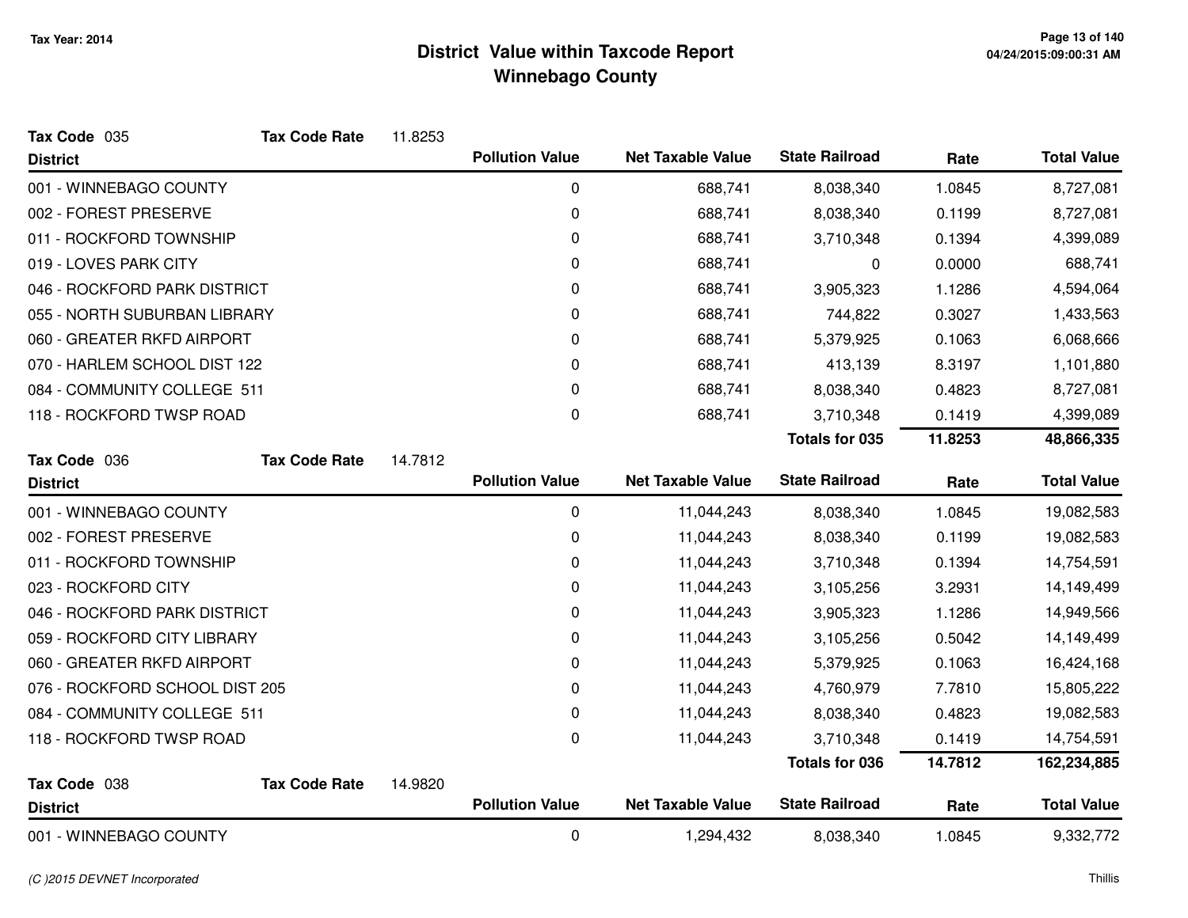# District Value within Taxcode Report
## Winnebago County

Tax Year: 2014

**Tax Code** 035 **Tax Code Rate** 11.8253

| District | Pollution Value | Net Taxable Value | State Railroad | Rate | Total Value |
|---|---|---|---|---|---|
| 001 - WINNEBAGO COUNTY | 0 | 688,741 | 8,038,340 | 1.0845 | 8,727,081 |
| 002 - FOREST PRESERVE | 0 | 688,741 | 8,038,340 | 0.1199 | 8,727,081 |
| 011 - ROCKFORD TOWNSHIP | 0 | 688,741 | 3,710,348 | 0.1394 | 4,399,089 |
| 019 - LOVES PARK CITY | 0 | 688,741 | 0 | 0.0000 | 688,741 |
| 046 - ROCKFORD PARK DISTRICT | 0 | 688,741 | 3,905,323 | 1.1286 | 4,594,064 |
| 055 - NORTH SUBURBAN LIBRARY | 0 | 688,741 | 744,822 | 0.3027 | 1,433,563 |
| 060 - GREATER RKFD AIRPORT | 0 | 688,741 | 5,379,925 | 0.1063 | 6,068,666 |
| 070 - HARLEM SCHOOL DIST 122 | 0 | 688,741 | 413,139 | 8.3197 | 1,101,880 |
| 084 - COMMUNITY COLLEGE 511 | 0 | 688,741 | 8,038,340 | 0.4823 | 8,727,081 |
| 118 - ROCKFORD TWSP ROAD | 0 | 688,741 | 3,710,348 | 0.1419 | 4,399,089 |
| | | | **Totals for 035** | **11.8253** | **48,866,335** |

**Tax Code** 036 **Tax Code Rate** 14.7812

| District | Pollution Value | Net Taxable Value | State Railroad | Rate | Total Value |
|---|---|---|---|---|---|
| 001 - WINNEBAGO COUNTY | 0 | 11,044,243 | 8,038,340 | 1.0845 | 19,082,583 |
| 002 - FOREST PRESERVE | 0 | 11,044,243 | 8,038,340 | 0.1199 | 19,082,583 |
| 011 - ROCKFORD TOWNSHIP | 0 | 11,044,243 | 3,710,348 | 0.1394 | 14,754,591 |
| 023 - ROCKFORD CITY | 0 | 11,044,243 | 3,105,256 | 3.2931 | 14,149,499 |
| 046 - ROCKFORD PARK DISTRICT | 0 | 11,044,243 | 3,905,323 | 1.1286 | 14,949,566 |
| 059 - ROCKFORD CITY LIBRARY | 0 | 11,044,243 | 3,105,256 | 0.5042 | 14,149,499 |
| 060 - GREATER RKFD AIRPORT | 0 | 11,044,243 | 5,379,925 | 0.1063 | 16,424,168 |
| 076 - ROCKFORD SCHOOL DIST 205 | 0 | 11,044,243 | 4,760,979 | 7.7810 | 15,805,222 |
| 084 - COMMUNITY COLLEGE 511 | 0 | 11,044,243 | 8,038,340 | 0.4823 | 19,082,583 |
| 118 - ROCKFORD TWSP ROAD | 0 | 11,044,243 | 3,710,348 | 0.1419 | 14,754,591 |
| | | | **Totals for 036** | **14.7812** | **162,234,885** |

**Tax Code** 038 **Tax Code Rate** 14.9820

| District | Pollution Value | Net Taxable Value | State Railroad | Rate | Total Value |
|---|---|---|---|---|---|
| 001 - WINNEBAGO COUNTY | 0 | 1,294,432 | 8,038,340 | 1.0845 | 9,332,772 |

*(C )2015 DEVNET Incorporated*

Thillis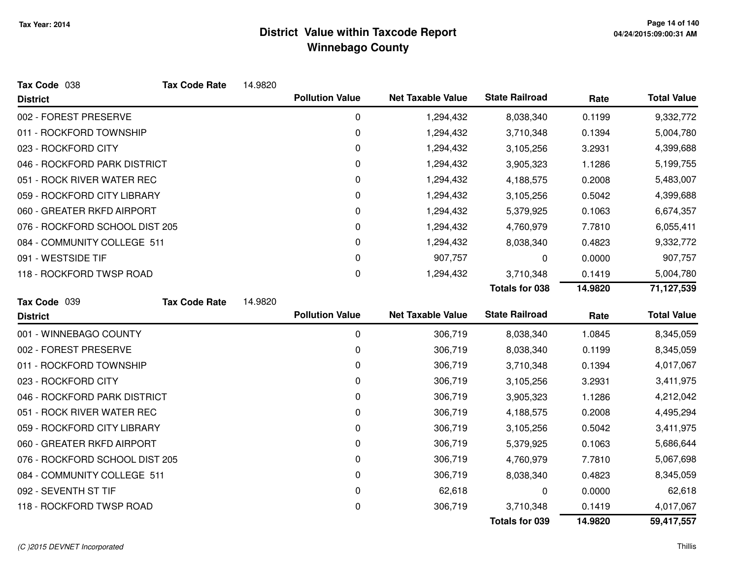# District Value within Taxcode Report
## Winnebago County

Tax Year: 2014

**Tax Code** 038 **Tax Code Rate** 14.9820

| District | Pollution Value | Net Taxable Value | State Railroad | Rate | Total Value |
|---|---|---|---|---|---|
| 002 - FOREST PRESERVE | 0 | 1,294,432 | 8,038,340 | 0.1199 | 9,332,772 |
| 011 - ROCKFORD TOWNSHIP | 0 | 1,294,432 | 3,710,348 | 0.1394 | 5,004,780 |
| 023 - ROCKFORD CITY | 0 | 1,294,432 | 3,105,256 | 3.2931 | 4,399,688 |
| 046 - ROCKFORD PARK DISTRICT | 0 | 1,294,432 | 3,905,323 | 1.1286 | 5,199,755 |
| 051 - ROCK RIVER WATER REC | 0 | 1,294,432 | 4,188,575 | 0.2008 | 5,483,007 |
| 059 - ROCKFORD CITY LIBRARY | 0 | 1,294,432 | 3,105,256 | 0.5042 | 4,399,688 |
| 060 - GREATER RKFD AIRPORT | 0 | 1,294,432 | 5,379,925 | 0.1063 | 6,674,357 |
| 076 - ROCKFORD SCHOOL DIST 205 | 0 | 1,294,432 | 4,760,979 | 7.7810 | 6,055,411 |
| 084 - COMMUNITY COLLEGE 511 | 0 | 1,294,432 | 8,038,340 | 0.4823 | 9,332,772 |
| 091 - WESTSIDE TIF | 0 | 907,757 | 0 | 0.0000 | 907,757 |
| 118 - ROCKFORD TWSP ROAD | 0 | 1,294,432 | 3,710,348 | 0.1419 | 5,004,780 |
| | | | **Totals for 038** | **14.9820** | **71,127,539** |

**Tax Code** 039 **Tax Code Rate** 14.9820

| District | Pollution Value | Net Taxable Value | State Railroad | Rate | Total Value |
|---|---|---|---|---|---|
| 001 - WINNEBAGO COUNTY | 0 | 306,719 | 8,038,340 | 1.0845 | 8,345,059 |
| 002 - FOREST PRESERVE | 0 | 306,719 | 8,038,340 | 0.1199 | 8,345,059 |
| 011 - ROCKFORD TOWNSHIP | 0 | 306,719 | 3,710,348 | 0.1394 | 4,017,067 |
| 023 - ROCKFORD CITY | 0 | 306,719 | 3,105,256 | 3.2931 | 3,411,975 |
| 046 - ROCKFORD PARK DISTRICT | 0 | 306,719 | 3,905,323 | 1.1286 | 4,212,042 |
| 051 - ROCK RIVER WATER REC | 0 | 306,719 | 4,188,575 | 0.2008 | 4,495,294 |
| 059 - ROCKFORD CITY LIBRARY | 0 | 306,719 | 3,105,256 | 0.5042 | 3,411,975 |
| 060 - GREATER RKFD AIRPORT | 0 | 306,719 | 5,379,925 | 0.1063 | 5,686,644 |
| 076 - ROCKFORD SCHOOL DIST 205 | 0 | 306,719 | 4,760,979 | 7.7810 | 5,067,698 |
| 084 - COMMUNITY COLLEGE 511 | 0 | 306,719 | 8,038,340 | 0.4823 | 8,345,059 |
| 092 - SEVENTH ST TIF | 0 | 62,618 | 0 | 0.0000 | 62,618 |
| 118 - ROCKFORD TWSP ROAD | 0 | 306,719 | 3,710,348 | 0.1419 | 4,017,067 |
| | | | **Totals for 039** | **14.9820** | **59,417,557** |

*(C )2015 DEVNET Incorporated*

Thillis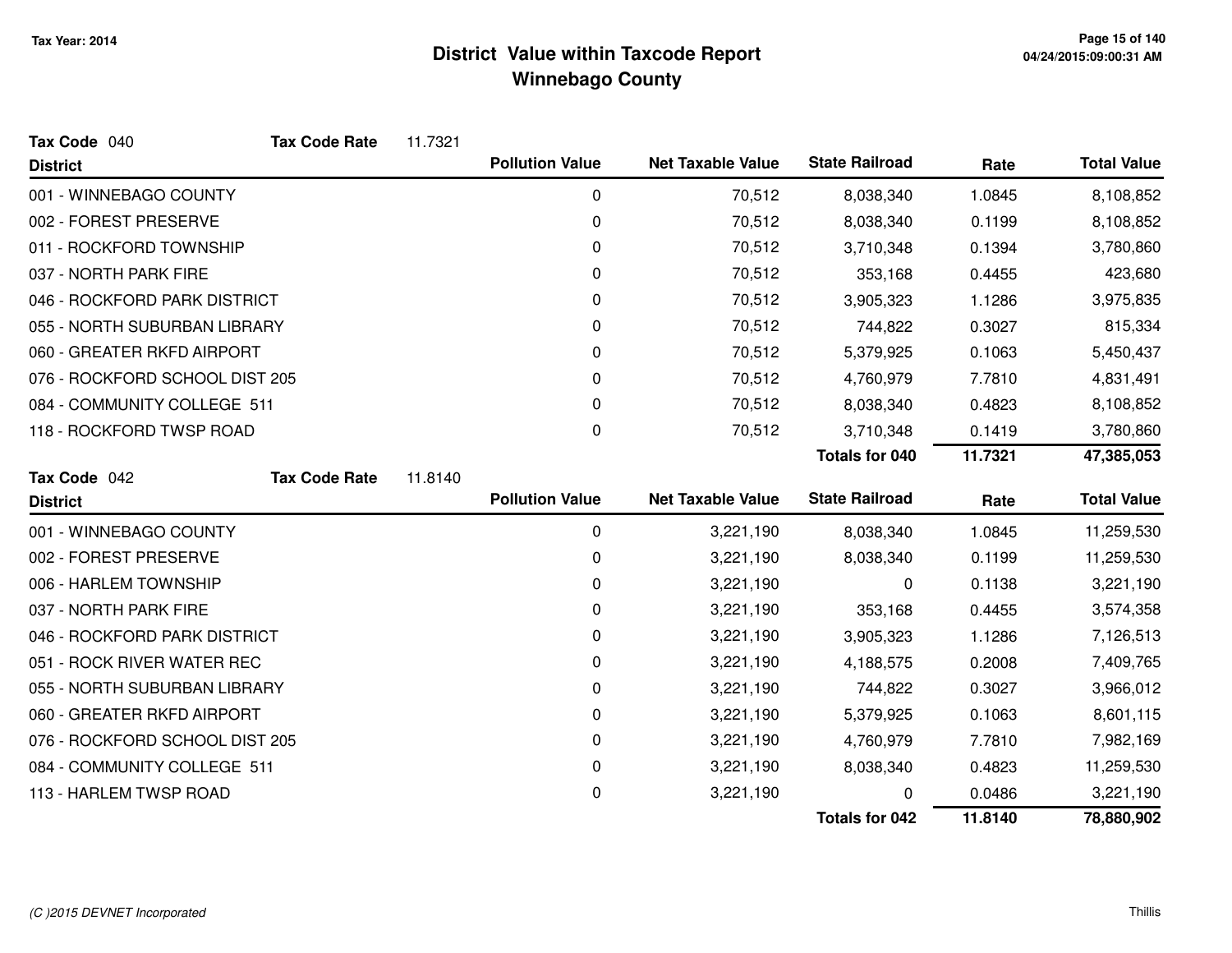# District Value within Taxcode Report
## Winnebago County

Tax Year: 2014

**Tax Code** 040 **Tax Code Rate** 11.7321

| District | Pollution Value | Net Taxable Value | State Railroad | Rate | Total Value |
|---|---|---|---|---|---|
| 001 - WINNEBAGO COUNTY | 0 | 70,512 | 8,038,340 | 1.0845 | 8,108,852 |
| 002 - FOREST PRESERVE | 0 | 70,512 | 8,038,340 | 0.1199 | 8,108,852 |
| 011 - ROCKFORD TOWNSHIP | 0 | 70,512 | 3,710,348 | 0.1394 | 3,780,860 |
| 037 - NORTH PARK FIRE | 0 | 70,512 | 353,168 | 0.4455 | 423,680 |
| 046 - ROCKFORD PARK DISTRICT | 0 | 70,512 | 3,905,323 | 1.1286 | 3,975,835 |
| 055 - NORTH SUBURBAN LIBRARY | 0 | 70,512 | 744,822 | 0.3027 | 815,334 |
| 060 - GREATER RKFD AIRPORT | 0 | 70,512 | 5,379,925 | 0.1063 | 5,450,437 |
| 076 - ROCKFORD SCHOOL DIST 205 | 0 | 70,512 | 4,760,979 | 7.7810 | 4,831,491 |
| 084 - COMMUNITY COLLEGE 511 | 0 | 70,512 | 8,038,340 | 0.4823 | 8,108,852 |
| 118 - ROCKFORD TWSP ROAD | 0 | 70,512 | 3,710,348 | 0.1419 | 3,780,860 |
| | | | **Totals for 040** | **11.7321** | **47,385,053** |

**Tax Code** 042 **Tax Code Rate** 11.8140

| District | Pollution Value | Net Taxable Value | State Railroad | Rate | Total Value |
|---|---|---|---|---|---|
| 001 - WINNEBAGO COUNTY | 0 | 3,221,190 | 8,038,340 | 1.0845 | 11,259,530 |
| 002 - FOREST PRESERVE | 0 | 3,221,190 | 8,038,340 | 0.1199 | 11,259,530 |
| 006 - HARLEM TOWNSHIP | 0 | 3,221,190 | 0 | 0.1138 | 3,221,190 |
| 037 - NORTH PARK FIRE | 0 | 3,221,190 | 353,168 | 0.4455 | 3,574,358 |
| 046 - ROCKFORD PARK DISTRICT | 0 | 3,221,190 | 3,905,323 | 1.1286 | 7,126,513 |
| 051 - ROCK RIVER WATER REC | 0 | 3,221,190 | 4,188,575 | 0.2008 | 7,409,765 |
| 055 - NORTH SUBURBAN LIBRARY | 0 | 3,221,190 | 744,822 | 0.3027 | 3,966,012 |
| 060 - GREATER RKFD AIRPORT | 0 | 3,221,190 | 5,379,925 | 0.1063 | 8,601,115 |
| 076 - ROCKFORD SCHOOL DIST 205 | 0 | 3,221,190 | 4,760,979 | 7.7810 | 7,982,169 |
| 084 - COMMUNITY COLLEGE 511 | 0 | 3,221,190 | 8,038,340 | 0.4823 | 11,259,530 |
| 113 - HARLEM TWSP ROAD | 0 | 3,221,190 | 0 | 0.0486 | 3,221,190 |
| | | | **Totals for 042** | **11.8140** | **78,880,902** |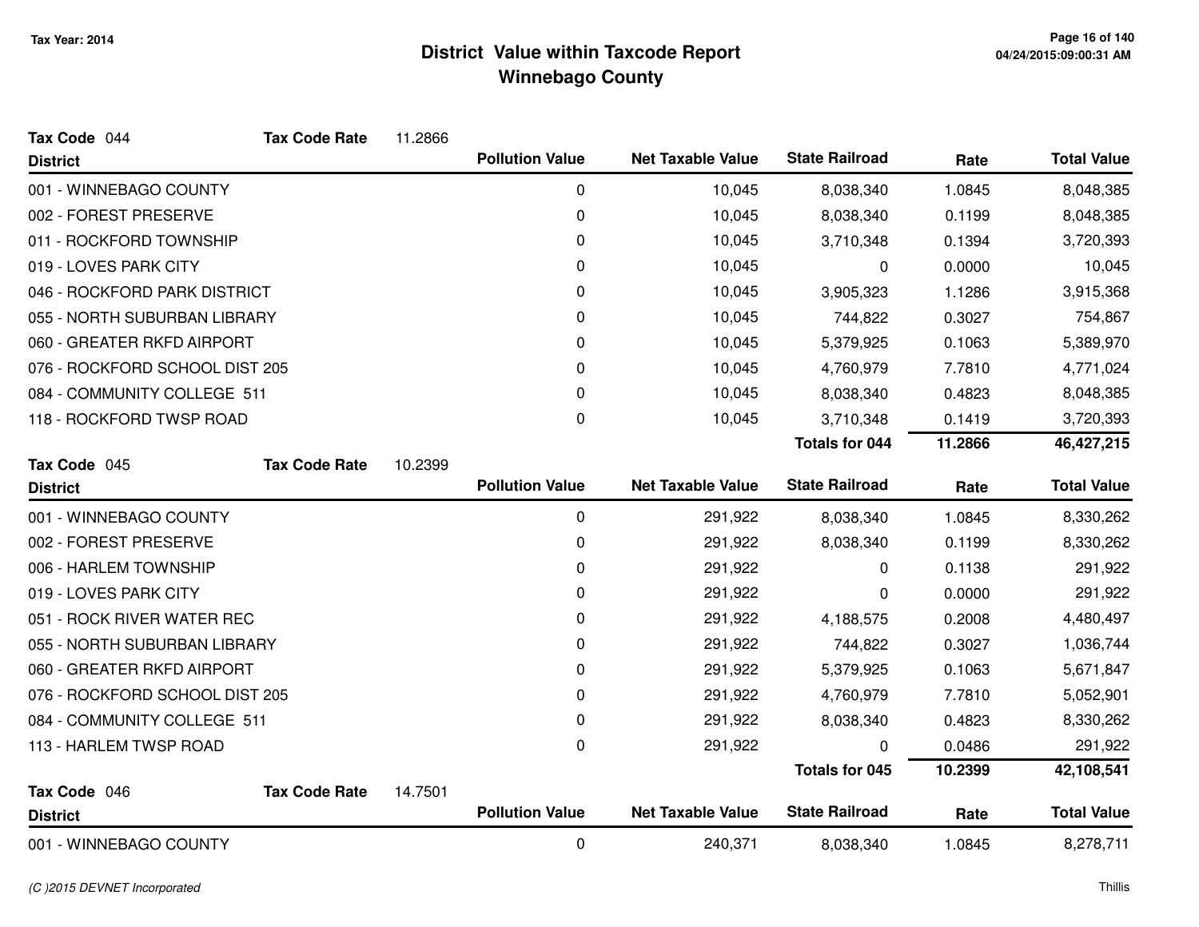# District Value within Taxcode Report
## Winnebago County

Tax Year: 2014

**Tax Code** 044 **Tax Code Rate** 11.2866

| District | Pollution Value | Net Taxable Value | State Railroad | Rate | Total Value |
|---|---|---|---|---|---|
| 001 - WINNEBAGO COUNTY | 0 | 10,045 | 8,038,340 | 1.0845 | 8,048,385 |
| 002 - FOREST PRESERVE | 0 | 10,045 | 8,038,340 | 0.1199 | 8,048,385 |
| 011 - ROCKFORD TOWNSHIP | 0 | 10,045 | 3,710,348 | 0.1394 | 3,720,393 |
| 019 - LOVES PARK CITY | 0 | 10,045 | 0 | 0.0000 | 10,045 |
| 046 - ROCKFORD PARK DISTRICT | 0 | 10,045 | 3,905,323 | 1.1286 | 3,915,368 |
| 055 - NORTH SUBURBAN LIBRARY | 0 | 10,045 | 744,822 | 0.3027 | 754,867 |
| 060 - GREATER RKFD AIRPORT | 0 | 10,045 | 5,379,925 | 0.1063 | 5,389,970 |
| 076 - ROCKFORD SCHOOL DIST 205 | 0 | 10,045 | 4,760,979 | 7.7810 | 4,771,024 |
| 084 - COMMUNITY COLLEGE 511 | 0 | 10,045 | 8,038,340 | 0.4823 | 8,048,385 |
| 118 - ROCKFORD TWSP ROAD | 0 | 10,045 | 3,710,348 | 0.1419 | 3,720,393 |
| | | | **Totals for 044** | **11.2866** | **46,427,215** |

**Tax Code** 045 **Tax Code Rate** 10.2399

| District | Pollution Value | Net Taxable Value | State Railroad | Rate | Total Value |
|---|---|---|---|---|---|
| 001 - WINNEBAGO COUNTY | 0 | 291,922 | 8,038,340 | 1.0845 | 8,330,262 |
| 002 - FOREST PRESERVE | 0 | 291,922 | 8,038,340 | 0.1199 | 8,330,262 |
| 006 - HARLEM TOWNSHIP | 0 | 291,922 | 0 | 0.1138 | 291,922 |
| 019 - LOVES PARK CITY | 0 | 291,922 | 0 | 0.0000 | 291,922 |
| 051 - ROCK RIVER WATER REC | 0 | 291,922 | 4,188,575 | 0.2008 | 4,480,497 |
| 055 - NORTH SUBURBAN LIBRARY | 0 | 291,922 | 744,822 | 0.3027 | 1,036,744 |
| 060 - GREATER RKFD AIRPORT | 0 | 291,922 | 5,379,925 | 0.1063 | 5,671,847 |
| 076 - ROCKFORD SCHOOL DIST 205 | 0 | 291,922 | 4,760,979 | 7.7810 | 5,052,901 |
| 084 - COMMUNITY COLLEGE 511 | 0 | 291,922 | 8,038,340 | 0.4823 | 8,330,262 |
| 113 - HARLEM TWSP ROAD | 0 | 291,922 | 0 | 0.0486 | 291,922 |
| | | | **Totals for 045** | **10.2399** | **42,108,541** |

**Tax Code** 046 **Tax Code Rate** 14.7501

| District | Pollution Value | Net Taxable Value | State Railroad | Rate | Total Value |
|---|---|---|---|---|---|
| 001 - WINNEBAGO COUNTY | 0 | 240,371 | 8,038,340 | 1.0845 | 8,278,711 |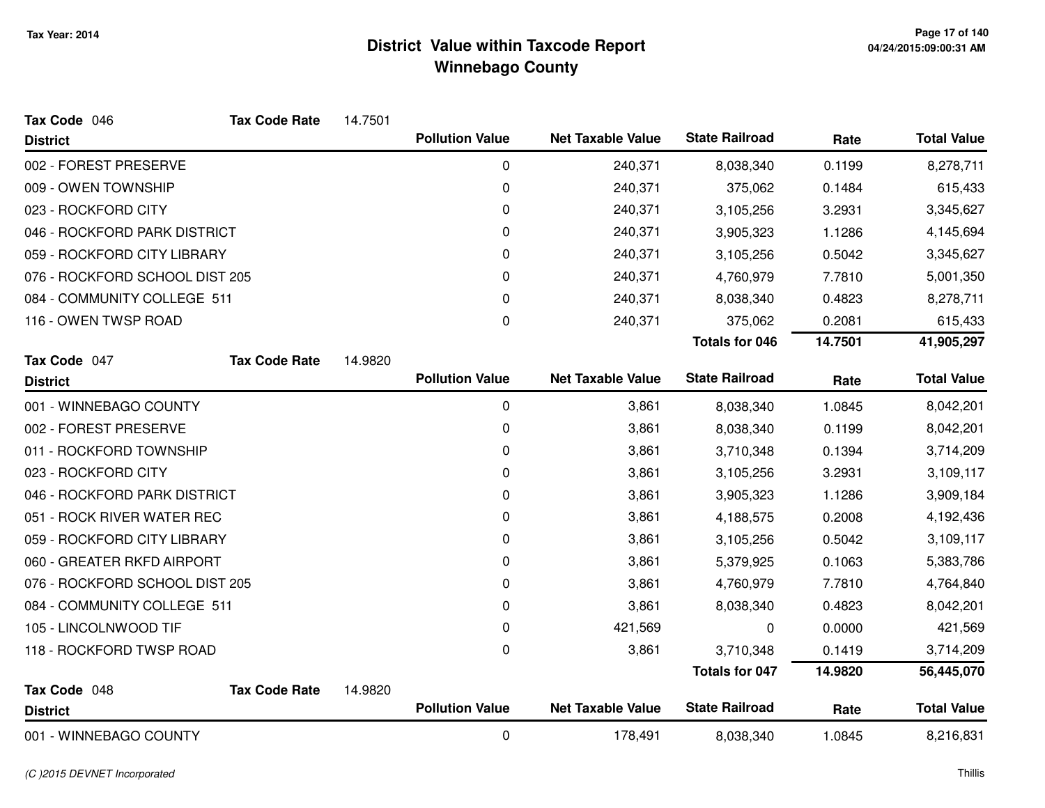# District Value within Taxcode Report
## Winnebago County

Tax Year: 2014

**Tax Code** 046 **Tax Code Rate** 14.7501

| District | Pollution Value | Net Taxable Value | State Railroad | Rate | Total Value |
|---|---|---|---|---|---|
| 002 - FOREST PRESERVE | 0 | 240,371 | 8,038,340 | 0.1199 | 8,278,711 |
| 009 - OWEN TOWNSHIP | 0 | 240,371 | 375,062 | 0.1484 | 615,433 |
| 023 - ROCKFORD CITY | 0 | 240,371 | 3,105,256 | 3.2931 | 3,345,627 |
| 046 - ROCKFORD PARK DISTRICT | 0 | 240,371 | 3,905,323 | 1.1286 | 4,145,694 |
| 059 - ROCKFORD CITY LIBRARY | 0 | 240,371 | 3,105,256 | 0.5042 | 3,345,627 |
| 076 - ROCKFORD SCHOOL DIST 205 | 0 | 240,371 | 4,760,979 | 7.7810 | 5,001,350 |
| 084 - COMMUNITY COLLEGE 511 | 0 | 240,371 | 8,038,340 | 0.4823 | 8,278,711 |
| 116 - OWEN TWSP ROAD | 0 | 240,371 | 375,062 | 0.2081 | 615,433 |
| | | | **Totals for 046** | **14.7501** | **41,905,297** |

**Tax Code** 047 **Tax Code Rate** 14.9820

| District | Pollution Value | Net Taxable Value | State Railroad | Rate | Total Value |
|---|---|---|---|---|---|
| 001 - WINNEBAGO COUNTY | 0 | 3,861 | 8,038,340 | 1.0845 | 8,042,201 |
| 002 - FOREST PRESERVE | 0 | 3,861 | 8,038,340 | 0.1199 | 8,042,201 |
| 011 - ROCKFORD TOWNSHIP | 0 | 3,861 | 3,710,348 | 0.1394 | 3,714,209 |
| 023 - ROCKFORD CITY | 0 | 3,861 | 3,105,256 | 3.2931 | 3,109,117 |
| 046 - ROCKFORD PARK DISTRICT | 0 | 3,861 | 3,905,323 | 1.1286 | 3,909,184 |
| 051 - ROCK RIVER WATER REC | 0 | 3,861 | 4,188,575 | 0.2008 | 4,192,436 |
| 059 - ROCKFORD CITY LIBRARY | 0 | 3,861 | 3,105,256 | 0.5042 | 3,109,117 |
| 060 - GREATER RKFD AIRPORT | 0 | 3,861 | 5,379,925 | 0.1063 | 5,383,786 |
| 076 - ROCKFORD SCHOOL DIST 205 | 0 | 3,861 | 4,760,979 | 7.7810 | 4,764,840 |
| 084 - COMMUNITY COLLEGE 511 | 0 | 3,861 | 8,038,340 | 0.4823 | 8,042,201 |
| 105 - LINCOLNWOOD TIF | 0 | 421,569 | 0 | 0.0000 | 421,569 |
| 118 - ROCKFORD TWSP ROAD | 0 | 3,861 | 3,710,348 | 0.1419 | 3,714,209 |
| | | | **Totals for 047** | **14.9820** | **56,445,070** |

**Tax Code** 048 **Tax Code Rate** 14.9820

| District | Pollution Value | Net Taxable Value | State Railroad | Rate | Total Value |
|---|---|---|---|---|---|
| 001 - WINNEBAGO COUNTY | 0 | 178,491 | 8,038,340 | 1.0845 | 8,216,831 |

*(C )2015 DEVNET Incorporated*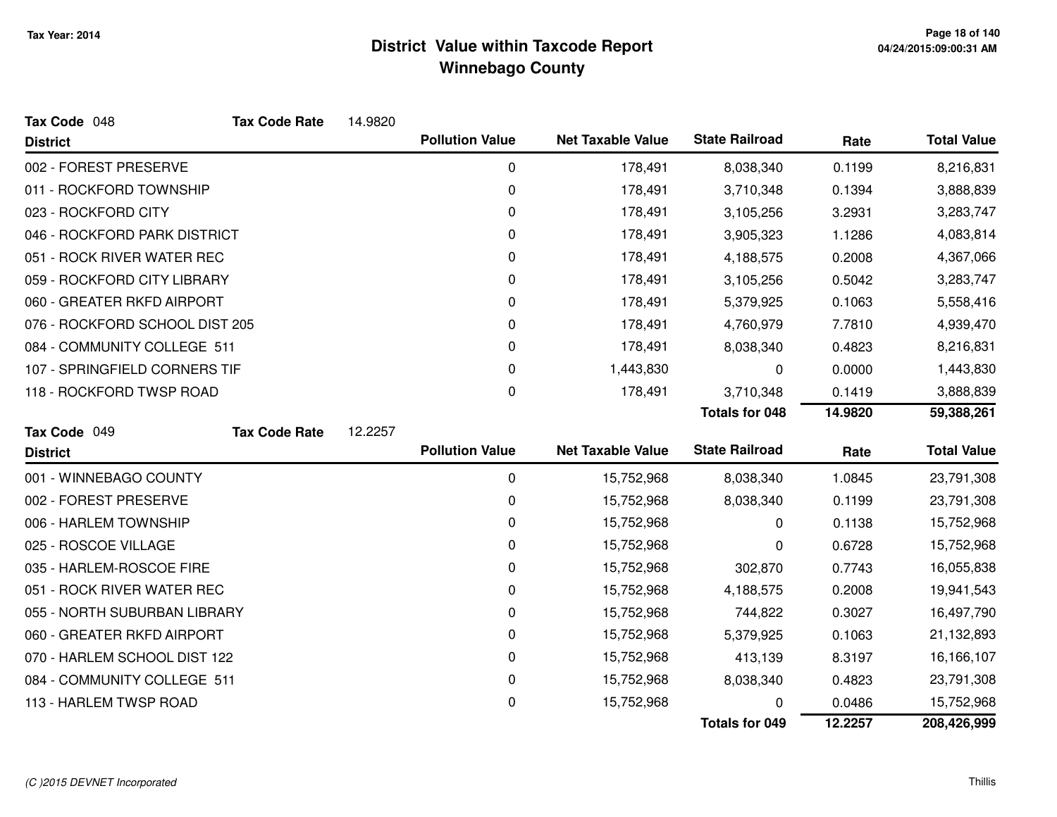# District Value within Taxcode Report
## Winnebago County

Tax Year: 2014

**Tax Code** 048 **Tax Code Rate** 14.9820

| District | Pollution Value | Net Taxable Value | State Railroad | Rate | Total Value |
|---|---|---|---|---|---|
| 002 - FOREST PRESERVE | 0 | 178,491 | 8,038,340 | 0.1199 | 8,216,831 |
| 011 - ROCKFORD TOWNSHIP | 0 | 178,491 | 3,710,348 | 0.1394 | 3,888,839 |
| 023 - ROCKFORD CITY | 0 | 178,491 | 3,105,256 | 3.2931 | 3,283,747 |
| 046 - ROCKFORD PARK DISTRICT | 0 | 178,491 | 3,905,323 | 1.1286 | 4,083,814 |
| 051 - ROCK RIVER WATER REC | 0 | 178,491 | 4,188,575 | 0.2008 | 4,367,066 |
| 059 - ROCKFORD CITY LIBRARY | 0 | 178,491 | 3,105,256 | 0.5042 | 3,283,747 |
| 060 - GREATER RKFD AIRPORT | 0 | 178,491 | 5,379,925 | 0.1063 | 5,558,416 |
| 076 - ROCKFORD SCHOOL DIST 205 | 0 | 178,491 | 4,760,979 | 7.7810 | 4,939,470 |
| 084 - COMMUNITY COLLEGE 511 | 0 | 178,491 | 8,038,340 | 0.4823 | 8,216,831 |
| 107 - SPRINGFIELD CORNERS TIF | 0 | 1,443,830 | 0 | 0.0000 | 1,443,830 |
| 118 - ROCKFORD TWSP ROAD | 0 | 178,491 | 3,710,348 | 0.1419 | 3,888,839 |
| | | | **Totals for 048** | **14.9820** | **59,388,261** |

**Tax Code** 049 **Tax Code Rate** 12.2257

| District | Pollution Value | Net Taxable Value | State Railroad | Rate | Total Value |
|---|---|---|---|---|---|
| 001 - WINNEBAGO COUNTY | 0 | 15,752,968 | 8,038,340 | 1.0845 | 23,791,308 |
| 002 - FOREST PRESERVE | 0 | 15,752,968 | 8,038,340 | 0.1199 | 23,791,308 |
| 006 - HARLEM TOWNSHIP | 0 | 15,752,968 | 0 | 0.1138 | 15,752,968 |
| 025 - ROSCOE VILLAGE | 0 | 15,752,968 | 0 | 0.6728 | 15,752,968 |
| 035 - HARLEM-ROSCOE FIRE | 0 | 15,752,968 | 302,870 | 0.7743 | 16,055,838 |
| 051 - ROCK RIVER WATER REC | 0 | 15,752,968 | 4,188,575 | 0.2008 | 19,941,543 |
| 055 - NORTH SUBURBAN LIBRARY | 0 | 15,752,968 | 744,822 | 0.3027 | 16,497,790 |
| 060 - GREATER RKFD AIRPORT | 0 | 15,752,968 | 5,379,925 | 0.1063 | 21,132,893 |
| 070 - HARLEM SCHOOL DIST 122 | 0 | 15,752,968 | 413,139 | 8.3197 | 16,166,107 |
| 084 - COMMUNITY COLLEGE 511 | 0 | 15,752,968 | 8,038,340 | 0.4823 | 23,791,308 |
| 113 - HARLEM TWSP ROAD | 0 | 15,752,968 | 0 | 0.0486 | 15,752,968 |
| | | | **Totals for 049** | **12.2257** | **208,426,999** |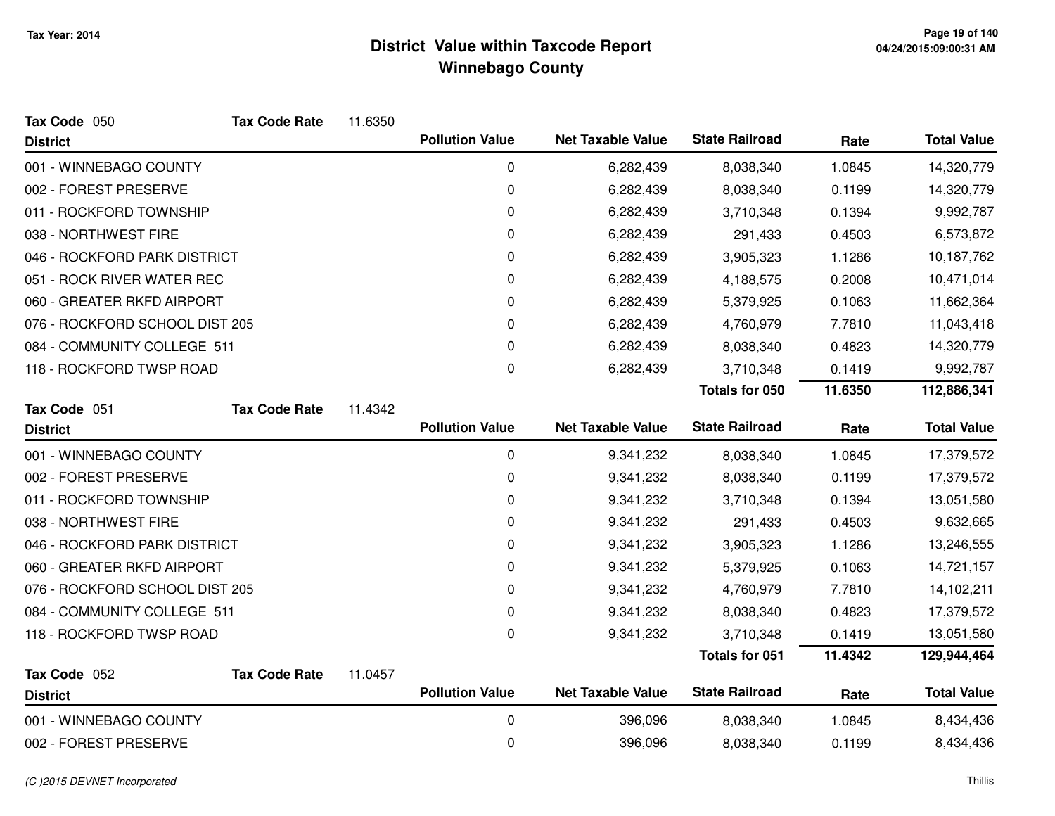# District Value within Taxcode Report

## Winnebago County

Tax Year: 2014

**Tax Code** 050 **Tax Code Rate** 11.6350

| District | Pollution Value | Net Taxable Value | State Railroad | Rate | Total Value |
|---|---|---|---|---|---|
| 001 - WINNEBAGO COUNTY | 0 | 6,282,439 | 8,038,340 | 1.0845 | 14,320,779 |
| 002 - FOREST PRESERVE | 0 | 6,282,439 | 8,038,340 | 0.1199 | 14,320,779 |
| 011 - ROCKFORD TOWNSHIP | 0 | 6,282,439 | 3,710,348 | 0.1394 | 9,992,787 |
| 038 - NORTHWEST FIRE | 0 | 6,282,439 | 291,433 | 0.4503 | 6,573,872 |
| 046 - ROCKFORD PARK DISTRICT | 0 | 6,282,439 | 3,905,323 | 1.1286 | 10,187,762 |
| 051 - ROCK RIVER WATER REC | 0 | 6,282,439 | 4,188,575 | 0.2008 | 10,471,014 |
| 060 - GREATER RKFD AIRPORT | 0 | 6,282,439 | 5,379,925 | 0.1063 | 11,662,364 |
| 076 - ROCKFORD SCHOOL DIST 205 | 0 | 6,282,439 | 4,760,979 | 7.7810 | 11,043,418 |
| 084 - COMMUNITY COLLEGE 511 | 0 | 6,282,439 | 8,038,340 | 0.4823 | 14,320,779 |
| 118 - ROCKFORD TWSP ROAD | 0 | 6,282,439 | 3,710,348 | 0.1419 | 9,992,787 |
| | | | **Totals for 050** | **11.6350** | **112,886,341** |

**Tax Code** 051 **Tax Code Rate** 11.4342

| District | Pollution Value | Net Taxable Value | State Railroad | Rate | Total Value |
|---|---|---|---|---|---|
| 001 - WINNEBAGO COUNTY | 0 | 9,341,232 | 8,038,340 | 1.0845 | 17,379,572 |
| 002 - FOREST PRESERVE | 0 | 9,341,232 | 8,038,340 | 0.1199 | 17,379,572 |
| 011 - ROCKFORD TOWNSHIP | 0 | 9,341,232 | 3,710,348 | 0.1394 | 13,051,580 |
| 038 - NORTHWEST FIRE | 0 | 9,341,232 | 291,433 | 0.4503 | 9,632,665 |
| 046 - ROCKFORD PARK DISTRICT | 0 | 9,341,232 | 3,905,323 | 1.1286 | 13,246,555 |
| 060 - GREATER RKFD AIRPORT | 0 | 9,341,232 | 5,379,925 | 0.1063 | 14,721,157 |
| 076 - ROCKFORD SCHOOL DIST 205 | 0 | 9,341,232 | 4,760,979 | 7.7810 | 14,102,211 |
| 084 - COMMUNITY COLLEGE 511 | 0 | 9,341,232 | 8,038,340 | 0.4823 | 17,379,572 |
| 118 - ROCKFORD TWSP ROAD | 0 | 9,341,232 | 3,710,348 | 0.1419 | 13,051,580 |
| | | | **Totals for 051** | **11.4342** | **129,944,464** |

**Tax Code** 052 **Tax Code Rate** 11.0457

| District | Pollution Value | Net Taxable Value | State Railroad | Rate | Total Value |
|---|---|---|---|---|---|
| 001 - WINNEBAGO COUNTY | 0 | 396,096 | 8,038,340 | 1.0845 | 8,434,436 |
| 002 - FOREST PRESERVE | 0 | 396,096 | 8,038,340 | 0.1199 | 8,434,436 |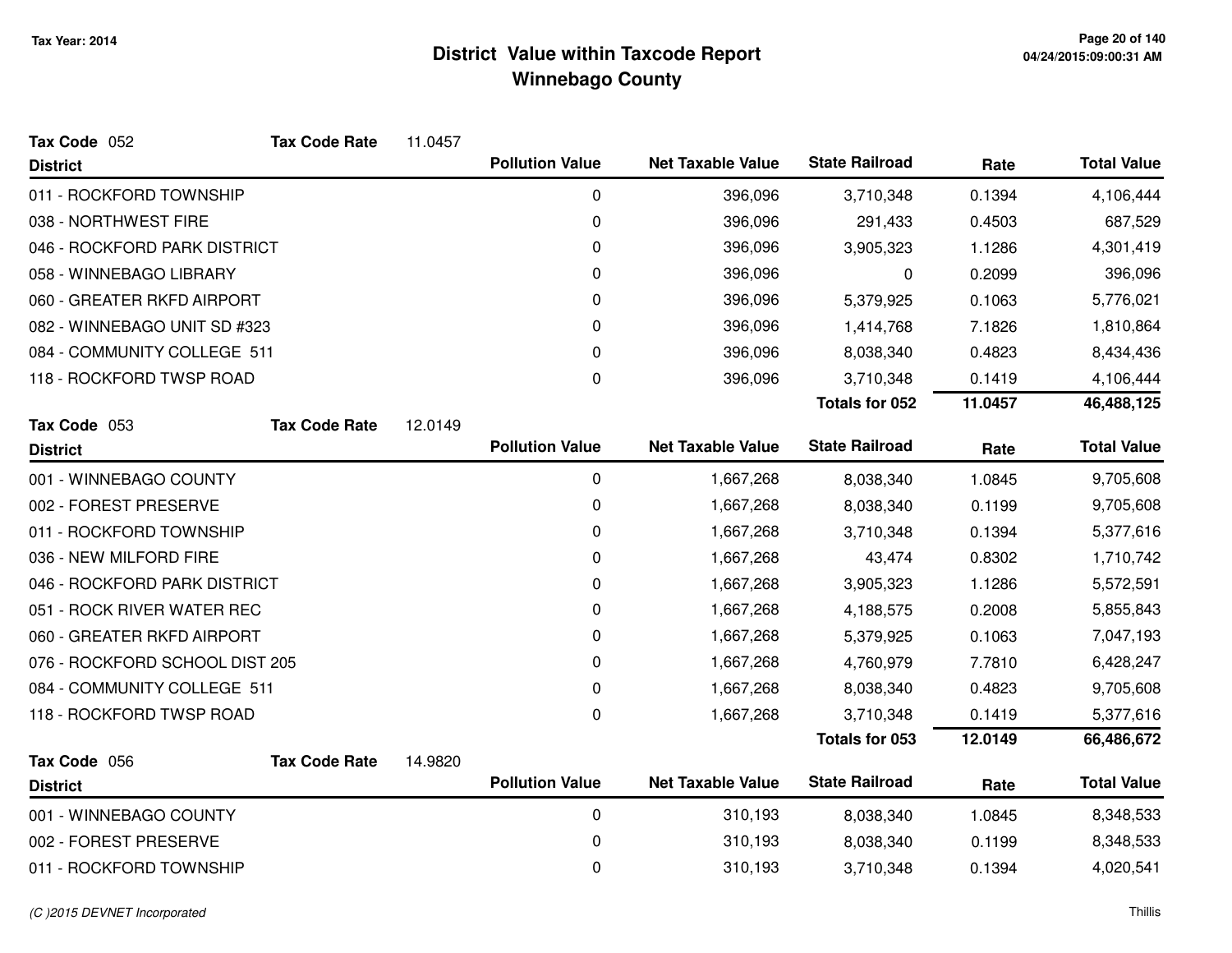# District Value within Taxcode Report
## Winnebago County

Tax Year: 2014

**Tax Code** 052 **Tax Code Rate** 11.0457

| District | Pollution Value | Net Taxable Value | State Railroad | Rate | Total Value |
|---|---|---|---|---|---|
| 011 - ROCKFORD TOWNSHIP | 0 | 396,096 | 3,710,348 | 0.1394 | 4,106,444 |
| 038 - NORTHWEST FIRE | 0 | 396,096 | 291,433 | 0.4503 | 687,529 |
| 046 - ROCKFORD PARK DISTRICT | 0 | 396,096 | 3,905,323 | 1.1286 | 4,301,419 |
| 058 - WINNEBAGO LIBRARY | 0 | 396,096 | 0 | 0.2099 | 396,096 |
| 060 - GREATER RKFD AIRPORT | 0 | 396,096 | 5,379,925 | 0.1063 | 5,776,021 |
| 082 - WINNEBAGO UNIT SD #323 | 0 | 396,096 | 1,414,768 | 7.1826 | 1,810,864 |
| 084 - COMMUNITY COLLEGE 511 | 0 | 396,096 | 8,038,340 | 0.4823 | 8,434,436 |
| 118 - ROCKFORD TWSP ROAD | 0 | 396,096 | 3,710,348 | 0.1419 | 4,106,444 |
| | | | **Totals for 052** | **11.0457** | **46,488,125** |

**Tax Code** 053 **Tax Code Rate** 12.0149

| District | Pollution Value | Net Taxable Value | State Railroad | Rate | Total Value |
|---|---|---|---|---|---|
| 001 - WINNEBAGO COUNTY | 0 | 1,667,268 | 8,038,340 | 1.0845 | 9,705,608 |
| 002 - FOREST PRESERVE | 0 | 1,667,268 | 8,038,340 | 0.1199 | 9,705,608 |
| 011 - ROCKFORD TOWNSHIP | 0 | 1,667,268 | 3,710,348 | 0.1394 | 5,377,616 |
| 036 - NEW MILFORD FIRE | 0 | 1,667,268 | 43,474 | 0.8302 | 1,710,742 |
| 046 - ROCKFORD PARK DISTRICT | 0 | 1,667,268 | 3,905,323 | 1.1286 | 5,572,591 |
| 051 - ROCK RIVER WATER REC | 0 | 1,667,268 | 4,188,575 | 0.2008 | 5,855,843 |
| 060 - GREATER RKFD AIRPORT | 0 | 1,667,268 | 5,379,925 | 0.1063 | 7,047,193 |
| 076 - ROCKFORD SCHOOL DIST 205 | 0 | 1,667,268 | 4,760,979 | 7.7810 | 6,428,247 |
| 084 - COMMUNITY COLLEGE 511 | 0 | 1,667,268 | 8,038,340 | 0.4823 | 9,705,608 |
| 118 - ROCKFORD TWSP ROAD | 0 | 1,667,268 | 3,710,348 | 0.1419 | 5,377,616 |
| | | | **Totals for 053** | **12.0149** | **66,486,672** |

**Tax Code** 056 **Tax Code Rate** 14.9820

| District | Pollution Value | Net Taxable Value | State Railroad | Rate | Total Value |
|---|---|---|---|---|---|
| 001 - WINNEBAGO COUNTY | 0 | 310,193 | 8,038,340 | 1.0845 | 8,348,533 |
| 002 - FOREST PRESERVE | 0 | 310,193 | 8,038,340 | 0.1199 | 8,348,533 |
| 011 - ROCKFORD TOWNSHIP | 0 | 310,193 | 3,710,348 | 0.1394 | 4,020,541 |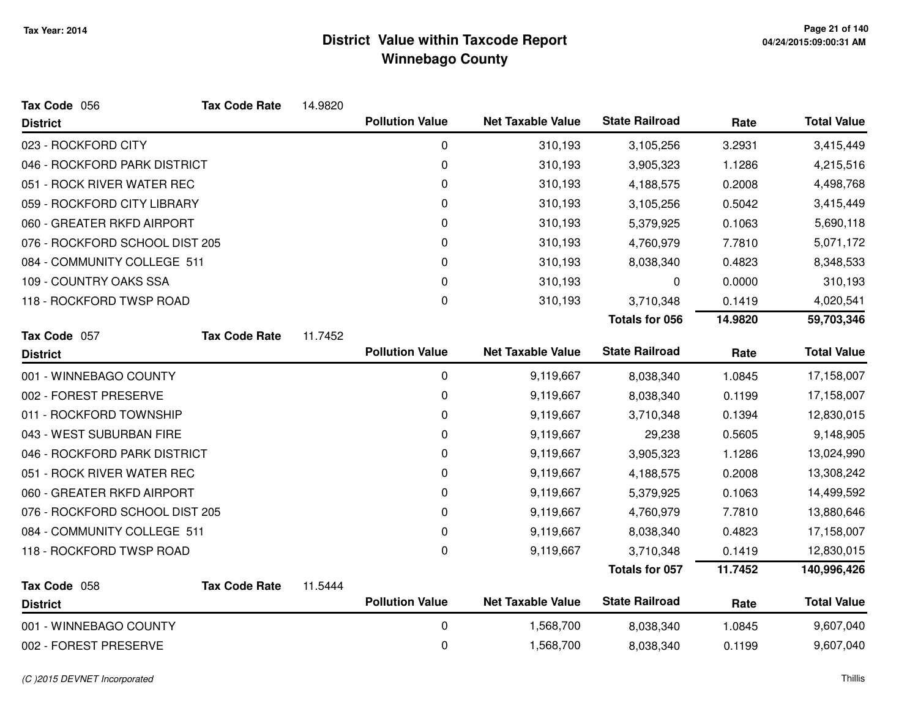# District Value within Taxcode Report
## Winnebago County

Tax Year: 2014

**Tax Code** 056 **Tax Code Rate** 14.9820

| District | Pollution Value | Net Taxable Value | State Railroad | Rate | Total Value |
|---|---|---|---|---|---|
| 023 - ROCKFORD CITY | 0 | 310,193 | 3,105,256 | 3.2931 | 3,415,449 |
| 046 - ROCKFORD PARK DISTRICT | 0 | 310,193 | 3,905,323 | 1.1286 | 4,215,516 |
| 051 - ROCK RIVER WATER REC | 0 | 310,193 | 4,188,575 | 0.2008 | 4,498,768 |
| 059 - ROCKFORD CITY LIBRARY | 0 | 310,193 | 3,105,256 | 0.5042 | 3,415,449 |
| 060 - GREATER RKFD AIRPORT | 0 | 310,193 | 5,379,925 | 0.1063 | 5,690,118 |
| 076 - ROCKFORD SCHOOL DIST 205 | 0 | 310,193 | 4,760,979 | 7.7810 | 5,071,172 |
| 084 - COMMUNITY COLLEGE 511 | 0 | 310,193 | 8,038,340 | 0.4823 | 8,348,533 |
| 109 - COUNTRY OAKS SSA | 0 | 310,193 | 0 | 0.0000 | 310,193 |
| 118 - ROCKFORD TWSP ROAD | 0 | 310,193 | 3,710,348 | 0.1419 | 4,020,541 |
| | | | **Totals for 056** | **14.9820** | **59,703,346** |

**Tax Code** 057 **Tax Code Rate** 11.7452

| District | Pollution Value | Net Taxable Value | State Railroad | Rate | Total Value |
|---|---|---|---|---|---|
| 001 - WINNEBAGO COUNTY | 0 | 9,119,667 | 8,038,340 | 1.0845 | 17,158,007 |
| 002 - FOREST PRESERVE | 0 | 9,119,667 | 8,038,340 | 0.1199 | 17,158,007 |
| 011 - ROCKFORD TOWNSHIP | 0 | 9,119,667 | 3,710,348 | 0.1394 | 12,830,015 |
| 043 - WEST SUBURBAN FIRE | 0 | 9,119,667 | 29,238 | 0.5605 | 9,148,905 |
| 046 - ROCKFORD PARK DISTRICT | 0 | 9,119,667 | 3,905,323 | 1.1286 | 13,024,990 |
| 051 - ROCK RIVER WATER REC | 0 | 9,119,667 | 4,188,575 | 0.2008 | 13,308,242 |
| 060 - GREATER RKFD AIRPORT | 0 | 9,119,667 | 5,379,925 | 0.1063 | 14,499,592 |
| 076 - ROCKFORD SCHOOL DIST 205 | 0 | 9,119,667 | 4,760,979 | 7.7810 | 13,880,646 |
| 084 - COMMUNITY COLLEGE 511 | 0 | 9,119,667 | 8,038,340 | 0.4823 | 17,158,007 |
| 118 - ROCKFORD TWSP ROAD | 0 | 9,119,667 | 3,710,348 | 0.1419 | 12,830,015 |
| | | | **Totals for 057** | **11.7452** | **140,996,426** |

**Tax Code** 058 **Tax Code Rate** 11.5444

| District | Pollution Value | Net Taxable Value | State Railroad | Rate | Total Value |
|---|---|---|---|---|---|
| 001 - WINNEBAGO COUNTY | 0 | 1,568,700 | 8,038,340 | 1.0845 | 9,607,040 |
| 002 - FOREST PRESERVE | 0 | 1,568,700 | 8,038,340 | 0.1199 | 9,607,040 |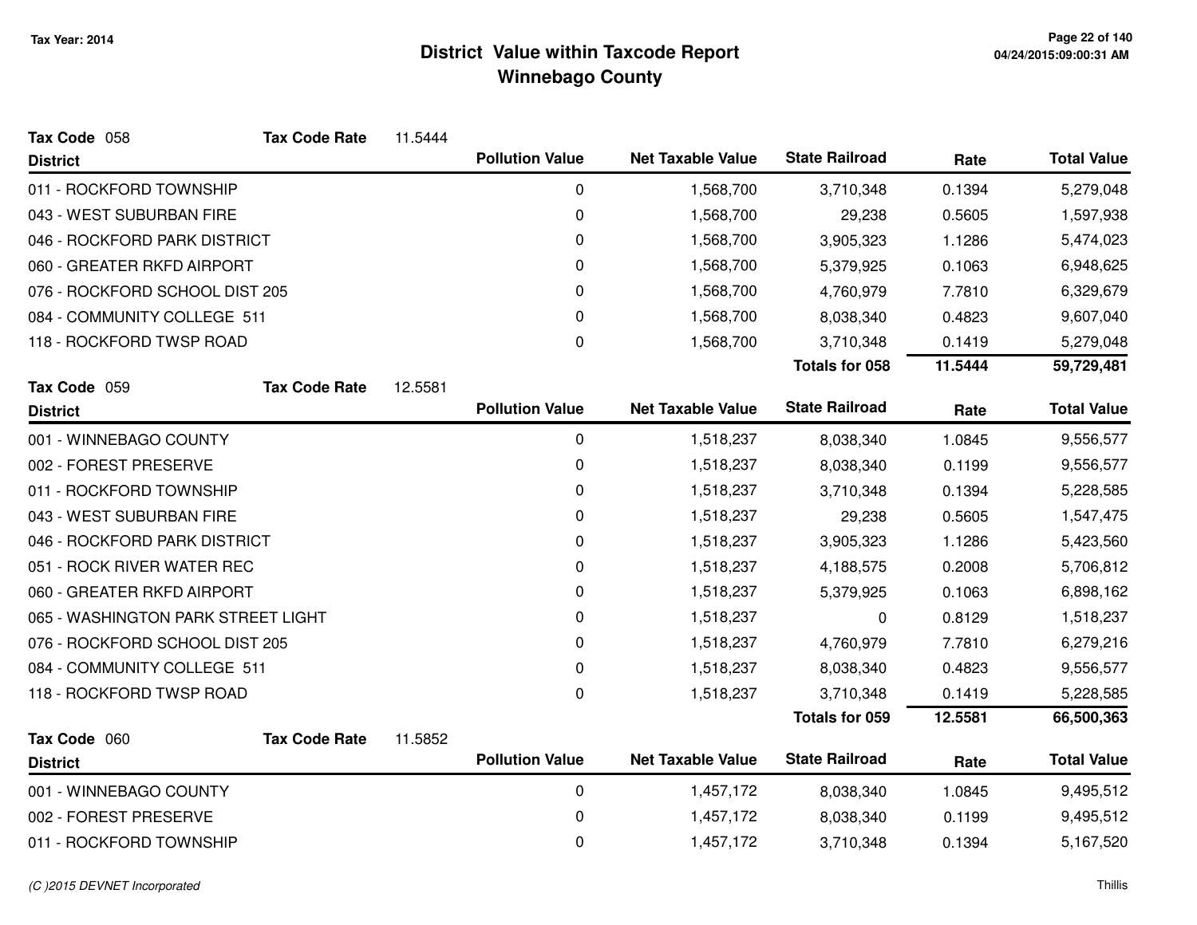# District Value within Taxcode Report
## Winnebago County

Tax Year: 2014

**Tax Code** 058 **Tax Code Rate** 11.5444

| District | Pollution Value | Net Taxable Value | State Railroad | Rate | Total Value |
|---|---|---|---|---|---|
| 011 - ROCKFORD TOWNSHIP | 0 | 1,568,700 | 3,710,348 | 0.1394 | 5,279,048 |
| 043 - WEST SUBURBAN FIRE | 0 | 1,568,700 | 29,238 | 0.5605 | 1,597,938 |
| 046 - ROCKFORD PARK DISTRICT | 0 | 1,568,700 | 3,905,323 | 1.1286 | 5,474,023 |
| 060 - GREATER RKFD AIRPORT | 0 | 1,568,700 | 5,379,925 | 0.1063 | 6,948,625 |
| 076 - ROCKFORD SCHOOL DIST 205 | 0 | 1,568,700 | 4,760,979 | 7.7810 | 6,329,679 |
| 084 - COMMUNITY COLLEGE 511 | 0 | 1,568,700 | 8,038,340 | 0.4823 | 9,607,040 |
| 118 - ROCKFORD TWSP ROAD | 0 | 1,568,700 | 3,710,348 | 0.1419 | 5,279,048 |
| | | | **Totals for 058** | **11.5444** | **59,729,481** |

**Tax Code** 059 **Tax Code Rate** 12.5581

| District | Pollution Value | Net Taxable Value | State Railroad | Rate | Total Value |
|---|---|---|---|---|---|
| 001 - WINNEBAGO COUNTY | 0 | 1,518,237 | 8,038,340 | 1.0845 | 9,556,577 |
| 002 - FOREST PRESERVE | 0 | 1,518,237 | 8,038,340 | 0.1199 | 9,556,577 |
| 011 - ROCKFORD TOWNSHIP | 0 | 1,518,237 | 3,710,348 | 0.1394 | 5,228,585 |
| 043 - WEST SUBURBAN FIRE | 0 | 1,518,237 | 29,238 | 0.5605 | 1,547,475 |
| 046 - ROCKFORD PARK DISTRICT | 0 | 1,518,237 | 3,905,323 | 1.1286 | 5,423,560 |
| 051 - ROCK RIVER WATER REC | 0 | 1,518,237 | 4,188,575 | 0.2008 | 5,706,812 |
| 060 - GREATER RKFD AIRPORT | 0 | 1,518,237 | 5,379,925 | 0.1063 | 6,898,162 |
| 065 - WASHINGTON PARK STREET LIGHT | 0 | 1,518,237 | 0 | 0.8129 | 1,518,237 |
| 076 - ROCKFORD SCHOOL DIST 205 | 0 | 1,518,237 | 4,760,979 | 7.7810 | 6,279,216 |
| 084 - COMMUNITY COLLEGE 511 | 0 | 1,518,237 | 8,038,340 | 0.4823 | 9,556,577 |
| 118 - ROCKFORD TWSP ROAD | 0 | 1,518,237 | 3,710,348 | 0.1419 | 5,228,585 |
| | | | **Totals for 059** | **12.5581** | **66,500,363** |

**Tax Code** 060 **Tax Code Rate** 11.5852

| District | Pollution Value | Net Taxable Value | State Railroad | Rate | Total Value |
|---|---|---|---|---|---|
| 001 - WINNEBAGO COUNTY | 0 | 1,457,172 | 8,038,340 | 1.0845 | 9,495,512 |
| 002 - FOREST PRESERVE | 0 | 1,457,172 | 8,038,340 | 0.1199 | 9,495,512 |
| 011 - ROCKFORD TOWNSHIP | 0 | 1,457,172 | 3,710,348 | 0.1394 | 5,167,520 |

(C )2015 DEVNET Incorporated

Thillis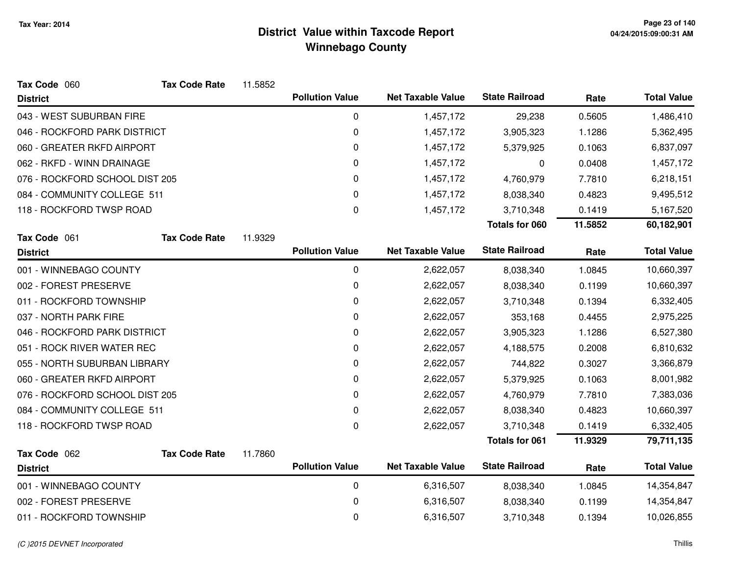# District Value within Taxcode Report
## Winnebago County

Tax Year: 2014

**Tax Code** 060 **Tax Code Rate** 11.5852

| District | Pollution Value | Net Taxable Value | State Railroad | Rate | Total Value |
|---|---|---|---|---|---|
| 043 - WEST SUBURBAN FIRE | 0 | 1,457,172 | 29,238 | 0.5605 | 1,486,410 |
| 046 - ROCKFORD PARK DISTRICT | 0 | 1,457,172 | 3,905,323 | 1.1286 | 5,362,495 |
| 060 - GREATER RKFD AIRPORT | 0 | 1,457,172 | 5,379,925 | 0.1063 | 6,837,097 |
| 062 - RKFD - WINN DRAINAGE | 0 | 1,457,172 | 0 | 0.0408 | 1,457,172 |
| 076 - ROCKFORD SCHOOL DIST 205 | 0 | 1,457,172 | 4,760,979 | 7.7810 | 6,218,151 |
| 084 - COMMUNITY COLLEGE 511 | 0 | 1,457,172 | 8,038,340 | 0.4823 | 9,495,512 |
| 118 - ROCKFORD TWSP ROAD | 0 | 1,457,172 | 3,710,348 | 0.1419 | 5,167,520 |
| | | | **Totals for 060** | **11.5852** | **60,182,901** |

**Tax Code** 061 **Tax Code Rate** 11.9329

| District | Pollution Value | Net Taxable Value | State Railroad | Rate | Total Value |
|---|---|---|---|---|---|
| 001 - WINNEBAGO COUNTY | 0 | 2,622,057 | 8,038,340 | 1.0845 | 10,660,397 |
| 002 - FOREST PRESERVE | 0 | 2,622,057 | 8,038,340 | 0.1199 | 10,660,397 |
| 011 - ROCKFORD TOWNSHIP | 0 | 2,622,057 | 3,710,348 | 0.1394 | 6,332,405 |
| 037 - NORTH PARK FIRE | 0 | 2,622,057 | 353,168 | 0.4455 | 2,975,225 |
| 046 - ROCKFORD PARK DISTRICT | 0 | 2,622,057 | 3,905,323 | 1.1286 | 6,527,380 |
| 051 - ROCK RIVER WATER REC | 0 | 2,622,057 | 4,188,575 | 0.2008 | 6,810,632 |
| 055 - NORTH SUBURBAN LIBRARY | 0 | 2,622,057 | 744,822 | 0.3027 | 3,366,879 |
| 060 - GREATER RKFD AIRPORT | 0 | 2,622,057 | 5,379,925 | 0.1063 | 8,001,982 |
| 076 - ROCKFORD SCHOOL DIST 205 | 0 | 2,622,057 | 4,760,979 | 7.7810 | 7,383,036 |
| 084 - COMMUNITY COLLEGE 511 | 0 | 2,622,057 | 8,038,340 | 0.4823 | 10,660,397 |
| 118 - ROCKFORD TWSP ROAD | 0 | 2,622,057 | 3,710,348 | 0.1419 | 6,332,405 |
| | | | **Totals for 061** | **11.9329** | **79,711,135** |

**Tax Code** 062 **Tax Code Rate** 11.7860

| District | Pollution Value | Net Taxable Value | State Railroad | Rate | Total Value |
|---|---|---|---|---|---|
| 001 - WINNEBAGO COUNTY | 0 | 6,316,507 | 8,038,340 | 1.0845 | 14,354,847 |
| 002 - FOREST PRESERVE | 0 | 6,316,507 | 8,038,340 | 0.1199 | 14,354,847 |
| 011 - ROCKFORD TOWNSHIP | 0 | 6,316,507 | 3,710,348 | 0.1394 | 10,026,855 |

*(C )2015 DEVNET Incorporated*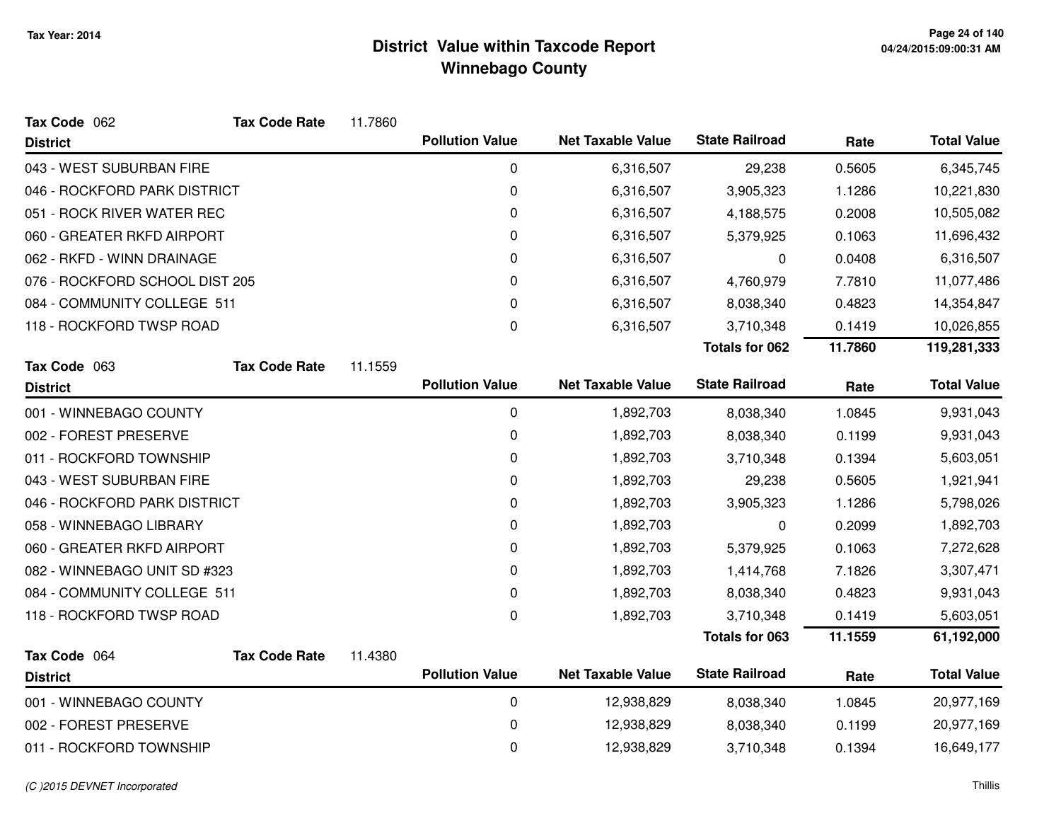# District Value within Taxcode Report
## Winnebago County

Tax Year: 2014

**Tax Code** 062 **Tax Code Rate** 11.7860

| District | Pollution Value | Net Taxable Value | State Railroad | Rate | Total Value |
|---|---|---|---|---|---|
| 043 - WEST SUBURBAN FIRE | 0 | 6,316,507 | 29,238 | 0.5605 | 6,345,745 |
| 046 - ROCKFORD PARK DISTRICT | 0 | 6,316,507 | 3,905,323 | 1.1286 | 10,221,830 |
| 051 - ROCK RIVER WATER REC | 0 | 6,316,507 | 4,188,575 | 0.2008 | 10,505,082 |
| 060 - GREATER RKFD AIRPORT | 0 | 6,316,507 | 5,379,925 | 0.1063 | 11,696,432 |
| 062 - RKFD - WINN DRAINAGE | 0 | 6,316,507 | 0 | 0.0408 | 6,316,507 |
| 076 - ROCKFORD SCHOOL DIST 205 | 0 | 6,316,507 | 4,760,979 | 7.7810 | 11,077,486 |
| 084 - COMMUNITY COLLEGE 511 | 0 | 6,316,507 | 8,038,340 | 0.4823 | 14,354,847 |
| 118 - ROCKFORD TWSP ROAD | 0 | 6,316,507 | 3,710,348 | 0.1419 | 10,026,855 |
| | | | **Totals for 062** | **11.7860** | **119,281,333** |

**Tax Code** 063 **Tax Code Rate** 11.1559

| District | Pollution Value | Net Taxable Value | State Railroad | Rate | Total Value |
|---|---|---|---|---|---|
| 001 - WINNEBAGO COUNTY | 0 | 1,892,703 | 8,038,340 | 1.0845 | 9,931,043 |
| 002 - FOREST PRESERVE | 0 | 1,892,703 | 8,038,340 | 0.1199 | 9,931,043 |
| 011 - ROCKFORD TOWNSHIP | 0 | 1,892,703 | 3,710,348 | 0.1394 | 5,603,051 |
| 043 - WEST SUBURBAN FIRE | 0 | 1,892,703 | 29,238 | 0.5605 | 1,921,941 |
| 046 - ROCKFORD PARK DISTRICT | 0 | 1,892,703 | 3,905,323 | 1.1286 | 5,798,026 |
| 058 - WINNEBAGO LIBRARY | 0 | 1,892,703 | 0 | 0.2099 | 1,892,703 |
| 060 - GREATER RKFD AIRPORT | 0 | 1,892,703 | 5,379,925 | 0.1063 | 7,272,628 |
| 082 - WINNEBAGO UNIT SD #323 | 0 | 1,892,703 | 1,414,768 | 7.1826 | 3,307,471 |
| 084 - COMMUNITY COLLEGE 511 | 0 | 1,892,703 | 8,038,340 | 0.4823 | 9,931,043 |
| 118 - ROCKFORD TWSP ROAD | 0 | 1,892,703 | 3,710,348 | 0.1419 | 5,603,051 |
| | | | **Totals for 063** | **11.1559** | **61,192,000** |

**Tax Code** 064 **Tax Code Rate** 11.4380

| District | Pollution Value | Net Taxable Value | State Railroad | Rate | Total Value |
|---|---|---|---|---|---|
| 001 - WINNEBAGO COUNTY | 0 | 12,938,829 | 8,038,340 | 1.0845 | 20,977,169 |
| 002 - FOREST PRESERVE | 0 | 12,938,829 | 8,038,340 | 0.1199 | 20,977,169 |
| 011 - ROCKFORD TOWNSHIP | 0 | 12,938,829 | 3,710,348 | 0.1394 | 16,649,177 |

(C )2015 DEVNET Incorporated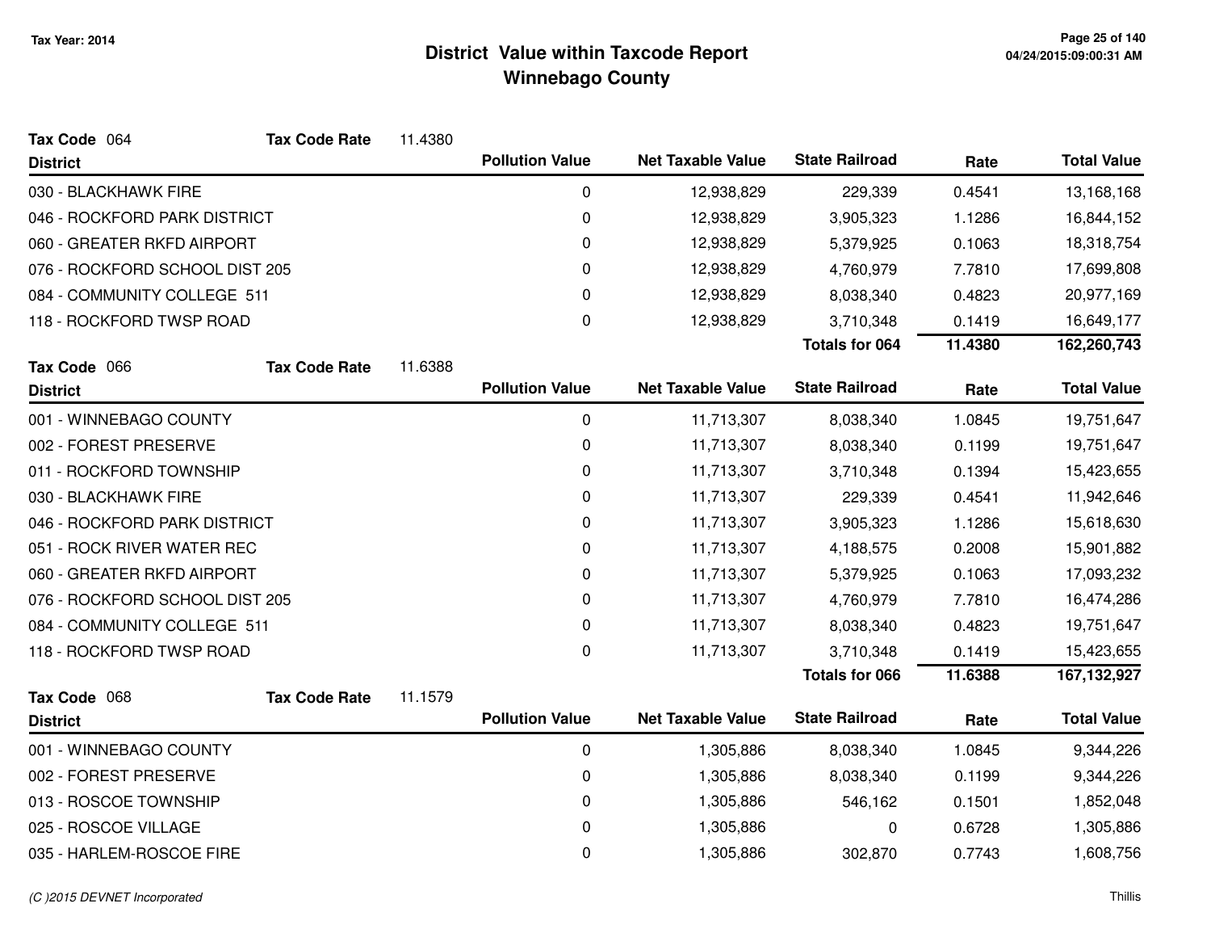# District Value within Taxcode Report
## Winnebago County

Tax Year: 2014

**Tax Code** 064 **Tax Code Rate** 11.4380

| District | Pollution Value | Net Taxable Value | State Railroad | Rate | Total Value |
|---|---|---|---|---|---|
| 030 - BLACKHAWK FIRE | 0 | 12,938,829 | 229,339 | 0.4541 | 13,168,168 |
| 046 - ROCKFORD PARK DISTRICT | 0 | 12,938,829 | 3,905,323 | 1.1286 | 16,844,152 |
| 060 - GREATER RKFD AIRPORT | 0 | 12,938,829 | 5,379,925 | 0.1063 | 18,318,754 |
| 076 - ROCKFORD SCHOOL DIST 205 | 0 | 12,938,829 | 4,760,979 | 7.7810 | 17,699,808 |
| 084 - COMMUNITY COLLEGE 511 | 0 | 12,938,829 | 8,038,340 | 0.4823 | 20,977,169 |
| 118 - ROCKFORD TWSP ROAD | 0 | 12,938,829 | 3,710,348 | 0.1419 | 16,649,177 |
| | | | **Totals for 064** | **11.4380** | **162,260,743** |

**Tax Code** 066 **Tax Code Rate** 11.6388

| District | Pollution Value | Net Taxable Value | State Railroad | Rate | Total Value |
|---|---|---|---|---|---|
| 001 - WINNEBAGO COUNTY | 0 | 11,713,307 | 8,038,340 | 1.0845 | 19,751,647 |
| 002 - FOREST PRESERVE | 0 | 11,713,307 | 8,038,340 | 0.1199 | 19,751,647 |
| 011 - ROCKFORD TOWNSHIP | 0 | 11,713,307 | 3,710,348 | 0.1394 | 15,423,655 |
| 030 - BLACKHAWK FIRE | 0 | 11,713,307 | 229,339 | 0.4541 | 11,942,646 |
| 046 - ROCKFORD PARK DISTRICT | 0 | 11,713,307 | 3,905,323 | 1.1286 | 15,618,630 |
| 051 - ROCK RIVER WATER REC | 0 | 11,713,307 | 4,188,575 | 0.2008 | 15,901,882 |
| 060 - GREATER RKFD AIRPORT | 0 | 11,713,307 | 5,379,925 | 0.1063 | 17,093,232 |
| 076 - ROCKFORD SCHOOL DIST 205 | 0 | 11,713,307 | 4,760,979 | 7.7810 | 16,474,286 |
| 084 - COMMUNITY COLLEGE 511 | 0 | 11,713,307 | 8,038,340 | 0.4823 | 19,751,647 |
| 118 - ROCKFORD TWSP ROAD | 0 | 11,713,307 | 3,710,348 | 0.1419 | 15,423,655 |
| | | | **Totals for 066** | **11.6388** | **167,132,927** |

**Tax Code** 068 **Tax Code Rate** 11.1579

| District | Pollution Value | Net Taxable Value | State Railroad | Rate | Total Value |
|---|---|---|---|---|---|
| 001 - WINNEBAGO COUNTY | 0 | 1,305,886 | 8,038,340 | 1.0845 | 9,344,226 |
| 002 - FOREST PRESERVE | 0 | 1,305,886 | 8,038,340 | 0.1199 | 9,344,226 |
| 013 - ROSCOE TOWNSHIP | 0 | 1,305,886 | 546,162 | 0.1501 | 1,852,048 |
| 025 - ROSCOE VILLAGE | 0 | 1,305,886 | 0 | 0.6728 | 1,305,886 |
| 035 - HARLEM-ROSCOE FIRE | 0 | 1,305,886 | 302,870 | 0.7743 | 1,608,756 |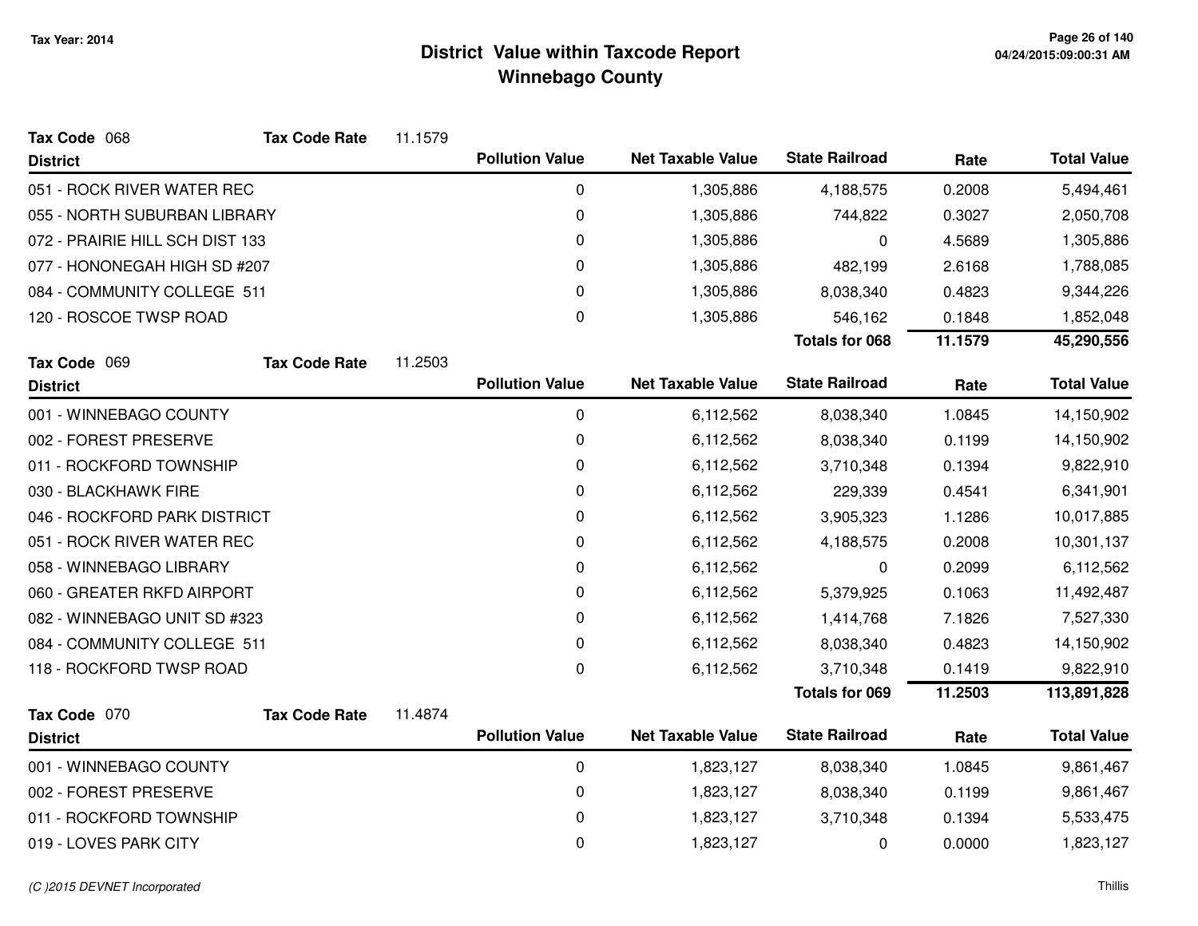# District Value within Taxcode Report
## Winnebago County

Tax Year: 2014

**Tax Code** 068 **Tax Code Rate** 11.1579

| District | Pollution Value | Net Taxable Value | State Railroad | Rate | Total Value |
|---|---|---|---|---|---|
| 051 - ROCK RIVER WATER REC | 0 | 1,305,886 | 4,188,575 | 0.2008 | 5,494,461 |
| 055 - NORTH SUBURBAN LIBRARY | 0 | 1,305,886 | 744,822 | 0.3027 | 2,050,708 |
| 072 - PRAIRIE HILL SCH DIST 133 | 0 | 1,305,886 | 0 | 4.5689 | 1,305,886 |
| 077 - HONONEGAH HIGH SD #207 | 0 | 1,305,886 | 482,199 | 2.6168 | 1,788,085 |
| 084 - COMMUNITY COLLEGE 511 | 0 | 1,305,886 | 8,038,340 | 0.4823 | 9,344,226 |
| 120 - ROSCOE TWSP ROAD | 0 | 1,305,886 | 546,162 | 0.1848 | 1,852,048 |
| | | | **Totals for 068** | **11.1579** | **45,290,556** |

**Tax Code** 069 **Tax Code Rate** 11.2503

| District | Pollution Value | Net Taxable Value | State Railroad | Rate | Total Value |
|---|---|---|---|---|---|
| 001 - WINNEBAGO COUNTY | 0 | 6,112,562 | 8,038,340 | 1.0845 | 14,150,902 |
| 002 - FOREST PRESERVE | 0 | 6,112,562 | 8,038,340 | 0.1199 | 14,150,902 |
| 011 - ROCKFORD TOWNSHIP | 0 | 6,112,562 | 3,710,348 | 0.1394 | 9,822,910 |
| 030 - BLACKHAWK FIRE | 0 | 6,112,562 | 229,339 | 0.4541 | 6,341,901 |
| 046 - ROCKFORD PARK DISTRICT | 0 | 6,112,562 | 3,905,323 | 1.1286 | 10,017,885 |
| 051 - ROCK RIVER WATER REC | 0 | 6,112,562 | 4,188,575 | 0.2008 | 10,301,137 |
| 058 - WINNEBAGO LIBRARY | 0 | 6,112,562 | 0 | 0.2099 | 6,112,562 |
| 060 - GREATER RKFD AIRPORT | 0 | 6,112,562 | 5,379,925 | 0.1063 | 11,492,487 |
| 082 - WINNEBAGO UNIT SD #323 | 0 | 6,112,562 | 1,414,768 | 7.1826 | 7,527,330 |
| 084 - COMMUNITY COLLEGE 511 | 0 | 6,112,562 | 8,038,340 | 0.4823 | 14,150,902 |
| 118 - ROCKFORD TWSP ROAD | 0 | 6,112,562 | 3,710,348 | 0.1419 | 9,822,910 |
| | | | **Totals for 069** | **11.2503** | **113,891,828** |

**Tax Code** 070 **Tax Code Rate** 11.4874

| District | Pollution Value | Net Taxable Value | State Railroad | Rate | Total Value |
|---|---|---|---|---|---|
| 001 - WINNEBAGO COUNTY | 0 | 1,823,127 | 8,038,340 | 1.0845 | 9,861,467 |
| 002 - FOREST PRESERVE | 0 | 1,823,127 | 8,038,340 | 0.1199 | 9,861,467 |
| 011 - ROCKFORD TOWNSHIP | 0 | 1,823,127 | 3,710,348 | 0.1394 | 5,533,475 |
| 019 - LOVES PARK CITY | 0 | 1,823,127 | 0 | 0.0000 | 1,823,127 |

(C )2015 DEVNET Incorporated

Thillis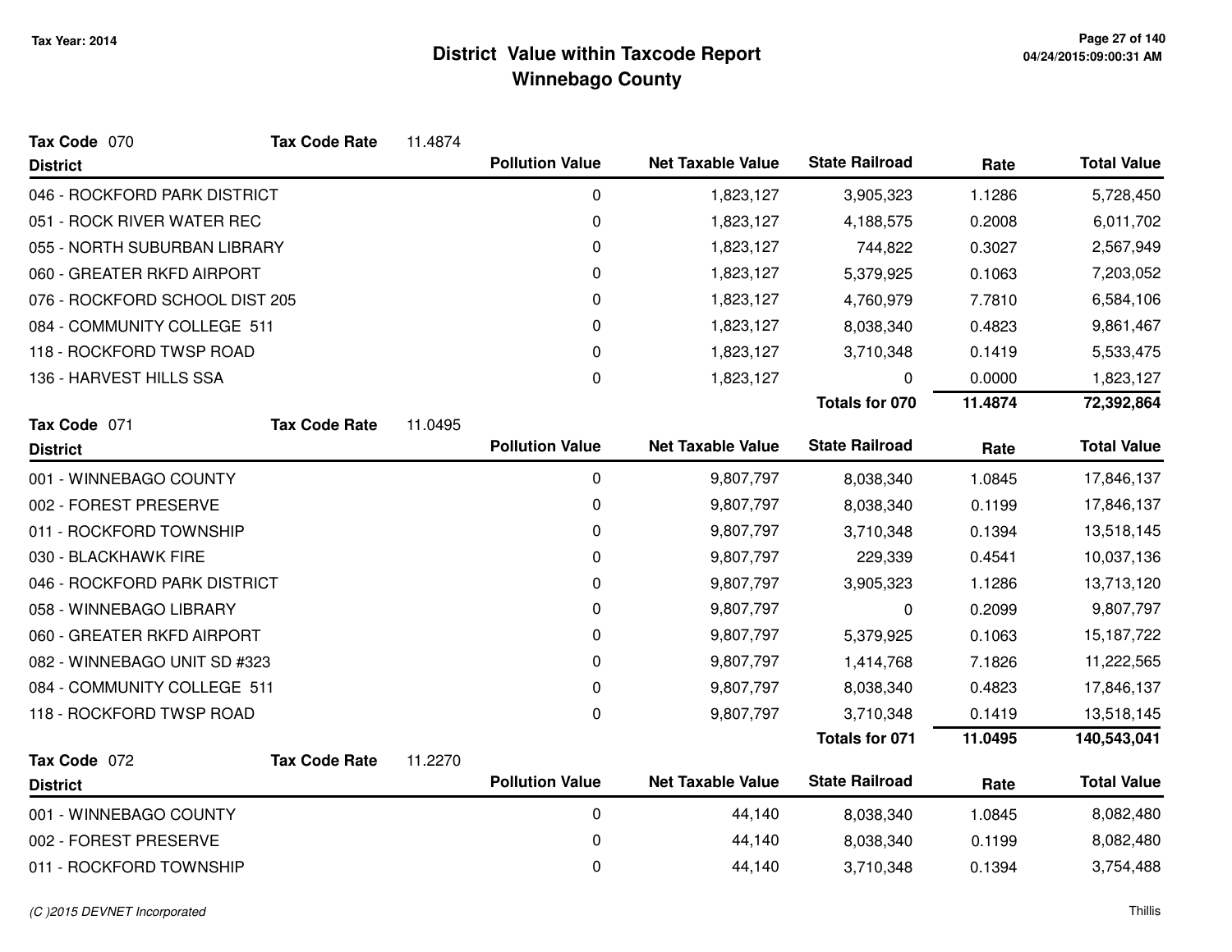# District Value within Taxcode Report
## Winnebago County

Tax Year: 2014

**Tax Code** 070 **Tax Code Rate** 11.4874

| District | Pollution Value | Net Taxable Value | State Railroad | Rate | Total Value |
|---|---|---|---|---|---|
| 046 - ROCKFORD PARK DISTRICT | 0 | 1,823,127 | 3,905,323 | 1.1286 | 5,728,450 |
| 051 - ROCK RIVER WATER REC | 0 | 1,823,127 | 4,188,575 | 0.2008 | 6,011,702 |
| 055 - NORTH SUBURBAN LIBRARY | 0 | 1,823,127 | 744,822 | 0.3027 | 2,567,949 |
| 060 - GREATER RKFD AIRPORT | 0 | 1,823,127 | 5,379,925 | 0.1063 | 7,203,052 |
| 076 - ROCKFORD SCHOOL DIST 205 | 0 | 1,823,127 | 4,760,979 | 7.7810 | 6,584,106 |
| 084 - COMMUNITY COLLEGE 511 | 0 | 1,823,127 | 8,038,340 | 0.4823 | 9,861,467 |
| 118 - ROCKFORD TWSP ROAD | 0 | 1,823,127 | 3,710,348 | 0.1419 | 5,533,475 |
| 136 - HARVEST HILLS SSA | 0 | 1,823,127 | 0 | 0.0000 | 1,823,127 |
| | | | **Totals for 070** | **11.4874** | **72,392,864** |

**Tax Code** 071 **Tax Code Rate** 11.0495

| District | Pollution Value | Net Taxable Value | State Railroad | Rate | Total Value |
|---|---|---|---|---|---|
| 001 - WINNEBAGO COUNTY | 0 | 9,807,797 | 8,038,340 | 1.0845 | 17,846,137 |
| 002 - FOREST PRESERVE | 0 | 9,807,797 | 8,038,340 | 0.1199 | 17,846,137 |
| 011 - ROCKFORD TOWNSHIP | 0 | 9,807,797 | 3,710,348 | 0.1394 | 13,518,145 |
| 030 - BLACKHAWK FIRE | 0 | 9,807,797 | 229,339 | 0.4541 | 10,037,136 |
| 046 - ROCKFORD PARK DISTRICT | 0 | 9,807,797 | 3,905,323 | 1.1286 | 13,713,120 |
| 058 - WINNEBAGO LIBRARY | 0 | 9,807,797 | 0 | 0.2099 | 9,807,797 |
| 060 - GREATER RKFD AIRPORT | 0 | 9,807,797 | 5,379,925 | 0.1063 | 15,187,722 |
| 082 - WINNEBAGO UNIT SD #323 | 0 | 9,807,797 | 1,414,768 | 7.1826 | 11,222,565 |
| 084 - COMMUNITY COLLEGE 511 | 0 | 9,807,797 | 8,038,340 | 0.4823 | 17,846,137 |
| 118 - ROCKFORD TWSP ROAD | 0 | 9,807,797 | 3,710,348 | 0.1419 | 13,518,145 |
| | | | **Totals for 071** | **11.0495** | **140,543,041** |

**Tax Code** 072 **Tax Code Rate** 11.2270

| District | Pollution Value | Net Taxable Value | State Railroad | Rate | Total Value |
|---|---|---|---|---|---|
| 001 - WINNEBAGO COUNTY | 0 | 44,140 | 8,038,340 | 1.0845 | 8,082,480 |
| 002 - FOREST PRESERVE | 0 | 44,140 | 8,038,340 | 0.1199 | 8,082,480 |
| 011 - ROCKFORD TOWNSHIP | 0 | 44,140 | 3,710,348 | 0.1394 | 3,754,488 |

(C )2015 DEVNET Incorporated

Thillis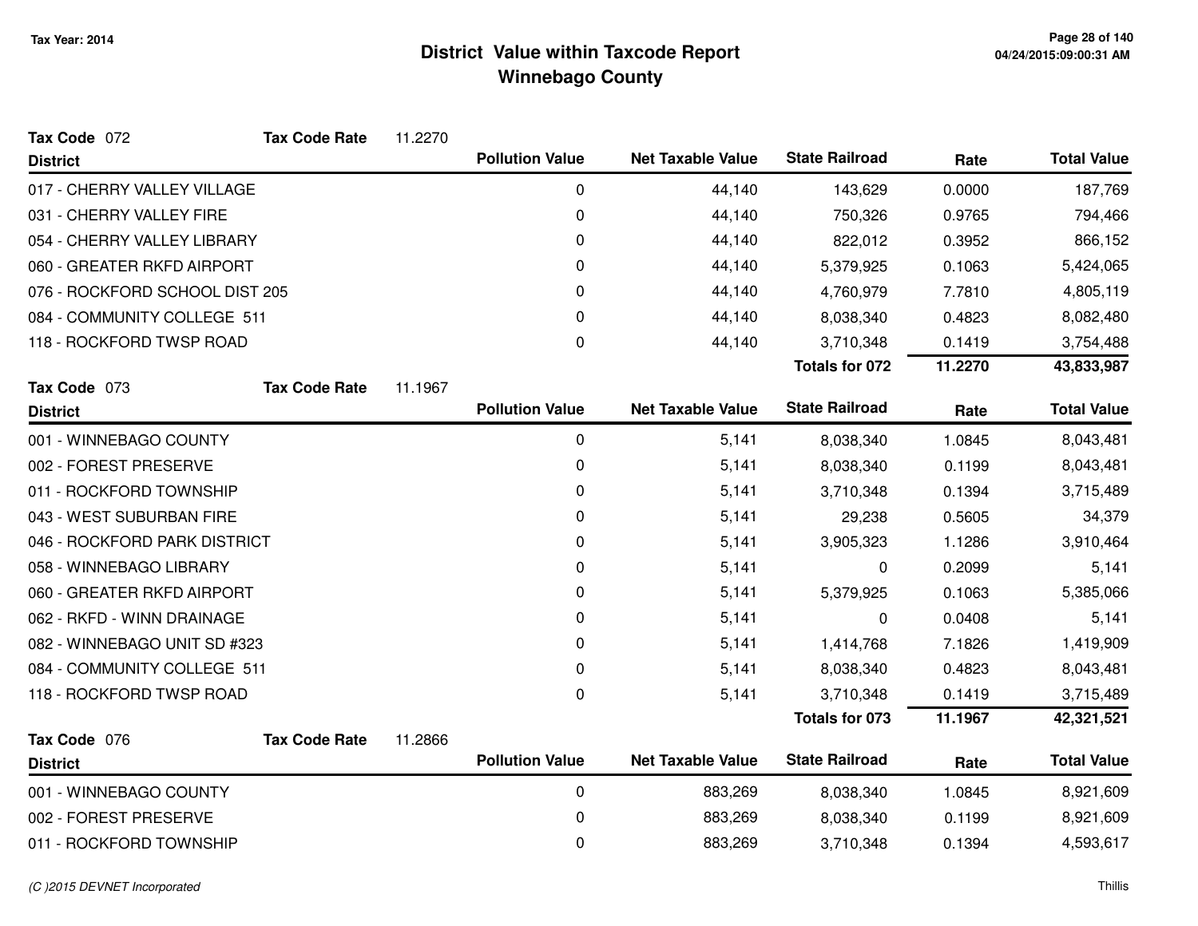# District Value within Taxcode Report
## Winnebago County

Tax Year: 2014

**Tax Code** 072 **Tax Code Rate** 11.2270

| District | Pollution Value | Net Taxable Value | State Railroad | Rate | Total Value |
|---|---|---|---|---|---|
| 017 - CHERRY VALLEY VILLAGE | 0 | 44,140 | 143,629 | 0.0000 | 187,769 |
| 031 - CHERRY VALLEY FIRE | 0 | 44,140 | 750,326 | 0.9765 | 794,466 |
| 054 - CHERRY VALLEY LIBRARY | 0 | 44,140 | 822,012 | 0.3952 | 866,152 |
| 060 - GREATER RKFD AIRPORT | 0 | 44,140 | 5,379,925 | 0.1063 | 5,424,065 |
| 076 - ROCKFORD SCHOOL DIST 205 | 0 | 44,140 | 4,760,979 | 7.7810 | 4,805,119 |
| 084 - COMMUNITY COLLEGE 511 | 0 | 44,140 | 8,038,340 | 0.4823 | 8,082,480 |
| 118 - ROCKFORD TWSP ROAD | 0 | 44,140 | 3,710,348 | 0.1419 | 3,754,488 |
| | | | **Totals for 072** | **11.2270** | **43,833,987** |

**Tax Code** 073 **Tax Code Rate** 11.1967

| District | Pollution Value | Net Taxable Value | State Railroad | Rate | Total Value |
|---|---|---|---|---|---|
| 001 - WINNEBAGO COUNTY | 0 | 5,141 | 8,038,340 | 1.0845 | 8,043,481 |
| 002 - FOREST PRESERVE | 0 | 5,141 | 8,038,340 | 0.1199 | 8,043,481 |
| 011 - ROCKFORD TOWNSHIP | 0 | 5,141 | 3,710,348 | 0.1394 | 3,715,489 |
| 043 - WEST SUBURBAN FIRE | 0 | 5,141 | 29,238 | 0.5605 | 34,379 |
| 046 - ROCKFORD PARK DISTRICT | 0 | 5,141 | 3,905,323 | 1.1286 | 3,910,464 |
| 058 - WINNEBAGO LIBRARY | 0 | 5,141 | 0 | 0.2099 | 5,141 |
| 060 - GREATER RKFD AIRPORT | 0 | 5,141 | 5,379,925 | 0.1063 | 5,385,066 |
| 062 - RKFD - WINN DRAINAGE | 0 | 5,141 | 0 | 0.0408 | 5,141 |
| 082 - WINNEBAGO UNIT SD #323 | 0 | 5,141 | 1,414,768 | 7.1826 | 1,419,909 |
| 084 - COMMUNITY COLLEGE 511 | 0 | 5,141 | 8,038,340 | 0.4823 | 8,043,481 |
| 118 - ROCKFORD TWSP ROAD | 0 | 5,141 | 3,710,348 | 0.1419 | 3,715,489 |
| | | | **Totals for 073** | **11.1967** | **42,321,521** |

**Tax Code** 076 **Tax Code Rate** 11.2866

| District | Pollution Value | Net Taxable Value | State Railroad | Rate | Total Value |
|---|---|---|---|---|---|
| 001 - WINNEBAGO COUNTY | 0 | 883,269 | 8,038,340 | 1.0845 | 8,921,609 |
| 002 - FOREST PRESERVE | 0 | 883,269 | 8,038,340 | 0.1199 | 8,921,609 |
| 011 - ROCKFORD TOWNSHIP | 0 | 883,269 | 3,710,348 | 0.1394 | 4,593,617 |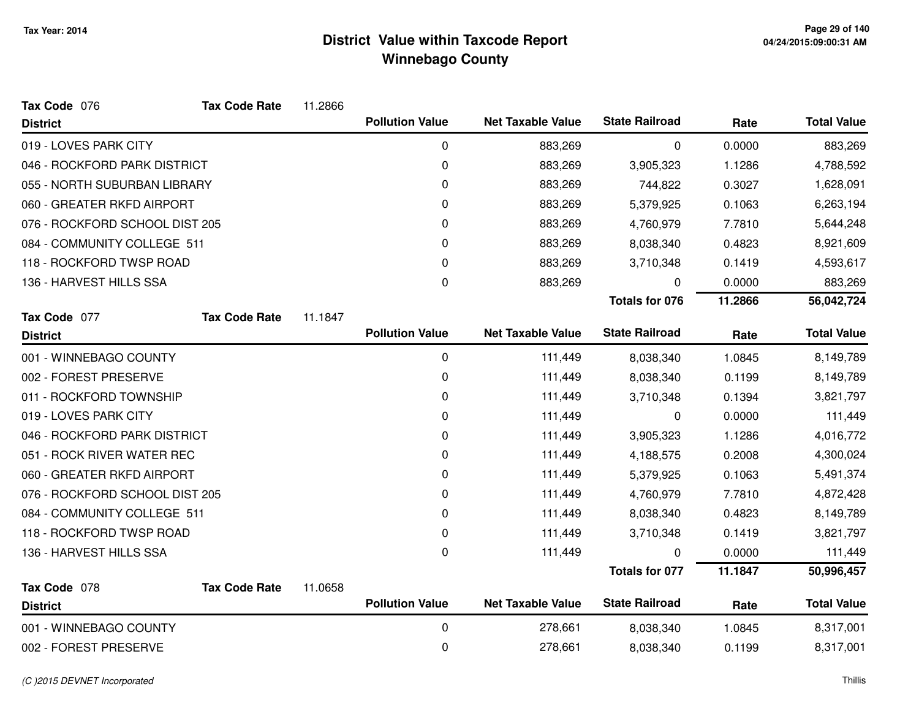# District Value within Taxcode Report
## Winnebago County

Tax Year: 2014

**Tax Code** 076 **Tax Code Rate** 11.2866

| District | Pollution Value | Net Taxable Value | State Railroad | Rate | Total Value |
|---|---|---|---|---|---|
| 019 - LOVES PARK CITY | 0 | 883,269 | 0 | 0.0000 | 883,269 |
| 046 - ROCKFORD PARK DISTRICT | 0 | 883,269 | 3,905,323 | 1.1286 | 4,788,592 |
| 055 - NORTH SUBURBAN LIBRARY | 0 | 883,269 | 744,822 | 0.3027 | 1,628,091 |
| 060 - GREATER RKFD AIRPORT | 0 | 883,269 | 5,379,925 | 0.1063 | 6,263,194 |
| 076 - ROCKFORD SCHOOL DIST 205 | 0 | 883,269 | 4,760,979 | 7.7810 | 5,644,248 |
| 084 - COMMUNITY COLLEGE 511 | 0 | 883,269 | 8,038,340 | 0.4823 | 8,921,609 |
| 118 - ROCKFORD TWSP ROAD | 0 | 883,269 | 3,710,348 | 0.1419 | 4,593,617 |
| 136 - HARVEST HILLS SSA | 0 | 883,269 | 0 | 0.0000 | 883,269 |
| | | | **Totals for 076** | **11.2866** | **56,042,724** |

**Tax Code** 077 **Tax Code Rate** 11.1847

| District | Pollution Value | Net Taxable Value | State Railroad | Rate | Total Value |
|---|---|---|---|---|---|
| 001 - WINNEBAGO COUNTY | 0 | 111,449 | 8,038,340 | 1.0845 | 8,149,789 |
| 002 - FOREST PRESERVE | 0 | 111,449 | 8,038,340 | 0.1199 | 8,149,789 |
| 011 - ROCKFORD TOWNSHIP | 0 | 111,449 | 3,710,348 | 0.1394 | 3,821,797 |
| 019 - LOVES PARK CITY | 0 | 111,449 | 0 | 0.0000 | 111,449 |
| 046 - ROCKFORD PARK DISTRICT | 0 | 111,449 | 3,905,323 | 1.1286 | 4,016,772 |
| 051 - ROCK RIVER WATER REC | 0 | 111,449 | 4,188,575 | 0.2008 | 4,300,024 |
| 060 - GREATER RKFD AIRPORT | 0 | 111,449 | 5,379,925 | 0.1063 | 5,491,374 |
| 076 - ROCKFORD SCHOOL DIST 205 | 0 | 111,449 | 4,760,979 | 7.7810 | 4,872,428 |
| 084 - COMMUNITY COLLEGE 511 | 0 | 111,449 | 8,038,340 | 0.4823 | 8,149,789 |
| 118 - ROCKFORD TWSP ROAD | 0 | 111,449 | 3,710,348 | 0.1419 | 3,821,797 |
| 136 - HARVEST HILLS SSA | 0 | 111,449 | 0 | 0.0000 | 111,449 |
| | | | **Totals for 077** | **11.1847** | **50,996,457** |

**Tax Code** 078 **Tax Code Rate** 11.0658

| District | Pollution Value | Net Taxable Value | State Railroad | Rate | Total Value |
|---|---|---|---|---|---|
| 001 - WINNEBAGO COUNTY | 0 | 278,661 | 8,038,340 | 1.0845 | 8,317,001 |
| 002 - FOREST PRESERVE | 0 | 278,661 | 8,038,340 | 0.1199 | 8,317,001 |

*(C )2015 DEVNET Incorporated*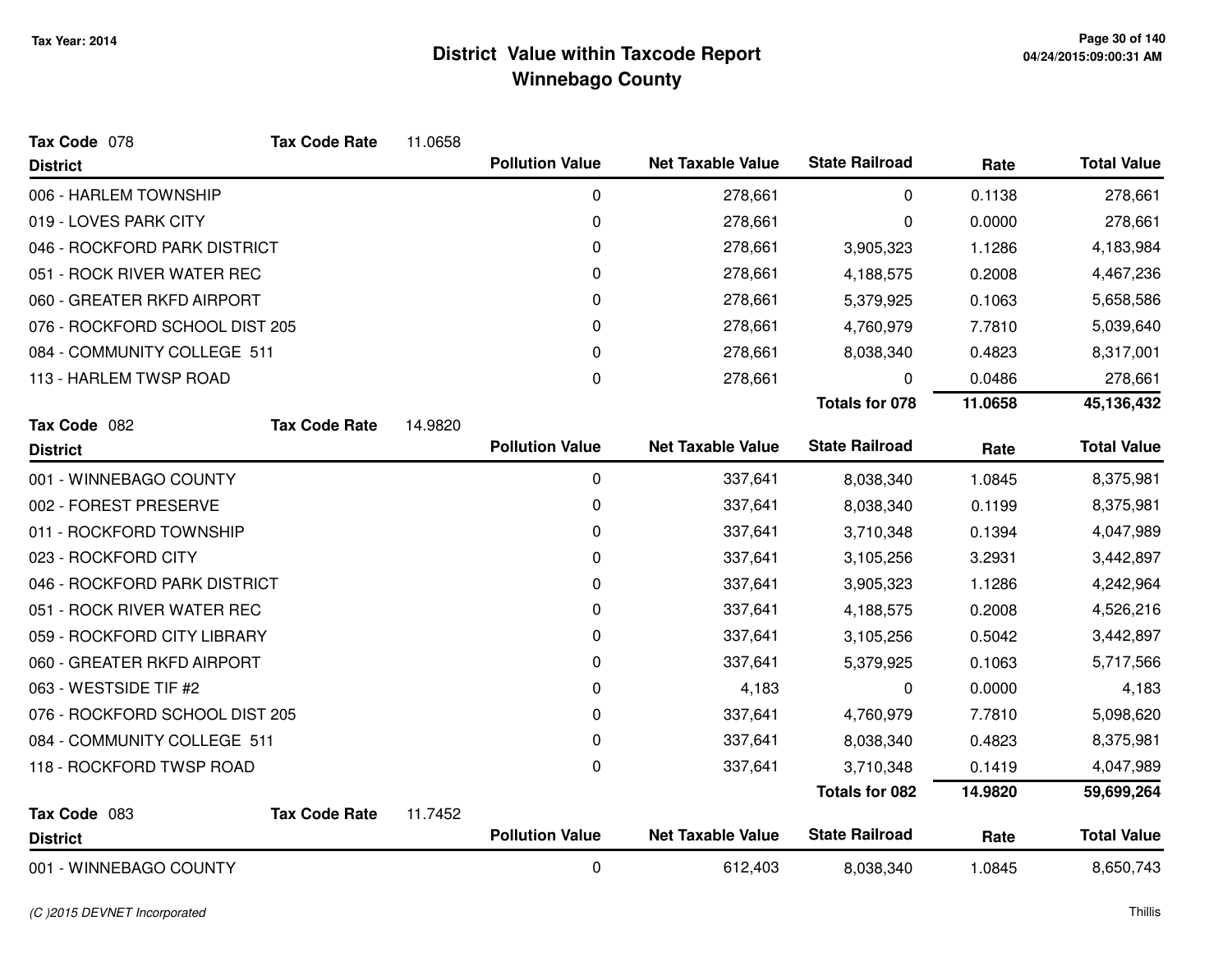# District Value within Taxcode Report
## Winnebago County

Tax Year: 2014

**Tax Code** 078 **Tax Code Rate** 11.0658

| District | Pollution Value | Net Taxable Value | State Railroad | Rate | Total Value |
|---|---|---|---|---|---|
| 006 - HARLEM TOWNSHIP | 0 | 278,661 | 0 | 0.1138 | 278,661 |
| 019 - LOVES PARK CITY | 0 | 278,661 | 0 | 0.0000 | 278,661 |
| 046 - ROCKFORD PARK DISTRICT | 0 | 278,661 | 3,905,323 | 1.1286 | 4,183,984 |
| 051 - ROCK RIVER WATER REC | 0 | 278,661 | 4,188,575 | 0.2008 | 4,467,236 |
| 060 - GREATER RKFD AIRPORT | 0 | 278,661 | 5,379,925 | 0.1063 | 5,658,586 |
| 076 - ROCKFORD SCHOOL DIST 205 | 0 | 278,661 | 4,760,979 | 7.7810 | 5,039,640 |
| 084 - COMMUNITY COLLEGE 511 | 0 | 278,661 | 8,038,340 | 0.4823 | 8,317,001 |
| 113 - HARLEM TWSP ROAD | 0 | 278,661 | 0 | 0.0486 | 278,661 |
| | | | **Totals for 078** | **11.0658** | **45,136,432** |

**Tax Code** 082 **Tax Code Rate** 14.9820

| District | Pollution Value | Net Taxable Value | State Railroad | Rate | Total Value |
|---|---|---|---|---|---|
| 001 - WINNEBAGO COUNTY | 0 | 337,641 | 8,038,340 | 1.0845 | 8,375,981 |
| 002 - FOREST PRESERVE | 0 | 337,641 | 8,038,340 | 0.1199 | 8,375,981 |
| 011 - ROCKFORD TOWNSHIP | 0 | 337,641 | 3,710,348 | 0.1394 | 4,047,989 |
| 023 - ROCKFORD CITY | 0 | 337,641 | 3,105,256 | 3.2931 | 3,442,897 |
| 046 - ROCKFORD PARK DISTRICT | 0 | 337,641 | 3,905,323 | 1.1286 | 4,242,964 |
| 051 - ROCK RIVER WATER REC | 0 | 337,641 | 4,188,575 | 0.2008 | 4,526,216 |
| 059 - ROCKFORD CITY LIBRARY | 0 | 337,641 | 3,105,256 | 0.5042 | 3,442,897 |
| 060 - GREATER RKFD AIRPORT | 0 | 337,641 | 5,379,925 | 0.1063 | 5,717,566 |
| 063 - WESTSIDE TIF #2 | 0 | 4,183 | 0 | 0.0000 | 4,183 |
| 076 - ROCKFORD SCHOOL DIST 205 | 0 | 337,641 | 4,760,979 | 7.7810 | 5,098,620 |
| 084 - COMMUNITY COLLEGE 511 | 0 | 337,641 | 8,038,340 | 0.4823 | 8,375,981 |
| 118 - ROCKFORD TWSP ROAD | 0 | 337,641 | 3,710,348 | 0.1419 | 4,047,989 |
| | | | **Totals for 082** | **14.9820** | **59,699,264** |

**Tax Code** 083 **Tax Code Rate** 11.7452

| District | Pollution Value | Net Taxable Value | State Railroad | Rate | Total Value |
|---|---|---|---|---|---|
| 001 - WINNEBAGO COUNTY | 0 | 612,403 | 8,038,340 | 1.0845 | 8,650,743 |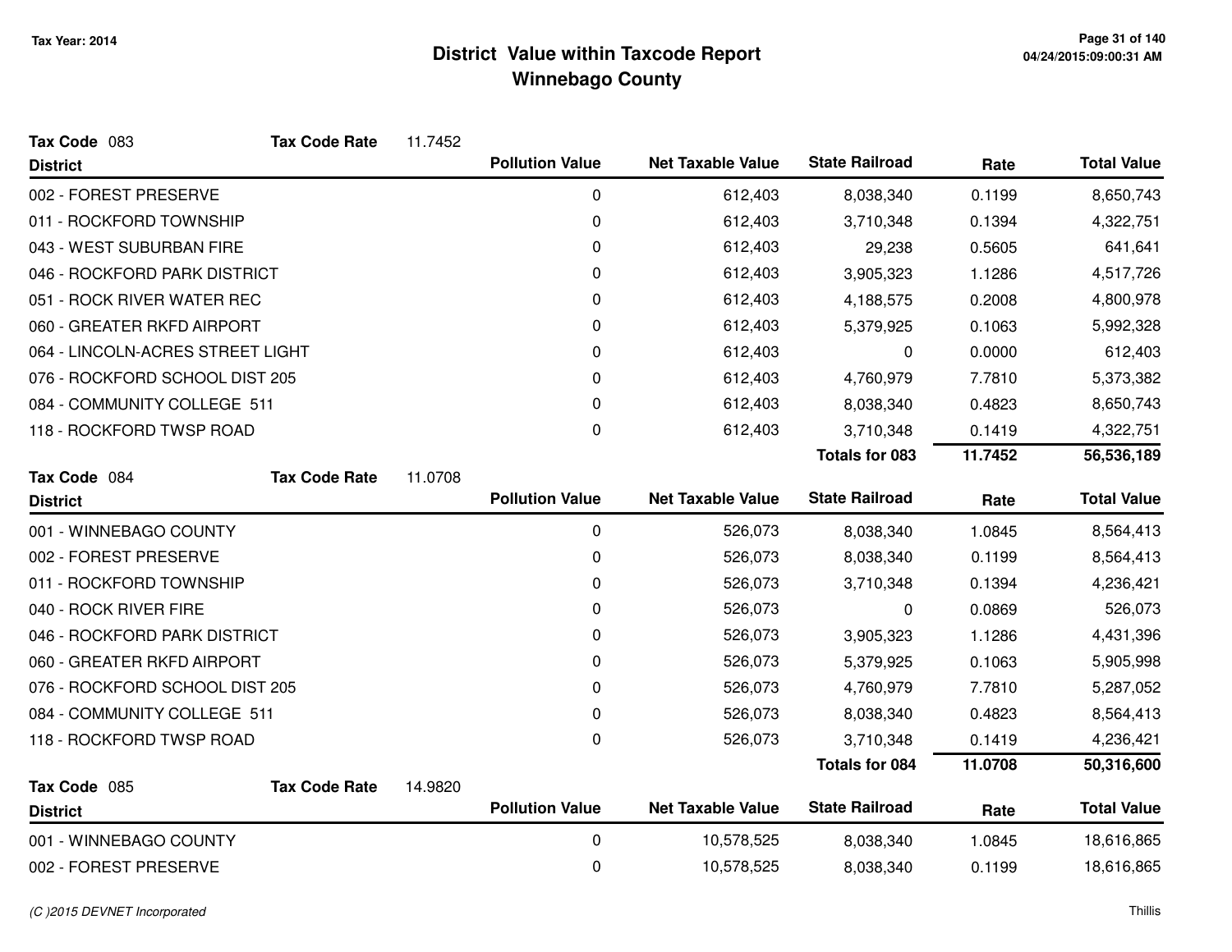# District Value within Taxcode Report
## Winnebago County

Tax Year: 2014

**Tax Code** 083 **Tax Code Rate** 11.7452

| District | Pollution Value | Net Taxable Value | State Railroad | Rate | Total Value |
|---|---|---|---|---|---|
| 002 - FOREST PRESERVE | 0 | 612,403 | 8,038,340 | 0.1199 | 8,650,743 |
| 011 - ROCKFORD TOWNSHIP | 0 | 612,403 | 3,710,348 | 0.1394 | 4,322,751 |
| 043 - WEST SUBURBAN FIRE | 0 | 612,403 | 29,238 | 0.5605 | 641,641 |
| 046 - ROCKFORD PARK DISTRICT | 0 | 612,403 | 3,905,323 | 1.1286 | 4,517,726 |
| 051 - ROCK RIVER WATER REC | 0 | 612,403 | 4,188,575 | 0.2008 | 4,800,978 |
| 060 - GREATER RKFD AIRPORT | 0 | 612,403 | 5,379,925 | 0.1063 | 5,992,328 |
| 064 - LINCOLN-ACRES STREET LIGHT | 0 | 612,403 | 0 | 0.0000 | 612,403 |
| 076 - ROCKFORD SCHOOL DIST 205 | 0 | 612,403 | 4,760,979 | 7.7810 | 5,373,382 |
| 084 - COMMUNITY COLLEGE 511 | 0 | 612,403 | 8,038,340 | 0.4823 | 8,650,743 |
| 118 - ROCKFORD TWSP ROAD | 0 | 612,403 | 3,710,348 | 0.1419 | 4,322,751 |
| | | | **Totals for 083** | **11.7452** | **56,536,189** |

**Tax Code** 084 **Tax Code Rate** 11.0708

| District | Pollution Value | Net Taxable Value | State Railroad | Rate | Total Value |
|---|---|---|---|---|---|
| 001 - WINNEBAGO COUNTY | 0 | 526,073 | 8,038,340 | 1.0845 | 8,564,413 |
| 002 - FOREST PRESERVE | 0 | 526,073 | 8,038,340 | 0.1199 | 8,564,413 |
| 011 - ROCKFORD TOWNSHIP | 0 | 526,073 | 3,710,348 | 0.1394 | 4,236,421 |
| 040 - ROCK RIVER FIRE | 0 | 526,073 | 0 | 0.0869 | 526,073 |
| 046 - ROCKFORD PARK DISTRICT | 0 | 526,073 | 3,905,323 | 1.1286 | 4,431,396 |
| 060 - GREATER RKFD AIRPORT | 0 | 526,073 | 5,379,925 | 0.1063 | 5,905,998 |
| 076 - ROCKFORD SCHOOL DIST 205 | 0 | 526,073 | 4,760,979 | 7.7810 | 5,287,052 |
| 084 - COMMUNITY COLLEGE 511 | 0 | 526,073 | 8,038,340 | 0.4823 | 8,564,413 |
| 118 - ROCKFORD TWSP ROAD | 0 | 526,073 | 3,710,348 | 0.1419 | 4,236,421 |
| | | | **Totals for 084** | **11.0708** | **50,316,600** |

**Tax Code** 085 **Tax Code Rate** 14.9820

| District | Pollution Value | Net Taxable Value | State Railroad | Rate | Total Value |
|---|---|---|---|---|---|
| 001 - WINNEBAGO COUNTY | 0 | 10,578,525 | 8,038,340 | 1.0845 | 18,616,865 |
| 002 - FOREST PRESERVE | 0 | 10,578,525 | 8,038,340 | 0.1199 | 18,616,865 |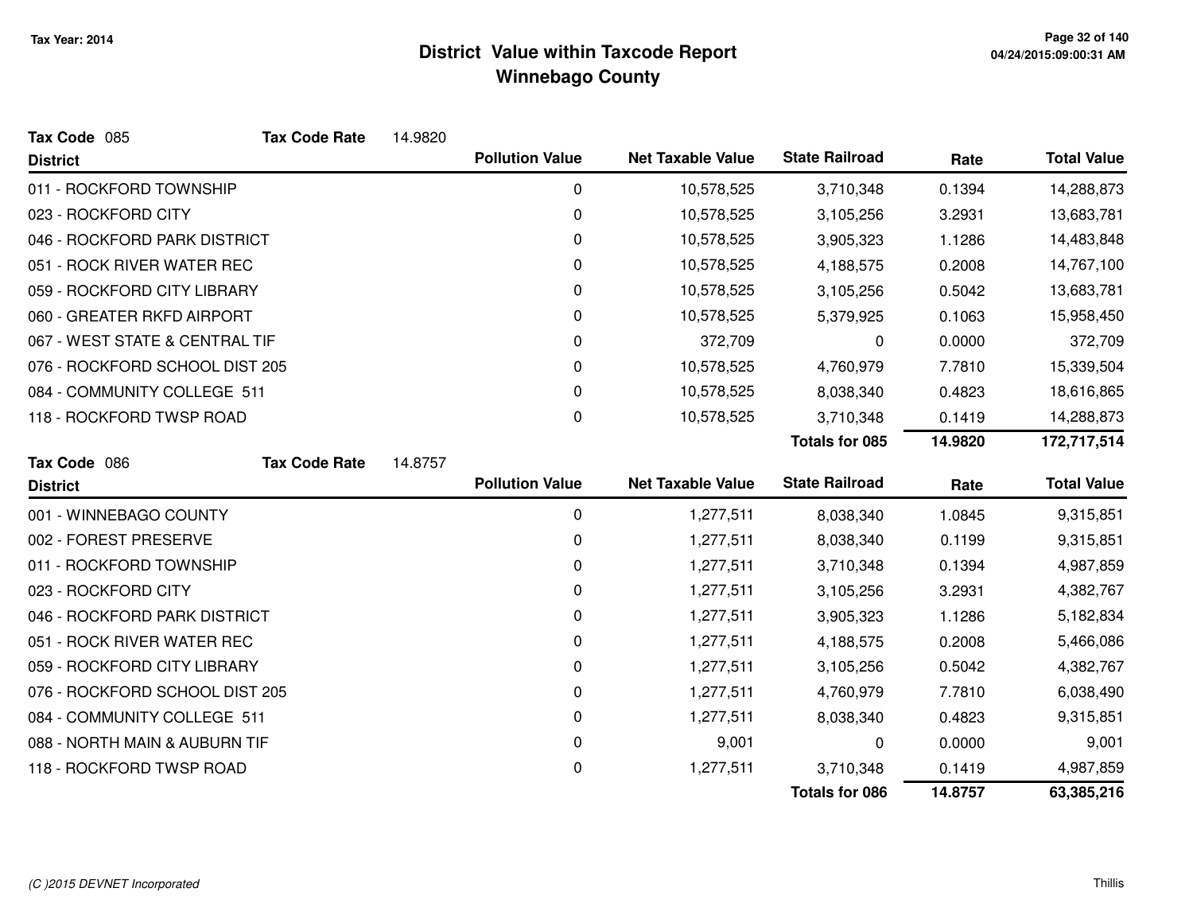# District Value within Taxcode Report
## Winnebago County

Tax Year: 2014

**Tax Code** 085 **Tax Code Rate** 14.9820

| District | Pollution Value | Net Taxable Value | State Railroad | Rate | Total Value |
|---|---|---|---|---|---|
| 011 - ROCKFORD TOWNSHIP | 0 | 10,578,525 | 3,710,348 | 0.1394 | 14,288,873 |
| 023 - ROCKFORD CITY | 0 | 10,578,525 | 3,105,256 | 3.2931 | 13,683,781 |
| 046 - ROCKFORD PARK DISTRICT | 0 | 10,578,525 | 3,905,323 | 1.1286 | 14,483,848 |
| 051 - ROCK RIVER WATER REC | 0 | 10,578,525 | 4,188,575 | 0.2008 | 14,767,100 |
| 059 - ROCKFORD CITY LIBRARY | 0 | 10,578,525 | 3,105,256 | 0.5042 | 13,683,781 |
| 060 - GREATER RKFD AIRPORT | 0 | 10,578,525 | 5,379,925 | 0.1063 | 15,958,450 |
| 067 - WEST STATE & CENTRAL TIF | 0 | 372,709 | 0 | 0.0000 | 372,709 |
| 076 - ROCKFORD SCHOOL DIST 205 | 0 | 10,578,525 | 4,760,979 | 7.7810 | 15,339,504 |
| 084 - COMMUNITY COLLEGE 511 | 0 | 10,578,525 | 8,038,340 | 0.4823 | 18,616,865 |
| 118 - ROCKFORD TWSP ROAD | 0 | 10,578,525 | 3,710,348 | 0.1419 | 14,288,873 |
| | | | **Totals for 085** | **14.9820** | **172,717,514** |

**Tax Code** 086 **Tax Code Rate** 14.8757

| District | Pollution Value | Net Taxable Value | State Railroad | Rate | Total Value |
|---|---|---|---|---|---|
| 001 - WINNEBAGO COUNTY | 0 | 1,277,511 | 8,038,340 | 1.0845 | 9,315,851 |
| 002 - FOREST PRESERVE | 0 | 1,277,511 | 8,038,340 | 0.1199 | 9,315,851 |
| 011 - ROCKFORD TOWNSHIP | 0 | 1,277,511 | 3,710,348 | 0.1394 | 4,987,859 |
| 023 - ROCKFORD CITY | 0 | 1,277,511 | 3,105,256 | 3.2931 | 4,382,767 |
| 046 - ROCKFORD PARK DISTRICT | 0 | 1,277,511 | 3,905,323 | 1.1286 | 5,182,834 |
| 051 - ROCK RIVER WATER REC | 0 | 1,277,511 | 4,188,575 | 0.2008 | 5,466,086 |
| 059 - ROCKFORD CITY LIBRARY | 0 | 1,277,511 | 3,105,256 | 0.5042 | 4,382,767 |
| 076 - ROCKFORD SCHOOL DIST 205 | 0 | 1,277,511 | 4,760,979 | 7.7810 | 6,038,490 |
| 084 - COMMUNITY COLLEGE 511 | 0 | 1,277,511 | 8,038,340 | 0.4823 | 9,315,851 |
| 088 - NORTH MAIN & AUBURN TIF | 0 | 9,001 | 0 | 0.0000 | 9,001 |
| 118 - ROCKFORD TWSP ROAD | 0 | 1,277,511 | 3,710,348 | 0.1419 | 4,987,859 |
| | | | **Totals for 086** | **14.8757** | **63,385,216** |

*(C )2015 DEVNET Incorporated* Thillis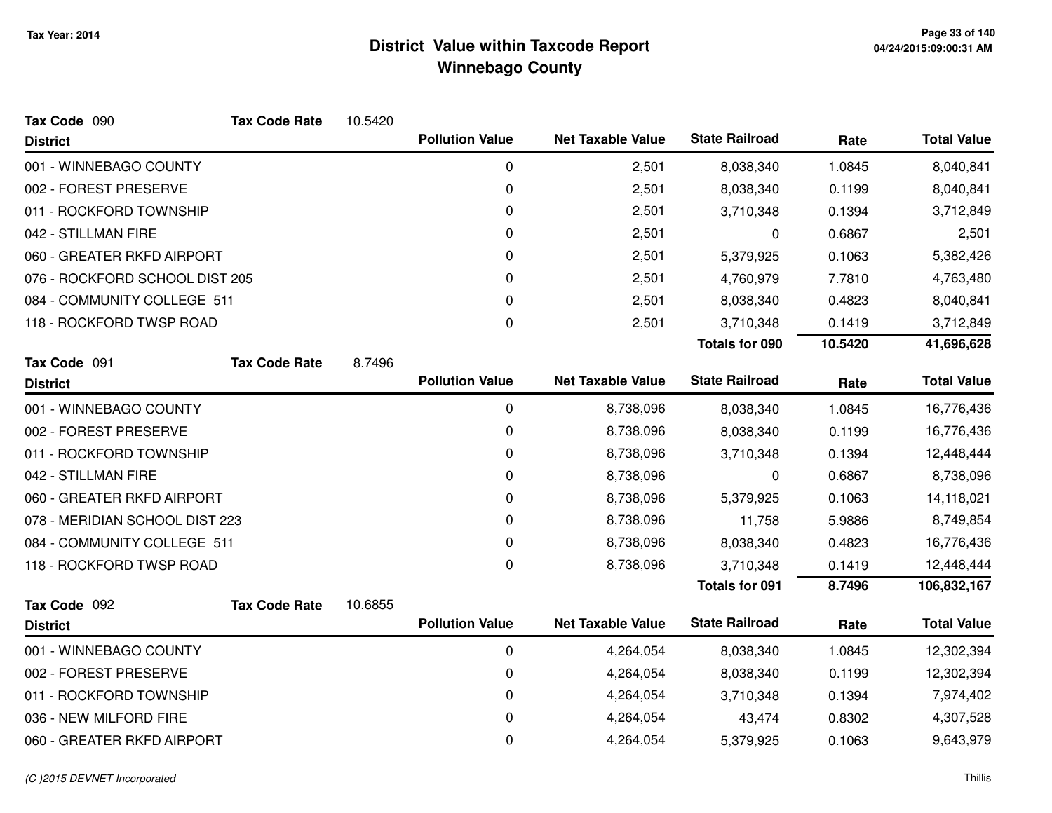# District Value within Taxcode Report
## Winnebago County

Tax Year: 2014

**Tax Code** 090 **Tax Code Rate** 10.5420

| District | Pollution Value | Net Taxable Value | State Railroad | Rate | Total Value |
|---|---|---|---|---|---|
| 001 - WINNEBAGO COUNTY | 0 | 2,501 | 8,038,340 | 1.0845 | 8,040,841 |
| 002 - FOREST PRESERVE | 0 | 2,501 | 8,038,340 | 0.1199 | 8,040,841 |
| 011 - ROCKFORD TOWNSHIP | 0 | 2,501 | 3,710,348 | 0.1394 | 3,712,849 |
| 042 - STILLMAN FIRE | 0 | 2,501 | 0 | 0.6867 | 2,501 |
| 060 - GREATER RKFD AIRPORT | 0 | 2,501 | 5,379,925 | 0.1063 | 5,382,426 |
| 076 - ROCKFORD SCHOOL DIST 205 | 0 | 2,501 | 4,760,979 | 7.7810 | 4,763,480 |
| 084 - COMMUNITY COLLEGE 511 | 0 | 2,501 | 8,038,340 | 0.4823 | 8,040,841 |
| 118 - ROCKFORD TWSP ROAD | 0 | 2,501 | 3,710,348 | 0.1419 | 3,712,849 |
| | | | **Totals for 090** | **10.5420** | **41,696,628** |

**Tax Code** 091 **Tax Code Rate** 8.7496

| District | Pollution Value | Net Taxable Value | State Railroad | Rate | Total Value |
|---|---|---|---|---|---|
| 001 - WINNEBAGO COUNTY | 0 | 8,738,096 | 8,038,340 | 1.0845 | 16,776,436 |
| 002 - FOREST PRESERVE | 0 | 8,738,096 | 8,038,340 | 0.1199 | 16,776,436 |
| 011 - ROCKFORD TOWNSHIP | 0 | 8,738,096 | 3,710,348 | 0.1394 | 12,448,444 |
| 042 - STILLMAN FIRE | 0 | 8,738,096 | 0 | 0.6867 | 8,738,096 |
| 060 - GREATER RKFD AIRPORT | 0 | 8,738,096 | 5,379,925 | 0.1063 | 14,118,021 |
| 078 - MERIDIAN SCHOOL DIST 223 | 0 | 8,738,096 | 11,758 | 5.9886 | 8,749,854 |
| 084 - COMMUNITY COLLEGE 511 | 0 | 8,738,096 | 8,038,340 | 0.4823 | 16,776,436 |
| 118 - ROCKFORD TWSP ROAD | 0 | 8,738,096 | 3,710,348 | 0.1419 | 12,448,444 |
| | | | **Totals for 091** | **8.7496** | **106,832,167** |

**Tax Code** 092 **Tax Code Rate** 10.6855

| District | Pollution Value | Net Taxable Value | State Railroad | Rate | Total Value |
|---|---|---|---|---|---|
| 001 - WINNEBAGO COUNTY | 0 | 4,264,054 | 8,038,340 | 1.0845 | 12,302,394 |
| 002 - FOREST PRESERVE | 0 | 4,264,054 | 8,038,340 | 0.1199 | 12,302,394 |
| 011 - ROCKFORD TOWNSHIP | 0 | 4,264,054 | 3,710,348 | 0.1394 | 7,974,402 |
| 036 - NEW MILFORD FIRE | 0 | 4,264,054 | 43,474 | 0.8302 | 4,307,528 |
| 060 - GREATER RKFD AIRPORT | 0 | 4,264,054 | 5,379,925 | 0.1063 | 9,643,979 |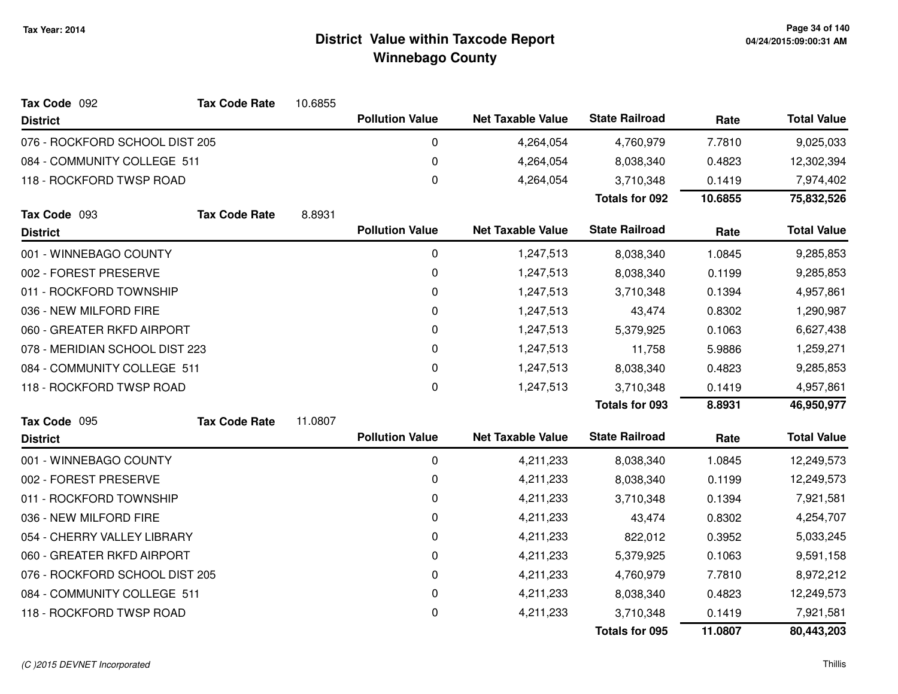# District Value within Taxcode Report
## Winnebago County

Tax Year: 2014

**Tax Code** 092 **Tax Code Rate** 10.6855

| District | Pollution Value | Net Taxable Value | State Railroad | Rate | Total Value |
|---|---|---|---|---|---|
| 076 - ROCKFORD SCHOOL DIST 205 | 0 | 4,264,054 | 4,760,979 | 7.7810 | 9,025,033 |
| 084 - COMMUNITY COLLEGE 511 | 0 | 4,264,054 | 8,038,340 | 0.4823 | 12,302,394 |
| 118 - ROCKFORD TWSP ROAD | 0 | 4,264,054 | 3,710,348 | 0.1419 | 7,974,402 |
| | | | **Totals for 092** | **10.6855** | **75,832,526** |

**Tax Code** 093 **Tax Code Rate** 8.8931

| District | Pollution Value | Net Taxable Value | State Railroad | Rate | Total Value |
|---|---|---|---|---|---|
| 001 - WINNEBAGO COUNTY | 0 | 1,247,513 | 8,038,340 | 1.0845 | 9,285,853 |
| 002 - FOREST PRESERVE | 0 | 1,247,513 | 8,038,340 | 0.1199 | 9,285,853 |
| 011 - ROCKFORD TOWNSHIP | 0 | 1,247,513 | 3,710,348 | 0.1394 | 4,957,861 |
| 036 - NEW MILFORD FIRE | 0 | 1,247,513 | 43,474 | 0.8302 | 1,290,987 |
| 060 - GREATER RKFD AIRPORT | 0 | 1,247,513 | 5,379,925 | 0.1063 | 6,627,438 |
| 078 - MERIDIAN SCHOOL DIST 223 | 0 | 1,247,513 | 11,758 | 5.9886 | 1,259,271 |
| 084 - COMMUNITY COLLEGE 511 | 0 | 1,247,513 | 8,038,340 | 0.4823 | 9,285,853 |
| 118 - ROCKFORD TWSP ROAD | 0 | 1,247,513 | 3,710,348 | 0.1419 | 4,957,861 |
| | | | **Totals for 093** | **8.8931** | **46,950,977** |

**Tax Code** 095 **Tax Code Rate** 11.0807

| District | Pollution Value | Net Taxable Value | State Railroad | Rate | Total Value |
|---|---|---|---|---|---|
| 001 - WINNEBAGO COUNTY | 0 | 4,211,233 | 8,038,340 | 1.0845 | 12,249,573 |
| 002 - FOREST PRESERVE | 0 | 4,211,233 | 8,038,340 | 0.1199 | 12,249,573 |
| 011 - ROCKFORD TOWNSHIP | 0 | 4,211,233 | 3,710,348 | 0.1394 | 7,921,581 |
| 036 - NEW MILFORD FIRE | 0 | 4,211,233 | 43,474 | 0.8302 | 4,254,707 |
| 054 - CHERRY VALLEY LIBRARY | 0 | 4,211,233 | 822,012 | 0.3952 | 5,033,245 |
| 060 - GREATER RKFD AIRPORT | 0 | 4,211,233 | 5,379,925 | 0.1063 | 9,591,158 |
| 076 - ROCKFORD SCHOOL DIST 205 | 0 | 4,211,233 | 4,760,979 | 7.7810 | 8,972,212 |
| 084 - COMMUNITY COLLEGE 511 | 0 | 4,211,233 | 8,038,340 | 0.4823 | 12,249,573 |
| 118 - ROCKFORD TWSP ROAD | 0 | 4,211,233 | 3,710,348 | 0.1419 | 7,921,581 |
| | | | **Totals for 095** | **11.0807** | **80,443,203** |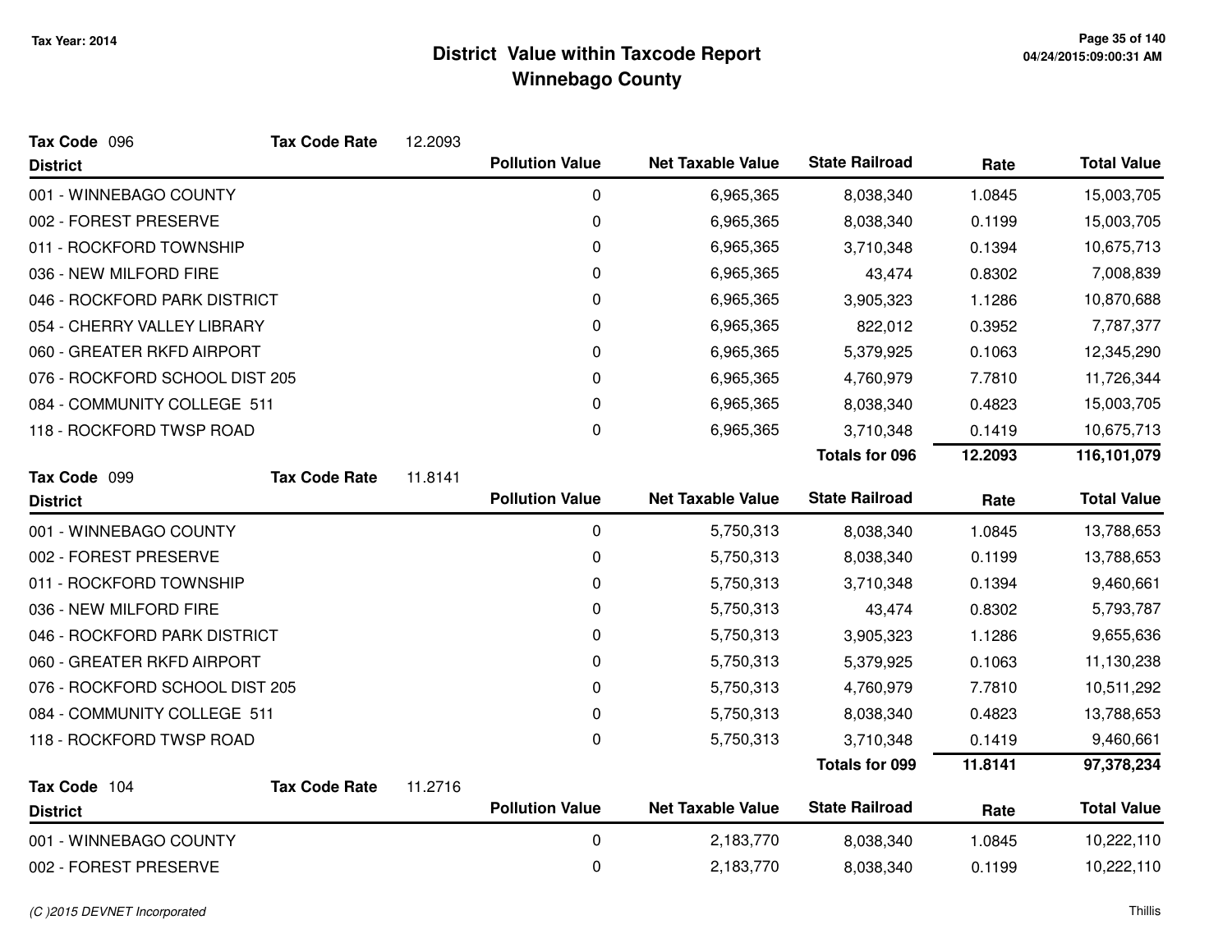# District Value within Taxcode Report
## Winnebago County

Tax Year: 2014

**Tax Code** 096 **Tax Code Rate** 12.2093

| District | Pollution Value | Net Taxable Value | State Railroad | Rate | Total Value |
|---|---|---|---|---|---|
| 001 - WINNEBAGO COUNTY | 0 | 6,965,365 | 8,038,340 | 1.0845 | 15,003,705 |
| 002 - FOREST PRESERVE | 0 | 6,965,365 | 8,038,340 | 0.1199 | 15,003,705 |
| 011 - ROCKFORD TOWNSHIP | 0 | 6,965,365 | 3,710,348 | 0.1394 | 10,675,713 |
| 036 - NEW MILFORD FIRE | 0 | 6,965,365 | 43,474 | 0.8302 | 7,008,839 |
| 046 - ROCKFORD PARK DISTRICT | 0 | 6,965,365 | 3,905,323 | 1.1286 | 10,870,688 |
| 054 - CHERRY VALLEY LIBRARY | 0 | 6,965,365 | 822,012 | 0.3952 | 7,787,377 |
| 060 - GREATER RKFD AIRPORT | 0 | 6,965,365 | 5,379,925 | 0.1063 | 12,345,290 |
| 076 - ROCKFORD SCHOOL DIST 205 | 0 | 6,965,365 | 4,760,979 | 7.7810 | 11,726,344 |
| 084 - COMMUNITY COLLEGE 511 | 0 | 6,965,365 | 8,038,340 | 0.4823 | 15,003,705 |
| 118 - ROCKFORD TWSP ROAD | 0 | 6,965,365 | 3,710,348 | 0.1419 | 10,675,713 |
| | | | **Totals for 096** | **12.2093** | **116,101,079** |

**Tax Code** 099 **Tax Code Rate** 11.8141

| District | Pollution Value | Net Taxable Value | State Railroad | Rate | Total Value |
|---|---|---|---|---|---|
| 001 - WINNEBAGO COUNTY | 0 | 5,750,313 | 8,038,340 | 1.0845 | 13,788,653 |
| 002 - FOREST PRESERVE | 0 | 5,750,313 | 8,038,340 | 0.1199 | 13,788,653 |
| 011 - ROCKFORD TOWNSHIP | 0 | 5,750,313 | 3,710,348 | 0.1394 | 9,460,661 |
| 036 - NEW MILFORD FIRE | 0 | 5,750,313 | 43,474 | 0.8302 | 5,793,787 |
| 046 - ROCKFORD PARK DISTRICT | 0 | 5,750,313 | 3,905,323 | 1.1286 | 9,655,636 |
| 060 - GREATER RKFD AIRPORT | 0 | 5,750,313 | 5,379,925 | 0.1063 | 11,130,238 |
| 076 - ROCKFORD SCHOOL DIST 205 | 0 | 5,750,313 | 4,760,979 | 7.7810 | 10,511,292 |
| 084 - COMMUNITY COLLEGE 511 | 0 | 5,750,313 | 8,038,340 | 0.4823 | 13,788,653 |
| 118 - ROCKFORD TWSP ROAD | 0 | 5,750,313 | 3,710,348 | 0.1419 | 9,460,661 |
| | | | **Totals for 099** | **11.8141** | **97,378,234** |

**Tax Code** 104 **Tax Code Rate** 11.2716

| District | Pollution Value | Net Taxable Value | State Railroad | Rate | Total Value |
|---|---|---|---|---|---|
| 001 - WINNEBAGO COUNTY | 0 | 2,183,770 | 8,038,340 | 1.0845 | 10,222,110 |
| 002 - FOREST PRESERVE | 0 | 2,183,770 | 8,038,340 | 0.1199 | 10,222,110 |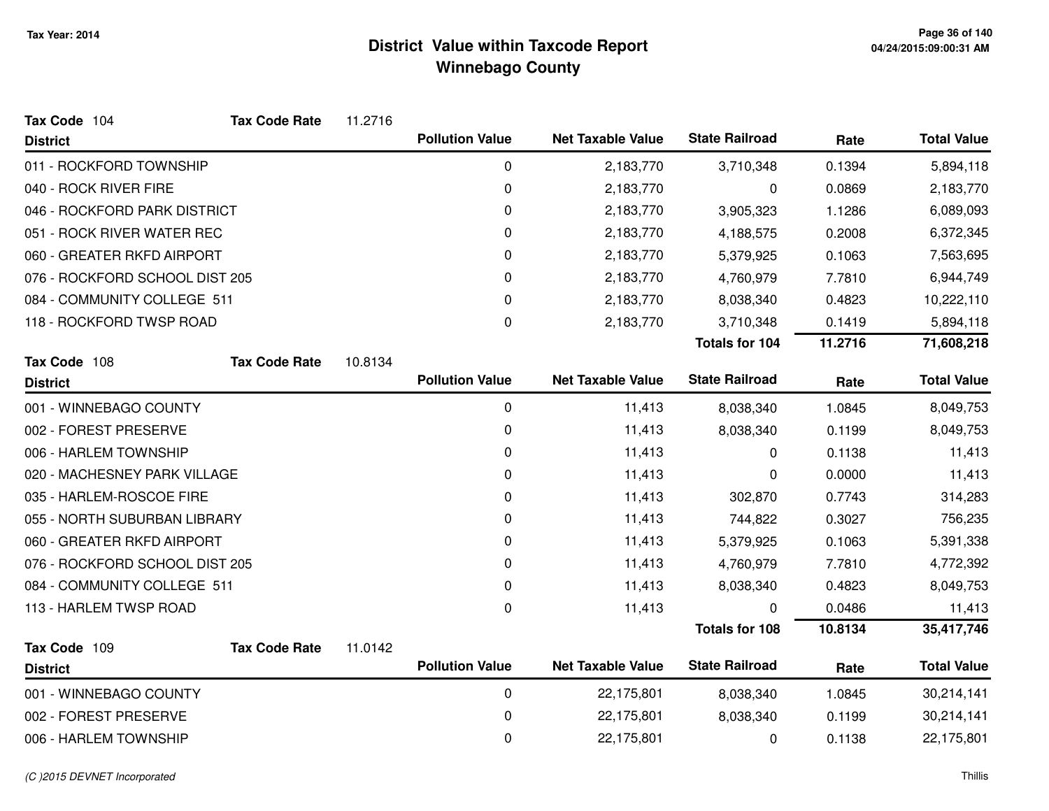# District Value within Taxcode Report
## Winnebago County

Tax Year: 2014

**Tax Code** 104 **Tax Code Rate** 11.2716

| District | Pollution Value | Net Taxable Value | State Railroad | Rate | Total Value |
|---|---|---|---|---|---|
| 011 - ROCKFORD TOWNSHIP | 0 | 2,183,770 | 3,710,348 | 0.1394 | 5,894,118 |
| 040 - ROCK RIVER FIRE | 0 | 2,183,770 | 0 | 0.0869 | 2,183,770 |
| 046 - ROCKFORD PARK DISTRICT | 0 | 2,183,770 | 3,905,323 | 1.1286 | 6,089,093 |
| 051 - ROCK RIVER WATER REC | 0 | 2,183,770 | 4,188,575 | 0.2008 | 6,372,345 |
| 060 - GREATER RKFD AIRPORT | 0 | 2,183,770 | 5,379,925 | 0.1063 | 7,563,695 |
| 076 - ROCKFORD SCHOOL DIST 205 | 0 | 2,183,770 | 4,760,979 | 7.7810 | 6,944,749 |
| 084 - COMMUNITY COLLEGE 511 | 0 | 2,183,770 | 8,038,340 | 0.4823 | 10,222,110 |
| 118 - ROCKFORD TWSP ROAD | 0 | 2,183,770 | 3,710,348 | 0.1419 | 5,894,118 |
| | | | **Totals for 104** | **11.2716** | **71,608,218** |

**Tax Code** 108 **Tax Code Rate** 10.8134

| District | Pollution Value | Net Taxable Value | State Railroad | Rate | Total Value |
|---|---|---|---|---|---|
| 001 - WINNEBAGO COUNTY | 0 | 11,413 | 8,038,340 | 1.0845 | 8,049,753 |
| 002 - FOREST PRESERVE | 0 | 11,413 | 8,038,340 | 0.1199 | 8,049,753 |
| 006 - HARLEM TOWNSHIP | 0 | 11,413 | 0 | 0.1138 | 11,413 |
| 020 - MACHESNEY PARK VILLAGE | 0 | 11,413 | 0 | 0.0000 | 11,413 |
| 035 - HARLEM-ROSCOE FIRE | 0 | 11,413 | 302,870 | 0.7743 | 314,283 |
| 055 - NORTH SUBURBAN LIBRARY | 0 | 11,413 | 744,822 | 0.3027 | 756,235 |
| 060 - GREATER RKFD AIRPORT | 0 | 11,413 | 5,379,925 | 0.1063 | 5,391,338 |
| 076 - ROCKFORD SCHOOL DIST 205 | 0 | 11,413 | 4,760,979 | 7.7810 | 4,772,392 |
| 084 - COMMUNITY COLLEGE 511 | 0 | 11,413 | 8,038,340 | 0.4823 | 8,049,753 |
| 113 - HARLEM TWSP ROAD | 0 | 11,413 | 0 | 0.0486 | 11,413 |
| | | | **Totals for 108** | **10.8134** | **35,417,746** |

**Tax Code** 109 **Tax Code Rate** 11.0142

| District | Pollution Value | Net Taxable Value | State Railroad | Rate | Total Value |
|---|---|---|---|---|---|
| 001 - WINNEBAGO COUNTY | 0 | 22,175,801 | 8,038,340 | 1.0845 | 30,214,141 |
| 002 - FOREST PRESERVE | 0 | 22,175,801 | 8,038,340 | 0.1199 | 30,214,141 |
| 006 - HARLEM TOWNSHIP | 0 | 22,175,801 | 0 | 0.1138 | 22,175,801 |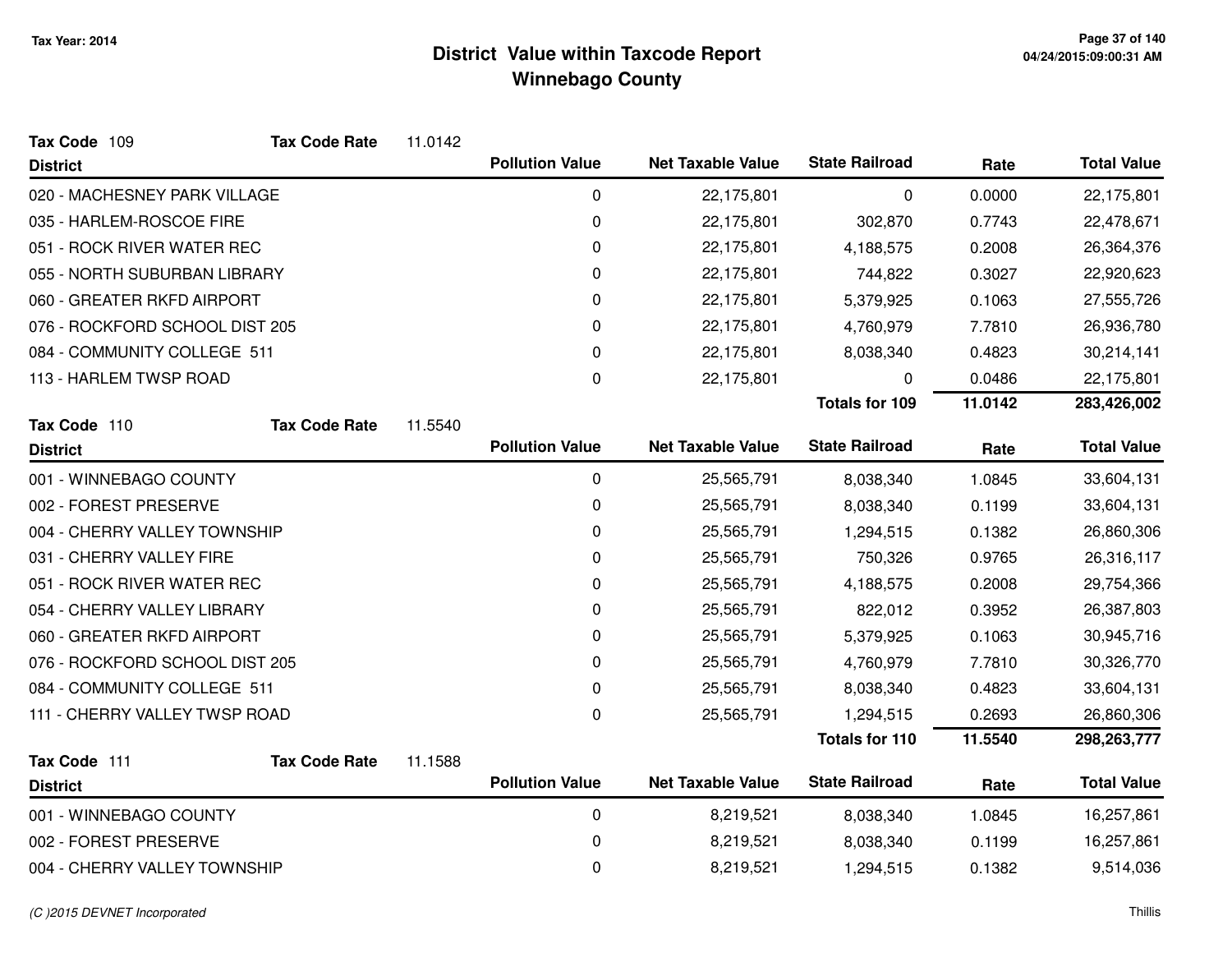# District Value within Taxcode Report
## Winnebago County

Tax Year: 2014

**Tax Code** 109 **Tax Code Rate** 11.0142

| District | Pollution Value | Net Taxable Value | State Railroad | Rate | Total Value |
|---|---|---|---|---|---|
| 020 - MACHESNEY PARK VILLAGE | 0 | 22,175,801 | 0 | 0.0000 | 22,175,801 |
| 035 - HARLEM-ROSCOE FIRE | 0 | 22,175,801 | 302,870 | 0.7743 | 22,478,671 |
| 051 - ROCK RIVER WATER REC | 0 | 22,175,801 | 4,188,575 | 0.2008 | 26,364,376 |
| 055 - NORTH SUBURBAN LIBRARY | 0 | 22,175,801 | 744,822 | 0.3027 | 22,920,623 |
| 060 - GREATER RKFD AIRPORT | 0 | 22,175,801 | 5,379,925 | 0.1063 | 27,555,726 |
| 076 - ROCKFORD SCHOOL DIST 205 | 0 | 22,175,801 | 4,760,979 | 7.7810 | 26,936,780 |
| 084 - COMMUNITY COLLEGE 511 | 0 | 22,175,801 | 8,038,340 | 0.4823 | 30,214,141 |
| 113 - HARLEM TWSP ROAD | 0 | 22,175,801 | 0 | 0.0486 | 22,175,801 |
| | | | **Totals for 109** | **11.0142** | **283,426,002** |

**Tax Code** 110 **Tax Code Rate** 11.5540

| District | Pollution Value | Net Taxable Value | State Railroad | Rate | Total Value |
|---|---|---|---|---|---|
| 001 - WINNEBAGO COUNTY | 0 | 25,565,791 | 8,038,340 | 1.0845 | 33,604,131 |
| 002 - FOREST PRESERVE | 0 | 25,565,791 | 8,038,340 | 0.1199 | 33,604,131 |
| 004 - CHERRY VALLEY TOWNSHIP | 0 | 25,565,791 | 1,294,515 | 0.1382 | 26,860,306 |
| 031 - CHERRY VALLEY FIRE | 0 | 25,565,791 | 750,326 | 0.9765 | 26,316,117 |
| 051 - ROCK RIVER WATER REC | 0 | 25,565,791 | 4,188,575 | 0.2008 | 29,754,366 |
| 054 - CHERRY VALLEY LIBRARY | 0 | 25,565,791 | 822,012 | 0.3952 | 26,387,803 |
| 060 - GREATER RKFD AIRPORT | 0 | 25,565,791 | 5,379,925 | 0.1063 | 30,945,716 |
| 076 - ROCKFORD SCHOOL DIST 205 | 0 | 25,565,791 | 4,760,979 | 7.7810 | 30,326,770 |
| 084 - COMMUNITY COLLEGE 511 | 0 | 25,565,791 | 8,038,340 | 0.4823 | 33,604,131 |
| 111 - CHERRY VALLEY TWSP ROAD | 0 | 25,565,791 | 1,294,515 | 0.2693 | 26,860,306 |
| | | | **Totals for 110** | **11.5540** | **298,263,777** |

**Tax Code** 111 **Tax Code Rate** 11.1588

| District | Pollution Value | Net Taxable Value | State Railroad | Rate | Total Value |
|---|---|---|---|---|---|
| 001 - WINNEBAGO COUNTY | 0 | 8,219,521 | 8,038,340 | 1.0845 | 16,257,861 |
| 002 - FOREST PRESERVE | 0 | 8,219,521 | 8,038,340 | 0.1199 | 16,257,861 |
| 004 - CHERRY VALLEY TOWNSHIP | 0 | 8,219,521 | 1,294,515 | 0.1382 | 9,514,036 |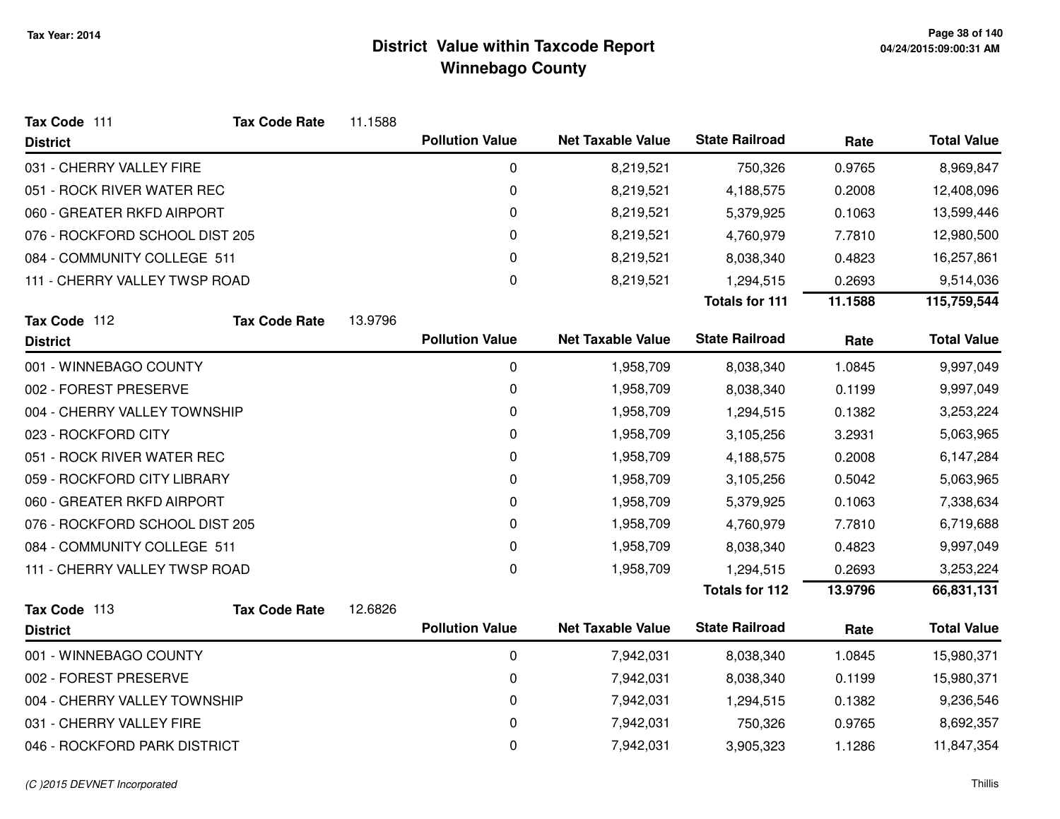# District Value within Taxcode Report
## Winnebago County

Tax Year: 2014

**Tax Code** 111 **Tax Code Rate** 11.1588

| District | Pollution Value | Net Taxable Value | State Railroad | Rate | Total Value |
|---|---|---|---|---|---|
| 031 - CHERRY VALLEY FIRE | 0 | 8,219,521 | 750,326 | 0.9765 | 8,969,847 |
| 051 - ROCK RIVER WATER REC | 0 | 8,219,521 | 4,188,575 | 0.2008 | 12,408,096 |
| 060 - GREATER RKFD AIRPORT | 0 | 8,219,521 | 5,379,925 | 0.1063 | 13,599,446 |
| 076 - ROCKFORD SCHOOL DIST 205 | 0 | 8,219,521 | 4,760,979 | 7.7810 | 12,980,500 |
| 084 - COMMUNITY COLLEGE 511 | 0 | 8,219,521 | 8,038,340 | 0.4823 | 16,257,861 |
| 111 - CHERRY VALLEY TWSP ROAD | 0 | 8,219,521 | 1,294,515 | 0.2693 | 9,514,036 |
| | | | **Totals for 111** | **11.1588** | **115,759,544** |

**Tax Code** 112 **Tax Code Rate** 13.9796

| District | Pollution Value | Net Taxable Value | State Railroad | Rate | Total Value |
|---|---|---|---|---|---|
| 001 - WINNEBAGO COUNTY | 0 | 1,958,709 | 8,038,340 | 1.0845 | 9,997,049 |
| 002 - FOREST PRESERVE | 0 | 1,958,709 | 8,038,340 | 0.1199 | 9,997,049 |
| 004 - CHERRY VALLEY TOWNSHIP | 0 | 1,958,709 | 1,294,515 | 0.1382 | 3,253,224 |
| 023 - ROCKFORD CITY | 0 | 1,958,709 | 3,105,256 | 3.2931 | 5,063,965 |
| 051 - ROCK RIVER WATER REC | 0 | 1,958,709 | 4,188,575 | 0.2008 | 6,147,284 |
| 059 - ROCKFORD CITY LIBRARY | 0 | 1,958,709 | 3,105,256 | 0.5042 | 5,063,965 |
| 060 - GREATER RKFD AIRPORT | 0 | 1,958,709 | 5,379,925 | 0.1063 | 7,338,634 |
| 076 - ROCKFORD SCHOOL DIST 205 | 0 | 1,958,709 | 4,760,979 | 7.7810 | 6,719,688 |
| 084 - COMMUNITY COLLEGE 511 | 0 | 1,958,709 | 8,038,340 | 0.4823 | 9,997,049 |
| 111 - CHERRY VALLEY TWSP ROAD | 0 | 1,958,709 | 1,294,515 | 0.2693 | 3,253,224 |
| | | | **Totals for 112** | **13.9796** | **66,831,131** |

**Tax Code** 113 **Tax Code Rate** 12.6826

| District | Pollution Value | Net Taxable Value | State Railroad | Rate | Total Value |
|---|---|---|---|---|---|
| 001 - WINNEBAGO COUNTY | 0 | 7,942,031 | 8,038,340 | 1.0845 | 15,980,371 |
| 002 - FOREST PRESERVE | 0 | 7,942,031 | 8,038,340 | 0.1199 | 15,980,371 |
| 004 - CHERRY VALLEY TOWNSHIP | 0 | 7,942,031 | 1,294,515 | 0.1382 | 9,236,546 |
| 031 - CHERRY VALLEY FIRE | 0 | 7,942,031 | 750,326 | 0.9765 | 8,692,357 |
| 046 - ROCKFORD PARK DISTRICT | 0 | 7,942,031 | 3,905,323 | 1.1286 | 11,847,354 |

(C )2015 DEVNET Incorporated — Thillis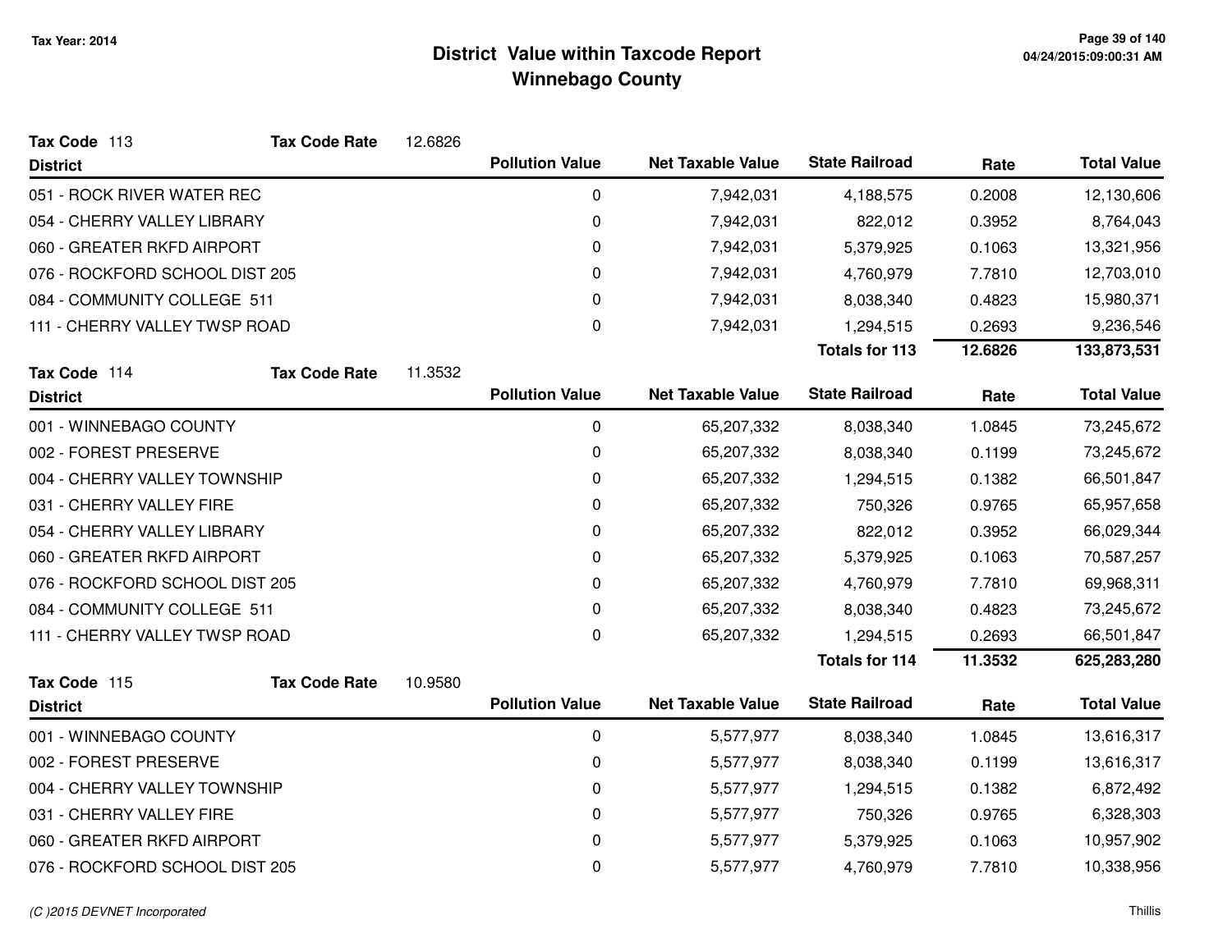# District Value within Taxcode Report
## Winnebago County

Tax Year: 2014

**Tax Code** 113 **Tax Code Rate** 12.6826

| District | Pollution Value | Net Taxable Value | State Railroad | Rate | Total Value |
|---|---|---|---|---|---|
| 051 - ROCK RIVER WATER REC | 0 | 7,942,031 | 4,188,575 | 0.2008 | 12,130,606 |
| 054 - CHERRY VALLEY LIBRARY | 0 | 7,942,031 | 822,012 | 0.3952 | 8,764,043 |
| 060 - GREATER RKFD AIRPORT | 0 | 7,942,031 | 5,379,925 | 0.1063 | 13,321,956 |
| 076 - ROCKFORD SCHOOL DIST 205 | 0 | 7,942,031 | 4,760,979 | 7.7810 | 12,703,010 |
| 084 - COMMUNITY COLLEGE 511 | 0 | 7,942,031 | 8,038,340 | 0.4823 | 15,980,371 |
| 111 - CHERRY VALLEY TWSP ROAD | 0 | 7,942,031 | 1,294,515 | 0.2693 | 9,236,546 |
| | | | **Totals for 113** | **12.6826** | **133,873,531** |

**Tax Code** 114 **Tax Code Rate** 11.3532

| District | Pollution Value | Net Taxable Value | State Railroad | Rate | Total Value |
|---|---|---|---|---|---|
| 001 - WINNEBAGO COUNTY | 0 | 65,207,332 | 8,038,340 | 1.0845 | 73,245,672 |
| 002 - FOREST PRESERVE | 0 | 65,207,332 | 8,038,340 | 0.1199 | 73,245,672 |
| 004 - CHERRY VALLEY TOWNSHIP | 0 | 65,207,332 | 1,294,515 | 0.1382 | 66,501,847 |
| 031 - CHERRY VALLEY FIRE | 0 | 65,207,332 | 750,326 | 0.9765 | 65,957,658 |
| 054 - CHERRY VALLEY LIBRARY | 0 | 65,207,332 | 822,012 | 0.3952 | 66,029,344 |
| 060 - GREATER RKFD AIRPORT | 0 | 65,207,332 | 5,379,925 | 0.1063 | 70,587,257 |
| 076 - ROCKFORD SCHOOL DIST 205 | 0 | 65,207,332 | 4,760,979 | 7.7810 | 69,968,311 |
| 084 - COMMUNITY COLLEGE 511 | 0 | 65,207,332 | 8,038,340 | 0.4823 | 73,245,672 |
| 111 - CHERRY VALLEY TWSP ROAD | 0 | 65,207,332 | 1,294,515 | 0.2693 | 66,501,847 |
| | | | **Totals for 114** | **11.3532** | **625,283,280** |

**Tax Code** 115 **Tax Code Rate** 10.9580

| District | Pollution Value | Net Taxable Value | State Railroad | Rate | Total Value |
|---|---|---|---|---|---|
| 001 - WINNEBAGO COUNTY | 0 | 5,577,977 | 8,038,340 | 1.0845 | 13,616,317 |
| 002 - FOREST PRESERVE | 0 | 5,577,977 | 8,038,340 | 0.1199 | 13,616,317 |
| 004 - CHERRY VALLEY TOWNSHIP | 0 | 5,577,977 | 1,294,515 | 0.1382 | 6,872,492 |
| 031 - CHERRY VALLEY FIRE | 0 | 5,577,977 | 750,326 | 0.9765 | 6,328,303 |
| 060 - GREATER RKFD AIRPORT | 0 | 5,577,977 | 5,379,925 | 0.1063 | 10,957,902 |
| 076 - ROCKFORD SCHOOL DIST 205 | 0 | 5,577,977 | 4,760,979 | 7.7810 | 10,338,956 |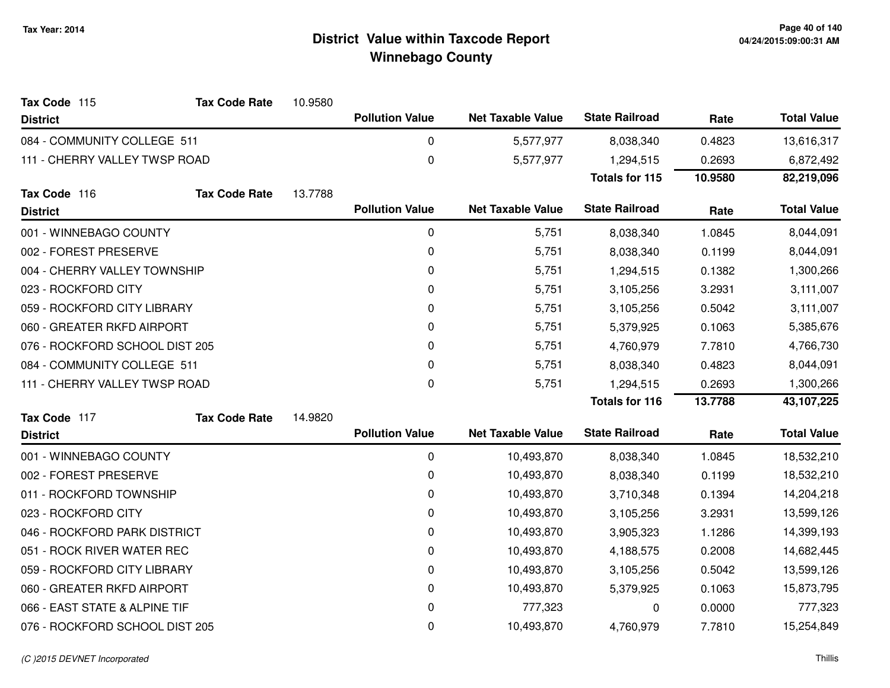# District Value within Taxcode Report
## Winnebago County

Tax Year: 2014

**Tax Code** 115 **Tax Code Rate** 10.9580

| District | Pollution Value | Net Taxable Value | State Railroad | Rate | Total Value |
|---|---|---|---|---|---|
| 084 - COMMUNITY COLLEGE 511 | 0 | 5,577,977 | 8,038,340 | 0.4823 | 13,616,317 |
| 111 - CHERRY VALLEY TWSP ROAD | 0 | 5,577,977 | 1,294,515 | 0.2693 | 6,872,492 |
| | | | **Totals for 115** | **10.9580** | **82,219,096** |

**Tax Code** 116 **Tax Code Rate** 13.7788

| District | Pollution Value | Net Taxable Value | State Railroad | Rate | Total Value |
|---|---|---|---|---|---|
| 001 - WINNEBAGO COUNTY | 0 | 5,751 | 8,038,340 | 1.0845 | 8,044,091 |
| 002 - FOREST PRESERVE | 0 | 5,751 | 8,038,340 | 0.1199 | 8,044,091 |
| 004 - CHERRY VALLEY TOWNSHIP | 0 | 5,751 | 1,294,515 | 0.1382 | 1,300,266 |
| 023 - ROCKFORD CITY | 0 | 5,751 | 3,105,256 | 3.2931 | 3,111,007 |
| 059 - ROCKFORD CITY LIBRARY | 0 | 5,751 | 3,105,256 | 0.5042 | 3,111,007 |
| 060 - GREATER RKFD AIRPORT | 0 | 5,751 | 5,379,925 | 0.1063 | 5,385,676 |
| 076 - ROCKFORD SCHOOL DIST 205 | 0 | 5,751 | 4,760,979 | 7.7810 | 4,766,730 |
| 084 - COMMUNITY COLLEGE 511 | 0 | 5,751 | 8,038,340 | 0.4823 | 8,044,091 |
| 111 - CHERRY VALLEY TWSP ROAD | 0 | 5,751 | 1,294,515 | 0.2693 | 1,300,266 |
| | | | **Totals for 116** | **13.7788** | **43,107,225** |

**Tax Code** 117 **Tax Code Rate** 14.9820

| District | Pollution Value | Net Taxable Value | State Railroad | Rate | Total Value |
|---|---|---|---|---|---|
| 001 - WINNEBAGO COUNTY | 0 | 10,493,870 | 8,038,340 | 1.0845 | 18,532,210 |
| 002 - FOREST PRESERVE | 0 | 10,493,870 | 8,038,340 | 0.1199 | 18,532,210 |
| 011 - ROCKFORD TOWNSHIP | 0 | 10,493,870 | 3,710,348 | 0.1394 | 14,204,218 |
| 023 - ROCKFORD CITY | 0 | 10,493,870 | 3,105,256 | 3.2931 | 13,599,126 |
| 046 - ROCKFORD PARK DISTRICT | 0 | 10,493,870 | 3,905,323 | 1.1286 | 14,399,193 |
| 051 - ROCK RIVER WATER REC | 0 | 10,493,870 | 4,188,575 | 0.2008 | 14,682,445 |
| 059 - ROCKFORD CITY LIBRARY | 0 | 10,493,870 | 3,105,256 | 0.5042 | 13,599,126 |
| 060 - GREATER RKFD AIRPORT | 0 | 10,493,870 | 5,379,925 | 0.1063 | 15,873,795 |
| 066 - EAST STATE & ALPINE TIF | 0 | 777,323 | 0 | 0.0000 | 777,323 |
| 076 - ROCKFORD SCHOOL DIST 205 | 0 | 10,493,870 | 4,760,979 | 7.7810 | 15,254,849 |

*(C )2015 DEVNET Incorporated*

Thillis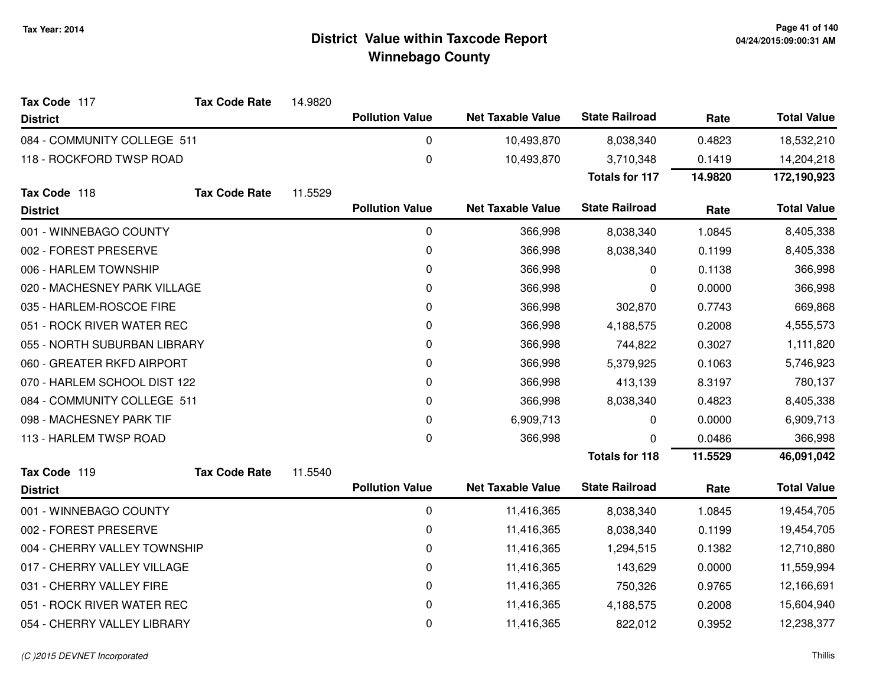# District Value within Taxcode Report
## Winnebago County

Tax Year: 2014

**Tax Code** 117 **Tax Code Rate** 14.9820

| District | Pollution Value | Net Taxable Value | State Railroad | Rate | Total Value |
|---|---|---|---|---|---|
| 084 - COMMUNITY COLLEGE 511 | 0 | 10,493,870 | 8,038,340 | 0.4823 | 18,532,210 |
| 118 - ROCKFORD TWSP ROAD | 0 | 10,493,870 | 3,710,348 | 0.1419 | 14,204,218 |
| | | | **Totals for 117** | **14.9820** | **172,190,923** |

**Tax Code** 118 **Tax Code Rate** 11.5529

| District | Pollution Value | Net Taxable Value | State Railroad | Rate | Total Value |
|---|---|---|---|---|---|
| 001 - WINNEBAGO COUNTY | 0 | 366,998 | 8,038,340 | 1.0845 | 8,405,338 |
| 002 - FOREST PRESERVE | 0 | 366,998 | 8,038,340 | 0.1199 | 8,405,338 |
| 006 - HARLEM TOWNSHIP | 0 | 366,998 | 0 | 0.1138 | 366,998 |
| 020 - MACHESNEY PARK VILLAGE | 0 | 366,998 | 0 | 0.0000 | 366,998 |
| 035 - HARLEM-ROSCOE FIRE | 0 | 366,998 | 302,870 | 0.7743 | 669,868 |
| 051 - ROCK RIVER WATER REC | 0 | 366,998 | 4,188,575 | 0.2008 | 4,555,573 |
| 055 - NORTH SUBURBAN LIBRARY | 0 | 366,998 | 744,822 | 0.3027 | 1,111,820 |
| 060 - GREATER RKFD AIRPORT | 0 | 366,998 | 5,379,925 | 0.1063 | 5,746,923 |
| 070 - HARLEM SCHOOL DIST 122 | 0 | 366,998 | 413,139 | 8.3197 | 780,137 |
| 084 - COMMUNITY COLLEGE 511 | 0 | 366,998 | 8,038,340 | 0.4823 | 8,405,338 |
| 098 - MACHESNEY PARK TIF | 0 | 6,909,713 | 0 | 0.0000 | 6,909,713 |
| 113 - HARLEM TWSP ROAD | 0 | 366,998 | 0 | 0.0486 | 366,998 |
| | | | **Totals for 118** | **11.5529** | **46,091,042** |

**Tax Code** 119 **Tax Code Rate** 11.5540

| District | Pollution Value | Net Taxable Value | State Railroad | Rate | Total Value |
|---|---|---|---|---|---|
| 001 - WINNEBAGO COUNTY | 0 | 11,416,365 | 8,038,340 | 1.0845 | 19,454,705 |
| 002 - FOREST PRESERVE | 0 | 11,416,365 | 8,038,340 | 0.1199 | 19,454,705 |
| 004 - CHERRY VALLEY TOWNSHIP | 0 | 11,416,365 | 1,294,515 | 0.1382 | 12,710,880 |
| 017 - CHERRY VALLEY VILLAGE | 0 | 11,416,365 | 143,629 | 0.0000 | 11,559,994 |
| 031 - CHERRY VALLEY FIRE | 0 | 11,416,365 | 750,326 | 0.9765 | 12,166,691 |
| 051 - ROCK RIVER WATER REC | 0 | 11,416,365 | 4,188,575 | 0.2008 | 15,604,940 |
| 054 - CHERRY VALLEY LIBRARY | 0 | 11,416,365 | 822,012 | 0.3952 | 12,238,377 |

(C )2015 DEVNET Incorporated

Thillis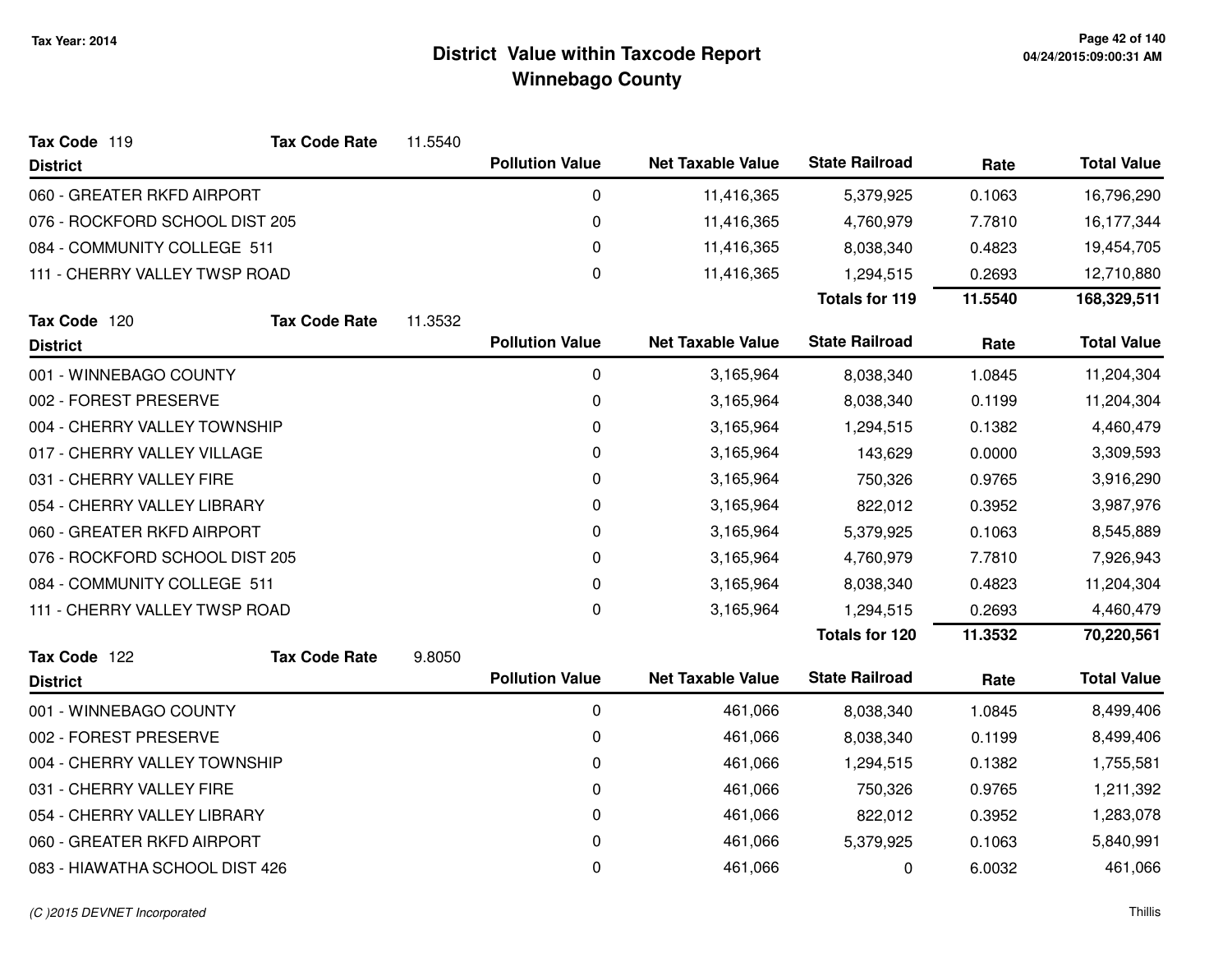Tax Year: 2014

# District Value within Taxcode Report
## Winnebago County

**Tax Code** 119 **Tax Code Rate** 11.5540

| District | Pollution Value | Net Taxable Value | State Railroad | Rate | Total Value |
|---|---|---|---|---|---|
| 060 - GREATER RKFD AIRPORT | 0 | 11,416,365 | 5,379,925 | 0.1063 | 16,796,290 |
| 076 - ROCKFORD SCHOOL DIST 205 | 0 | 11,416,365 | 4,760,979 | 7.7810 | 16,177,344 |
| 084 - COMMUNITY COLLEGE 511 | 0 | 11,416,365 | 8,038,340 | 0.4823 | 19,454,705 |
| 111 - CHERRY VALLEY TWSP ROAD | 0 | 11,416,365 | 1,294,515 | 0.2693 | 12,710,880 |
| | | | **Totals for 119** | **11.5540** | **168,329,511** |

**Tax Code** 120 **Tax Code Rate** 11.3532

| District | Pollution Value | Net Taxable Value | State Railroad | Rate | Total Value |
|---|---|---|---|---|---|
| 001 - WINNEBAGO COUNTY | 0 | 3,165,964 | 8,038,340 | 1.0845 | 11,204,304 |
| 002 - FOREST PRESERVE | 0 | 3,165,964 | 8,038,340 | 0.1199 | 11,204,304 |
| 004 - CHERRY VALLEY TOWNSHIP | 0 | 3,165,964 | 1,294,515 | 0.1382 | 4,460,479 |
| 017 - CHERRY VALLEY VILLAGE | 0 | 3,165,964 | 143,629 | 0.0000 | 3,309,593 |
| 031 - CHERRY VALLEY FIRE | 0 | 3,165,964 | 750,326 | 0.9765 | 3,916,290 |
| 054 - CHERRY VALLEY LIBRARY | 0 | 3,165,964 | 822,012 | 0.3952 | 3,987,976 |
| 060 - GREATER RKFD AIRPORT | 0 | 3,165,964 | 5,379,925 | 0.1063 | 8,545,889 |
| 076 - ROCKFORD SCHOOL DIST 205 | 0 | 3,165,964 | 4,760,979 | 7.7810 | 7,926,943 |
| 084 - COMMUNITY COLLEGE 511 | 0 | 3,165,964 | 8,038,340 | 0.4823 | 11,204,304 |
| 111 - CHERRY VALLEY TWSP ROAD | 0 | 3,165,964 | 1,294,515 | 0.2693 | 4,460,479 |
| | | | **Totals for 120** | **11.3532** | **70,220,561** |

**Tax Code** 122 **Tax Code Rate** 9.8050

| District | Pollution Value | Net Taxable Value | State Railroad | Rate | Total Value |
|---|---|---|---|---|---|
| 001 - WINNEBAGO COUNTY | 0 | 461,066 | 8,038,340 | 1.0845 | 8,499,406 |
| 002 - FOREST PRESERVE | 0 | 461,066 | 8,038,340 | 0.1199 | 8,499,406 |
| 004 - CHERRY VALLEY TOWNSHIP | 0 | 461,066 | 1,294,515 | 0.1382 | 1,755,581 |
| 031 - CHERRY VALLEY FIRE | 0 | 461,066 | 750,326 | 0.9765 | 1,211,392 |
| 054 - CHERRY VALLEY LIBRARY | 0 | 461,066 | 822,012 | 0.3952 | 1,283,078 |
| 060 - GREATER RKFD AIRPORT | 0 | 461,066 | 5,379,925 | 0.1063 | 5,840,991 |
| 083 - HIAWATHA SCHOOL DIST 426 | 0 | 461,066 | 0 | 6.0032 | 461,066 |

(C )2015 DEVNET Incorporated Thillis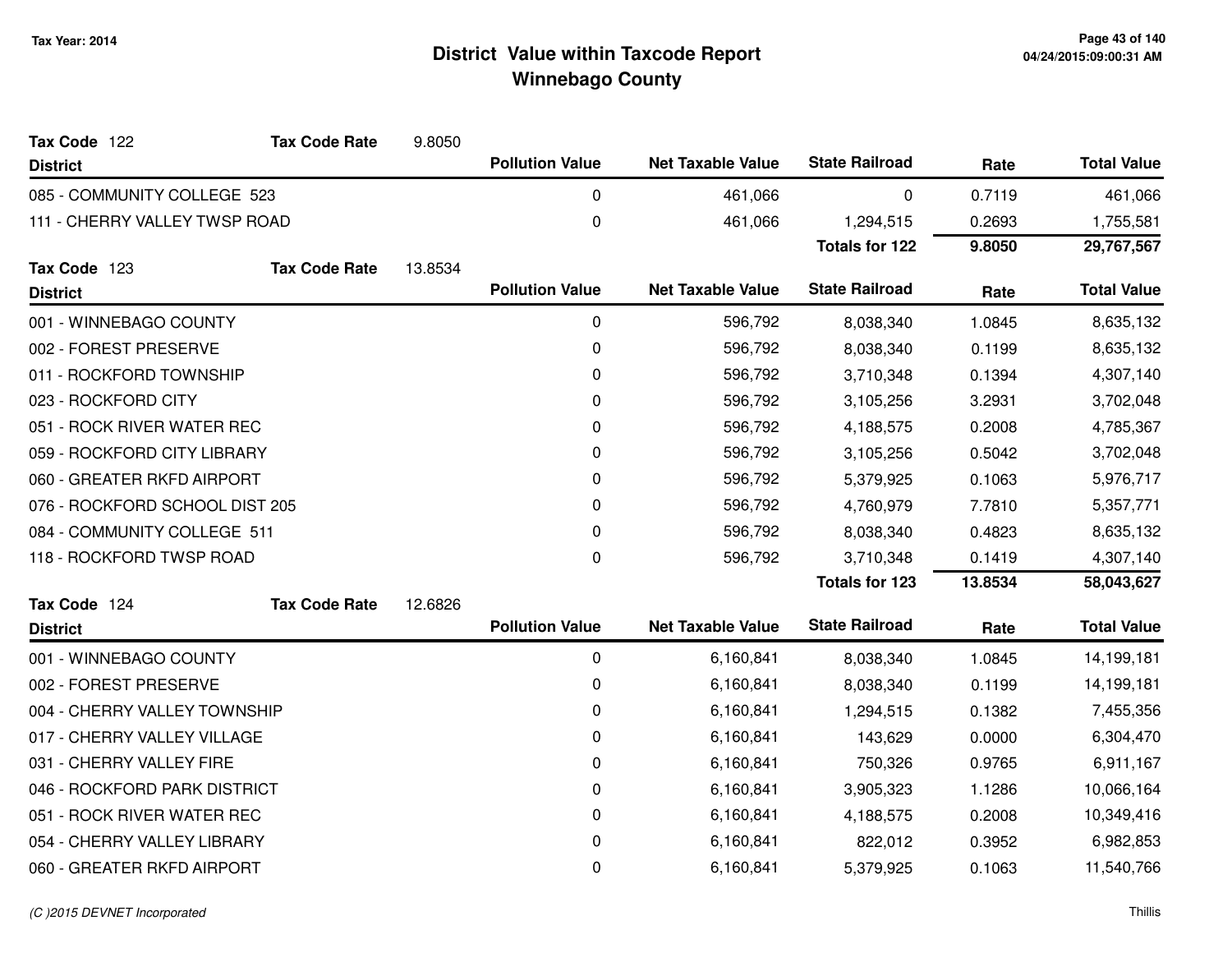**Tax Year: 2014**

# District Value within Taxcode Report
## Winnebago County

**Tax Code** 122 **Tax Code Rate** 9.8050

| District | Pollution Value | Net Taxable Value | State Railroad | Rate | Total Value |
|---|---|---|---|---|---|
| 085 - COMMUNITY COLLEGE 523 | 0 | 461,066 | 0 | 0.7119 | 461,066 |
| 111 - CHERRY VALLEY TWSP ROAD | 0 | 461,066 | 1,294,515 | 0.2693 | 1,755,581 |
| | | | **Totals for 122** | **9.8050** | **29,767,567** |

**Tax Code** 123 **Tax Code Rate** 13.8534

| District | Pollution Value | Net Taxable Value | State Railroad | Rate | Total Value |
|---|---|---|---|---|---|
| 001 - WINNEBAGO COUNTY | 0 | 596,792 | 8,038,340 | 1.0845 | 8,635,132 |
| 002 - FOREST PRESERVE | 0 | 596,792 | 8,038,340 | 0.1199 | 8,635,132 |
| 011 - ROCKFORD TOWNSHIP | 0 | 596,792 | 3,710,348 | 0.1394 | 4,307,140 |
| 023 - ROCKFORD CITY | 0 | 596,792 | 3,105,256 | 3.2931 | 3,702,048 |
| 051 - ROCK RIVER WATER REC | 0 | 596,792 | 4,188,575 | 0.2008 | 4,785,367 |
| 059 - ROCKFORD CITY LIBRARY | 0 | 596,792 | 3,105,256 | 0.5042 | 3,702,048 |
| 060 - GREATER RKFD AIRPORT | 0 | 596,792 | 5,379,925 | 0.1063 | 5,976,717 |
| 076 - ROCKFORD SCHOOL DIST 205 | 0 | 596,792 | 4,760,979 | 7.7810 | 5,357,771 |
| 084 - COMMUNITY COLLEGE 511 | 0 | 596,792 | 8,038,340 | 0.4823 | 8,635,132 |
| 118 - ROCKFORD TWSP ROAD | 0 | 596,792 | 3,710,348 | 0.1419 | 4,307,140 |
| | | | **Totals for 123** | **13.8534** | **58,043,627** |

**Tax Code** 124 **Tax Code Rate** 12.6826

| District | Pollution Value | Net Taxable Value | State Railroad | Rate | Total Value |
|---|---|---|---|---|---|
| 001 - WINNEBAGO COUNTY | 0 | 6,160,841 | 8,038,340 | 1.0845 | 14,199,181 |
| 002 - FOREST PRESERVE | 0 | 6,160,841 | 8,038,340 | 0.1199 | 14,199,181 |
| 004 - CHERRY VALLEY TOWNSHIP | 0 | 6,160,841 | 1,294,515 | 0.1382 | 7,455,356 |
| 017 - CHERRY VALLEY VILLAGE | 0 | 6,160,841 | 143,629 | 0.0000 | 6,304,470 |
| 031 - CHERRY VALLEY FIRE | 0 | 6,160,841 | 750,326 | 0.9765 | 6,911,167 |
| 046 - ROCKFORD PARK DISTRICT | 0 | 6,160,841 | 3,905,323 | 1.1286 | 10,066,164 |
| 051 - ROCK RIVER WATER REC | 0 | 6,160,841 | 4,188,575 | 0.2008 | 10,349,416 |
| 054 - CHERRY VALLEY LIBRARY | 0 | 6,160,841 | 822,012 | 0.3952 | 6,982,853 |
| 060 - GREATER RKFD AIRPORT | 0 | 6,160,841 | 5,379,925 | 0.1063 | 11,540,766 |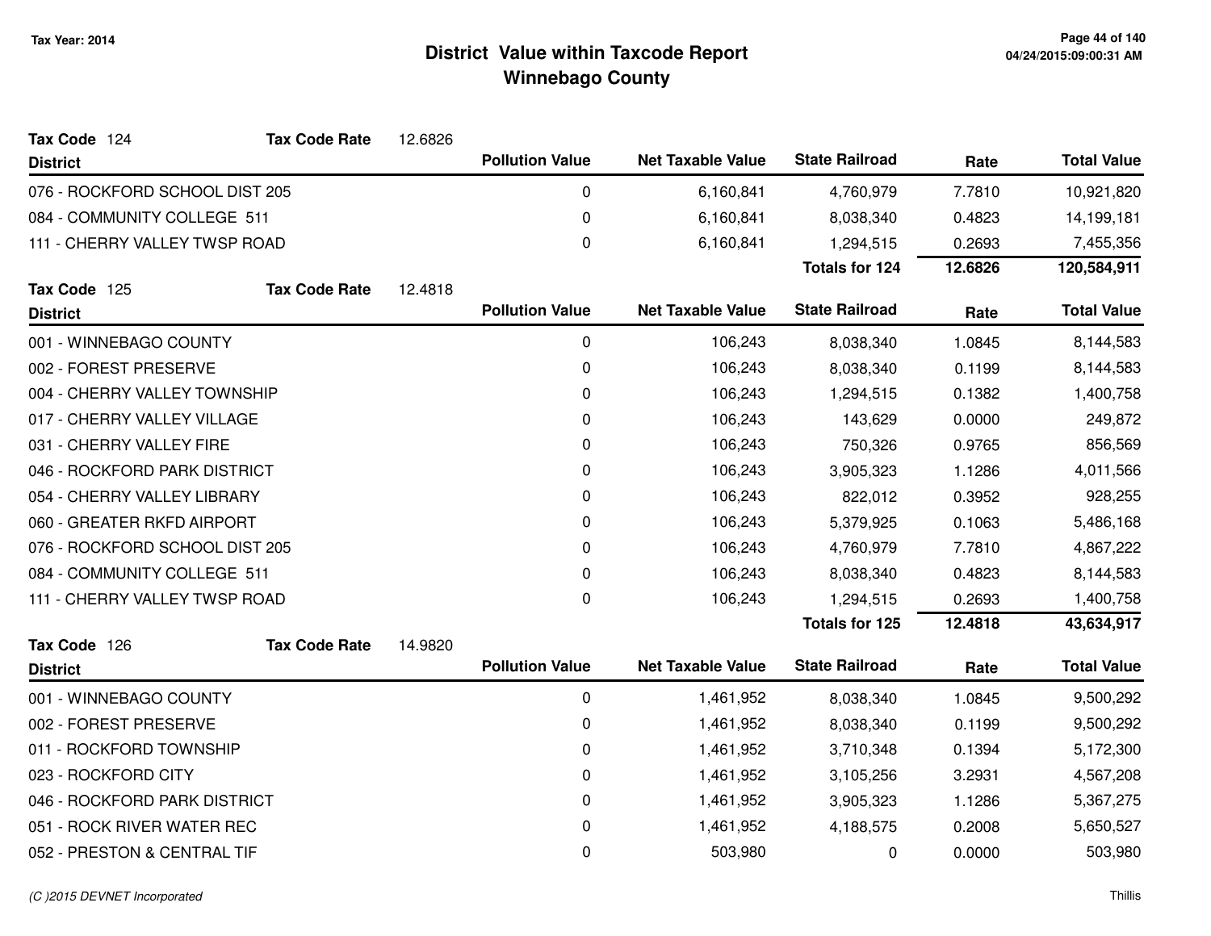# District Value within Taxcode Report
## Winnebago County

Tax Year: 2014

**Tax Code** 124 **Tax Code Rate** 12.6826

| District | Pollution Value | Net Taxable Value | State Railroad | Rate | Total Value |
|---|---|---|---|---|---|
| 076 - ROCKFORD SCHOOL DIST 205 | 0 | 6,160,841 | 4,760,979 | 7.7810 | 10,921,820 |
| 084 - COMMUNITY COLLEGE 511 | 0 | 6,160,841 | 8,038,340 | 0.4823 | 14,199,181 |
| 111 - CHERRY VALLEY TWSP ROAD | 0 | 6,160,841 | 1,294,515 | 0.2693 | 7,455,356 |
| | | | **Totals for 124** | **12.6826** | **120,584,911** |

**Tax Code** 125 **Tax Code Rate** 12.4818

| District | Pollution Value | Net Taxable Value | State Railroad | Rate | Total Value |
|---|---|---|---|---|---|
| 001 - WINNEBAGO COUNTY | 0 | 106,243 | 8,038,340 | 1.0845 | 8,144,583 |
| 002 - FOREST PRESERVE | 0 | 106,243 | 8,038,340 | 0.1199 | 8,144,583 |
| 004 - CHERRY VALLEY TOWNSHIP | 0 | 106,243 | 1,294,515 | 0.1382 | 1,400,758 |
| 017 - CHERRY VALLEY VILLAGE | 0 | 106,243 | 143,629 | 0.0000 | 249,872 |
| 031 - CHERRY VALLEY FIRE | 0 | 106,243 | 750,326 | 0.9765 | 856,569 |
| 046 - ROCKFORD PARK DISTRICT | 0 | 106,243 | 3,905,323 | 1.1286 | 4,011,566 |
| 054 - CHERRY VALLEY LIBRARY | 0 | 106,243 | 822,012 | 0.3952 | 928,255 |
| 060 - GREATER RKFD AIRPORT | 0 | 106,243 | 5,379,925 | 0.1063 | 5,486,168 |
| 076 - ROCKFORD SCHOOL DIST 205 | 0 | 106,243 | 4,760,979 | 7.7810 | 4,867,222 |
| 084 - COMMUNITY COLLEGE 511 | 0 | 106,243 | 8,038,340 | 0.4823 | 8,144,583 |
| 111 - CHERRY VALLEY TWSP ROAD | 0 | 106,243 | 1,294,515 | 0.2693 | 1,400,758 |
| | | | **Totals for 125** | **12.4818** | **43,634,917** |

**Tax Code** 126 **Tax Code Rate** 14.9820

| District | Pollution Value | Net Taxable Value | State Railroad | Rate | Total Value |
|---|---|---|---|---|---|
| 001 - WINNEBAGO COUNTY | 0 | 1,461,952 | 8,038,340 | 1.0845 | 9,500,292 |
| 002 - FOREST PRESERVE | 0 | 1,461,952 | 8,038,340 | 0.1199 | 9,500,292 |
| 011 - ROCKFORD TOWNSHIP | 0 | 1,461,952 | 3,710,348 | 0.1394 | 5,172,300 |
| 023 - ROCKFORD CITY | 0 | 1,461,952 | 3,105,256 | 3.2931 | 4,567,208 |
| 046 - ROCKFORD PARK DISTRICT | 0 | 1,461,952 | 3,905,323 | 1.1286 | 5,367,275 |
| 051 - ROCK RIVER WATER REC | 0 | 1,461,952 | 4,188,575 | 0.2008 | 5,650,527 |
| 052 - PRESTON & CENTRAL TIF | 0 | 503,980 | 0 | 0.0000 | 503,980 |

*(C )2015 DEVNET Incorporated*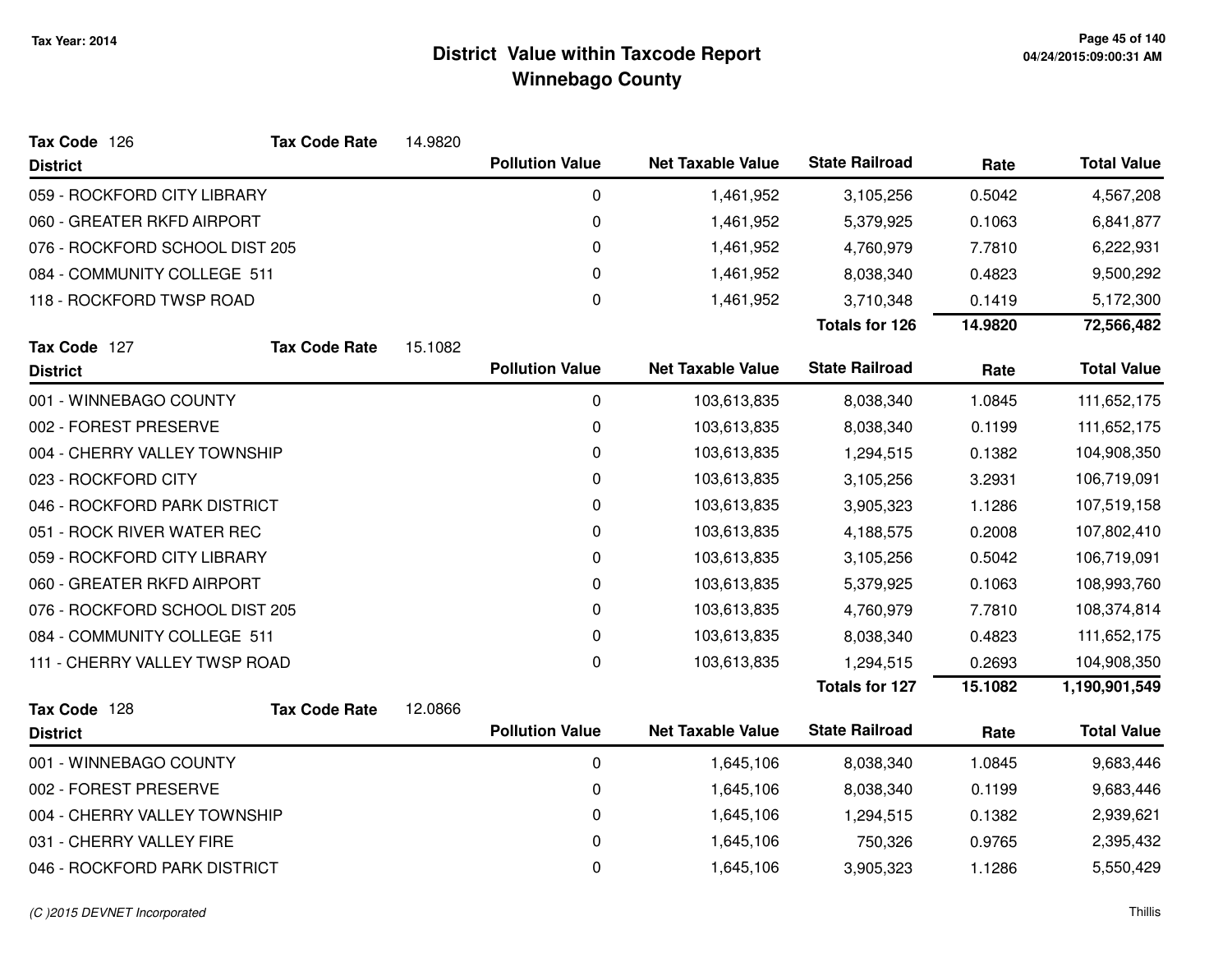# District Value within Taxcode Report
## Winnebago County

Tax Year: 2014

**Tax Code** 126 **Tax Code Rate** 14.9820

| District | Pollution Value | Net Taxable Value | State Railroad | Rate | Total Value |
|---|---|---|---|---|---|
| 059 - ROCKFORD CITY LIBRARY | 0 | 1,461,952 | 3,105,256 | 0.5042 | 4,567,208 |
| 060 - GREATER RKFD AIRPORT | 0 | 1,461,952 | 5,379,925 | 0.1063 | 6,841,877 |
| 076 - ROCKFORD SCHOOL DIST 205 | 0 | 1,461,952 | 4,760,979 | 7.7810 | 6,222,931 |
| 084 - COMMUNITY COLLEGE 511 | 0 | 1,461,952 | 8,038,340 | 0.4823 | 9,500,292 |
| 118 - ROCKFORD TWSP ROAD | 0 | 1,461,952 | 3,710,348 | 0.1419 | 5,172,300 |
| | | | **Totals for 126** | **14.9820** | **72,566,482** |

**Tax Code** 127 **Tax Code Rate** 15.1082

| District | Pollution Value | Net Taxable Value | State Railroad | Rate | Total Value |
|---|---|---|---|---|---|
| 001 - WINNEBAGO COUNTY | 0 | 103,613,835 | 8,038,340 | 1.0845 | 111,652,175 |
| 002 - FOREST PRESERVE | 0 | 103,613,835 | 8,038,340 | 0.1199 | 111,652,175 |
| 004 - CHERRY VALLEY TOWNSHIP | 0 | 103,613,835 | 1,294,515 | 0.1382 | 104,908,350 |
| 023 - ROCKFORD CITY | 0 | 103,613,835 | 3,105,256 | 3.2931 | 106,719,091 |
| 046 - ROCKFORD PARK DISTRICT | 0 | 103,613,835 | 3,905,323 | 1.1286 | 107,519,158 |
| 051 - ROCK RIVER WATER REC | 0 | 103,613,835 | 4,188,575 | 0.2008 | 107,802,410 |
| 059 - ROCKFORD CITY LIBRARY | 0 | 103,613,835 | 3,105,256 | 0.5042 | 106,719,091 |
| 060 - GREATER RKFD AIRPORT | 0 | 103,613,835 | 5,379,925 | 0.1063 | 108,993,760 |
| 076 - ROCKFORD SCHOOL DIST 205 | 0 | 103,613,835 | 4,760,979 | 7.7810 | 108,374,814 |
| 084 - COMMUNITY COLLEGE 511 | 0 | 103,613,835 | 8,038,340 | 0.4823 | 111,652,175 |
| 111 - CHERRY VALLEY TWSP ROAD | 0 | 103,613,835 | 1,294,515 | 0.2693 | 104,908,350 |
| | | | **Totals for 127** | **15.1082** | **1,190,901,549** |

**Tax Code** 128 **Tax Code Rate** 12.0866

| District | Pollution Value | Net Taxable Value | State Railroad | Rate | Total Value |
|---|---|---|---|---|---|
| 001 - WINNEBAGO COUNTY | 0 | 1,645,106 | 8,038,340 | 1.0845 | 9,683,446 |
| 002 - FOREST PRESERVE | 0 | 1,645,106 | 8,038,340 | 0.1199 | 9,683,446 |
| 004 - CHERRY VALLEY TOWNSHIP | 0 | 1,645,106 | 1,294,515 | 0.1382 | 2,939,621 |
| 031 - CHERRY VALLEY FIRE | 0 | 1,645,106 | 750,326 | 0.9765 | 2,395,432 |
| 046 - ROCKFORD PARK DISTRICT | 0 | 1,645,106 | 3,905,323 | 1.1286 | 5,550,429 |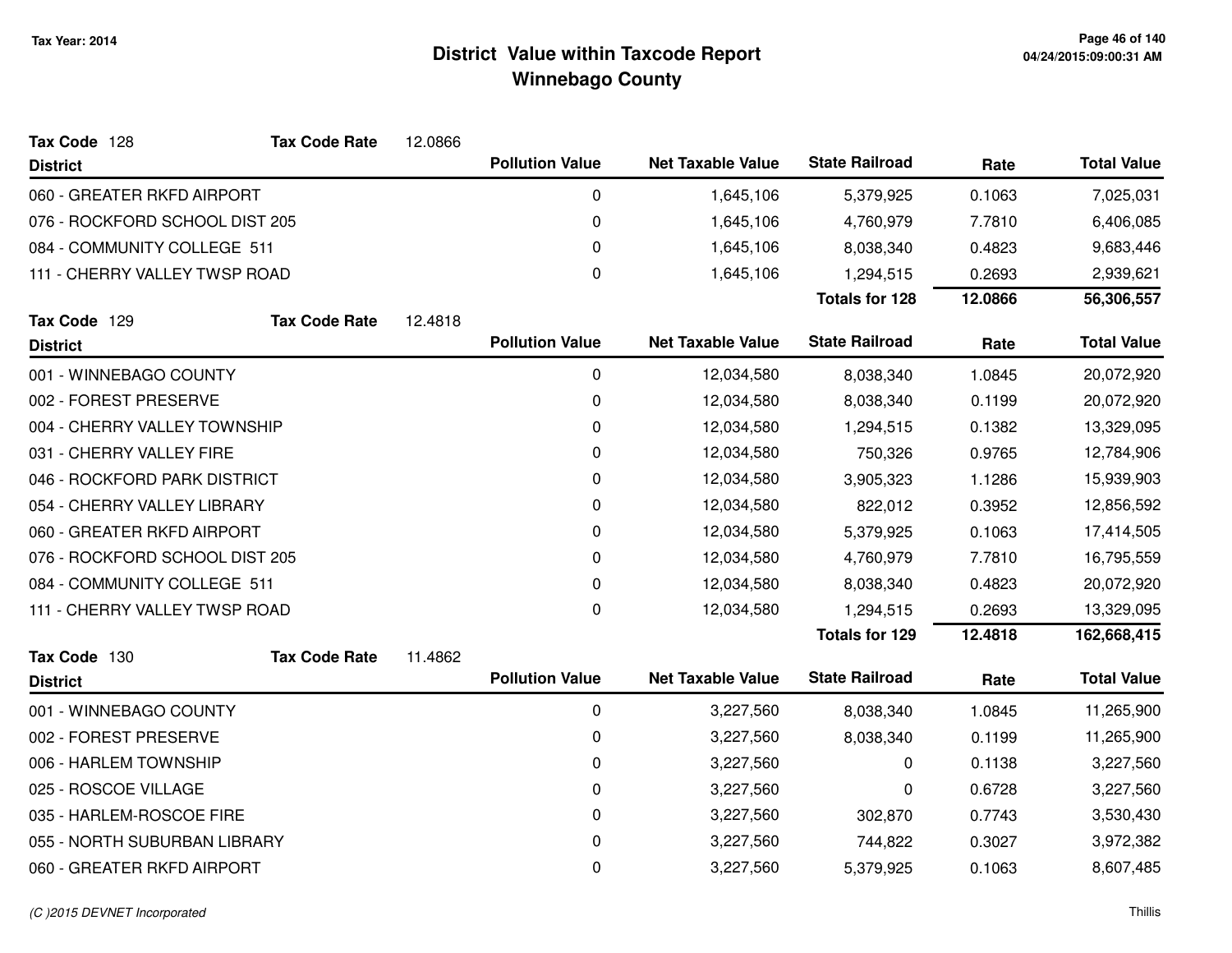# District Value within Taxcode Report
## Winnebago County

Tax Year: 2014

**Tax Code** 128 — **Tax Code Rate** 12.0866

| District | Pollution Value | Net Taxable Value | State Railroad | Rate | Total Value |
|---|---|---|---|---|---|
| 060 - GREATER RKFD AIRPORT | 0 | 1,645,106 | 5,379,925 | 0.1063 | 7,025,031 |
| 076 - ROCKFORD SCHOOL DIST 205 | 0 | 1,645,106 | 4,760,979 | 7.7810 | 6,406,085 |
| 084 - COMMUNITY COLLEGE 511 | 0 | 1,645,106 | 8,038,340 | 0.4823 | 9,683,446 |
| 111 - CHERRY VALLEY TWSP ROAD | 0 | 1,645,106 | 1,294,515 | 0.2693 | 2,939,621 |
| | | | **Totals for 128** | **12.0866** | **56,306,557** |

**Tax Code** 129 — **Tax Code Rate** 12.4818

| District | Pollution Value | Net Taxable Value | State Railroad | Rate | Total Value |
|---|---|---|---|---|---|
| 001 - WINNEBAGO COUNTY | 0 | 12,034,580 | 8,038,340 | 1.0845 | 20,072,920 |
| 002 - FOREST PRESERVE | 0 | 12,034,580 | 8,038,340 | 0.1199 | 20,072,920 |
| 004 - CHERRY VALLEY TOWNSHIP | 0 | 12,034,580 | 1,294,515 | 0.1382 | 13,329,095 |
| 031 - CHERRY VALLEY FIRE | 0 | 12,034,580 | 750,326 | 0.9765 | 12,784,906 |
| 046 - ROCKFORD PARK DISTRICT | 0 | 12,034,580 | 3,905,323 | 1.1286 | 15,939,903 |
| 054 - CHERRY VALLEY LIBRARY | 0 | 12,034,580 | 822,012 | 0.3952 | 12,856,592 |
| 060 - GREATER RKFD AIRPORT | 0 | 12,034,580 | 5,379,925 | 0.1063 | 17,414,505 |
| 076 - ROCKFORD SCHOOL DIST 205 | 0 | 12,034,580 | 4,760,979 | 7.7810 | 16,795,559 |
| 084 - COMMUNITY COLLEGE 511 | 0 | 12,034,580 | 8,038,340 | 0.4823 | 20,072,920 |
| 111 - CHERRY VALLEY TWSP ROAD | 0 | 12,034,580 | 1,294,515 | 0.2693 | 13,329,095 |
| | | | **Totals for 129** | **12.4818** | **162,668,415** |

**Tax Code** 130 — **Tax Code Rate** 11.4862

| District | Pollution Value | Net Taxable Value | State Railroad | Rate | Total Value |
|---|---|---|---|---|---|
| 001 - WINNEBAGO COUNTY | 0 | 3,227,560 | 8,038,340 | 1.0845 | 11,265,900 |
| 002 - FOREST PRESERVE | 0 | 3,227,560 | 8,038,340 | 0.1199 | 11,265,900 |
| 006 - HARLEM TOWNSHIP | 0 | 3,227,560 | 0 | 0.1138 | 3,227,560 |
| 025 - ROSCOE VILLAGE | 0 | 3,227,560 | 0 | 0.6728 | 3,227,560 |
| 035 - HARLEM-ROSCOE FIRE | 0 | 3,227,560 | 302,870 | 0.7743 | 3,530,430 |
| 055 - NORTH SUBURBAN LIBRARY | 0 | 3,227,560 | 744,822 | 0.3027 | 3,972,382 |
| 060 - GREATER RKFD AIRPORT | 0 | 3,227,560 | 5,379,925 | 0.1063 | 8,607,485 |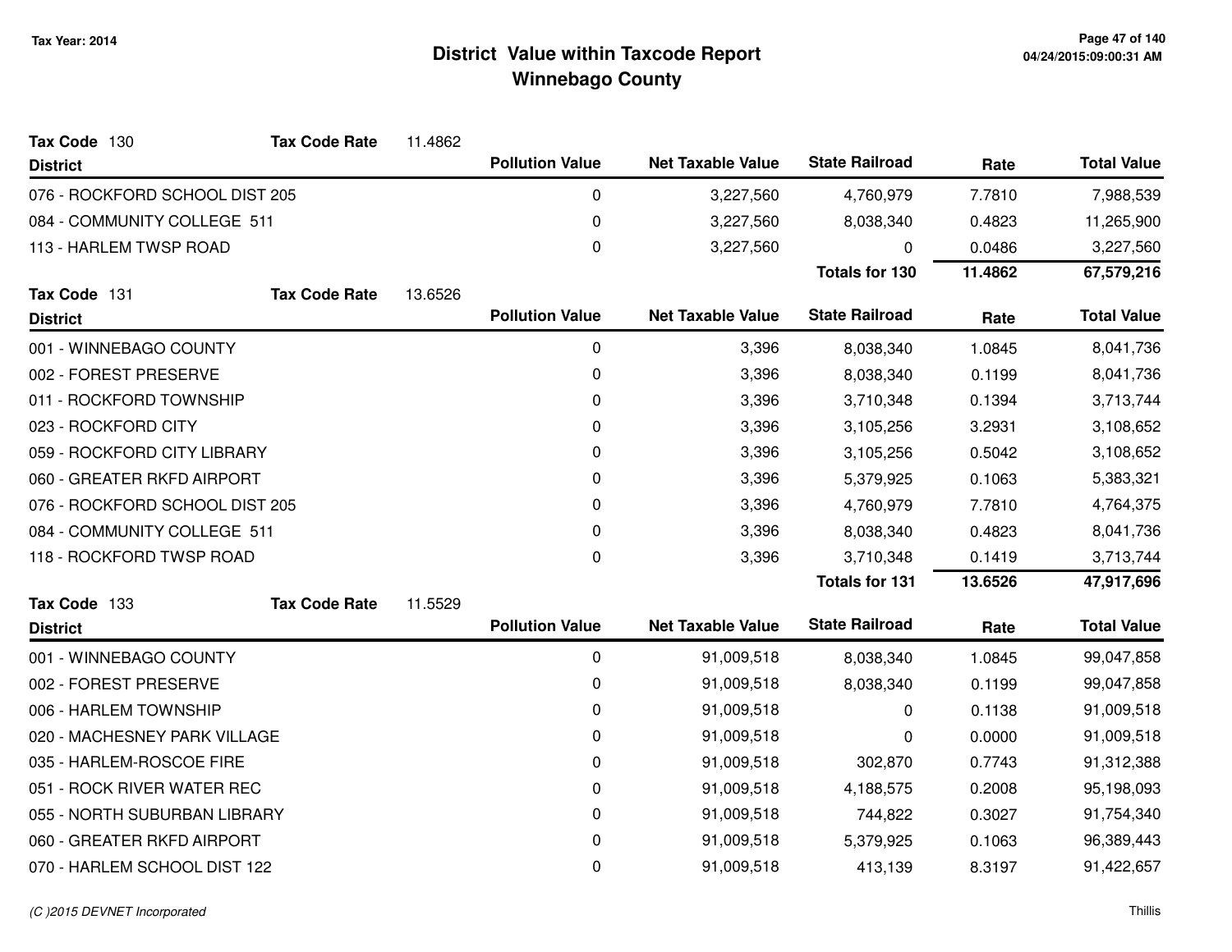**Tax Year: 2014**

# District Value within Taxcode Report
## Winnebago County

**Tax Code** 130 **Tax Code Rate** 11.4862

| District | Pollution Value | Net Taxable Value | State Railroad | Rate | Total Value |
|---|---|---|---|---|---|
| 076 - ROCKFORD SCHOOL DIST 205 | 0 | 3,227,560 | 4,760,979 | 7.7810 | 7,988,539 |
| 084 - COMMUNITY COLLEGE 511 | 0 | 3,227,560 | 8,038,340 | 0.4823 | 11,265,900 |
| 113 - HARLEM TWSP ROAD | 0 | 3,227,560 | 0 | 0.0486 | 3,227,560 |
| | | | **Totals for 130** | **11.4862** | **67,579,216** |

**Tax Code** 131 **Tax Code Rate** 13.6526

| District | Pollution Value | Net Taxable Value | State Railroad | Rate | Total Value |
|---|---|---|---|---|---|
| 001 - WINNEBAGO COUNTY | 0 | 3,396 | 8,038,340 | 1.0845 | 8,041,736 |
| 002 - FOREST PRESERVE | 0 | 3,396 | 8,038,340 | 0.1199 | 8,041,736 |
| 011 - ROCKFORD TOWNSHIP | 0 | 3,396 | 3,710,348 | 0.1394 | 3,713,744 |
| 023 - ROCKFORD CITY | 0 | 3,396 | 3,105,256 | 3.2931 | 3,108,652 |
| 059 - ROCKFORD CITY LIBRARY | 0 | 3,396 | 3,105,256 | 0.5042 | 3,108,652 |
| 060 - GREATER RKFD AIRPORT | 0 | 3,396 | 5,379,925 | 0.1063 | 5,383,321 |
| 076 - ROCKFORD SCHOOL DIST 205 | 0 | 3,396 | 4,760,979 | 7.7810 | 4,764,375 |
| 084 - COMMUNITY COLLEGE 511 | 0 | 3,396 | 8,038,340 | 0.4823 | 8,041,736 |
| 118 - ROCKFORD TWSP ROAD | 0 | 3,396 | 3,710,348 | 0.1419 | 3,713,744 |
| | | | **Totals for 131** | **13.6526** | **47,917,696** |

**Tax Code** 133 **Tax Code Rate** 11.5529

| District | Pollution Value | Net Taxable Value | State Railroad | Rate | Total Value |
|---|---|---|---|---|---|
| 001 - WINNEBAGO COUNTY | 0 | 91,009,518 | 8,038,340 | 1.0845 | 99,047,858 |
| 002 - FOREST PRESERVE | 0 | 91,009,518 | 8,038,340 | 0.1199 | 99,047,858 |
| 006 - HARLEM TOWNSHIP | 0 | 91,009,518 | 0 | 0.1138 | 91,009,518 |
| 020 - MACHESNEY PARK VILLAGE | 0 | 91,009,518 | 0 | 0.0000 | 91,009,518 |
| 035 - HARLEM-ROSCOE FIRE | 0 | 91,009,518 | 302,870 | 0.7743 | 91,312,388 |
| 051 - ROCK RIVER WATER REC | 0 | 91,009,518 | 4,188,575 | 0.2008 | 95,198,093 |
| 055 - NORTH SUBURBAN LIBRARY | 0 | 91,009,518 | 744,822 | 0.3027 | 91,754,340 |
| 060 - GREATER RKFD AIRPORT | 0 | 91,009,518 | 5,379,925 | 0.1063 | 96,389,443 |
| 070 - HARLEM SCHOOL DIST 122 | 0 | 91,009,518 | 413,139 | 8.3197 | 91,422,657 |

*(C )2015 DEVNET Incorporated*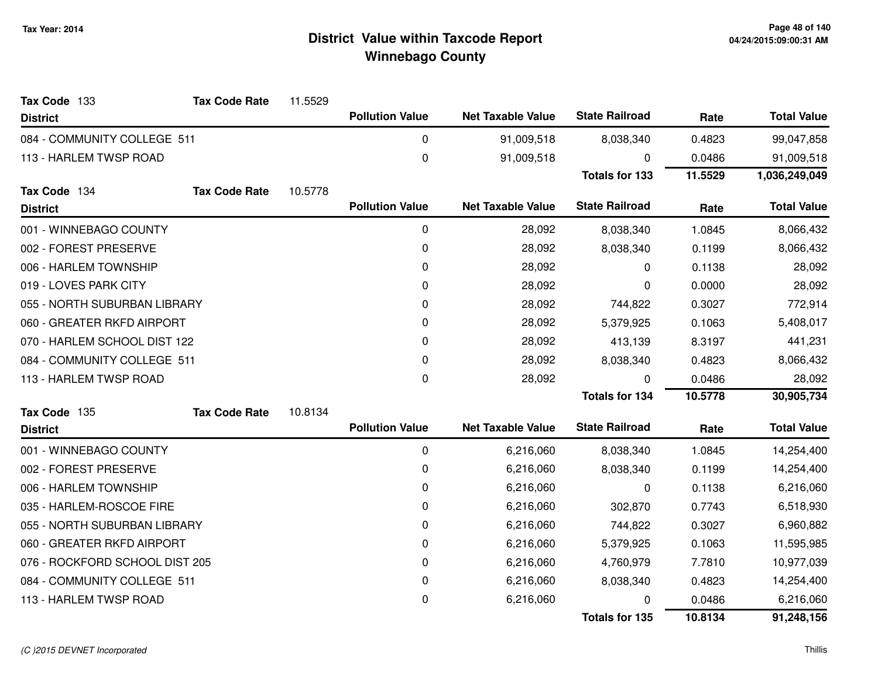# District Value within Taxcode Report
# Winnebago County

Tax Year: 2014

**Tax Code** 133 **Tax Code Rate** 11.5529

| District | Pollution Value | Net Taxable Value | State Railroad | Rate | Total Value |
|---|---|---|---|---|---|
| 084 - COMMUNITY COLLEGE 511 | 0 | 91,009,518 | 8,038,340 | 0.4823 | 99,047,858 |
| 113 - HARLEM TWSP ROAD | 0 | 91,009,518 | 0 | 0.0486 | 91,009,518 |
| | | | **Totals for 133** | **11.5529** | **1,036,249,049** |

**Tax Code** 134 **Tax Code Rate** 10.5778

| District | Pollution Value | Net Taxable Value | State Railroad | Rate | Total Value |
|---|---|---|---|---|---|
| 001 - WINNEBAGO COUNTY | 0 | 28,092 | 8,038,340 | 1.0845 | 8,066,432 |
| 002 - FOREST PRESERVE | 0 | 28,092 | 8,038,340 | 0.1199 | 8,066,432 |
| 006 - HARLEM TOWNSHIP | 0 | 28,092 | 0 | 0.1138 | 28,092 |
| 019 - LOVES PARK CITY | 0 | 28,092 | 0 | 0.0000 | 28,092 |
| 055 - NORTH SUBURBAN LIBRARY | 0 | 28,092 | 744,822 | 0.3027 | 772,914 |
| 060 - GREATER RKFD AIRPORT | 0 | 28,092 | 5,379,925 | 0.1063 | 5,408,017 |
| 070 - HARLEM SCHOOL DIST 122 | 0 | 28,092 | 413,139 | 8.3197 | 441,231 |
| 084 - COMMUNITY COLLEGE 511 | 0 | 28,092 | 8,038,340 | 0.4823 | 8,066,432 |
| 113 - HARLEM TWSP ROAD | 0 | 28,092 | 0 | 0.0486 | 28,092 |
| | | | **Totals for 134** | **10.5778** | **30,905,734** |

**Tax Code** 135 **Tax Code Rate** 10.8134

| District | Pollution Value | Net Taxable Value | State Railroad | Rate | Total Value |
|---|---|---|---|---|---|
| 001 - WINNEBAGO COUNTY | 0 | 6,216,060 | 8,038,340 | 1.0845 | 14,254,400 |
| 002 - FOREST PRESERVE | 0 | 6,216,060 | 8,038,340 | 0.1199 | 14,254,400 |
| 006 - HARLEM TOWNSHIP | 0 | 6,216,060 | 0 | 0.1138 | 6,216,060 |
| 035 - HARLEM-ROSCOE FIRE | 0 | 6,216,060 | 302,870 | 0.7743 | 6,518,930 |
| 055 - NORTH SUBURBAN LIBRARY | 0 | 6,216,060 | 744,822 | 0.3027 | 6,960,882 |
| 060 - GREATER RKFD AIRPORT | 0 | 6,216,060 | 5,379,925 | 0.1063 | 11,595,985 |
| 076 - ROCKFORD SCHOOL DIST 205 | 0 | 6,216,060 | 4,760,979 | 7.7810 | 10,977,039 |
| 084 - COMMUNITY COLLEGE 511 | 0 | 6,216,060 | 8,038,340 | 0.4823 | 14,254,400 |
| 113 - HARLEM TWSP ROAD | 0 | 6,216,060 | 0 | 0.0486 | 6,216,060 |
| | | | **Totals for 135** | **10.8134** | **91,248,156** |

*(C )2015 DEVNET Incorporated*

Thillis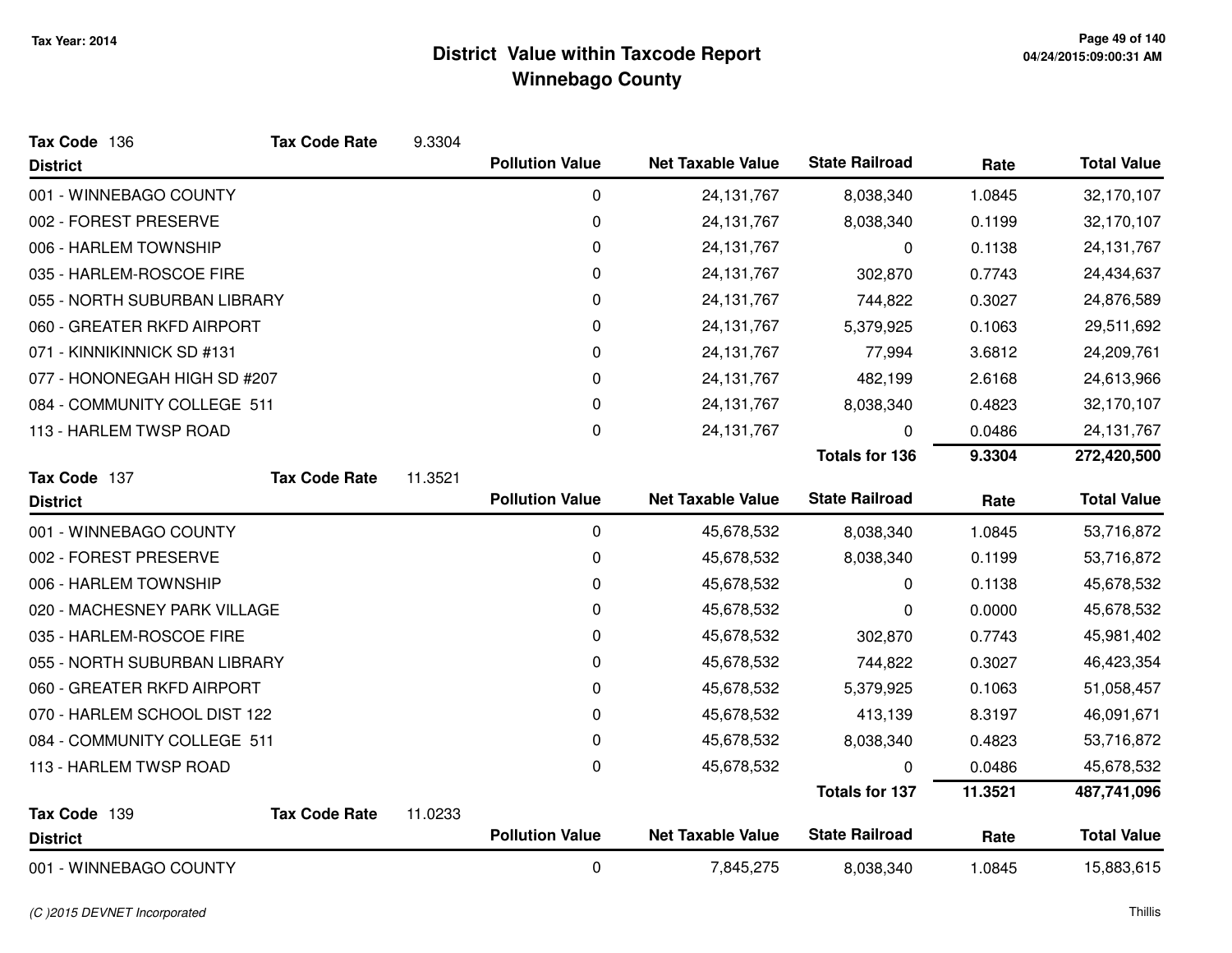# District Value within Taxcode Report
## Winnebago County

Tax Year: 2014

**Tax Code** 136 **Tax Code Rate** 9.3304

| District | Pollution Value | Net Taxable Value | State Railroad | Rate | Total Value |
|---|---|---|---|---|---|
| 001 - WINNEBAGO COUNTY | 0 | 24,131,767 | 8,038,340 | 1.0845 | 32,170,107 |
| 002 - FOREST PRESERVE | 0 | 24,131,767 | 8,038,340 | 0.1199 | 32,170,107 |
| 006 - HARLEM TOWNSHIP | 0 | 24,131,767 | 0 | 0.1138 | 24,131,767 |
| 035 - HARLEM-ROSCOE FIRE | 0 | 24,131,767 | 302,870 | 0.7743 | 24,434,637 |
| 055 - NORTH SUBURBAN LIBRARY | 0 | 24,131,767 | 744,822 | 0.3027 | 24,876,589 |
| 060 - GREATER RKFD AIRPORT | 0 | 24,131,767 | 5,379,925 | 0.1063 | 29,511,692 |
| 071 - KINNIKINNICK SD #131 | 0 | 24,131,767 | 77,994 | 3.6812 | 24,209,761 |
| 077 - HONONEGAH HIGH SD #207 | 0 | 24,131,767 | 482,199 | 2.6168 | 24,613,966 |
| 084 - COMMUNITY COLLEGE 511 | 0 | 24,131,767 | 8,038,340 | 0.4823 | 32,170,107 |
| 113 - HARLEM TWSP ROAD | 0 | 24,131,767 | 0 | 0.0486 | 24,131,767 |
| | | | **Totals for 136** | **9.3304** | **272,420,500** |

**Tax Code** 137 **Tax Code Rate** 11.3521

| District | Pollution Value | Net Taxable Value | State Railroad | Rate | Total Value |
|---|---|---|---|---|---|
| 001 - WINNEBAGO COUNTY | 0 | 45,678,532 | 8,038,340 | 1.0845 | 53,716,872 |
| 002 - FOREST PRESERVE | 0 | 45,678,532 | 8,038,340 | 0.1199 | 53,716,872 |
| 006 - HARLEM TOWNSHIP | 0 | 45,678,532 | 0 | 0.1138 | 45,678,532 |
| 020 - MACHESNEY PARK VILLAGE | 0 | 45,678,532 | 0 | 0.0000 | 45,678,532 |
| 035 - HARLEM-ROSCOE FIRE | 0 | 45,678,532 | 302,870 | 0.7743 | 45,981,402 |
| 055 - NORTH SUBURBAN LIBRARY | 0 | 45,678,532 | 744,822 | 0.3027 | 46,423,354 |
| 060 - GREATER RKFD AIRPORT | 0 | 45,678,532 | 5,379,925 | 0.1063 | 51,058,457 |
| 070 - HARLEM SCHOOL DIST 122 | 0 | 45,678,532 | 413,139 | 8.3197 | 46,091,671 |
| 084 - COMMUNITY COLLEGE 511 | 0 | 45,678,532 | 8,038,340 | 0.4823 | 53,716,872 |
| 113 - HARLEM TWSP ROAD | 0 | 45,678,532 | 0 | 0.0486 | 45,678,532 |
| | | | **Totals for 137** | **11.3521** | **487,741,096** |

**Tax Code** 139 **Tax Code Rate** 11.0233

| District | Pollution Value | Net Taxable Value | State Railroad | Rate | Total Value |
|---|---|---|---|---|---|
| 001 - WINNEBAGO COUNTY | 0 | 7,845,275 | 8,038,340 | 1.0845 | 15,883,615 |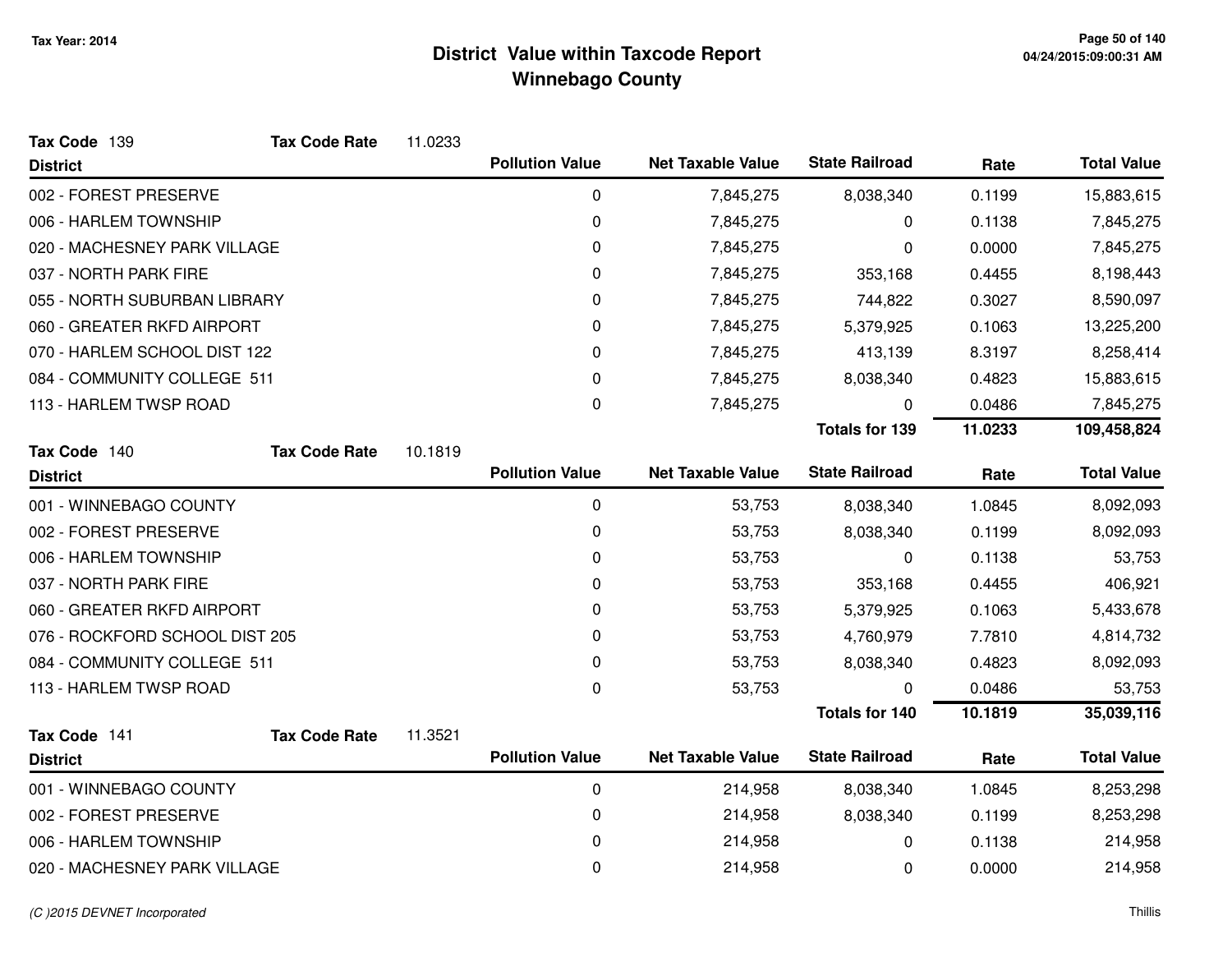# District Value within Taxcode Report
## Winnebago County

Tax Year: 2014

**Tax Code** 139 **Tax Code Rate** 11.0233

| District | Pollution Value | Net Taxable Value | State Railroad | Rate | Total Value |
|---|---|---|---|---|---|
| 002 - FOREST PRESERVE | 0 | 7,845,275 | 8,038,340 | 0.1199 | 15,883,615 |
| 006 - HARLEM TOWNSHIP | 0 | 7,845,275 | 0 | 0.1138 | 7,845,275 |
| 020 - MACHESNEY PARK VILLAGE | 0 | 7,845,275 | 0 | 0.0000 | 7,845,275 |
| 037 - NORTH PARK FIRE | 0 | 7,845,275 | 353,168 | 0.4455 | 8,198,443 |
| 055 - NORTH SUBURBAN LIBRARY | 0 | 7,845,275 | 744,822 | 0.3027 | 8,590,097 |
| 060 - GREATER RKFD AIRPORT | 0 | 7,845,275 | 5,379,925 | 0.1063 | 13,225,200 |
| 070 - HARLEM SCHOOL DIST 122 | 0 | 7,845,275 | 413,139 | 8.3197 | 8,258,414 |
| 084 - COMMUNITY COLLEGE 511 | 0 | 7,845,275 | 8,038,340 | 0.4823 | 15,883,615 |
| 113 - HARLEM TWSP ROAD | 0 | 7,845,275 | 0 | 0.0486 | 7,845,275 |
| | | | **Totals for 139** | **11.0233** | **109,458,824** |

**Tax Code** 140 **Tax Code Rate** 10.1819

| District | Pollution Value | Net Taxable Value | State Railroad | Rate | Total Value |
|---|---|---|---|---|---|
| 001 - WINNEBAGO COUNTY | 0 | 53,753 | 8,038,340 | 1.0845 | 8,092,093 |
| 002 - FOREST PRESERVE | 0 | 53,753 | 8,038,340 | 0.1199 | 8,092,093 |
| 006 - HARLEM TOWNSHIP | 0 | 53,753 | 0 | 0.1138 | 53,753 |
| 037 - NORTH PARK FIRE | 0 | 53,753 | 353,168 | 0.4455 | 406,921 |
| 060 - GREATER RKFD AIRPORT | 0 | 53,753 | 5,379,925 | 0.1063 | 5,433,678 |
| 076 - ROCKFORD SCHOOL DIST 205 | 0 | 53,753 | 4,760,979 | 7.7810 | 4,814,732 |
| 084 - COMMUNITY COLLEGE 511 | 0 | 53,753 | 8,038,340 | 0.4823 | 8,092,093 |
| 113 - HARLEM TWSP ROAD | 0 | 53,753 | 0 | 0.0486 | 53,753 |
| | | | **Totals for 140** | **10.1819** | **35,039,116** |

**Tax Code** 141 **Tax Code Rate** 11.3521

| District | Pollution Value | Net Taxable Value | State Railroad | Rate | Total Value |
|---|---|---|---|---|---|
| 001 - WINNEBAGO COUNTY | 0 | 214,958 | 8,038,340 | 1.0845 | 8,253,298 |
| 002 - FOREST PRESERVE | 0 | 214,958 | 8,038,340 | 0.1199 | 8,253,298 |
| 006 - HARLEM TOWNSHIP | 0 | 214,958 | 0 | 0.1138 | 214,958 |
| 020 - MACHESNEY PARK VILLAGE | 0 | 214,958 | 0 | 0.0000 | 214,958 |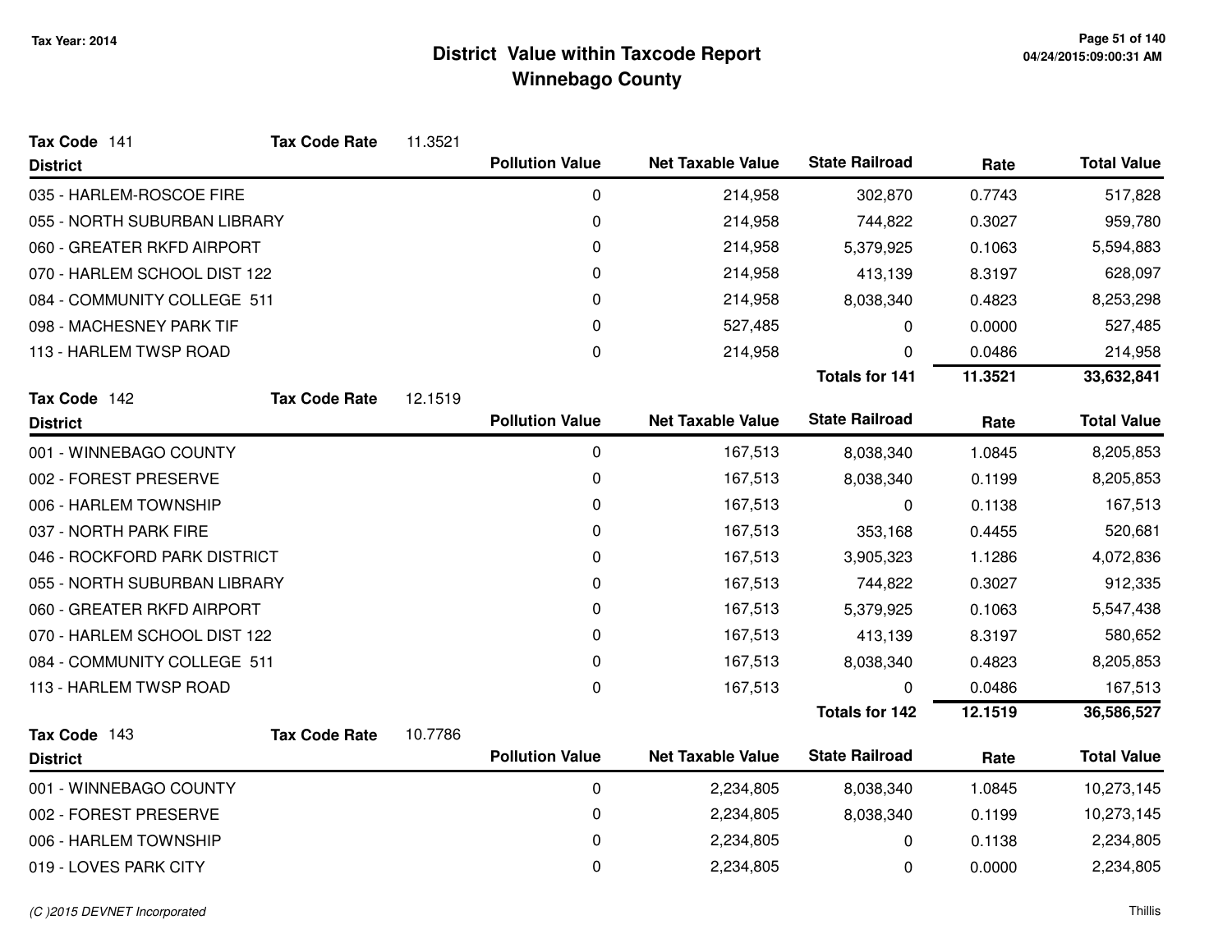# District Value within Taxcode Report
## Winnebago County

Tax Year: 2014

**Tax Code** 141 **Tax Code Rate** 11.3521

| District | Pollution Value | Net Taxable Value | State Railroad | Rate | Total Value |
|---|---|---|---|---|---|
| 035 - HARLEM-ROSCOE FIRE | 0 | 214,958 | 302,870 | 0.7743 | 517,828 |
| 055 - NORTH SUBURBAN LIBRARY | 0 | 214,958 | 744,822 | 0.3027 | 959,780 |
| 060 - GREATER RKFD AIRPORT | 0 | 214,958 | 5,379,925 | 0.1063 | 5,594,883 |
| 070 - HARLEM SCHOOL DIST 122 | 0 | 214,958 | 413,139 | 8.3197 | 628,097 |
| 084 - COMMUNITY COLLEGE 511 | 0 | 214,958 | 8,038,340 | 0.4823 | 8,253,298 |
| 098 - MACHESNEY PARK TIF | 0 | 527,485 | 0 | 0.0000 | 527,485 |
| 113 - HARLEM TWSP ROAD | 0 | 214,958 | 0 | 0.0486 | 214,958 |
| | | | **Totals for 141** | **11.3521** | **33,632,841** |

**Tax Code** 142 **Tax Code Rate** 12.1519

| District | Pollution Value | Net Taxable Value | State Railroad | Rate | Total Value |
|---|---|---|---|---|---|
| 001 - WINNEBAGO COUNTY | 0 | 167,513 | 8,038,340 | 1.0845 | 8,205,853 |
| 002 - FOREST PRESERVE | 0 | 167,513 | 8,038,340 | 0.1199 | 8,205,853 |
| 006 - HARLEM TOWNSHIP | 0 | 167,513 | 0 | 0.1138 | 167,513 |
| 037 - NORTH PARK FIRE | 0 | 167,513 | 353,168 | 0.4455 | 520,681 |
| 046 - ROCKFORD PARK DISTRICT | 0 | 167,513 | 3,905,323 | 1.1286 | 4,072,836 |
| 055 - NORTH SUBURBAN LIBRARY | 0 | 167,513 | 744,822 | 0.3027 | 912,335 |
| 060 - GREATER RKFD AIRPORT | 0 | 167,513 | 5,379,925 | 0.1063 | 5,547,438 |
| 070 - HARLEM SCHOOL DIST 122 | 0 | 167,513 | 413,139 | 8.3197 | 580,652 |
| 084 - COMMUNITY COLLEGE 511 | 0 | 167,513 | 8,038,340 | 0.4823 | 8,205,853 |
| 113 - HARLEM TWSP ROAD | 0 | 167,513 | 0 | 0.0486 | 167,513 |
| | | | **Totals for 142** | **12.1519** | **36,586,527** |

**Tax Code** 143 **Tax Code Rate** 10.7786

| District | Pollution Value | Net Taxable Value | State Railroad | Rate | Total Value |
|---|---|---|---|---|---|
| 001 - WINNEBAGO COUNTY | 0 | 2,234,805 | 8,038,340 | 1.0845 | 10,273,145 |
| 002 - FOREST PRESERVE | 0 | 2,234,805 | 8,038,340 | 0.1199 | 10,273,145 |
| 006 - HARLEM TOWNSHIP | 0 | 2,234,805 | 0 | 0.1138 | 2,234,805 |
| 019 - LOVES PARK CITY | 0 | 2,234,805 | 0 | 0.0000 | 2,234,805 |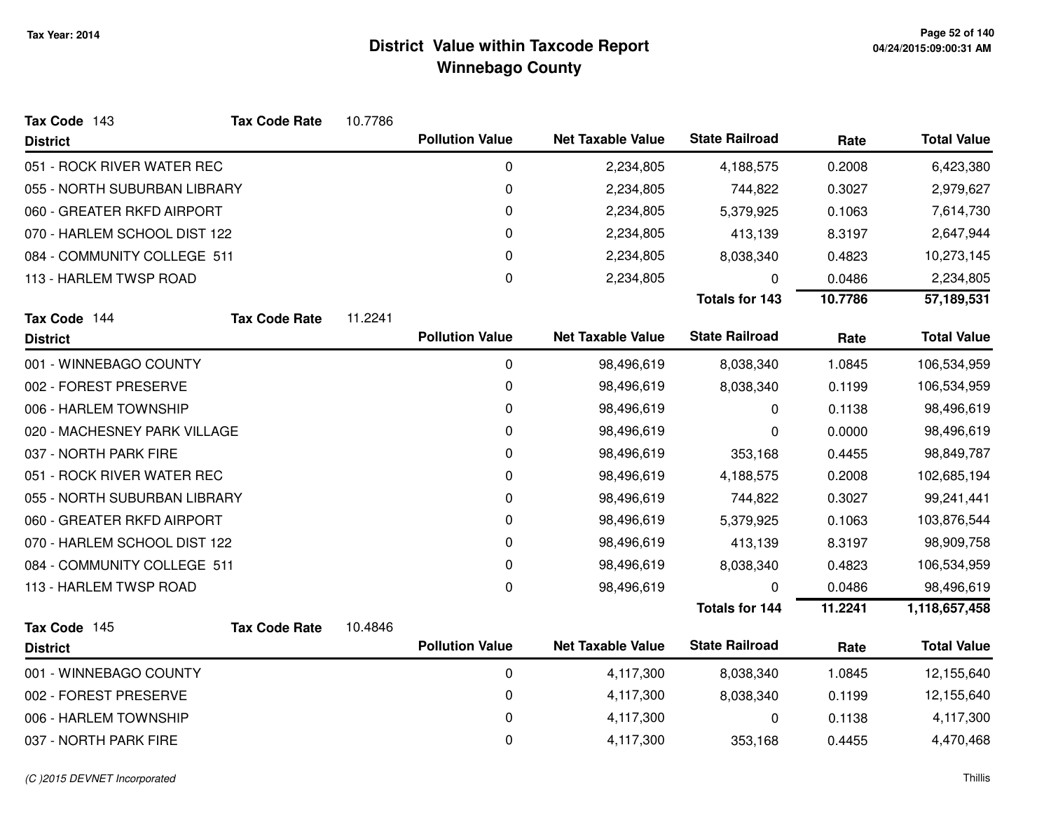# District Value within Taxcode Report
## Winnebago County

Tax Year: 2014

**Tax Code** 143 **Tax Code Rate** 10.7786

| District | Pollution Value | Net Taxable Value | State Railroad | Rate | Total Value |
|---|---|---|---|---|---|
| 051 - ROCK RIVER WATER REC | 0 | 2,234,805 | 4,188,575 | 0.2008 | 6,423,380 |
| 055 - NORTH SUBURBAN LIBRARY | 0 | 2,234,805 | 744,822 | 0.3027 | 2,979,627 |
| 060 - GREATER RKFD AIRPORT | 0 | 2,234,805 | 5,379,925 | 0.1063 | 7,614,730 |
| 070 - HARLEM SCHOOL DIST 122 | 0 | 2,234,805 | 413,139 | 8.3197 | 2,647,944 |
| 084 - COMMUNITY COLLEGE 511 | 0 | 2,234,805 | 8,038,340 | 0.4823 | 10,273,145 |
| 113 - HARLEM TWSP ROAD | 0 | 2,234,805 | 0 | 0.0486 | 2,234,805 |
| | | | **Totals for 143** | **10.7786** | **57,189,531** |

**Tax Code** 144 **Tax Code Rate** 11.2241

| District | Pollution Value | Net Taxable Value | State Railroad | Rate | Total Value |
|---|---|---|---|---|---|
| 001 - WINNEBAGO COUNTY | 0 | 98,496,619 | 8,038,340 | 1.0845 | 106,534,959 |
| 002 - FOREST PRESERVE | 0 | 98,496,619 | 8,038,340 | 0.1199 | 106,534,959 |
| 006 - HARLEM TOWNSHIP | 0 | 98,496,619 | 0 | 0.1138 | 98,496,619 |
| 020 - MACHESNEY PARK VILLAGE | 0 | 98,496,619 | 0 | 0.0000 | 98,496,619 |
| 037 - NORTH PARK FIRE | 0 | 98,496,619 | 353,168 | 0.4455 | 98,849,787 |
| 051 - ROCK RIVER WATER REC | 0 | 98,496,619 | 4,188,575 | 0.2008 | 102,685,194 |
| 055 - NORTH SUBURBAN LIBRARY | 0 | 98,496,619 | 744,822 | 0.3027 | 99,241,441 |
| 060 - GREATER RKFD AIRPORT | 0 | 98,496,619 | 5,379,925 | 0.1063 | 103,876,544 |
| 070 - HARLEM SCHOOL DIST 122 | 0 | 98,496,619 | 413,139 | 8.3197 | 98,909,758 |
| 084 - COMMUNITY COLLEGE 511 | 0 | 98,496,619 | 8,038,340 | 0.4823 | 106,534,959 |
| 113 - HARLEM TWSP ROAD | 0 | 98,496,619 | 0 | 0.0486 | 98,496,619 |
| | | | **Totals for 144** | **11.2241** | **1,118,657,458** |

**Tax Code** 145 **Tax Code Rate** 10.4846

| District | Pollution Value | Net Taxable Value | State Railroad | Rate | Total Value |
|---|---|---|---|---|---|
| 001 - WINNEBAGO COUNTY | 0 | 4,117,300 | 8,038,340 | 1.0845 | 12,155,640 |
| 002 - FOREST PRESERVE | 0 | 4,117,300 | 8,038,340 | 0.1199 | 12,155,640 |
| 006 - HARLEM TOWNSHIP | 0 | 4,117,300 | 0 | 0.1138 | 4,117,300 |
| 037 - NORTH PARK FIRE | 0 | 4,117,300 | 353,168 | 0.4455 | 4,470,468 |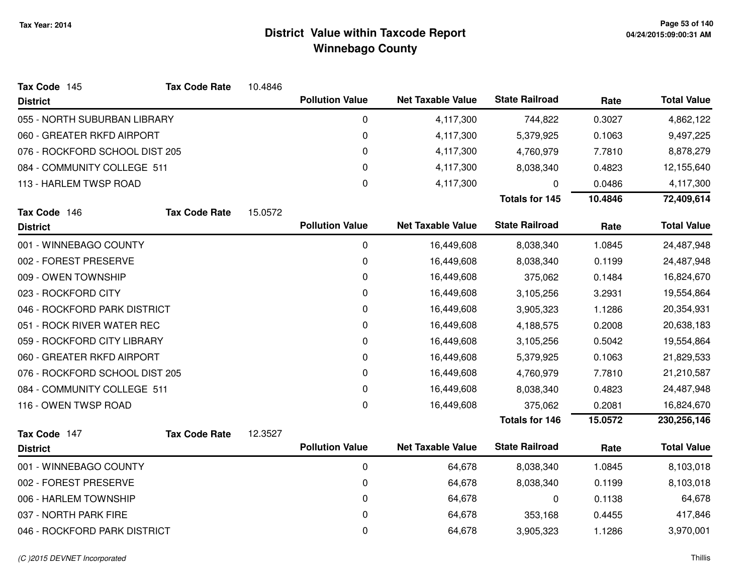# District Value within Taxcode Report
## Winnebago County

Tax Year: 2014

**Tax Code** 145 **Tax Code Rate** 10.4846

| District | Pollution Value | Net Taxable Value | State Railroad | Rate | Total Value |
|---|---|---|---|---|---|
| 055 - NORTH SUBURBAN LIBRARY | 0 | 4,117,300 | 744,822 | 0.3027 | 4,862,122 |
| 060 - GREATER RKFD AIRPORT | 0 | 4,117,300 | 5,379,925 | 0.1063 | 9,497,225 |
| 076 - ROCKFORD SCHOOL DIST 205 | 0 | 4,117,300 | 4,760,979 | 7.7810 | 8,878,279 |
| 084 - COMMUNITY COLLEGE 511 | 0 | 4,117,300 | 8,038,340 | 0.4823 | 12,155,640 |
| 113 - HARLEM TWSP ROAD | 0 | 4,117,300 | 0 | 0.0486 | 4,117,300 |
| | | | **Totals for 145** | **10.4846** | **72,409,614** |

**Tax Code** 146 **Tax Code Rate** 15.0572

| District | Pollution Value | Net Taxable Value | State Railroad | Rate | Total Value |
|---|---|---|---|---|---|
| 001 - WINNEBAGO COUNTY | 0 | 16,449,608 | 8,038,340 | 1.0845 | 24,487,948 |
| 002 - FOREST PRESERVE | 0 | 16,449,608 | 8,038,340 | 0.1199 | 24,487,948 |
| 009 - OWEN TOWNSHIP | 0 | 16,449,608 | 375,062 | 0.1484 | 16,824,670 |
| 023 - ROCKFORD CITY | 0 | 16,449,608 | 3,105,256 | 3.2931 | 19,554,864 |
| 046 - ROCKFORD PARK DISTRICT | 0 | 16,449,608 | 3,905,323 | 1.1286 | 20,354,931 |
| 051 - ROCK RIVER WATER REC | 0 | 16,449,608 | 4,188,575 | 0.2008 | 20,638,183 |
| 059 - ROCKFORD CITY LIBRARY | 0 | 16,449,608 | 3,105,256 | 0.5042 | 19,554,864 |
| 060 - GREATER RKFD AIRPORT | 0 | 16,449,608 | 5,379,925 | 0.1063 | 21,829,533 |
| 076 - ROCKFORD SCHOOL DIST 205 | 0 | 16,449,608 | 4,760,979 | 7.7810 | 21,210,587 |
| 084 - COMMUNITY COLLEGE 511 | 0 | 16,449,608 | 8,038,340 | 0.4823 | 24,487,948 |
| 116 - OWEN TWSP ROAD | 0 | 16,449,608 | 375,062 | 0.2081 | 16,824,670 |
| | | | **Totals for 146** | **15.0572** | **230,256,146** |

**Tax Code** 147 **Tax Code Rate** 12.3527

| District | Pollution Value | Net Taxable Value | State Railroad | Rate | Total Value |
|---|---|---|---|---|---|
| 001 - WINNEBAGO COUNTY | 0 | 64,678 | 8,038,340 | 1.0845 | 8,103,018 |
| 002 - FOREST PRESERVE | 0 | 64,678 | 8,038,340 | 0.1199 | 8,103,018 |
| 006 - HARLEM TOWNSHIP | 0 | 64,678 | 0 | 0.1138 | 64,678 |
| 037 - NORTH PARK FIRE | 0 | 64,678 | 353,168 | 0.4455 | 417,846 |
| 046 - ROCKFORD PARK DISTRICT | 0 | 64,678 | 3,905,323 | 1.1286 | 3,970,001 |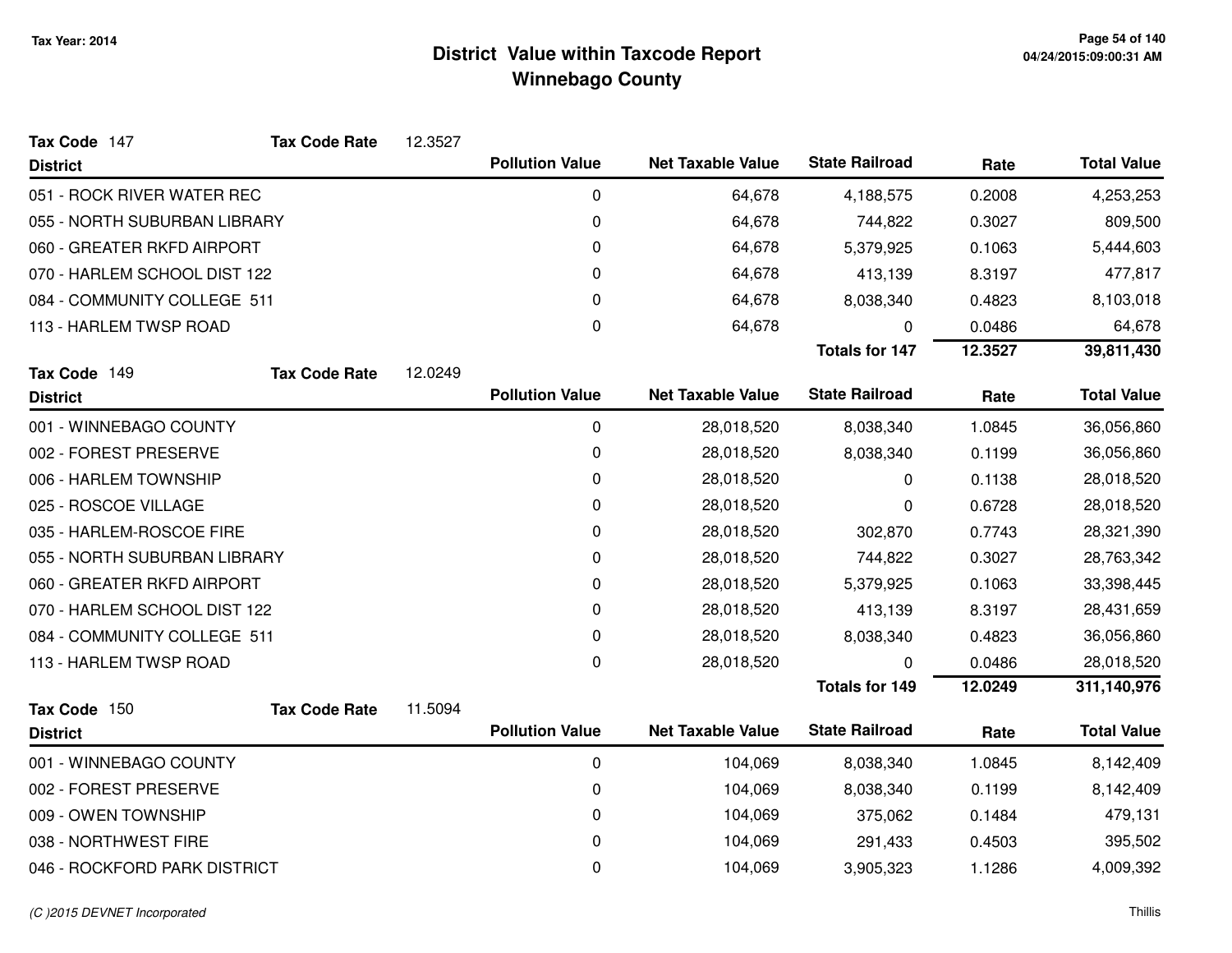# District Value within Taxcode Report
## Winnebago County

Tax Year: 2014

**Tax Code** 147 **Tax Code Rate** 12.3527

| District | Pollution Value | Net Taxable Value | State Railroad | Rate | Total Value |
|---|---|---|---|---|---|
| 051 - ROCK RIVER WATER REC | 0 | 64,678 | 4,188,575 | 0.2008 | 4,253,253 |
| 055 - NORTH SUBURBAN LIBRARY | 0 | 64,678 | 744,822 | 0.3027 | 809,500 |
| 060 - GREATER RKFD AIRPORT | 0 | 64,678 | 5,379,925 | 0.1063 | 5,444,603 |
| 070 - HARLEM SCHOOL DIST 122 | 0 | 64,678 | 413,139 | 8.3197 | 477,817 |
| 084 - COMMUNITY COLLEGE 511 | 0 | 64,678 | 8,038,340 | 0.4823 | 8,103,018 |
| 113 - HARLEM TWSP ROAD | 0 | 64,678 | 0 | 0.0486 | 64,678 |
| | | | **Totals for 147** | **12.3527** | **39,811,430** |

**Tax Code** 149 **Tax Code Rate** 12.0249

| District | Pollution Value | Net Taxable Value | State Railroad | Rate | Total Value |
|---|---|---|---|---|---|
| 001 - WINNEBAGO COUNTY | 0 | 28,018,520 | 8,038,340 | 1.0845 | 36,056,860 |
| 002 - FOREST PRESERVE | 0 | 28,018,520 | 8,038,340 | 0.1199 | 36,056,860 |
| 006 - HARLEM TOWNSHIP | 0 | 28,018,520 | 0 | 0.1138 | 28,018,520 |
| 025 - ROSCOE VILLAGE | 0 | 28,018,520 | 0 | 0.6728 | 28,018,520 |
| 035 - HARLEM-ROSCOE FIRE | 0 | 28,018,520 | 302,870 | 0.7743 | 28,321,390 |
| 055 - NORTH SUBURBAN LIBRARY | 0 | 28,018,520 | 744,822 | 0.3027 | 28,763,342 |
| 060 - GREATER RKFD AIRPORT | 0 | 28,018,520 | 5,379,925 | 0.1063 | 33,398,445 |
| 070 - HARLEM SCHOOL DIST 122 | 0 | 28,018,520 | 413,139 | 8.3197 | 28,431,659 |
| 084 - COMMUNITY COLLEGE 511 | 0 | 28,018,520 | 8,038,340 | 0.4823 | 36,056,860 |
| 113 - HARLEM TWSP ROAD | 0 | 28,018,520 | 0 | 0.0486 | 28,018,520 |
| | | | **Totals for 149** | **12.0249** | **311,140,976** |

**Tax Code** 150 **Tax Code Rate** 11.5094

| District | Pollution Value | Net Taxable Value | State Railroad | Rate | Total Value |
|---|---|---|---|---|---|
| 001 - WINNEBAGO COUNTY | 0 | 104,069 | 8,038,340 | 1.0845 | 8,142,409 |
| 002 - FOREST PRESERVE | 0 | 104,069 | 8,038,340 | 0.1199 | 8,142,409 |
| 009 - OWEN TOWNSHIP | 0 | 104,069 | 375,062 | 0.1484 | 479,131 |
| 038 - NORTHWEST FIRE | 0 | 104,069 | 291,433 | 0.4503 | 395,502 |
| 046 - ROCKFORD PARK DISTRICT | 0 | 104,069 | 3,905,323 | 1.1286 | 4,009,392 |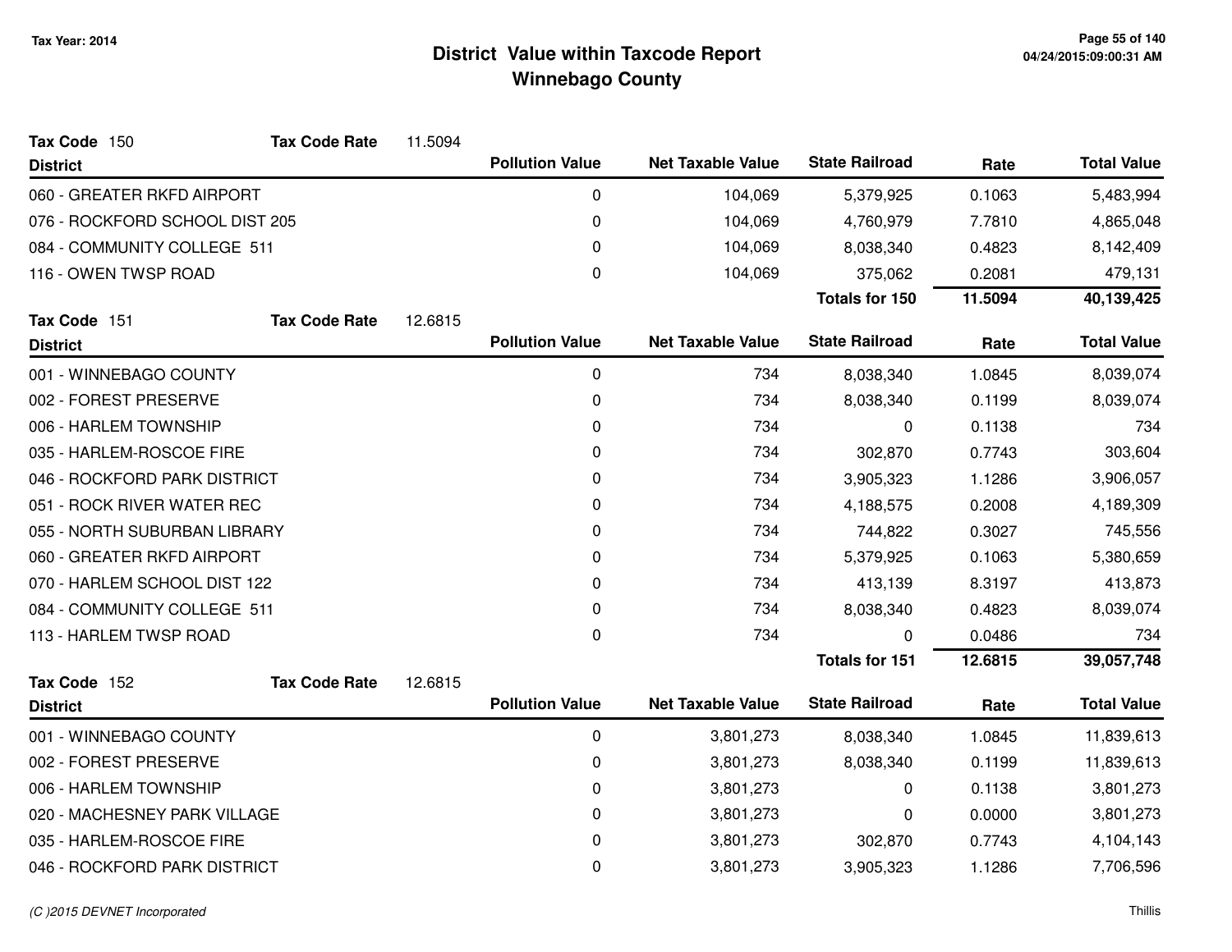# District Value within Taxcode Report
## Winnebago County

Tax Year: 2014

**Tax Code** 150 **Tax Code Rate** 11.5094

| District | Pollution Value | Net Taxable Value | State Railroad | Rate | Total Value |
|---|---|---|---|---|---|
| 060 - GREATER RKFD AIRPORT | 0 | 104,069 | 5,379,925 | 0.1063 | 5,483,994 |
| 076 - ROCKFORD SCHOOL DIST 205 | 0 | 104,069 | 4,760,979 | 7.7810 | 4,865,048 |
| 084 - COMMUNITY COLLEGE 511 | 0 | 104,069 | 8,038,340 | 0.4823 | 8,142,409 |
| 116 - OWEN TWSP ROAD | 0 | 104,069 | 375,062 | 0.2081 | 479,131 |
| | | | **Totals for 150** | **11.5094** | **40,139,425** |

**Tax Code** 151 **Tax Code Rate** 12.6815

| District | Pollution Value | Net Taxable Value | State Railroad | Rate | Total Value |
|---|---|---|---|---|---|
| 001 - WINNEBAGO COUNTY | 0 | 734 | 8,038,340 | 1.0845 | 8,039,074 |
| 002 - FOREST PRESERVE | 0 | 734 | 8,038,340 | 0.1199 | 8,039,074 |
| 006 - HARLEM TOWNSHIP | 0 | 734 | 0 | 0.1138 | 734 |
| 035 - HARLEM-ROSCOE FIRE | 0 | 734 | 302,870 | 0.7743 | 303,604 |
| 046 - ROCKFORD PARK DISTRICT | 0 | 734 | 3,905,323 | 1.1286 | 3,906,057 |
| 051 - ROCK RIVER WATER REC | 0 | 734 | 4,188,575 | 0.2008 | 4,189,309 |
| 055 - NORTH SUBURBAN LIBRARY | 0 | 734 | 744,822 | 0.3027 | 745,556 |
| 060 - GREATER RKFD AIRPORT | 0 | 734 | 5,379,925 | 0.1063 | 5,380,659 |
| 070 - HARLEM SCHOOL DIST 122 | 0 | 734 | 413,139 | 8.3197 | 413,873 |
| 084 - COMMUNITY COLLEGE 511 | 0 | 734 | 8,038,340 | 0.4823 | 8,039,074 |
| 113 - HARLEM TWSP ROAD | 0 | 734 | 0 | 0.0486 | 734 |
| | | | **Totals for 151** | **12.6815** | **39,057,748** |

**Tax Code** 152 **Tax Code Rate** 12.6815

| District | Pollution Value | Net Taxable Value | State Railroad | Rate | Total Value |
|---|---|---|---|---|---|
| 001 - WINNEBAGO COUNTY | 0 | 3,801,273 | 8,038,340 | 1.0845 | 11,839,613 |
| 002 - FOREST PRESERVE | 0 | 3,801,273 | 8,038,340 | 0.1199 | 11,839,613 |
| 006 - HARLEM TOWNSHIP | 0 | 3,801,273 | 0 | 0.1138 | 3,801,273 |
| 020 - MACHESNEY PARK VILLAGE | 0 | 3,801,273 | 0 | 0.0000 | 3,801,273 |
| 035 - HARLEM-ROSCOE FIRE | 0 | 3,801,273 | 302,870 | 0.7743 | 4,104,143 |
| 046 - ROCKFORD PARK DISTRICT | 0 | 3,801,273 | 3,905,323 | 1.1286 | 7,706,596 |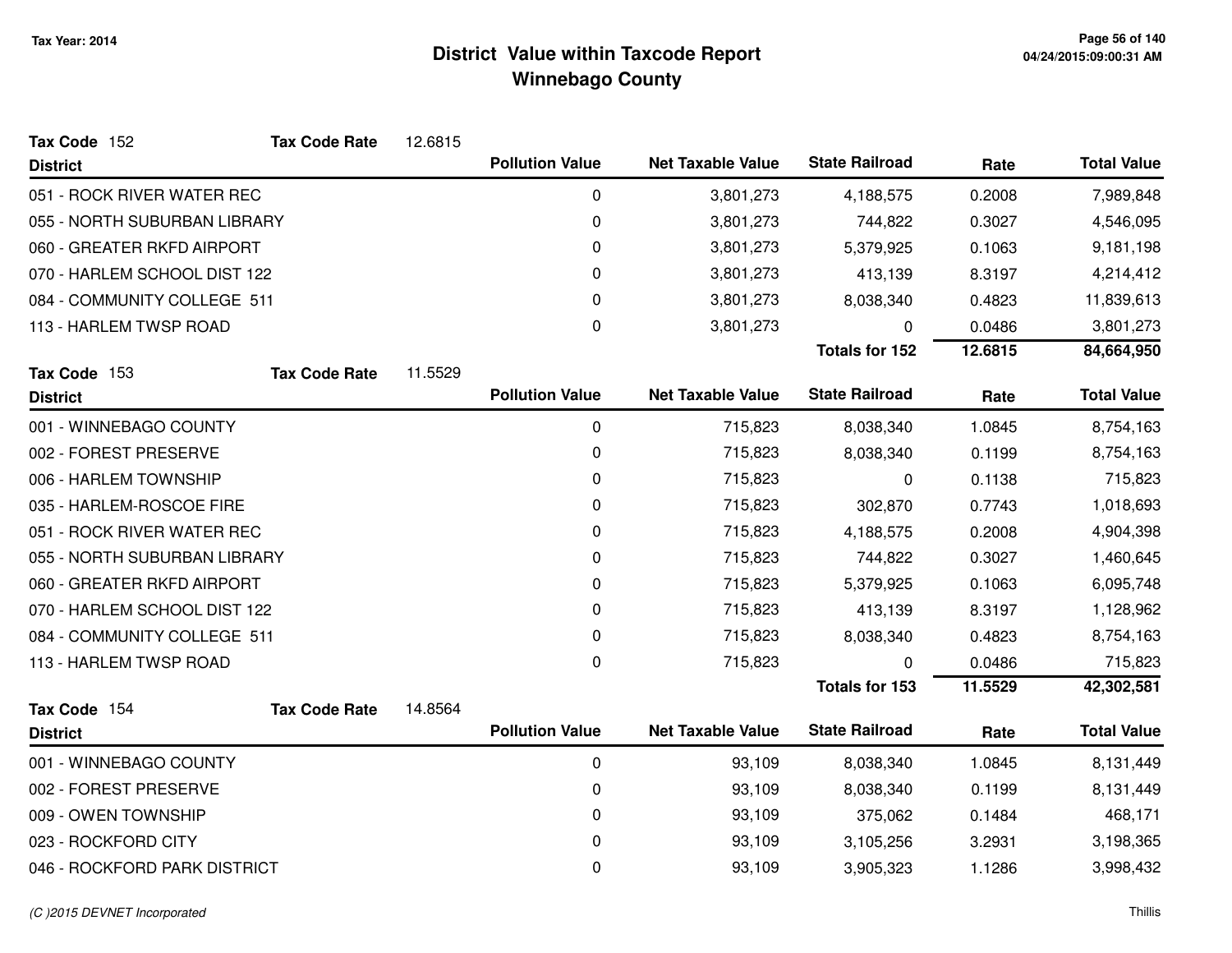**Tax Year: 2014**

# District Value within Taxcode Report
## Winnebago County

**Tax Code** 152 **Tax Code Rate** 12.6815

| District | Pollution Value | Net Taxable Value | State Railroad | Rate | Total Value |
|---|---|---|---|---|---|
| 051 - ROCK RIVER WATER REC | 0 | 3,801,273 | 4,188,575 | 0.2008 | 7,989,848 |
| 055 - NORTH SUBURBAN LIBRARY | 0 | 3,801,273 | 744,822 | 0.3027 | 4,546,095 |
| 060 - GREATER RKFD AIRPORT | 0 | 3,801,273 | 5,379,925 | 0.1063 | 9,181,198 |
| 070 - HARLEM SCHOOL DIST 122 | 0 | 3,801,273 | 413,139 | 8.3197 | 4,214,412 |
| 084 - COMMUNITY COLLEGE 511 | 0 | 3,801,273 | 8,038,340 | 0.4823 | 11,839,613 |
| 113 - HARLEM TWSP ROAD | 0 | 3,801,273 | 0 | 0.0486 | 3,801,273 |
| | | | **Totals for 152** | **12.6815** | **84,664,950** |

**Tax Code** 153 **Tax Code Rate** 11.5529

| District | Pollution Value | Net Taxable Value | State Railroad | Rate | Total Value |
|---|---|---|---|---|---|
| 001 - WINNEBAGO COUNTY | 0 | 715,823 | 8,038,340 | 1.0845 | 8,754,163 |
| 002 - FOREST PRESERVE | 0 | 715,823 | 8,038,340 | 0.1199 | 8,754,163 |
| 006 - HARLEM TOWNSHIP | 0 | 715,823 | 0 | 0.1138 | 715,823 |
| 035 - HARLEM-ROSCOE FIRE | 0 | 715,823 | 302,870 | 0.7743 | 1,018,693 |
| 051 - ROCK RIVER WATER REC | 0 | 715,823 | 4,188,575 | 0.2008 | 4,904,398 |
| 055 - NORTH SUBURBAN LIBRARY | 0 | 715,823 | 744,822 | 0.3027 | 1,460,645 |
| 060 - GREATER RKFD AIRPORT | 0 | 715,823 | 5,379,925 | 0.1063 | 6,095,748 |
| 070 - HARLEM SCHOOL DIST 122 | 0 | 715,823 | 413,139 | 8.3197 | 1,128,962 |
| 084 - COMMUNITY COLLEGE 511 | 0 | 715,823 | 8,038,340 | 0.4823 | 8,754,163 |
| 113 - HARLEM TWSP ROAD | 0 | 715,823 | 0 | 0.0486 | 715,823 |
| | | | **Totals for 153** | **11.5529** | **42,302,581** |

**Tax Code** 154 **Tax Code Rate** 14.8564

| District | Pollution Value | Net Taxable Value | State Railroad | Rate | Total Value |
|---|---|---|---|---|---|
| 001 - WINNEBAGO COUNTY | 0 | 93,109 | 8,038,340 | 1.0845 | 8,131,449 |
| 002 - FOREST PRESERVE | 0 | 93,109 | 8,038,340 | 0.1199 | 8,131,449 |
| 009 - OWEN TOWNSHIP | 0 | 93,109 | 375,062 | 0.1484 | 468,171 |
| 023 - ROCKFORD CITY | 0 | 93,109 | 3,105,256 | 3.2931 | 3,198,365 |
| 046 - ROCKFORD PARK DISTRICT | 0 | 93,109 | 3,905,323 | 1.1286 | 3,998,432 |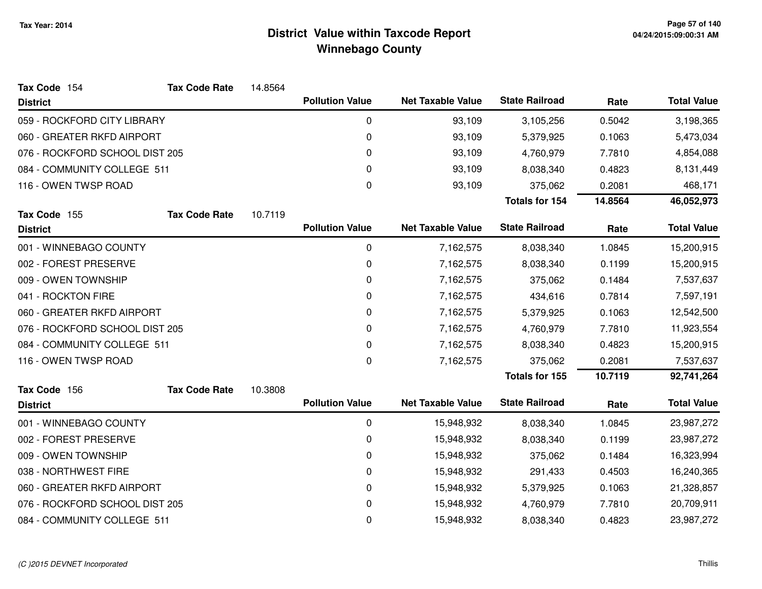# District Value within Taxcode Report

## Winnebago County

Tax Year: 2014

**Tax Code** 154 **Tax Code Rate** 14.8564

| District | Pollution Value | Net Taxable Value | State Railroad | Rate | Total Value |
|---|---|---|---|---|---|
| 059 - ROCKFORD CITY LIBRARY | 0 | 93,109 | 3,105,256 | 0.5042 | 3,198,365 |
| 060 - GREATER RKFD AIRPORT | 0 | 93,109 | 5,379,925 | 0.1063 | 5,473,034 |
| 076 - ROCKFORD SCHOOL DIST 205 | 0 | 93,109 | 4,760,979 | 7.7810 | 4,854,088 |
| 084 - COMMUNITY COLLEGE 511 | 0 | 93,109 | 8,038,340 | 0.4823 | 8,131,449 |
| 116 - OWEN TWSP ROAD | 0 | 93,109 | 375,062 | 0.2081 | 468,171 |
| | | | **Totals for 154** | **14.8564** | **46,052,973** |

**Tax Code** 155 **Tax Code Rate** 10.7119

| District | Pollution Value | Net Taxable Value | State Railroad | Rate | Total Value |
|---|---|---|---|---|---|
| 001 - WINNEBAGO COUNTY | 0 | 7,162,575 | 8,038,340 | 1.0845 | 15,200,915 |
| 002 - FOREST PRESERVE | 0 | 7,162,575 | 8,038,340 | 0.1199 | 15,200,915 |
| 009 - OWEN TOWNSHIP | 0 | 7,162,575 | 375,062 | 0.1484 | 7,537,637 |
| 041 - ROCKTON FIRE | 0 | 7,162,575 | 434,616 | 0.7814 | 7,597,191 |
| 060 - GREATER RKFD AIRPORT | 0 | 7,162,575 | 5,379,925 | 0.1063 | 12,542,500 |
| 076 - ROCKFORD SCHOOL DIST 205 | 0 | 7,162,575 | 4,760,979 | 7.7810 | 11,923,554 |
| 084 - COMMUNITY COLLEGE 511 | 0 | 7,162,575 | 8,038,340 | 0.4823 | 15,200,915 |
| 116 - OWEN TWSP ROAD | 0 | 7,162,575 | 375,062 | 0.2081 | 7,537,637 |
| | | | **Totals for 155** | **10.7119** | **92,741,264** |

**Tax Code** 156 **Tax Code Rate** 10.3808

| District | Pollution Value | Net Taxable Value | State Railroad | Rate | Total Value |
|---|---|---|---|---|---|
| 001 - WINNEBAGO COUNTY | 0 | 15,948,932 | 8,038,340 | 1.0845 | 23,987,272 |
| 002 - FOREST PRESERVE | 0 | 15,948,932 | 8,038,340 | 0.1199 | 23,987,272 |
| 009 - OWEN TOWNSHIP | 0 | 15,948,932 | 375,062 | 0.1484 | 16,323,994 |
| 038 - NORTHWEST FIRE | 0 | 15,948,932 | 291,433 | 0.4503 | 16,240,365 |
| 060 - GREATER RKFD AIRPORT | 0 | 15,948,932 | 5,379,925 | 0.1063 | 21,328,857 |
| 076 - ROCKFORD SCHOOL DIST 205 | 0 | 15,948,932 | 4,760,979 | 7.7810 | 20,709,911 |
| 084 - COMMUNITY COLLEGE 511 | 0 | 15,948,932 | 8,038,340 | 0.4823 | 23,987,272 |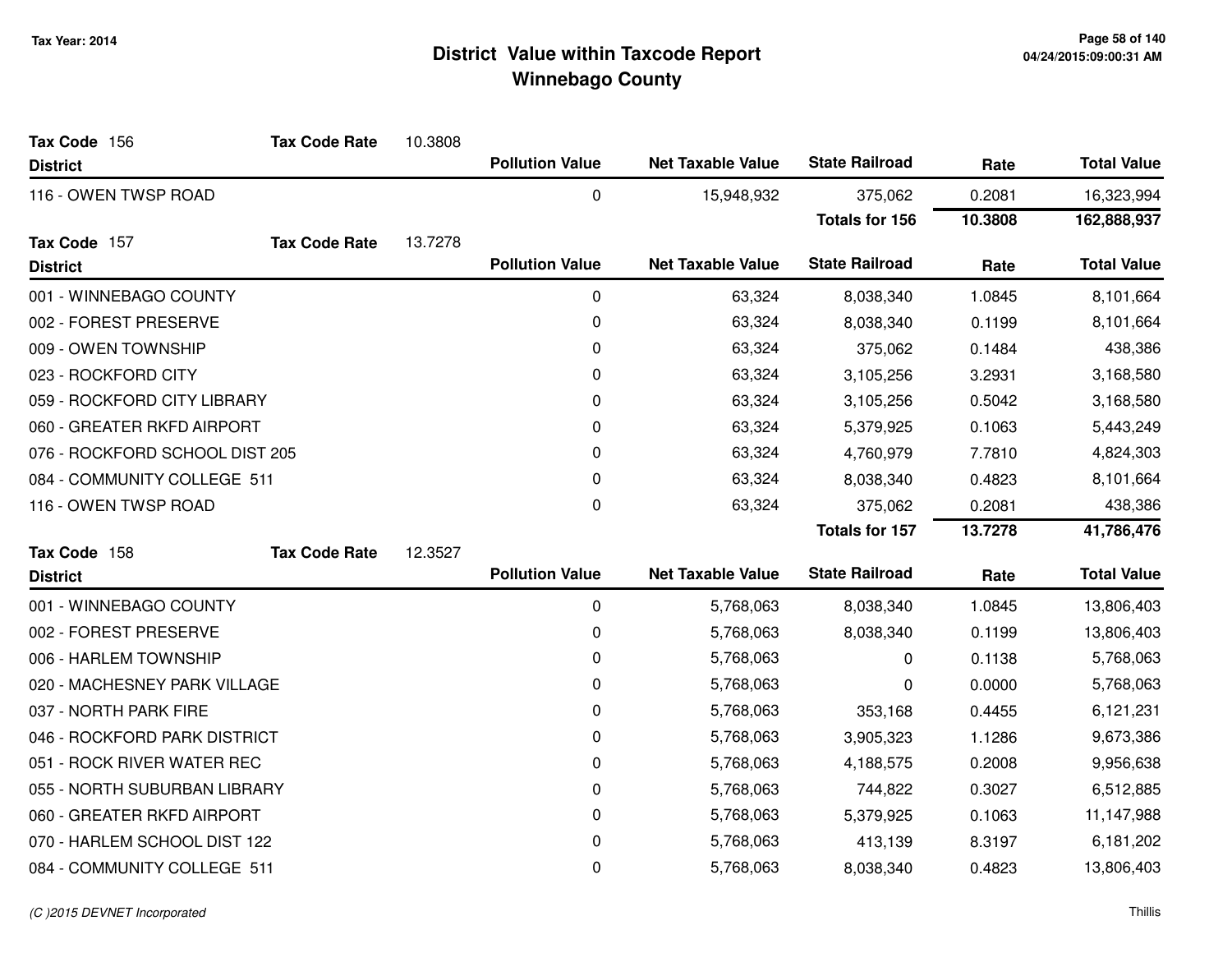# District Value within Taxcode Report
## Winnebago County

Tax Year: 2014

**Tax Code** 156 **Tax Code Rate** 10.3808

| District | Pollution Value | Net Taxable Value | State Railroad | Rate | Total Value |
|---|---|---|---|---|---|
| 116 - OWEN TWSP ROAD | 0 | 15,948,932 | 375,062 | 0.2081 | 16,323,994 |
| | | | **Totals for 156** | **10.3808** | **162,888,937** |

**Tax Code** 157 **Tax Code Rate** 13.7278

| District | Pollution Value | Net Taxable Value | State Railroad | Rate | Total Value |
|---|---|---|---|---|---|
| 001 - WINNEBAGO COUNTY | 0 | 63,324 | 8,038,340 | 1.0845 | 8,101,664 |
| 002 - FOREST PRESERVE | 0 | 63,324 | 8,038,340 | 0.1199 | 8,101,664 |
| 009 - OWEN TOWNSHIP | 0 | 63,324 | 375,062 | 0.1484 | 438,386 |
| 023 - ROCKFORD CITY | 0 | 63,324 | 3,105,256 | 3.2931 | 3,168,580 |
| 059 - ROCKFORD CITY LIBRARY | 0 | 63,324 | 3,105,256 | 0.5042 | 3,168,580 |
| 060 - GREATER RKFD AIRPORT | 0 | 63,324 | 5,379,925 | 0.1063 | 5,443,249 |
| 076 - ROCKFORD SCHOOL DIST 205 | 0 | 63,324 | 4,760,979 | 7.7810 | 4,824,303 |
| 084 - COMMUNITY COLLEGE 511 | 0 | 63,324 | 8,038,340 | 0.4823 | 8,101,664 |
| 116 - OWEN TWSP ROAD | 0 | 63,324 | 375,062 | 0.2081 | 438,386 |
| | | | **Totals for 157** | **13.7278** | **41,786,476** |

**Tax Code** 158 **Tax Code Rate** 12.3527

| District | Pollution Value | Net Taxable Value | State Railroad | Rate | Total Value |
|---|---|---|---|---|---|
| 001 - WINNEBAGO COUNTY | 0 | 5,768,063 | 8,038,340 | 1.0845 | 13,806,403 |
| 002 - FOREST PRESERVE | 0 | 5,768,063 | 8,038,340 | 0.1199 | 13,806,403 |
| 006 - HARLEM TOWNSHIP | 0 | 5,768,063 | 0 | 0.1138 | 5,768,063 |
| 020 - MACHESNEY PARK VILLAGE | 0 | 5,768,063 | 0 | 0.0000 | 5,768,063 |
| 037 - NORTH PARK FIRE | 0 | 5,768,063 | 353,168 | 0.4455 | 6,121,231 |
| 046 - ROCKFORD PARK DISTRICT | 0 | 5,768,063 | 3,905,323 | 1.1286 | 9,673,386 |
| 051 - ROCK RIVER WATER REC | 0 | 5,768,063 | 4,188,575 | 0.2008 | 9,956,638 |
| 055 - NORTH SUBURBAN LIBRARY | 0 | 5,768,063 | 744,822 | 0.3027 | 6,512,885 |
| 060 - GREATER RKFD AIRPORT | 0 | 5,768,063 | 5,379,925 | 0.1063 | 11,147,988 |
| 070 - HARLEM SCHOOL DIST 122 | 0 | 5,768,063 | 413,139 | 8.3197 | 6,181,202 |
| 084 - COMMUNITY COLLEGE 511 | 0 | 5,768,063 | 8,038,340 | 0.4823 | 13,806,403 |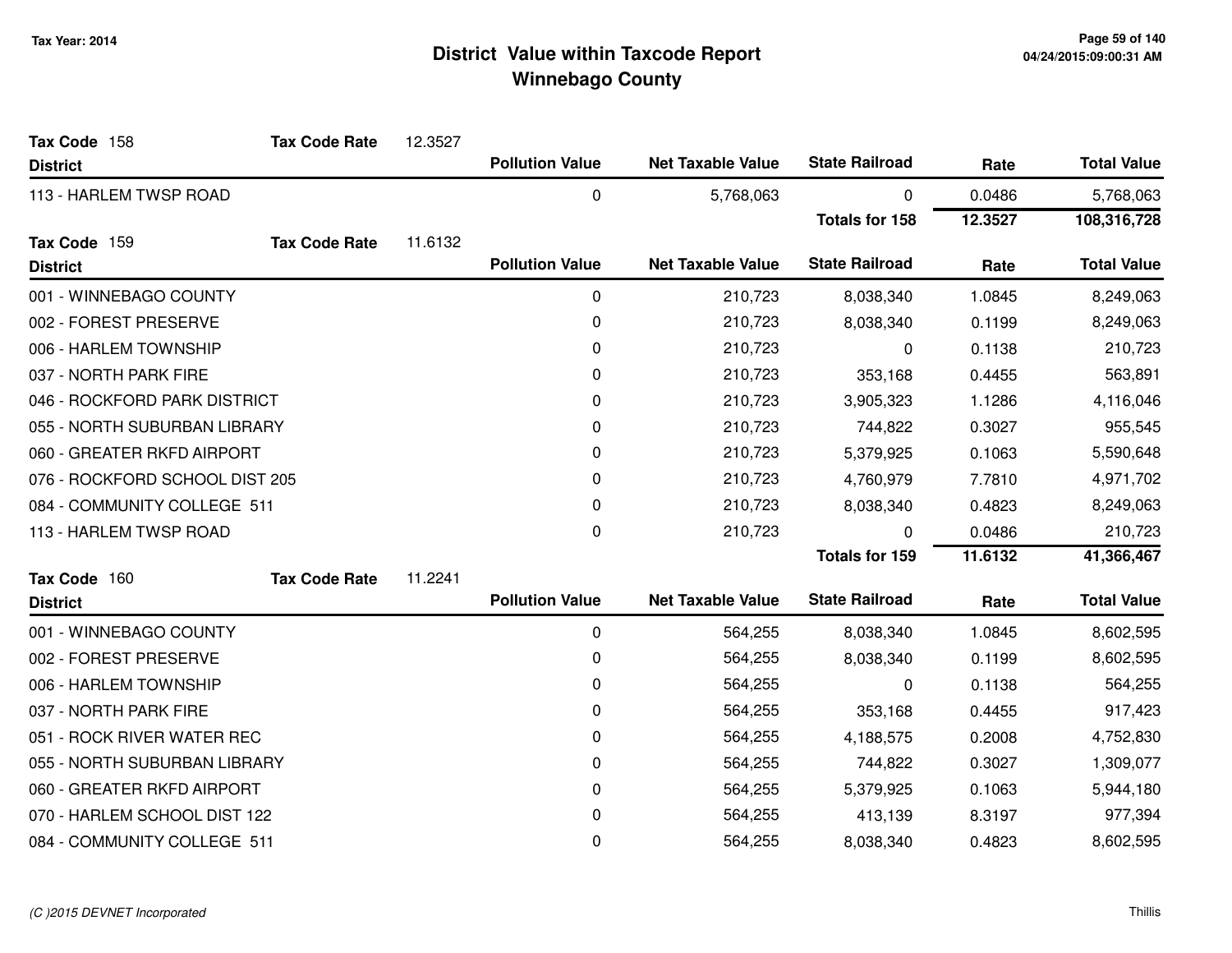# District Value within Taxcode Report
## Winnebago County

Tax Year: 2014

**Tax Code** 158 **Tax Code Rate** 12.3527

| District | Pollution Value | Net Taxable Value | State Railroad | Rate | Total Value |
|---|---|---|---|---|---|
| 113 - HARLEM TWSP ROAD | 0 | 5,768,063 | 0 | 0.0486 | 5,768,063 |
| | | | **Totals for 158** | **12.3527** | **108,316,728** |

**Tax Code** 159 **Tax Code Rate** 11.6132

| District | Pollution Value | Net Taxable Value | State Railroad | Rate | Total Value |
|---|---|---|---|---|---|
| 001 - WINNEBAGO COUNTY | 0 | 210,723 | 8,038,340 | 1.0845 | 8,249,063 |
| 002 - FOREST PRESERVE | 0 | 210,723 | 8,038,340 | 0.1199 | 8,249,063 |
| 006 - HARLEM TOWNSHIP | 0 | 210,723 | 0 | 0.1138 | 210,723 |
| 037 - NORTH PARK FIRE | 0 | 210,723 | 353,168 | 0.4455 | 563,891 |
| 046 - ROCKFORD PARK DISTRICT | 0 | 210,723 | 3,905,323 | 1.1286 | 4,116,046 |
| 055 - NORTH SUBURBAN LIBRARY | 0 | 210,723 | 744,822 | 0.3027 | 955,545 |
| 060 - GREATER RKFD AIRPORT | 0 | 210,723 | 5,379,925 | 0.1063 | 5,590,648 |
| 076 - ROCKFORD SCHOOL DIST 205 | 0 | 210,723 | 4,760,979 | 7.7810 | 4,971,702 |
| 084 - COMMUNITY COLLEGE 511 | 0 | 210,723 | 8,038,340 | 0.4823 | 8,249,063 |
| 113 - HARLEM TWSP ROAD | 0 | 210,723 | 0 | 0.0486 | 210,723 |
| | | | **Totals for 159** | **11.6132** | **41,366,467** |

**Tax Code** 160 **Tax Code Rate** 11.2241

| District | Pollution Value | Net Taxable Value | State Railroad | Rate | Total Value |
|---|---|---|---|---|---|
| 001 - WINNEBAGO COUNTY | 0 | 564,255 | 8,038,340 | 1.0845 | 8,602,595 |
| 002 - FOREST PRESERVE | 0 | 564,255 | 8,038,340 | 0.1199 | 8,602,595 |
| 006 - HARLEM TOWNSHIP | 0 | 564,255 | 0 | 0.1138 | 564,255 |
| 037 - NORTH PARK FIRE | 0 | 564,255 | 353,168 | 0.4455 | 917,423 |
| 051 - ROCK RIVER WATER REC | 0 | 564,255 | 4,188,575 | 0.2008 | 4,752,830 |
| 055 - NORTH SUBURBAN LIBRARY | 0 | 564,255 | 744,822 | 0.3027 | 1,309,077 |
| 060 - GREATER RKFD AIRPORT | 0 | 564,255 | 5,379,925 | 0.1063 | 5,944,180 |
| 070 - HARLEM SCHOOL DIST 122 | 0 | 564,255 | 413,139 | 8.3197 | 977,394 |
| 084 - COMMUNITY COLLEGE 511 | 0 | 564,255 | 8,038,340 | 0.4823 | 8,602,595 |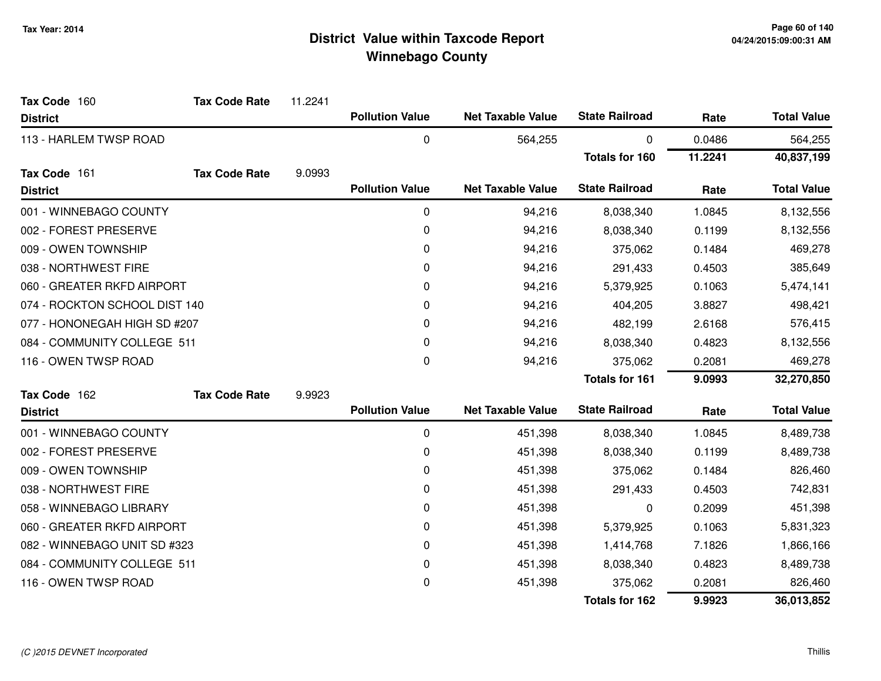# District Value within Taxcode Report
## Winnebago County

Tax Year: 2014

**Tax Code** 160 **Tax Code Rate** 11.2241

| District | Pollution Value | Net Taxable Value | State Railroad | Rate | Total Value |
|---|---|---|---|---|---|
| 113 - HARLEM TWSP ROAD | 0 | 564,255 | 0 | 0.0486 | 564,255 |
| | | | **Totals for 160** | **11.2241** | **40,837,199** |

**Tax Code** 161 **Tax Code Rate** 9.0993

| District | Pollution Value | Net Taxable Value | State Railroad | Rate | Total Value |
|---|---|---|---|---|---|
| 001 - WINNEBAGO COUNTY | 0 | 94,216 | 8,038,340 | 1.0845 | 8,132,556 |
| 002 - FOREST PRESERVE | 0 | 94,216 | 8,038,340 | 0.1199 | 8,132,556 |
| 009 - OWEN TOWNSHIP | 0 | 94,216 | 375,062 | 0.1484 | 469,278 |
| 038 - NORTHWEST FIRE | 0 | 94,216 | 291,433 | 0.4503 | 385,649 |
| 060 - GREATER RKFD AIRPORT | 0 | 94,216 | 5,379,925 | 0.1063 | 5,474,141 |
| 074 - ROCKTON SCHOOL DIST 140 | 0 | 94,216 | 404,205 | 3.8827 | 498,421 |
| 077 - HONONEGAH HIGH SD #207 | 0 | 94,216 | 482,199 | 2.6168 | 576,415 |
| 084 - COMMUNITY COLLEGE 511 | 0 | 94,216 | 8,038,340 | 0.4823 | 8,132,556 |
| 116 - OWEN TWSP ROAD | 0 | 94,216 | 375,062 | 0.2081 | 469,278 |
| | | | **Totals for 161** | **9.0993** | **32,270,850** |

**Tax Code** 162 **Tax Code Rate** 9.9923

| District | Pollution Value | Net Taxable Value | State Railroad | Rate | Total Value |
|---|---|---|---|---|---|
| 001 - WINNEBAGO COUNTY | 0 | 451,398 | 8,038,340 | 1.0845 | 8,489,738 |
| 002 - FOREST PRESERVE | 0 | 451,398 | 8,038,340 | 0.1199 | 8,489,738 |
| 009 - OWEN TOWNSHIP | 0 | 451,398 | 375,062 | 0.1484 | 826,460 |
| 038 - NORTHWEST FIRE | 0 | 451,398 | 291,433 | 0.4503 | 742,831 |
| 058 - WINNEBAGO LIBRARY | 0 | 451,398 | 0 | 0.2099 | 451,398 |
| 060 - GREATER RKFD AIRPORT | 0 | 451,398 | 5,379,925 | 0.1063 | 5,831,323 |
| 082 - WINNEBAGO UNIT SD #323 | 0 | 451,398 | 1,414,768 | 7.1826 | 1,866,166 |
| 084 - COMMUNITY COLLEGE 511 | 0 | 451,398 | 8,038,340 | 0.4823 | 8,489,738 |
| 116 - OWEN TWSP ROAD | 0 | 451,398 | 375,062 | 0.2081 | 826,460 |
| | | | **Totals for 162** | **9.9923** | **36,013,852** |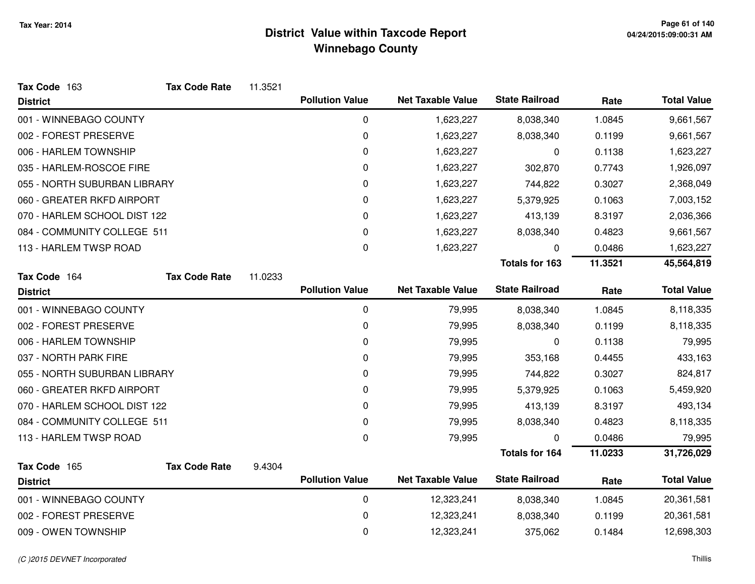# District Value within Taxcode Report
## Winnebago County

Tax Year: 2014

**Tax Code** 163 **Tax Code Rate** 11.3521

| District | Pollution Value | Net Taxable Value | State Railroad | Rate | Total Value |
|---|---|---|---|---|---|
| 001 - WINNEBAGO COUNTY | 0 | 1,623,227 | 8,038,340 | 1.0845 | 9,661,567 |
| 002 - FOREST PRESERVE | 0 | 1,623,227 | 8,038,340 | 0.1199 | 9,661,567 |
| 006 - HARLEM TOWNSHIP | 0 | 1,623,227 | 0 | 0.1138 | 1,623,227 |
| 035 - HARLEM-ROSCOE FIRE | 0 | 1,623,227 | 302,870 | 0.7743 | 1,926,097 |
| 055 - NORTH SUBURBAN LIBRARY | 0 | 1,623,227 | 744,822 | 0.3027 | 2,368,049 |
| 060 - GREATER RKFD AIRPORT | 0 | 1,623,227 | 5,379,925 | 0.1063 | 7,003,152 |
| 070 - HARLEM SCHOOL DIST 122 | 0 | 1,623,227 | 413,139 | 8.3197 | 2,036,366 |
| 084 - COMMUNITY COLLEGE 511 | 0 | 1,623,227 | 8,038,340 | 0.4823 | 9,661,567 |
| 113 - HARLEM TWSP ROAD | 0 | 1,623,227 | 0 | 0.0486 | 1,623,227 |
| | | | **Totals for 163** | **11.3521** | **45,564,819** |

**Tax Code** 164 **Tax Code Rate** 11.0233

| District | Pollution Value | Net Taxable Value | State Railroad | Rate | Total Value |
|---|---|---|---|---|---|
| 001 - WINNEBAGO COUNTY | 0 | 79,995 | 8,038,340 | 1.0845 | 8,118,335 |
| 002 - FOREST PRESERVE | 0 | 79,995 | 8,038,340 | 0.1199 | 8,118,335 |
| 006 - HARLEM TOWNSHIP | 0 | 79,995 | 0 | 0.1138 | 79,995 |
| 037 - NORTH PARK FIRE | 0 | 79,995 | 353,168 | 0.4455 | 433,163 |
| 055 - NORTH SUBURBAN LIBRARY | 0 | 79,995 | 744,822 | 0.3027 | 824,817 |
| 060 - GREATER RKFD AIRPORT | 0 | 79,995 | 5,379,925 | 0.1063 | 5,459,920 |
| 070 - HARLEM SCHOOL DIST 122 | 0 | 79,995 | 413,139 | 8.3197 | 493,134 |
| 084 - COMMUNITY COLLEGE 511 | 0 | 79,995 | 8,038,340 | 0.4823 | 8,118,335 |
| 113 - HARLEM TWSP ROAD | 0 | 79,995 | 0 | 0.0486 | 79,995 |
| | | | **Totals for 164** | **11.0233** | **31,726,029** |

**Tax Code** 165 **Tax Code Rate** 9.4304

| District | Pollution Value | Net Taxable Value | State Railroad | Rate | Total Value |
|---|---|---|---|---|---|
| 001 - WINNEBAGO COUNTY | 0 | 12,323,241 | 8,038,340 | 1.0845 | 20,361,581 |
| 002 - FOREST PRESERVE | 0 | 12,323,241 | 8,038,340 | 0.1199 | 20,361,581 |
| 009 - OWEN TOWNSHIP | 0 | 12,323,241 | 375,062 | 0.1484 | 12,698,303 |

*(C )2015 DEVNET Incorporated*

Thillis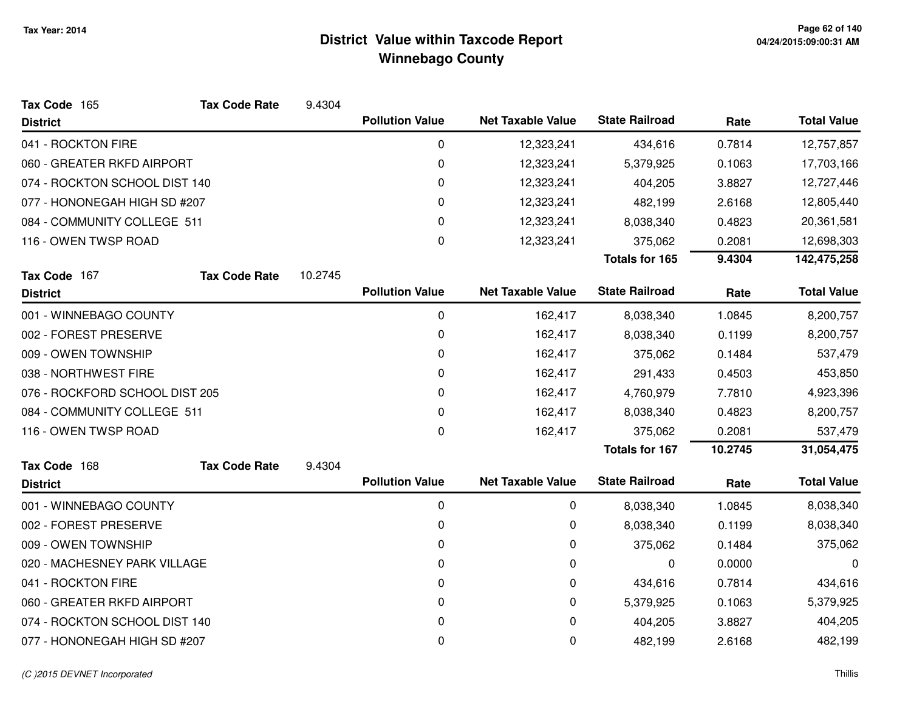# District Value within Taxcode Report
## Winnebago County

Tax Year: 2014

**Tax Code** 165 **Tax Code Rate** 9.4304

| District | Pollution Value | Net Taxable Value | State Railroad | Rate | Total Value |
|---|---|---|---|---|---|
| 041 - ROCKTON FIRE | 0 | 12,323,241 | 434,616 | 0.7814 | 12,757,857 |
| 060 - GREATER RKFD AIRPORT | 0 | 12,323,241 | 5,379,925 | 0.1063 | 17,703,166 |
| 074 - ROCKTON SCHOOL DIST 140 | 0 | 12,323,241 | 404,205 | 3.8827 | 12,727,446 |
| 077 - HONONEGAH HIGH SD #207 | 0 | 12,323,241 | 482,199 | 2.6168 | 12,805,440 |
| 084 - COMMUNITY COLLEGE 511 | 0 | 12,323,241 | 8,038,340 | 0.4823 | 20,361,581 |
| 116 - OWEN TWSP ROAD | 0 | 12,323,241 | 375,062 | 0.2081 | 12,698,303 |
| | | | **Totals for 165** | **9.4304** | **142,475,258** |

**Tax Code** 167 **Tax Code Rate** 10.2745

| District | Pollution Value | Net Taxable Value | State Railroad | Rate | Total Value |
|---|---|---|---|---|---|
| 001 - WINNEBAGO COUNTY | 0 | 162,417 | 8,038,340 | 1.0845 | 8,200,757 |
| 002 - FOREST PRESERVE | 0 | 162,417 | 8,038,340 | 0.1199 | 8,200,757 |
| 009 - OWEN TOWNSHIP | 0 | 162,417 | 375,062 | 0.1484 | 537,479 |
| 038 - NORTHWEST FIRE | 0 | 162,417 | 291,433 | 0.4503 | 453,850 |
| 076 - ROCKFORD SCHOOL DIST 205 | 0 | 162,417 | 4,760,979 | 7.7810 | 4,923,396 |
| 084 - COMMUNITY COLLEGE 511 | 0 | 162,417 | 8,038,340 | 0.4823 | 8,200,757 |
| 116 - OWEN TWSP ROAD | 0 | 162,417 | 375,062 | 0.2081 | 537,479 |
| | | | **Totals for 167** | **10.2745** | **31,054,475** |

**Tax Code** 168 **Tax Code Rate** 9.4304

| District | Pollution Value | Net Taxable Value | State Railroad | Rate | Total Value |
|---|---|---|---|---|---|
| 001 - WINNEBAGO COUNTY | 0 | 0 | 8,038,340 | 1.0845 | 8,038,340 |
| 002 - FOREST PRESERVE | 0 | 0 | 8,038,340 | 0.1199 | 8,038,340 |
| 009 - OWEN TOWNSHIP | 0 | 0 | 375,062 | 0.1484 | 375,062 |
| 020 - MACHESNEY PARK VILLAGE | 0 | 0 | 0 | 0.0000 | 0 |
| 041 - ROCKTON FIRE | 0 | 0 | 434,616 | 0.7814 | 434,616 |
| 060 - GREATER RKFD AIRPORT | 0 | 0 | 5,379,925 | 0.1063 | 5,379,925 |
| 074 - ROCKTON SCHOOL DIST 140 | 0 | 0 | 404,205 | 3.8827 | 404,205 |
| 077 - HONONEGAH HIGH SD #207 | 0 | 0 | 482,199 | 2.6168 | 482,199 |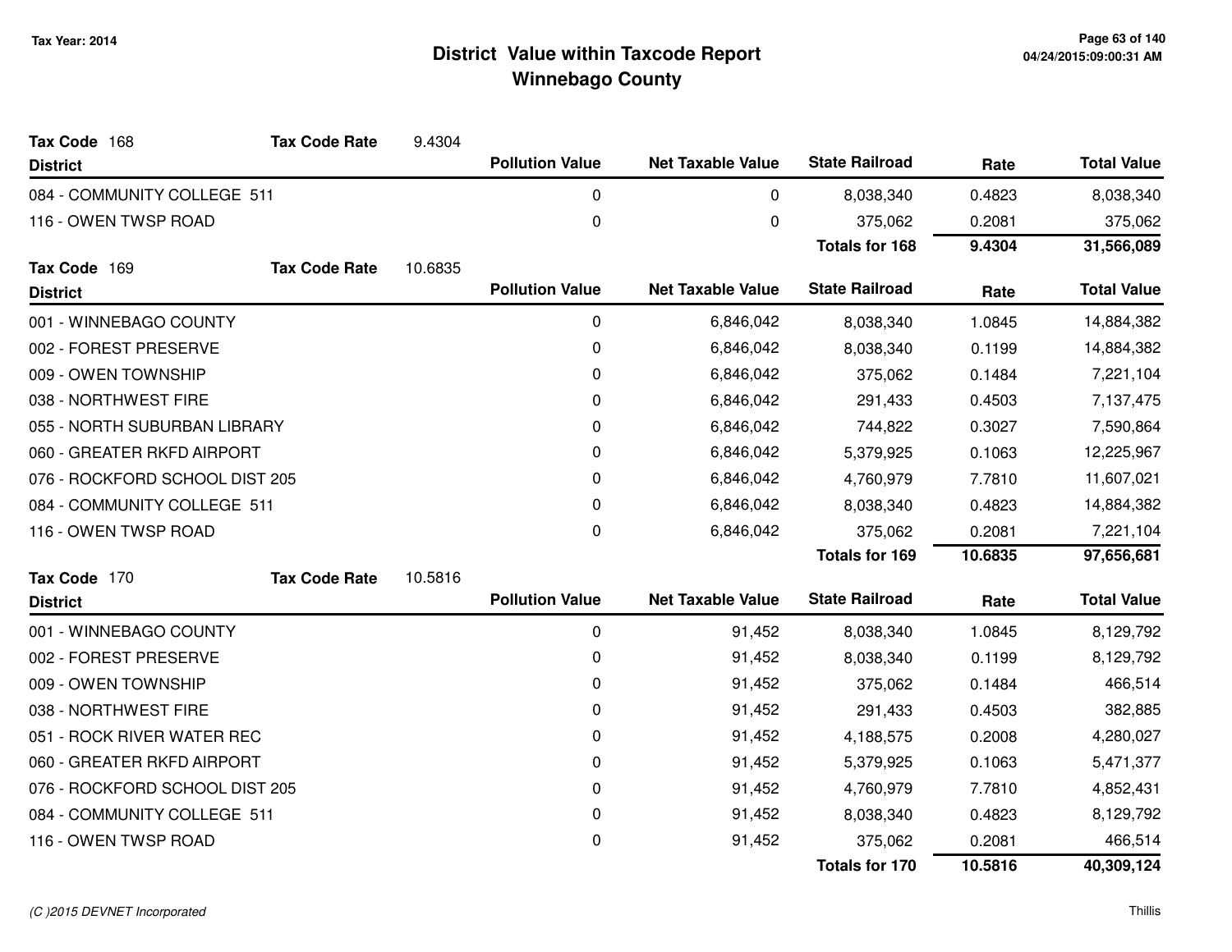# District Value within Taxcode Report
## Winnebago County

Tax Year: 2014

**Tax Code** 168 **Tax Code Rate** 9.4304

| District | Pollution Value | Net Taxable Value | State Railroad | Rate | Total Value |
|---|---|---|---|---|---|
| 084 - COMMUNITY COLLEGE 511 | 0 | 0 | 8,038,340 | 0.4823 | 8,038,340 |
| 116 - OWEN TWSP ROAD | 0 | 0 | 375,062 | 0.2081 | 375,062 |
| | | | **Totals for 168** | **9.4304** | **31,566,089** |

**Tax Code** 169 **Tax Code Rate** 10.6835

| District | Pollution Value | Net Taxable Value | State Railroad | Rate | Total Value |
|---|---|---|---|---|---|
| 001 - WINNEBAGO COUNTY | 0 | 6,846,042 | 8,038,340 | 1.0845 | 14,884,382 |
| 002 - FOREST PRESERVE | 0 | 6,846,042 | 8,038,340 | 0.1199 | 14,884,382 |
| 009 - OWEN TOWNSHIP | 0 | 6,846,042 | 375,062 | 0.1484 | 7,221,104 |
| 038 - NORTHWEST FIRE | 0 | 6,846,042 | 291,433 | 0.4503 | 7,137,475 |
| 055 - NORTH SUBURBAN LIBRARY | 0 | 6,846,042 | 744,822 | 0.3027 | 7,590,864 |
| 060 - GREATER RKFD AIRPORT | 0 | 6,846,042 | 5,379,925 | 0.1063 | 12,225,967 |
| 076 - ROCKFORD SCHOOL DIST 205 | 0 | 6,846,042 | 4,760,979 | 7.7810 | 11,607,021 |
| 084 - COMMUNITY COLLEGE 511 | 0 | 6,846,042 | 8,038,340 | 0.4823 | 14,884,382 |
| 116 - OWEN TWSP ROAD | 0 | 6,846,042 | 375,062 | 0.2081 | 7,221,104 |
| | | | **Totals for 169** | **10.6835** | **97,656,681** |

**Tax Code** 170 **Tax Code Rate** 10.5816

| District | Pollution Value | Net Taxable Value | State Railroad | Rate | Total Value |
|---|---|---|---|---|---|
| 001 - WINNEBAGO COUNTY | 0 | 91,452 | 8,038,340 | 1.0845 | 8,129,792 |
| 002 - FOREST PRESERVE | 0 | 91,452 | 8,038,340 | 0.1199 | 8,129,792 |
| 009 - OWEN TOWNSHIP | 0 | 91,452 | 375,062 | 0.1484 | 466,514 |
| 038 - NORTHWEST FIRE | 0 | 91,452 | 291,433 | 0.4503 | 382,885 |
| 051 - ROCK RIVER WATER REC | 0 | 91,452 | 4,188,575 | 0.2008 | 4,280,027 |
| 060 - GREATER RKFD AIRPORT | 0 | 91,452 | 5,379,925 | 0.1063 | 5,471,377 |
| 076 - ROCKFORD SCHOOL DIST 205 | 0 | 91,452 | 4,760,979 | 7.7810 | 4,852,431 |
| 084 - COMMUNITY COLLEGE 511 | 0 | 91,452 | 8,038,340 | 0.4823 | 8,129,792 |
| 116 - OWEN TWSP ROAD | 0 | 91,452 | 375,062 | 0.2081 | 466,514 |
| | | | **Totals for 170** | **10.5816** | **40,309,124** |

*(C )2015 DEVNET Incorporated* Thillis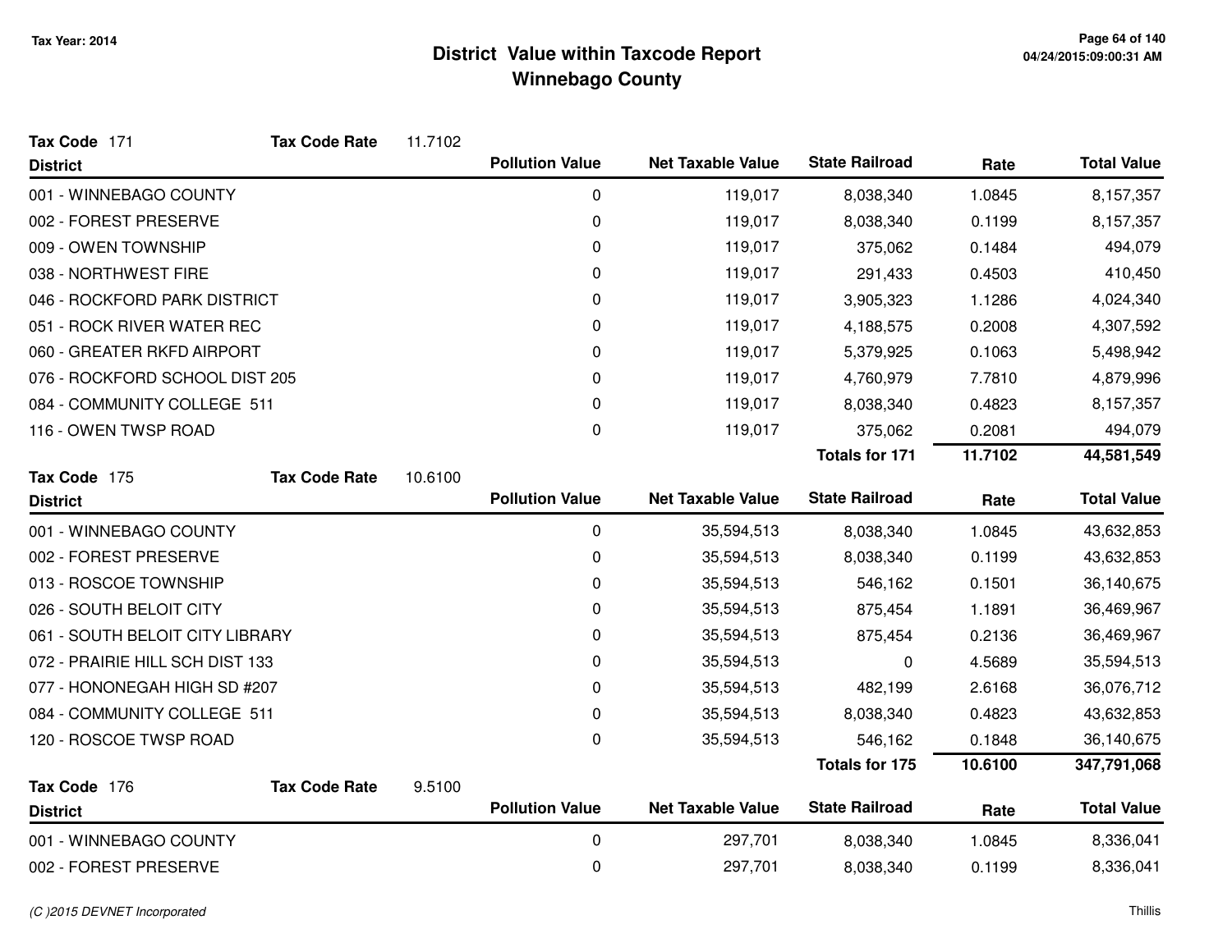# District Value within Taxcode Report
## Winnebago County

Tax Year: 2014

**Tax Code** 171 **Tax Code Rate** 11.7102

| District | Pollution Value | Net Taxable Value | State Railroad | Rate | Total Value |
|---|---|---|---|---|---|
| 001 - WINNEBAGO COUNTY | 0 | 119,017 | 8,038,340 | 1.0845 | 8,157,357 |
| 002 - FOREST PRESERVE | 0 | 119,017 | 8,038,340 | 0.1199 | 8,157,357 |
| 009 - OWEN TOWNSHIP | 0 | 119,017 | 375,062 | 0.1484 | 494,079 |
| 038 - NORTHWEST FIRE | 0 | 119,017 | 291,433 | 0.4503 | 410,450 |
| 046 - ROCKFORD PARK DISTRICT | 0 | 119,017 | 3,905,323 | 1.1286 | 4,024,340 |
| 051 - ROCK RIVER WATER REC | 0 | 119,017 | 4,188,575 | 0.2008 | 4,307,592 |
| 060 - GREATER RKFD AIRPORT | 0 | 119,017 | 5,379,925 | 0.1063 | 5,498,942 |
| 076 - ROCKFORD SCHOOL DIST 205 | 0 | 119,017 | 4,760,979 | 7.7810 | 4,879,996 |
| 084 - COMMUNITY COLLEGE 511 | 0 | 119,017 | 8,038,340 | 0.4823 | 8,157,357 |
| 116 - OWEN TWSP ROAD | 0 | 119,017 | 375,062 | 0.2081 | 494,079 |
| | | | **Totals for 171** | **11.7102** | **44,581,549** |

**Tax Code** 175 **Tax Code Rate** 10.6100

| District | Pollution Value | Net Taxable Value | State Railroad | Rate | Total Value |
|---|---|---|---|---|---|
| 001 - WINNEBAGO COUNTY | 0 | 35,594,513 | 8,038,340 | 1.0845 | 43,632,853 |
| 002 - FOREST PRESERVE | 0 | 35,594,513 | 8,038,340 | 0.1199 | 43,632,853 |
| 013 - ROSCOE TOWNSHIP | 0 | 35,594,513 | 546,162 | 0.1501 | 36,140,675 |
| 026 - SOUTH BELOIT CITY | 0 | 35,594,513 | 875,454 | 1.1891 | 36,469,967 |
| 061 - SOUTH BELOIT CITY LIBRARY | 0 | 35,594,513 | 875,454 | 0.2136 | 36,469,967 |
| 072 - PRAIRIE HILL SCH DIST 133 | 0 | 35,594,513 | 0 | 4.5689 | 35,594,513 |
| 077 - HONONEGAH HIGH SD #207 | 0 | 35,594,513 | 482,199 | 2.6168 | 36,076,712 |
| 084 - COMMUNITY COLLEGE 511 | 0 | 35,594,513 | 8,038,340 | 0.4823 | 43,632,853 |
| 120 - ROSCOE TWSP ROAD | 0 | 35,594,513 | 546,162 | 0.1848 | 36,140,675 |
| | | | **Totals for 175** | **10.6100** | **347,791,068** |

**Tax Code** 176 **Tax Code Rate** 9.5100

| District | Pollution Value | Net Taxable Value | State Railroad | Rate | Total Value |
|---|---|---|---|---|---|
| 001 - WINNEBAGO COUNTY | 0 | 297,701 | 8,038,340 | 1.0845 | 8,336,041 |
| 002 - FOREST PRESERVE | 0 | 297,701 | 8,038,340 | 0.1199 | 8,336,041 |

(C )2015 DEVNET Incorporated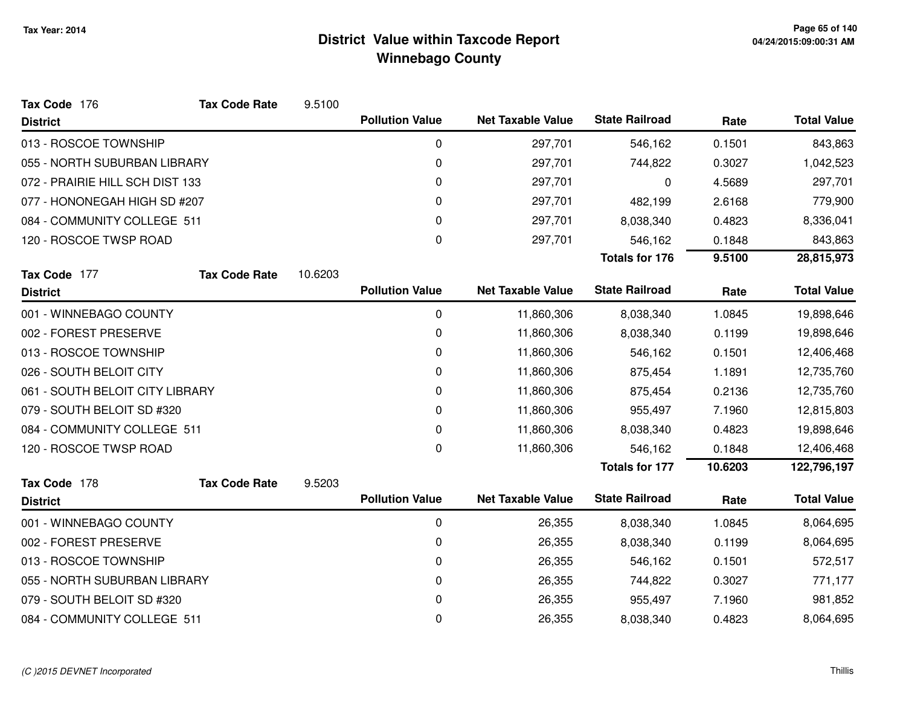Tax Year: 2014

# District Value within Taxcode Report
## Winnebago County

**Tax Code** 176 **Tax Code Rate** 9.5100

| District | Pollution Value | Net Taxable Value | State Railroad | Rate | Total Value |
|---|---|---|---|---|---|
| 013 - ROSCOE TOWNSHIP | 0 | 297,701 | 546,162 | 0.1501 | 843,863 |
| 055 - NORTH SUBURBAN LIBRARY | 0 | 297,701 | 744,822 | 0.3027 | 1,042,523 |
| 072 - PRAIRIE HILL SCH DIST 133 | 0 | 297,701 | 0 | 4.5689 | 297,701 |
| 077 - HONONEGAH HIGH SD #207 | 0 | 297,701 | 482,199 | 2.6168 | 779,900 |
| 084 - COMMUNITY COLLEGE 511 | 0 | 297,701 | 8,038,340 | 0.4823 | 8,336,041 |
| 120 - ROSCOE TWSP ROAD | 0 | 297,701 | 546,162 | 0.1848 | 843,863 |
| | | | **Totals for 176** | **9.5100** | **28,815,973** |

**Tax Code** 177 **Tax Code Rate** 10.6203

| District | Pollution Value | Net Taxable Value | State Railroad | Rate | Total Value |
|---|---|---|---|---|---|
| 001 - WINNEBAGO COUNTY | 0 | 11,860,306 | 8,038,340 | 1.0845 | 19,898,646 |
| 002 - FOREST PRESERVE | 0 | 11,860,306 | 8,038,340 | 0.1199 | 19,898,646 |
| 013 - ROSCOE TOWNSHIP | 0 | 11,860,306 | 546,162 | 0.1501 | 12,406,468 |
| 026 - SOUTH BELOIT CITY | 0 | 11,860,306 | 875,454 | 1.1891 | 12,735,760 |
| 061 - SOUTH BELOIT CITY LIBRARY | 0 | 11,860,306 | 875,454 | 0.2136 | 12,735,760 |
| 079 - SOUTH BELOIT SD #320 | 0 | 11,860,306 | 955,497 | 7.1960 | 12,815,803 |
| 084 - COMMUNITY COLLEGE 511 | 0 | 11,860,306 | 8,038,340 | 0.4823 | 19,898,646 |
| 120 - ROSCOE TWSP ROAD | 0 | 11,860,306 | 546,162 | 0.1848 | 12,406,468 |
| | | | **Totals for 177** | **10.6203** | **122,796,197** |

**Tax Code** 178 **Tax Code Rate** 9.5203

| District | Pollution Value | Net Taxable Value | State Railroad | Rate | Total Value |
|---|---|---|---|---|---|
| 001 - WINNEBAGO COUNTY | 0 | 26,355 | 8,038,340 | 1.0845 | 8,064,695 |
| 002 - FOREST PRESERVE | 0 | 26,355 | 8,038,340 | 0.1199 | 8,064,695 |
| 013 - ROSCOE TOWNSHIP | 0 | 26,355 | 546,162 | 0.1501 | 572,517 |
| 055 - NORTH SUBURBAN LIBRARY | 0 | 26,355 | 744,822 | 0.3027 | 771,177 |
| 079 - SOUTH BELOIT SD #320 | 0 | 26,355 | 955,497 | 7.1960 | 981,852 |
| 084 - COMMUNITY COLLEGE 511 | 0 | 26,355 | 8,038,340 | 0.4823 | 8,064,695 |

*(C )2015 DEVNET Incorporated*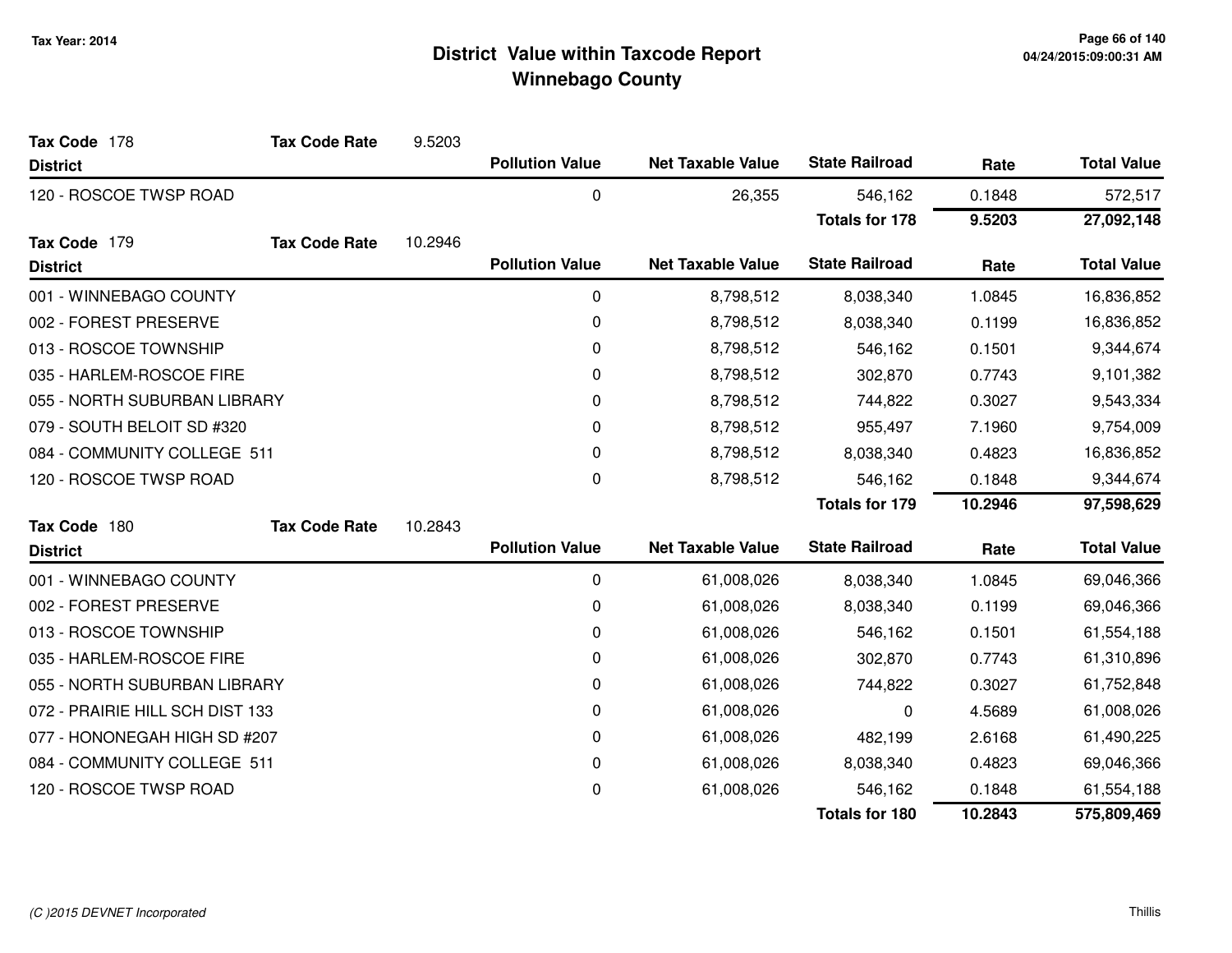# District Value within Taxcode Report
## Winnebago County

Tax Year: 2014

**Tax Code** 178 — **Tax Code Rate** 9.5203

| District | Pollution Value | Net Taxable Value | State Railroad | Rate | Total Value |
|---|---|---|---|---|---|
| 120 - ROSCOE TWSP ROAD | 0 | 26,355 | 546,162 | 0.1848 | 572,517 |
| | | | **Totals for 178** | **9.5203** | **27,092,148** |

**Tax Code** 179 — **Tax Code Rate** 10.2946

| District | Pollution Value | Net Taxable Value | State Railroad | Rate | Total Value |
|---|---|---|---|---|---|
| 001 - WINNEBAGO COUNTY | 0 | 8,798,512 | 8,038,340 | 1.0845 | 16,836,852 |
| 002 - FOREST PRESERVE | 0 | 8,798,512 | 8,038,340 | 0.1199 | 16,836,852 |
| 013 - ROSCOE TOWNSHIP | 0 | 8,798,512 | 546,162 | 0.1501 | 9,344,674 |
| 035 - HARLEM-ROSCOE FIRE | 0 | 8,798,512 | 302,870 | 0.7743 | 9,101,382 |
| 055 - NORTH SUBURBAN LIBRARY | 0 | 8,798,512 | 744,822 | 0.3027 | 9,543,334 |
| 079 - SOUTH BELOIT SD #320 | 0 | 8,798,512 | 955,497 | 7.1960 | 9,754,009 |
| 084 - COMMUNITY COLLEGE 511 | 0 | 8,798,512 | 8,038,340 | 0.4823 | 16,836,852 |
| 120 - ROSCOE TWSP ROAD | 0 | 8,798,512 | 546,162 | 0.1848 | 9,344,674 |
| | | | **Totals for 179** | **10.2946** | **97,598,629** |

**Tax Code** 180 — **Tax Code Rate** 10.2843

| District | Pollution Value | Net Taxable Value | State Railroad | Rate | Total Value |
|---|---|---|---|---|---|
| 001 - WINNEBAGO COUNTY | 0 | 61,008,026 | 8,038,340 | 1.0845 | 69,046,366 |
| 002 - FOREST PRESERVE | 0 | 61,008,026 | 8,038,340 | 0.1199 | 69,046,366 |
| 013 - ROSCOE TOWNSHIP | 0 | 61,008,026 | 546,162 | 0.1501 | 61,554,188 |
| 035 - HARLEM-ROSCOE FIRE | 0 | 61,008,026 | 302,870 | 0.7743 | 61,310,896 |
| 055 - NORTH SUBURBAN LIBRARY | 0 | 61,008,026 | 744,822 | 0.3027 | 61,752,848 |
| 072 - PRAIRIE HILL SCH DIST 133 | 0 | 61,008,026 | 0 | 4.5689 | 61,008,026 |
| 077 - HONONEGAH HIGH SD #207 | 0 | 61,008,026 | 482,199 | 2.6168 | 61,490,225 |
| 084 - COMMUNITY COLLEGE 511 | 0 | 61,008,026 | 8,038,340 | 0.4823 | 69,046,366 |
| 120 - ROSCOE TWSP ROAD | 0 | 61,008,026 | 546,162 | 0.1848 | 61,554,188 |
| | | | **Totals for 180** | **10.2843** | **575,809,469** |

*(C )2015 DEVNET Incorporated* — Thillis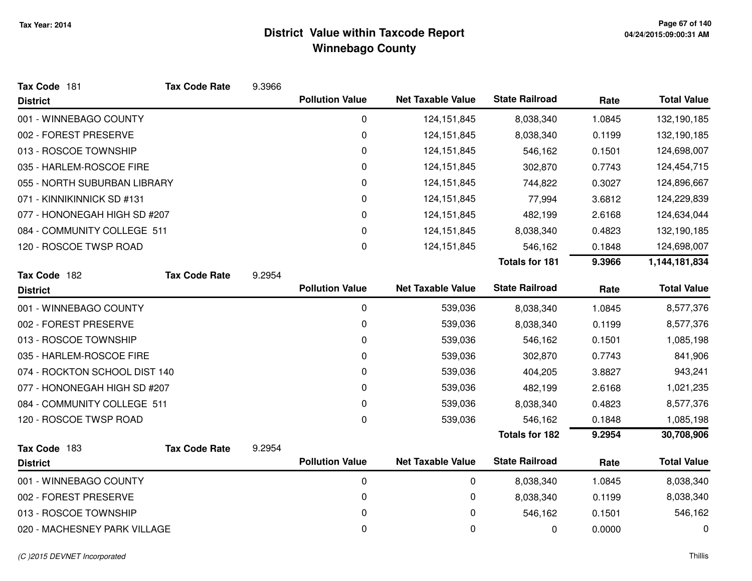# District Value within Taxcode Report
## Winnebago County

Tax Year: 2014

**Tax Code** 181 **Tax Code Rate** 9.3966

| District | Pollution Value | Net Taxable Value | State Railroad | Rate | Total Value |
|---|---|---|---|---|---|
| 001 - WINNEBAGO COUNTY | 0 | 124,151,845 | 8,038,340 | 1.0845 | 132,190,185 |
| 002 - FOREST PRESERVE | 0 | 124,151,845 | 8,038,340 | 0.1199 | 132,190,185 |
| 013 - ROSCOE TOWNSHIP | 0 | 124,151,845 | 546,162 | 0.1501 | 124,698,007 |
| 035 - HARLEM-ROSCOE FIRE | 0 | 124,151,845 | 302,870 | 0.7743 | 124,454,715 |
| 055 - NORTH SUBURBAN LIBRARY | 0 | 124,151,845 | 744,822 | 0.3027 | 124,896,667 |
| 071 - KINNIKINNICK SD #131 | 0 | 124,151,845 | 77,994 | 3.6812 | 124,229,839 |
| 077 - HONONEGAH HIGH SD #207 | 0 | 124,151,845 | 482,199 | 2.6168 | 124,634,044 |
| 084 - COMMUNITY COLLEGE 511 | 0 | 124,151,845 | 8,038,340 | 0.4823 | 132,190,185 |
| 120 - ROSCOE TWSP ROAD | 0 | 124,151,845 | 546,162 | 0.1848 | 124,698,007 |
| | | | **Totals for 181** | **9.3966** | **1,144,181,834** |

**Tax Code** 182 **Tax Code Rate** 9.2954

| District | Pollution Value | Net Taxable Value | State Railroad | Rate | Total Value |
|---|---|---|---|---|---|
| 001 - WINNEBAGO COUNTY | 0 | 539,036 | 8,038,340 | 1.0845 | 8,577,376 |
| 002 - FOREST PRESERVE | 0 | 539,036 | 8,038,340 | 0.1199 | 8,577,376 |
| 013 - ROSCOE TOWNSHIP | 0 | 539,036 | 546,162 | 0.1501 | 1,085,198 |
| 035 - HARLEM-ROSCOE FIRE | 0 | 539,036 | 302,870 | 0.7743 | 841,906 |
| 074 - ROCKTON SCHOOL DIST 140 | 0 | 539,036 | 404,205 | 3.8827 | 943,241 |
| 077 - HONONEGAH HIGH SD #207 | 0 | 539,036 | 482,199 | 2.6168 | 1,021,235 |
| 084 - COMMUNITY COLLEGE 511 | 0 | 539,036 | 8,038,340 | 0.4823 | 8,577,376 |
| 120 - ROSCOE TWSP ROAD | 0 | 539,036 | 546,162 | 0.1848 | 1,085,198 |
| | | | **Totals for 182** | **9.2954** | **30,708,906** |

**Tax Code** 183 **Tax Code Rate** 9.2954

| District | Pollution Value | Net Taxable Value | State Railroad | Rate | Total Value |
|---|---|---|---|---|---|
| 001 - WINNEBAGO COUNTY | 0 | 0 | 8,038,340 | 1.0845 | 8,038,340 |
| 002 - FOREST PRESERVE | 0 | 0 | 8,038,340 | 0.1199 | 8,038,340 |
| 013 - ROSCOE TOWNSHIP | 0 | 0 | 546,162 | 0.1501 | 546,162 |
| 020 - MACHESNEY PARK VILLAGE | 0 | 0 | 0 | 0.0000 | 0 |

*(C )2015 DEVNET Incorporated*

Thillis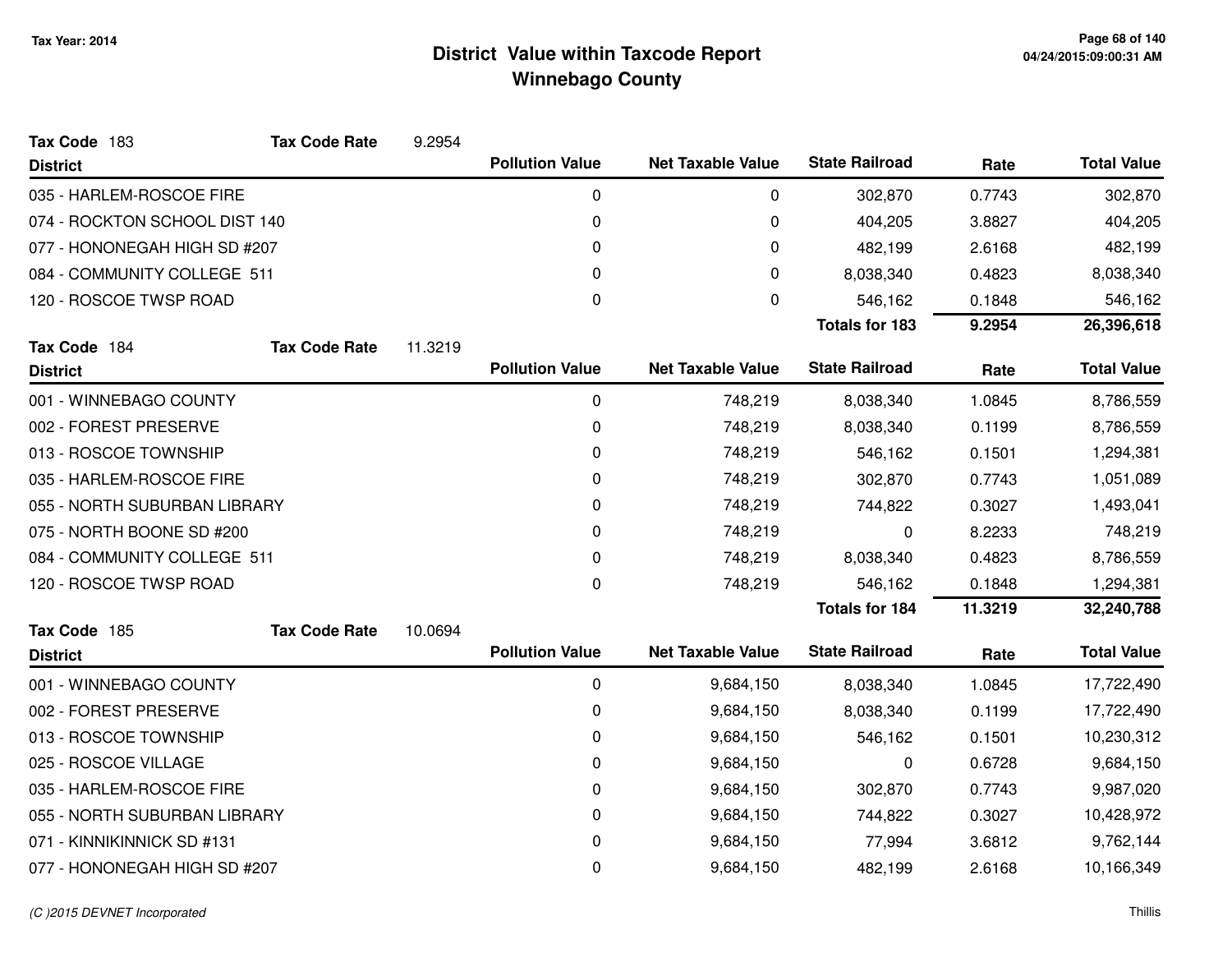# District Value within Taxcode Report
## Winnebago County

Tax Year: 2014

**Tax Code** 183 **Tax Code Rate** 9.2954

| District | Pollution Value | Net Taxable Value | State Railroad | Rate | Total Value |
|---|---|---|---|---|---|
| 035 - HARLEM-ROSCOE FIRE | 0 | 0 | 302,870 | 0.7743 | 302,870 |
| 074 - ROCKTON SCHOOL DIST 140 | 0 | 0 | 404,205 | 3.8827 | 404,205 |
| 077 - HONONEGAH HIGH SD #207 | 0 | 0 | 482,199 | 2.6168 | 482,199 |
| 084 - COMMUNITY COLLEGE 511 | 0 | 0 | 8,038,340 | 0.4823 | 8,038,340 |
| 120 - ROSCOE TWSP ROAD | 0 | 0 | 546,162 | 0.1848 | 546,162 |
| | | | **Totals for 183** | **9.2954** | **26,396,618** |

**Tax Code** 184 **Tax Code Rate** 11.3219

| District | Pollution Value | Net Taxable Value | State Railroad | Rate | Total Value |
|---|---|---|---|---|---|
| 001 - WINNEBAGO COUNTY | 0 | 748,219 | 8,038,340 | 1.0845 | 8,786,559 |
| 002 - FOREST PRESERVE | 0 | 748,219 | 8,038,340 | 0.1199 | 8,786,559 |
| 013 - ROSCOE TOWNSHIP | 0 | 748,219 | 546,162 | 0.1501 | 1,294,381 |
| 035 - HARLEM-ROSCOE FIRE | 0 | 748,219 | 302,870 | 0.7743 | 1,051,089 |
| 055 - NORTH SUBURBAN LIBRARY | 0 | 748,219 | 744,822 | 0.3027 | 1,493,041 |
| 075 - NORTH BOONE SD #200 | 0 | 748,219 | 0 | 8.2233 | 748,219 |
| 084 - COMMUNITY COLLEGE 511 | 0 | 748,219 | 8,038,340 | 0.4823 | 8,786,559 |
| 120 - ROSCOE TWSP ROAD | 0 | 748,219 | 546,162 | 0.1848 | 1,294,381 |
| | | | **Totals for 184** | **11.3219** | **32,240,788** |

**Tax Code** 185 **Tax Code Rate** 10.0694

| District | Pollution Value | Net Taxable Value | State Railroad | Rate | Total Value |
|---|---|---|---|---|---|
| 001 - WINNEBAGO COUNTY | 0 | 9,684,150 | 8,038,340 | 1.0845 | 17,722,490 |
| 002 - FOREST PRESERVE | 0 | 9,684,150 | 8,038,340 | 0.1199 | 17,722,490 |
| 013 - ROSCOE TOWNSHIP | 0 | 9,684,150 | 546,162 | 0.1501 | 10,230,312 |
| 025 - ROSCOE VILLAGE | 0 | 9,684,150 | 0 | 0.6728 | 9,684,150 |
| 035 - HARLEM-ROSCOE FIRE | 0 | 9,684,150 | 302,870 | 0.7743 | 9,987,020 |
| 055 - NORTH SUBURBAN LIBRARY | 0 | 9,684,150 | 744,822 | 0.3027 | 10,428,972 |
| 071 - KINNIKINNICK SD #131 | 0 | 9,684,150 | 77,994 | 3.6812 | 9,762,144 |
| 077 - HONONEGAH HIGH SD #207 | 0 | 9,684,150 | 482,199 | 2.6168 | 10,166,349 |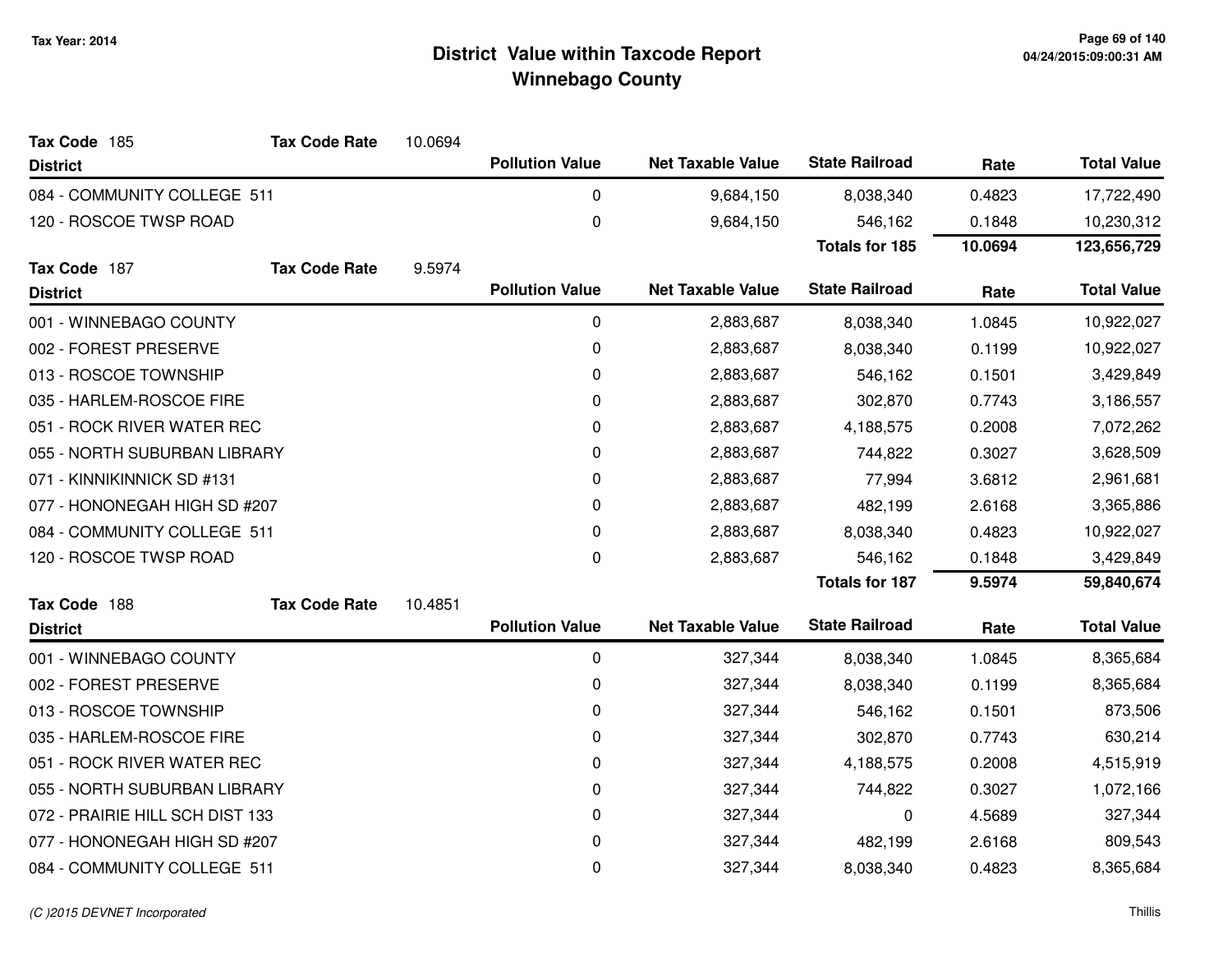**Tax Year: 2014**

# District Value within Taxcode Report
## Winnebago County

**Tax Code** 185 **Tax Code Rate** 10.0694

| District | Pollution Value | Net Taxable Value | State Railroad | Rate | Total Value |
|---|---|---|---|---|---|
| 084 - COMMUNITY COLLEGE 511 | 0 | 9,684,150 | 8,038,340 | 0.4823 | 17,722,490 |
| 120 - ROSCOE TWSP ROAD | 0 | 9,684,150 | 546,162 | 0.1848 | 10,230,312 |
| | | | **Totals for 185** | **10.0694** | **123,656,729** |

**Tax Code** 187 **Tax Code Rate** 9.5974

| District | Pollution Value | Net Taxable Value | State Railroad | Rate | Total Value |
|---|---|---|---|---|---|
| 001 - WINNEBAGO COUNTY | 0 | 2,883,687 | 8,038,340 | 1.0845 | 10,922,027 |
| 002 - FOREST PRESERVE | 0 | 2,883,687 | 8,038,340 | 0.1199 | 10,922,027 |
| 013 - ROSCOE TOWNSHIP | 0 | 2,883,687 | 546,162 | 0.1501 | 3,429,849 |
| 035 - HARLEM-ROSCOE FIRE | 0 | 2,883,687 | 302,870 | 0.7743 | 3,186,557 |
| 051 - ROCK RIVER WATER REC | 0 | 2,883,687 | 4,188,575 | 0.2008 | 7,072,262 |
| 055 - NORTH SUBURBAN LIBRARY | 0 | 2,883,687 | 744,822 | 0.3027 | 3,628,509 |
| 071 - KINNIKINNICK SD #131 | 0 | 2,883,687 | 77,994 | 3.6812 | 2,961,681 |
| 077 - HONONEGAH HIGH SD #207 | 0 | 2,883,687 | 482,199 | 2.6168 | 3,365,886 |
| 084 - COMMUNITY COLLEGE 511 | 0 | 2,883,687 | 8,038,340 | 0.4823 | 10,922,027 |
| 120 - ROSCOE TWSP ROAD | 0 | 2,883,687 | 546,162 | 0.1848 | 3,429,849 |
| | | | **Totals for 187** | **9.5974** | **59,840,674** |

**Tax Code** 188 **Tax Code Rate** 10.4851

| District | Pollution Value | Net Taxable Value | State Railroad | Rate | Total Value |
|---|---|---|---|---|---|
| 001 - WINNEBAGO COUNTY | 0 | 327,344 | 8,038,340 | 1.0845 | 8,365,684 |
| 002 - FOREST PRESERVE | 0 | 327,344 | 8,038,340 | 0.1199 | 8,365,684 |
| 013 - ROSCOE TOWNSHIP | 0 | 327,344 | 546,162 | 0.1501 | 873,506 |
| 035 - HARLEM-ROSCOE FIRE | 0 | 327,344 | 302,870 | 0.7743 | 630,214 |
| 051 - ROCK RIVER WATER REC | 0 | 327,344 | 4,188,575 | 0.2008 | 4,515,919 |
| 055 - NORTH SUBURBAN LIBRARY | 0 | 327,344 | 744,822 | 0.3027 | 1,072,166 |
| 072 - PRAIRIE HILL SCH DIST 133 | 0 | 327,344 | 0 | 4.5689 | 327,344 |
| 077 - HONONEGAH HIGH SD #207 | 0 | 327,344 | 482,199 | 2.6168 | 809,543 |
| 084 - COMMUNITY COLLEGE 511 | 0 | 327,344 | 8,038,340 | 0.4823 | 8,365,684 |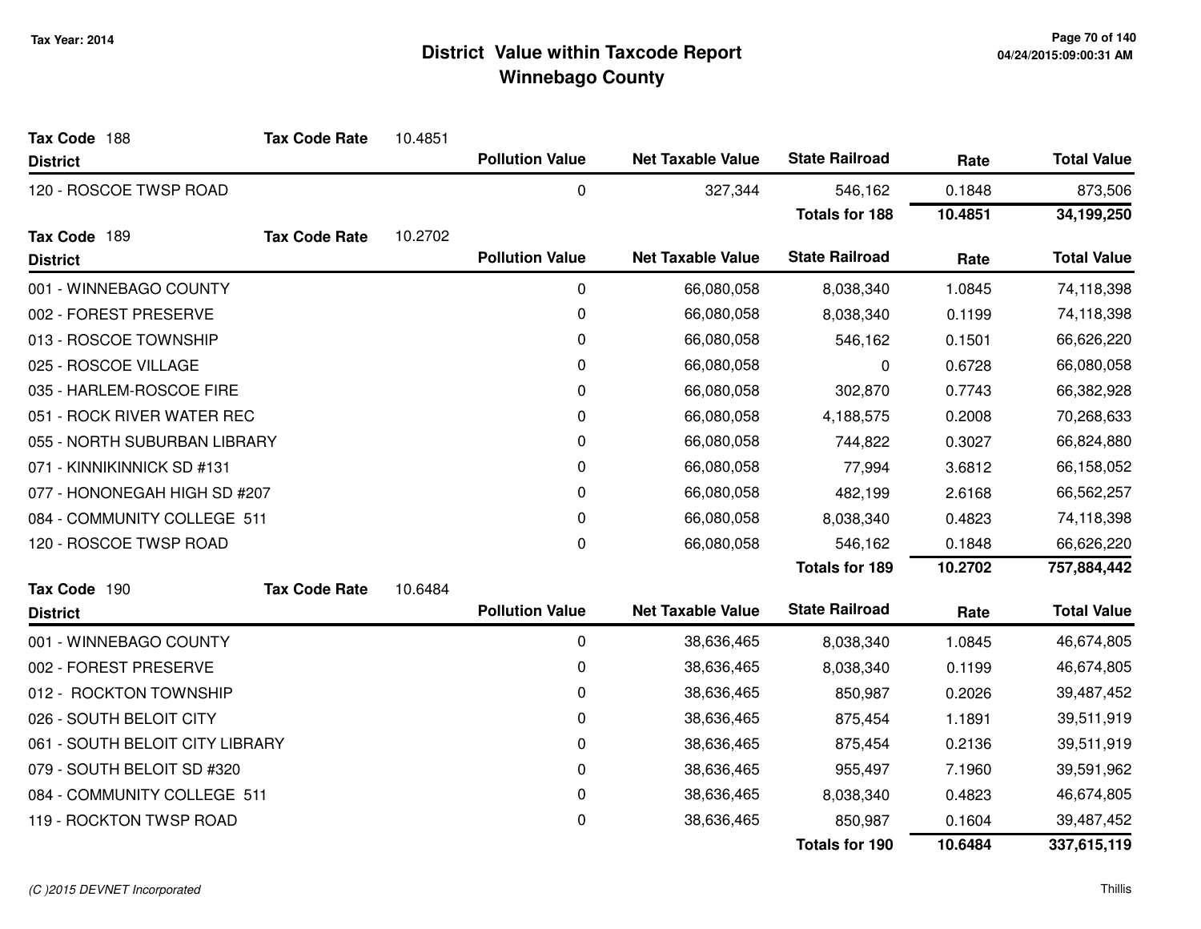# District Value within Taxcode Report
## Winnebago County

Tax Year: 2014

**Tax Code** 188 **Tax Code Rate** 10.4851

| District | Pollution Value | Net Taxable Value | State Railroad | Rate | Total Value |
|---|---|---|---|---|---|
| 120 - ROSCOE TWSP ROAD | 0 | 327,344 | 546,162 | 0.1848 | 873,506 |
| | | | **Totals for 188** | **10.4851** | **34,199,250** |

**Tax Code** 189 **Tax Code Rate** 10.2702

| District | Pollution Value | Net Taxable Value | State Railroad | Rate | Total Value |
|---|---|---|---|---|---|
| 001 - WINNEBAGO COUNTY | 0 | 66,080,058 | 8,038,340 | 1.0845 | 74,118,398 |
| 002 - FOREST PRESERVE | 0 | 66,080,058 | 8,038,340 | 0.1199 | 74,118,398 |
| 013 - ROSCOE TOWNSHIP | 0 | 66,080,058 | 546,162 | 0.1501 | 66,626,220 |
| 025 - ROSCOE VILLAGE | 0 | 66,080,058 | 0 | 0.6728 | 66,080,058 |
| 035 - HARLEM-ROSCOE FIRE | 0 | 66,080,058 | 302,870 | 0.7743 | 66,382,928 |
| 051 - ROCK RIVER WATER REC | 0 | 66,080,058 | 4,188,575 | 0.2008 | 70,268,633 |
| 055 - NORTH SUBURBAN LIBRARY | 0 | 66,080,058 | 744,822 | 0.3027 | 66,824,880 |
| 071 - KINNIKINNICK SD #131 | 0 | 66,080,058 | 77,994 | 3.6812 | 66,158,052 |
| 077 - HONONEGAH HIGH SD #207 | 0 | 66,080,058 | 482,199 | 2.6168 | 66,562,257 |
| 084 - COMMUNITY COLLEGE 511 | 0 | 66,080,058 | 8,038,340 | 0.4823 | 74,118,398 |
| 120 - ROSCOE TWSP ROAD | 0 | 66,080,058 | 546,162 | 0.1848 | 66,626,220 |
| | | | **Totals for 189** | **10.2702** | **757,884,442** |

**Tax Code** 190 **Tax Code Rate** 10.6484

| District | Pollution Value | Net Taxable Value | State Railroad | Rate | Total Value |
|---|---|---|---|---|---|
| 001 - WINNEBAGO COUNTY | 0 | 38,636,465 | 8,038,340 | 1.0845 | 46,674,805 |
| 002 - FOREST PRESERVE | 0 | 38,636,465 | 8,038,340 | 0.1199 | 46,674,805 |
| 012 - ROCKTON TOWNSHIP | 0 | 38,636,465 | 850,987 | 0.2026 | 39,487,452 |
| 026 - SOUTH BELOIT CITY | 0 | 38,636,465 | 875,454 | 1.1891 | 39,511,919 |
| 061 - SOUTH BELOIT CITY LIBRARY | 0 | 38,636,465 | 875,454 | 0.2136 | 39,511,919 |
| 079 - SOUTH BELOIT SD #320 | 0 | 38,636,465 | 955,497 | 7.1960 | 39,591,962 |
| 084 - COMMUNITY COLLEGE 511 | 0 | 38,636,465 | 8,038,340 | 0.4823 | 46,674,805 |
| 119 - ROCKTON TWSP ROAD | 0 | 38,636,465 | 850,987 | 0.1604 | 39,487,452 |
| | | | **Totals for 190** | **10.6484** | **337,615,119** |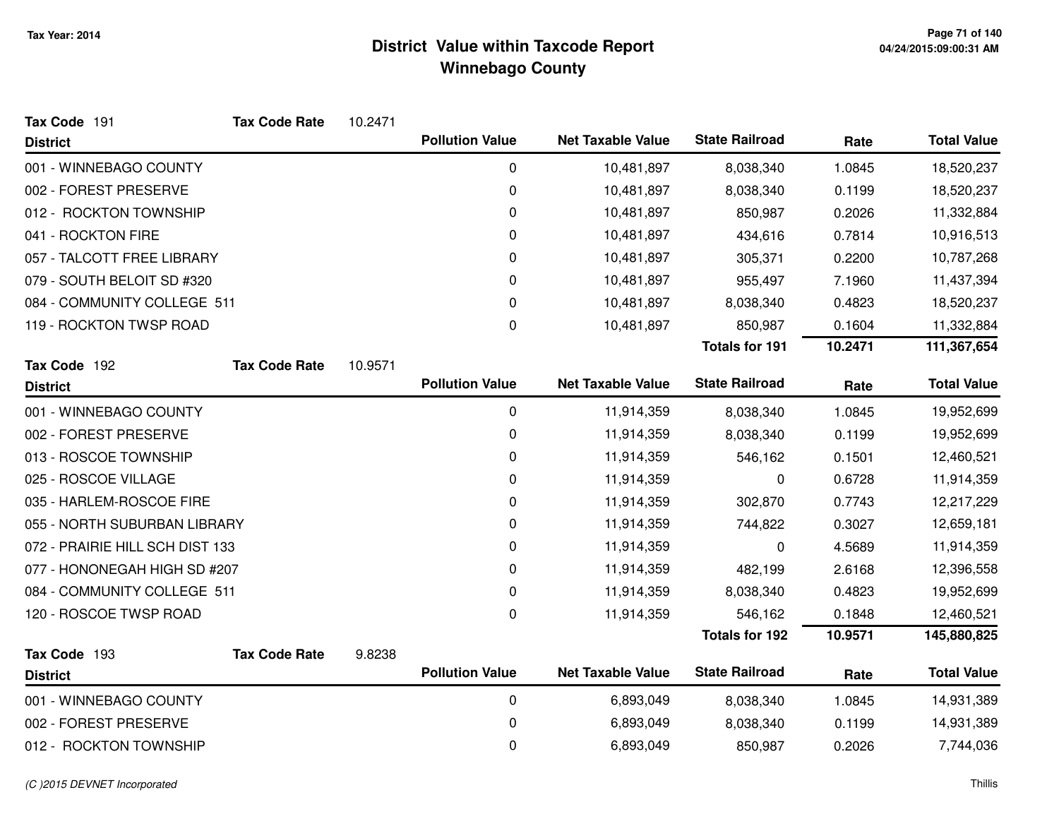# District Value within Taxcode Report
## Winnebago County

Tax Year: 2014

**Tax Code** 191 **Tax Code Rate** 10.2471

| District | Pollution Value | Net Taxable Value | State Railroad | Rate | Total Value |
|---|---|---|---|---|---|
| 001 - WINNEBAGO COUNTY | 0 | 10,481,897 | 8,038,340 | 1.0845 | 18,520,237 |
| 002 - FOREST PRESERVE | 0 | 10,481,897 | 8,038,340 | 0.1199 | 18,520,237 |
| 012 - ROCKTON TOWNSHIP | 0 | 10,481,897 | 850,987 | 0.2026 | 11,332,884 |
| 041 - ROCKTON FIRE | 0 | 10,481,897 | 434,616 | 0.7814 | 10,916,513 |
| 057 - TALCOTT FREE LIBRARY | 0 | 10,481,897 | 305,371 | 0.2200 | 10,787,268 |
| 079 - SOUTH BELOIT SD #320 | 0 | 10,481,897 | 955,497 | 7.1960 | 11,437,394 |
| 084 - COMMUNITY COLLEGE 511 | 0 | 10,481,897 | 8,038,340 | 0.4823 | 18,520,237 |
| 119 - ROCKTON TWSP ROAD | 0 | 10,481,897 | 850,987 | 0.1604 | 11,332,884 |
| | | | **Totals for 191** | **10.2471** | **111,367,654** |

**Tax Code** 192 **Tax Code Rate** 10.9571

| District | Pollution Value | Net Taxable Value | State Railroad | Rate | Total Value |
|---|---|---|---|---|---|
| 001 - WINNEBAGO COUNTY | 0 | 11,914,359 | 8,038,340 | 1.0845 | 19,952,699 |
| 002 - FOREST PRESERVE | 0 | 11,914,359 | 8,038,340 | 0.1199 | 19,952,699 |
| 013 - ROSCOE TOWNSHIP | 0 | 11,914,359 | 546,162 | 0.1501 | 12,460,521 |
| 025 - ROSCOE VILLAGE | 0 | 11,914,359 | 0 | 0.6728 | 11,914,359 |
| 035 - HARLEM-ROSCOE FIRE | 0 | 11,914,359 | 302,870 | 0.7743 | 12,217,229 |
| 055 - NORTH SUBURBAN LIBRARY | 0 | 11,914,359 | 744,822 | 0.3027 | 12,659,181 |
| 072 - PRAIRIE HILL SCH DIST 133 | 0 | 11,914,359 | 0 | 4.5689 | 11,914,359 |
| 077 - HONONEGAH HIGH SD #207 | 0 | 11,914,359 | 482,199 | 2.6168 | 12,396,558 |
| 084 - COMMUNITY COLLEGE 511 | 0 | 11,914,359 | 8,038,340 | 0.4823 | 19,952,699 |
| 120 - ROSCOE TWSP ROAD | 0 | 11,914,359 | 546,162 | 0.1848 | 12,460,521 |
| | | | **Totals for 192** | **10.9571** | **145,880,825** |

**Tax Code** 193 **Tax Code Rate** 9.8238

| District | Pollution Value | Net Taxable Value | State Railroad | Rate | Total Value |
|---|---|---|---|---|---|
| 001 - WINNEBAGO COUNTY | 0 | 6,893,049 | 8,038,340 | 1.0845 | 14,931,389 |
| 002 - FOREST PRESERVE | 0 | 6,893,049 | 8,038,340 | 0.1199 | 14,931,389 |
| 012 - ROCKTON TOWNSHIP | 0 | 6,893,049 | 850,987 | 0.2026 | 7,744,036 |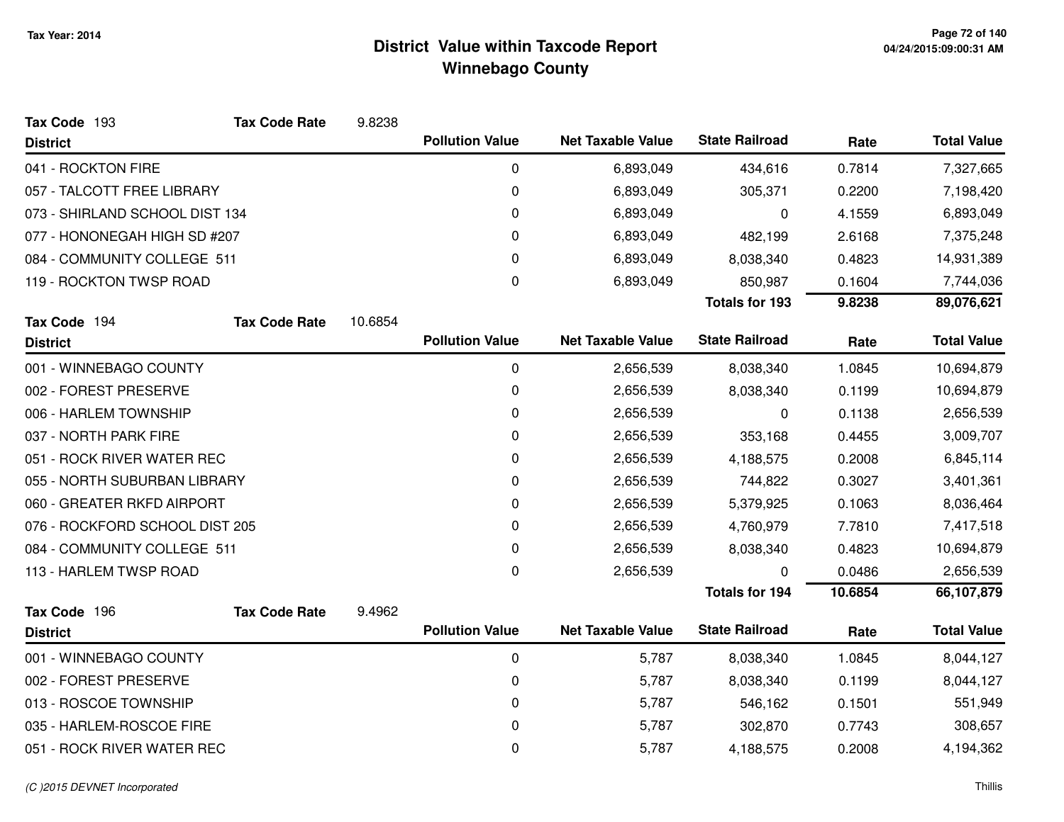# District Value within Taxcode Report
## Winnebago County

Tax Year: 2014

**Tax Code** 193 **Tax Code Rate** 9.8238

| District | Pollution Value | Net Taxable Value | State Railroad | Rate | Total Value |
|---|---|---|---|---|---|
| 041 - ROCKTON FIRE | 0 | 6,893,049 | 434,616 | 0.7814 | 7,327,665 |
| 057 - TALCOTT FREE LIBRARY | 0 | 6,893,049 | 305,371 | 0.2200 | 7,198,420 |
| 073 - SHIRLAND SCHOOL DIST 134 | 0 | 6,893,049 | 0 | 4.1559 | 6,893,049 |
| 077 - HONONEGAH HIGH SD #207 | 0 | 6,893,049 | 482,199 | 2.6168 | 7,375,248 |
| 084 - COMMUNITY COLLEGE 511 | 0 | 6,893,049 | 8,038,340 | 0.4823 | 14,931,389 |
| 119 - ROCKTON TWSP ROAD | 0 | 6,893,049 | 850,987 | 0.1604 | 7,744,036 |
| | | | **Totals for 193** | **9.8238** | **89,076,621** |

**Tax Code** 194 **Tax Code Rate** 10.6854

| District | Pollution Value | Net Taxable Value | State Railroad | Rate | Total Value |
|---|---|---|---|---|---|
| 001 - WINNEBAGO COUNTY | 0 | 2,656,539 | 8,038,340 | 1.0845 | 10,694,879 |
| 002 - FOREST PRESERVE | 0 | 2,656,539 | 8,038,340 | 0.1199 | 10,694,879 |
| 006 - HARLEM TOWNSHIP | 0 | 2,656,539 | 0 | 0.1138 | 2,656,539 |
| 037 - NORTH PARK FIRE | 0 | 2,656,539 | 353,168 | 0.4455 | 3,009,707 |
| 051 - ROCK RIVER WATER REC | 0 | 2,656,539 | 4,188,575 | 0.2008 | 6,845,114 |
| 055 - NORTH SUBURBAN LIBRARY | 0 | 2,656,539 | 744,822 | 0.3027 | 3,401,361 |
| 060 - GREATER RKFD AIRPORT | 0 | 2,656,539 | 5,379,925 | 0.1063 | 8,036,464 |
| 076 - ROCKFORD SCHOOL DIST 205 | 0 | 2,656,539 | 4,760,979 | 7.7810 | 7,417,518 |
| 084 - COMMUNITY COLLEGE 511 | 0 | 2,656,539 | 8,038,340 | 0.4823 | 10,694,879 |
| 113 - HARLEM TWSP ROAD | 0 | 2,656,539 | 0 | 0.0486 | 2,656,539 |
| | | | **Totals for 194** | **10.6854** | **66,107,879** |

**Tax Code** 196 **Tax Code Rate** 9.4962

| District | Pollution Value | Net Taxable Value | State Railroad | Rate | Total Value |
|---|---|---|---|---|---|
| 001 - WINNEBAGO COUNTY | 0 | 5,787 | 8,038,340 | 1.0845 | 8,044,127 |
| 002 - FOREST PRESERVE | 0 | 5,787 | 8,038,340 | 0.1199 | 8,044,127 |
| 013 - ROSCOE TOWNSHIP | 0 | 5,787 | 546,162 | 0.1501 | 551,949 |
| 035 - HARLEM-ROSCOE FIRE | 0 | 5,787 | 302,870 | 0.7743 | 308,657 |
| 051 - ROCK RIVER WATER REC | 0 | 5,787 | 4,188,575 | 0.2008 | 4,194,362 |

(C )2015 DEVNET Incorporated

Thillis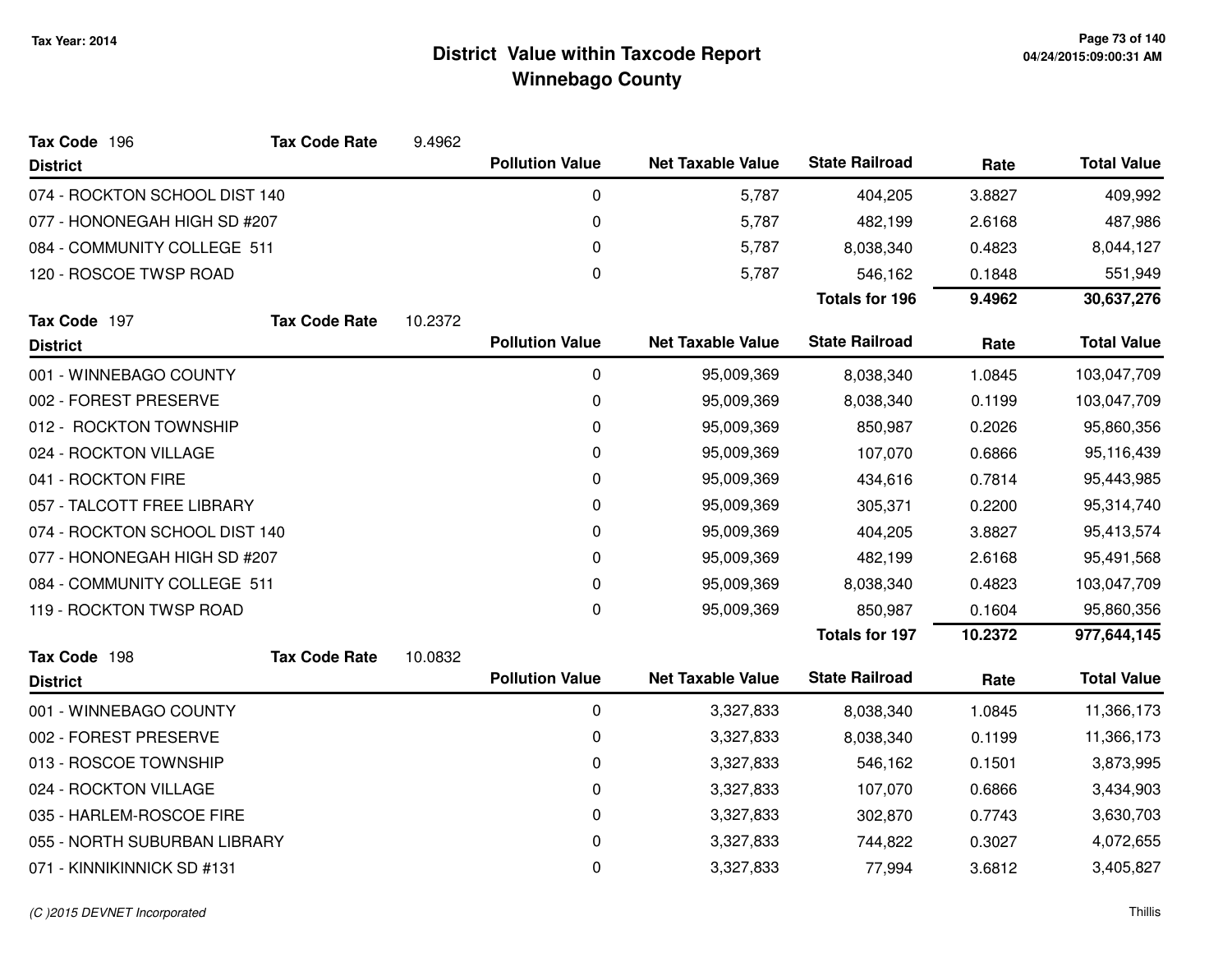# District Value within Taxcode Report
## Winnebago County

Tax Year: 2014

**Tax Code** 196 **Tax Code Rate** 9.4962

| District | Pollution Value | Net Taxable Value | State Railroad | Rate | Total Value |
|---|---|---|---|---|---|
| 074 - ROCKTON SCHOOL DIST 140 | 0 | 5,787 | 404,205 | 3.8827 | 409,992 |
| 077 - HONONEGAH HIGH SD #207 | 0 | 5,787 | 482,199 | 2.6168 | 487,986 |
| 084 - COMMUNITY COLLEGE 511 | 0 | 5,787 | 8,038,340 | 0.4823 | 8,044,127 |
| 120 - ROSCOE TWSP ROAD | 0 | 5,787 | 546,162 | 0.1848 | 551,949 |
| | | | **Totals for 196** | **9.4962** | **30,637,276** |

**Tax Code** 197 **Tax Code Rate** 10.2372

| District | Pollution Value | Net Taxable Value | State Railroad | Rate | Total Value |
|---|---|---|---|---|---|
| 001 - WINNEBAGO COUNTY | 0 | 95,009,369 | 8,038,340 | 1.0845 | 103,047,709 |
| 002 - FOREST PRESERVE | 0 | 95,009,369 | 8,038,340 | 0.1199 | 103,047,709 |
| 012 - ROCKTON TOWNSHIP | 0 | 95,009,369 | 850,987 | 0.2026 | 95,860,356 |
| 024 - ROCKTON VILLAGE | 0 | 95,009,369 | 107,070 | 0.6866 | 95,116,439 |
| 041 - ROCKTON FIRE | 0 | 95,009,369 | 434,616 | 0.7814 | 95,443,985 |
| 057 - TALCOTT FREE LIBRARY | 0 | 95,009,369 | 305,371 | 0.2200 | 95,314,740 |
| 074 - ROCKTON SCHOOL DIST 140 | 0 | 95,009,369 | 404,205 | 3.8827 | 95,413,574 |
| 077 - HONONEGAH HIGH SD #207 | 0 | 95,009,369 | 482,199 | 2.6168 | 95,491,568 |
| 084 - COMMUNITY COLLEGE 511 | 0 | 95,009,369 | 8,038,340 | 0.4823 | 103,047,709 |
| 119 - ROCKTON TWSP ROAD | 0 | 95,009,369 | 850,987 | 0.1604 | 95,860,356 |
| | | | **Totals for 197** | **10.2372** | **977,644,145** |

**Tax Code** 198 **Tax Code Rate** 10.0832

| District | Pollution Value | Net Taxable Value | State Railroad | Rate | Total Value |
|---|---|---|---|---|---|
| 001 - WINNEBAGO COUNTY | 0 | 3,327,833 | 8,038,340 | 1.0845 | 11,366,173 |
| 002 - FOREST PRESERVE | 0 | 3,327,833 | 8,038,340 | 0.1199 | 11,366,173 |
| 013 - ROSCOE TOWNSHIP | 0 | 3,327,833 | 546,162 | 0.1501 | 3,873,995 |
| 024 - ROCKTON VILLAGE | 0 | 3,327,833 | 107,070 | 0.6866 | 3,434,903 |
| 035 - HARLEM-ROSCOE FIRE | 0 | 3,327,833 | 302,870 | 0.7743 | 3,630,703 |
| 055 - NORTH SUBURBAN LIBRARY | 0 | 3,327,833 | 744,822 | 0.3027 | 4,072,655 |
| 071 - KINNIKINNICK SD #131 | 0 | 3,327,833 | 77,994 | 3.6812 | 3,405,827 |

(C )2015 DEVNET Incorporated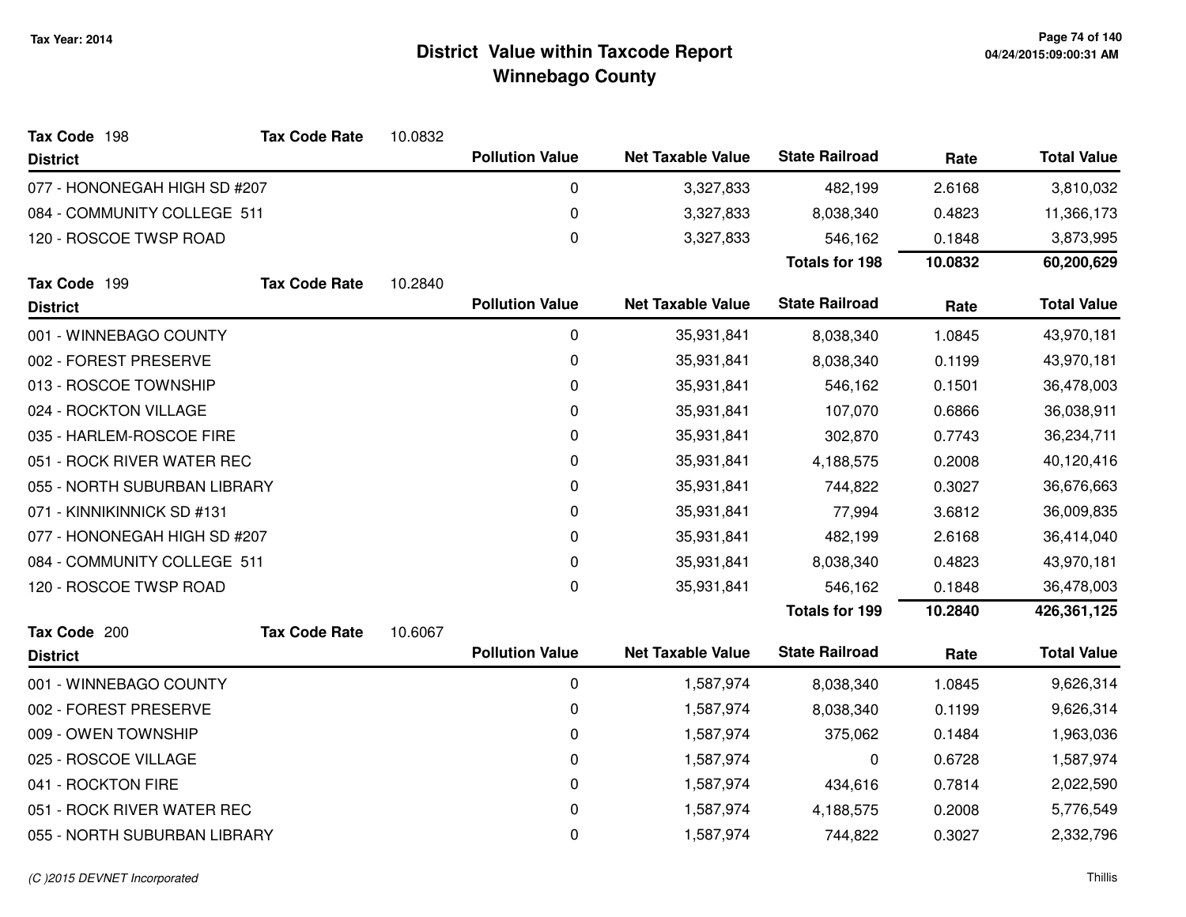# District Value within Taxcode Report
## Winnebago County

Tax Year: 2014

**Tax Code** 198 — **Tax Code Rate** 10.0832

| District | Pollution Value | Net Taxable Value | State Railroad | Rate | Total Value |
|---|---|---|---|---|---|
| 077 - HONONEGAH HIGH SD #207 | 0 | 3,327,833 | 482,199 | 2.6168 | 3,810,032 |
| 084 - COMMUNITY COLLEGE 511 | 0 | 3,327,833 | 8,038,340 | 0.4823 | 11,366,173 |
| 120 - ROSCOE TWSP ROAD | 0 | 3,327,833 | 546,162 | 0.1848 | 3,873,995 |
| | | | **Totals for 198** | **10.0832** | **60,200,629** |

**Tax Code** 199 — **Tax Code Rate** 10.2840

| District | Pollution Value | Net Taxable Value | State Railroad | Rate | Total Value |
|---|---|---|---|---|---|
| 001 - WINNEBAGO COUNTY | 0 | 35,931,841 | 8,038,340 | 1.0845 | 43,970,181 |
| 002 - FOREST PRESERVE | 0 | 35,931,841 | 8,038,340 | 0.1199 | 43,970,181 |
| 013 - ROSCOE TOWNSHIP | 0 | 35,931,841 | 546,162 | 0.1501 | 36,478,003 |
| 024 - ROCKTON VILLAGE | 0 | 35,931,841 | 107,070 | 0.6866 | 36,038,911 |
| 035 - HARLEM-ROSCOE FIRE | 0 | 35,931,841 | 302,870 | 0.7743 | 36,234,711 |
| 051 - ROCK RIVER WATER REC | 0 | 35,931,841 | 4,188,575 | 0.2008 | 40,120,416 |
| 055 - NORTH SUBURBAN LIBRARY | 0 | 35,931,841 | 744,822 | 0.3027 | 36,676,663 |
| 071 - KINNIKINNICK SD #131 | 0 | 35,931,841 | 77,994 | 3.6812 | 36,009,835 |
| 077 - HONONEGAH HIGH SD #207 | 0 | 35,931,841 | 482,199 | 2.6168 | 36,414,040 |
| 084 - COMMUNITY COLLEGE 511 | 0 | 35,931,841 | 8,038,340 | 0.4823 | 43,970,181 |
| 120 - ROSCOE TWSP ROAD | 0 | 35,931,841 | 546,162 | 0.1848 | 36,478,003 |
| | | | **Totals for 199** | **10.2840** | **426,361,125** |

**Tax Code** 200 — **Tax Code Rate** 10.6067

| District | Pollution Value | Net Taxable Value | State Railroad | Rate | Total Value |
|---|---|---|---|---|---|
| 001 - WINNEBAGO COUNTY | 0 | 1,587,974 | 8,038,340 | 1.0845 | 9,626,314 |
| 002 - FOREST PRESERVE | 0 | 1,587,974 | 8,038,340 | 0.1199 | 9,626,314 |
| 009 - OWEN TOWNSHIP | 0 | 1,587,974 | 375,062 | 0.1484 | 1,963,036 |
| 025 - ROSCOE VILLAGE | 0 | 1,587,974 | 0 | 0.6728 | 1,587,974 |
| 041 - ROCKTON FIRE | 0 | 1,587,974 | 434,616 | 0.7814 | 2,022,590 |
| 051 - ROCK RIVER WATER REC | 0 | 1,587,974 | 4,188,575 | 0.2008 | 5,776,549 |
| 055 - NORTH SUBURBAN LIBRARY | 0 | 1,587,974 | 744,822 | 0.3027 | 2,332,796 |

(C )2015 DEVNET Incorporated — Thillis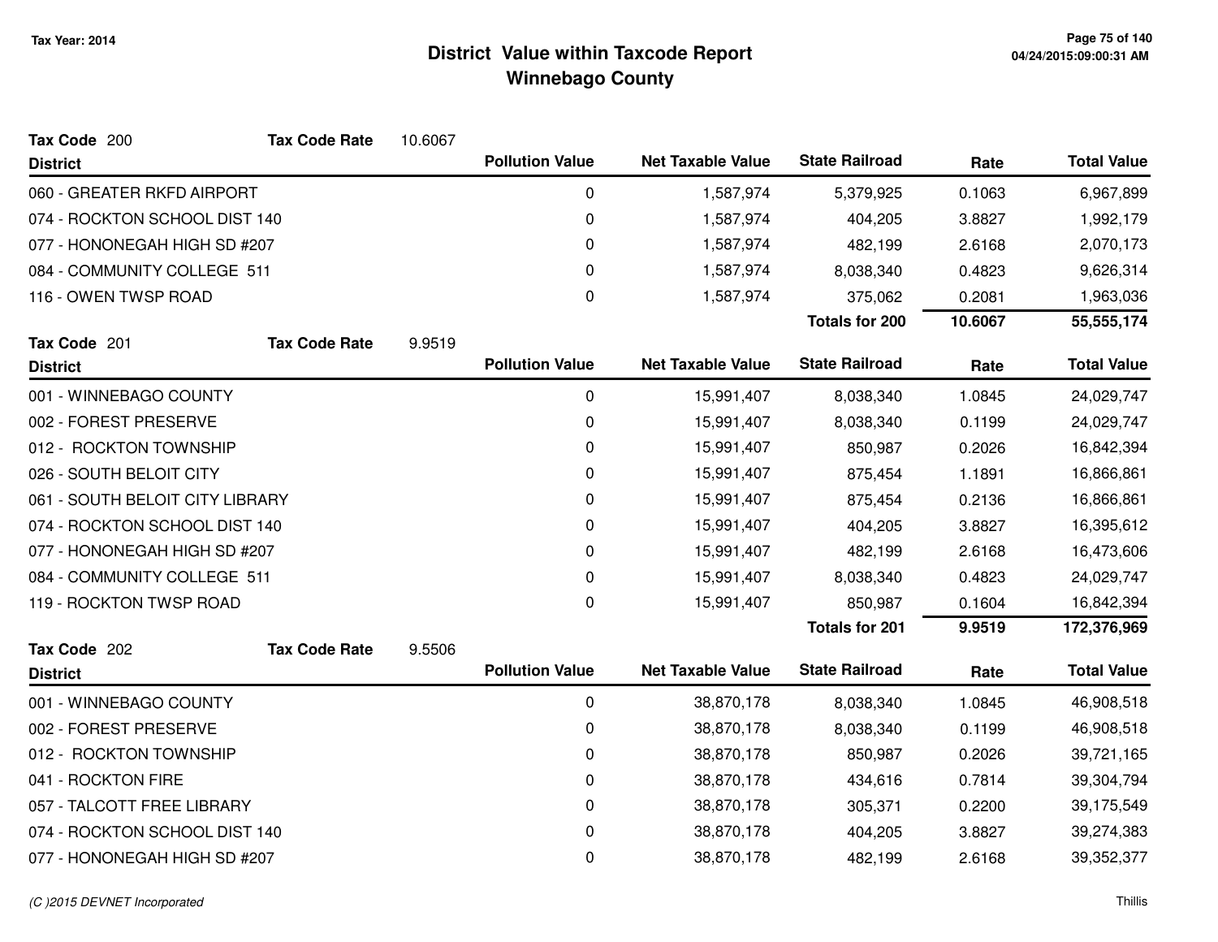# District Value within Taxcode Report
## Winnebago County

Tax Year: 2014

**Tax Code** 200 — **Tax Code Rate** 10.6067

| District | Pollution Value | Net Taxable Value | State Railroad | Rate | Total Value |
|---|---|---|---|---|---|
| 060 - GREATER RKFD AIRPORT | 0 | 1,587,974 | 5,379,925 | 0.1063 | 6,967,899 |
| 074 - ROCKTON SCHOOL DIST 140 | 0 | 1,587,974 | 404,205 | 3.8827 | 1,992,179 |
| 077 - HONONEGAH HIGH SD #207 | 0 | 1,587,974 | 482,199 | 2.6168 | 2,070,173 |
| 084 - COMMUNITY COLLEGE 511 | 0 | 1,587,974 | 8,038,340 | 0.4823 | 9,626,314 |
| 116 - OWEN TWSP ROAD | 0 | 1,587,974 | 375,062 | 0.2081 | 1,963,036 |
| | | | **Totals for 200** | **10.6067** | **55,555,174** |

**Tax Code** 201 — **Tax Code Rate** 9.9519

| District | Pollution Value | Net Taxable Value | State Railroad | Rate | Total Value |
|---|---|---|---|---|---|
| 001 - WINNEBAGO COUNTY | 0 | 15,991,407 | 8,038,340 | 1.0845 | 24,029,747 |
| 002 - FOREST PRESERVE | 0 | 15,991,407 | 8,038,340 | 0.1199 | 24,029,747 |
| 012 - ROCKTON TOWNSHIP | 0 | 15,991,407 | 850,987 | 0.2026 | 16,842,394 |
| 026 - SOUTH BELOIT CITY | 0 | 15,991,407 | 875,454 | 1.1891 | 16,866,861 |
| 061 - SOUTH BELOIT CITY LIBRARY | 0 | 15,991,407 | 875,454 | 0.2136 | 16,866,861 |
| 074 - ROCKTON SCHOOL DIST 140 | 0 | 15,991,407 | 404,205 | 3.8827 | 16,395,612 |
| 077 - HONONEGAH HIGH SD #207 | 0 | 15,991,407 | 482,199 | 2.6168 | 16,473,606 |
| 084 - COMMUNITY COLLEGE 511 | 0 | 15,991,407 | 8,038,340 | 0.4823 | 24,029,747 |
| 119 - ROCKTON TWSP ROAD | 0 | 15,991,407 | 850,987 | 0.1604 | 16,842,394 |
| | | | **Totals for 201** | **9.9519** | **172,376,969** |

**Tax Code** 202 — **Tax Code Rate** 9.5506

| District | Pollution Value | Net Taxable Value | State Railroad | Rate | Total Value |
|---|---|---|---|---|---|
| 001 - WINNEBAGO COUNTY | 0 | 38,870,178 | 8,038,340 | 1.0845 | 46,908,518 |
| 002 - FOREST PRESERVE | 0 | 38,870,178 | 8,038,340 | 0.1199 | 46,908,518 |
| 012 - ROCKTON TOWNSHIP | 0 | 38,870,178 | 850,987 | 0.2026 | 39,721,165 |
| 041 - ROCKTON FIRE | 0 | 38,870,178 | 434,616 | 0.7814 | 39,304,794 |
| 057 - TALCOTT FREE LIBRARY | 0 | 38,870,178 | 305,371 | 0.2200 | 39,175,549 |
| 074 - ROCKTON SCHOOL DIST 140 | 0 | 38,870,178 | 404,205 | 3.8827 | 39,274,383 |
| 077 - HONONEGAH HIGH SD #207 | 0 | 38,870,178 | 482,199 | 2.6168 | 39,352,377 |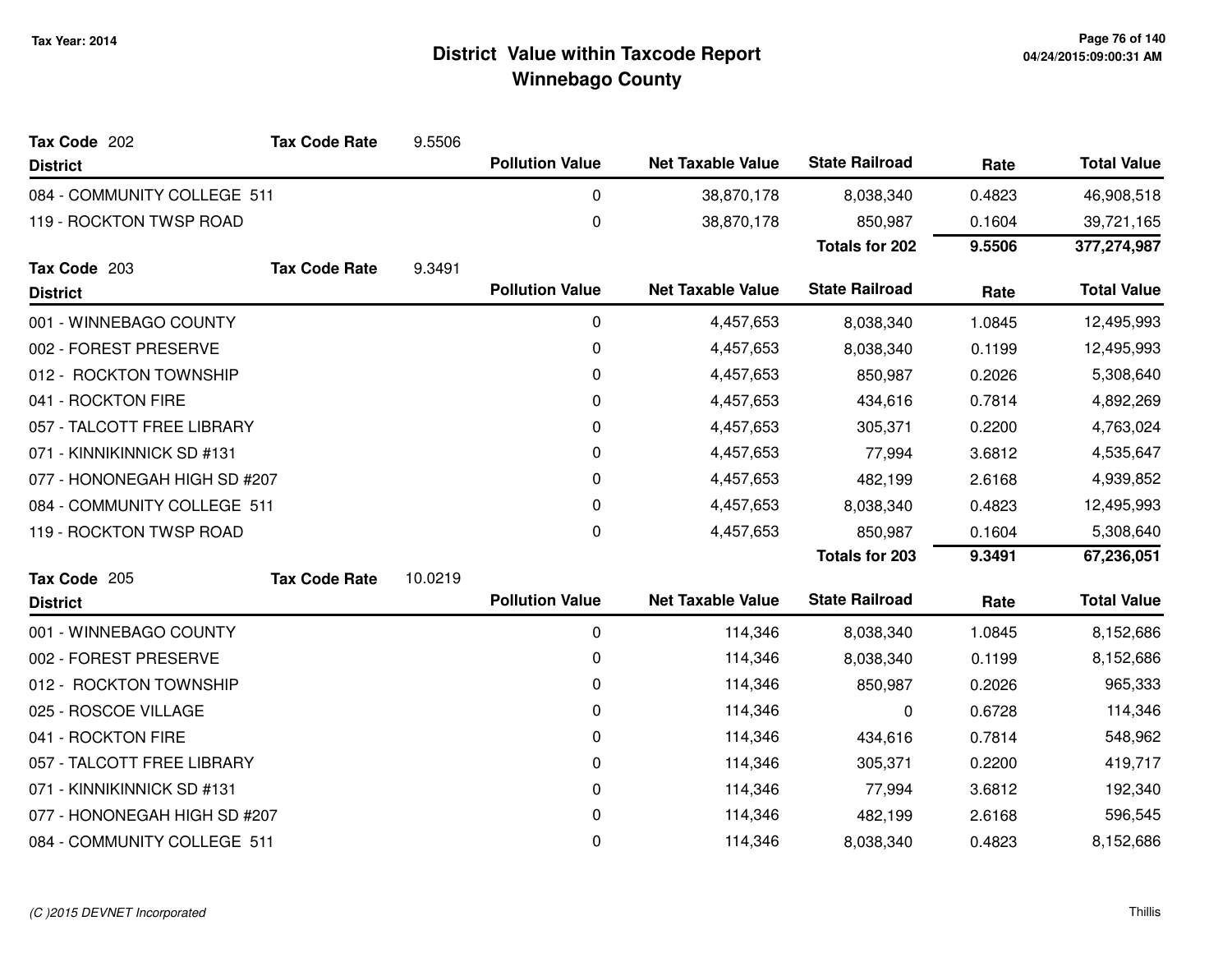# District Value within Taxcode Report
## Winnebago County

Tax Year: 2014

**Tax Code** 202 **Tax Code Rate** 9.5506

| District | Pollution Value | Net Taxable Value | State Railroad | Rate | Total Value |
|---|---|---|---|---|---|
| 084 - COMMUNITY COLLEGE 511 | 0 | 38,870,178 | 8,038,340 | 0.4823 | 46,908,518 |
| 119 - ROCKTON TWSP ROAD | 0 | 38,870,178 | 850,987 | 0.1604 | 39,721,165 |
| | | | **Totals for 202** | **9.5506** | **377,274,987** |

**Tax Code** 203 **Tax Code Rate** 9.3491

| District | Pollution Value | Net Taxable Value | State Railroad | Rate | Total Value |
|---|---|---|---|---|---|
| 001 - WINNEBAGO COUNTY | 0 | 4,457,653 | 8,038,340 | 1.0845 | 12,495,993 |
| 002 - FOREST PRESERVE | 0 | 4,457,653 | 8,038,340 | 0.1199 | 12,495,993 |
| 012 - ROCKTON TOWNSHIP | 0 | 4,457,653 | 850,987 | 0.2026 | 5,308,640 |
| 041 - ROCKTON FIRE | 0 | 4,457,653 | 434,616 | 0.7814 | 4,892,269 |
| 057 - TALCOTT FREE LIBRARY | 0 | 4,457,653 | 305,371 | 0.2200 | 4,763,024 |
| 071 - KINNIKINNICK SD #131 | 0 | 4,457,653 | 77,994 | 3.6812 | 4,535,647 |
| 077 - HONONEGAH HIGH SD #207 | 0 | 4,457,653 | 482,199 | 2.6168 | 4,939,852 |
| 084 - COMMUNITY COLLEGE 511 | 0 | 4,457,653 | 8,038,340 | 0.4823 | 12,495,993 |
| 119 - ROCKTON TWSP ROAD | 0 | 4,457,653 | 850,987 | 0.1604 | 5,308,640 |
| | | | **Totals for 203** | **9.3491** | **67,236,051** |

**Tax Code** 205 **Tax Code Rate** 10.0219

| District | Pollution Value | Net Taxable Value | State Railroad | Rate | Total Value |
|---|---|---|---|---|---|
| 001 - WINNEBAGO COUNTY | 0 | 114,346 | 8,038,340 | 1.0845 | 8,152,686 |
| 002 - FOREST PRESERVE | 0 | 114,346 | 8,038,340 | 0.1199 | 8,152,686 |
| 012 - ROCKTON TOWNSHIP | 0 | 114,346 | 850,987 | 0.2026 | 965,333 |
| 025 - ROSCOE VILLAGE | 0 | 114,346 | 0 | 0.6728 | 114,346 |
| 041 - ROCKTON FIRE | 0 | 114,346 | 434,616 | 0.7814 | 548,962 |
| 057 - TALCOTT FREE LIBRARY | 0 | 114,346 | 305,371 | 0.2200 | 419,717 |
| 071 - KINNIKINNICK SD #131 | 0 | 114,346 | 77,994 | 3.6812 | 192,340 |
| 077 - HONONEGAH HIGH SD #207 | 0 | 114,346 | 482,199 | 2.6168 | 596,545 |
| 084 - COMMUNITY COLLEGE 511 | 0 | 114,346 | 8,038,340 | 0.4823 | 8,152,686 |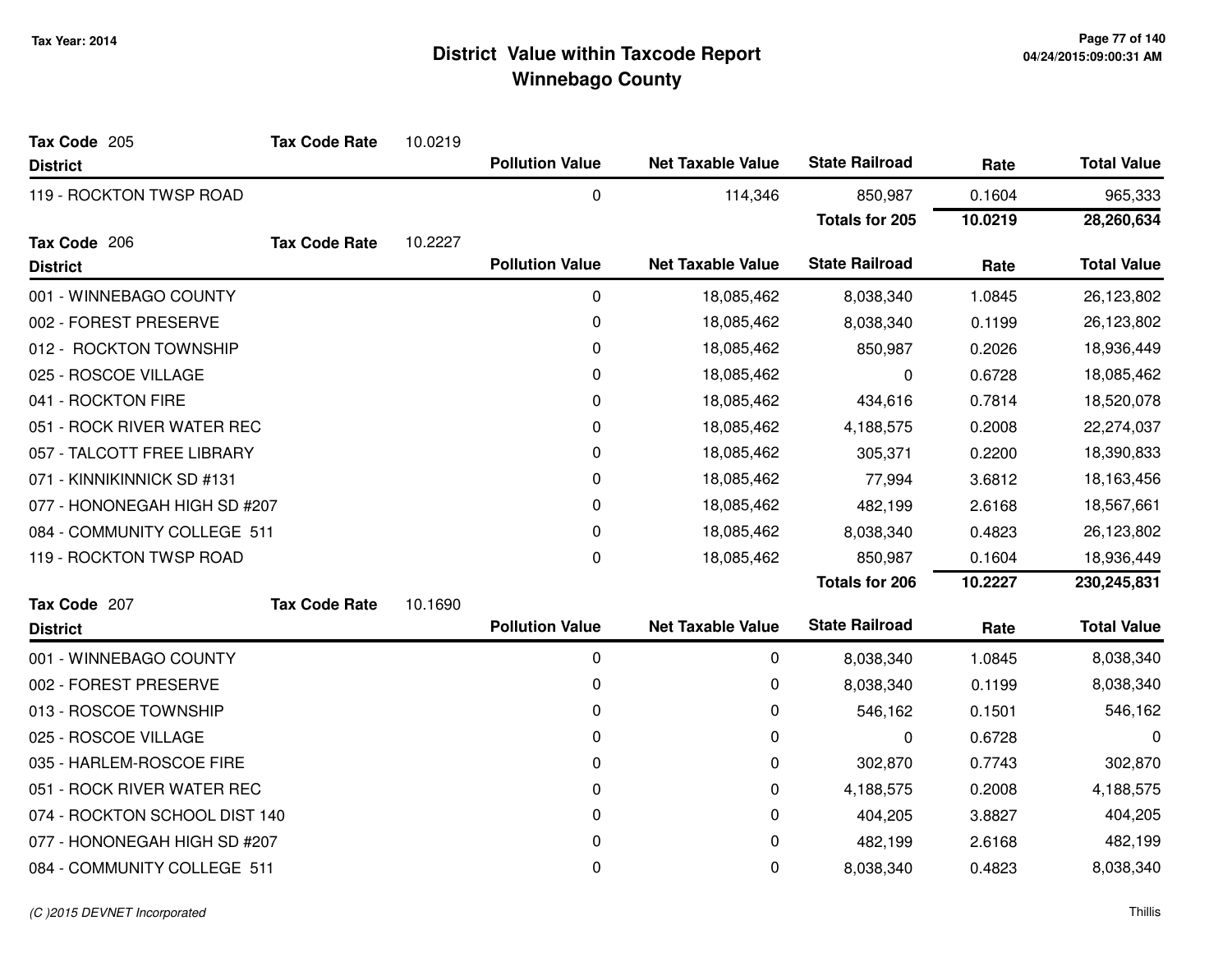# District Value within Taxcode Report
## Winnebago County

Tax Year: 2014

**Tax Code** 205 — **Tax Code Rate** 10.0219

| District | Pollution Value | Net Taxable Value | State Railroad | Rate | Total Value |
|---|---|---|---|---|---|
| 119 - ROCKTON TWSP ROAD | 0 | 114,346 | 850,987 | 0.1604 | 965,333 |
| | | | **Totals for 205** | **10.0219** | **28,260,634** |

**Tax Code** 206 — **Tax Code Rate** 10.2227

| District | Pollution Value | Net Taxable Value | State Railroad | Rate | Total Value |
|---|---|---|---|---|---|
| 001 - WINNEBAGO COUNTY | 0 | 18,085,462 | 8,038,340 | 1.0845 | 26,123,802 |
| 002 - FOREST PRESERVE | 0 | 18,085,462 | 8,038,340 | 0.1199 | 26,123,802 |
| 012 - ROCKTON TOWNSHIP | 0 | 18,085,462 | 850,987 | 0.2026 | 18,936,449 |
| 025 - ROSCOE VILLAGE | 0 | 18,085,462 | 0 | 0.6728 | 18,085,462 |
| 041 - ROCKTON FIRE | 0 | 18,085,462 | 434,616 | 0.7814 | 18,520,078 |
| 051 - ROCK RIVER WATER REC | 0 | 18,085,462 | 4,188,575 | 0.2008 | 22,274,037 |
| 057 - TALCOTT FREE LIBRARY | 0 | 18,085,462 | 305,371 | 0.2200 | 18,390,833 |
| 071 - KINNIKINNICK SD #131 | 0 | 18,085,462 | 77,994 | 3.6812 | 18,163,456 |
| 077 - HONONEGAH HIGH SD #207 | 0 | 18,085,462 | 482,199 | 2.6168 | 18,567,661 |
| 084 - COMMUNITY COLLEGE 511 | 0 | 18,085,462 | 8,038,340 | 0.4823 | 26,123,802 |
| 119 - ROCKTON TWSP ROAD | 0 | 18,085,462 | 850,987 | 0.1604 | 18,936,449 |
| | | | **Totals for 206** | **10.2227** | **230,245,831** |

**Tax Code** 207 — **Tax Code Rate** 10.1690

| District | Pollution Value | Net Taxable Value | State Railroad | Rate | Total Value |
|---|---|---|---|---|---|
| 001 - WINNEBAGO COUNTY | 0 | 0 | 8,038,340 | 1.0845 | 8,038,340 |
| 002 - FOREST PRESERVE | 0 | 0 | 8,038,340 | 0.1199 | 8,038,340 |
| 013 - ROSCOE TOWNSHIP | 0 | 0 | 546,162 | 0.1501 | 546,162 |
| 025 - ROSCOE VILLAGE | 0 | 0 | 0 | 0.6728 | 0 |
| 035 - HARLEM-ROSCOE FIRE | 0 | 0 | 302,870 | 0.7743 | 302,870 |
| 051 - ROCK RIVER WATER REC | 0 | 0 | 4,188,575 | 0.2008 | 4,188,575 |
| 074 - ROCKTON SCHOOL DIST 140 | 0 | 0 | 404,205 | 3.8827 | 404,205 |
| 077 - HONONEGAH HIGH SD #207 | 0 | 0 | 482,199 | 2.6168 | 482,199 |
| 084 - COMMUNITY COLLEGE 511 | 0 | 0 | 8,038,340 | 0.4823 | 8,038,340 |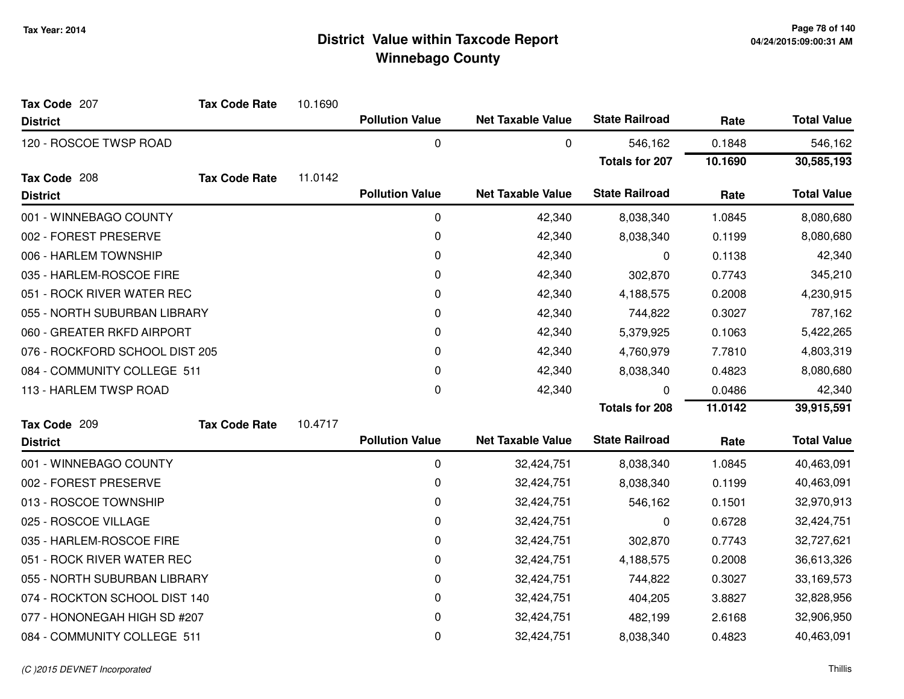# District Value within Taxcode Report
## Winnebago County

Tax Year: 2014

**Tax Code** 207 **Tax Code Rate** 10.1690

| District | Pollution Value | Net Taxable Value | State Railroad | Rate | Total Value |
|---|---|---|---|---|---|
| 120 - ROSCOE TWSP ROAD | 0 | 0 | 546,162 | 0.1848 | 546,162 |
| | | | **Totals for 207** | **10.1690** | **30,585,193** |

**Tax Code** 208 **Tax Code Rate** 11.0142

| District | Pollution Value | Net Taxable Value | State Railroad | Rate | Total Value |
|---|---|---|---|---|---|
| 001 - WINNEBAGO COUNTY | 0 | 42,340 | 8,038,340 | 1.0845 | 8,080,680 |
| 002 - FOREST PRESERVE | 0 | 42,340 | 8,038,340 | 0.1199 | 8,080,680 |
| 006 - HARLEM TOWNSHIP | 0 | 42,340 | 0 | 0.1138 | 42,340 |
| 035 - HARLEM-ROSCOE FIRE | 0 | 42,340 | 302,870 | 0.7743 | 345,210 |
| 051 - ROCK RIVER WATER REC | 0 | 42,340 | 4,188,575 | 0.2008 | 4,230,915 |
| 055 - NORTH SUBURBAN LIBRARY | 0 | 42,340 | 744,822 | 0.3027 | 787,162 |
| 060 - GREATER RKFD AIRPORT | 0 | 42,340 | 5,379,925 | 0.1063 | 5,422,265 |
| 076 - ROCKFORD SCHOOL DIST 205 | 0 | 42,340 | 4,760,979 | 7.7810 | 4,803,319 |
| 084 - COMMUNITY COLLEGE 511 | 0 | 42,340 | 8,038,340 | 0.4823 | 8,080,680 |
| 113 - HARLEM TWSP ROAD | 0 | 42,340 | 0 | 0.0486 | 42,340 |
| | | | **Totals for 208** | **11.0142** | **39,915,591** |

**Tax Code** 209 **Tax Code Rate** 10.4717

| District | Pollution Value | Net Taxable Value | State Railroad | Rate | Total Value |
|---|---|---|---|---|---|
| 001 - WINNEBAGO COUNTY | 0 | 32,424,751 | 8,038,340 | 1.0845 | 40,463,091 |
| 002 - FOREST PRESERVE | 0 | 32,424,751 | 8,038,340 | 0.1199 | 40,463,091 |
| 013 - ROSCOE TOWNSHIP | 0 | 32,424,751 | 546,162 | 0.1501 | 32,970,913 |
| 025 - ROSCOE VILLAGE | 0 | 32,424,751 | 0 | 0.6728 | 32,424,751 |
| 035 - HARLEM-ROSCOE FIRE | 0 | 32,424,751 | 302,870 | 0.7743 | 32,727,621 |
| 051 - ROCK RIVER WATER REC | 0 | 32,424,751 | 4,188,575 | 0.2008 | 36,613,326 |
| 055 - NORTH SUBURBAN LIBRARY | 0 | 32,424,751 | 744,822 | 0.3027 | 33,169,573 |
| 074 - ROCKTON SCHOOL DIST 140 | 0 | 32,424,751 | 404,205 | 3.8827 | 32,828,956 |
| 077 - HONONEGAH HIGH SD #207 | 0 | 32,424,751 | 482,199 | 2.6168 | 32,906,950 |
| 084 - COMMUNITY COLLEGE 511 | 0 | 32,424,751 | 8,038,340 | 0.4823 | 40,463,091 |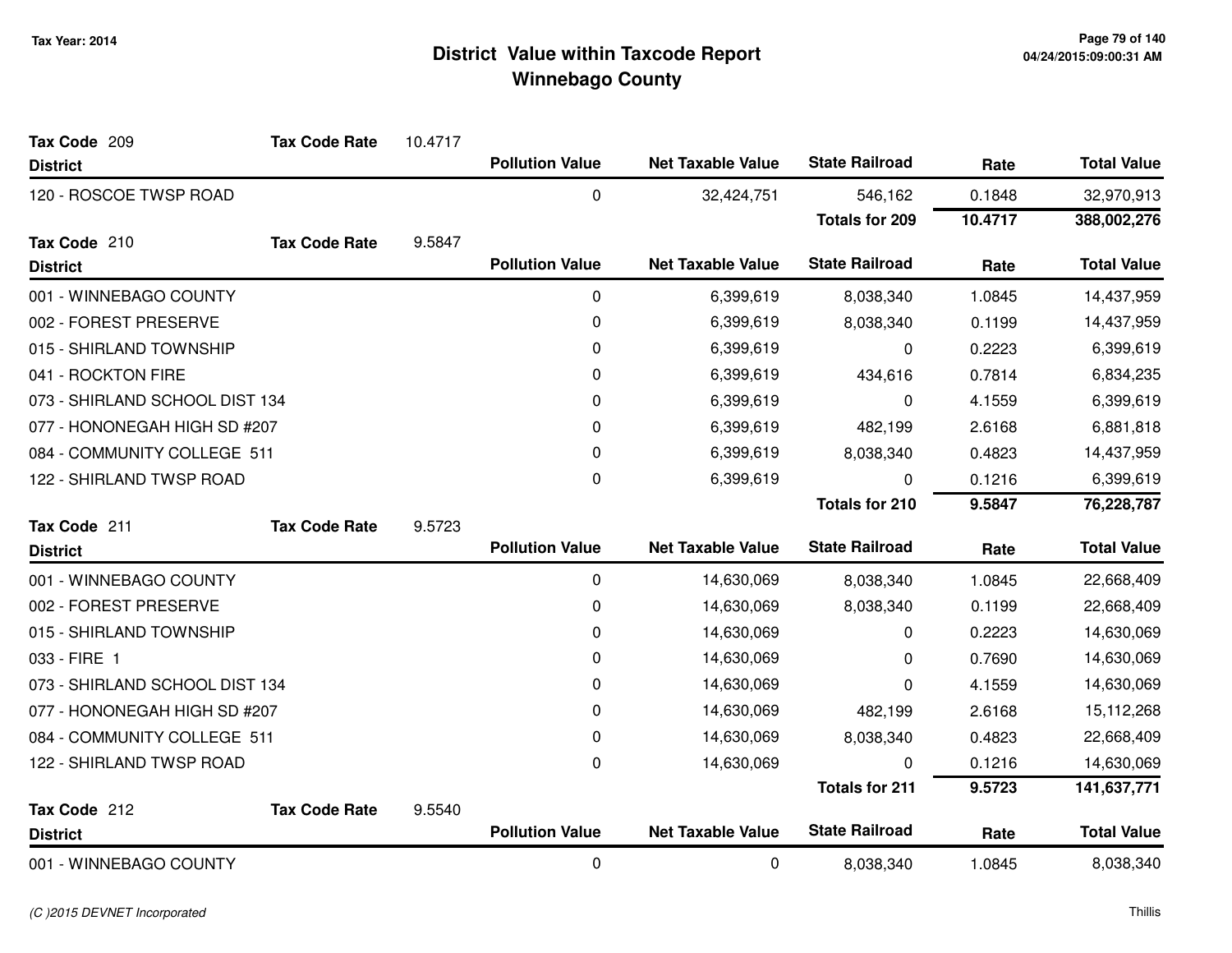# District Value within Taxcode Report
## Winnebago County

Tax Year: 2014

**Tax Code 209** — Tax Code Rate 10.4717

| District | Pollution Value | Net Taxable Value | State Railroad | Rate | Total Value |
|---|---|---|---|---|---|
| 120 - ROSCOE TWSP ROAD | 0 | 32,424,751 | 546,162 | 0.1848 | 32,970,913 |
| | | | **Totals for 209** | **10.4717** | **388,002,276** |

**Tax Code 210** — Tax Code Rate 9.5847

| District | Pollution Value | Net Taxable Value | State Railroad | Rate | Total Value |
|---|---|---|---|---|---|
| 001 - WINNEBAGO COUNTY | 0 | 6,399,619 | 8,038,340 | 1.0845 | 14,437,959 |
| 002 - FOREST PRESERVE | 0 | 6,399,619 | 8,038,340 | 0.1199 | 14,437,959 |
| 015 - SHIRLAND TOWNSHIP | 0 | 6,399,619 | 0 | 0.2223 | 6,399,619 |
| 041 - ROCKTON FIRE | 0 | 6,399,619 | 434,616 | 0.7814 | 6,834,235 |
| 073 - SHIRLAND SCHOOL DIST 134 | 0 | 6,399,619 | 0 | 4.1559 | 6,399,619 |
| 077 - HONONEGAH HIGH SD #207 | 0 | 6,399,619 | 482,199 | 2.6168 | 6,881,818 |
| 084 - COMMUNITY COLLEGE 511 | 0 | 6,399,619 | 8,038,340 | 0.4823 | 14,437,959 |
| 122 - SHIRLAND TWSP ROAD | 0 | 6,399,619 | 0 | 0.1216 | 6,399,619 |
| | | | **Totals for 210** | **9.5847** | **76,228,787** |

**Tax Code 211** — Tax Code Rate 9.5723

| District | Pollution Value | Net Taxable Value | State Railroad | Rate | Total Value |
|---|---|---|---|---|---|
| 001 - WINNEBAGO COUNTY | 0 | 14,630,069 | 8,038,340 | 1.0845 | 22,668,409 |
| 002 - FOREST PRESERVE | 0 | 14,630,069 | 8,038,340 | 0.1199 | 22,668,409 |
| 015 - SHIRLAND TOWNSHIP | 0 | 14,630,069 | 0 | 0.2223 | 14,630,069 |
| 033 - FIRE 1 | 0 | 14,630,069 | 0 | 0.7690 | 14,630,069 |
| 073 - SHIRLAND SCHOOL DIST 134 | 0 | 14,630,069 | 0 | 4.1559 | 14,630,069 |
| 077 - HONONEGAH HIGH SD #207 | 0 | 14,630,069 | 482,199 | 2.6168 | 15,112,268 |
| 084 - COMMUNITY COLLEGE 511 | 0 | 14,630,069 | 8,038,340 | 0.4823 | 22,668,409 |
| 122 - SHIRLAND TWSP ROAD | 0 | 14,630,069 | 0 | 0.1216 | 14,630,069 |
| | | | **Totals for 211** | **9.5723** | **141,637,771** |

**Tax Code 212** — Tax Code Rate 9.5540

| District | Pollution Value | Net Taxable Value | State Railroad | Rate | Total Value |
|---|---|---|---|---|---|
| 001 - WINNEBAGO COUNTY | 0 | 0 | 8,038,340 | 1.0845 | 8,038,340 |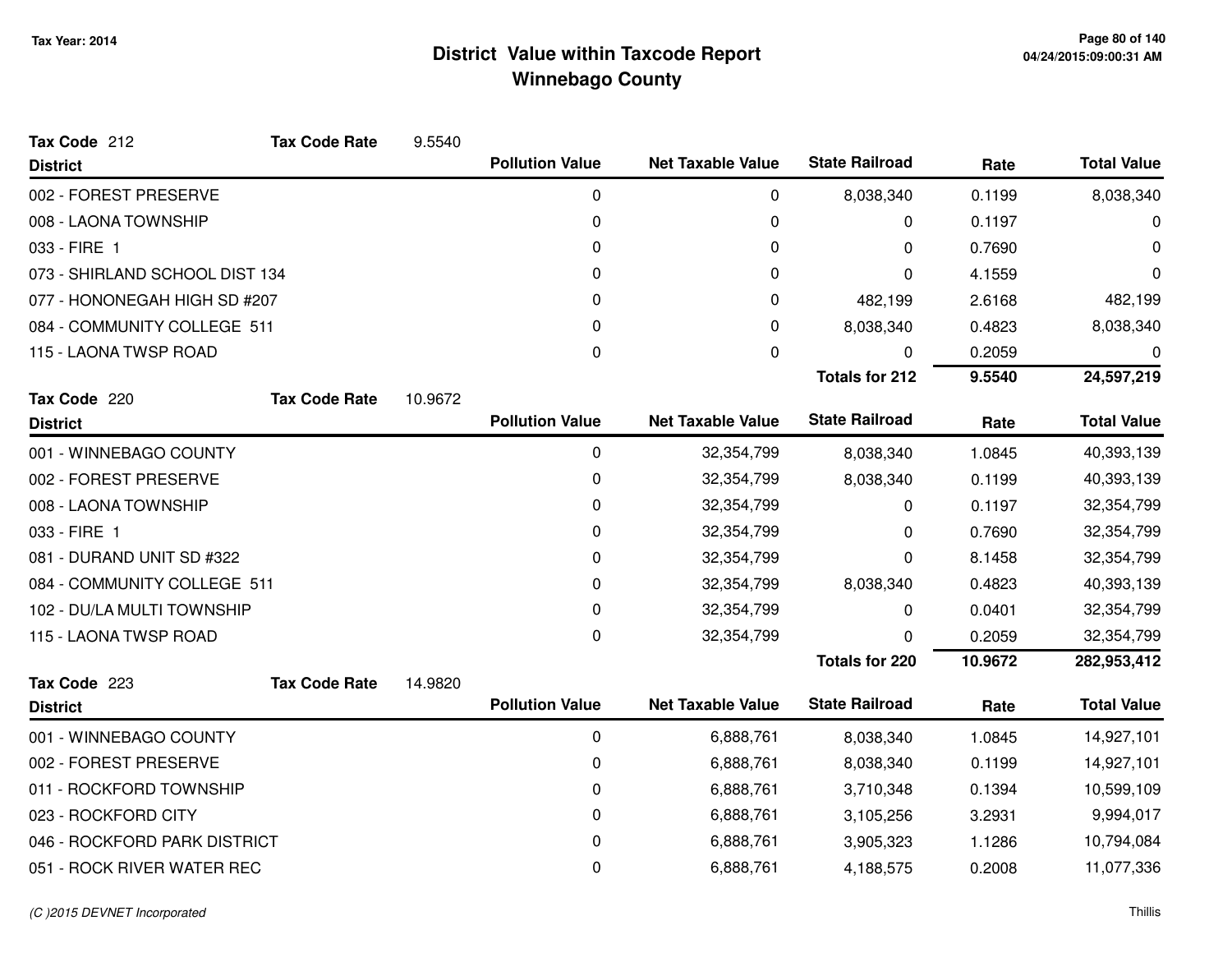# District Value within Taxcode Report
## Winnebago County

Tax Year: 2014

**Tax Code** 212 **Tax Code Rate** 9.5540

| District | Pollution Value | Net Taxable Value | State Railroad | Rate | Total Value |
|---|---|---|---|---|---|
| 002 - FOREST PRESERVE | 0 | 0 | 8,038,340 | 0.1199 | 8,038,340 |
| 008 - LAONA TOWNSHIP | 0 | 0 | 0 | 0.1197 | 0 |
| 033 - FIRE 1 | 0 | 0 | 0 | 0.7690 | 0 |
| 073 - SHIRLAND SCHOOL DIST 134 | 0 | 0 | 0 | 4.1559 | 0 |
| 077 - HONONEGAH HIGH SD #207 | 0 | 0 | 482,199 | 2.6168 | 482,199 |
| 084 - COMMUNITY COLLEGE 511 | 0 | 0 | 8,038,340 | 0.4823 | 8,038,340 |
| 115 - LAONA TWSP ROAD | 0 | 0 | 0 | 0.2059 | 0 |
| | | | **Totals for 212** | **9.5540** | **24,597,219** |

**Tax Code** 220 **Tax Code Rate** 10.9672

| District | Pollution Value | Net Taxable Value | State Railroad | Rate | Total Value |
|---|---|---|---|---|---|
| 001 - WINNEBAGO COUNTY | 0 | 32,354,799 | 8,038,340 | 1.0845 | 40,393,139 |
| 002 - FOREST PRESERVE | 0 | 32,354,799 | 8,038,340 | 0.1199 | 40,393,139 |
| 008 - LAONA TOWNSHIP | 0 | 32,354,799 | 0 | 0.1197 | 32,354,799 |
| 033 - FIRE 1 | 0 | 32,354,799 | 0 | 0.7690 | 32,354,799 |
| 081 - DURAND UNIT SD #322 | 0 | 32,354,799 | 0 | 8.1458 | 32,354,799 |
| 084 - COMMUNITY COLLEGE 511 | 0 | 32,354,799 | 8,038,340 | 0.4823 | 40,393,139 |
| 102 - DU/LA MULTI TOWNSHIP | 0 | 32,354,799 | 0 | 0.0401 | 32,354,799 |
| 115 - LAONA TWSP ROAD | 0 | 32,354,799 | 0 | 0.2059 | 32,354,799 |
| | | | **Totals for 220** | **10.9672** | **282,953,412** |

**Tax Code** 223 **Tax Code Rate** 14.9820

| District | Pollution Value | Net Taxable Value | State Railroad | Rate | Total Value |
|---|---|---|---|---|---|
| 001 - WINNEBAGO COUNTY | 0 | 6,888,761 | 8,038,340 | 1.0845 | 14,927,101 |
| 002 - FOREST PRESERVE | 0 | 6,888,761 | 8,038,340 | 0.1199 | 14,927,101 |
| 011 - ROCKFORD TOWNSHIP | 0 | 6,888,761 | 3,710,348 | 0.1394 | 10,599,109 |
| 023 - ROCKFORD CITY | 0 | 6,888,761 | 3,105,256 | 3.2931 | 9,994,017 |
| 046 - ROCKFORD PARK DISTRICT | 0 | 6,888,761 | 3,905,323 | 1.1286 | 10,794,084 |
| 051 - ROCK RIVER WATER REC | 0 | 6,888,761 | 4,188,575 | 0.2008 | 11,077,336 |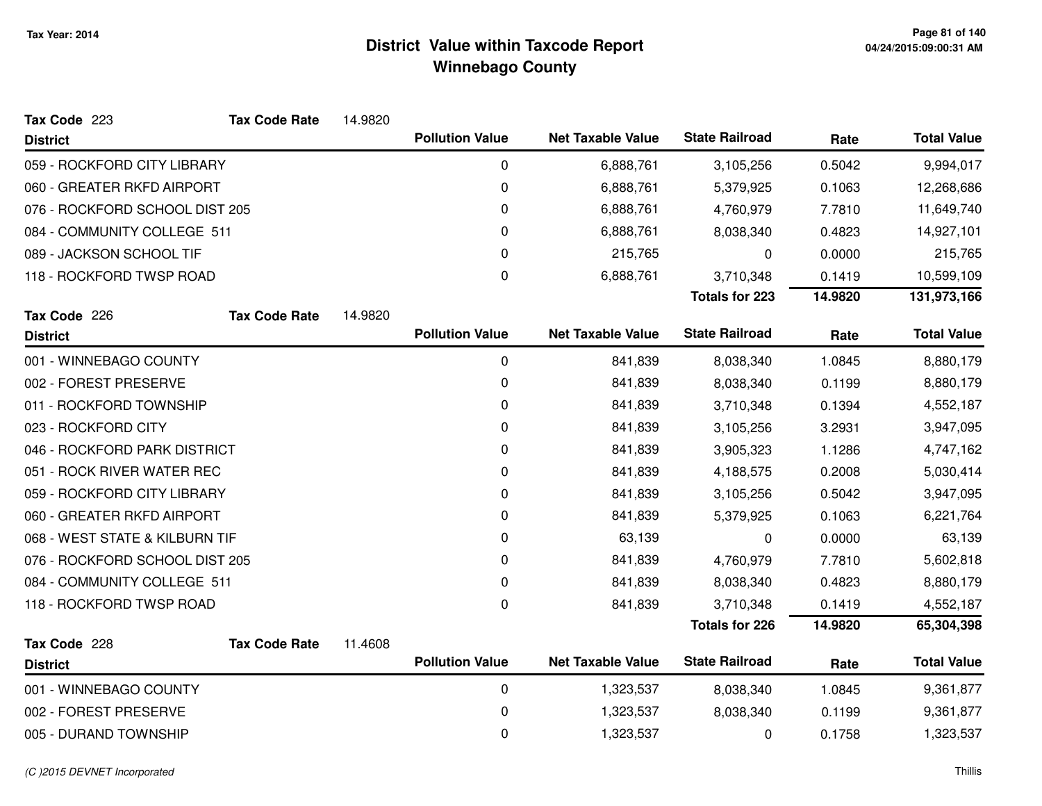# District Value within Taxcode Report
## Winnebago County

Tax Year: 2014

**Tax Code** 223 **Tax Code Rate** 14.9820

| District | Pollution Value | Net Taxable Value | State Railroad | Rate | Total Value |
|---|---|---|---|---|---|
| 059 - ROCKFORD CITY LIBRARY | 0 | 6,888,761 | 3,105,256 | 0.5042 | 9,994,017 |
| 060 - GREATER RKFD AIRPORT | 0 | 6,888,761 | 5,379,925 | 0.1063 | 12,268,686 |
| 076 - ROCKFORD SCHOOL DIST 205 | 0 | 6,888,761 | 4,760,979 | 7.7810 | 11,649,740 |
| 084 - COMMUNITY COLLEGE 511 | 0 | 6,888,761 | 8,038,340 | 0.4823 | 14,927,101 |
| 089 - JACKSON SCHOOL TIF | 0 | 215,765 | 0 | 0.0000 | 215,765 |
| 118 - ROCKFORD TWSP ROAD | 0 | 6,888,761 | 3,710,348 | 0.1419 | 10,599,109 |
| | | | **Totals for 223** | **14.9820** | **131,973,166** |

**Tax Code** 226 **Tax Code Rate** 14.9820

| District | Pollution Value | Net Taxable Value | State Railroad | Rate | Total Value |
|---|---|---|---|---|---|
| 001 - WINNEBAGO COUNTY | 0 | 841,839 | 8,038,340 | 1.0845 | 8,880,179 |
| 002 - FOREST PRESERVE | 0 | 841,839 | 8,038,340 | 0.1199 | 8,880,179 |
| 011 - ROCKFORD TOWNSHIP | 0 | 841,839 | 3,710,348 | 0.1394 | 4,552,187 |
| 023 - ROCKFORD CITY | 0 | 841,839 | 3,105,256 | 3.2931 | 3,947,095 |
| 046 - ROCKFORD PARK DISTRICT | 0 | 841,839 | 3,905,323 | 1.1286 | 4,747,162 |
| 051 - ROCK RIVER WATER REC | 0 | 841,839 | 4,188,575 | 0.2008 | 5,030,414 |
| 059 - ROCKFORD CITY LIBRARY | 0 | 841,839 | 3,105,256 | 0.5042 | 3,947,095 |
| 060 - GREATER RKFD AIRPORT | 0 | 841,839 | 5,379,925 | 0.1063 | 6,221,764 |
| 068 - WEST STATE & KILBURN TIF | 0 | 63,139 | 0 | 0.0000 | 63,139 |
| 076 - ROCKFORD SCHOOL DIST 205 | 0 | 841,839 | 4,760,979 | 7.7810 | 5,602,818 |
| 084 - COMMUNITY COLLEGE 511 | 0 | 841,839 | 8,038,340 | 0.4823 | 8,880,179 |
| 118 - ROCKFORD TWSP ROAD | 0 | 841,839 | 3,710,348 | 0.1419 | 4,552,187 |
| | | | **Totals for 226** | **14.9820** | **65,304,398** |

**Tax Code** 228 **Tax Code Rate** 11.4608

| District | Pollution Value | Net Taxable Value | State Railroad | Rate | Total Value |
|---|---|---|---|---|---|
| 001 - WINNEBAGO COUNTY | 0 | 1,323,537 | 8,038,340 | 1.0845 | 9,361,877 |
| 002 - FOREST PRESERVE | 0 | 1,323,537 | 8,038,340 | 0.1199 | 9,361,877 |
| 005 - DURAND TOWNSHIP | 0 | 1,323,537 | 0 | 0.1758 | 1,323,537 |

(C )2015 DEVNET Incorporated

Thillis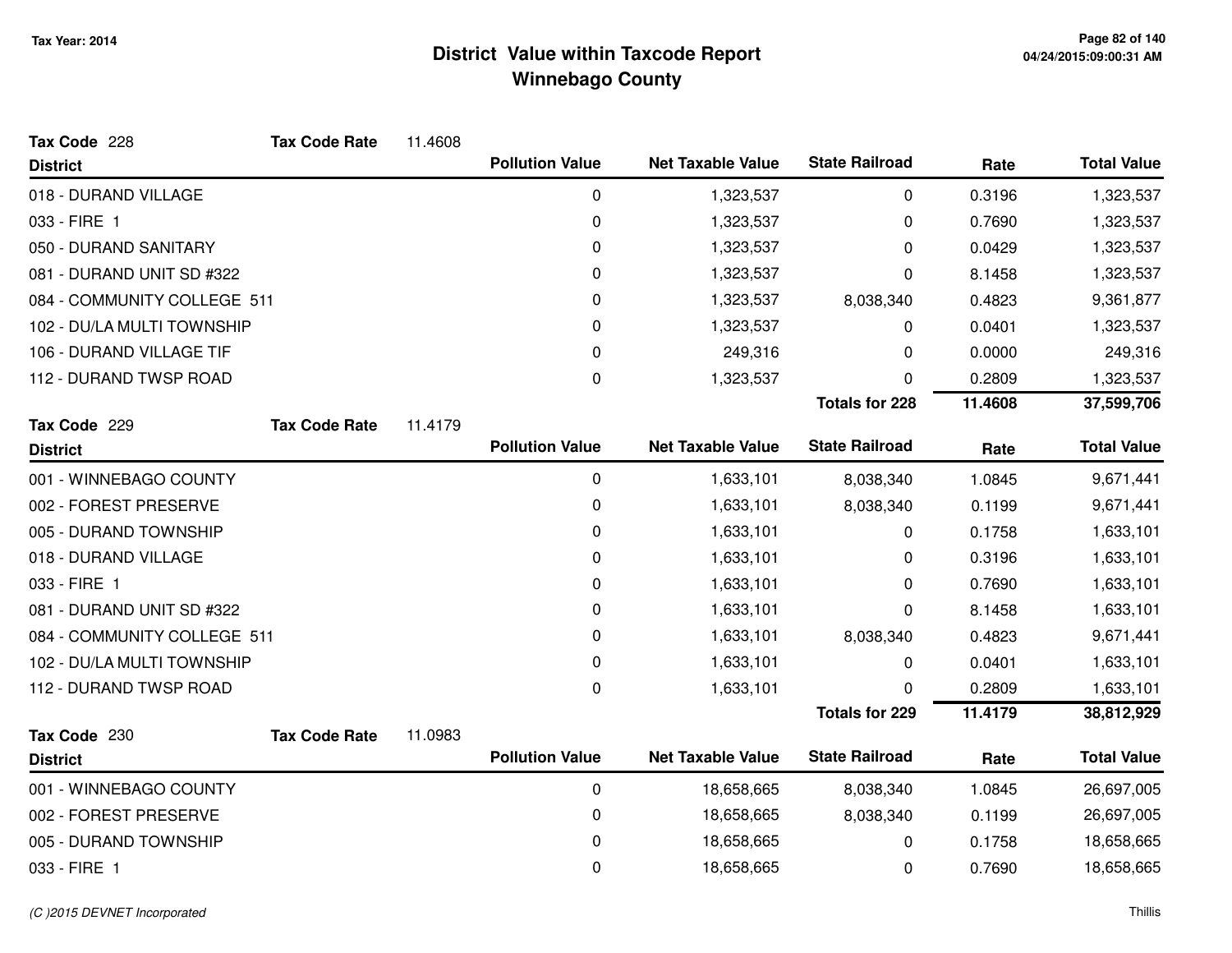# District Value within Taxcode Report
## Winnebago County

Tax Year: 2014

**Tax Code** 228 &nbsp;&nbsp; **Tax Code Rate** 11.4608

| District | Pollution Value | Net Taxable Value | State Railroad | Rate | Total Value |
|---|---|---|---|---|---|
| 018 - DURAND VILLAGE | 0 | 1,323,537 | 0 | 0.3196 | 1,323,537 |
| 033 - FIRE 1 | 0 | 1,323,537 | 0 | 0.7690 | 1,323,537 |
| 050 - DURAND SANITARY | 0 | 1,323,537 | 0 | 0.0429 | 1,323,537 |
| 081 - DURAND UNIT SD #322 | 0 | 1,323,537 | 0 | 8.1458 | 1,323,537 |
| 084 - COMMUNITY COLLEGE 511 | 0 | 1,323,537 | 8,038,340 | 0.4823 | 9,361,877 |
| 102 - DU/LA MULTI TOWNSHIP | 0 | 1,323,537 | 0 | 0.0401 | 1,323,537 |
| 106 - DURAND VILLAGE TIF | 0 | 249,316 | 0 | 0.0000 | 249,316 |
| 112 - DURAND TWSP ROAD | 0 | 1,323,537 | 0 | 0.2809 | 1,323,537 |
| | | | **Totals for 228** | **11.4608** | **37,599,706** |

**Tax Code** 229 &nbsp;&nbsp; **Tax Code Rate** 11.4179

| District | Pollution Value | Net Taxable Value | State Railroad | Rate | Total Value |
|---|---|---|---|---|---|
| 001 - WINNEBAGO COUNTY | 0 | 1,633,101 | 8,038,340 | 1.0845 | 9,671,441 |
| 002 - FOREST PRESERVE | 0 | 1,633,101 | 8,038,340 | 0.1199 | 9,671,441 |
| 005 - DURAND TOWNSHIP | 0 | 1,633,101 | 0 | 0.1758 | 1,633,101 |
| 018 - DURAND VILLAGE | 0 | 1,633,101 | 0 | 0.3196 | 1,633,101 |
| 033 - FIRE 1 | 0 | 1,633,101 | 0 | 0.7690 | 1,633,101 |
| 081 - DURAND UNIT SD #322 | 0 | 1,633,101 | 0 | 8.1458 | 1,633,101 |
| 084 - COMMUNITY COLLEGE 511 | 0 | 1,633,101 | 8,038,340 | 0.4823 | 9,671,441 |
| 102 - DU/LA MULTI TOWNSHIP | 0 | 1,633,101 | 0 | 0.0401 | 1,633,101 |
| 112 - DURAND TWSP ROAD | 0 | 1,633,101 | 0 | 0.2809 | 1,633,101 |
| | | | **Totals for 229** | **11.4179** | **38,812,929** |

**Tax Code** 230 &nbsp;&nbsp; **Tax Code Rate** 11.0983

| District | Pollution Value | Net Taxable Value | State Railroad | Rate | Total Value |
|---|---|---|---|---|---|
| 001 - WINNEBAGO COUNTY | 0 | 18,658,665 | 8,038,340 | 1.0845 | 26,697,005 |
| 002 - FOREST PRESERVE | 0 | 18,658,665 | 8,038,340 | 0.1199 | 26,697,005 |
| 005 - DURAND TOWNSHIP | 0 | 18,658,665 | 0 | 0.1758 | 18,658,665 |
| 033 - FIRE 1 | 0 | 18,658,665 | 0 | 0.7690 | 18,658,665 |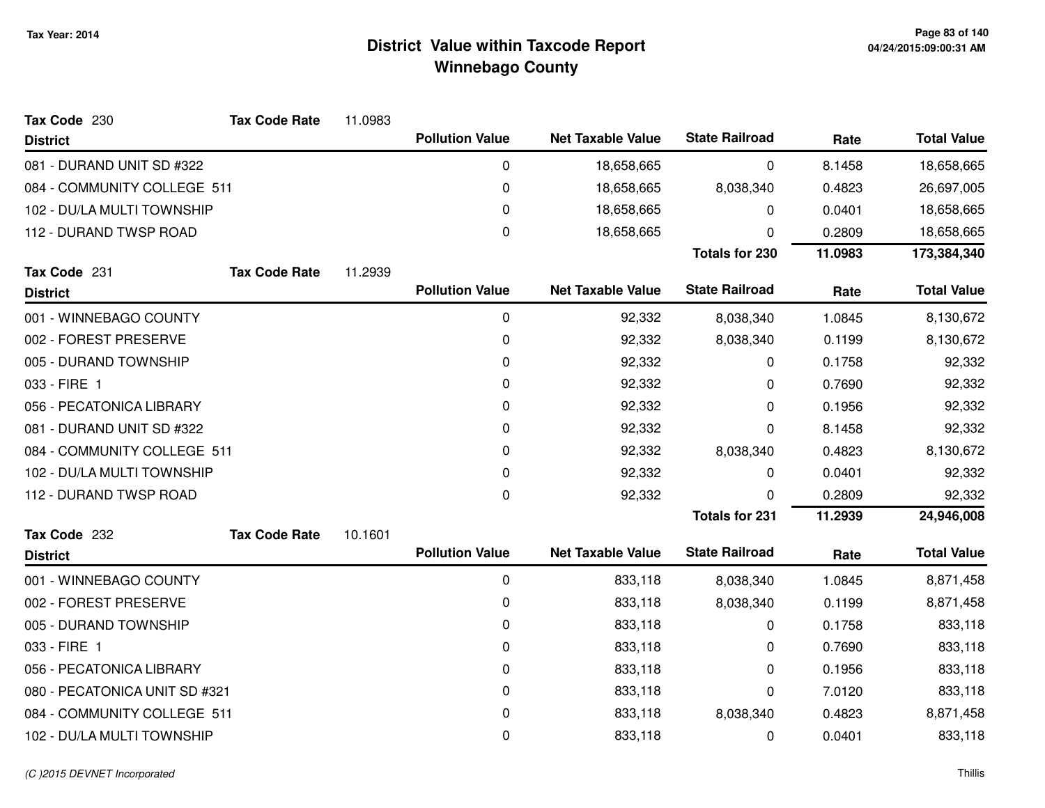# District Value within Taxcode Report
## Winnebago County

Tax Year: 2014

**Tax Code** 230 **Tax Code Rate** 11.0983

| District | Pollution Value | Net Taxable Value | State Railroad | Rate | Total Value |
|---|---|---|---|---|---|
| 081 - DURAND UNIT SD #322 | 0 | 18,658,665 | 0 | 8.1458 | 18,658,665 |
| 084 - COMMUNITY COLLEGE 511 | 0 | 18,658,665 | 8,038,340 | 0.4823 | 26,697,005 |
| 102 - DU/LA MULTI TOWNSHIP | 0 | 18,658,665 | 0 | 0.0401 | 18,658,665 |
| 112 - DURAND TWSP ROAD | 0 | 18,658,665 | 0 | 0.2809 | 18,658,665 |
| | | | **Totals for 230** | **11.0983** | **173,384,340** |

**Tax Code** 231 **Tax Code Rate** 11.2939

| District | Pollution Value | Net Taxable Value | State Railroad | Rate | Total Value |
|---|---|---|---|---|---|
| 001 - WINNEBAGO COUNTY | 0 | 92,332 | 8,038,340 | 1.0845 | 8,130,672 |
| 002 - FOREST PRESERVE | 0 | 92,332 | 8,038,340 | 0.1199 | 8,130,672 |
| 005 - DURAND TOWNSHIP | 0 | 92,332 | 0 | 0.1758 | 92,332 |
| 033 - FIRE 1 | 0 | 92,332 | 0 | 0.7690 | 92,332 |
| 056 - PECATONICA LIBRARY | 0 | 92,332 | 0 | 0.1956 | 92,332 |
| 081 - DURAND UNIT SD #322 | 0 | 92,332 | 0 | 8.1458 | 92,332 |
| 084 - COMMUNITY COLLEGE 511 | 0 | 92,332 | 8,038,340 | 0.4823 | 8,130,672 |
| 102 - DU/LA MULTI TOWNSHIP | 0 | 92,332 | 0 | 0.0401 | 92,332 |
| 112 - DURAND TWSP ROAD | 0 | 92,332 | 0 | 0.2809 | 92,332 |
| | | | **Totals for 231** | **11.2939** | **24,946,008** |

**Tax Code** 232 **Tax Code Rate** 10.1601

| District | Pollution Value | Net Taxable Value | State Railroad | Rate | Total Value |
|---|---|---|---|---|---|
| 001 - WINNEBAGO COUNTY | 0 | 833,118 | 8,038,340 | 1.0845 | 8,871,458 |
| 002 - FOREST PRESERVE | 0 | 833,118 | 8,038,340 | 0.1199 | 8,871,458 |
| 005 - DURAND TOWNSHIP | 0 | 833,118 | 0 | 0.1758 | 833,118 |
| 033 - FIRE 1 | 0 | 833,118 | 0 | 0.7690 | 833,118 |
| 056 - PECATONICA LIBRARY | 0 | 833,118 | 0 | 0.1956 | 833,118 |
| 080 - PECATONICA UNIT SD #321 | 0 | 833,118 | 0 | 7.0120 | 833,118 |
| 084 - COMMUNITY COLLEGE 511 | 0 | 833,118 | 8,038,340 | 0.4823 | 8,871,458 |
| 102 - DU/LA MULTI TOWNSHIP | 0 | 833,118 | 0 | 0.0401 | 833,118 |

*(C )2015 DEVNET Incorporated* Thillis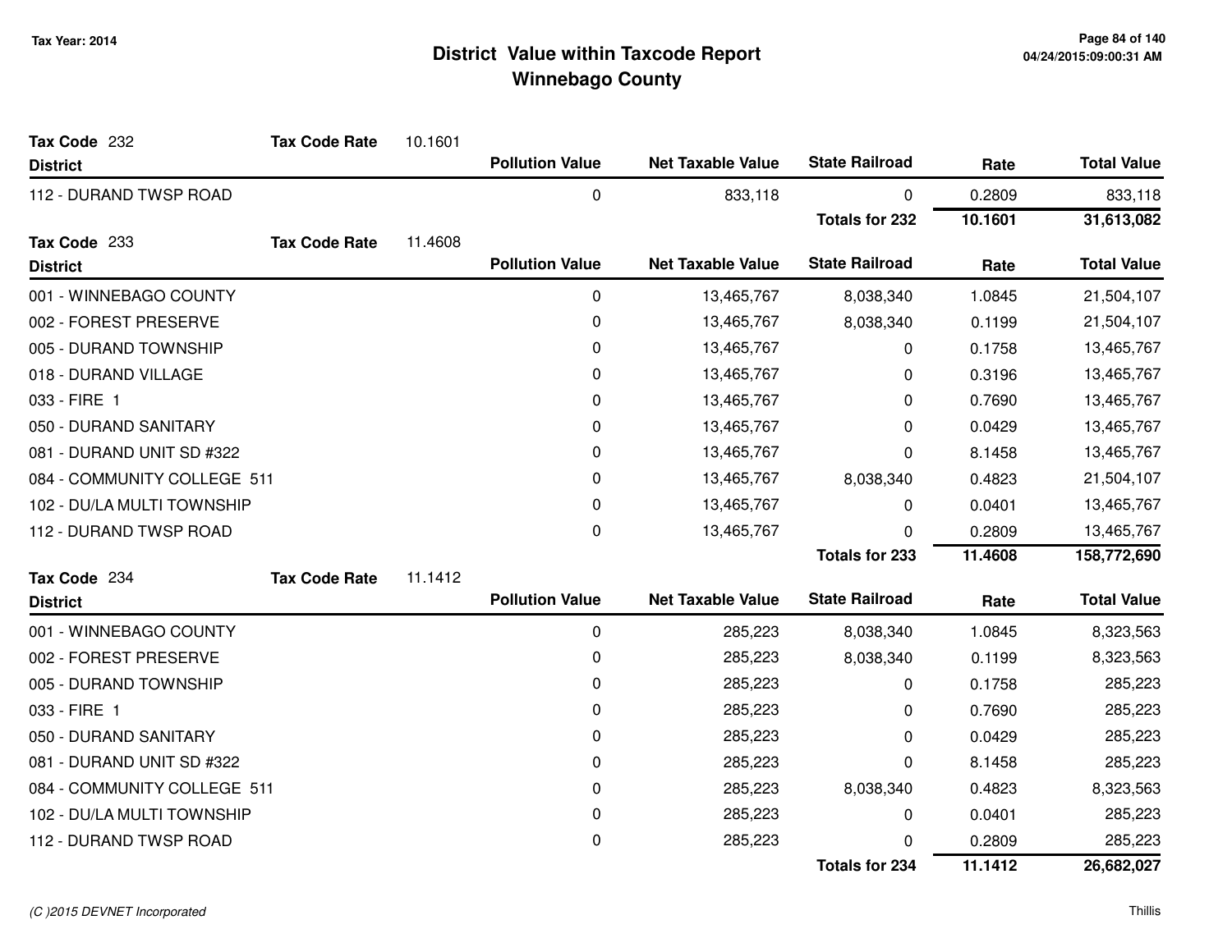# District Value within Taxcode Report
## Winnebago County

Tax Year: 2014

**Tax Code** 232 **Tax Code Rate** 10.1601

| District | Pollution Value | Net Taxable Value | State Railroad | Rate | Total Value |
|---|---|---|---|---|---|
| 112 - DURAND TWSP ROAD | 0 | 833,118 | 0 | 0.2809 | 833,118 |
| | | | **Totals for 232** | **10.1601** | **31,613,082** |

**Tax Code** 233 **Tax Code Rate** 11.4608

| District | Pollution Value | Net Taxable Value | State Railroad | Rate | Total Value |
|---|---|---|---|---|---|
| 001 - WINNEBAGO COUNTY | 0 | 13,465,767 | 8,038,340 | 1.0845 | 21,504,107 |
| 002 - FOREST PRESERVE | 0 | 13,465,767 | 8,038,340 | 0.1199 | 21,504,107 |
| 005 - DURAND TOWNSHIP | 0 | 13,465,767 | 0 | 0.1758 | 13,465,767 |
| 018 - DURAND VILLAGE | 0 | 13,465,767 | 0 | 0.3196 | 13,465,767 |
| 033 - FIRE 1 | 0 | 13,465,767 | 0 | 0.7690 | 13,465,767 |
| 050 - DURAND SANITARY | 0 | 13,465,767 | 0 | 0.0429 | 13,465,767 |
| 081 - DURAND UNIT SD #322 | 0 | 13,465,767 | 0 | 8.1458 | 13,465,767 |
| 084 - COMMUNITY COLLEGE 511 | 0 | 13,465,767 | 8,038,340 | 0.4823 | 21,504,107 |
| 102 - DU/LA MULTI TOWNSHIP | 0 | 13,465,767 | 0 | 0.0401 | 13,465,767 |
| 112 - DURAND TWSP ROAD | 0 | 13,465,767 | 0 | 0.2809 | 13,465,767 |
| | | | **Totals for 233** | **11.4608** | **158,772,690** |

**Tax Code** 234 **Tax Code Rate** 11.1412

| District | Pollution Value | Net Taxable Value | State Railroad | Rate | Total Value |
|---|---|---|---|---|---|
| 001 - WINNEBAGO COUNTY | 0 | 285,223 | 8,038,340 | 1.0845 | 8,323,563 |
| 002 - FOREST PRESERVE | 0 | 285,223 | 8,038,340 | 0.1199 | 8,323,563 |
| 005 - DURAND TOWNSHIP | 0 | 285,223 | 0 | 0.1758 | 285,223 |
| 033 - FIRE 1 | 0 | 285,223 | 0 | 0.7690 | 285,223 |
| 050 - DURAND SANITARY | 0 | 285,223 | 0 | 0.0429 | 285,223 |
| 081 - DURAND UNIT SD #322 | 0 | 285,223 | 0 | 8.1458 | 285,223 |
| 084 - COMMUNITY COLLEGE 511 | 0 | 285,223 | 8,038,340 | 0.4823 | 8,323,563 |
| 102 - DU/LA MULTI TOWNSHIP | 0 | 285,223 | 0 | 0.0401 | 285,223 |
| 112 - DURAND TWSP ROAD | 0 | 285,223 | 0 | 0.2809 | 285,223 |
| | | | **Totals for 234** | **11.1412** | **26,682,027** |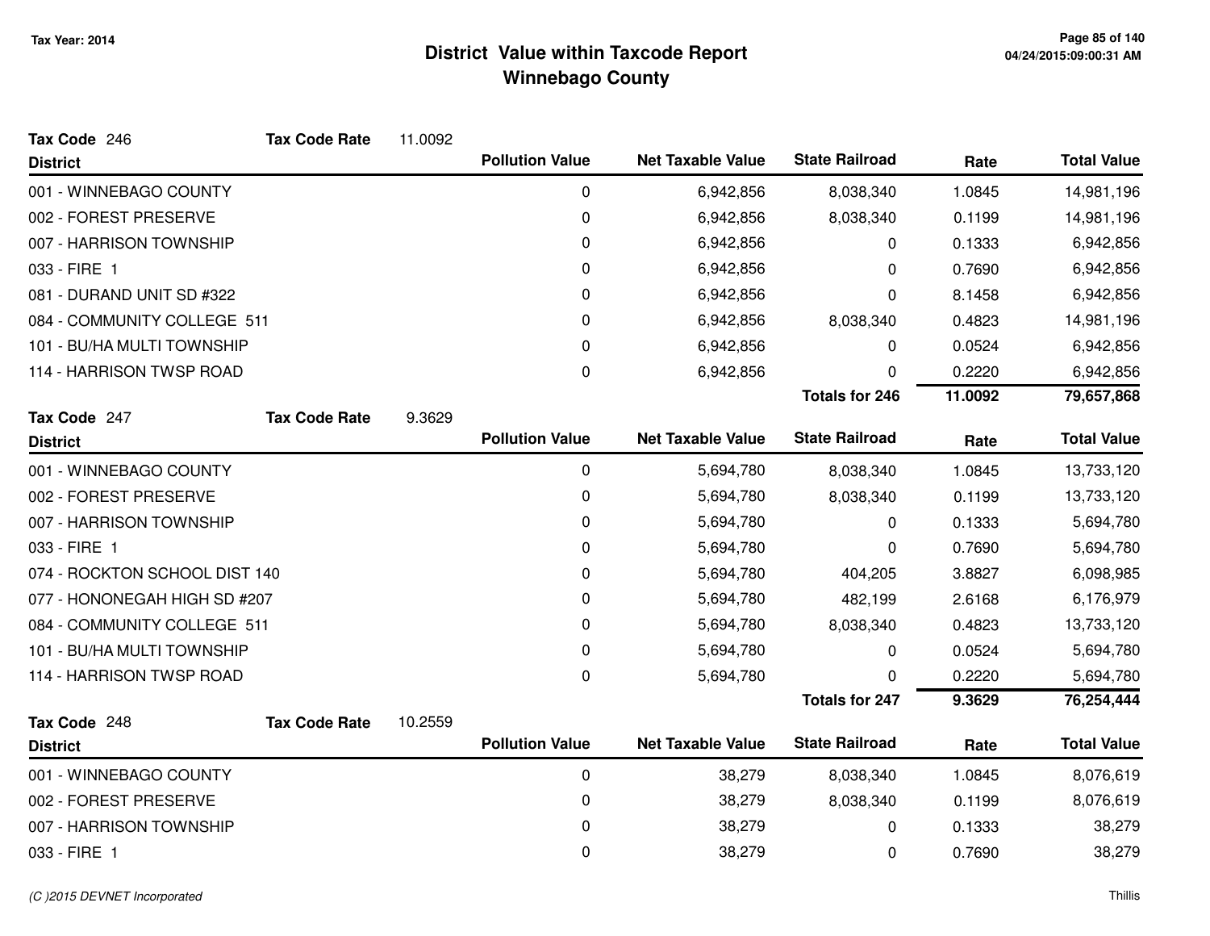# District Value within Taxcode Report
# Winnebago County

Tax Year: 2014

**Tax Code** 246 **Tax Code Rate** 11.0092

| District | Pollution Value | Net Taxable Value | State Railroad | Rate | Total Value |
|---|---|---|---|---|---|
| 001 - WINNEBAGO COUNTY | 0 | 6,942,856 | 8,038,340 | 1.0845 | 14,981,196 |
| 002 - FOREST PRESERVE | 0 | 6,942,856 | 8,038,340 | 0.1199 | 14,981,196 |
| 007 - HARRISON TOWNSHIP | 0 | 6,942,856 | 0 | 0.1333 | 6,942,856 |
| 033 - FIRE 1 | 0 | 6,942,856 | 0 | 0.7690 | 6,942,856 |
| 081 - DURAND UNIT SD #322 | 0 | 6,942,856 | 0 | 8.1458 | 6,942,856 |
| 084 - COMMUNITY COLLEGE 511 | 0 | 6,942,856 | 8,038,340 | 0.4823 | 14,981,196 |
| 101 - BU/HA MULTI TOWNSHIP | 0 | 6,942,856 | 0 | 0.0524 | 6,942,856 |
| 114 - HARRISON TWSP ROAD | 0 | 6,942,856 | 0 | 0.2220 | 6,942,856 |
| | | | **Totals for 246** | **11.0092** | **79,657,868** |

**Tax Code** 247 **Tax Code Rate** 9.3629

| District | Pollution Value | Net Taxable Value | State Railroad | Rate | Total Value |
|---|---|---|---|---|---|
| 001 - WINNEBAGO COUNTY | 0 | 5,694,780 | 8,038,340 | 1.0845 | 13,733,120 |
| 002 - FOREST PRESERVE | 0 | 5,694,780 | 8,038,340 | 0.1199 | 13,733,120 |
| 007 - HARRISON TOWNSHIP | 0 | 5,694,780 | 0 | 0.1333 | 5,694,780 |
| 033 - FIRE 1 | 0 | 5,694,780 | 0 | 0.7690 | 5,694,780 |
| 074 - ROCKTON SCHOOL DIST 140 | 0 | 5,694,780 | 404,205 | 3.8827 | 6,098,985 |
| 077 - HONONEGAH HIGH SD #207 | 0 | 5,694,780 | 482,199 | 2.6168 | 6,176,979 |
| 084 - COMMUNITY COLLEGE 511 | 0 | 5,694,780 | 8,038,340 | 0.4823 | 13,733,120 |
| 101 - BU/HA MULTI TOWNSHIP | 0 | 5,694,780 | 0 | 0.0524 | 5,694,780 |
| 114 - HARRISON TWSP ROAD | 0 | 5,694,780 | 0 | 0.2220 | 5,694,780 |
| | | | **Totals for 247** | **9.3629** | **76,254,444** |

**Tax Code** 248 **Tax Code Rate** 10.2559

| District | Pollution Value | Net Taxable Value | State Railroad | Rate | Total Value |
|---|---|---|---|---|---|
| 001 - WINNEBAGO COUNTY | 0 | 38,279 | 8,038,340 | 1.0845 | 8,076,619 |
| 002 - FOREST PRESERVE | 0 | 38,279 | 8,038,340 | 0.1199 | 8,076,619 |
| 007 - HARRISON TOWNSHIP | 0 | 38,279 | 0 | 0.1333 | 38,279 |
| 033 - FIRE 1 | 0 | 38,279 | 0 | 0.7690 | 38,279 |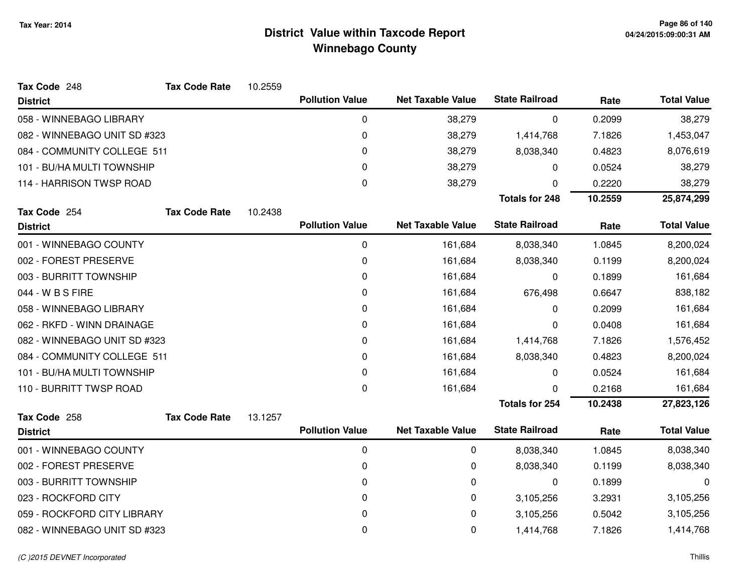# District Value within Taxcode Report
## Winnebago County

Tax Year: 2014

**Tax Code** 248 **Tax Code Rate** 10.2559

| District | Pollution Value | Net Taxable Value | State Railroad | Rate | Total Value |
|---|---|---|---|---|---|
| 058 - WINNEBAGO LIBRARY | 0 | 38,279 | 0 | 0.2099 | 38,279 |
| 082 - WINNEBAGO UNIT SD #323 | 0 | 38,279 | 1,414,768 | 7.1826 | 1,453,047 |
| 084 - COMMUNITY COLLEGE 511 | 0 | 38,279 | 8,038,340 | 0.4823 | 8,076,619 |
| 101 - BU/HA MULTI TOWNSHIP | 0 | 38,279 | 0 | 0.0524 | 38,279 |
| 114 - HARRISON TWSP ROAD | 0 | 38,279 | 0 | 0.2220 | 38,279 |
| | | | **Totals for 248** | **10.2559** | **25,874,299** |

**Tax Code** 254 **Tax Code Rate** 10.2438

| District | Pollution Value | Net Taxable Value | State Railroad | Rate | Total Value |
|---|---|---|---|---|---|
| 001 - WINNEBAGO COUNTY | 0 | 161,684 | 8,038,340 | 1.0845 | 8,200,024 |
| 002 - FOREST PRESERVE | 0 | 161,684 | 8,038,340 | 0.1199 | 8,200,024 |
| 003 - BURRITT TOWNSHIP | 0 | 161,684 | 0 | 0.1899 | 161,684 |
| 044 - W B S FIRE | 0 | 161,684 | 676,498 | 0.6647 | 838,182 |
| 058 - WINNEBAGO LIBRARY | 0 | 161,684 | 0 | 0.2099 | 161,684 |
| 062 - RKFD - WINN DRAINAGE | 0 | 161,684 | 0 | 0.0408 | 161,684 |
| 082 - WINNEBAGO UNIT SD #323 | 0 | 161,684 | 1,414,768 | 7.1826 | 1,576,452 |
| 084 - COMMUNITY COLLEGE 511 | 0 | 161,684 | 8,038,340 | 0.4823 | 8,200,024 |
| 101 - BU/HA MULTI TOWNSHIP | 0 | 161,684 | 0 | 0.0524 | 161,684 |
| 110 - BURRITT TWSP ROAD | 0 | 161,684 | 0 | 0.2168 | 161,684 |
| | | | **Totals for 254** | **10.2438** | **27,823,126** |

**Tax Code** 258 **Tax Code Rate** 13.1257

| District | Pollution Value | Net Taxable Value | State Railroad | Rate | Total Value |
|---|---|---|---|---|---|
| 001 - WINNEBAGO COUNTY | 0 | 0 | 8,038,340 | 1.0845 | 8,038,340 |
| 002 - FOREST PRESERVE | 0 | 0 | 8,038,340 | 0.1199 | 8,038,340 |
| 003 - BURRITT TOWNSHIP | 0 | 0 | 0 | 0.1899 | 0 |
| 023 - ROCKFORD CITY | 0 | 0 | 3,105,256 | 3.2931 | 3,105,256 |
| 059 - ROCKFORD CITY LIBRARY | 0 | 0 | 3,105,256 | 0.5042 | 3,105,256 |
| 082 - WINNEBAGO UNIT SD #323 | 0 | 0 | 1,414,768 | 7.1826 | 1,414,768 |

*(C )2015 DEVNET Incorporated* Thillis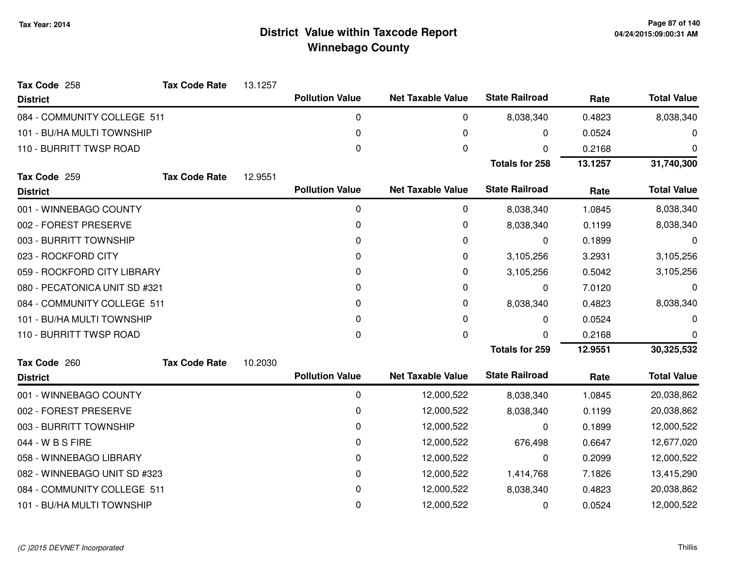# District Value within Taxcode Report
## Winnebago County

Tax Year: 2014

**Tax Code** 258 **Tax Code Rate** 13.1257

| District | Pollution Value | Net Taxable Value | State Railroad | Rate | Total Value |
|---|---|---|---|---|---|
| 084 - COMMUNITY COLLEGE 511 | 0 | 0 | 8,038,340 | 0.4823 | 8,038,340 |
| 101 - BU/HA MULTI TOWNSHIP | 0 | 0 | 0 | 0.0524 | 0 |
| 110 - BURRITT TWSP ROAD | 0 | 0 | 0 | 0.2168 | 0 |
| | | | **Totals for 258** | **13.1257** | **31,740,300** |

**Tax Code** 259 **Tax Code Rate** 12.9551

| District | Pollution Value | Net Taxable Value | State Railroad | Rate | Total Value |
|---|---|---|---|---|---|
| 001 - WINNEBAGO COUNTY | 0 | 0 | 8,038,340 | 1.0845 | 8,038,340 |
| 002 - FOREST PRESERVE | 0 | 0 | 8,038,340 | 0.1199 | 8,038,340 |
| 003 - BURRITT TOWNSHIP | 0 | 0 | 0 | 0.1899 | 0 |
| 023 - ROCKFORD CITY | 0 | 0 | 3,105,256 | 3.2931 | 3,105,256 |
| 059 - ROCKFORD CITY LIBRARY | 0 | 0 | 3,105,256 | 0.5042 | 3,105,256 |
| 080 - PECATONICA UNIT SD #321 | 0 | 0 | 0 | 7.0120 | 0 |
| 084 - COMMUNITY COLLEGE 511 | 0 | 0 | 8,038,340 | 0.4823 | 8,038,340 |
| 101 - BU/HA MULTI TOWNSHIP | 0 | 0 | 0 | 0.0524 | 0 |
| 110 - BURRITT TWSP ROAD | 0 | 0 | 0 | 0.2168 | 0 |
| | | | **Totals for 259** | **12.9551** | **30,325,532** |

**Tax Code** 260 **Tax Code Rate** 10.2030

| District | Pollution Value | Net Taxable Value | State Railroad | Rate | Total Value |
|---|---|---|---|---|---|
| 001 - WINNEBAGO COUNTY | 0 | 12,000,522 | 8,038,340 | 1.0845 | 20,038,862 |
| 002 - FOREST PRESERVE | 0 | 12,000,522 | 8,038,340 | 0.1199 | 20,038,862 |
| 003 - BURRITT TOWNSHIP | 0 | 12,000,522 | 0 | 0.1899 | 12,000,522 |
| 044 - W B S FIRE | 0 | 12,000,522 | 676,498 | 0.6647 | 12,677,020 |
| 058 - WINNEBAGO LIBRARY | 0 | 12,000,522 | 0 | 0.2099 | 12,000,522 |
| 082 - WINNEBAGO UNIT SD #323 | 0 | 12,000,522 | 1,414,768 | 7.1826 | 13,415,290 |
| 084 - COMMUNITY COLLEGE 511 | 0 | 12,000,522 | 8,038,340 | 0.4823 | 20,038,862 |
| 101 - BU/HA MULTI TOWNSHIP | 0 | 12,000,522 | 0 | 0.0524 | 12,000,522 |

*(C )2015 DEVNET Incorporated*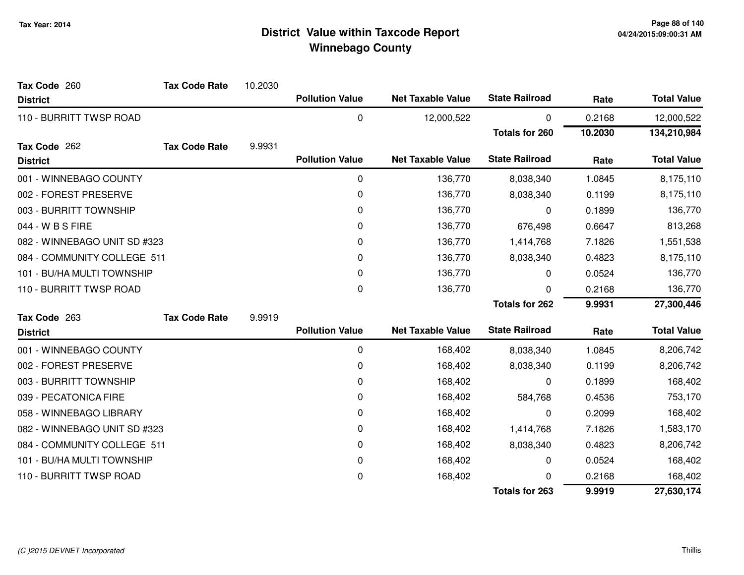# District Value within Taxcode Report
## Winnebago County

Tax Year: 2014

**Tax Code** 260 — **Tax Code Rate** 10.2030

| District | Pollution Value | Net Taxable Value | State Railroad | Rate | Total Value |
|---|---|---|---|---|---|
| 110 - BURRITT TWSP ROAD | 0 | 12,000,522 | 0 | 0.2168 | 12,000,522 |
| | | | **Totals for 260** | **10.2030** | **134,210,984** |

**Tax Code** 262 — **Tax Code Rate** 9.9931

| District | Pollution Value | Net Taxable Value | State Railroad | Rate | Total Value |
|---|---|---|---|---|---|
| 001 - WINNEBAGO COUNTY | 0 | 136,770 | 8,038,340 | 1.0845 | 8,175,110 |
| 002 - FOREST PRESERVE | 0 | 136,770 | 8,038,340 | 0.1199 | 8,175,110 |
| 003 - BURRITT TOWNSHIP | 0 | 136,770 | 0 | 0.1899 | 136,770 |
| 044 - W B S FIRE | 0 | 136,770 | 676,498 | 0.6647 | 813,268 |
| 082 - WINNEBAGO UNIT SD #323 | 0 | 136,770 | 1,414,768 | 7.1826 | 1,551,538 |
| 084 - COMMUNITY COLLEGE 511 | 0 | 136,770 | 8,038,340 | 0.4823 | 8,175,110 |
| 101 - BU/HA MULTI TOWNSHIP | 0 | 136,770 | 0 | 0.0524 | 136,770 |
| 110 - BURRITT TWSP ROAD | 0 | 136,770 | 0 | 0.2168 | 136,770 |
| | | | **Totals for 262** | **9.9931** | **27,300,446** |

**Tax Code** 263 — **Tax Code Rate** 9.9919

| District | Pollution Value | Net Taxable Value | State Railroad | Rate | Total Value |
|---|---|---|---|---|---|
| 001 - WINNEBAGO COUNTY | 0 | 168,402 | 8,038,340 | 1.0845 | 8,206,742 |
| 002 - FOREST PRESERVE | 0 | 168,402 | 8,038,340 | 0.1199 | 8,206,742 |
| 003 - BURRITT TOWNSHIP | 0 | 168,402 | 0 | 0.1899 | 168,402 |
| 039 - PECATONICA FIRE | 0 | 168,402 | 584,768 | 0.4536 | 753,170 |
| 058 - WINNEBAGO LIBRARY | 0 | 168,402 | 0 | 0.2099 | 168,402 |
| 082 - WINNEBAGO UNIT SD #323 | 0 | 168,402 | 1,414,768 | 7.1826 | 1,583,170 |
| 084 - COMMUNITY COLLEGE 511 | 0 | 168,402 | 8,038,340 | 0.4823 | 8,206,742 |
| 101 - BU/HA MULTI TOWNSHIP | 0 | 168,402 | 0 | 0.0524 | 168,402 |
| 110 - BURRITT TWSP ROAD | 0 | 168,402 | 0 | 0.2168 | 168,402 |
| | | | **Totals for 263** | **9.9919** | **27,630,174** |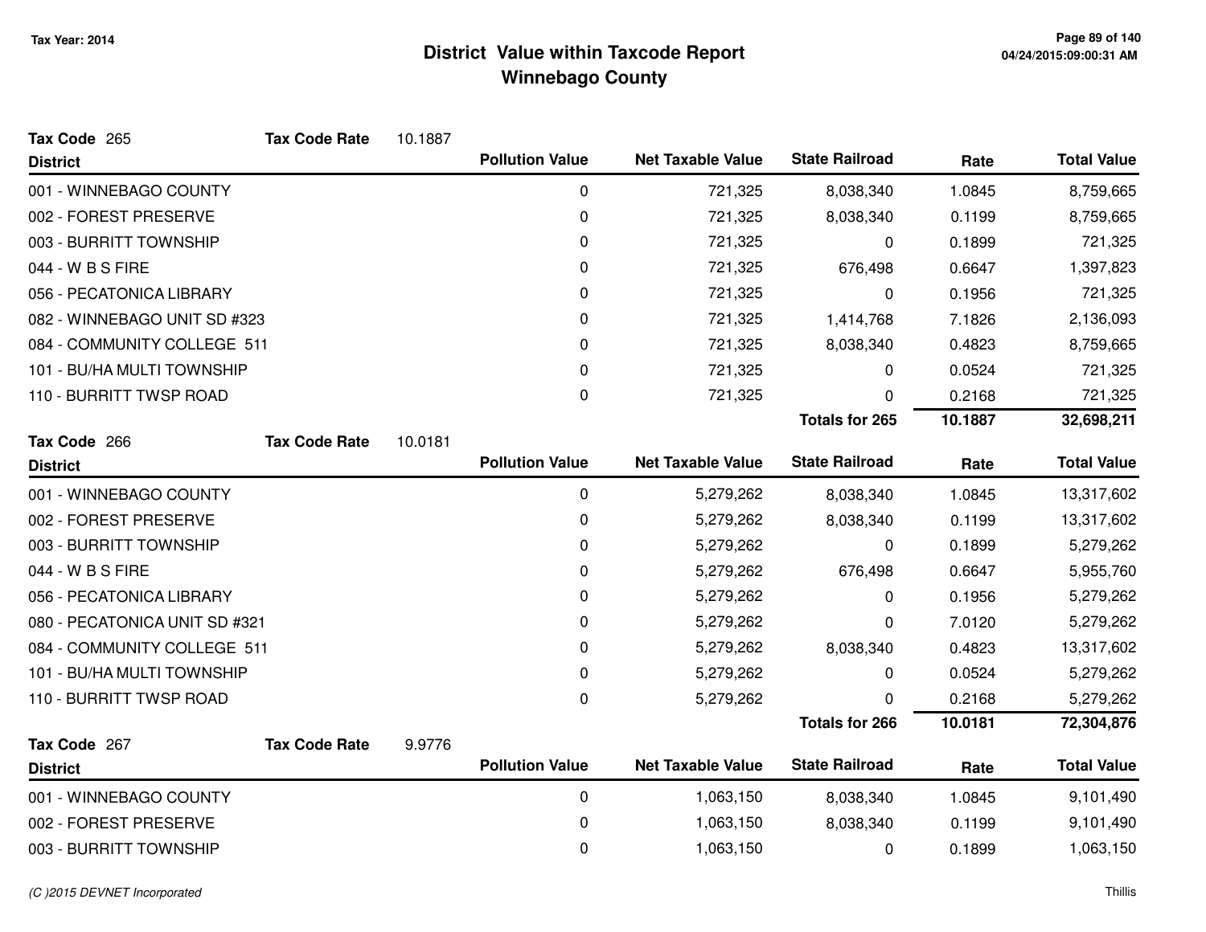# District Value within Taxcode Report
## Winnebago County

Tax Year: 2014

**Tax Code** 265 **Tax Code Rate** 10.1887

| District | Pollution Value | Net Taxable Value | State Railroad | Rate | Total Value |
|---|---|---|---|---|---|
| 001 - WINNEBAGO COUNTY | 0 | 721,325 | 8,038,340 | 1.0845 | 8,759,665 |
| 002 - FOREST PRESERVE | 0 | 721,325 | 8,038,340 | 0.1199 | 8,759,665 |
| 003 - BURRITT TOWNSHIP | 0 | 721,325 | 0 | 0.1899 | 721,325 |
| 044 - W B S FIRE | 0 | 721,325 | 676,498 | 0.6647 | 1,397,823 |
| 056 - PECATONICA LIBRARY | 0 | 721,325 | 0 | 0.1956 | 721,325 |
| 082 - WINNEBAGO UNIT SD #323 | 0 | 721,325 | 1,414,768 | 7.1826 | 2,136,093 |
| 084 - COMMUNITY COLLEGE 511 | 0 | 721,325 | 8,038,340 | 0.4823 | 8,759,665 |
| 101 - BU/HA MULTI TOWNSHIP | 0 | 721,325 | 0 | 0.0524 | 721,325 |
| 110 - BURRITT TWSP ROAD | 0 | 721,325 | 0 | 0.2168 | 721,325 |
| | | | **Totals for 265** | **10.1887** | **32,698,211** |

**Tax Code** 266 **Tax Code Rate** 10.0181

| District | Pollution Value | Net Taxable Value | State Railroad | Rate | Total Value |
|---|---|---|---|---|---|
| 001 - WINNEBAGO COUNTY | 0 | 5,279,262 | 8,038,340 | 1.0845 | 13,317,602 |
| 002 - FOREST PRESERVE | 0 | 5,279,262 | 8,038,340 | 0.1199 | 13,317,602 |
| 003 - BURRITT TOWNSHIP | 0 | 5,279,262 | 0 | 0.1899 | 5,279,262 |
| 044 - W B S FIRE | 0 | 5,279,262 | 676,498 | 0.6647 | 5,955,760 |
| 056 - PECATONICA LIBRARY | 0 | 5,279,262 | 0 | 0.1956 | 5,279,262 |
| 080 - PECATONICA UNIT SD #321 | 0 | 5,279,262 | 0 | 7.0120 | 5,279,262 |
| 084 - COMMUNITY COLLEGE 511 | 0 | 5,279,262 | 8,038,340 | 0.4823 | 13,317,602 |
| 101 - BU/HA MULTI TOWNSHIP | 0 | 5,279,262 | 0 | 0.0524 | 5,279,262 |
| 110 - BURRITT TWSP ROAD | 0 | 5,279,262 | 0 | 0.2168 | 5,279,262 |
| | | | **Totals for 266** | **10.0181** | **72,304,876** |

**Tax Code** 267 **Tax Code Rate** 9.9776

| District | Pollution Value | Net Taxable Value | State Railroad | Rate | Total Value |
|---|---|---|---|---|---|
| 001 - WINNEBAGO COUNTY | 0 | 1,063,150 | 8,038,340 | 1.0845 | 9,101,490 |
| 002 - FOREST PRESERVE | 0 | 1,063,150 | 8,038,340 | 0.1199 | 9,101,490 |
| 003 - BURRITT TOWNSHIP | 0 | 1,063,150 | 0 | 0.1899 | 1,063,150 |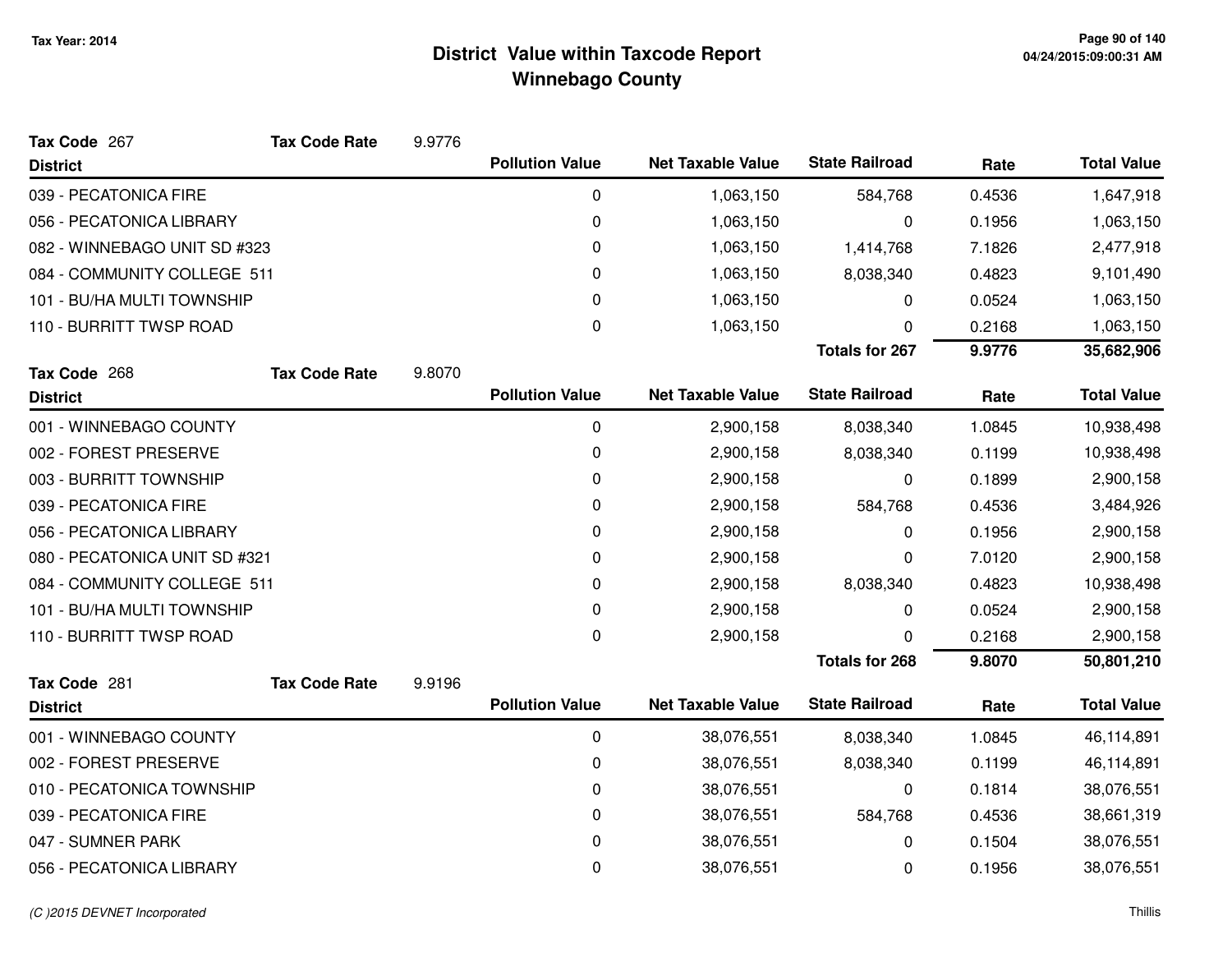# District Value within Taxcode Report
## Winnebago County

Tax Year: 2014

**Tax Code** 267 **Tax Code Rate** 9.9776

| District | Pollution Value | Net Taxable Value | State Railroad | Rate | Total Value |
|---|---|---|---|---|---|
| 039 - PECATONICA FIRE | 0 | 1,063,150 | 584,768 | 0.4536 | 1,647,918 |
| 056 - PECATONICA LIBRARY | 0 | 1,063,150 | 0 | 0.1956 | 1,063,150 |
| 082 - WINNEBAGO UNIT SD #323 | 0 | 1,063,150 | 1,414,768 | 7.1826 | 2,477,918 |
| 084 - COMMUNITY COLLEGE 511 | 0 | 1,063,150 | 8,038,340 | 0.4823 | 9,101,490 |
| 101 - BU/HA MULTI TOWNSHIP | 0 | 1,063,150 | 0 | 0.0524 | 1,063,150 |
| 110 - BURRITT TWSP ROAD | 0 | 1,063,150 | 0 | 0.2168 | 1,063,150 |
| | | | **Totals for 267** | **9.9776** | **35,682,906** |

**Tax Code** 268 **Tax Code Rate** 9.8070

| District | Pollution Value | Net Taxable Value | State Railroad | Rate | Total Value |
|---|---|---|---|---|---|
| 001 - WINNEBAGO COUNTY | 0 | 2,900,158 | 8,038,340 | 1.0845 | 10,938,498 |
| 002 - FOREST PRESERVE | 0 | 2,900,158 | 8,038,340 | 0.1199 | 10,938,498 |
| 003 - BURRITT TOWNSHIP | 0 | 2,900,158 | 0 | 0.1899 | 2,900,158 |
| 039 - PECATONICA FIRE | 0 | 2,900,158 | 584,768 | 0.4536 | 3,484,926 |
| 056 - PECATONICA LIBRARY | 0 | 2,900,158 | 0 | 0.1956 | 2,900,158 |
| 080 - PECATONICA UNIT SD #321 | 0 | 2,900,158 | 0 | 7.0120 | 2,900,158 |
| 084 - COMMUNITY COLLEGE 511 | 0 | 2,900,158 | 8,038,340 | 0.4823 | 10,938,498 |
| 101 - BU/HA MULTI TOWNSHIP | 0 | 2,900,158 | 0 | 0.0524 | 2,900,158 |
| 110 - BURRITT TWSP ROAD | 0 | 2,900,158 | 0 | 0.2168 | 2,900,158 |
| | | | **Totals for 268** | **9.8070** | **50,801,210** |

**Tax Code** 281 **Tax Code Rate** 9.9196

| District | Pollution Value | Net Taxable Value | State Railroad | Rate | Total Value |
|---|---|---|---|---|---|
| 001 - WINNEBAGO COUNTY | 0 | 38,076,551 | 8,038,340 | 1.0845 | 46,114,891 |
| 002 - FOREST PRESERVE | 0 | 38,076,551 | 8,038,340 | 0.1199 | 46,114,891 |
| 010 - PECATONICA TOWNSHIP | 0 | 38,076,551 | 0 | 0.1814 | 38,076,551 |
| 039 - PECATONICA FIRE | 0 | 38,076,551 | 584,768 | 0.4536 | 38,661,319 |
| 047 - SUMNER PARK | 0 | 38,076,551 | 0 | 0.1504 | 38,076,551 |
| 056 - PECATONICA LIBRARY | 0 | 38,076,551 | 0 | 0.1956 | 38,076,551 |

(C )2015 DEVNET Incorporated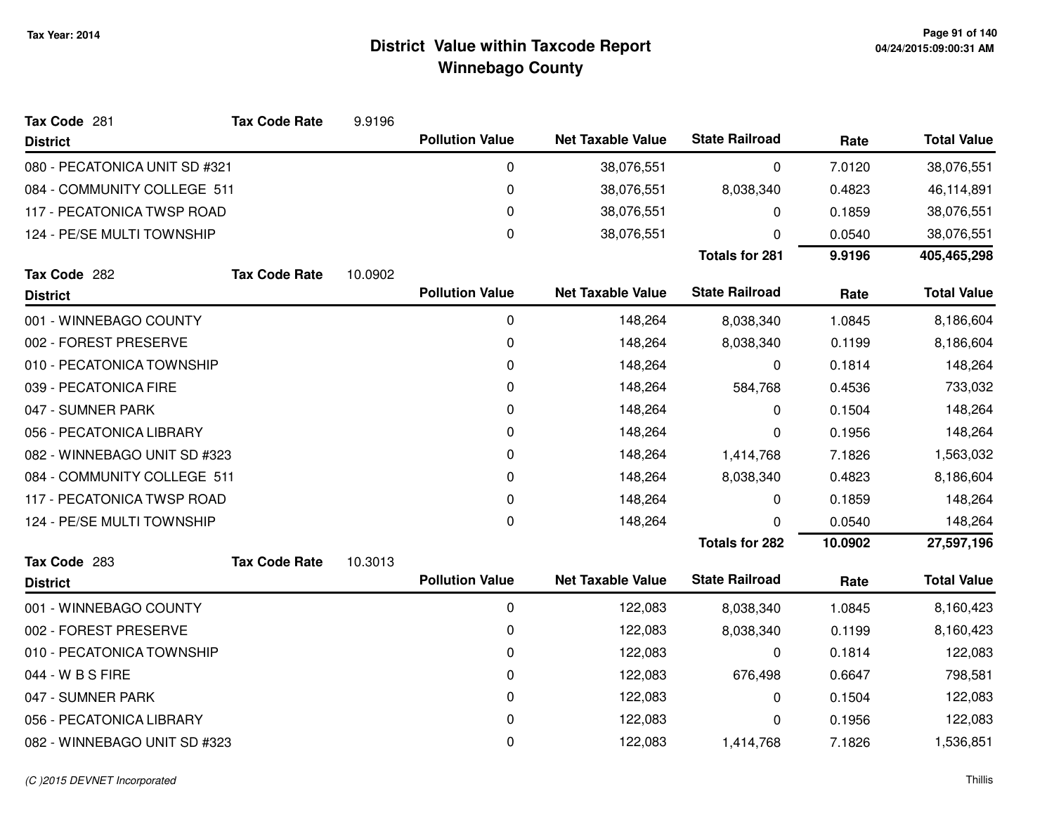# District Value within Taxcode Report
## Winnebago County

Tax Year: 2014

**Tax Code** 281 **Tax Code Rate** 9.9196

| District | Pollution Value | Net Taxable Value | State Railroad | Rate | Total Value |
|---|---|---|---|---|---|
| 080 - PECATONICA UNIT SD #321 | 0 | 38,076,551 | 0 | 7.0120 | 38,076,551 |
| 084 - COMMUNITY COLLEGE 511 | 0 | 38,076,551 | 8,038,340 | 0.4823 | 46,114,891 |
| 117 - PECATONICA TWSP ROAD | 0 | 38,076,551 | 0 | 0.1859 | 38,076,551 |
| 124 - PE/SE MULTI TOWNSHIP | 0 | 38,076,551 | 0 | 0.0540 | 38,076,551 |
| | | | **Totals for 281** | **9.9196** | **405,465,298** |

**Tax Code** 282 **Tax Code Rate** 10.0902

| District | Pollution Value | Net Taxable Value | State Railroad | Rate | Total Value |
|---|---|---|---|---|---|
| 001 - WINNEBAGO COUNTY | 0 | 148,264 | 8,038,340 | 1.0845 | 8,186,604 |
| 002 - FOREST PRESERVE | 0 | 148,264 | 8,038,340 | 0.1199 | 8,186,604 |
| 010 - PECATONICA TOWNSHIP | 0 | 148,264 | 0 | 0.1814 | 148,264 |
| 039 - PECATONICA FIRE | 0 | 148,264 | 584,768 | 0.4536 | 733,032 |
| 047 - SUMNER PARK | 0 | 148,264 | 0 | 0.1504 | 148,264 |
| 056 - PECATONICA LIBRARY | 0 | 148,264 | 0 | 0.1956 | 148,264 |
| 082 - WINNEBAGO UNIT SD #323 | 0 | 148,264 | 1,414,768 | 7.1826 | 1,563,032 |
| 084 - COMMUNITY COLLEGE 511 | 0 | 148,264 | 8,038,340 | 0.4823 | 8,186,604 |
| 117 - PECATONICA TWSP ROAD | 0 | 148,264 | 0 | 0.1859 | 148,264 |
| 124 - PE/SE MULTI TOWNSHIP | 0 | 148,264 | 0 | 0.0540 | 148,264 |
| | | | **Totals for 282** | **10.0902** | **27,597,196** |

**Tax Code** 283 **Tax Code Rate** 10.3013

| District | Pollution Value | Net Taxable Value | State Railroad | Rate | Total Value |
|---|---|---|---|---|---|
| 001 - WINNEBAGO COUNTY | 0 | 122,083 | 8,038,340 | 1.0845 | 8,160,423 |
| 002 - FOREST PRESERVE | 0 | 122,083 | 8,038,340 | 0.1199 | 8,160,423 |
| 010 - PECATONICA TOWNSHIP | 0 | 122,083 | 0 | 0.1814 | 122,083 |
| 044 - W B S FIRE | 0 | 122,083 | 676,498 | 0.6647 | 798,581 |
| 047 - SUMNER PARK | 0 | 122,083 | 0 | 0.1504 | 122,083 |
| 056 - PECATONICA LIBRARY | 0 | 122,083 | 0 | 0.1956 | 122,083 |
| 082 - WINNEBAGO UNIT SD #323 | 0 | 122,083 | 1,414,768 | 7.1826 | 1,536,851 |

(C )2015 DEVNET Incorporated

Thillis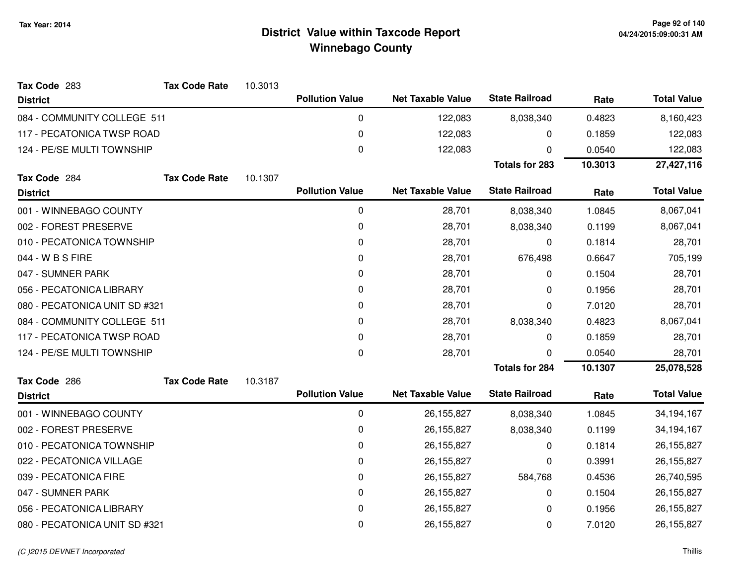# District Value within Taxcode Report
## Winnebago County

Tax Year: 2014

**Tax Code** 283 **Tax Code Rate** 10.3013

| District | Pollution Value | Net Taxable Value | State Railroad | Rate | Total Value |
|---|---|---|---|---|---|
| 084 - COMMUNITY COLLEGE 511 | 0 | 122,083 | 8,038,340 | 0.4823 | 8,160,423 |
| 117 - PECATONICA TWSP ROAD | 0 | 122,083 | 0 | 0.1859 | 122,083 |
| 124 - PE/SE MULTI TOWNSHIP | 0 | 122,083 | 0 | 0.0540 | 122,083 |
| | | | **Totals for 283** | **10.3013** | **27,427,116** |

**Tax Code** 284 **Tax Code Rate** 10.1307

| District | Pollution Value | Net Taxable Value | State Railroad | Rate | Total Value |
|---|---|---|---|---|---|
| 001 - WINNEBAGO COUNTY | 0 | 28,701 | 8,038,340 | 1.0845 | 8,067,041 |
| 002 - FOREST PRESERVE | 0 | 28,701 | 8,038,340 | 0.1199 | 8,067,041 |
| 010 - PECATONICA TOWNSHIP | 0 | 28,701 | 0 | 0.1814 | 28,701 |
| 044 - W B S FIRE | 0 | 28,701 | 676,498 | 0.6647 | 705,199 |
| 047 - SUMNER PARK | 0 | 28,701 | 0 | 0.1504 | 28,701 |
| 056 - PECATONICA LIBRARY | 0 | 28,701 | 0 | 0.1956 | 28,701 |
| 080 - PECATONICA UNIT SD #321 | 0 | 28,701 | 0 | 7.0120 | 28,701 |
| 084 - COMMUNITY COLLEGE 511 | 0 | 28,701 | 8,038,340 | 0.4823 | 8,067,041 |
| 117 - PECATONICA TWSP ROAD | 0 | 28,701 | 0 | 0.1859 | 28,701 |
| 124 - PE/SE MULTI TOWNSHIP | 0 | 28,701 | 0 | 0.0540 | 28,701 |
| | | | **Totals for 284** | **10.1307** | **25,078,528** |

**Tax Code** 286 **Tax Code Rate** 10.3187

| District | Pollution Value | Net Taxable Value | State Railroad | Rate | Total Value |
|---|---|---|---|---|---|
| 001 - WINNEBAGO COUNTY | 0 | 26,155,827 | 8,038,340 | 1.0845 | 34,194,167 |
| 002 - FOREST PRESERVE | 0 | 26,155,827 | 8,038,340 | 0.1199 | 34,194,167 |
| 010 - PECATONICA TOWNSHIP | 0 | 26,155,827 | 0 | 0.1814 | 26,155,827 |
| 022 - PECATONICA VILLAGE | 0 | 26,155,827 | 0 | 0.3991 | 26,155,827 |
| 039 - PECATONICA FIRE | 0 | 26,155,827 | 584,768 | 0.4536 | 26,740,595 |
| 047 - SUMNER PARK | 0 | 26,155,827 | 0 | 0.1504 | 26,155,827 |
| 056 - PECATONICA LIBRARY | 0 | 26,155,827 | 0 | 0.1956 | 26,155,827 |
| 080 - PECATONICA UNIT SD #321 | 0 | 26,155,827 | 0 | 7.0120 | 26,155,827 |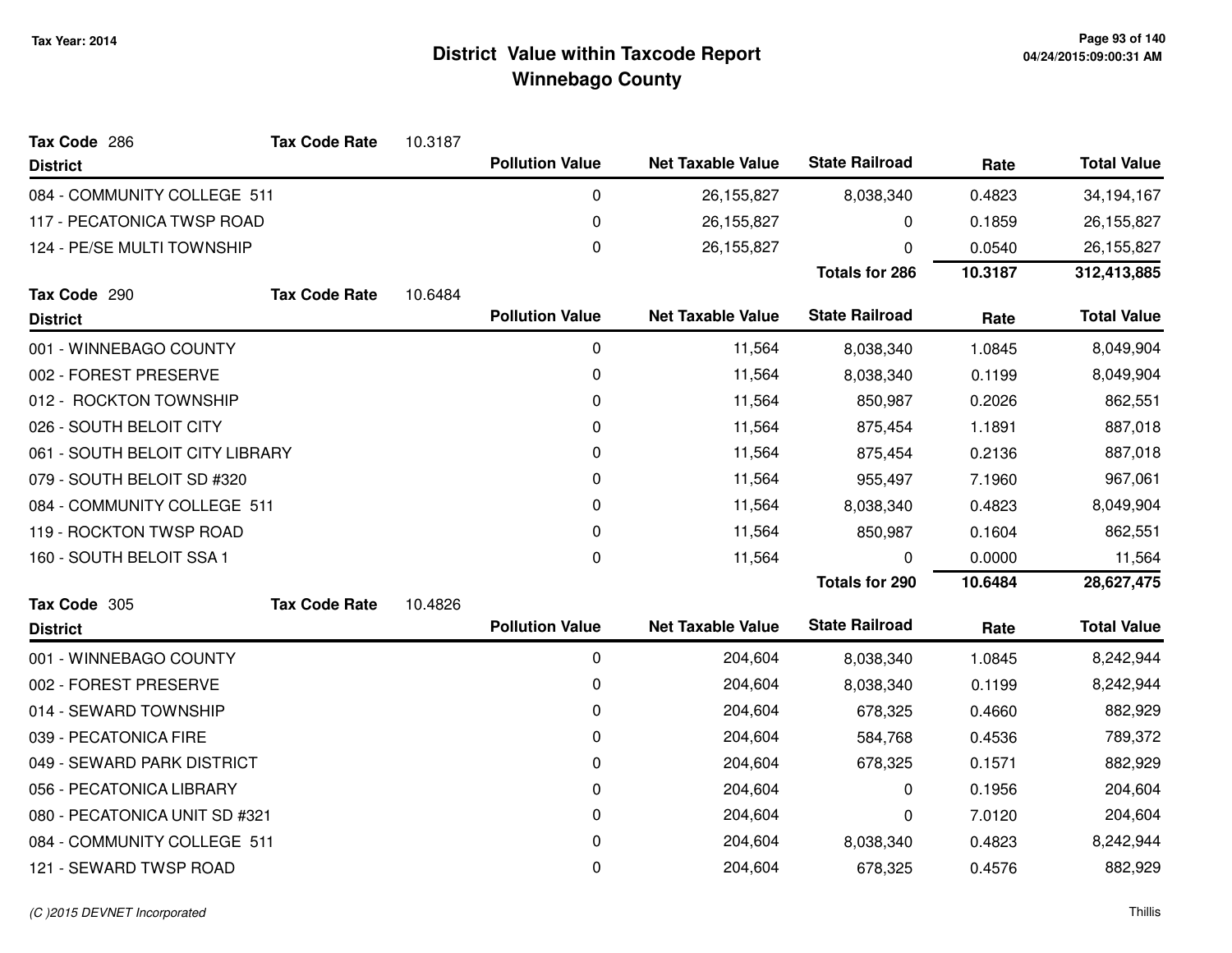# District Value within Taxcode Report
## Winnebago County

Tax Year: 2014

**Tax Code** 286 **Tax Code Rate** 10.3187

| District | Pollution Value | Net Taxable Value | State Railroad | Rate | Total Value |
|---|---|---|---|---|---|
| 084 - COMMUNITY COLLEGE 511 | 0 | 26,155,827 | 8,038,340 | 0.4823 | 34,194,167 |
| 117 - PECATONICA TWSP ROAD | 0 | 26,155,827 | 0 | 0.1859 | 26,155,827 |
| 124 - PE/SE MULTI TOWNSHIP | 0 | 26,155,827 | 0 | 0.0540 | 26,155,827 |
| | | | **Totals for 286** | **10.3187** | **312,413,885** |

**Tax Code** 290 **Tax Code Rate** 10.6484

| District | Pollution Value | Net Taxable Value | State Railroad | Rate | Total Value |
|---|---|---|---|---|---|
| 001 - WINNEBAGO COUNTY | 0 | 11,564 | 8,038,340 | 1.0845 | 8,049,904 |
| 002 - FOREST PRESERVE | 0 | 11,564 | 8,038,340 | 0.1199 | 8,049,904 |
| 012 - ROCKTON TOWNSHIP | 0 | 11,564 | 850,987 | 0.2026 | 862,551 |
| 026 - SOUTH BELOIT CITY | 0 | 11,564 | 875,454 | 1.1891 | 887,018 |
| 061 - SOUTH BELOIT CITY LIBRARY | 0 | 11,564 | 875,454 | 0.2136 | 887,018 |
| 079 - SOUTH BELOIT SD #320 | 0 | 11,564 | 955,497 | 7.1960 | 967,061 |
| 084 - COMMUNITY COLLEGE 511 | 0 | 11,564 | 8,038,340 | 0.4823 | 8,049,904 |
| 119 - ROCKTON TWSP ROAD | 0 | 11,564 | 850,987 | 0.1604 | 862,551 |
| 160 - SOUTH BELOIT SSA 1 | 0 | 11,564 | 0 | 0.0000 | 11,564 |
| | | | **Totals for 290** | **10.6484** | **28,627,475** |

**Tax Code** 305 **Tax Code Rate** 10.4826

| District | Pollution Value | Net Taxable Value | State Railroad | Rate | Total Value |
|---|---|---|---|---|---|
| 001 - WINNEBAGO COUNTY | 0 | 204,604 | 8,038,340 | 1.0845 | 8,242,944 |
| 002 - FOREST PRESERVE | 0 | 204,604 | 8,038,340 | 0.1199 | 8,242,944 |
| 014 - SEWARD TOWNSHIP | 0 | 204,604 | 678,325 | 0.4660 | 882,929 |
| 039 - PECATONICA FIRE | 0 | 204,604 | 584,768 | 0.4536 | 789,372 |
| 049 - SEWARD PARK DISTRICT | 0 | 204,604 | 678,325 | 0.1571 | 882,929 |
| 056 - PECATONICA LIBRARY | 0 | 204,604 | 0 | 0.1956 | 204,604 |
| 080 - PECATONICA UNIT SD #321 | 0 | 204,604 | 0 | 7.0120 | 204,604 |
| 084 - COMMUNITY COLLEGE 511 | 0 | 204,604 | 8,038,340 | 0.4823 | 8,242,944 |
| 121 - SEWARD TWSP ROAD | 0 | 204,604 | 678,325 | 0.4576 | 882,929 |

*(C )2015 DEVNET Incorporated*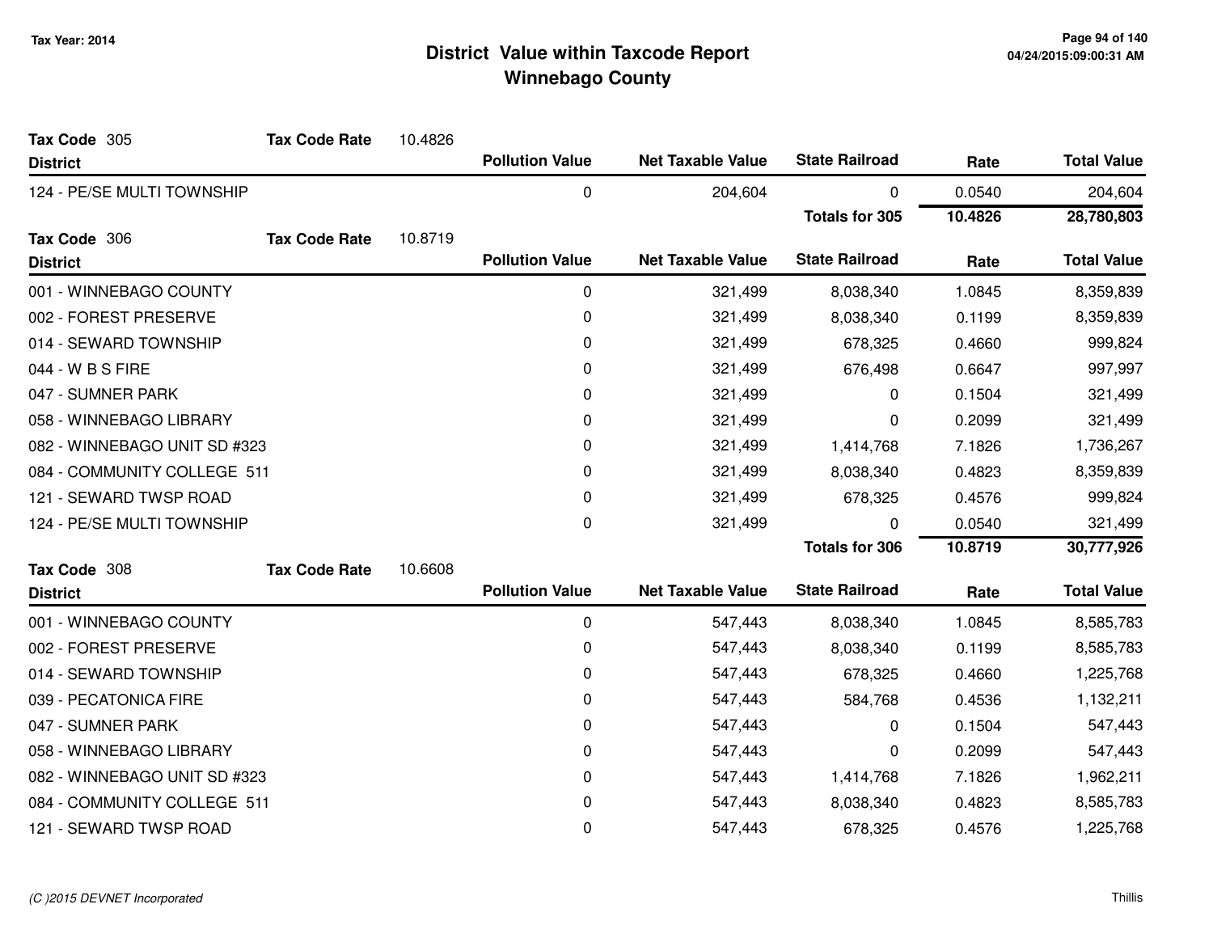Tax Year: 2014

# District Value within Taxcode Report
## Winnebago County

**Tax Code** 305 **Tax Code Rate** 10.4826

| District | Pollution Value | Net Taxable Value | State Railroad | Rate | Total Value |
|---|---|---|---|---|---|
| 124 - PE/SE MULTI TOWNSHIP | 0 | 204,604 | 0 | 0.0540 | 204,604 |
| | | | **Totals for 305** | **10.4826** | **28,780,803** |

**Tax Code** 306 **Tax Code Rate** 10.8719

| District | Pollution Value | Net Taxable Value | State Railroad | Rate | Total Value |
|---|---|---|---|---|---|
| 001 - WINNEBAGO COUNTY | 0 | 321,499 | 8,038,340 | 1.0845 | 8,359,839 |
| 002 - FOREST PRESERVE | 0 | 321,499 | 8,038,340 | 0.1199 | 8,359,839 |
| 014 - SEWARD TOWNSHIP | 0 | 321,499 | 678,325 | 0.4660 | 999,824 |
| 044 - W B S FIRE | 0 | 321,499 | 676,498 | 0.6647 | 997,997 |
| 047 - SUMNER PARK | 0 | 321,499 | 0 | 0.1504 | 321,499 |
| 058 - WINNEBAGO LIBRARY | 0 | 321,499 | 0 | 0.2099 | 321,499 |
| 082 - WINNEBAGO UNIT SD #323 | 0 | 321,499 | 1,414,768 | 7.1826 | 1,736,267 |
| 084 - COMMUNITY COLLEGE 511 | 0 | 321,499 | 8,038,340 | 0.4823 | 8,359,839 |
| 121 - SEWARD TWSP ROAD | 0 | 321,499 | 678,325 | 0.4576 | 999,824 |
| 124 - PE/SE MULTI TOWNSHIP | 0 | 321,499 | 0 | 0.0540 | 321,499 |
| | | | **Totals for 306** | **10.8719** | **30,777,926** |

**Tax Code** 308 **Tax Code Rate** 10.6608

| District | Pollution Value | Net Taxable Value | State Railroad | Rate | Total Value |
|---|---|---|---|---|---|
| 001 - WINNEBAGO COUNTY | 0 | 547,443 | 8,038,340 | 1.0845 | 8,585,783 |
| 002 - FOREST PRESERVE | 0 | 547,443 | 8,038,340 | 0.1199 | 8,585,783 |
| 014 - SEWARD TOWNSHIP | 0 | 547,443 | 678,325 | 0.4660 | 1,225,768 |
| 039 - PECATONICA FIRE | 0 | 547,443 | 584,768 | 0.4536 | 1,132,211 |
| 047 - SUMNER PARK | 0 | 547,443 | 0 | 0.1504 | 547,443 |
| 058 - WINNEBAGO LIBRARY | 0 | 547,443 | 0 | 0.2099 | 547,443 |
| 082 - WINNEBAGO UNIT SD #323 | 0 | 547,443 | 1,414,768 | 7.1826 | 1,962,211 |
| 084 - COMMUNITY COLLEGE 511 | 0 | 547,443 | 8,038,340 | 0.4823 | 8,585,783 |
| 121 - SEWARD TWSP ROAD | 0 | 547,443 | 678,325 | 0.4576 | 1,225,768 |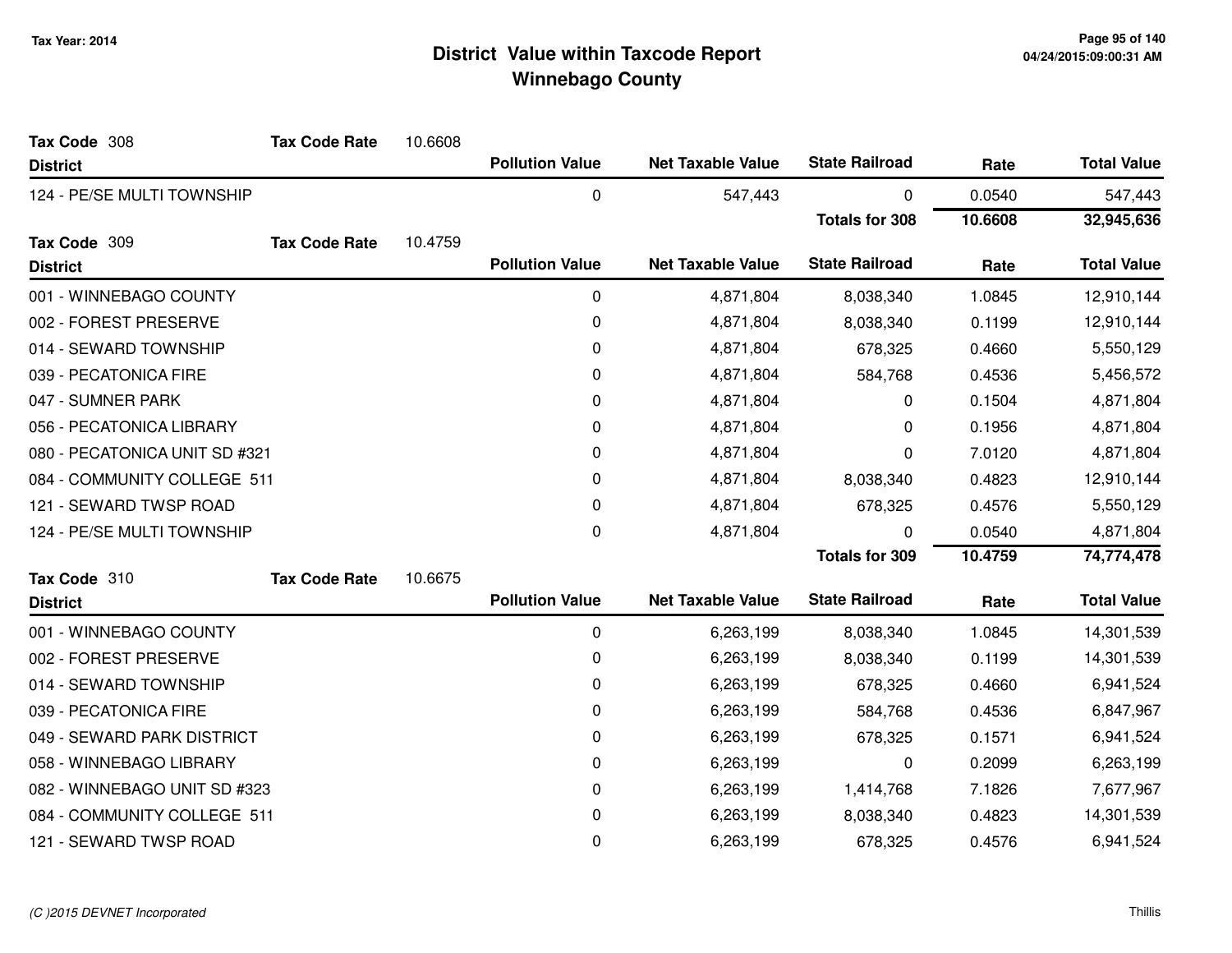# District Value within Taxcode Report
## Winnebago County

Tax Year: 2014

**Tax Code** 308 **Tax Code Rate** 10.6608

| District | Pollution Value | Net Taxable Value | State Railroad | Rate | Total Value |
|---|---|---|---|---|---|
| 124 - PE/SE MULTI TOWNSHIP | 0 | 547,443 | 0 | 0.0540 | 547,443 |
| | | | **Totals for 308** | **10.6608** | **32,945,636** |

**Tax Code** 309 **Tax Code Rate** 10.4759

| District | Pollution Value | Net Taxable Value | State Railroad | Rate | Total Value |
|---|---|---|---|---|---|
| 001 - WINNEBAGO COUNTY | 0 | 4,871,804 | 8,038,340 | 1.0845 | 12,910,144 |
| 002 - FOREST PRESERVE | 0 | 4,871,804 | 8,038,340 | 0.1199 | 12,910,144 |
| 014 - SEWARD TOWNSHIP | 0 | 4,871,804 | 678,325 | 0.4660 | 5,550,129 |
| 039 - PECATONICA FIRE | 0 | 4,871,804 | 584,768 | 0.4536 | 5,456,572 |
| 047 - SUMNER PARK | 0 | 4,871,804 | 0 | 0.1504 | 4,871,804 |
| 056 - PECATONICA LIBRARY | 0 | 4,871,804 | 0 | 0.1956 | 4,871,804 |
| 080 - PECATONICA UNIT SD #321 | 0 | 4,871,804 | 0 | 7.0120 | 4,871,804 |
| 084 - COMMUNITY COLLEGE 511 | 0 | 4,871,804 | 8,038,340 | 0.4823 | 12,910,144 |
| 121 - SEWARD TWSP ROAD | 0 | 4,871,804 | 678,325 | 0.4576 | 5,550,129 |
| 124 - PE/SE MULTI TOWNSHIP | 0 | 4,871,804 | 0 | 0.0540 | 4,871,804 |
| | | | **Totals for 309** | **10.4759** | **74,774,478** |

**Tax Code** 310 **Tax Code Rate** 10.6675

| District | Pollution Value | Net Taxable Value | State Railroad | Rate | Total Value |
|---|---|---|---|---|---|
| 001 - WINNEBAGO COUNTY | 0 | 6,263,199 | 8,038,340 | 1.0845 | 14,301,539 |
| 002 - FOREST PRESERVE | 0 | 6,263,199 | 8,038,340 | 0.1199 | 14,301,539 |
| 014 - SEWARD TOWNSHIP | 0 | 6,263,199 | 678,325 | 0.4660 | 6,941,524 |
| 039 - PECATONICA FIRE | 0 | 6,263,199 | 584,768 | 0.4536 | 6,847,967 |
| 049 - SEWARD PARK DISTRICT | 0 | 6,263,199 | 678,325 | 0.1571 | 6,941,524 |
| 058 - WINNEBAGO LIBRARY | 0 | 6,263,199 | 0 | 0.2099 | 6,263,199 |
| 082 - WINNEBAGO UNIT SD #323 | 0 | 6,263,199 | 1,414,768 | 7.1826 | 7,677,967 |
| 084 - COMMUNITY COLLEGE 511 | 0 | 6,263,199 | 8,038,340 | 0.4823 | 14,301,539 |
| 121 - SEWARD TWSP ROAD | 0 | 6,263,199 | 678,325 | 0.4576 | 6,941,524 |

*(C )2015 DEVNET Incorporated* Thillis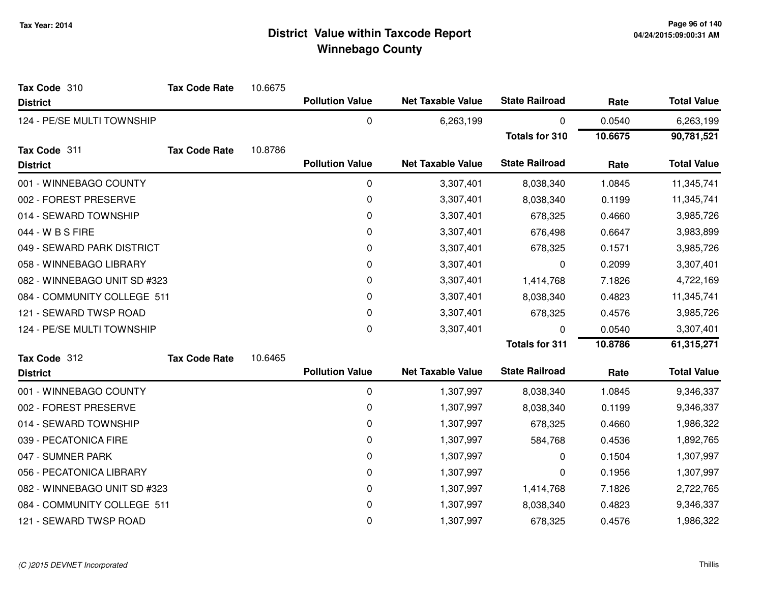# District Value within Taxcode Report
## Winnebago County

Tax Year: 2014

**Tax Code** 310 **Tax Code Rate** 10.6675

| District | Pollution Value | Net Taxable Value | State Railroad | Rate | Total Value |
|---|---|---|---|---|---|
| 124 - PE/SE MULTI TOWNSHIP | 0 | 6,263,199 | 0 | 0.0540 | 6,263,199 |
| | | | **Totals for 310** | **10.6675** | **90,781,521** |

**Tax Code** 311 **Tax Code Rate** 10.8786

| District | Pollution Value | Net Taxable Value | State Railroad | Rate | Total Value |
|---|---|---|---|---|---|
| 001 - WINNEBAGO COUNTY | 0 | 3,307,401 | 8,038,340 | 1.0845 | 11,345,741 |
| 002 - FOREST PRESERVE | 0 | 3,307,401 | 8,038,340 | 0.1199 | 11,345,741 |
| 014 - SEWARD TOWNSHIP | 0 | 3,307,401 | 678,325 | 0.4660 | 3,985,726 |
| 044 - W B S FIRE | 0 | 3,307,401 | 676,498 | 0.6647 | 3,983,899 |
| 049 - SEWARD PARK DISTRICT | 0 | 3,307,401 | 678,325 | 0.1571 | 3,985,726 |
| 058 - WINNEBAGO LIBRARY | 0 | 3,307,401 | 0 | 0.2099 | 3,307,401 |
| 082 - WINNEBAGO UNIT SD #323 | 0 | 3,307,401 | 1,414,768 | 7.1826 | 4,722,169 |
| 084 - COMMUNITY COLLEGE 511 | 0 | 3,307,401 | 8,038,340 | 0.4823 | 11,345,741 |
| 121 - SEWARD TWSP ROAD | 0 | 3,307,401 | 678,325 | 0.4576 | 3,985,726 |
| 124 - PE/SE MULTI TOWNSHIP | 0 | 3,307,401 | 0 | 0.0540 | 3,307,401 |
| | | | **Totals for 311** | **10.8786** | **61,315,271** |

**Tax Code** 312 **Tax Code Rate** 10.6465

| District | Pollution Value | Net Taxable Value | State Railroad | Rate | Total Value |
|---|---|---|---|---|---|
| 001 - WINNEBAGO COUNTY | 0 | 1,307,997 | 8,038,340 | 1.0845 | 9,346,337 |
| 002 - FOREST PRESERVE | 0 | 1,307,997 | 8,038,340 | 0.1199 | 9,346,337 |
| 014 - SEWARD TOWNSHIP | 0 | 1,307,997 | 678,325 | 0.4660 | 1,986,322 |
| 039 - PECATONICA FIRE | 0 | 1,307,997 | 584,768 | 0.4536 | 1,892,765 |
| 047 - SUMNER PARK | 0 | 1,307,997 | 0 | 0.1504 | 1,307,997 |
| 056 - PECATONICA LIBRARY | 0 | 1,307,997 | 0 | 0.1956 | 1,307,997 |
| 082 - WINNEBAGO UNIT SD #323 | 0 | 1,307,997 | 1,414,768 | 7.1826 | 2,722,765 |
| 084 - COMMUNITY COLLEGE 511 | 0 | 1,307,997 | 8,038,340 | 0.4823 | 9,346,337 |
| 121 - SEWARD TWSP ROAD | 0 | 1,307,997 | 678,325 | 0.4576 | 1,986,322 |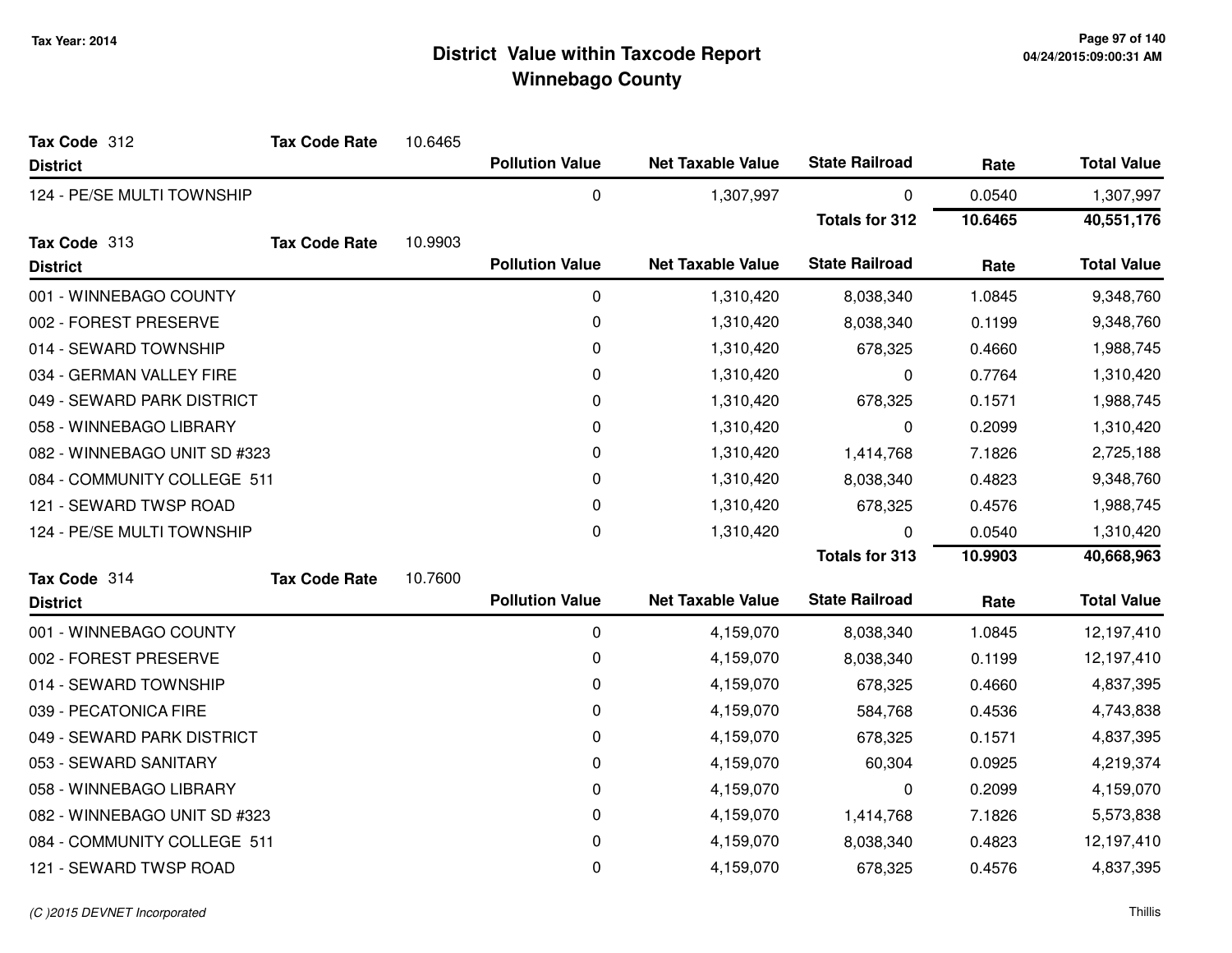# District Value within Taxcode Report
## Winnebago County

Tax Year: 2014

**Tax Code** 312 **Tax Code Rate** 10.6465

| District | Pollution Value | Net Taxable Value | State Railroad | Rate | Total Value |
|---|---|---|---|---|---|
| 124 - PE/SE MULTI TOWNSHIP | 0 | 1,307,997 | 0 | 0.0540 | 1,307,997 |
| | | | **Totals for 312** | **10.6465** | **40,551,176** |

**Tax Code** 313 **Tax Code Rate** 10.9903

| District | Pollution Value | Net Taxable Value | State Railroad | Rate | Total Value |
|---|---|---|---|---|---|
| 001 - WINNEBAGO COUNTY | 0 | 1,310,420 | 8,038,340 | 1.0845 | 9,348,760 |
| 002 - FOREST PRESERVE | 0 | 1,310,420 | 8,038,340 | 0.1199 | 9,348,760 |
| 014 - SEWARD TOWNSHIP | 0 | 1,310,420 | 678,325 | 0.4660 | 1,988,745 |
| 034 - GERMAN VALLEY FIRE | 0 | 1,310,420 | 0 | 0.7764 | 1,310,420 |
| 049 - SEWARD PARK DISTRICT | 0 | 1,310,420 | 678,325 | 0.1571 | 1,988,745 |
| 058 - WINNEBAGO LIBRARY | 0 | 1,310,420 | 0 | 0.2099 | 1,310,420 |
| 082 - WINNEBAGO UNIT SD #323 | 0 | 1,310,420 | 1,414,768 | 7.1826 | 2,725,188 |
| 084 - COMMUNITY COLLEGE 511 | 0 | 1,310,420 | 8,038,340 | 0.4823 | 9,348,760 |
| 121 - SEWARD TWSP ROAD | 0 | 1,310,420 | 678,325 | 0.4576 | 1,988,745 |
| 124 - PE/SE MULTI TOWNSHIP | 0 | 1,310,420 | 0 | 0.0540 | 1,310,420 |
| | | | **Totals for 313** | **10.9903** | **40,668,963** |

**Tax Code** 314 **Tax Code Rate** 10.7600

| District | Pollution Value | Net Taxable Value | State Railroad | Rate | Total Value |
|---|---|---|---|---|---|
| 001 - WINNEBAGO COUNTY | 0 | 4,159,070 | 8,038,340 | 1.0845 | 12,197,410 |
| 002 - FOREST PRESERVE | 0 | 4,159,070 | 8,038,340 | 0.1199 | 12,197,410 |
| 014 - SEWARD TOWNSHIP | 0 | 4,159,070 | 678,325 | 0.4660 | 4,837,395 |
| 039 - PECATONICA FIRE | 0 | 4,159,070 | 584,768 | 0.4536 | 4,743,838 |
| 049 - SEWARD PARK DISTRICT | 0 | 4,159,070 | 678,325 | 0.1571 | 4,837,395 |
| 053 - SEWARD SANITARY | 0 | 4,159,070 | 60,304 | 0.0925 | 4,219,374 |
| 058 - WINNEBAGO LIBRARY | 0 | 4,159,070 | 0 | 0.2099 | 4,159,070 |
| 082 - WINNEBAGO UNIT SD #323 | 0 | 4,159,070 | 1,414,768 | 7.1826 | 5,573,838 |
| 084 - COMMUNITY COLLEGE 511 | 0 | 4,159,070 | 8,038,340 | 0.4823 | 12,197,410 |
| 121 - SEWARD TWSP ROAD | 0 | 4,159,070 | 678,325 | 0.4576 | 4,837,395 |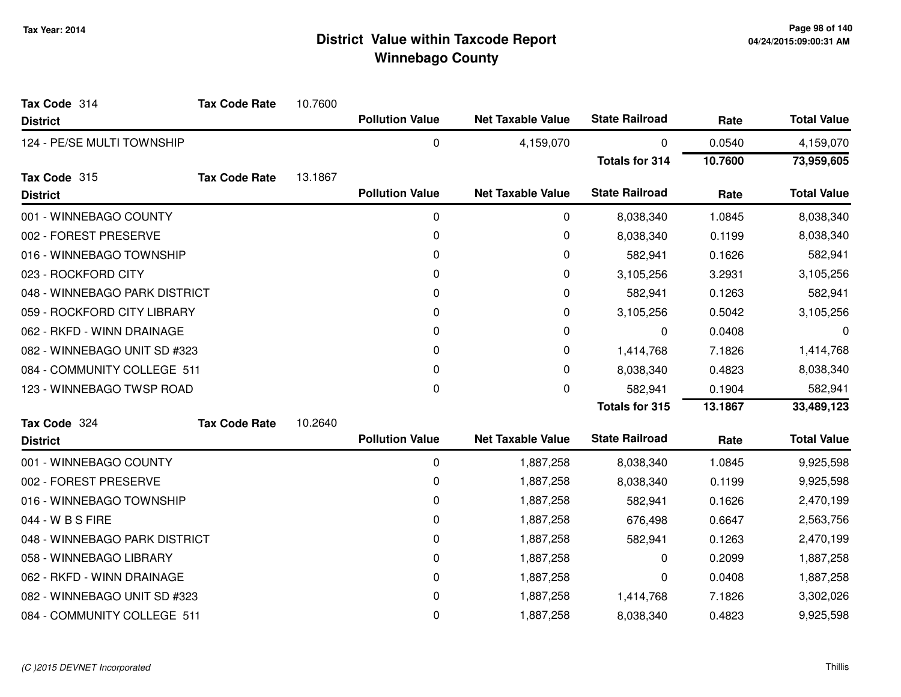Tax Year: 2014

# District Value within Taxcode Report
## Winnebago County

**Tax Code** 314 **Tax Code Rate** 10.7600

| District | Pollution Value | Net Taxable Value | State Railroad | Rate | Total Value |
|---|---|---|---|---|---|
| 124 - PE/SE MULTI TOWNSHIP | 0 | 4,159,070 | 0 | 0.0540 | 4,159,070 |
| | | | **Totals for 314** | **10.7600** | **73,959,605** |

**Tax Code** 315 **Tax Code Rate** 13.1867

| District | Pollution Value | Net Taxable Value | State Railroad | Rate | Total Value |
|---|---|---|---|---|---|
| 001 - WINNEBAGO COUNTY | 0 | 0 | 8,038,340 | 1.0845 | 8,038,340 |
| 002 - FOREST PRESERVE | 0 | 0 | 8,038,340 | 0.1199 | 8,038,340 |
| 016 - WINNEBAGO TOWNSHIP | 0 | 0 | 582,941 | 0.1626 | 582,941 |
| 023 - ROCKFORD CITY | 0 | 0 | 3,105,256 | 3.2931 | 3,105,256 |
| 048 - WINNEBAGO PARK DISTRICT | 0 | 0 | 582,941 | 0.1263 | 582,941 |
| 059 - ROCKFORD CITY LIBRARY | 0 | 0 | 3,105,256 | 0.5042 | 3,105,256 |
| 062 - RKFD - WINN DRAINAGE | 0 | 0 | 0 | 0.0408 | 0 |
| 082 - WINNEBAGO UNIT SD #323 | 0 | 0 | 1,414,768 | 7.1826 | 1,414,768 |
| 084 - COMMUNITY COLLEGE 511 | 0 | 0 | 8,038,340 | 0.4823 | 8,038,340 |
| 123 - WINNEBAGO TWSP ROAD | 0 | 0 | 582,941 | 0.1904 | 582,941 |
| | | | **Totals for 315** | **13.1867** | **33,489,123** |

**Tax Code** 324 **Tax Code Rate** 10.2640

| District | Pollution Value | Net Taxable Value | State Railroad | Rate | Total Value |
|---|---|---|---|---|---|
| 001 - WINNEBAGO COUNTY | 0 | 1,887,258 | 8,038,340 | 1.0845 | 9,925,598 |
| 002 - FOREST PRESERVE | 0 | 1,887,258 | 8,038,340 | 0.1199 | 9,925,598 |
| 016 - WINNEBAGO TOWNSHIP | 0 | 1,887,258 | 582,941 | 0.1626 | 2,470,199 |
| 044 - W B S FIRE | 0 | 1,887,258 | 676,498 | 0.6647 | 2,563,756 |
| 048 - WINNEBAGO PARK DISTRICT | 0 | 1,887,258 | 582,941 | 0.1263 | 2,470,199 |
| 058 - WINNEBAGO LIBRARY | 0 | 1,887,258 | 0 | 0.2099 | 1,887,258 |
| 062 - RKFD - WINN DRAINAGE | 0 | 1,887,258 | 0 | 0.0408 | 1,887,258 |
| 082 - WINNEBAGO UNIT SD #323 | 0 | 1,887,258 | 1,414,768 | 7.1826 | 3,302,026 |
| 084 - COMMUNITY COLLEGE 511 | 0 | 1,887,258 | 8,038,340 | 0.4823 | 9,925,598 |

*(C )2015 DEVNET Incorporated*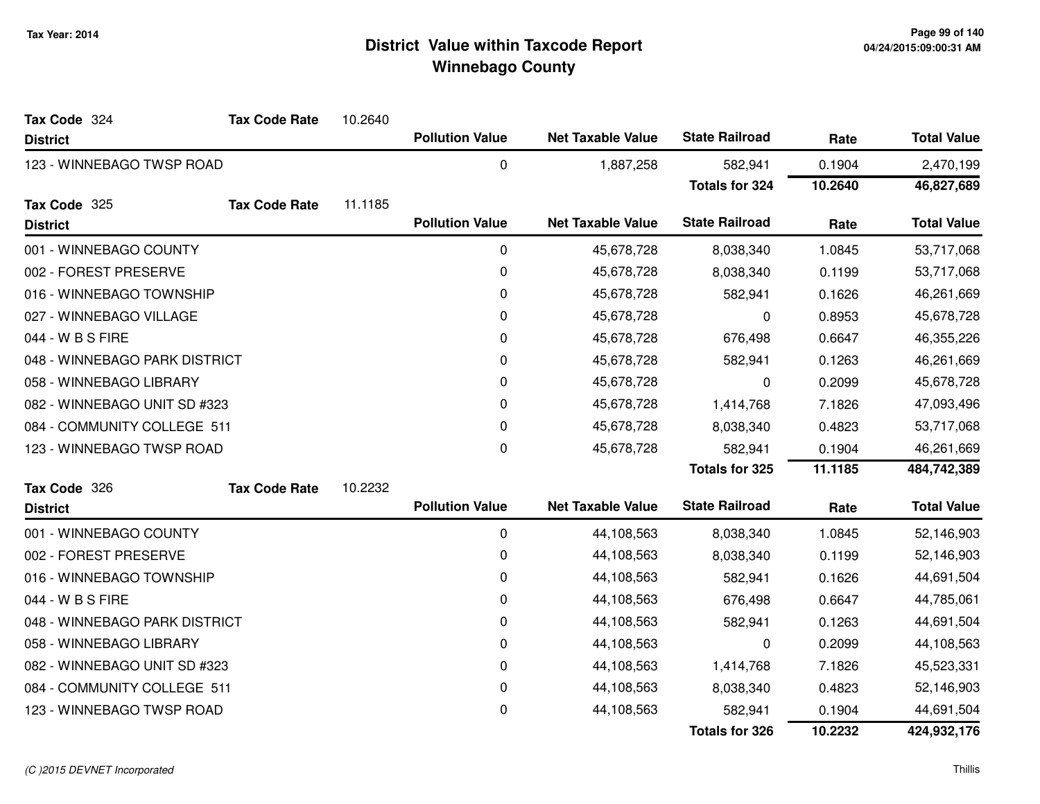# District Value within Taxcode Report
## Winnebago County

Tax Year: 2014

**Tax Code** 324 **Tax Code Rate** 10.2640

| District | Pollution Value | Net Taxable Value | State Railroad | Rate | Total Value |
|---|---|---|---|---|---|
| 123 - WINNEBAGO TWSP ROAD | 0 | 1,887,258 | 582,941 | 0.1904 | 2,470,199 |
| | | | **Totals for 324** | **10.2640** | **46,827,689** |

**Tax Code** 325 **Tax Code Rate** 11.1185

| District | Pollution Value | Net Taxable Value | State Railroad | Rate | Total Value |
|---|---|---|---|---|---|
| 001 - WINNEBAGO COUNTY | 0 | 45,678,728 | 8,038,340 | 1.0845 | 53,717,068 |
| 002 - FOREST PRESERVE | 0 | 45,678,728 | 8,038,340 | 0.1199 | 53,717,068 |
| 016 - WINNEBAGO TOWNSHIP | 0 | 45,678,728 | 582,941 | 0.1626 | 46,261,669 |
| 027 - WINNEBAGO VILLAGE | 0 | 45,678,728 | 0 | 0.8953 | 45,678,728 |
| 044 - W B S FIRE | 0 | 45,678,728 | 676,498 | 0.6647 | 46,355,226 |
| 048 - WINNEBAGO PARK DISTRICT | 0 | 45,678,728 | 582,941 | 0.1263 | 46,261,669 |
| 058 - WINNEBAGO LIBRARY | 0 | 45,678,728 | 0 | 0.2099 | 45,678,728 |
| 082 - WINNEBAGO UNIT SD #323 | 0 | 45,678,728 | 1,414,768 | 7.1826 | 47,093,496 |
| 084 - COMMUNITY COLLEGE 511 | 0 | 45,678,728 | 8,038,340 | 0.4823 | 53,717,068 |
| 123 - WINNEBAGO TWSP ROAD | 0 | 45,678,728 | 582,941 | 0.1904 | 46,261,669 |
| | | | **Totals for 325** | **11.1185** | **484,742,389** |

**Tax Code** 326 **Tax Code Rate** 10.2232

| District | Pollution Value | Net Taxable Value | State Railroad | Rate | Total Value |
|---|---|---|---|---|---|
| 001 - WINNEBAGO COUNTY | 0 | 44,108,563 | 8,038,340 | 1.0845 | 52,146,903 |
| 002 - FOREST PRESERVE | 0 | 44,108,563 | 8,038,340 | 0.1199 | 52,146,903 |
| 016 - WINNEBAGO TOWNSHIP | 0 | 44,108,563 | 582,941 | 0.1626 | 44,691,504 |
| 044 - W B S FIRE | 0 | 44,108,563 | 676,498 | 0.6647 | 44,785,061 |
| 048 - WINNEBAGO PARK DISTRICT | 0 | 44,108,563 | 582,941 | 0.1263 | 44,691,504 |
| 058 - WINNEBAGO LIBRARY | 0 | 44,108,563 | 0 | 0.2099 | 44,108,563 |
| 082 - WINNEBAGO UNIT SD #323 | 0 | 44,108,563 | 1,414,768 | 7.1826 | 45,523,331 |
| 084 - COMMUNITY COLLEGE 511 | 0 | 44,108,563 | 8,038,340 | 0.4823 | 52,146,903 |
| 123 - WINNEBAGO TWSP ROAD | 0 | 44,108,563 | 582,941 | 0.1904 | 44,691,504 |
| | | | **Totals for 326** | **10.2232** | **424,932,176** |

*(C )2015 DEVNET Incorporated*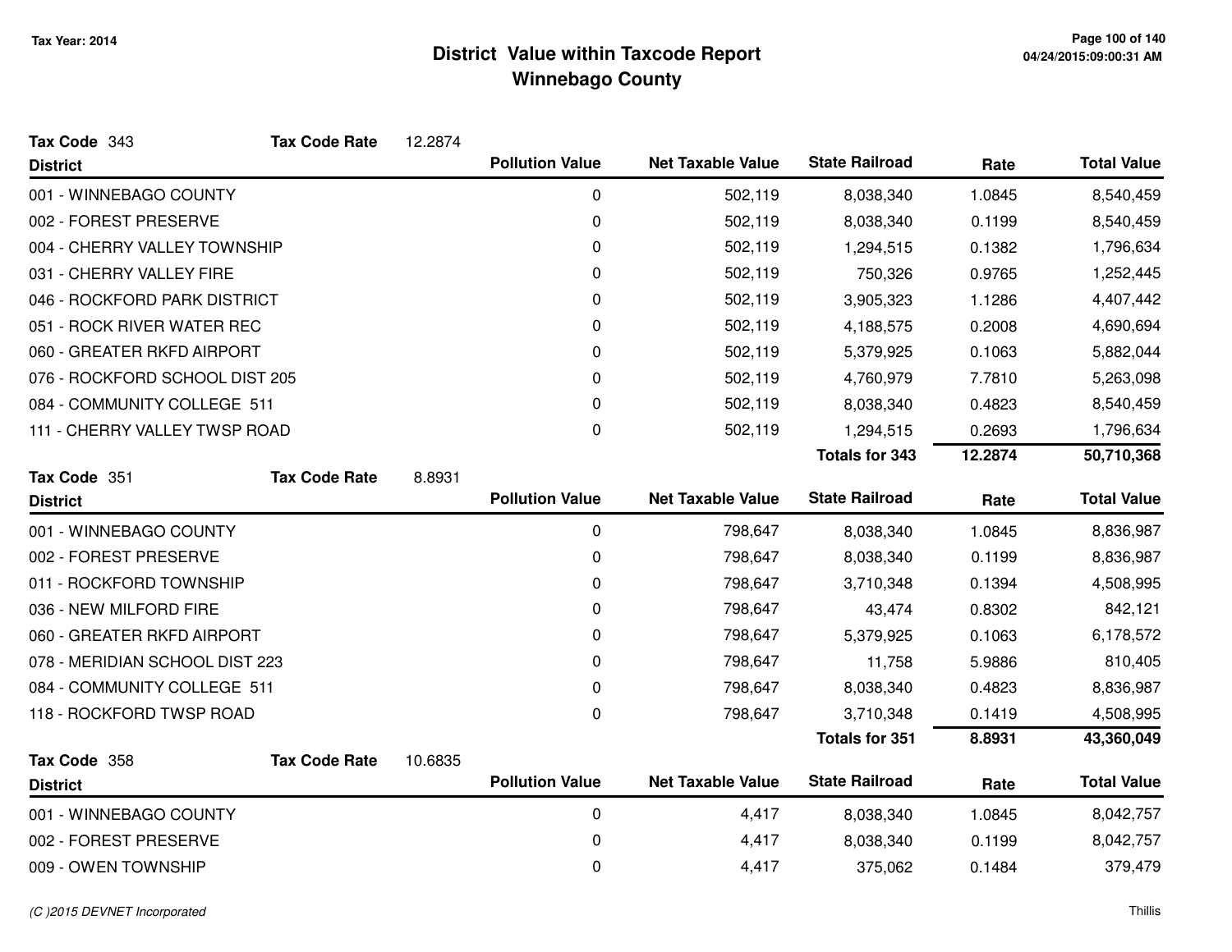# District Value within Taxcode Report
## Winnebago County

Tax Year: 2014

**Tax Code** 343 **Tax Code Rate** 12.2874

| District | Pollution Value | Net Taxable Value | State Railroad | Rate | Total Value |
|---|---|---|---|---|---|
| 001 - WINNEBAGO COUNTY | 0 | 502,119 | 8,038,340 | 1.0845 | 8,540,459 |
| 002 - FOREST PRESERVE | 0 | 502,119 | 8,038,340 | 0.1199 | 8,540,459 |
| 004 - CHERRY VALLEY TOWNSHIP | 0 | 502,119 | 1,294,515 | 0.1382 | 1,796,634 |
| 031 - CHERRY VALLEY FIRE | 0 | 502,119 | 750,326 | 0.9765 | 1,252,445 |
| 046 - ROCKFORD PARK DISTRICT | 0 | 502,119 | 3,905,323 | 1.1286 | 4,407,442 |
| 051 - ROCK RIVER WATER REC | 0 | 502,119 | 4,188,575 | 0.2008 | 4,690,694 |
| 060 - GREATER RKFD AIRPORT | 0 | 502,119 | 5,379,925 | 0.1063 | 5,882,044 |
| 076 - ROCKFORD SCHOOL DIST 205 | 0 | 502,119 | 4,760,979 | 7.7810 | 5,263,098 |
| 084 - COMMUNITY COLLEGE 511 | 0 | 502,119 | 8,038,340 | 0.4823 | 8,540,459 |
| 111 - CHERRY VALLEY TWSP ROAD | 0 | 502,119 | 1,294,515 | 0.2693 | 1,796,634 |
| | | | **Totals for 343** | **12.2874** | **50,710,368** |

**Tax Code** 351 **Tax Code Rate** 8.8931

| District | Pollution Value | Net Taxable Value | State Railroad | Rate | Total Value |
|---|---|---|---|---|---|
| 001 - WINNEBAGO COUNTY | 0 | 798,647 | 8,038,340 | 1.0845 | 8,836,987 |
| 002 - FOREST PRESERVE | 0 | 798,647 | 8,038,340 | 0.1199 | 8,836,987 |
| 011 - ROCKFORD TOWNSHIP | 0 | 798,647 | 3,710,348 | 0.1394 | 4,508,995 |
| 036 - NEW MILFORD FIRE | 0 | 798,647 | 43,474 | 0.8302 | 842,121 |
| 060 - GREATER RKFD AIRPORT | 0 | 798,647 | 5,379,925 | 0.1063 | 6,178,572 |
| 078 - MERIDIAN SCHOOL DIST 223 | 0 | 798,647 | 11,758 | 5.9886 | 810,405 |
| 084 - COMMUNITY COLLEGE 511 | 0 | 798,647 | 8,038,340 | 0.4823 | 8,836,987 |
| 118 - ROCKFORD TWSP ROAD | 0 | 798,647 | 3,710,348 | 0.1419 | 4,508,995 |
| | | | **Totals for 351** | **8.8931** | **43,360,049** |

**Tax Code** 358 **Tax Code Rate** 10.6835

| District | Pollution Value | Net Taxable Value | State Railroad | Rate | Total Value |
|---|---|---|---|---|---|
| 001 - WINNEBAGO COUNTY | 0 | 4,417 | 8,038,340 | 1.0845 | 8,042,757 |
| 002 - FOREST PRESERVE | 0 | 4,417 | 8,038,340 | 0.1199 | 8,042,757 |
| 009 - OWEN TOWNSHIP | 0 | 4,417 | 375,062 | 0.1484 | 379,479 |

*(C )2015 DEVNET Incorporated* Thillis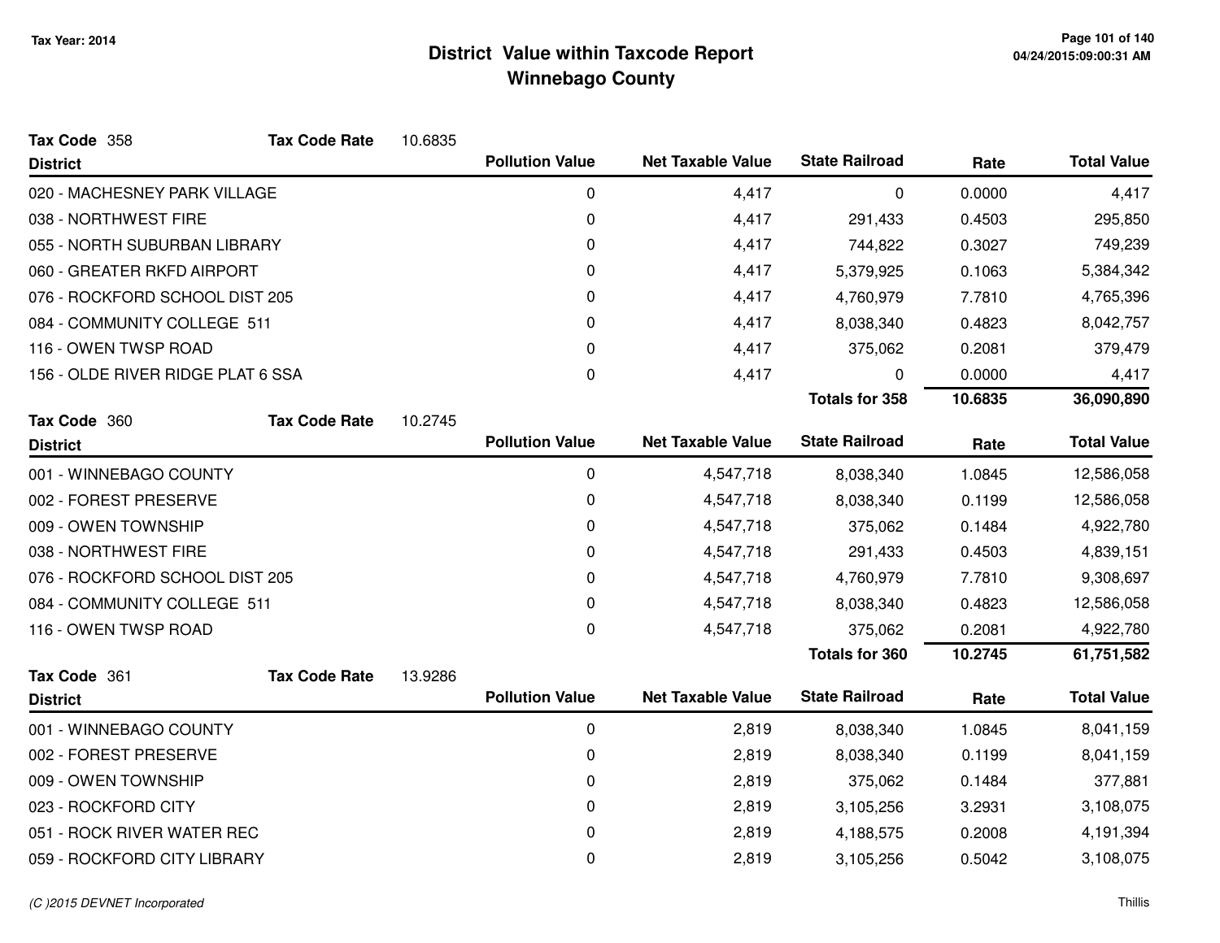# District Value within Taxcode Report
## Winnebago County

Tax Year: 2014

**Tax Code 358** — **Tax Code Rate** 10.6835

| District | Pollution Value | Net Taxable Value | State Railroad | Rate | Total Value |
|---|---|---|---|---|---|
| 020 - MACHESNEY PARK VILLAGE | 0 | 4,417 | 0 | 0.0000 | 4,417 |
| 038 - NORTHWEST FIRE | 0 | 4,417 | 291,433 | 0.4503 | 295,850 |
| 055 - NORTH SUBURBAN LIBRARY | 0 | 4,417 | 744,822 | 0.3027 | 749,239 |
| 060 - GREATER RKFD AIRPORT | 0 | 4,417 | 5,379,925 | 0.1063 | 5,384,342 |
| 076 - ROCKFORD SCHOOL DIST 205 | 0 | 4,417 | 4,760,979 | 7.7810 | 4,765,396 |
| 084 - COMMUNITY COLLEGE 511 | 0 | 4,417 | 8,038,340 | 0.4823 | 8,042,757 |
| 116 - OWEN TWSP ROAD | 0 | 4,417 | 375,062 | 0.2081 | 379,479 |
| 156 - OLDE RIVER RIDGE PLAT 6 SSA | 0 | 4,417 | 0 | 0.0000 | 4,417 |
| | | | **Totals for 358** | **10.6835** | **36,090,890** |

**Tax Code 360** — **Tax Code Rate** 10.2745

| District | Pollution Value | Net Taxable Value | State Railroad | Rate | Total Value |
|---|---|---|---|---|---|
| 001 - WINNEBAGO COUNTY | 0 | 4,547,718 | 8,038,340 | 1.0845 | 12,586,058 |
| 002 - FOREST PRESERVE | 0 | 4,547,718 | 8,038,340 | 0.1199 | 12,586,058 |
| 009 - OWEN TOWNSHIP | 0 | 4,547,718 | 375,062 | 0.1484 | 4,922,780 |
| 038 - NORTHWEST FIRE | 0 | 4,547,718 | 291,433 | 0.4503 | 4,839,151 |
| 076 - ROCKFORD SCHOOL DIST 205 | 0 | 4,547,718 | 4,760,979 | 7.7810 | 9,308,697 |
| 084 - COMMUNITY COLLEGE 511 | 0 | 4,547,718 | 8,038,340 | 0.4823 | 12,586,058 |
| 116 - OWEN TWSP ROAD | 0 | 4,547,718 | 375,062 | 0.2081 | 4,922,780 |
| | | | **Totals for 360** | **10.2745** | **61,751,582** |

**Tax Code 361** — **Tax Code Rate** 13.9286

| District | Pollution Value | Net Taxable Value | State Railroad | Rate | Total Value |
|---|---|---|---|---|---|
| 001 - WINNEBAGO COUNTY | 0 | 2,819 | 8,038,340 | 1.0845 | 8,041,159 |
| 002 - FOREST PRESERVE | 0 | 2,819 | 8,038,340 | 0.1199 | 8,041,159 |
| 009 - OWEN TOWNSHIP | 0 | 2,819 | 375,062 | 0.1484 | 377,881 |
| 023 - ROCKFORD CITY | 0 | 2,819 | 3,105,256 | 3.2931 | 3,108,075 |
| 051 - ROCK RIVER WATER REC | 0 | 2,819 | 4,188,575 | 0.2008 | 4,191,394 |
| 059 - ROCKFORD CITY LIBRARY | 0 | 2,819 | 3,105,256 | 0.5042 | 3,108,075 |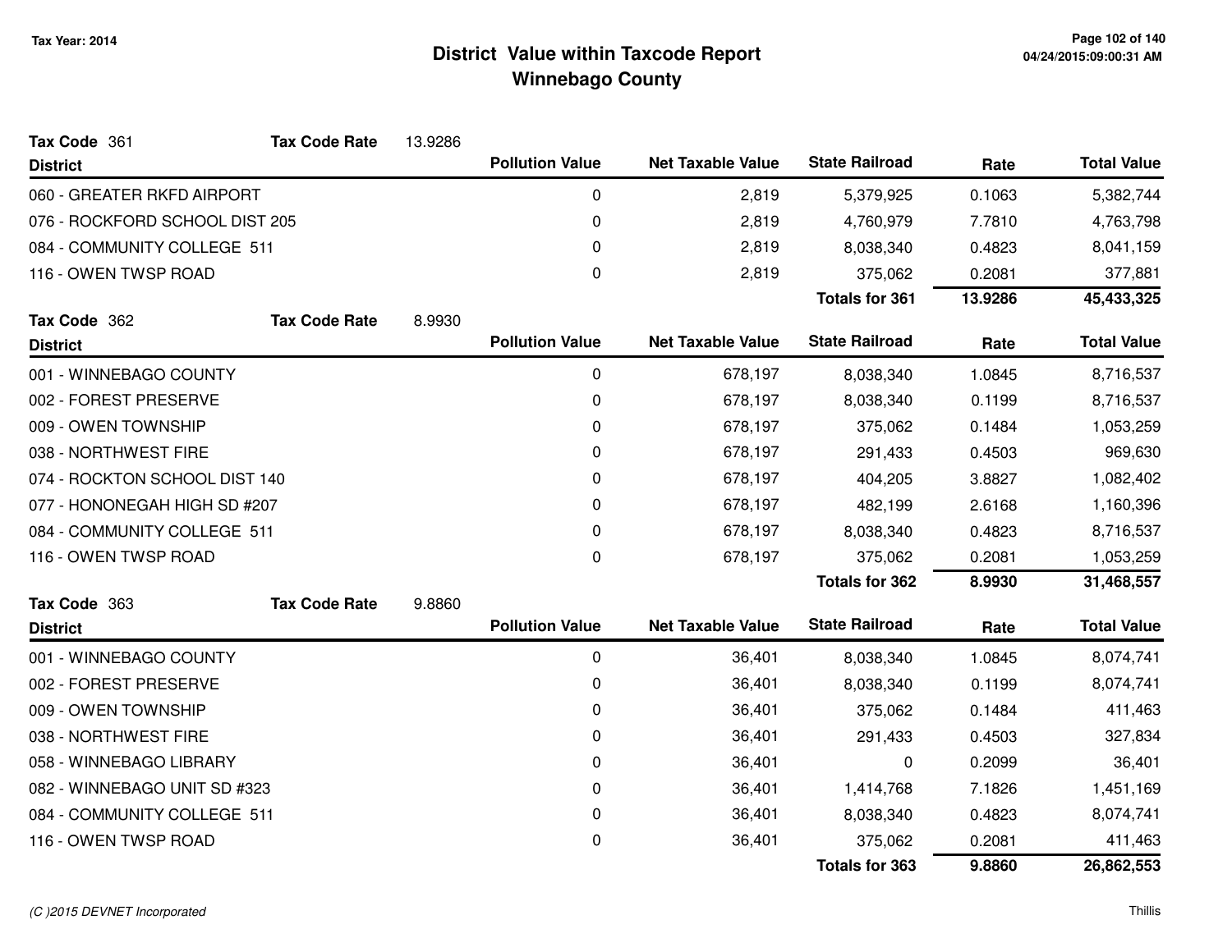Tax Year: 2014

# District Value within Taxcode Report
## Winnebago County

**Tax Code** 361 **Tax Code Rate** 13.9286

| District | Pollution Value | Net Taxable Value | State Railroad | Rate | Total Value |
|---|---|---|---|---|---|
| 060 - GREATER RKFD AIRPORT | 0 | 2,819 | 5,379,925 | 0.1063 | 5,382,744 |
| 076 - ROCKFORD SCHOOL DIST 205 | 0 | 2,819 | 4,760,979 | 7.7810 | 4,763,798 |
| 084 - COMMUNITY COLLEGE 511 | 0 | 2,819 | 8,038,340 | 0.4823 | 8,041,159 |
| 116 - OWEN TWSP ROAD | 0 | 2,819 | 375,062 | 0.2081 | 377,881 |
| | | | **Totals for 361** | **13.9286** | **45,433,325** |

**Tax Code** 362 **Tax Code Rate** 8.9930

| District | Pollution Value | Net Taxable Value | State Railroad | Rate | Total Value |
|---|---|---|---|---|---|
| 001 - WINNEBAGO COUNTY | 0 | 678,197 | 8,038,340 | 1.0845 | 8,716,537 |
| 002 - FOREST PRESERVE | 0 | 678,197 | 8,038,340 | 0.1199 | 8,716,537 |
| 009 - OWEN TOWNSHIP | 0 | 678,197 | 375,062 | 0.1484 | 1,053,259 |
| 038 - NORTHWEST FIRE | 0 | 678,197 | 291,433 | 0.4503 | 969,630 |
| 074 - ROCKTON SCHOOL DIST 140 | 0 | 678,197 | 404,205 | 3.8827 | 1,082,402 |
| 077 - HONONEGAH HIGH SD #207 | 0 | 678,197 | 482,199 | 2.6168 | 1,160,396 |
| 084 - COMMUNITY COLLEGE 511 | 0 | 678,197 | 8,038,340 | 0.4823 | 8,716,537 |
| 116 - OWEN TWSP ROAD | 0 | 678,197 | 375,062 | 0.2081 | 1,053,259 |
| | | | **Totals for 362** | **8.9930** | **31,468,557** |

**Tax Code** 363 **Tax Code Rate** 9.8860

| District | Pollution Value | Net Taxable Value | State Railroad | Rate | Total Value |
|---|---|---|---|---|---|
| 001 - WINNEBAGO COUNTY | 0 | 36,401 | 8,038,340 | 1.0845 | 8,074,741 |
| 002 - FOREST PRESERVE | 0 | 36,401 | 8,038,340 | 0.1199 | 8,074,741 |
| 009 - OWEN TOWNSHIP | 0 | 36,401 | 375,062 | 0.1484 | 411,463 |
| 038 - NORTHWEST FIRE | 0 | 36,401 | 291,433 | 0.4503 | 327,834 |
| 058 - WINNEBAGO LIBRARY | 0 | 36,401 | 0 | 0.2099 | 36,401 |
| 082 - WINNEBAGO UNIT SD #323 | 0 | 36,401 | 1,414,768 | 7.1826 | 1,451,169 |
| 084 - COMMUNITY COLLEGE 511 | 0 | 36,401 | 8,038,340 | 0.4823 | 8,074,741 |
| 116 - OWEN TWSP ROAD | 0 | 36,401 | 375,062 | 0.2081 | 411,463 |
| | | | **Totals for 363** | **9.8860** | **26,862,553** |

*(C )2015 DEVNET Incorporated*

Thillis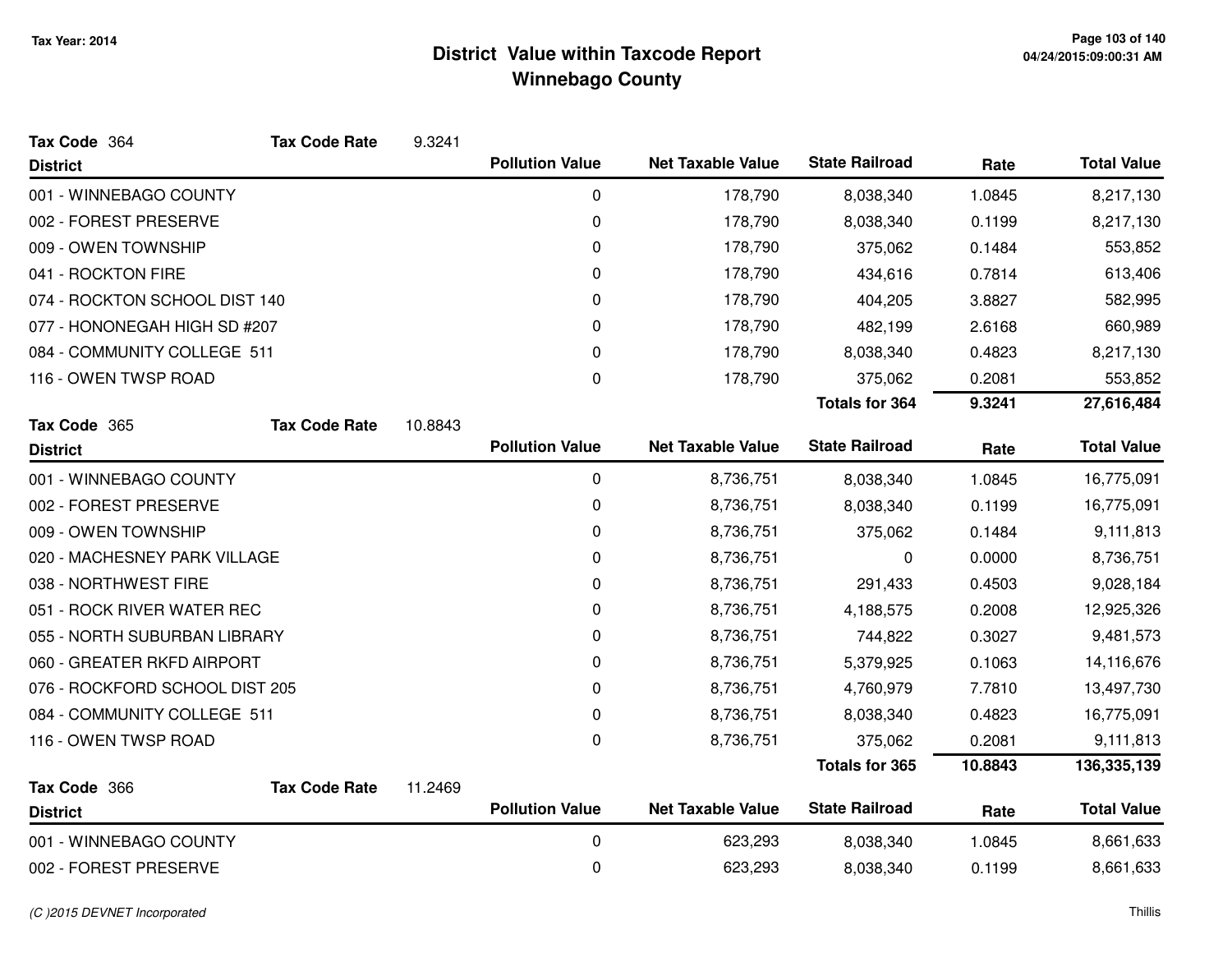# District Value within Taxcode Report
## Winnebago County

Tax Year: 2014

**Tax Code** 364 **Tax Code Rate** 9.3241

| District | Pollution Value | Net Taxable Value | State Railroad | Rate | Total Value |
|---|---|---|---|---|---|
| 001 - WINNEBAGO COUNTY | 0 | 178,790 | 8,038,340 | 1.0845 | 8,217,130 |
| 002 - FOREST PRESERVE | 0 | 178,790 | 8,038,340 | 0.1199 | 8,217,130 |
| 009 - OWEN TOWNSHIP | 0 | 178,790 | 375,062 | 0.1484 | 553,852 |
| 041 - ROCKTON FIRE | 0 | 178,790 | 434,616 | 0.7814 | 613,406 |
| 074 - ROCKTON SCHOOL DIST 140 | 0 | 178,790 | 404,205 | 3.8827 | 582,995 |
| 077 - HONONEGAH HIGH SD #207 | 0 | 178,790 | 482,199 | 2.6168 | 660,989 |
| 084 - COMMUNITY COLLEGE 511 | 0 | 178,790 | 8,038,340 | 0.4823 | 8,217,130 |
| 116 - OWEN TWSP ROAD | 0 | 178,790 | 375,062 | 0.2081 | 553,852 |
| | | | **Totals for 364** | **9.3241** | **27,616,484** |

**Tax Code** 365 **Tax Code Rate** 10.8843

| District | Pollution Value | Net Taxable Value | State Railroad | Rate | Total Value |
|---|---|---|---|---|---|
| 001 - WINNEBAGO COUNTY | 0 | 8,736,751 | 8,038,340 | 1.0845 | 16,775,091 |
| 002 - FOREST PRESERVE | 0 | 8,736,751 | 8,038,340 | 0.1199 | 16,775,091 |
| 009 - OWEN TOWNSHIP | 0 | 8,736,751 | 375,062 | 0.1484 | 9,111,813 |
| 020 - MACHESNEY PARK VILLAGE | 0 | 8,736,751 | 0 | 0.0000 | 8,736,751 |
| 038 - NORTHWEST FIRE | 0 | 8,736,751 | 291,433 | 0.4503 | 9,028,184 |
| 051 - ROCK RIVER WATER REC | 0 | 8,736,751 | 4,188,575 | 0.2008 | 12,925,326 |
| 055 - NORTH SUBURBAN LIBRARY | 0 | 8,736,751 | 744,822 | 0.3027 | 9,481,573 |
| 060 - GREATER RKFD AIRPORT | 0 | 8,736,751 | 5,379,925 | 0.1063 | 14,116,676 |
| 076 - ROCKFORD SCHOOL DIST 205 | 0 | 8,736,751 | 4,760,979 | 7.7810 | 13,497,730 |
| 084 - COMMUNITY COLLEGE 511 | 0 | 8,736,751 | 8,038,340 | 0.4823 | 16,775,091 |
| 116 - OWEN TWSP ROAD | 0 | 8,736,751 | 375,062 | 0.2081 | 9,111,813 |
| | | | **Totals for 365** | **10.8843** | **136,335,139** |

**Tax Code** 366 **Tax Code Rate** 11.2469

| District | Pollution Value | Net Taxable Value | State Railroad | Rate | Total Value |
|---|---|---|---|---|---|
| 001 - WINNEBAGO COUNTY | 0 | 623,293 | 8,038,340 | 1.0845 | 8,661,633 |
| 002 - FOREST PRESERVE | 0 | 623,293 | 8,038,340 | 0.1199 | 8,661,633 |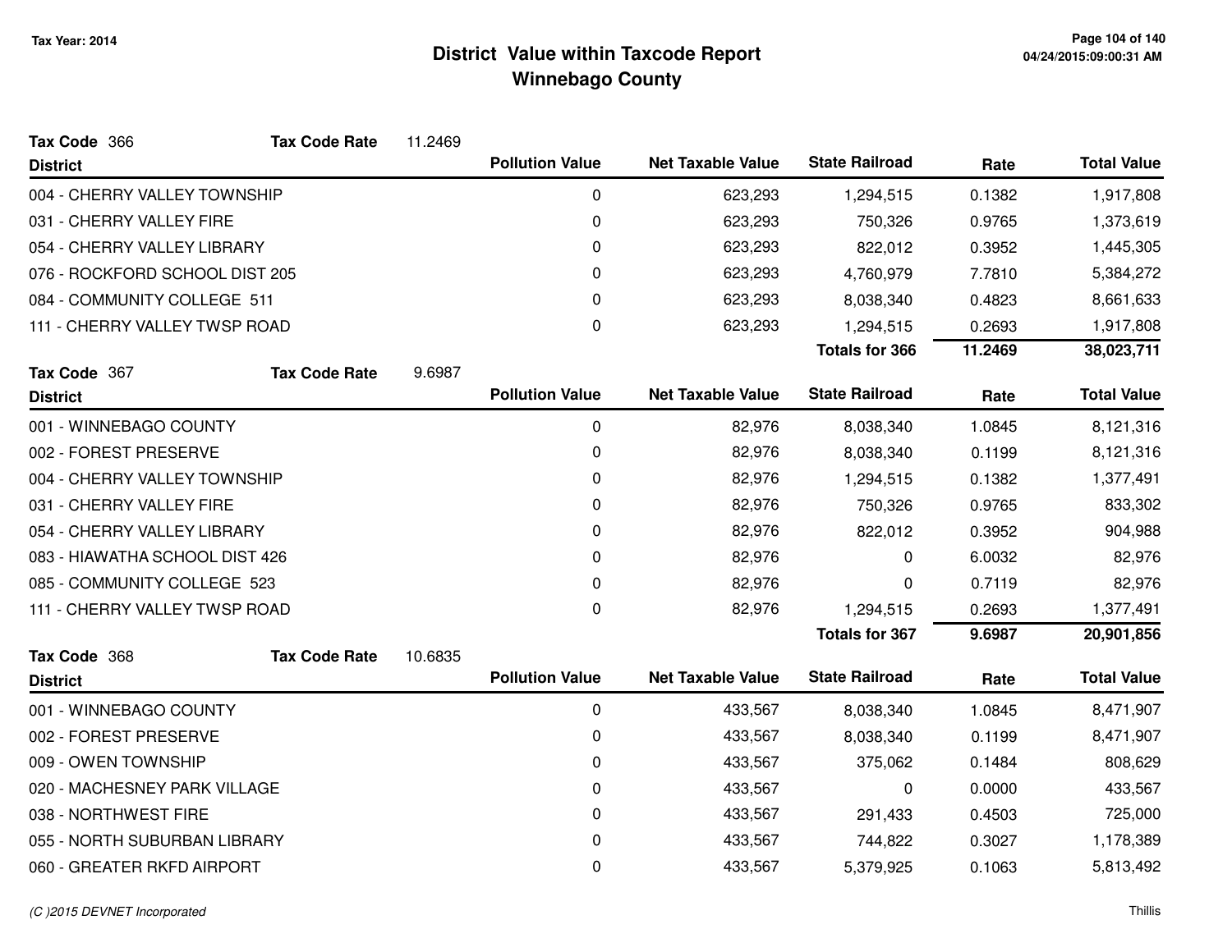# District Value within Taxcode Report
## Winnebago County

Tax Year: 2014

**Tax Code** 366 **Tax Code Rate** 11.2469

| District | Pollution Value | Net Taxable Value | State Railroad | Rate | Total Value |
|---|---|---|---|---|---|
| 004 - CHERRY VALLEY TOWNSHIP | 0 | 623,293 | 1,294,515 | 0.1382 | 1,917,808 |
| 031 - CHERRY VALLEY FIRE | 0 | 623,293 | 750,326 | 0.9765 | 1,373,619 |
| 054 - CHERRY VALLEY LIBRARY | 0 | 623,293 | 822,012 | 0.3952 | 1,445,305 |
| 076 - ROCKFORD SCHOOL DIST 205 | 0 | 623,293 | 4,760,979 | 7.7810 | 5,384,272 |
| 084 - COMMUNITY COLLEGE 511 | 0 | 623,293 | 8,038,340 | 0.4823 | 8,661,633 |
| 111 - CHERRY VALLEY TWSP ROAD | 0 | 623,293 | 1,294,515 | 0.2693 | 1,917,808 |
| | | | **Totals for 366** | **11.2469** | **38,023,711** |

**Tax Code** 367 **Tax Code Rate** 9.6987

| District | Pollution Value | Net Taxable Value | State Railroad | Rate | Total Value |
|---|---|---|---|---|---|
| 001 - WINNEBAGO COUNTY | 0 | 82,976 | 8,038,340 | 1.0845 | 8,121,316 |
| 002 - FOREST PRESERVE | 0 | 82,976 | 8,038,340 | 0.1199 | 8,121,316 |
| 004 - CHERRY VALLEY TOWNSHIP | 0 | 82,976 | 1,294,515 | 0.1382 | 1,377,491 |
| 031 - CHERRY VALLEY FIRE | 0 | 82,976 | 750,326 | 0.9765 | 833,302 |
| 054 - CHERRY VALLEY LIBRARY | 0 | 82,976 | 822,012 | 0.3952 | 904,988 |
| 083 - HIAWATHA SCHOOL DIST 426 | 0 | 82,976 | 0 | 6.0032 | 82,976 |
| 085 - COMMUNITY COLLEGE 523 | 0 | 82,976 | 0 | 0.7119 | 82,976 |
| 111 - CHERRY VALLEY TWSP ROAD | 0 | 82,976 | 1,294,515 | 0.2693 | 1,377,491 |
| | | | **Totals for 367** | **9.6987** | **20,901,856** |

**Tax Code** 368 **Tax Code Rate** 10.6835

| District | Pollution Value | Net Taxable Value | State Railroad | Rate | Total Value |
|---|---|---|---|---|---|
| 001 - WINNEBAGO COUNTY | 0 | 433,567 | 8,038,340 | 1.0845 | 8,471,907 |
| 002 - FOREST PRESERVE | 0 | 433,567 | 8,038,340 | 0.1199 | 8,471,907 |
| 009 - OWEN TOWNSHIP | 0 | 433,567 | 375,062 | 0.1484 | 808,629 |
| 020 - MACHESNEY PARK VILLAGE | 0 | 433,567 | 0 | 0.0000 | 433,567 |
| 038 - NORTHWEST FIRE | 0 | 433,567 | 291,433 | 0.4503 | 725,000 |
| 055 - NORTH SUBURBAN LIBRARY | 0 | 433,567 | 744,822 | 0.3027 | 1,178,389 |
| 060 - GREATER RKFD AIRPORT | 0 | 433,567 | 5,379,925 | 0.1063 | 5,813,492 |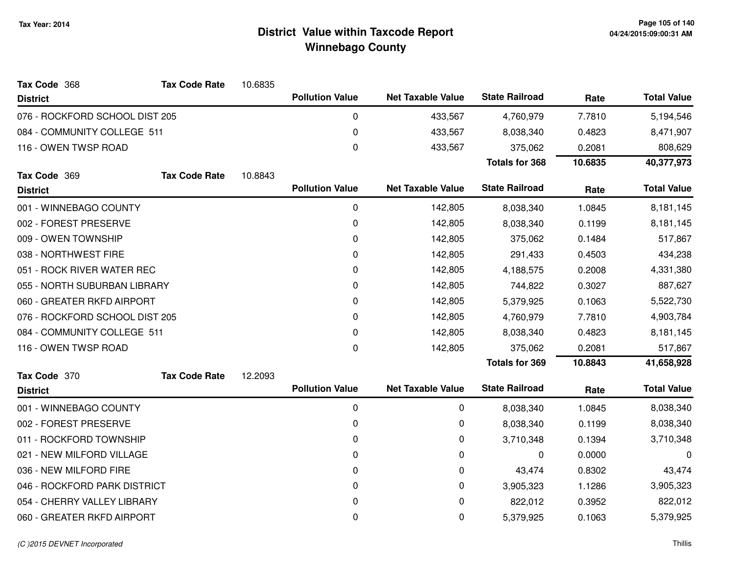# District Value within Taxcode Report
## Winnebago County

Tax Year: 2014

**Tax Code** 368 **Tax Code Rate** 10.6835

| District | Pollution Value | Net Taxable Value | State Railroad | Rate | Total Value |
|---|---|---|---|---|---|
| 076 - ROCKFORD SCHOOL DIST 205 | 0 | 433,567 | 4,760,979 | 7.7810 | 5,194,546 |
| 084 - COMMUNITY COLLEGE 511 | 0 | 433,567 | 8,038,340 | 0.4823 | 8,471,907 |
| 116 - OWEN TWSP ROAD | 0 | 433,567 | 375,062 | 0.2081 | 808,629 |
| | | | **Totals for 368** | **10.6835** | **40,377,973** |

**Tax Code** 369 **Tax Code Rate** 10.8843

| District | Pollution Value | Net Taxable Value | State Railroad | Rate | Total Value |
|---|---|---|---|---|---|
| 001 - WINNEBAGO COUNTY | 0 | 142,805 | 8,038,340 | 1.0845 | 8,181,145 |
| 002 - FOREST PRESERVE | 0 | 142,805 | 8,038,340 | 0.1199 | 8,181,145 |
| 009 - OWEN TOWNSHIP | 0 | 142,805 | 375,062 | 0.1484 | 517,867 |
| 038 - NORTHWEST FIRE | 0 | 142,805 | 291,433 | 0.4503 | 434,238 |
| 051 - ROCK RIVER WATER REC | 0 | 142,805 | 4,188,575 | 0.2008 | 4,331,380 |
| 055 - NORTH SUBURBAN LIBRARY | 0 | 142,805 | 744,822 | 0.3027 | 887,627 |
| 060 - GREATER RKFD AIRPORT | 0 | 142,805 | 5,379,925 | 0.1063 | 5,522,730 |
| 076 - ROCKFORD SCHOOL DIST 205 | 0 | 142,805 | 4,760,979 | 7.7810 | 4,903,784 |
| 084 - COMMUNITY COLLEGE 511 | 0 | 142,805 | 8,038,340 | 0.4823 | 8,181,145 |
| 116 - OWEN TWSP ROAD | 0 | 142,805 | 375,062 | 0.2081 | 517,867 |
| | | | **Totals for 369** | **10.8843** | **41,658,928** |

**Tax Code** 370 **Tax Code Rate** 12.2093

| District | Pollution Value | Net Taxable Value | State Railroad | Rate | Total Value |
|---|---|---|---|---|---|
| 001 - WINNEBAGO COUNTY | 0 | 0 | 8,038,340 | 1.0845 | 8,038,340 |
| 002 - FOREST PRESERVE | 0 | 0 | 8,038,340 | 0.1199 | 8,038,340 |
| 011 - ROCKFORD TOWNSHIP | 0 | 0 | 3,710,348 | 0.1394 | 3,710,348 |
| 021 - NEW MILFORD VILLAGE | 0 | 0 | 0 | 0.0000 | 0 |
| 036 - NEW MILFORD FIRE | 0 | 0 | 43,474 | 0.8302 | 43,474 |
| 046 - ROCKFORD PARK DISTRICT | 0 | 0 | 3,905,323 | 1.1286 | 3,905,323 |
| 054 - CHERRY VALLEY LIBRARY | 0 | 0 | 822,012 | 0.3952 | 822,012 |
| 060 - GREATER RKFD AIRPORT | 0 | 0 | 5,379,925 | 0.1063 | 5,379,925 |

*(C )2015 DEVNET Incorporated* Thillis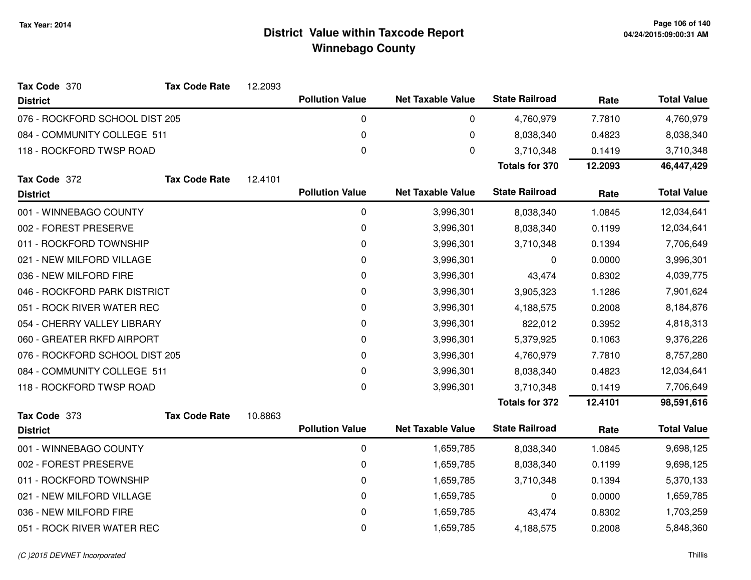# District Value within Taxcode Report
## Winnebago County

Tax Year: 2014

**Tax Code** 370 **Tax Code Rate** 12.2093

| District | Pollution Value | Net Taxable Value | State Railroad | Rate | Total Value |
|---|---|---|---|---|---|
| 076 - ROCKFORD SCHOOL DIST 205 | 0 | 0 | 4,760,979 | 7.7810 | 4,760,979 |
| 084 - COMMUNITY COLLEGE 511 | 0 | 0 | 8,038,340 | 0.4823 | 8,038,340 |
| 118 - ROCKFORD TWSP ROAD | 0 | 0 | 3,710,348 | 0.1419 | 3,710,348 |
| | | | **Totals for 370** | **12.2093** | **46,447,429** |

**Tax Code** 372 **Tax Code Rate** 12.4101

| District | Pollution Value | Net Taxable Value | State Railroad | Rate | Total Value |
|---|---|---|---|---|---|
| 001 - WINNEBAGO COUNTY | 0 | 3,996,301 | 8,038,340 | 1.0845 | 12,034,641 |
| 002 - FOREST PRESERVE | 0 | 3,996,301 | 8,038,340 | 0.1199 | 12,034,641 |
| 011 - ROCKFORD TOWNSHIP | 0 | 3,996,301 | 3,710,348 | 0.1394 | 7,706,649 |
| 021 - NEW MILFORD VILLAGE | 0 | 3,996,301 | 0 | 0.0000 | 3,996,301 |
| 036 - NEW MILFORD FIRE | 0 | 3,996,301 | 43,474 | 0.8302 | 4,039,775 |
| 046 - ROCKFORD PARK DISTRICT | 0 | 3,996,301 | 3,905,323 | 1.1286 | 7,901,624 |
| 051 - ROCK RIVER WATER REC | 0 | 3,996,301 | 4,188,575 | 0.2008 | 8,184,876 |
| 054 - CHERRY VALLEY LIBRARY | 0 | 3,996,301 | 822,012 | 0.3952 | 4,818,313 |
| 060 - GREATER RKFD AIRPORT | 0 | 3,996,301 | 5,379,925 | 0.1063 | 9,376,226 |
| 076 - ROCKFORD SCHOOL DIST 205 | 0 | 3,996,301 | 4,760,979 | 7.7810 | 8,757,280 |
| 084 - COMMUNITY COLLEGE 511 | 0 | 3,996,301 | 8,038,340 | 0.4823 | 12,034,641 |
| 118 - ROCKFORD TWSP ROAD | 0 | 3,996,301 | 3,710,348 | 0.1419 | 7,706,649 |
| | | | **Totals for 372** | **12.4101** | **98,591,616** |

**Tax Code** 373 **Tax Code Rate** 10.8863

| District | Pollution Value | Net Taxable Value | State Railroad | Rate | Total Value |
|---|---|---|---|---|---|
| 001 - WINNEBAGO COUNTY | 0 | 1,659,785 | 8,038,340 | 1.0845 | 9,698,125 |
| 002 - FOREST PRESERVE | 0 | 1,659,785 | 8,038,340 | 0.1199 | 9,698,125 |
| 011 - ROCKFORD TOWNSHIP | 0 | 1,659,785 | 3,710,348 | 0.1394 | 5,370,133 |
| 021 - NEW MILFORD VILLAGE | 0 | 1,659,785 | 0 | 0.0000 | 1,659,785 |
| 036 - NEW MILFORD FIRE | 0 | 1,659,785 | 43,474 | 0.8302 | 1,703,259 |
| 051 - ROCK RIVER WATER REC | 0 | 1,659,785 | 4,188,575 | 0.2008 | 5,848,360 |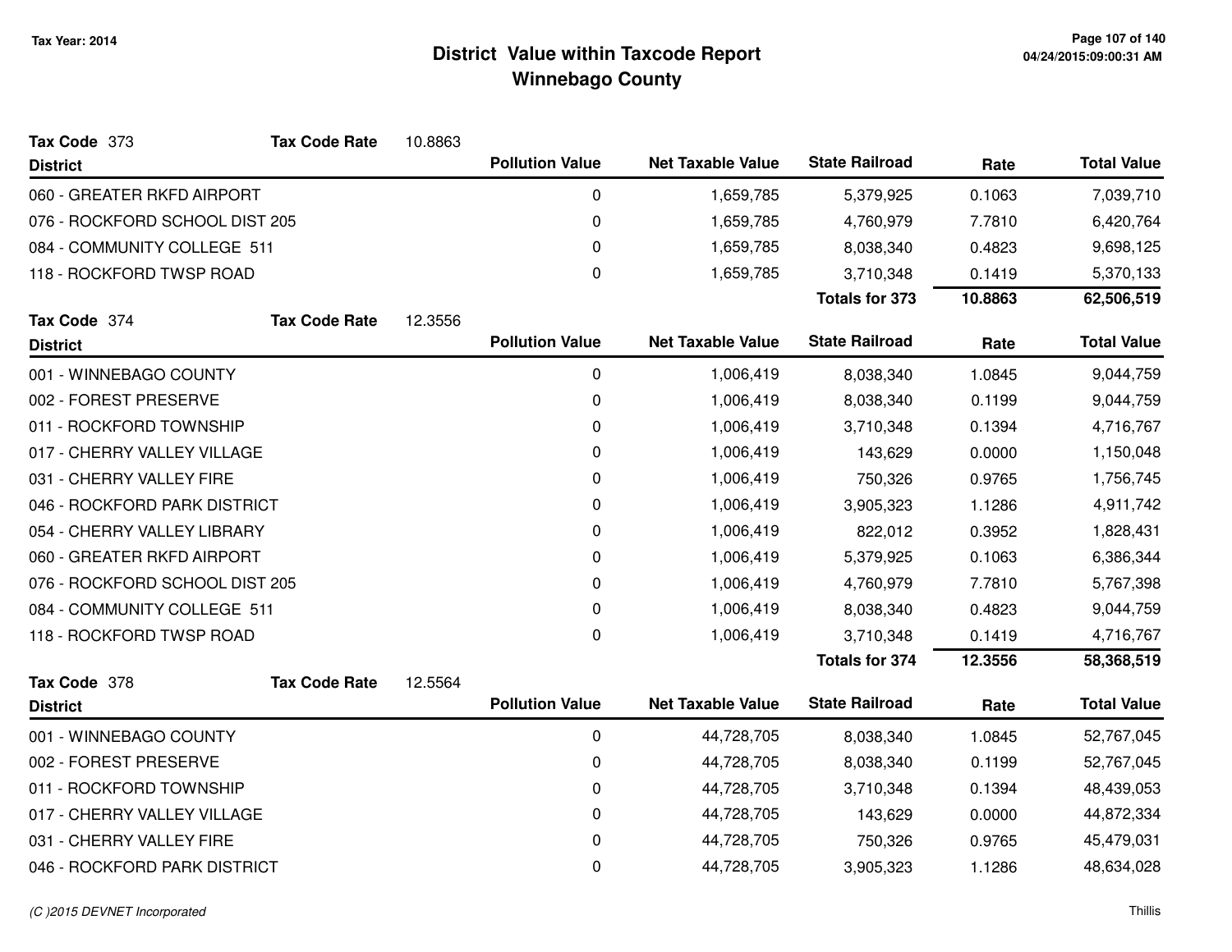# District Value within Taxcode Report
## Winnebago County

Tax Year: 2014

**Tax Code** 373 **Tax Code Rate** 10.8863

| District | Pollution Value | Net Taxable Value | State Railroad | Rate | Total Value |
|---|---|---|---|---|---|
| 060 - GREATER RKFD AIRPORT | 0 | 1,659,785 | 5,379,925 | 0.1063 | 7,039,710 |
| 076 - ROCKFORD SCHOOL DIST 205 | 0 | 1,659,785 | 4,760,979 | 7.7810 | 6,420,764 |
| 084 - COMMUNITY COLLEGE 511 | 0 | 1,659,785 | 8,038,340 | 0.4823 | 9,698,125 |
| 118 - ROCKFORD TWSP ROAD | 0 | 1,659,785 | 3,710,348 | 0.1419 | 5,370,133 |
| | | | **Totals for 373** | **10.8863** | **62,506,519** |

**Tax Code** 374 **Tax Code Rate** 12.3556

| District | Pollution Value | Net Taxable Value | State Railroad | Rate | Total Value |
|---|---|---|---|---|---|
| 001 - WINNEBAGO COUNTY | 0 | 1,006,419 | 8,038,340 | 1.0845 | 9,044,759 |
| 002 - FOREST PRESERVE | 0 | 1,006,419 | 8,038,340 | 0.1199 | 9,044,759 |
| 011 - ROCKFORD TOWNSHIP | 0 | 1,006,419 | 3,710,348 | 0.1394 | 4,716,767 |
| 017 - CHERRY VALLEY VILLAGE | 0 | 1,006,419 | 143,629 | 0.0000 | 1,150,048 |
| 031 - CHERRY VALLEY FIRE | 0 | 1,006,419 | 750,326 | 0.9765 | 1,756,745 |
| 046 - ROCKFORD PARK DISTRICT | 0 | 1,006,419 | 3,905,323 | 1.1286 | 4,911,742 |
| 054 - CHERRY VALLEY LIBRARY | 0 | 1,006,419 | 822,012 | 0.3952 | 1,828,431 |
| 060 - GREATER RKFD AIRPORT | 0 | 1,006,419 | 5,379,925 | 0.1063 | 6,386,344 |
| 076 - ROCKFORD SCHOOL DIST 205 | 0 | 1,006,419 | 4,760,979 | 7.7810 | 5,767,398 |
| 084 - COMMUNITY COLLEGE 511 | 0 | 1,006,419 | 8,038,340 | 0.4823 | 9,044,759 |
| 118 - ROCKFORD TWSP ROAD | 0 | 1,006,419 | 3,710,348 | 0.1419 | 4,716,767 |
| | | | **Totals for 374** | **12.3556** | **58,368,519** |

**Tax Code** 378 **Tax Code Rate** 12.5564

| District | Pollution Value | Net Taxable Value | State Railroad | Rate | Total Value |
|---|---|---|---|---|---|
| 001 - WINNEBAGO COUNTY | 0 | 44,728,705 | 8,038,340 | 1.0845 | 52,767,045 |
| 002 - FOREST PRESERVE | 0 | 44,728,705 | 8,038,340 | 0.1199 | 52,767,045 |
| 011 - ROCKFORD TOWNSHIP | 0 | 44,728,705 | 3,710,348 | 0.1394 | 48,439,053 |
| 017 - CHERRY VALLEY VILLAGE | 0 | 44,728,705 | 143,629 | 0.0000 | 44,872,334 |
| 031 - CHERRY VALLEY FIRE | 0 | 44,728,705 | 750,326 | 0.9765 | 45,479,031 |
| 046 - ROCKFORD PARK DISTRICT | 0 | 44,728,705 | 3,905,323 | 1.1286 | 48,634,028 |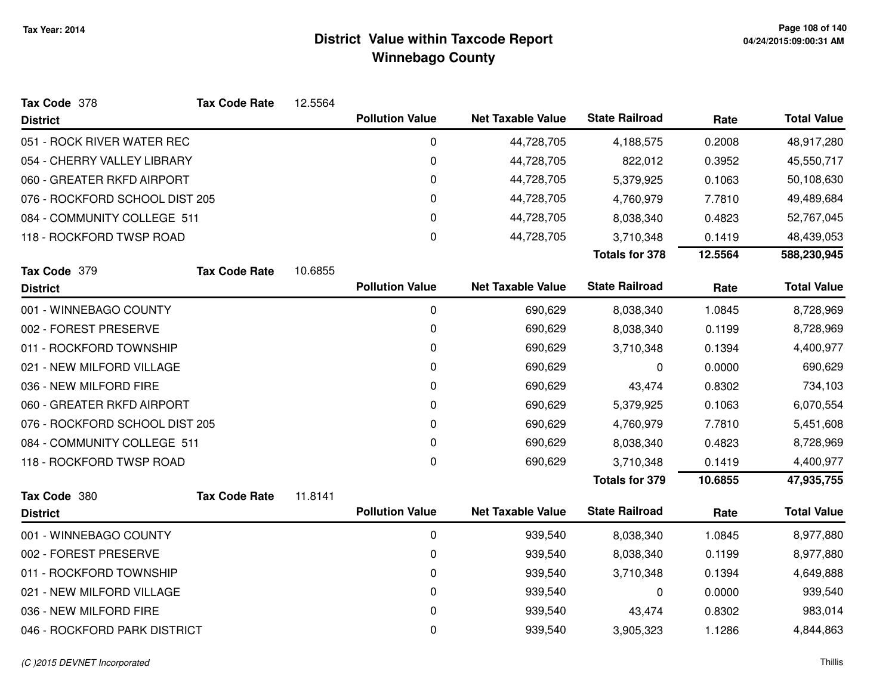# District Value within Taxcode Report
## Winnebago County

Tax Year: 2014

**Tax Code** 378 **Tax Code Rate** 12.5564

| District | Pollution Value | Net Taxable Value | State Railroad | Rate | Total Value |
|---|---|---|---|---|---|
| 051 - ROCK RIVER WATER REC | 0 | 44,728,705 | 4,188,575 | 0.2008 | 48,917,280 |
| 054 - CHERRY VALLEY LIBRARY | 0 | 44,728,705 | 822,012 | 0.3952 | 45,550,717 |
| 060 - GREATER RKFD AIRPORT | 0 | 44,728,705 | 5,379,925 | 0.1063 | 50,108,630 |
| 076 - ROCKFORD SCHOOL DIST 205 | 0 | 44,728,705 | 4,760,979 | 7.7810 | 49,489,684 |
| 084 - COMMUNITY COLLEGE 511 | 0 | 44,728,705 | 8,038,340 | 0.4823 | 52,767,045 |
| 118 - ROCKFORD TWSP ROAD | 0 | 44,728,705 | 3,710,348 | 0.1419 | 48,439,053 |
| | | | **Totals for 378** | **12.5564** | **588,230,945** |

**Tax Code** 379 **Tax Code Rate** 10.6855

| District | Pollution Value | Net Taxable Value | State Railroad | Rate | Total Value |
|---|---|---|---|---|---|
| 001 - WINNEBAGO COUNTY | 0 | 690,629 | 8,038,340 | 1.0845 | 8,728,969 |
| 002 - FOREST PRESERVE | 0 | 690,629 | 8,038,340 | 0.1199 | 8,728,969 |
| 011 - ROCKFORD TOWNSHIP | 0 | 690,629 | 3,710,348 | 0.1394 | 4,400,977 |
| 021 - NEW MILFORD VILLAGE | 0 | 690,629 | 0 | 0.0000 | 690,629 |
| 036 - NEW MILFORD FIRE | 0 | 690,629 | 43,474 | 0.8302 | 734,103 |
| 060 - GREATER RKFD AIRPORT | 0 | 690,629 | 5,379,925 | 0.1063 | 6,070,554 |
| 076 - ROCKFORD SCHOOL DIST 205 | 0 | 690,629 | 4,760,979 | 7.7810 | 5,451,608 |
| 084 - COMMUNITY COLLEGE 511 | 0 | 690,629 | 8,038,340 | 0.4823 | 8,728,969 |
| 118 - ROCKFORD TWSP ROAD | 0 | 690,629 | 3,710,348 | 0.1419 | 4,400,977 |
| | | | **Totals for 379** | **10.6855** | **47,935,755** |

**Tax Code** 380 **Tax Code Rate** 11.8141

| District | Pollution Value | Net Taxable Value | State Railroad | Rate | Total Value |
|---|---|---|---|---|---|
| 001 - WINNEBAGO COUNTY | 0 | 939,540 | 8,038,340 | 1.0845 | 8,977,880 |
| 002 - FOREST PRESERVE | 0 | 939,540 | 8,038,340 | 0.1199 | 8,977,880 |
| 011 - ROCKFORD TOWNSHIP | 0 | 939,540 | 3,710,348 | 0.1394 | 4,649,888 |
| 021 - NEW MILFORD VILLAGE | 0 | 939,540 | 0 | 0.0000 | 939,540 |
| 036 - NEW MILFORD FIRE | 0 | 939,540 | 43,474 | 0.8302 | 983,014 |
| 046 - ROCKFORD PARK DISTRICT | 0 | 939,540 | 3,905,323 | 1.1286 | 4,844,863 |

*(C )2015 DEVNET Incorporated* Thillis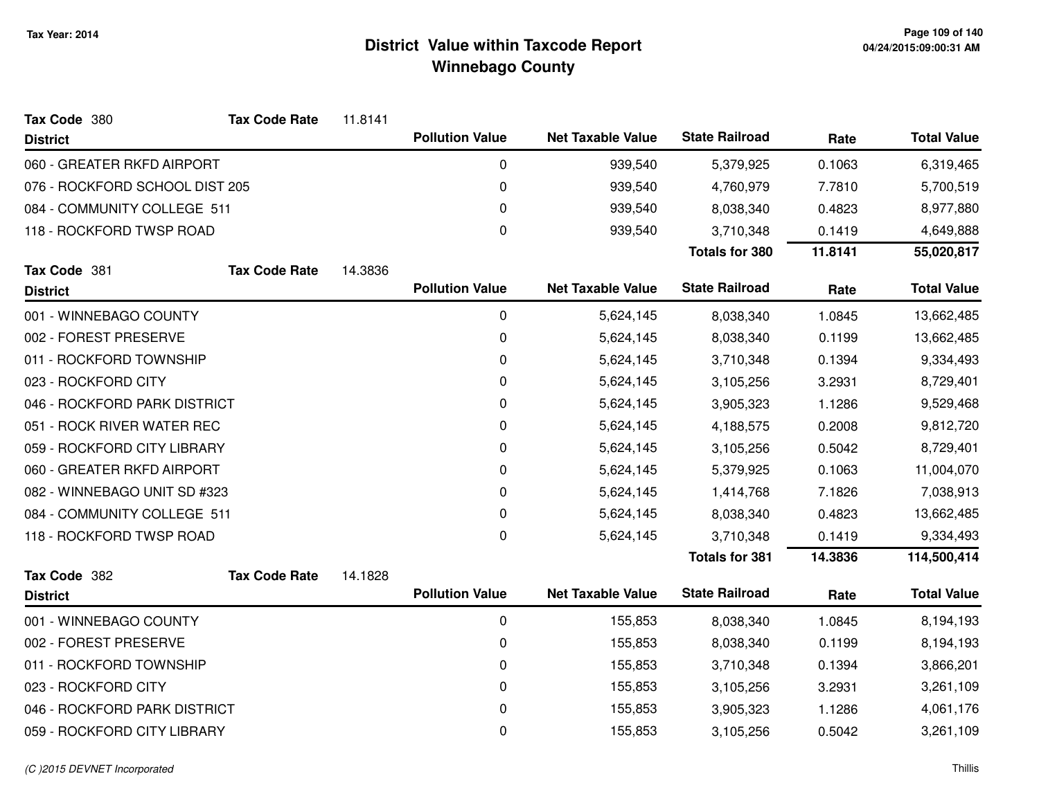# District Value within Taxcode Report
## Winnebago County

Tax Year: 2014

**Tax Code 380** — **Tax Code Rate** 11.8141

| District | Pollution Value | Net Taxable Value | State Railroad | Rate | Total Value |
|---|---|---|---|---|---|
| 060 - GREATER RKFD AIRPORT | 0 | 939,540 | 5,379,925 | 0.1063 | 6,319,465 |
| 076 - ROCKFORD SCHOOL DIST 205 | 0 | 939,540 | 4,760,979 | 7.7810 | 5,700,519 |
| 084 - COMMUNITY COLLEGE 511 | 0 | 939,540 | 8,038,340 | 0.4823 | 8,977,880 |
| 118 - ROCKFORD TWSP ROAD | 0 | 939,540 | 3,710,348 | 0.1419 | 4,649,888 |
| | | | **Totals for 380** | **11.8141** | **55,020,817** |

**Tax Code 381** — **Tax Code Rate** 14.3836

| District | Pollution Value | Net Taxable Value | State Railroad | Rate | Total Value |
|---|---|---|---|---|---|
| 001 - WINNEBAGO COUNTY | 0 | 5,624,145 | 8,038,340 | 1.0845 | 13,662,485 |
| 002 - FOREST PRESERVE | 0 | 5,624,145 | 8,038,340 | 0.1199 | 13,662,485 |
| 011 - ROCKFORD TOWNSHIP | 0 | 5,624,145 | 3,710,348 | 0.1394 | 9,334,493 |
| 023 - ROCKFORD CITY | 0 | 5,624,145 | 3,105,256 | 3.2931 | 8,729,401 |
| 046 - ROCKFORD PARK DISTRICT | 0 | 5,624,145 | 3,905,323 | 1.1286 | 9,529,468 |
| 051 - ROCK RIVER WATER REC | 0 | 5,624,145 | 4,188,575 | 0.2008 | 9,812,720 |
| 059 - ROCKFORD CITY LIBRARY | 0 | 5,624,145 | 3,105,256 | 0.5042 | 8,729,401 |
| 060 - GREATER RKFD AIRPORT | 0 | 5,624,145 | 5,379,925 | 0.1063 | 11,004,070 |
| 082 - WINNEBAGO UNIT SD #323 | 0 | 5,624,145 | 1,414,768 | 7.1826 | 7,038,913 |
| 084 - COMMUNITY COLLEGE 511 | 0 | 5,624,145 | 8,038,340 | 0.4823 | 13,662,485 |
| 118 - ROCKFORD TWSP ROAD | 0 | 5,624,145 | 3,710,348 | 0.1419 | 9,334,493 |
| | | | **Totals for 381** | **14.3836** | **114,500,414** |

**Tax Code 382** — **Tax Code Rate** 14.1828

| District | Pollution Value | Net Taxable Value | State Railroad | Rate | Total Value |
|---|---|---|---|---|---|
| 001 - WINNEBAGO COUNTY | 0 | 155,853 | 8,038,340 | 1.0845 | 8,194,193 |
| 002 - FOREST PRESERVE | 0 | 155,853 | 8,038,340 | 0.1199 | 8,194,193 |
| 011 - ROCKFORD TOWNSHIP | 0 | 155,853 | 3,710,348 | 0.1394 | 3,866,201 |
| 023 - ROCKFORD CITY | 0 | 155,853 | 3,105,256 | 3.2931 | 3,261,109 |
| 046 - ROCKFORD PARK DISTRICT | 0 | 155,853 | 3,905,323 | 1.1286 | 4,061,176 |
| 059 - ROCKFORD CITY LIBRARY | 0 | 155,853 | 3,105,256 | 0.5042 | 3,261,109 |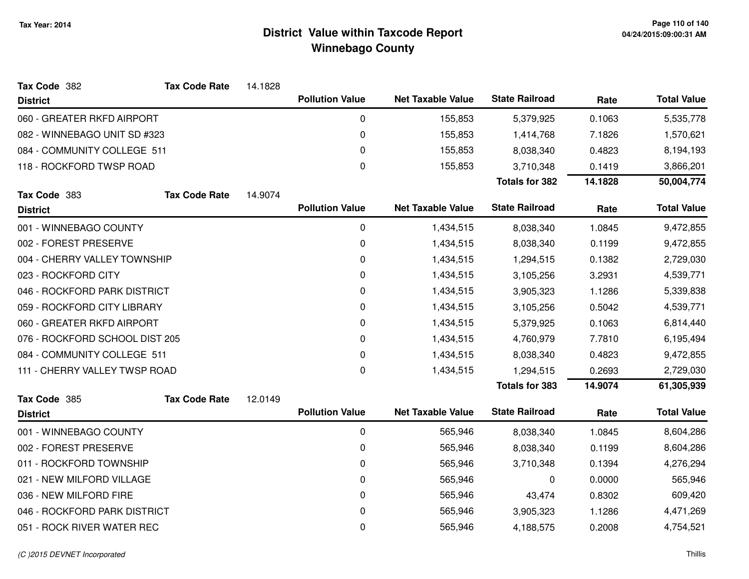# District Value within Taxcode Report
## Winnebago County

Tax Year: 2014

**Tax Code** 382 **Tax Code Rate** 14.1828

| District | Pollution Value | Net Taxable Value | State Railroad | Rate | Total Value |
|---|---|---|---|---|---|
| 060 - GREATER RKFD AIRPORT | 0 | 155,853 | 5,379,925 | 0.1063 | 5,535,778 |
| 082 - WINNEBAGO UNIT SD #323 | 0 | 155,853 | 1,414,768 | 7.1826 | 1,570,621 |
| 084 - COMMUNITY COLLEGE 511 | 0 | 155,853 | 8,038,340 | 0.4823 | 8,194,193 |
| 118 - ROCKFORD TWSP ROAD | 0 | 155,853 | 3,710,348 | 0.1419 | 3,866,201 |
| | | | **Totals for 382** | **14.1828** | **50,004,774** |

**Tax Code** 383 **Tax Code Rate** 14.9074

| District | Pollution Value | Net Taxable Value | State Railroad | Rate | Total Value |
|---|---|---|---|---|---|
| 001 - WINNEBAGO COUNTY | 0 | 1,434,515 | 8,038,340 | 1.0845 | 9,472,855 |
| 002 - FOREST PRESERVE | 0 | 1,434,515 | 8,038,340 | 0.1199 | 9,472,855 |
| 004 - CHERRY VALLEY TOWNSHIP | 0 | 1,434,515 | 1,294,515 | 0.1382 | 2,729,030 |
| 023 - ROCKFORD CITY | 0 | 1,434,515 | 3,105,256 | 3.2931 | 4,539,771 |
| 046 - ROCKFORD PARK DISTRICT | 0 | 1,434,515 | 3,905,323 | 1.1286 | 5,339,838 |
| 059 - ROCKFORD CITY LIBRARY | 0 | 1,434,515 | 3,105,256 | 0.5042 | 4,539,771 |
| 060 - GREATER RKFD AIRPORT | 0 | 1,434,515 | 5,379,925 | 0.1063 | 6,814,440 |
| 076 - ROCKFORD SCHOOL DIST 205 | 0 | 1,434,515 | 4,760,979 | 7.7810 | 6,195,494 |
| 084 - COMMUNITY COLLEGE 511 | 0 | 1,434,515 | 8,038,340 | 0.4823 | 9,472,855 |
| 111 - CHERRY VALLEY TWSP ROAD | 0 | 1,434,515 | 1,294,515 | 0.2693 | 2,729,030 |
| | | | **Totals for 383** | **14.9074** | **61,305,939** |

**Tax Code** 385 **Tax Code Rate** 12.0149

| District | Pollution Value | Net Taxable Value | State Railroad | Rate | Total Value |
|---|---|---|---|---|---|
| 001 - WINNEBAGO COUNTY | 0 | 565,946 | 8,038,340 | 1.0845 | 8,604,286 |
| 002 - FOREST PRESERVE | 0 | 565,946 | 8,038,340 | 0.1199 | 8,604,286 |
| 011 - ROCKFORD TOWNSHIP | 0 | 565,946 | 3,710,348 | 0.1394 | 4,276,294 |
| 021 - NEW MILFORD VILLAGE | 0 | 565,946 | 0 | 0.0000 | 565,946 |
| 036 - NEW MILFORD FIRE | 0 | 565,946 | 43,474 | 0.8302 | 609,420 |
| 046 - ROCKFORD PARK DISTRICT | 0 | 565,946 | 3,905,323 | 1.1286 | 4,471,269 |
| 051 - ROCK RIVER WATER REC | 0 | 565,946 | 4,188,575 | 0.2008 | 4,754,521 |

(C )2015 DEVNET Incorporated — Thillis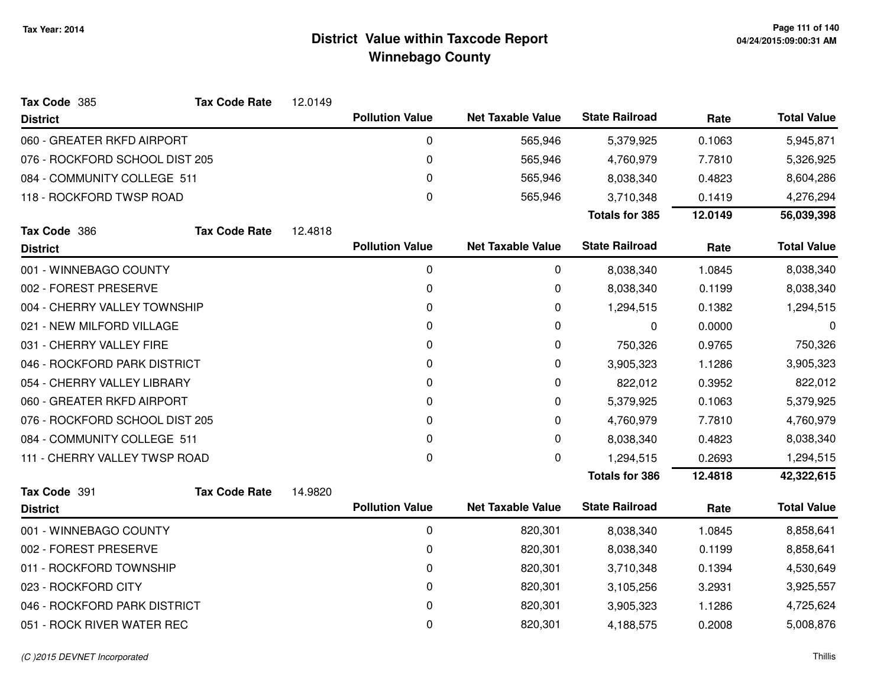# District Value within Taxcode Report
## Winnebago County

Tax Year: 2014

**Tax Code** 385 **Tax Code Rate** 12.0149

| District | Pollution Value | Net Taxable Value | State Railroad | Rate | Total Value |
|---|---|---|---|---|---|
| 060 - GREATER RKFD AIRPORT | 0 | 565,946 | 5,379,925 | 0.1063 | 5,945,871 |
| 076 - ROCKFORD SCHOOL DIST 205 | 0 | 565,946 | 4,760,979 | 7.7810 | 5,326,925 |
| 084 - COMMUNITY COLLEGE 511 | 0 | 565,946 | 8,038,340 | 0.4823 | 8,604,286 |
| 118 - ROCKFORD TWSP ROAD | 0 | 565,946 | 3,710,348 | 0.1419 | 4,276,294 |
| | | | **Totals for 385** | **12.0149** | **56,039,398** |

**Tax Code** 386 **Tax Code Rate** 12.4818

| District | Pollution Value | Net Taxable Value | State Railroad | Rate | Total Value |
|---|---|---|---|---|---|
| 001 - WINNEBAGO COUNTY | 0 | 0 | 8,038,340 | 1.0845 | 8,038,340 |
| 002 - FOREST PRESERVE | 0 | 0 | 8,038,340 | 0.1199 | 8,038,340 |
| 004 - CHERRY VALLEY TOWNSHIP | 0 | 0 | 1,294,515 | 0.1382 | 1,294,515 |
| 021 - NEW MILFORD VILLAGE | 0 | 0 | 0 | 0.0000 | 0 |
| 031 - CHERRY VALLEY FIRE | 0 | 0 | 750,326 | 0.9765 | 750,326 |
| 046 - ROCKFORD PARK DISTRICT | 0 | 0 | 3,905,323 | 1.1286 | 3,905,323 |
| 054 - CHERRY VALLEY LIBRARY | 0 | 0 | 822,012 | 0.3952 | 822,012 |
| 060 - GREATER RKFD AIRPORT | 0 | 0 | 5,379,925 | 0.1063 | 5,379,925 |
| 076 - ROCKFORD SCHOOL DIST 205 | 0 | 0 | 4,760,979 | 7.7810 | 4,760,979 |
| 084 - COMMUNITY COLLEGE 511 | 0 | 0 | 8,038,340 | 0.4823 | 8,038,340 |
| 111 - CHERRY VALLEY TWSP ROAD | 0 | 0 | 1,294,515 | 0.2693 | 1,294,515 |
| | | | **Totals for 386** | **12.4818** | **42,322,615** |

**Tax Code** 391 **Tax Code Rate** 14.9820

| District | Pollution Value | Net Taxable Value | State Railroad | Rate | Total Value |
|---|---|---|---|---|---|
| 001 - WINNEBAGO COUNTY | 0 | 820,301 | 8,038,340 | 1.0845 | 8,858,641 |
| 002 - FOREST PRESERVE | 0 | 820,301 | 8,038,340 | 0.1199 | 8,858,641 |
| 011 - ROCKFORD TOWNSHIP | 0 | 820,301 | 3,710,348 | 0.1394 | 4,530,649 |
| 023 - ROCKFORD CITY | 0 | 820,301 | 3,105,256 | 3.2931 | 3,925,557 |
| 046 - ROCKFORD PARK DISTRICT | 0 | 820,301 | 3,905,323 | 1.1286 | 4,725,624 |
| 051 - ROCK RIVER WATER REC | 0 | 820,301 | 4,188,575 | 0.2008 | 5,008,876 |

(C )2015 DEVNET Incorporated

Thillis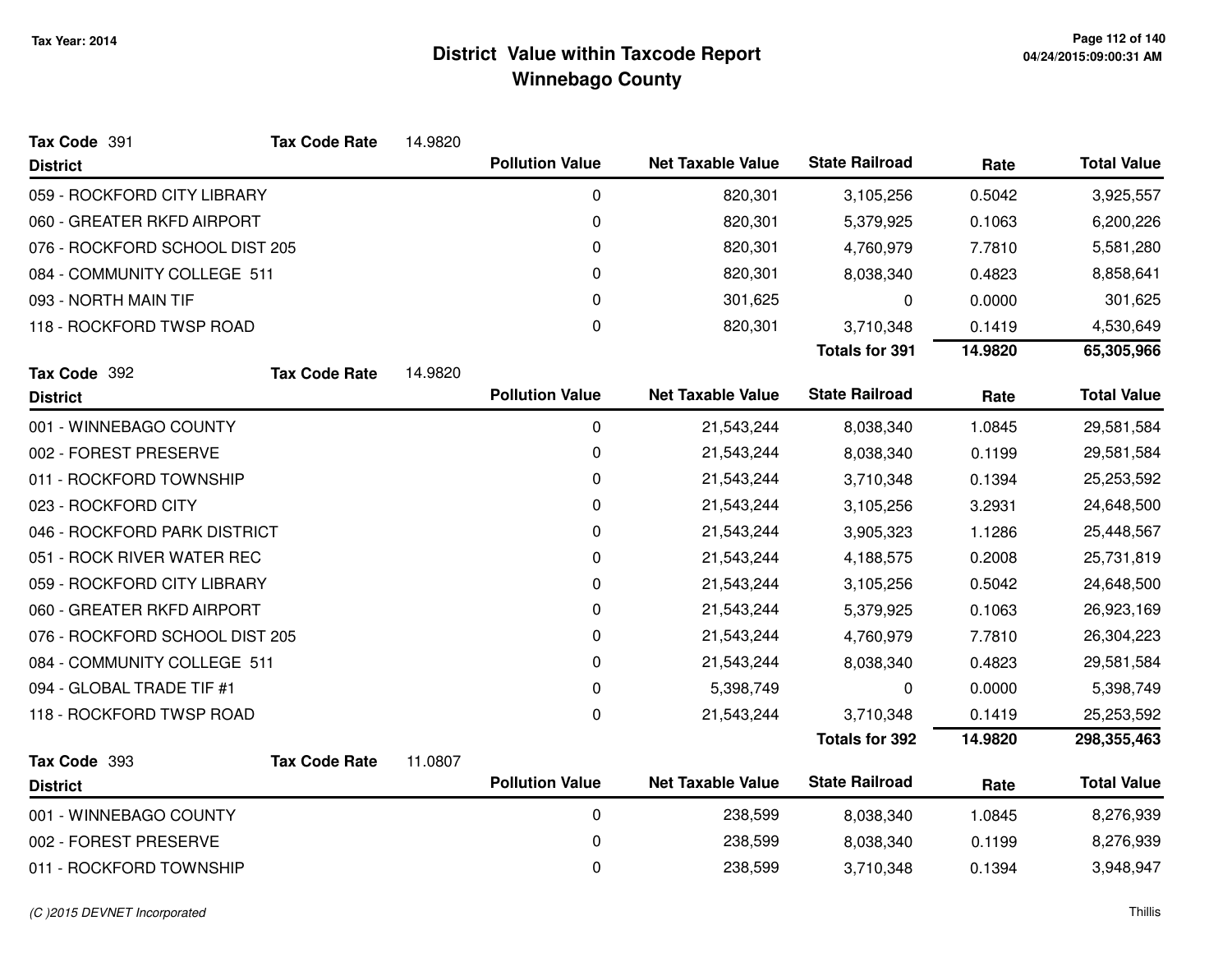# District Value within Taxcode Report
## Winnebago County

Tax Year: 2014

**Tax Code** 391 **Tax Code Rate** 14.9820

| District | Pollution Value | Net Taxable Value | State Railroad | Rate | Total Value |
|---|---|---|---|---|---|
| 059 - ROCKFORD CITY LIBRARY | 0 | 820,301 | 3,105,256 | 0.5042 | 3,925,557 |
| 060 - GREATER RKFD AIRPORT | 0 | 820,301 | 5,379,925 | 0.1063 | 6,200,226 |
| 076 - ROCKFORD SCHOOL DIST 205 | 0 | 820,301 | 4,760,979 | 7.7810 | 5,581,280 |
| 084 - COMMUNITY COLLEGE 511 | 0 | 820,301 | 8,038,340 | 0.4823 | 8,858,641 |
| 093 - NORTH MAIN TIF | 0 | 301,625 | 0 | 0.0000 | 301,625 |
| 118 - ROCKFORD TWSP ROAD | 0 | 820,301 | 3,710,348 | 0.1419 | 4,530,649 |
| | | | **Totals for 391** | **14.9820** | **65,305,966** |

**Tax Code** 392 **Tax Code Rate** 14.9820

| District | Pollution Value | Net Taxable Value | State Railroad | Rate | Total Value |
|---|---|---|---|---|---|
| 001 - WINNEBAGO COUNTY | 0 | 21,543,244 | 8,038,340 | 1.0845 | 29,581,584 |
| 002 - FOREST PRESERVE | 0 | 21,543,244 | 8,038,340 | 0.1199 | 29,581,584 |
| 011 - ROCKFORD TOWNSHIP | 0 | 21,543,244 | 3,710,348 | 0.1394 | 25,253,592 |
| 023 - ROCKFORD CITY | 0 | 21,543,244 | 3,105,256 | 3.2931 | 24,648,500 |
| 046 - ROCKFORD PARK DISTRICT | 0 | 21,543,244 | 3,905,323 | 1.1286 | 25,448,567 |
| 051 - ROCK RIVER WATER REC | 0 | 21,543,244 | 4,188,575 | 0.2008 | 25,731,819 |
| 059 - ROCKFORD CITY LIBRARY | 0 | 21,543,244 | 3,105,256 | 0.5042 | 24,648,500 |
| 060 - GREATER RKFD AIRPORT | 0 | 21,543,244 | 5,379,925 | 0.1063 | 26,923,169 |
| 076 - ROCKFORD SCHOOL DIST 205 | 0 | 21,543,244 | 4,760,979 | 7.7810 | 26,304,223 |
| 084 - COMMUNITY COLLEGE 511 | 0 | 21,543,244 | 8,038,340 | 0.4823 | 29,581,584 |
| 094 - GLOBAL TRADE TIF #1 | 0 | 5,398,749 | 0 | 0.0000 | 5,398,749 |
| 118 - ROCKFORD TWSP ROAD | 0 | 21,543,244 | 3,710,348 | 0.1419 | 25,253,592 |
| | | | **Totals for 392** | **14.9820** | **298,355,463** |

**Tax Code** 393 **Tax Code Rate** 11.0807

| District | Pollution Value | Net Taxable Value | State Railroad | Rate | Total Value |
|---|---|---|---|---|---|
| 001 - WINNEBAGO COUNTY | 0 | 238,599 | 8,038,340 | 1.0845 | 8,276,939 |
| 002 - FOREST PRESERVE | 0 | 238,599 | 8,038,340 | 0.1199 | 8,276,939 |
| 011 - ROCKFORD TOWNSHIP | 0 | 238,599 | 3,710,348 | 0.1394 | 3,948,947 |

*(C )2015 DEVNET Incorporated* Thillis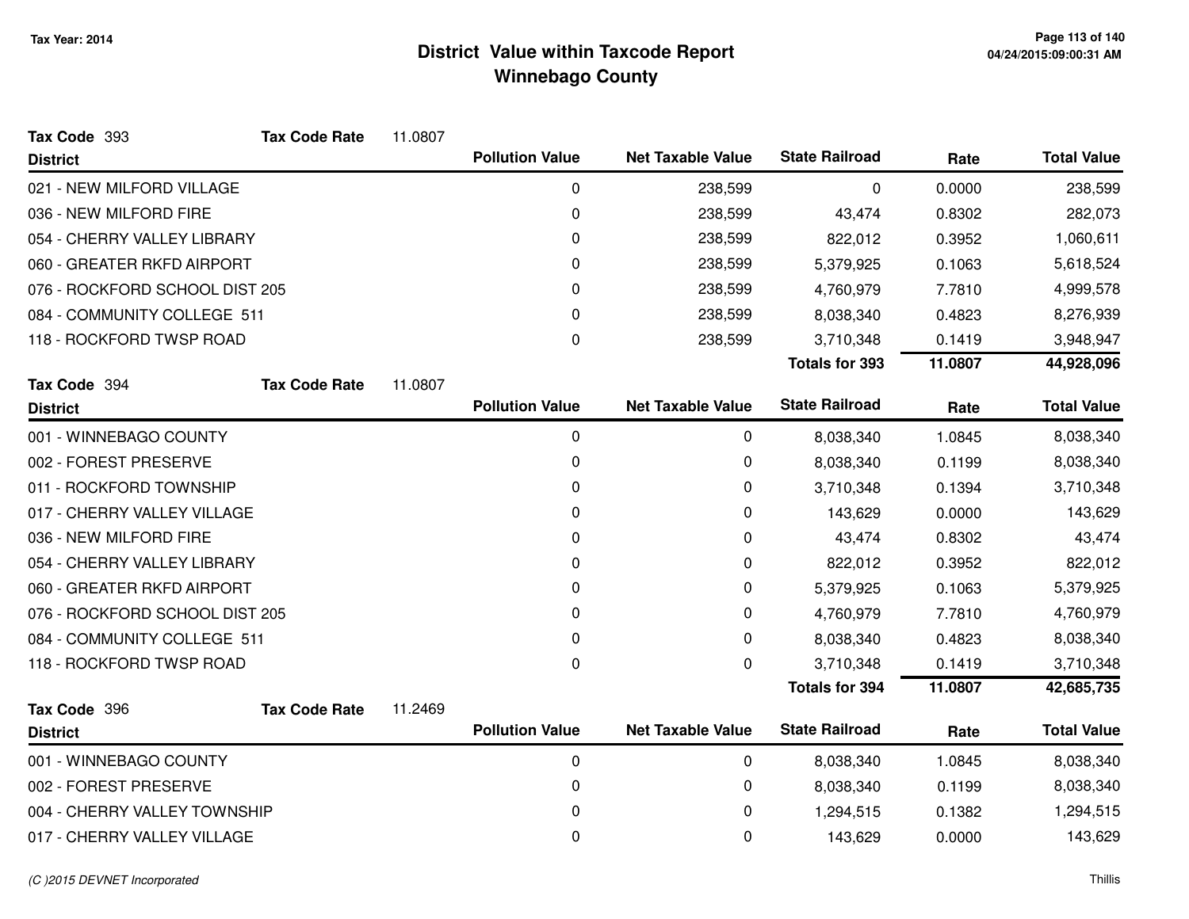# District Value within Taxcode Report
## Winnebago County

Tax Year: 2014

**Tax Code** 393 **Tax Code Rate** 11.0807

| District | Pollution Value | Net Taxable Value | State Railroad | Rate | Total Value |
|---|---|---|---|---|---|
| 021 - NEW MILFORD VILLAGE | 0 | 238,599 | 0 | 0.0000 | 238,599 |
| 036 - NEW MILFORD FIRE | 0 | 238,599 | 43,474 | 0.8302 | 282,073 |
| 054 - CHERRY VALLEY LIBRARY | 0 | 238,599 | 822,012 | 0.3952 | 1,060,611 |
| 060 - GREATER RKFD AIRPORT | 0 | 238,599 | 5,379,925 | 0.1063 | 5,618,524 |
| 076 - ROCKFORD SCHOOL DIST 205 | 0 | 238,599 | 4,760,979 | 7.7810 | 4,999,578 |
| 084 - COMMUNITY COLLEGE 511 | 0 | 238,599 | 8,038,340 | 0.4823 | 8,276,939 |
| 118 - ROCKFORD TWSP ROAD | 0 | 238,599 | 3,710,348 | 0.1419 | 3,948,947 |
| | | | **Totals for 393** | **11.0807** | **44,928,096** |

**Tax Code** 394 **Tax Code Rate** 11.0807

| District | Pollution Value | Net Taxable Value | State Railroad | Rate | Total Value |
|---|---|---|---|---|---|
| 001 - WINNEBAGO COUNTY | 0 | 0 | 8,038,340 | 1.0845 | 8,038,340 |
| 002 - FOREST PRESERVE | 0 | 0 | 8,038,340 | 0.1199 | 8,038,340 |
| 011 - ROCKFORD TOWNSHIP | 0 | 0 | 3,710,348 | 0.1394 | 3,710,348 |
| 017 - CHERRY VALLEY VILLAGE | 0 | 0 | 143,629 | 0.0000 | 143,629 |
| 036 - NEW MILFORD FIRE | 0 | 0 | 43,474 | 0.8302 | 43,474 |
| 054 - CHERRY VALLEY LIBRARY | 0 | 0 | 822,012 | 0.3952 | 822,012 |
| 060 - GREATER RKFD AIRPORT | 0 | 0 | 5,379,925 | 0.1063 | 5,379,925 |
| 076 - ROCKFORD SCHOOL DIST 205 | 0 | 0 | 4,760,979 | 7.7810 | 4,760,979 |
| 084 - COMMUNITY COLLEGE 511 | 0 | 0 | 8,038,340 | 0.4823 | 8,038,340 |
| 118 - ROCKFORD TWSP ROAD | 0 | 0 | 3,710,348 | 0.1419 | 3,710,348 |
| | | | **Totals for 394** | **11.0807** | **42,685,735** |

**Tax Code** 396 **Tax Code Rate** 11.2469

| District | Pollution Value | Net Taxable Value | State Railroad | Rate | Total Value |
|---|---|---|---|---|---|
| 001 - WINNEBAGO COUNTY | 0 | 0 | 8,038,340 | 1.0845 | 8,038,340 |
| 002 - FOREST PRESERVE | 0 | 0 | 8,038,340 | 0.1199 | 8,038,340 |
| 004 - CHERRY VALLEY TOWNSHIP | 0 | 0 | 1,294,515 | 0.1382 | 1,294,515 |
| 017 - CHERRY VALLEY VILLAGE | 0 | 0 | 143,629 | 0.0000 | 143,629 |

*(C )2015 DEVNET Incorporated* Thillis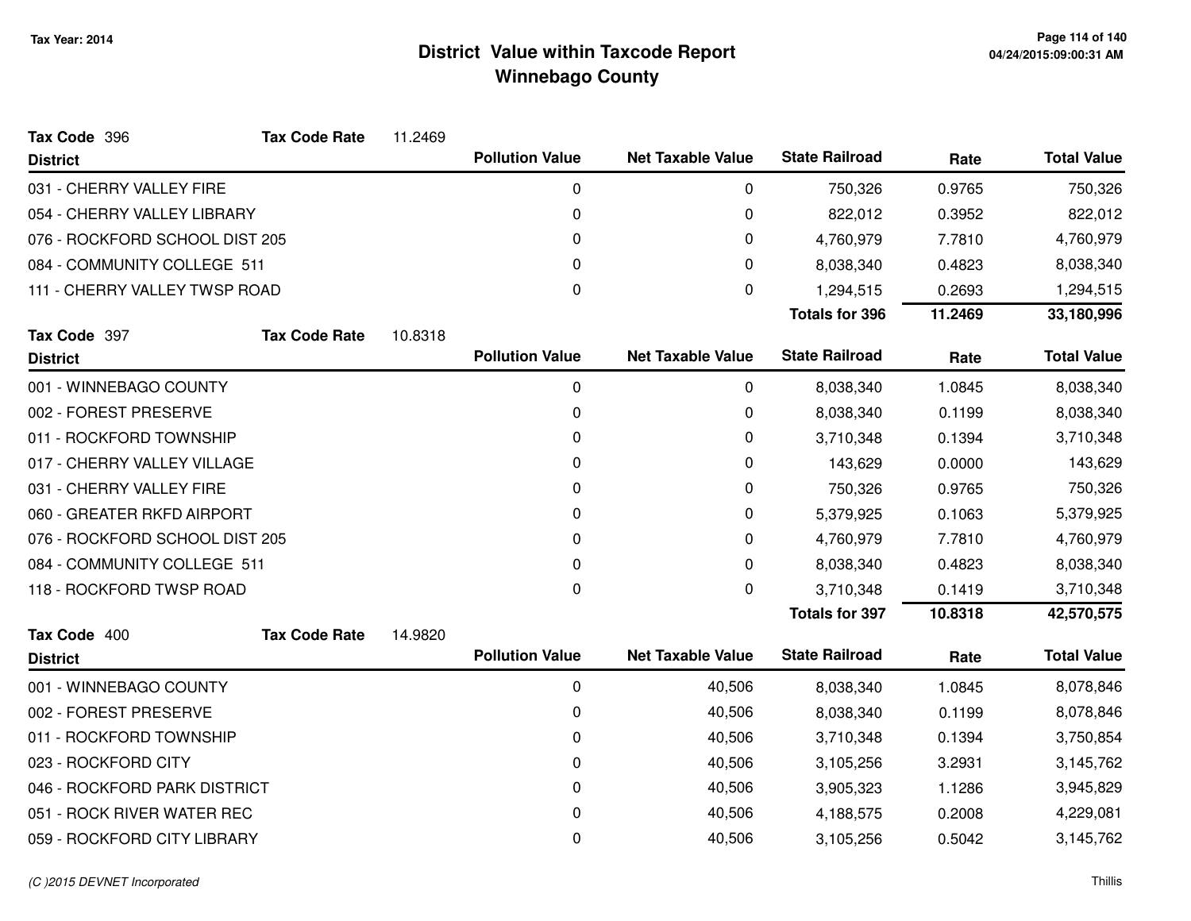Tax Year: 2014

# District Value within Taxcode Report
## Winnebago County

**Tax Code** 396 **Tax Code Rate** 11.2469

| District | Pollution Value | Net Taxable Value | State Railroad | Rate | Total Value |
|---|---|---|---|---|---|
| 031 - CHERRY VALLEY FIRE | 0 | 0 | 750,326 | 0.9765 | 750,326 |
| 054 - CHERRY VALLEY LIBRARY | 0 | 0 | 822,012 | 0.3952 | 822,012 |
| 076 - ROCKFORD SCHOOL DIST 205 | 0 | 0 | 4,760,979 | 7.7810 | 4,760,979 |
| 084 - COMMUNITY COLLEGE 511 | 0 | 0 | 8,038,340 | 0.4823 | 8,038,340 |
| 111 - CHERRY VALLEY TWSP ROAD | 0 | 0 | 1,294,515 | 0.2693 | 1,294,515 |
| | | | **Totals for 396** | **11.2469** | **33,180,996** |

**Tax Code** 397 **Tax Code Rate** 10.8318

| District | Pollution Value | Net Taxable Value | State Railroad | Rate | Total Value |
|---|---|---|---|---|---|
| 001 - WINNEBAGO COUNTY | 0 | 0 | 8,038,340 | 1.0845 | 8,038,340 |
| 002 - FOREST PRESERVE | 0 | 0 | 8,038,340 | 0.1199 | 8,038,340 |
| 011 - ROCKFORD TOWNSHIP | 0 | 0 | 3,710,348 | 0.1394 | 3,710,348 |
| 017 - CHERRY VALLEY VILLAGE | 0 | 0 | 143,629 | 0.0000 | 143,629 |
| 031 - CHERRY VALLEY FIRE | 0 | 0 | 750,326 | 0.9765 | 750,326 |
| 060 - GREATER RKFD AIRPORT | 0 | 0 | 5,379,925 | 0.1063 | 5,379,925 |
| 076 - ROCKFORD SCHOOL DIST 205 | 0 | 0 | 4,760,979 | 7.7810 | 4,760,979 |
| 084 - COMMUNITY COLLEGE 511 | 0 | 0 | 8,038,340 | 0.4823 | 8,038,340 |
| 118 - ROCKFORD TWSP ROAD | 0 | 0 | 3,710,348 | 0.1419 | 3,710,348 |
| | | | **Totals for 397** | **10.8318** | **42,570,575** |

**Tax Code** 400 **Tax Code Rate** 14.9820

| District | Pollution Value | Net Taxable Value | State Railroad | Rate | Total Value |
|---|---|---|---|---|---|
| 001 - WINNEBAGO COUNTY | 0 | 40,506 | 8,038,340 | 1.0845 | 8,078,846 |
| 002 - FOREST PRESERVE | 0 | 40,506 | 8,038,340 | 0.1199 | 8,078,846 |
| 011 - ROCKFORD TOWNSHIP | 0 | 40,506 | 3,710,348 | 0.1394 | 3,750,854 |
| 023 - ROCKFORD CITY | 0 | 40,506 | 3,105,256 | 3.2931 | 3,145,762 |
| 046 - ROCKFORD PARK DISTRICT | 0 | 40,506 | 3,905,323 | 1.1286 | 3,945,829 |
| 051 - ROCK RIVER WATER REC | 0 | 40,506 | 4,188,575 | 0.2008 | 4,229,081 |
| 059 - ROCKFORD CITY LIBRARY | 0 | 40,506 | 3,105,256 | 0.5042 | 3,145,762 |

*(C )2015 DEVNET Incorporated*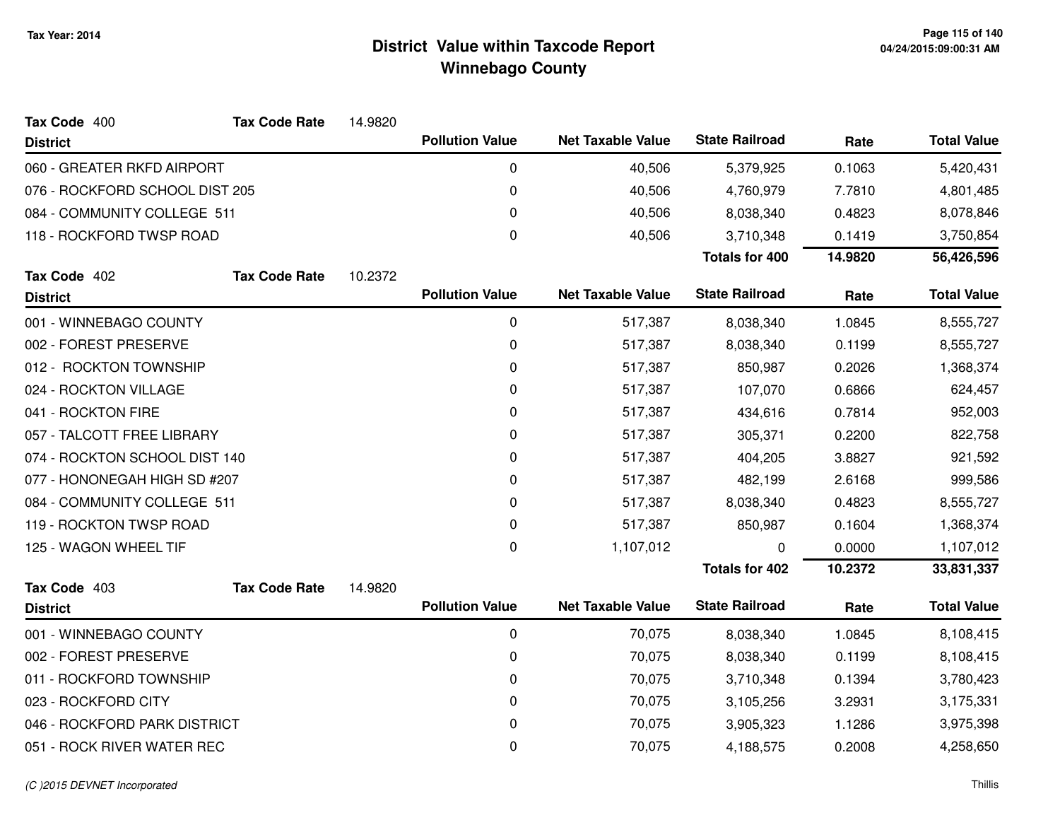Tax Year: 2014

# District Value within Taxcode Report
## Winnebago County

04/24/2015:09:00:31 AM

**Tax Code** 400 **Tax Code Rate** 14.9820

| District | Pollution Value | Net Taxable Value | State Railroad | Rate | Total Value |
|---|---|---|---|---|---|
| 060 - GREATER RKFD AIRPORT | 0 | 40,506 | 5,379,925 | 0.1063 | 5,420,431 |
| 076 - ROCKFORD SCHOOL DIST 205 | 0 | 40,506 | 4,760,979 | 7.7810 | 4,801,485 |
| 084 - COMMUNITY COLLEGE 511 | 0 | 40,506 | 8,038,340 | 0.4823 | 8,078,846 |
| 118 - ROCKFORD TWSP ROAD | 0 | 40,506 | 3,710,348 | 0.1419 | 3,750,854 |
| | | | **Totals for 400** | **14.9820** | **56,426,596** |

**Tax Code** 402 **Tax Code Rate** 10.2372

| District | Pollution Value | Net Taxable Value | State Railroad | Rate | Total Value |
|---|---|---|---|---|---|
| 001 - WINNEBAGO COUNTY | 0 | 517,387 | 8,038,340 | 1.0845 | 8,555,727 |
| 002 - FOREST PRESERVE | 0 | 517,387 | 8,038,340 | 0.1199 | 8,555,727 |
| 012 - ROCKTON TOWNSHIP | 0 | 517,387 | 850,987 | 0.2026 | 1,368,374 |
| 024 - ROCKTON VILLAGE | 0 | 517,387 | 107,070 | 0.6866 | 624,457 |
| 041 - ROCKTON FIRE | 0 | 517,387 | 434,616 | 0.7814 | 952,003 |
| 057 - TALCOTT FREE LIBRARY | 0 | 517,387 | 305,371 | 0.2200 | 822,758 |
| 074 - ROCKTON SCHOOL DIST 140 | 0 | 517,387 | 404,205 | 3.8827 | 921,592 |
| 077 - HONONEGAH HIGH SD #207 | 0 | 517,387 | 482,199 | 2.6168 | 999,586 |
| 084 - COMMUNITY COLLEGE 511 | 0 | 517,387 | 8,038,340 | 0.4823 | 8,555,727 |
| 119 - ROCKTON TWSP ROAD | 0 | 517,387 | 850,987 | 0.1604 | 1,368,374 |
| 125 - WAGON WHEEL TIF | 0 | 1,107,012 | 0 | 0.0000 | 1,107,012 |
| | | | **Totals for 402** | **10.2372** | **33,831,337** |

**Tax Code** 403 **Tax Code Rate** 14.9820

| District | Pollution Value | Net Taxable Value | State Railroad | Rate | Total Value |
|---|---|---|---|---|---|
| 001 - WINNEBAGO COUNTY | 0 | 70,075 | 8,038,340 | 1.0845 | 8,108,415 |
| 002 - FOREST PRESERVE | 0 | 70,075 | 8,038,340 | 0.1199 | 8,108,415 |
| 011 - ROCKFORD TOWNSHIP | 0 | 70,075 | 3,710,348 | 0.1394 | 3,780,423 |
| 023 - ROCKFORD CITY | 0 | 70,075 | 3,105,256 | 3.2931 | 3,175,331 |
| 046 - ROCKFORD PARK DISTRICT | 0 | 70,075 | 3,905,323 | 1.1286 | 3,975,398 |
| 051 - ROCK RIVER WATER REC | 0 | 70,075 | 4,188,575 | 0.2008 | 4,258,650 |

(C )2015 DEVNET Incorporated

Thillis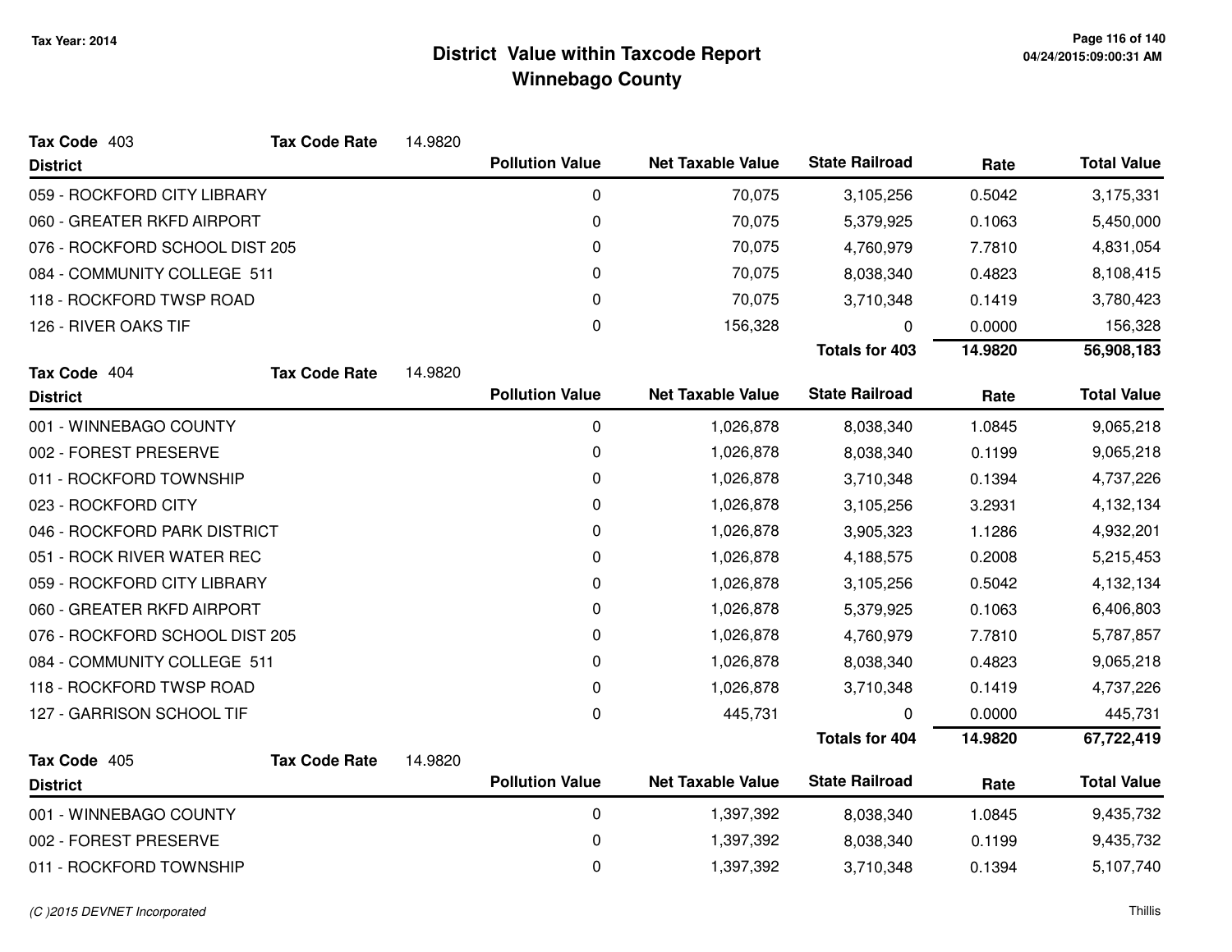# District Value within Taxcode Report
## Winnebago County

Tax Year: 2014

**Tax Code** 403 **Tax Code Rate** 14.9820

| District | Pollution Value | Net Taxable Value | State Railroad | Rate | Total Value |
|---|---|---|---|---|---|
| 059 - ROCKFORD CITY LIBRARY | 0 | 70,075 | 3,105,256 | 0.5042 | 3,175,331 |
| 060 - GREATER RKFD AIRPORT | 0 | 70,075 | 5,379,925 | 0.1063 | 5,450,000 |
| 076 - ROCKFORD SCHOOL DIST 205 | 0 | 70,075 | 4,760,979 | 7.7810 | 4,831,054 |
| 084 - COMMUNITY COLLEGE 511 | 0 | 70,075 | 8,038,340 | 0.4823 | 8,108,415 |
| 118 - ROCKFORD TWSP ROAD | 0 | 70,075 | 3,710,348 | 0.1419 | 3,780,423 |
| 126 - RIVER OAKS TIF | 0 | 156,328 | 0 | 0.0000 | 156,328 |
| | | | **Totals for 403** | **14.9820** | **56,908,183** |

**Tax Code** 404 **Tax Code Rate** 14.9820

| District | Pollution Value | Net Taxable Value | State Railroad | Rate | Total Value |
|---|---|---|---|---|---|
| 001 - WINNEBAGO COUNTY | 0 | 1,026,878 | 8,038,340 | 1.0845 | 9,065,218 |
| 002 - FOREST PRESERVE | 0 | 1,026,878 | 8,038,340 | 0.1199 | 9,065,218 |
| 011 - ROCKFORD TOWNSHIP | 0 | 1,026,878 | 3,710,348 | 0.1394 | 4,737,226 |
| 023 - ROCKFORD CITY | 0 | 1,026,878 | 3,105,256 | 3.2931 | 4,132,134 |
| 046 - ROCKFORD PARK DISTRICT | 0 | 1,026,878 | 3,905,323 | 1.1286 | 4,932,201 |
| 051 - ROCK RIVER WATER REC | 0 | 1,026,878 | 4,188,575 | 0.2008 | 5,215,453 |
| 059 - ROCKFORD CITY LIBRARY | 0 | 1,026,878 | 3,105,256 | 0.5042 | 4,132,134 |
| 060 - GREATER RKFD AIRPORT | 0 | 1,026,878 | 5,379,925 | 0.1063 | 6,406,803 |
| 076 - ROCKFORD SCHOOL DIST 205 | 0 | 1,026,878 | 4,760,979 | 7.7810 | 5,787,857 |
| 084 - COMMUNITY COLLEGE 511 | 0 | 1,026,878 | 8,038,340 | 0.4823 | 9,065,218 |
| 118 - ROCKFORD TWSP ROAD | 0 | 1,026,878 | 3,710,348 | 0.1419 | 4,737,226 |
| 127 - GARRISON SCHOOL TIF | 0 | 445,731 | 0 | 0.0000 | 445,731 |
| | | | **Totals for 404** | **14.9820** | **67,722,419** |

**Tax Code** 405 **Tax Code Rate** 14.9820

| District | Pollution Value | Net Taxable Value | State Railroad | Rate | Total Value |
|---|---|---|---|---|---|
| 001 - WINNEBAGO COUNTY | 0 | 1,397,392 | 8,038,340 | 1.0845 | 9,435,732 |
| 002 - FOREST PRESERVE | 0 | 1,397,392 | 8,038,340 | 0.1199 | 9,435,732 |
| 011 - ROCKFORD TOWNSHIP | 0 | 1,397,392 | 3,710,348 | 0.1394 | 5,107,740 |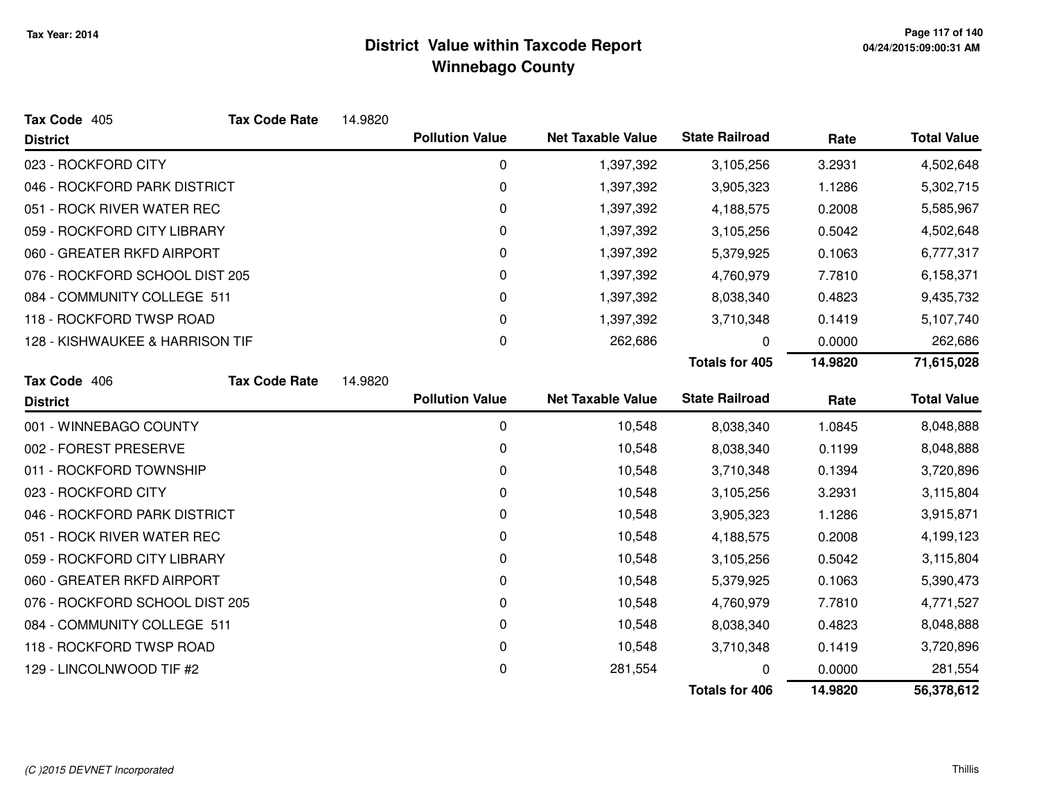# District Value within Taxcode Report
## Winnebago County

Tax Year: 2014

**Tax Code** 405 **Tax Code Rate** 14.9820

| District | Pollution Value | Net Taxable Value | State Railroad | Rate | Total Value |
|---|---|---|---|---|---|
| 023 - ROCKFORD CITY | 0 | 1,397,392 | 3,105,256 | 3.2931 | 4,502,648 |
| 046 - ROCKFORD PARK DISTRICT | 0 | 1,397,392 | 3,905,323 | 1.1286 | 5,302,715 |
| 051 - ROCK RIVER WATER REC | 0 | 1,397,392 | 4,188,575 | 0.2008 | 5,585,967 |
| 059 - ROCKFORD CITY LIBRARY | 0 | 1,397,392 | 3,105,256 | 0.5042 | 4,502,648 |
| 060 - GREATER RKFD AIRPORT | 0 | 1,397,392 | 5,379,925 | 0.1063 | 6,777,317 |
| 076 - ROCKFORD SCHOOL DIST 205 | 0 | 1,397,392 | 4,760,979 | 7.7810 | 6,158,371 |
| 084 - COMMUNITY COLLEGE 511 | 0 | 1,397,392 | 8,038,340 | 0.4823 | 9,435,732 |
| 118 - ROCKFORD TWSP ROAD | 0 | 1,397,392 | 3,710,348 | 0.1419 | 5,107,740 |
| 128 - KISHWAUKEE & HARRISON TIF | 0 | 262,686 | 0 | 0.0000 | 262,686 |
| | | | **Totals for 405** | **14.9820** | **71,615,028** |

**Tax Code** 406 **Tax Code Rate** 14.9820

| District | Pollution Value | Net Taxable Value | State Railroad | Rate | Total Value |
|---|---|---|---|---|---|
| 001 - WINNEBAGO COUNTY | 0 | 10,548 | 8,038,340 | 1.0845 | 8,048,888 |
| 002 - FOREST PRESERVE | 0 | 10,548 | 8,038,340 | 0.1199 | 8,048,888 |
| 011 - ROCKFORD TOWNSHIP | 0 | 10,548 | 3,710,348 | 0.1394 | 3,720,896 |
| 023 - ROCKFORD CITY | 0 | 10,548 | 3,105,256 | 3.2931 | 3,115,804 |
| 046 - ROCKFORD PARK DISTRICT | 0 | 10,548 | 3,905,323 | 1.1286 | 3,915,871 |
| 051 - ROCK RIVER WATER REC | 0 | 10,548 | 4,188,575 | 0.2008 | 4,199,123 |
| 059 - ROCKFORD CITY LIBRARY | 0 | 10,548 | 3,105,256 | 0.5042 | 3,115,804 |
| 060 - GREATER RKFD AIRPORT | 0 | 10,548 | 5,379,925 | 0.1063 | 5,390,473 |
| 076 - ROCKFORD SCHOOL DIST 205 | 0 | 10,548 | 4,760,979 | 7.7810 | 4,771,527 |
| 084 - COMMUNITY COLLEGE 511 | 0 | 10,548 | 8,038,340 | 0.4823 | 8,048,888 |
| 118 - ROCKFORD TWSP ROAD | 0 | 10,548 | 3,710,348 | 0.1419 | 3,720,896 |
| 129 - LINCOLNWOOD TIF #2 | 0 | 281,554 | 0 | 0.0000 | 281,554 |
| | | | **Totals for 406** | **14.9820** | **56,378,612** |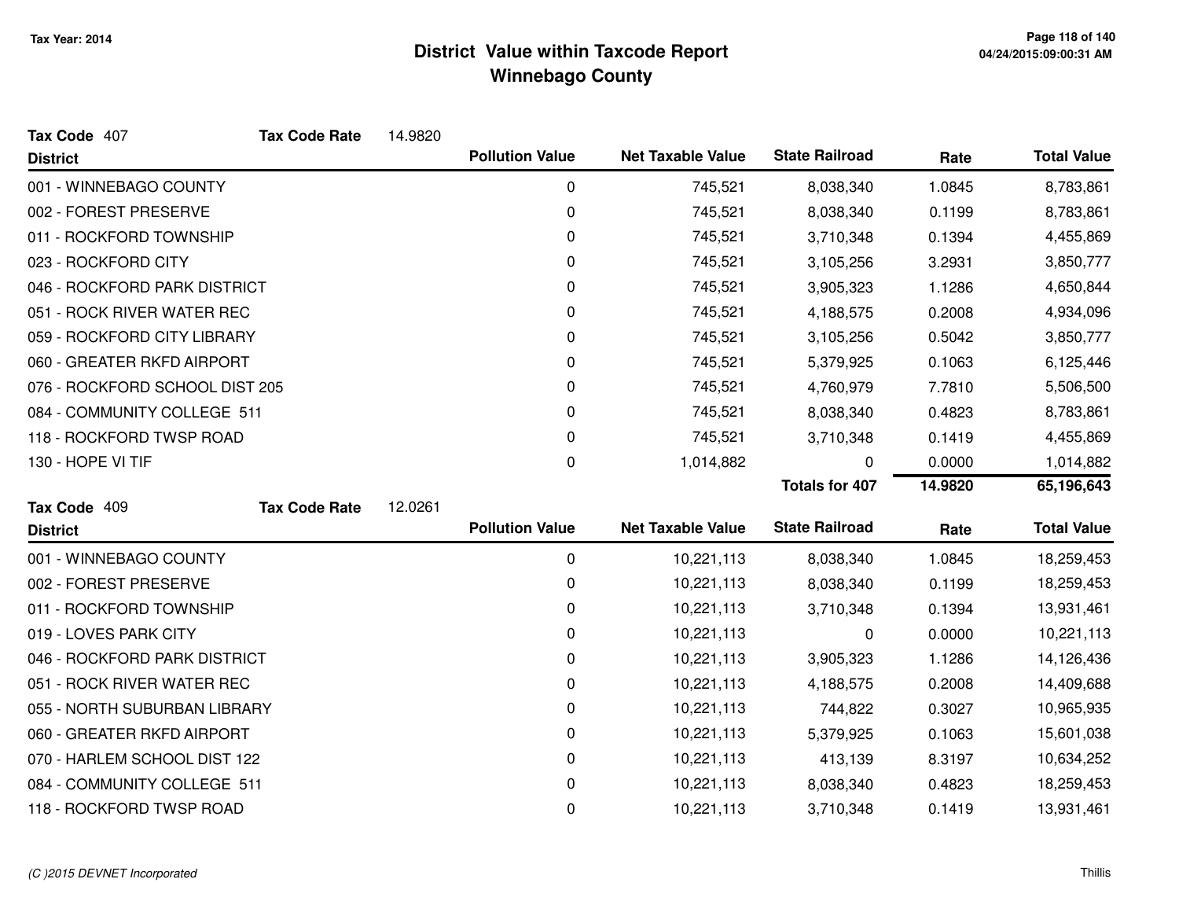Tax Year: 2014

# District Value within Taxcode Report
## Winnebago County

**Tax Code** 407 **Tax Code Rate** 14.9820

| District | Pollution Value | Net Taxable Value | State Railroad | Rate | Total Value |
|---|---|---|---|---|---|
| 001 - WINNEBAGO COUNTY | 0 | 745,521 | 8,038,340 | 1.0845 | 8,783,861 |
| 002 - FOREST PRESERVE | 0 | 745,521 | 8,038,340 | 0.1199 | 8,783,861 |
| 011 - ROCKFORD TOWNSHIP | 0 | 745,521 | 3,710,348 | 0.1394 | 4,455,869 |
| 023 - ROCKFORD CITY | 0 | 745,521 | 3,105,256 | 3.2931 | 3,850,777 |
| 046 - ROCKFORD PARK DISTRICT | 0 | 745,521 | 3,905,323 | 1.1286 | 4,650,844 |
| 051 - ROCK RIVER WATER REC | 0 | 745,521 | 4,188,575 | 0.2008 | 4,934,096 |
| 059 - ROCKFORD CITY LIBRARY | 0 | 745,521 | 3,105,256 | 0.5042 | 3,850,777 |
| 060 - GREATER RKFD AIRPORT | 0 | 745,521 | 5,379,925 | 0.1063 | 6,125,446 |
| 076 - ROCKFORD SCHOOL DIST 205 | 0 | 745,521 | 4,760,979 | 7.7810 | 5,506,500 |
| 084 - COMMUNITY COLLEGE 511 | 0 | 745,521 | 8,038,340 | 0.4823 | 8,783,861 |
| 118 - ROCKFORD TWSP ROAD | 0 | 745,521 | 3,710,348 | 0.1419 | 4,455,869 |
| 130 - HOPE VI TIF | 0 | 1,014,882 | 0 | 0.0000 | 1,014,882 |
| | | | **Totals for 407** | **14.9820** | **65,196,643** |

**Tax Code** 409 **Tax Code Rate** 12.0261

| District | Pollution Value | Net Taxable Value | State Railroad | Rate | Total Value |
|---|---|---|---|---|---|
| 001 - WINNEBAGO COUNTY | 0 | 10,221,113 | 8,038,340 | 1.0845 | 18,259,453 |
| 002 - FOREST PRESERVE | 0 | 10,221,113 | 8,038,340 | 0.1199 | 18,259,453 |
| 011 - ROCKFORD TOWNSHIP | 0 | 10,221,113 | 3,710,348 | 0.1394 | 13,931,461 |
| 019 - LOVES PARK CITY | 0 | 10,221,113 | 0 | 0.0000 | 10,221,113 |
| 046 - ROCKFORD PARK DISTRICT | 0 | 10,221,113 | 3,905,323 | 1.1286 | 14,126,436 |
| 051 - ROCK RIVER WATER REC | 0 | 10,221,113 | 4,188,575 | 0.2008 | 14,409,688 |
| 055 - NORTH SUBURBAN LIBRARY | 0 | 10,221,113 | 744,822 | 0.3027 | 10,965,935 |
| 060 - GREATER RKFD AIRPORT | 0 | 10,221,113 | 5,379,925 | 0.1063 | 15,601,038 |
| 070 - HARLEM SCHOOL DIST 122 | 0 | 10,221,113 | 413,139 | 8.3197 | 10,634,252 |
| 084 - COMMUNITY COLLEGE 511 | 0 | 10,221,113 | 8,038,340 | 0.4823 | 18,259,453 |
| 118 - ROCKFORD TWSP ROAD | 0 | 10,221,113 | 3,710,348 | 0.1419 | 13,931,461 |

(C )2015 DEVNET Incorporated

Thillis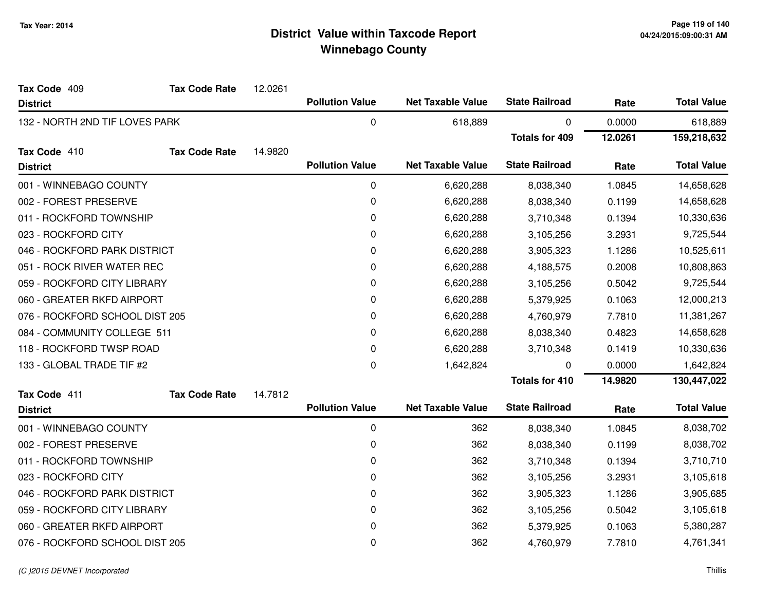# District Value within Taxcode Report
## Winnebago County

Tax Year: 2014

**Tax Code** 409 **Tax Code Rate** 12.0261

| District | Pollution Value | Net Taxable Value | State Railroad | Rate | Total Value |
|---|---|---|---|---|---|
| 132 - NORTH 2ND TIF LOVES PARK | 0 | 618,889 | 0 | 0.0000 | 618,889 |
| | | | **Totals for 409** | **12.0261** | **159,218,632** |

**Tax Code** 410 **Tax Code Rate** 14.9820

| District | Pollution Value | Net Taxable Value | State Railroad | Rate | Total Value |
|---|---|---|---|---|---|
| 001 - WINNEBAGO COUNTY | 0 | 6,620,288 | 8,038,340 | 1.0845 | 14,658,628 |
| 002 - FOREST PRESERVE | 0 | 6,620,288 | 8,038,340 | 0.1199 | 14,658,628 |
| 011 - ROCKFORD TOWNSHIP | 0 | 6,620,288 | 3,710,348 | 0.1394 | 10,330,636 |
| 023 - ROCKFORD CITY | 0 | 6,620,288 | 3,105,256 | 3.2931 | 9,725,544 |
| 046 - ROCKFORD PARK DISTRICT | 0 | 6,620,288 | 3,905,323 | 1.1286 | 10,525,611 |
| 051 - ROCK RIVER WATER REC | 0 | 6,620,288 | 4,188,575 | 0.2008 | 10,808,863 |
| 059 - ROCKFORD CITY LIBRARY | 0 | 6,620,288 | 3,105,256 | 0.5042 | 9,725,544 |
| 060 - GREATER RKFD AIRPORT | 0 | 6,620,288 | 5,379,925 | 0.1063 | 12,000,213 |
| 076 - ROCKFORD SCHOOL DIST 205 | 0 | 6,620,288 | 4,760,979 | 7.7810 | 11,381,267 |
| 084 - COMMUNITY COLLEGE 511 | 0 | 6,620,288 | 8,038,340 | 0.4823 | 14,658,628 |
| 118 - ROCKFORD TWSP ROAD | 0 | 6,620,288 | 3,710,348 | 0.1419 | 10,330,636 |
| 133 - GLOBAL TRADE TIF #2 | 0 | 1,642,824 | 0 | 0.0000 | 1,642,824 |
| | | | **Totals for 410** | **14.9820** | **130,447,022** |

**Tax Code** 411 **Tax Code Rate** 14.7812

| District | Pollution Value | Net Taxable Value | State Railroad | Rate | Total Value |
|---|---|---|---|---|---|
| 001 - WINNEBAGO COUNTY | 0 | 362 | 8,038,340 | 1.0845 | 8,038,702 |
| 002 - FOREST PRESERVE | 0 | 362 | 8,038,340 | 0.1199 | 8,038,702 |
| 011 - ROCKFORD TOWNSHIP | 0 | 362 | 3,710,348 | 0.1394 | 3,710,710 |
| 023 - ROCKFORD CITY | 0 | 362 | 3,105,256 | 3.2931 | 3,105,618 |
| 046 - ROCKFORD PARK DISTRICT | 0 | 362 | 3,905,323 | 1.1286 | 3,905,685 |
| 059 - ROCKFORD CITY LIBRARY | 0 | 362 | 3,105,256 | 0.5042 | 3,105,618 |
| 060 - GREATER RKFD AIRPORT | 0 | 362 | 5,379,925 | 0.1063 | 5,380,287 |
| 076 - ROCKFORD SCHOOL DIST 205 | 0 | 362 | 4,760,979 | 7.7810 | 4,761,341 |

(C )2015 DEVNET Incorporated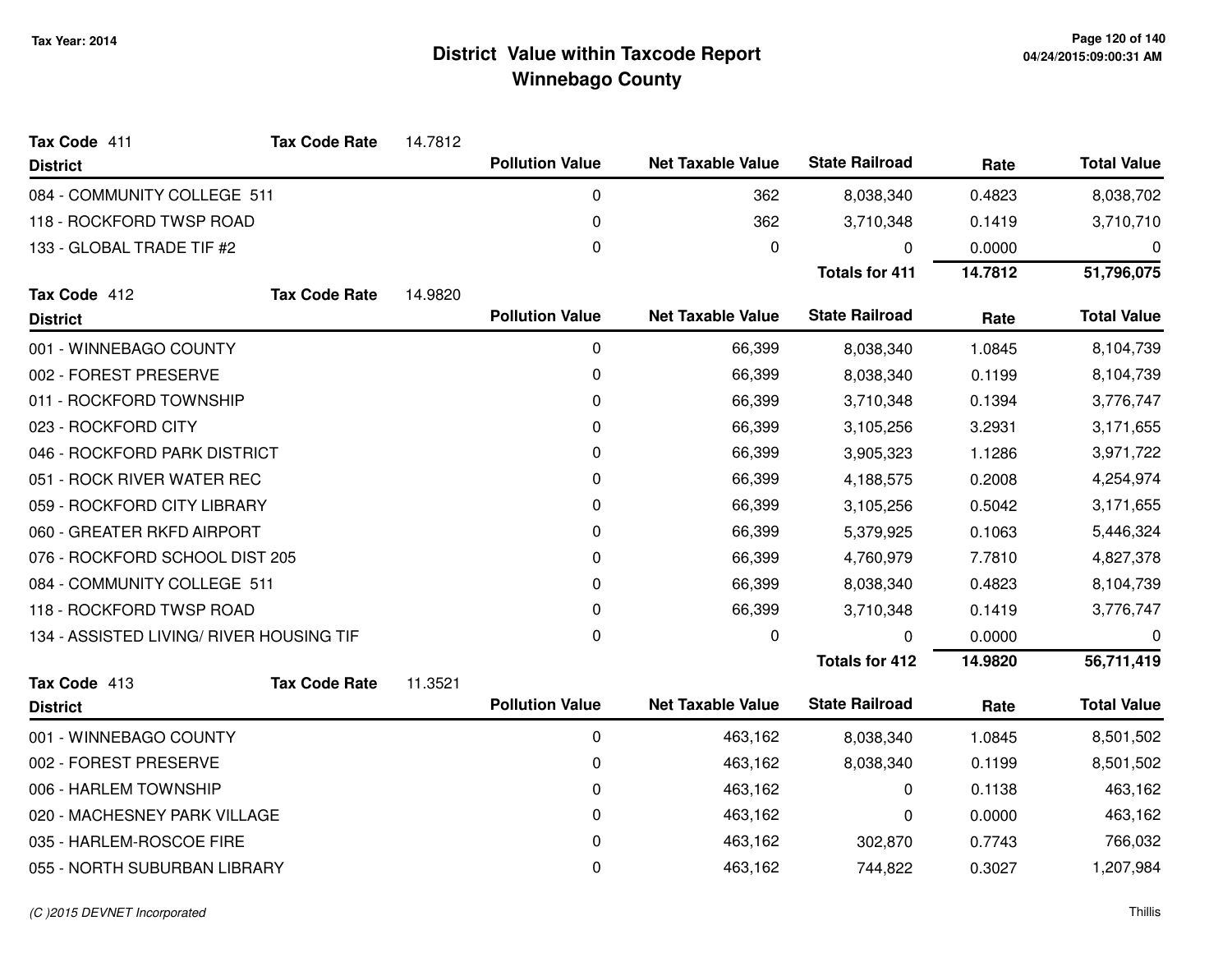# District Value within Taxcode Report
## Winnebago County

Tax Year: 2014

**Tax Code** 411 **Tax Code Rate** 14.7812

| District | Pollution Value | Net Taxable Value | State Railroad | Rate | Total Value |
|---|---|---|---|---|---|
| 084 - COMMUNITY COLLEGE 511 | 0 | 362 | 8,038,340 | 0.4823 | 8,038,702 |
| 118 - ROCKFORD TWSP ROAD | 0 | 362 | 3,710,348 | 0.1419 | 3,710,710 |
| 133 - GLOBAL TRADE TIF #2 | 0 | 0 | 0 | 0.0000 | 0 |
| | | | **Totals for 411** | **14.7812** | **51,796,075** |

**Tax Code** 412 **Tax Code Rate** 14.9820

| District | Pollution Value | Net Taxable Value | State Railroad | Rate | Total Value |
|---|---|---|---|---|---|
| 001 - WINNEBAGO COUNTY | 0 | 66,399 | 8,038,340 | 1.0845 | 8,104,739 |
| 002 - FOREST PRESERVE | 0 | 66,399 | 8,038,340 | 0.1199 | 8,104,739 |
| 011 - ROCKFORD TOWNSHIP | 0 | 66,399 | 3,710,348 | 0.1394 | 3,776,747 |
| 023 - ROCKFORD CITY | 0 | 66,399 | 3,105,256 | 3.2931 | 3,171,655 |
| 046 - ROCKFORD PARK DISTRICT | 0 | 66,399 | 3,905,323 | 1.1286 | 3,971,722 |
| 051 - ROCK RIVER WATER REC | 0 | 66,399 | 4,188,575 | 0.2008 | 4,254,974 |
| 059 - ROCKFORD CITY LIBRARY | 0 | 66,399 | 3,105,256 | 0.5042 | 3,171,655 |
| 060 - GREATER RKFD AIRPORT | 0 | 66,399 | 5,379,925 | 0.1063 | 5,446,324 |
| 076 - ROCKFORD SCHOOL DIST 205 | 0 | 66,399 | 4,760,979 | 7.7810 | 4,827,378 |
| 084 - COMMUNITY COLLEGE 511 | 0 | 66,399 | 8,038,340 | 0.4823 | 8,104,739 |
| 118 - ROCKFORD TWSP ROAD | 0 | 66,399 | 3,710,348 | 0.1419 | 3,776,747 |
| 134 - ASSISTED LIVING/ RIVER HOUSING TIF | 0 | 0 | 0 | 0.0000 | 0 |
| | | | **Totals for 412** | **14.9820** | **56,711,419** |

**Tax Code** 413 **Tax Code Rate** 11.3521

| District | Pollution Value | Net Taxable Value | State Railroad | Rate | Total Value |
|---|---|---|---|---|---|
| 001 - WINNEBAGO COUNTY | 0 | 463,162 | 8,038,340 | 1.0845 | 8,501,502 |
| 002 - FOREST PRESERVE | 0 | 463,162 | 8,038,340 | 0.1199 | 8,501,502 |
| 006 - HARLEM TOWNSHIP | 0 | 463,162 | 0 | 0.1138 | 463,162 |
| 020 - MACHESNEY PARK VILLAGE | 0 | 463,162 | 0 | 0.0000 | 463,162 |
| 035 - HARLEM-ROSCOE FIRE | 0 | 463,162 | 302,870 | 0.7743 | 766,032 |
| 055 - NORTH SUBURBAN LIBRARY | 0 | 463,162 | 744,822 | 0.3027 | 1,207,984 |

(C )2015 DEVNET Incorporated

Thillis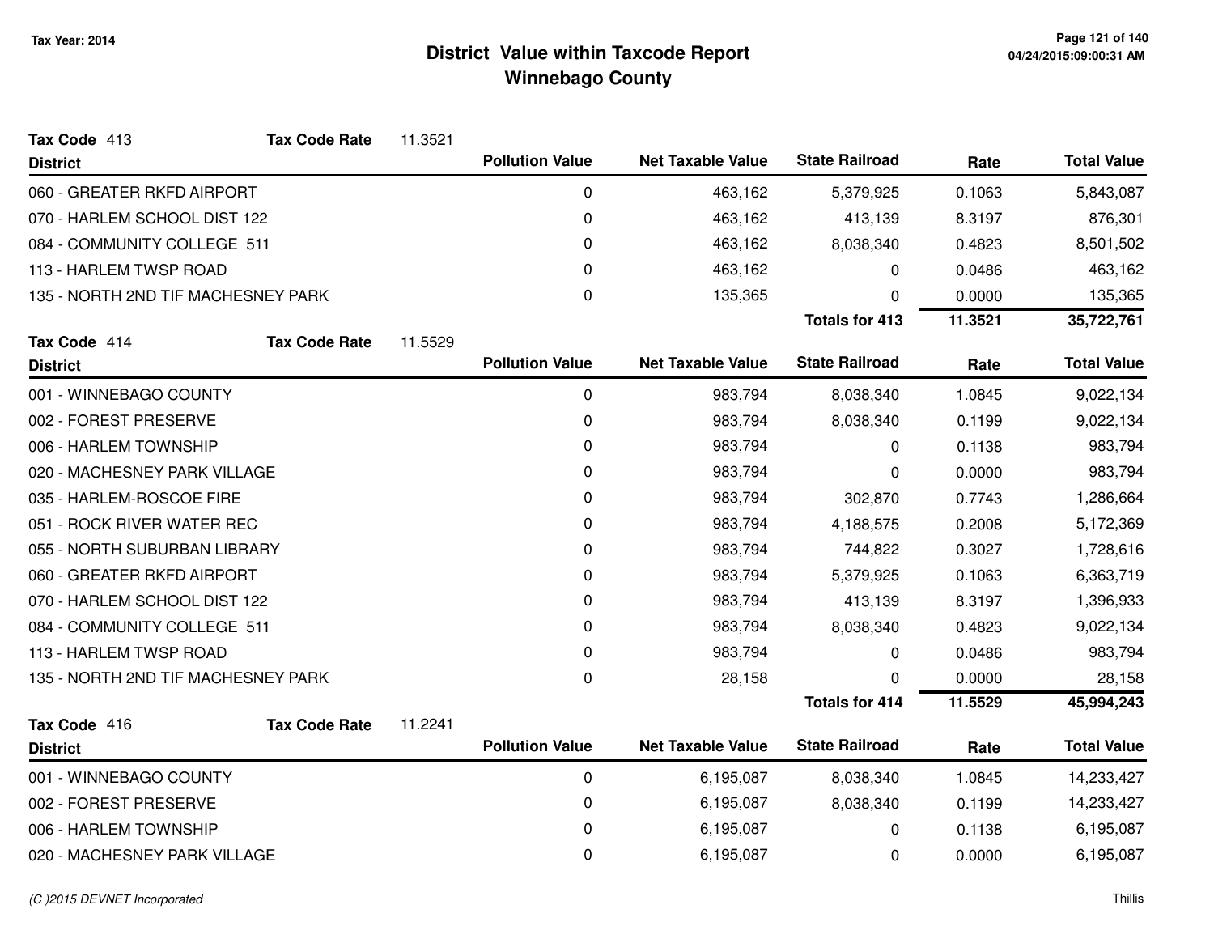# District Value within Taxcode Report
## Winnebago County

Tax Year: 2014

**Tax Code** 413 **Tax Code Rate** 11.3521

| District | Pollution Value | Net Taxable Value | State Railroad | Rate | Total Value |
|---|---|---|---|---|---|
| 060 - GREATER RKFD AIRPORT | 0 | 463,162 | 5,379,925 | 0.1063 | 5,843,087 |
| 070 - HARLEM SCHOOL DIST 122 | 0 | 463,162 | 413,139 | 8.3197 | 876,301 |
| 084 - COMMUNITY COLLEGE 511 | 0 | 463,162 | 8,038,340 | 0.4823 | 8,501,502 |
| 113 - HARLEM TWSP ROAD | 0 | 463,162 | 0 | 0.0486 | 463,162 |
| 135 - NORTH 2ND TIF MACHESNEY PARK | 0 | 135,365 | 0 | 0.0000 | 135,365 |
| | | | **Totals for 413** | **11.3521** | **35,722,761** |

**Tax Code** 414 **Tax Code Rate** 11.5529

| District | Pollution Value | Net Taxable Value | State Railroad | Rate | Total Value |
|---|---|---|---|---|---|
| 001 - WINNEBAGO COUNTY | 0 | 983,794 | 8,038,340 | 1.0845 | 9,022,134 |
| 002 - FOREST PRESERVE | 0 | 983,794 | 8,038,340 | 0.1199 | 9,022,134 |
| 006 - HARLEM TOWNSHIP | 0 | 983,794 | 0 | 0.1138 | 983,794 |
| 020 - MACHESNEY PARK VILLAGE | 0 | 983,794 | 0 | 0.0000 | 983,794 |
| 035 - HARLEM-ROSCOE FIRE | 0 | 983,794 | 302,870 | 0.7743 | 1,286,664 |
| 051 - ROCK RIVER WATER REC | 0 | 983,794 | 4,188,575 | 0.2008 | 5,172,369 |
| 055 - NORTH SUBURBAN LIBRARY | 0 | 983,794 | 744,822 | 0.3027 | 1,728,616 |
| 060 - GREATER RKFD AIRPORT | 0 | 983,794 | 5,379,925 | 0.1063 | 6,363,719 |
| 070 - HARLEM SCHOOL DIST 122 | 0 | 983,794 | 413,139 | 8.3197 | 1,396,933 |
| 084 - COMMUNITY COLLEGE 511 | 0 | 983,794 | 8,038,340 | 0.4823 | 9,022,134 |
| 113 - HARLEM TWSP ROAD | 0 | 983,794 | 0 | 0.0486 | 983,794 |
| 135 - NORTH 2ND TIF MACHESNEY PARK | 0 | 28,158 | 0 | 0.0000 | 28,158 |
| | | | **Totals for 414** | **11.5529** | **45,994,243** |

**Tax Code** 416 **Tax Code Rate** 11.2241

| District | Pollution Value | Net Taxable Value | State Railroad | Rate | Total Value |
|---|---|---|---|---|---|
| 001 - WINNEBAGO COUNTY | 0 | 6,195,087 | 8,038,340 | 1.0845 | 14,233,427 |
| 002 - FOREST PRESERVE | 0 | 6,195,087 | 8,038,340 | 0.1199 | 14,233,427 |
| 006 - HARLEM TOWNSHIP | 0 | 6,195,087 | 0 | 0.1138 | 6,195,087 |
| 020 - MACHESNEY PARK VILLAGE | 0 | 6,195,087 | 0 | 0.0000 | 6,195,087 |

*(C )2015 DEVNET Incorporated*

Thillis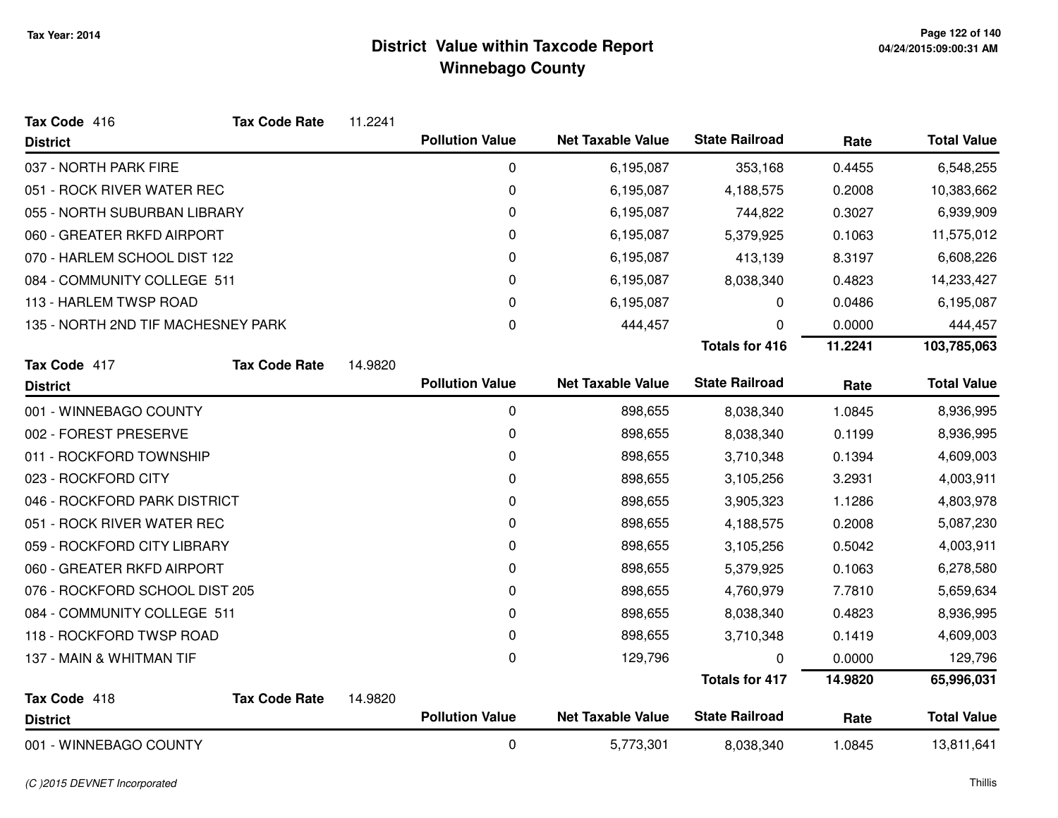# District Value within Taxcode Report
## Winnebago County

Tax Year: 2014

**Tax Code** 416 **Tax Code Rate** 11.2241

| District | Pollution Value | Net Taxable Value | State Railroad | Rate | Total Value |
|---|---|---|---|---|---|
| 037 - NORTH PARK FIRE | 0 | 6,195,087 | 353,168 | 0.4455 | 6,548,255 |
| 051 - ROCK RIVER WATER REC | 0 | 6,195,087 | 4,188,575 | 0.2008 | 10,383,662 |
| 055 - NORTH SUBURBAN LIBRARY | 0 | 6,195,087 | 744,822 | 0.3027 | 6,939,909 |
| 060 - GREATER RKFD AIRPORT | 0 | 6,195,087 | 5,379,925 | 0.1063 | 11,575,012 |
| 070 - HARLEM SCHOOL DIST 122 | 0 | 6,195,087 | 413,139 | 8.3197 | 6,608,226 |
| 084 - COMMUNITY COLLEGE 511 | 0 | 6,195,087 | 8,038,340 | 0.4823 | 14,233,427 |
| 113 - HARLEM TWSP ROAD | 0 | 6,195,087 | 0 | 0.0486 | 6,195,087 |
| 135 - NORTH 2ND TIF MACHESNEY PARK | 0 | 444,457 | 0 | 0.0000 | 444,457 |
| | | | **Totals for 416** | **11.2241** | **103,785,063** |

**Tax Code** 417 **Tax Code Rate** 14.9820

| District | Pollution Value | Net Taxable Value | State Railroad | Rate | Total Value |
|---|---|---|---|---|---|
| 001 - WINNEBAGO COUNTY | 0 | 898,655 | 8,038,340 | 1.0845 | 8,936,995 |
| 002 - FOREST PRESERVE | 0 | 898,655 | 8,038,340 | 0.1199 | 8,936,995 |
| 011 - ROCKFORD TOWNSHIP | 0 | 898,655 | 3,710,348 | 0.1394 | 4,609,003 |
| 023 - ROCKFORD CITY | 0 | 898,655 | 3,105,256 | 3.2931 | 4,003,911 |
| 046 - ROCKFORD PARK DISTRICT | 0 | 898,655 | 3,905,323 | 1.1286 | 4,803,978 |
| 051 - ROCK RIVER WATER REC | 0 | 898,655 | 4,188,575 | 0.2008 | 5,087,230 |
| 059 - ROCKFORD CITY LIBRARY | 0 | 898,655 | 3,105,256 | 0.5042 | 4,003,911 |
| 060 - GREATER RKFD AIRPORT | 0 | 898,655 | 5,379,925 | 0.1063 | 6,278,580 |
| 076 - ROCKFORD SCHOOL DIST 205 | 0 | 898,655 | 4,760,979 | 7.7810 | 5,659,634 |
| 084 - COMMUNITY COLLEGE 511 | 0 | 898,655 | 8,038,340 | 0.4823 | 8,936,995 |
| 118 - ROCKFORD TWSP ROAD | 0 | 898,655 | 3,710,348 | 0.1419 | 4,609,003 |
| 137 - MAIN & WHITMAN TIF | 0 | 129,796 | 0 | 0.0000 | 129,796 |
| | | | **Totals for 417** | **14.9820** | **65,996,031** |

**Tax Code** 418 **Tax Code Rate** 14.9820

| District | Pollution Value | Net Taxable Value | State Railroad | Rate | Total Value |
|---|---|---|---|---|---|
| 001 - WINNEBAGO COUNTY | 0 | 5,773,301 | 8,038,340 | 1.0845 | 13,811,641 |

*(C )2015 DEVNET Incorporated*

Thillis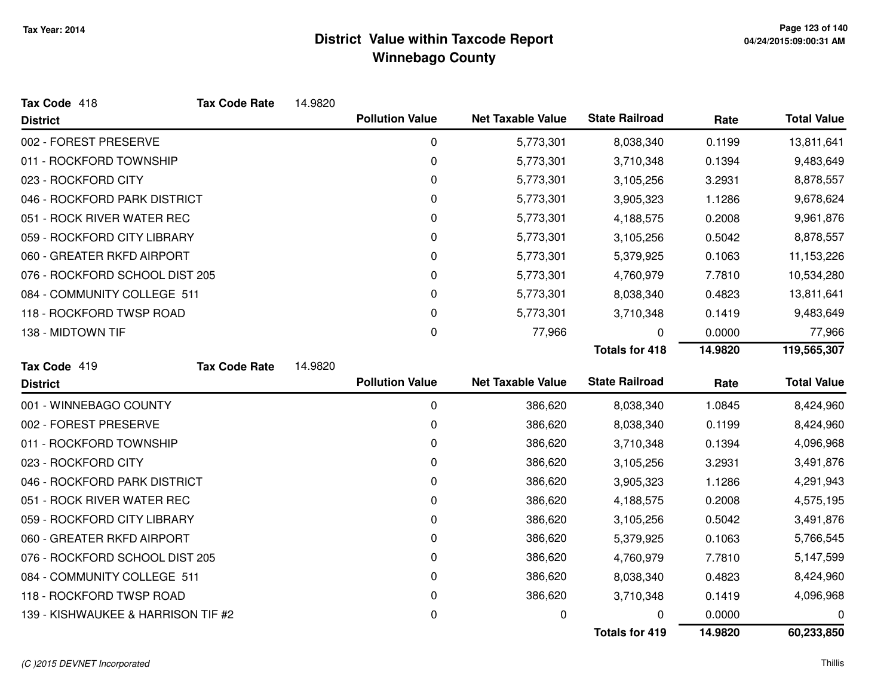# District Value within Taxcode Report
## Winnebago County

Tax Year: 2014

**Tax Code** 418 **Tax Code Rate** 14.9820

| District | Pollution Value | Net Taxable Value | State Railroad | Rate | Total Value |
|---|---|---|---|---|---|
| 002 - FOREST PRESERVE | 0 | 5,773,301 | 8,038,340 | 0.1199 | 13,811,641 |
| 011 - ROCKFORD TOWNSHIP | 0 | 5,773,301 | 3,710,348 | 0.1394 | 9,483,649 |
| 023 - ROCKFORD CITY | 0 | 5,773,301 | 3,105,256 | 3.2931 | 8,878,557 |
| 046 - ROCKFORD PARK DISTRICT | 0 | 5,773,301 | 3,905,323 | 1.1286 | 9,678,624 |
| 051 - ROCK RIVER WATER REC | 0 | 5,773,301 | 4,188,575 | 0.2008 | 9,961,876 |
| 059 - ROCKFORD CITY LIBRARY | 0 | 5,773,301 | 3,105,256 | 0.5042 | 8,878,557 |
| 060 - GREATER RKFD AIRPORT | 0 | 5,773,301 | 5,379,925 | 0.1063 | 11,153,226 |
| 076 - ROCKFORD SCHOOL DIST 205 | 0 | 5,773,301 | 4,760,979 | 7.7810 | 10,534,280 |
| 084 - COMMUNITY COLLEGE 511 | 0 | 5,773,301 | 8,038,340 | 0.4823 | 13,811,641 |
| 118 - ROCKFORD TWSP ROAD | 0 | 5,773,301 | 3,710,348 | 0.1419 | 9,483,649 |
| 138 - MIDTOWN TIF | 0 | 77,966 | 0 | 0.0000 | 77,966 |
| | | | **Totals for 418** | **14.9820** | **119,565,307** |

**Tax Code** 419 **Tax Code Rate** 14.9820

| District | Pollution Value | Net Taxable Value | State Railroad | Rate | Total Value |
|---|---|---|---|---|---|
| 001 - WINNEBAGO COUNTY | 0 | 386,620 | 8,038,340 | 1.0845 | 8,424,960 |
| 002 - FOREST PRESERVE | 0 | 386,620 | 8,038,340 | 0.1199 | 8,424,960 |
| 011 - ROCKFORD TOWNSHIP | 0 | 386,620 | 3,710,348 | 0.1394 | 4,096,968 |
| 023 - ROCKFORD CITY | 0 | 386,620 | 3,105,256 | 3.2931 | 3,491,876 |
| 046 - ROCKFORD PARK DISTRICT | 0 | 386,620 | 3,905,323 | 1.1286 | 4,291,943 |
| 051 - ROCK RIVER WATER REC | 0 | 386,620 | 4,188,575 | 0.2008 | 4,575,195 |
| 059 - ROCKFORD CITY LIBRARY | 0 | 386,620 | 3,105,256 | 0.5042 | 3,491,876 |
| 060 - GREATER RKFD AIRPORT | 0 | 386,620 | 5,379,925 | 0.1063 | 5,766,545 |
| 076 - ROCKFORD SCHOOL DIST 205 | 0 | 386,620 | 4,760,979 | 7.7810 | 5,147,599 |
| 084 - COMMUNITY COLLEGE 511 | 0 | 386,620 | 8,038,340 | 0.4823 | 8,424,960 |
| 118 - ROCKFORD TWSP ROAD | 0 | 386,620 | 3,710,348 | 0.1419 | 4,096,968 |
| 139 - KISHWAUKEE & HARRISON TIF #2 | 0 | 0 | 0 | 0.0000 | 0 |
| | | | **Totals for 419** | **14.9820** | **60,233,850** |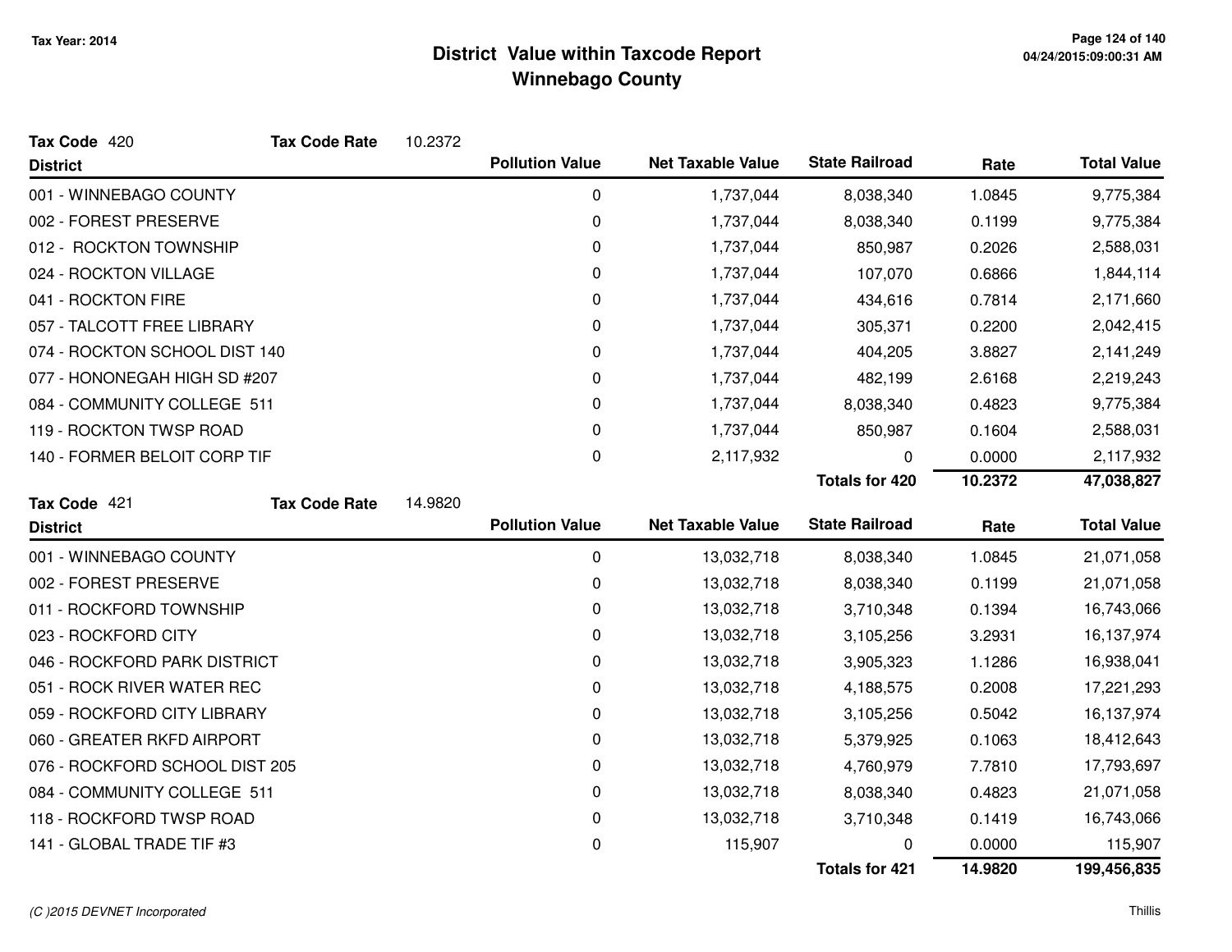# District Value within Taxcode Report
## Winnebago County

Tax Year: 2014

**Tax Code** 420 **Tax Code Rate** 10.2372

| District | Pollution Value | Net Taxable Value | State Railroad | Rate | Total Value |
|---|---|---|---|---|---|
| 001 - WINNEBAGO COUNTY | 0 | 1,737,044 | 8,038,340 | 1.0845 | 9,775,384 |
| 002 - FOREST PRESERVE | 0 | 1,737,044 | 8,038,340 | 0.1199 | 9,775,384 |
| 012 - ROCKTON TOWNSHIP | 0 | 1,737,044 | 850,987 | 0.2026 | 2,588,031 |
| 024 - ROCKTON VILLAGE | 0 | 1,737,044 | 107,070 | 0.6866 | 1,844,114 |
| 041 - ROCKTON FIRE | 0 | 1,737,044 | 434,616 | 0.7814 | 2,171,660 |
| 057 - TALCOTT FREE LIBRARY | 0 | 1,737,044 | 305,371 | 0.2200 | 2,042,415 |
| 074 - ROCKTON SCHOOL DIST 140 | 0 | 1,737,044 | 404,205 | 3.8827 | 2,141,249 |
| 077 - HONONEGAH HIGH SD #207 | 0 | 1,737,044 | 482,199 | 2.6168 | 2,219,243 |
| 084 - COMMUNITY COLLEGE 511 | 0 | 1,737,044 | 8,038,340 | 0.4823 | 9,775,384 |
| 119 - ROCKTON TWSP ROAD | 0 | 1,737,044 | 850,987 | 0.1604 | 2,588,031 |
| 140 - FORMER BELOIT CORP TIF | 0 | 2,117,932 | 0 | 0.0000 | 2,117,932 |
| | | | **Totals for 420** | **10.2372** | **47,038,827** |

**Tax Code** 421 **Tax Code Rate** 14.9820

| District | Pollution Value | Net Taxable Value | State Railroad | Rate | Total Value |
|---|---|---|---|---|---|
| 001 - WINNEBAGO COUNTY | 0 | 13,032,718 | 8,038,340 | 1.0845 | 21,071,058 |
| 002 - FOREST PRESERVE | 0 | 13,032,718 | 8,038,340 | 0.1199 | 21,071,058 |
| 011 - ROCKFORD TOWNSHIP | 0 | 13,032,718 | 3,710,348 | 0.1394 | 16,743,066 |
| 023 - ROCKFORD CITY | 0 | 13,032,718 | 3,105,256 | 3.2931 | 16,137,974 |
| 046 - ROCKFORD PARK DISTRICT | 0 | 13,032,718 | 3,905,323 | 1.1286 | 16,938,041 |
| 051 - ROCK RIVER WATER REC | 0 | 13,032,718 | 4,188,575 | 0.2008 | 17,221,293 |
| 059 - ROCKFORD CITY LIBRARY | 0 | 13,032,718 | 3,105,256 | 0.5042 | 16,137,974 |
| 060 - GREATER RKFD AIRPORT | 0 | 13,032,718 | 5,379,925 | 0.1063 | 18,412,643 |
| 076 - ROCKFORD SCHOOL DIST 205 | 0 | 13,032,718 | 4,760,979 | 7.7810 | 17,793,697 |
| 084 - COMMUNITY COLLEGE 511 | 0 | 13,032,718 | 8,038,340 | 0.4823 | 21,071,058 |
| 118 - ROCKFORD TWSP ROAD | 0 | 13,032,718 | 3,710,348 | 0.1419 | 16,743,066 |
| 141 - GLOBAL TRADE TIF #3 | 0 | 115,907 | 0 | 0.0000 | 115,907 |
| | | | **Totals for 421** | **14.9820** | **199,456,835** |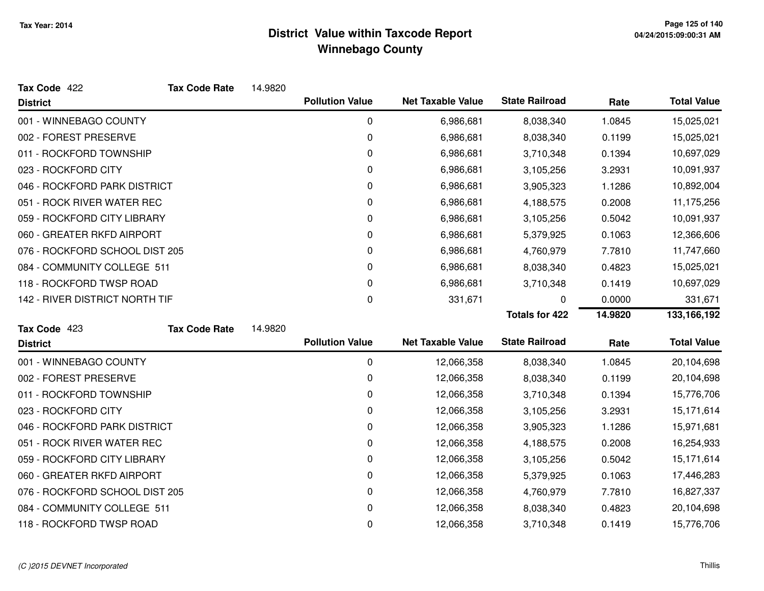# District Value within Taxcode Report
## Winnebago County

Tax Year: 2014

**Tax Code** 422 **Tax Code Rate** 14.9820

| District | Pollution Value | Net Taxable Value | State Railroad | Rate | Total Value |
|---|---|---|---|---|---|
| 001 - WINNEBAGO COUNTY | 0 | 6,986,681 | 8,038,340 | 1.0845 | 15,025,021 |
| 002 - FOREST PRESERVE | 0 | 6,986,681 | 8,038,340 | 0.1199 | 15,025,021 |
| 011 - ROCKFORD TOWNSHIP | 0 | 6,986,681 | 3,710,348 | 0.1394 | 10,697,029 |
| 023 - ROCKFORD CITY | 0 | 6,986,681 | 3,105,256 | 3.2931 | 10,091,937 |
| 046 - ROCKFORD PARK DISTRICT | 0 | 6,986,681 | 3,905,323 | 1.1286 | 10,892,004 |
| 051 - ROCK RIVER WATER REC | 0 | 6,986,681 | 4,188,575 | 0.2008 | 11,175,256 |
| 059 - ROCKFORD CITY LIBRARY | 0 | 6,986,681 | 3,105,256 | 0.5042 | 10,091,937 |
| 060 - GREATER RKFD AIRPORT | 0 | 6,986,681 | 5,379,925 | 0.1063 | 12,366,606 |
| 076 - ROCKFORD SCHOOL DIST 205 | 0 | 6,986,681 | 4,760,979 | 7.7810 | 11,747,660 |
| 084 - COMMUNITY COLLEGE 511 | 0 | 6,986,681 | 8,038,340 | 0.4823 | 15,025,021 |
| 118 - ROCKFORD TWSP ROAD | 0 | 6,986,681 | 3,710,348 | 0.1419 | 10,697,029 |
| 142 - RIVER DISTRICT NORTH TIF | 0 | 331,671 | 0 | 0.0000 | 331,671 |
| | | | **Totals for 422** | **14.9820** | **133,166,192** |

**Tax Code** 423 **Tax Code Rate** 14.9820

| District | Pollution Value | Net Taxable Value | State Railroad | Rate | Total Value |
|---|---|---|---|---|---|
| 001 - WINNEBAGO COUNTY | 0 | 12,066,358 | 8,038,340 | 1.0845 | 20,104,698 |
| 002 - FOREST PRESERVE | 0 | 12,066,358 | 8,038,340 | 0.1199 | 20,104,698 |
| 011 - ROCKFORD TOWNSHIP | 0 | 12,066,358 | 3,710,348 | 0.1394 | 15,776,706 |
| 023 - ROCKFORD CITY | 0 | 12,066,358 | 3,105,256 | 3.2931 | 15,171,614 |
| 046 - ROCKFORD PARK DISTRICT | 0 | 12,066,358 | 3,905,323 | 1.1286 | 15,971,681 |
| 051 - ROCK RIVER WATER REC | 0 | 12,066,358 | 4,188,575 | 0.2008 | 16,254,933 |
| 059 - ROCKFORD CITY LIBRARY | 0 | 12,066,358 | 3,105,256 | 0.5042 | 15,171,614 |
| 060 - GREATER RKFD AIRPORT | 0 | 12,066,358 | 5,379,925 | 0.1063 | 17,446,283 |
| 076 - ROCKFORD SCHOOL DIST 205 | 0 | 12,066,358 | 4,760,979 | 7.7810 | 16,827,337 |
| 084 - COMMUNITY COLLEGE 511 | 0 | 12,066,358 | 8,038,340 | 0.4823 | 20,104,698 |
| 118 - ROCKFORD TWSP ROAD | 0 | 12,066,358 | 3,710,348 | 0.1419 | 15,776,706 |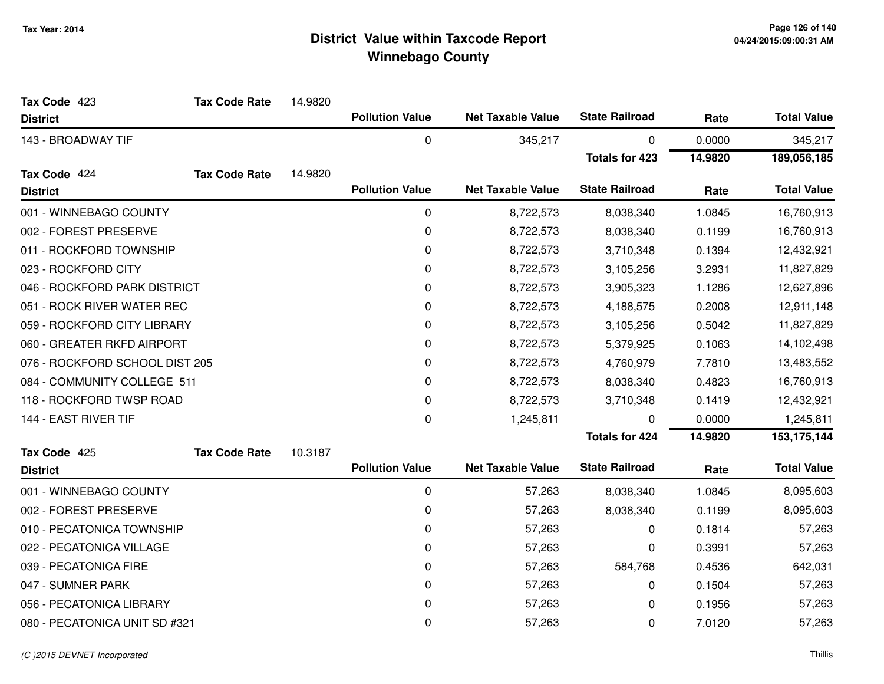# District Value within Taxcode Report
## Winnebago County

Tax Year: 2014

**Tax Code** 423 **Tax Code Rate** 14.9820

| District | Pollution Value | Net Taxable Value | State Railroad | Rate | Total Value |
|---|---|---|---|---|---|
| 143 - BROADWAY TIF | 0 | 345,217 | 0 | 0.0000 | 345,217 |
| | | | **Totals for 423** | **14.9820** | **189,056,185** |

**Tax Code** 424 **Tax Code Rate** 14.9820

| District | Pollution Value | Net Taxable Value | State Railroad | Rate | Total Value |
|---|---|---|---|---|---|
| 001 - WINNEBAGO COUNTY | 0 | 8,722,573 | 8,038,340 | 1.0845 | 16,760,913 |
| 002 - FOREST PRESERVE | 0 | 8,722,573 | 8,038,340 | 0.1199 | 16,760,913 |
| 011 - ROCKFORD TOWNSHIP | 0 | 8,722,573 | 3,710,348 | 0.1394 | 12,432,921 |
| 023 - ROCKFORD CITY | 0 | 8,722,573 | 3,105,256 | 3.2931 | 11,827,829 |
| 046 - ROCKFORD PARK DISTRICT | 0 | 8,722,573 | 3,905,323 | 1.1286 | 12,627,896 |
| 051 - ROCK RIVER WATER REC | 0 | 8,722,573 | 4,188,575 | 0.2008 | 12,911,148 |
| 059 - ROCKFORD CITY LIBRARY | 0 | 8,722,573 | 3,105,256 | 0.5042 | 11,827,829 |
| 060 - GREATER RKFD AIRPORT | 0 | 8,722,573 | 5,379,925 | 0.1063 | 14,102,498 |
| 076 - ROCKFORD SCHOOL DIST 205 | 0 | 8,722,573 | 4,760,979 | 7.7810 | 13,483,552 |
| 084 - COMMUNITY COLLEGE 511 | 0 | 8,722,573 | 8,038,340 | 0.4823 | 16,760,913 |
| 118 - ROCKFORD TWSP ROAD | 0 | 8,722,573 | 3,710,348 | 0.1419 | 12,432,921 |
| 144 - EAST RIVER TIF | 0 | 1,245,811 | 0 | 0.0000 | 1,245,811 |
| | | | **Totals for 424** | **14.9820** | **153,175,144** |

**Tax Code** 425 **Tax Code Rate** 10.3187

| District | Pollution Value | Net Taxable Value | State Railroad | Rate | Total Value |
|---|---|---|---|---|---|
| 001 - WINNEBAGO COUNTY | 0 | 57,263 | 8,038,340 | 1.0845 | 8,095,603 |
| 002 - FOREST PRESERVE | 0 | 57,263 | 8,038,340 | 0.1199 | 8,095,603 |
| 010 - PECATONICA TOWNSHIP | 0 | 57,263 | 0 | 0.1814 | 57,263 |
| 022 - PECATONICA VILLAGE | 0 | 57,263 | 0 | 0.3991 | 57,263 |
| 039 - PECATONICA FIRE | 0 | 57,263 | 584,768 | 0.4536 | 642,031 |
| 047 - SUMNER PARK | 0 | 57,263 | 0 | 0.1504 | 57,263 |
| 056 - PECATONICA LIBRARY | 0 | 57,263 | 0 | 0.1956 | 57,263 |
| 080 - PECATONICA UNIT SD #321 | 0 | 57,263 | 0 | 7.0120 | 57,263 |

(C )2015 DEVNET Incorporated

Thillis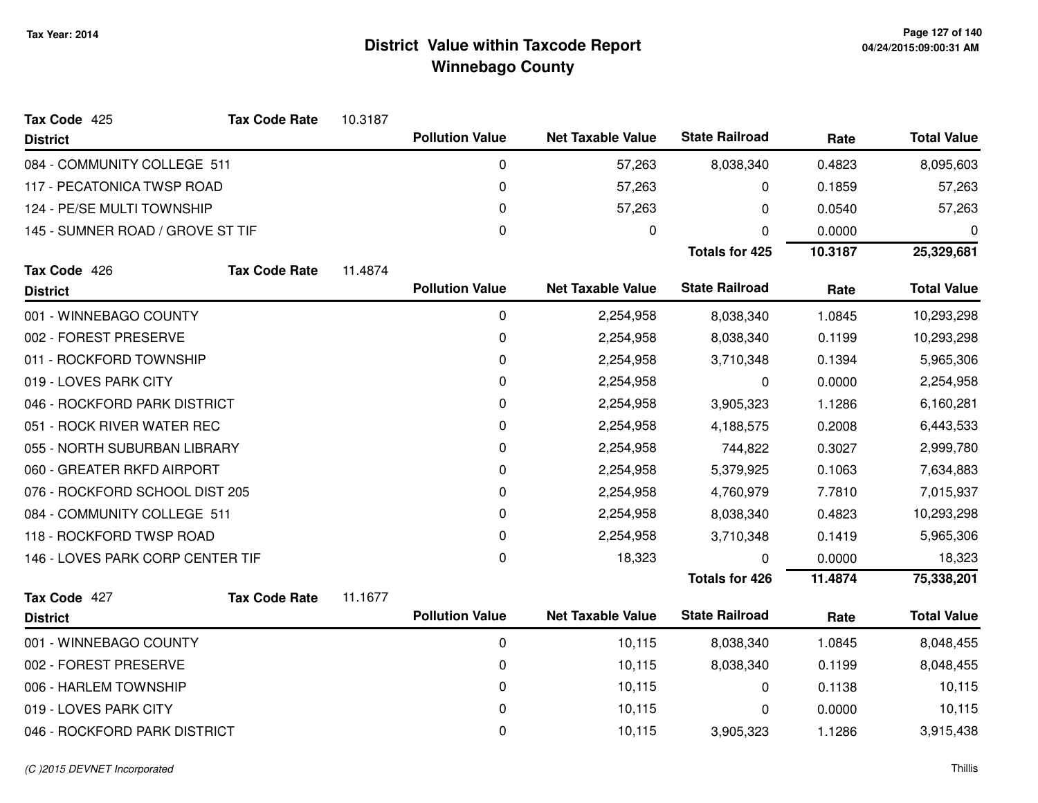# District Value within Taxcode Report
## Winnebago County

Tax Year: 2014

**Tax Code** 425 **Tax Code Rate** 10.3187

| District | Pollution Value | Net Taxable Value | State Railroad | Rate | Total Value |
|---|---|---|---|---|---|
| 084 - COMMUNITY COLLEGE 511 | 0 | 57,263 | 8,038,340 | 0.4823 | 8,095,603 |
| 117 - PECATONICA TWSP ROAD | 0 | 57,263 | 0 | 0.1859 | 57,263 |
| 124 - PE/SE MULTI TOWNSHIP | 0 | 57,263 | 0 | 0.0540 | 57,263 |
| 145 - SUMNER ROAD / GROVE ST TIF | 0 | 0 | 0 | 0.0000 | 0 |
| | | | **Totals for 425** | **10.3187** | **25,329,681** |

**Tax Code** 426 **Tax Code Rate** 11.4874

| District | Pollution Value | Net Taxable Value | State Railroad | Rate | Total Value |
|---|---|---|---|---|---|
| 001 - WINNEBAGO COUNTY | 0 | 2,254,958 | 8,038,340 | 1.0845 | 10,293,298 |
| 002 - FOREST PRESERVE | 0 | 2,254,958 | 8,038,340 | 0.1199 | 10,293,298 |
| 011 - ROCKFORD TOWNSHIP | 0 | 2,254,958 | 3,710,348 | 0.1394 | 5,965,306 |
| 019 - LOVES PARK CITY | 0 | 2,254,958 | 0 | 0.0000 | 2,254,958 |
| 046 - ROCKFORD PARK DISTRICT | 0 | 2,254,958 | 3,905,323 | 1.1286 | 6,160,281 |
| 051 - ROCK RIVER WATER REC | 0 | 2,254,958 | 4,188,575 | 0.2008 | 6,443,533 |
| 055 - NORTH SUBURBAN LIBRARY | 0 | 2,254,958 | 744,822 | 0.3027 | 2,999,780 |
| 060 - GREATER RKFD AIRPORT | 0 | 2,254,958 | 5,379,925 | 0.1063 | 7,634,883 |
| 076 - ROCKFORD SCHOOL DIST 205 | 0 | 2,254,958 | 4,760,979 | 7.7810 | 7,015,937 |
| 084 - COMMUNITY COLLEGE 511 | 0 | 2,254,958 | 8,038,340 | 0.4823 | 10,293,298 |
| 118 - ROCKFORD TWSP ROAD | 0 | 2,254,958 | 3,710,348 | 0.1419 | 5,965,306 |
| 146 - LOVES PARK CORP CENTER TIF | 0 | 18,323 | 0 | 0.0000 | 18,323 |
| | | | **Totals for 426** | **11.4874** | **75,338,201** |

**Tax Code** 427 **Tax Code Rate** 11.1677

| District | Pollution Value | Net Taxable Value | State Railroad | Rate | Total Value |
|---|---|---|---|---|---|
| 001 - WINNEBAGO COUNTY | 0 | 10,115 | 8,038,340 | 1.0845 | 8,048,455 |
| 002 - FOREST PRESERVE | 0 | 10,115 | 8,038,340 | 0.1199 | 8,048,455 |
| 006 - HARLEM TOWNSHIP | 0 | 10,115 | 0 | 0.1138 | 10,115 |
| 019 - LOVES PARK CITY | 0 | 10,115 | 0 | 0.0000 | 10,115 |
| 046 - ROCKFORD PARK DISTRICT | 0 | 10,115 | 3,905,323 | 1.1286 | 3,915,438 |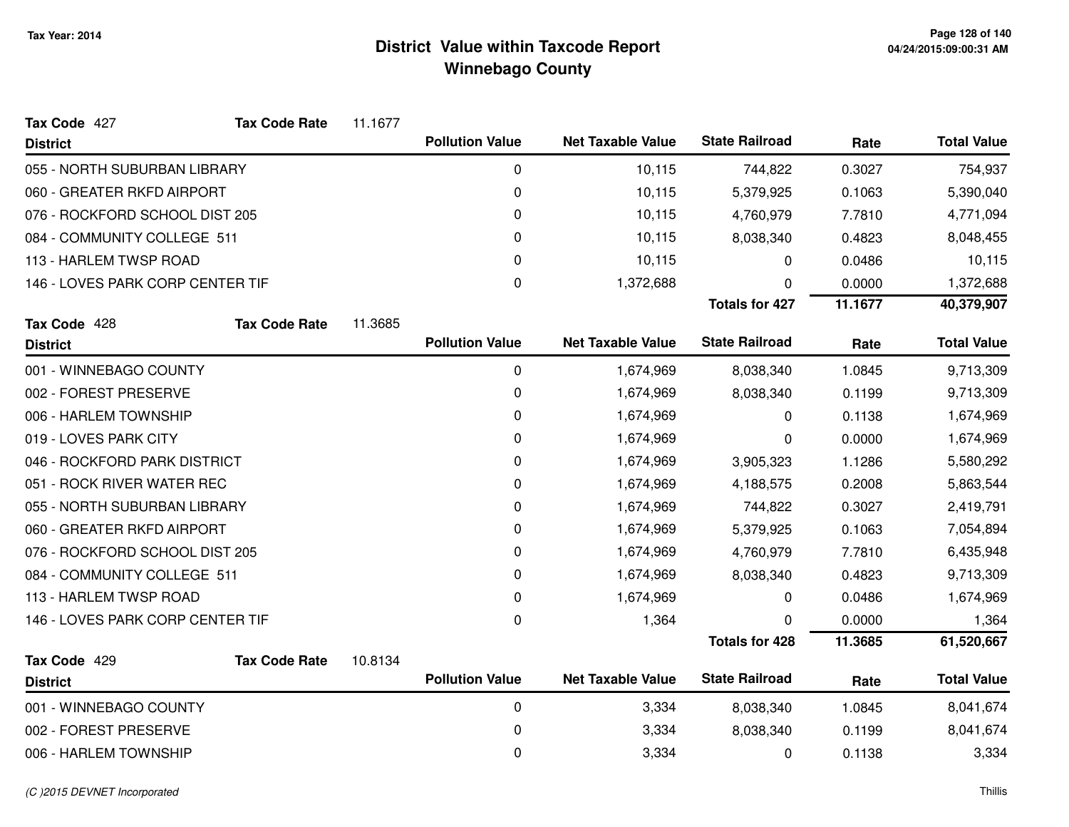# District Value within Taxcode Report
## Winnebago County

Tax Year: 2014

**Tax Code** 427 **Tax Code Rate** 11.1677

| District | Pollution Value | Net Taxable Value | State Railroad | Rate | Total Value |
|---|---|---|---|---|---|
| 055 - NORTH SUBURBAN LIBRARY | 0 | 10,115 | 744,822 | 0.3027 | 754,937 |
| 060 - GREATER RKFD AIRPORT | 0 | 10,115 | 5,379,925 | 0.1063 | 5,390,040 |
| 076 - ROCKFORD SCHOOL DIST 205 | 0 | 10,115 | 4,760,979 | 7.7810 | 4,771,094 |
| 084 - COMMUNITY COLLEGE 511 | 0 | 10,115 | 8,038,340 | 0.4823 | 8,048,455 |
| 113 - HARLEM TWSP ROAD | 0 | 10,115 | 0 | 0.0486 | 10,115 |
| 146 - LOVES PARK CORP CENTER TIF | 0 | 1,372,688 | 0 | 0.0000 | 1,372,688 |
| | | | **Totals for 427** | **11.1677** | **40,379,907** |

**Tax Code** 428 **Tax Code Rate** 11.3685

| District | Pollution Value | Net Taxable Value | State Railroad | Rate | Total Value |
|---|---|---|---|---|---|
| 001 - WINNEBAGO COUNTY | 0 | 1,674,969 | 8,038,340 | 1.0845 | 9,713,309 |
| 002 - FOREST PRESERVE | 0 | 1,674,969 | 8,038,340 | 0.1199 | 9,713,309 |
| 006 - HARLEM TOWNSHIP | 0 | 1,674,969 | 0 | 0.1138 | 1,674,969 |
| 019 - LOVES PARK CITY | 0 | 1,674,969 | 0 | 0.0000 | 1,674,969 |
| 046 - ROCKFORD PARK DISTRICT | 0 | 1,674,969 | 3,905,323 | 1.1286 | 5,580,292 |
| 051 - ROCK RIVER WATER REC | 0 | 1,674,969 | 4,188,575 | 0.2008 | 5,863,544 |
| 055 - NORTH SUBURBAN LIBRARY | 0 | 1,674,969 | 744,822 | 0.3027 | 2,419,791 |
| 060 - GREATER RKFD AIRPORT | 0 | 1,674,969 | 5,379,925 | 0.1063 | 7,054,894 |
| 076 - ROCKFORD SCHOOL DIST 205 | 0 | 1,674,969 | 4,760,979 | 7.7810 | 6,435,948 |
| 084 - COMMUNITY COLLEGE 511 | 0 | 1,674,969 | 8,038,340 | 0.4823 | 9,713,309 |
| 113 - HARLEM TWSP ROAD | 0 | 1,674,969 | 0 | 0.0486 | 1,674,969 |
| 146 - LOVES PARK CORP CENTER TIF | 0 | 1,364 | 0 | 0.0000 | 1,364 |
| | | | **Totals for 428** | **11.3685** | **61,520,667** |

**Tax Code** 429 **Tax Code Rate** 10.8134

| District | Pollution Value | Net Taxable Value | State Railroad | Rate | Total Value |
|---|---|---|---|---|---|
| 001 - WINNEBAGO COUNTY | 0 | 3,334 | 8,038,340 | 1.0845 | 8,041,674 |
| 002 - FOREST PRESERVE | 0 | 3,334 | 8,038,340 | 0.1199 | 8,041,674 |
| 006 - HARLEM TOWNSHIP | 0 | 3,334 | 0 | 0.1138 | 3,334 |

*(C )2015 DEVNET Incorporated*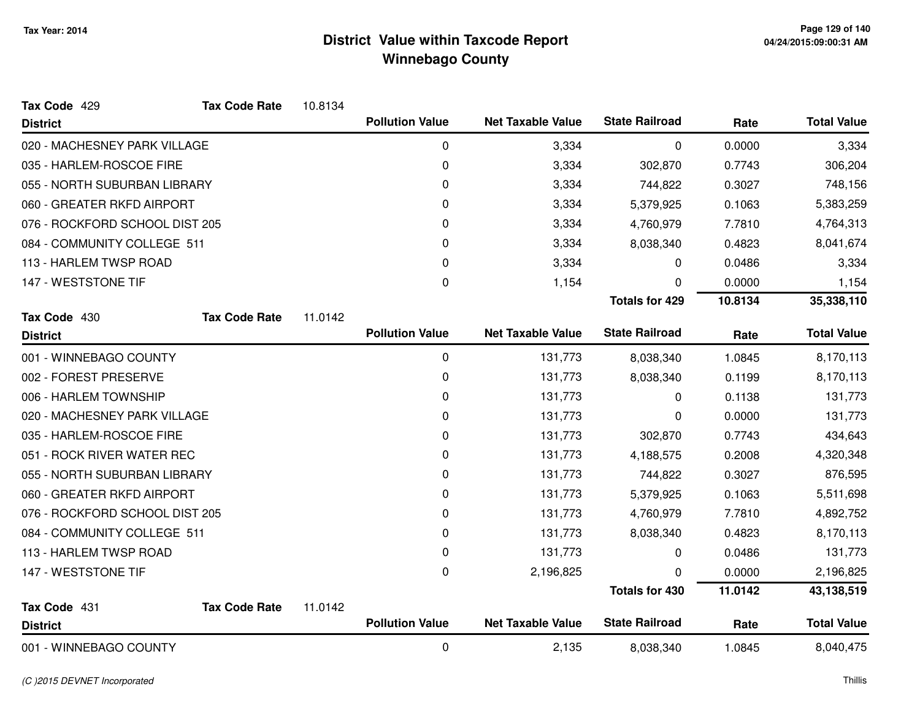# District Value within Taxcode Report
## Winnebago County

Tax Year: 2014

**Tax Code** 429 **Tax Code Rate** 10.8134

| District | Pollution Value | Net Taxable Value | State Railroad | Rate | Total Value |
|---|---|---|---|---|---|
| 020 - MACHESNEY PARK VILLAGE | 0 | 3,334 | 0 | 0.0000 | 3,334 |
| 035 - HARLEM-ROSCOE FIRE | 0 | 3,334 | 302,870 | 0.7743 | 306,204 |
| 055 - NORTH SUBURBAN LIBRARY | 0 | 3,334 | 744,822 | 0.3027 | 748,156 |
| 060 - GREATER RKFD AIRPORT | 0 | 3,334 | 5,379,925 | 0.1063 | 5,383,259 |
| 076 - ROCKFORD SCHOOL DIST 205 | 0 | 3,334 | 4,760,979 | 7.7810 | 4,764,313 |
| 084 - COMMUNITY COLLEGE 511 | 0 | 3,334 | 8,038,340 | 0.4823 | 8,041,674 |
| 113 - HARLEM TWSP ROAD | 0 | 3,334 | 0 | 0.0486 | 3,334 |
| 147 - WESTSTONE TIF | 0 | 1,154 | 0 | 0.0000 | 1,154 |
| | | | **Totals for 429** | **10.8134** | **35,338,110** |

**Tax Code** 430 **Tax Code Rate** 11.0142

| District | Pollution Value | Net Taxable Value | State Railroad | Rate | Total Value |
|---|---|---|---|---|---|
| 001 - WINNEBAGO COUNTY | 0 | 131,773 | 8,038,340 | 1.0845 | 8,170,113 |
| 002 - FOREST PRESERVE | 0 | 131,773 | 8,038,340 | 0.1199 | 8,170,113 |
| 006 - HARLEM TOWNSHIP | 0 | 131,773 | 0 | 0.1138 | 131,773 |
| 020 - MACHESNEY PARK VILLAGE | 0 | 131,773 | 0 | 0.0000 | 131,773 |
| 035 - HARLEM-ROSCOE FIRE | 0 | 131,773 | 302,870 | 0.7743 | 434,643 |
| 051 - ROCK RIVER WATER REC | 0 | 131,773 | 4,188,575 | 0.2008 | 4,320,348 |
| 055 - NORTH SUBURBAN LIBRARY | 0 | 131,773 | 744,822 | 0.3027 | 876,595 |
| 060 - GREATER RKFD AIRPORT | 0 | 131,773 | 5,379,925 | 0.1063 | 5,511,698 |
| 076 - ROCKFORD SCHOOL DIST 205 | 0 | 131,773 | 4,760,979 | 7.7810 | 4,892,752 |
| 084 - COMMUNITY COLLEGE 511 | 0 | 131,773 | 8,038,340 | 0.4823 | 8,170,113 |
| 113 - HARLEM TWSP ROAD | 0 | 131,773 | 0 | 0.0486 | 131,773 |
| 147 - WESTSTONE TIF | 0 | 2,196,825 | 0 | 0.0000 | 2,196,825 |
| | | | **Totals for 430** | **11.0142** | **43,138,519** |

**Tax Code** 431 **Tax Code Rate** 11.0142

| District | Pollution Value | Net Taxable Value | State Railroad | Rate | Total Value |
|---|---|---|---|---|---|
| 001 - WINNEBAGO COUNTY | 0 | 2,135 | 8,038,340 | 1.0845 | 8,040,475 |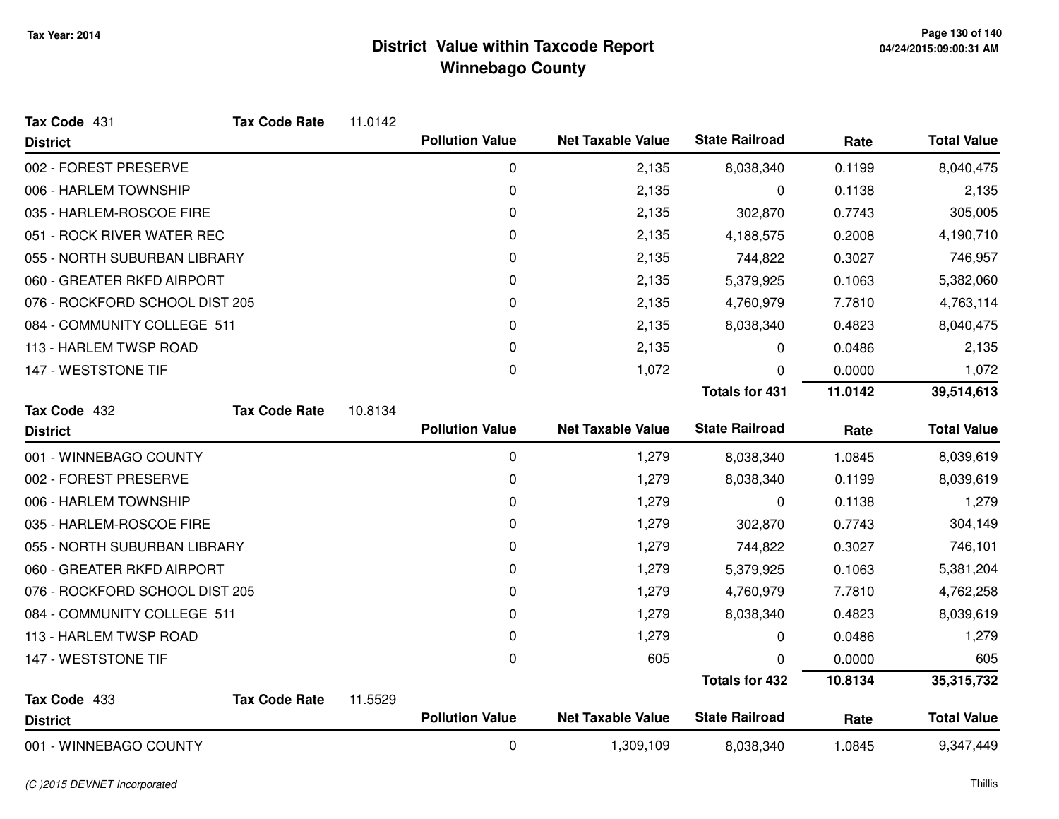# District Value within Taxcode Report
## Winnebago County

Tax Year: 2014

**Tax Code** 431 **Tax Code Rate** 11.0142

| District | Pollution Value | Net Taxable Value | State Railroad | Rate | Total Value |
|---|---|---|---|---|---|
| 002 - FOREST PRESERVE | 0 | 2,135 | 8,038,340 | 0.1199 | 8,040,475 |
| 006 - HARLEM TOWNSHIP | 0 | 2,135 | 0 | 0.1138 | 2,135 |
| 035 - HARLEM-ROSCOE FIRE | 0 | 2,135 | 302,870 | 0.7743 | 305,005 |
| 051 - ROCK RIVER WATER REC | 0 | 2,135 | 4,188,575 | 0.2008 | 4,190,710 |
| 055 - NORTH SUBURBAN LIBRARY | 0 | 2,135 | 744,822 | 0.3027 | 746,957 |
| 060 - GREATER RKFD AIRPORT | 0 | 2,135 | 5,379,925 | 0.1063 | 5,382,060 |
| 076 - ROCKFORD SCHOOL DIST 205 | 0 | 2,135 | 4,760,979 | 7.7810 | 4,763,114 |
| 084 - COMMUNITY COLLEGE 511 | 0 | 2,135 | 8,038,340 | 0.4823 | 8,040,475 |
| 113 - HARLEM TWSP ROAD | 0 | 2,135 | 0 | 0.0486 | 2,135 |
| 147 - WESTSTONE TIF | 0 | 1,072 | 0 | 0.0000 | 1,072 |
| | | | **Totals for 431** | **11.0142** | **39,514,613** |

**Tax Code** 432 **Tax Code Rate** 10.8134

| District | Pollution Value | Net Taxable Value | State Railroad | Rate | Total Value |
|---|---|---|---|---|---|
| 001 - WINNEBAGO COUNTY | 0 | 1,279 | 8,038,340 | 1.0845 | 8,039,619 |
| 002 - FOREST PRESERVE | 0 | 1,279 | 8,038,340 | 0.1199 | 8,039,619 |
| 006 - HARLEM TOWNSHIP | 0 | 1,279 | 0 | 0.1138 | 1,279 |
| 035 - HARLEM-ROSCOE FIRE | 0 | 1,279 | 302,870 | 0.7743 | 304,149 |
| 055 - NORTH SUBURBAN LIBRARY | 0 | 1,279 | 744,822 | 0.3027 | 746,101 |
| 060 - GREATER RKFD AIRPORT | 0 | 1,279 | 5,379,925 | 0.1063 | 5,381,204 |
| 076 - ROCKFORD SCHOOL DIST 205 | 0 | 1,279 | 4,760,979 | 7.7810 | 4,762,258 |
| 084 - COMMUNITY COLLEGE 511 | 0 | 1,279 | 8,038,340 | 0.4823 | 8,039,619 |
| 113 - HARLEM TWSP ROAD | 0 | 1,279 | 0 | 0.0486 | 1,279 |
| 147 - WESTSTONE TIF | 0 | 605 | 0 | 0.0000 | 605 |
| | | | **Totals for 432** | **10.8134** | **35,315,732** |

**Tax Code** 433 **Tax Code Rate** 11.5529

| District | Pollution Value | Net Taxable Value | State Railroad | Rate | Total Value |
|---|---|---|---|---|---|
| 001 - WINNEBAGO COUNTY | 0 | 1,309,109 | 8,038,340 | 1.0845 | 9,347,449 |

(C )2015 DEVNET Incorporated — Thillis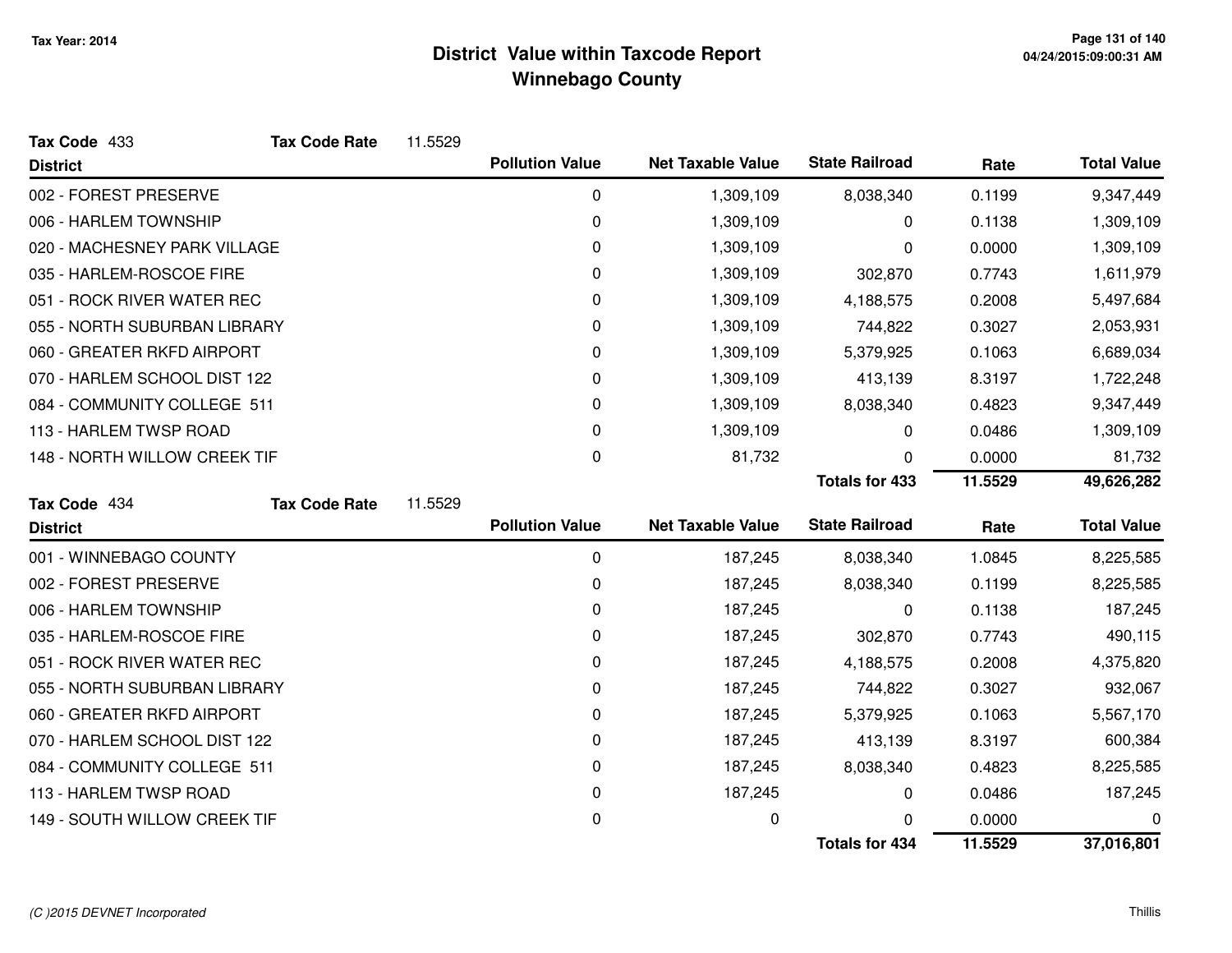# District Value within Taxcode Report
## Winnebago County

Tax Year: 2014

**Tax Code** 433 **Tax Code Rate** 11.5529

| District | Pollution Value | Net Taxable Value | State Railroad | Rate | Total Value |
|---|---|---|---|---|---|
| 002 - FOREST PRESERVE | 0 | 1,309,109 | 8,038,340 | 0.1199 | 9,347,449 |
| 006 - HARLEM TOWNSHIP | 0 | 1,309,109 | 0 | 0.1138 | 1,309,109 |
| 020 - MACHESNEY PARK VILLAGE | 0 | 1,309,109 | 0 | 0.0000 | 1,309,109 |
| 035 - HARLEM-ROSCOE FIRE | 0 | 1,309,109 | 302,870 | 0.7743 | 1,611,979 |
| 051 - ROCK RIVER WATER REC | 0 | 1,309,109 | 4,188,575 | 0.2008 | 5,497,684 |
| 055 - NORTH SUBURBAN LIBRARY | 0 | 1,309,109 | 744,822 | 0.3027 | 2,053,931 |
| 060 - GREATER RKFD AIRPORT | 0 | 1,309,109 | 5,379,925 | 0.1063 | 6,689,034 |
| 070 - HARLEM SCHOOL DIST 122 | 0 | 1,309,109 | 413,139 | 8.3197 | 1,722,248 |
| 084 - COMMUNITY COLLEGE 511 | 0 | 1,309,109 | 8,038,340 | 0.4823 | 9,347,449 |
| 113 - HARLEM TWSP ROAD | 0 | 1,309,109 | 0 | 0.0486 | 1,309,109 |
| 148 - NORTH WILLOW CREEK TIF | 0 | 81,732 | 0 | 0.0000 | 81,732 |
| | | | **Totals for 433** | **11.5529** | **49,626,282** |

**Tax Code** 434 **Tax Code Rate** 11.5529

| District | Pollution Value | Net Taxable Value | State Railroad | Rate | Total Value |
|---|---|---|---|---|---|
| 001 - WINNEBAGO COUNTY | 0 | 187,245 | 8,038,340 | 1.0845 | 8,225,585 |
| 002 - FOREST PRESERVE | 0 | 187,245 | 8,038,340 | 0.1199 | 8,225,585 |
| 006 - HARLEM TOWNSHIP | 0 | 187,245 | 0 | 0.1138 | 187,245 |
| 035 - HARLEM-ROSCOE FIRE | 0 | 187,245 | 302,870 | 0.7743 | 490,115 |
| 051 - ROCK RIVER WATER REC | 0 | 187,245 | 4,188,575 | 0.2008 | 4,375,820 |
| 055 - NORTH SUBURBAN LIBRARY | 0 | 187,245 | 744,822 | 0.3027 | 932,067 |
| 060 - GREATER RKFD AIRPORT | 0 | 187,245 | 5,379,925 | 0.1063 | 5,567,170 |
| 070 - HARLEM SCHOOL DIST 122 | 0 | 187,245 | 413,139 | 8.3197 | 600,384 |
| 084 - COMMUNITY COLLEGE 511 | 0 | 187,245 | 8,038,340 | 0.4823 | 8,225,585 |
| 113 - HARLEM TWSP ROAD | 0 | 187,245 | 0 | 0.0486 | 187,245 |
| 149 - SOUTH WILLOW CREEK TIF | 0 | 0 | 0 | 0.0000 | 0 |
| | | | **Totals for 434** | **11.5529** | **37,016,801** |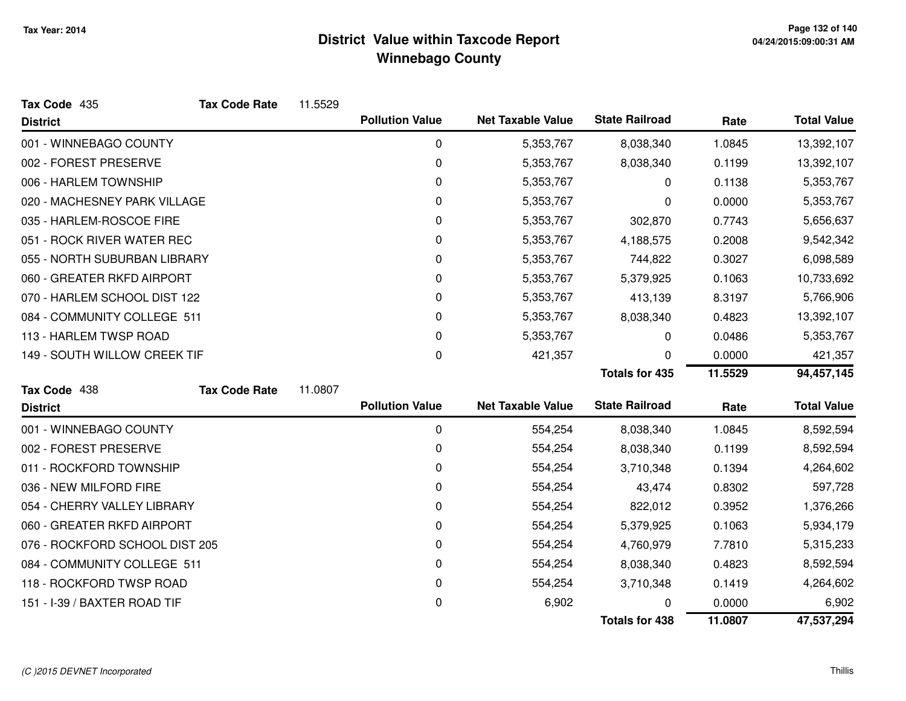## District Value within Taxcode Report
## Winnebago County

Tax Year: 2014

**Tax Code** 435 **Tax Code Rate** 11.5529

| District | Pollution Value | Net Taxable Value | State Railroad | Rate | Total Value |
|---|---|---|---|---|---|
| 001 - WINNEBAGO COUNTY | 0 | 5,353,767 | 8,038,340 | 1.0845 | 13,392,107 |
| 002 - FOREST PRESERVE | 0 | 5,353,767 | 8,038,340 | 0.1199 | 13,392,107 |
| 006 - HARLEM TOWNSHIP | 0 | 5,353,767 | 0 | 0.1138 | 5,353,767 |
| 020 - MACHESNEY PARK VILLAGE | 0 | 5,353,767 | 0 | 0.0000 | 5,353,767 |
| 035 - HARLEM-ROSCOE FIRE | 0 | 5,353,767 | 302,870 | 0.7743 | 5,656,637 |
| 051 - ROCK RIVER WATER REC | 0 | 5,353,767 | 4,188,575 | 0.2008 | 9,542,342 |
| 055 - NORTH SUBURBAN LIBRARY | 0 | 5,353,767 | 744,822 | 0.3027 | 6,098,589 |
| 060 - GREATER RKFD AIRPORT | 0 | 5,353,767 | 5,379,925 | 0.1063 | 10,733,692 |
| 070 - HARLEM SCHOOL DIST 122 | 0 | 5,353,767 | 413,139 | 8.3197 | 5,766,906 |
| 084 - COMMUNITY COLLEGE 511 | 0 | 5,353,767 | 8,038,340 | 0.4823 | 13,392,107 |
| 113 - HARLEM TWSP ROAD | 0 | 5,353,767 | 0 | 0.0486 | 5,353,767 |
| 149 - SOUTH WILLOW CREEK TIF | 0 | 421,357 | 0 | 0.0000 | 421,357 |
| | | | **Totals for 435** | **11.5529** | **94,457,145** |

**Tax Code** 438 **Tax Code Rate** 11.0807

| District | Pollution Value | Net Taxable Value | State Railroad | Rate | Total Value |
|---|---|---|---|---|---|
| 001 - WINNEBAGO COUNTY | 0 | 554,254 | 8,038,340 | 1.0845 | 8,592,594 |
| 002 - FOREST PRESERVE | 0 | 554,254 | 8,038,340 | 0.1199 | 8,592,594 |
| 011 - ROCKFORD TOWNSHIP | 0 | 554,254 | 3,710,348 | 0.1394 | 4,264,602 |
| 036 - NEW MILFORD FIRE | 0 | 554,254 | 43,474 | 0.8302 | 597,728 |
| 054 - CHERRY VALLEY LIBRARY | 0 | 554,254 | 822,012 | 0.3952 | 1,376,266 |
| 060 - GREATER RKFD AIRPORT | 0 | 554,254 | 5,379,925 | 0.1063 | 5,934,179 |
| 076 - ROCKFORD SCHOOL DIST 205 | 0 | 554,254 | 4,760,979 | 7.7810 | 5,315,233 |
| 084 - COMMUNITY COLLEGE 511 | 0 | 554,254 | 8,038,340 | 0.4823 | 8,592,594 |
| 118 - ROCKFORD TWSP ROAD | 0 | 554,254 | 3,710,348 | 0.1419 | 4,264,602 |
| 151 - I-39 / BAXTER ROAD TIF | 0 | 6,902 | 0 | 0.0000 | 6,902 |
| | | | **Totals for 438** | **11.0807** | **47,537,294** |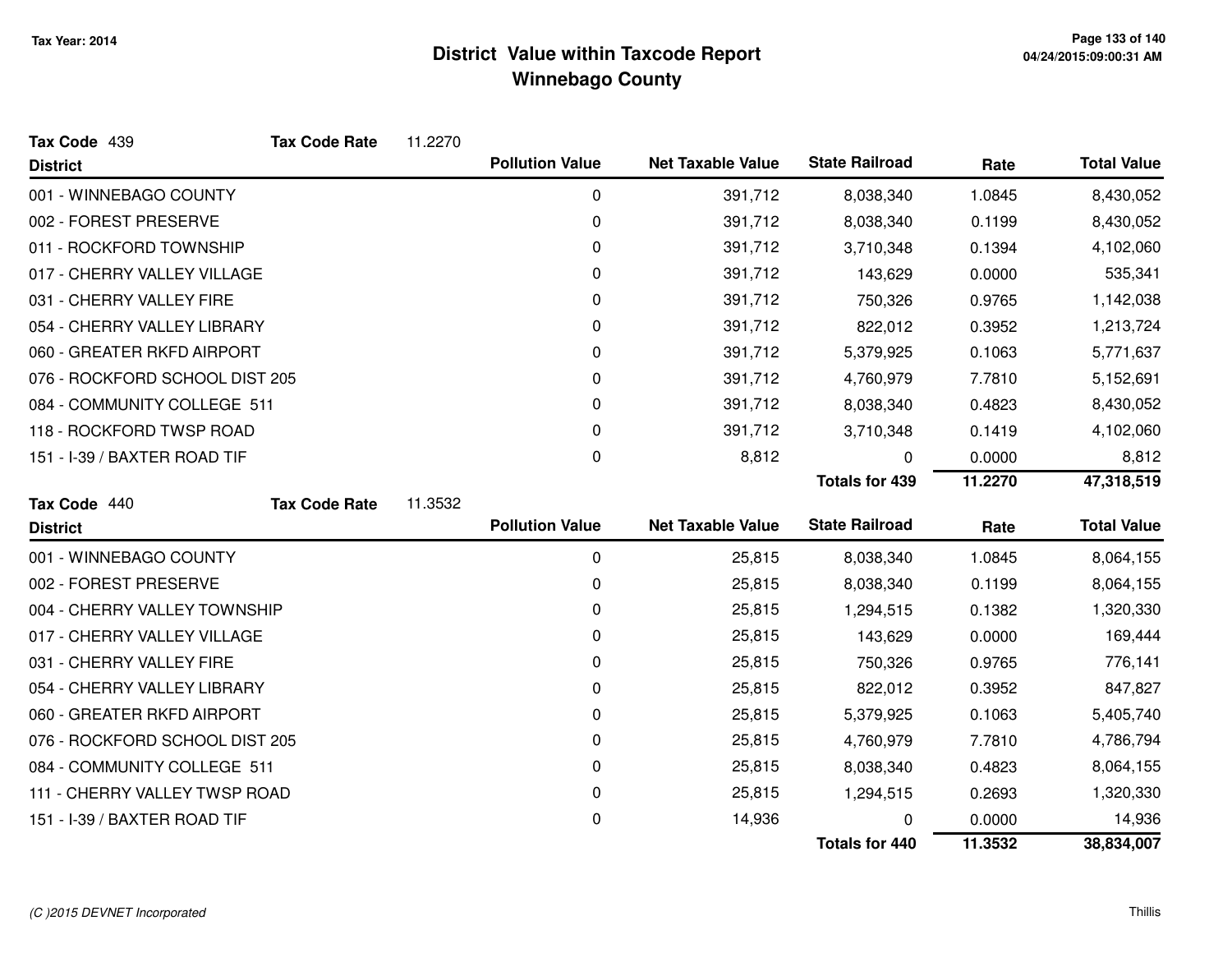# District Value within Taxcode Report
## Winnebago County

Tax Year: 2014

**Tax Code** 439 **Tax Code Rate** 11.2270

| District | Pollution Value | Net Taxable Value | State Railroad | Rate | Total Value |
|---|---|---|---|---|---|
| 001 - WINNEBAGO COUNTY | 0 | 391,712 | 8,038,340 | 1.0845 | 8,430,052 |
| 002 - FOREST PRESERVE | 0 | 391,712 | 8,038,340 | 0.1199 | 8,430,052 |
| 011 - ROCKFORD TOWNSHIP | 0 | 391,712 | 3,710,348 | 0.1394 | 4,102,060 |
| 017 - CHERRY VALLEY VILLAGE | 0 | 391,712 | 143,629 | 0.0000 | 535,341 |
| 031 - CHERRY VALLEY FIRE | 0 | 391,712 | 750,326 | 0.9765 | 1,142,038 |
| 054 - CHERRY VALLEY LIBRARY | 0 | 391,712 | 822,012 | 0.3952 | 1,213,724 |
| 060 - GREATER RKFD AIRPORT | 0 | 391,712 | 5,379,925 | 0.1063 | 5,771,637 |
| 076 - ROCKFORD SCHOOL DIST 205 | 0 | 391,712 | 4,760,979 | 7.7810 | 5,152,691 |
| 084 - COMMUNITY COLLEGE 511 | 0 | 391,712 | 8,038,340 | 0.4823 | 8,430,052 |
| 118 - ROCKFORD TWSP ROAD | 0 | 391,712 | 3,710,348 | 0.1419 | 4,102,060 |
| 151 - I-39 / BAXTER ROAD TIF | 0 | 8,812 | 0 | 0.0000 | 8,812 |
| | | | **Totals for 439** | **11.2270** | **47,318,519** |

**Tax Code** 440 **Tax Code Rate** 11.3532

| District | Pollution Value | Net Taxable Value | State Railroad | Rate | Total Value |
|---|---|---|---|---|---|
| 001 - WINNEBAGO COUNTY | 0 | 25,815 | 8,038,340 | 1.0845 | 8,064,155 |
| 002 - FOREST PRESERVE | 0 | 25,815 | 8,038,340 | 0.1199 | 8,064,155 |
| 004 - CHERRY VALLEY TOWNSHIP | 0 | 25,815 | 1,294,515 | 0.1382 | 1,320,330 |
| 017 - CHERRY VALLEY VILLAGE | 0 | 25,815 | 143,629 | 0.0000 | 169,444 |
| 031 - CHERRY VALLEY FIRE | 0 | 25,815 | 750,326 | 0.9765 | 776,141 |
| 054 - CHERRY VALLEY LIBRARY | 0 | 25,815 | 822,012 | 0.3952 | 847,827 |
| 060 - GREATER RKFD AIRPORT | 0 | 25,815 | 5,379,925 | 0.1063 | 5,405,740 |
| 076 - ROCKFORD SCHOOL DIST 205 | 0 | 25,815 | 4,760,979 | 7.7810 | 4,786,794 |
| 084 - COMMUNITY COLLEGE 511 | 0 | 25,815 | 8,038,340 | 0.4823 | 8,064,155 |
| 111 - CHERRY VALLEY TWSP ROAD | 0 | 25,815 | 1,294,515 | 0.2693 | 1,320,330 |
| 151 - I-39 / BAXTER ROAD TIF | 0 | 14,936 | 0 | 0.0000 | 14,936 |
| | | | **Totals for 440** | **11.3532** | **38,834,007** |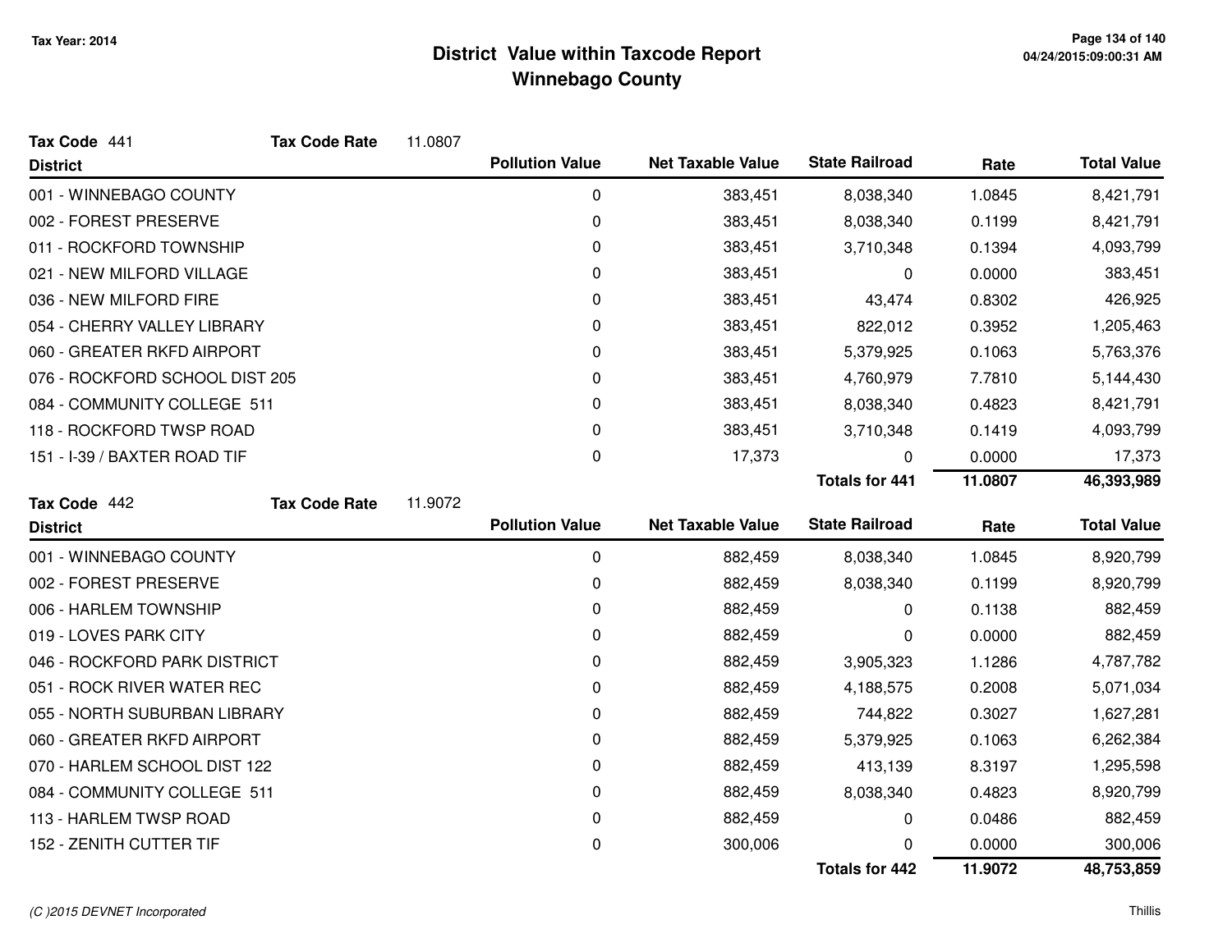# District Value within Taxcode Report
## Winnebago County

Tax Year: 2014

**Tax Code** 441 **Tax Code Rate** 11.0807

| District | Pollution Value | Net Taxable Value | State Railroad | Rate | Total Value |
|---|---|---|---|---|---|
| 001 - WINNEBAGO COUNTY | 0 | 383,451 | 8,038,340 | 1.0845 | 8,421,791 |
| 002 - FOREST PRESERVE | 0 | 383,451 | 8,038,340 | 0.1199 | 8,421,791 |
| 011 - ROCKFORD TOWNSHIP | 0 | 383,451 | 3,710,348 | 0.1394 | 4,093,799 |
| 021 - NEW MILFORD VILLAGE | 0 | 383,451 | 0 | 0.0000 | 383,451 |
| 036 - NEW MILFORD FIRE | 0 | 383,451 | 43,474 | 0.8302 | 426,925 |
| 054 - CHERRY VALLEY LIBRARY | 0 | 383,451 | 822,012 | 0.3952 | 1,205,463 |
| 060 - GREATER RKFD AIRPORT | 0 | 383,451 | 5,379,925 | 0.1063 | 5,763,376 |
| 076 - ROCKFORD SCHOOL DIST 205 | 0 | 383,451 | 4,760,979 | 7.7810 | 5,144,430 |
| 084 - COMMUNITY COLLEGE 511 | 0 | 383,451 | 8,038,340 | 0.4823 | 8,421,791 |
| 118 - ROCKFORD TWSP ROAD | 0 | 383,451 | 3,710,348 | 0.1419 | 4,093,799 |
| 151 - I-39 / BAXTER ROAD TIF | 0 | 17,373 | 0 | 0.0000 | 17,373 |
| | | | **Totals for 441** | **11.0807** | **46,393,989** |

**Tax Code** 442 **Tax Code Rate** 11.9072

| District | Pollution Value | Net Taxable Value | State Railroad | Rate | Total Value |
|---|---|---|---|---|---|
| 001 - WINNEBAGO COUNTY | 0 | 882,459 | 8,038,340 | 1.0845 | 8,920,799 |
| 002 - FOREST PRESERVE | 0 | 882,459 | 8,038,340 | 0.1199 | 8,920,799 |
| 006 - HARLEM TOWNSHIP | 0 | 882,459 | 0 | 0.1138 | 882,459 |
| 019 - LOVES PARK CITY | 0 | 882,459 | 0 | 0.0000 | 882,459 |
| 046 - ROCKFORD PARK DISTRICT | 0 | 882,459 | 3,905,323 | 1.1286 | 4,787,782 |
| 051 - ROCK RIVER WATER REC | 0 | 882,459 | 4,188,575 | 0.2008 | 5,071,034 |
| 055 - NORTH SUBURBAN LIBRARY | 0 | 882,459 | 744,822 | 0.3027 | 1,627,281 |
| 060 - GREATER RKFD AIRPORT | 0 | 882,459 | 5,379,925 | 0.1063 | 6,262,384 |
| 070 - HARLEM SCHOOL DIST 122 | 0 | 882,459 | 413,139 | 8.3197 | 1,295,598 |
| 084 - COMMUNITY COLLEGE 511 | 0 | 882,459 | 8,038,340 | 0.4823 | 8,920,799 |
| 113 - HARLEM TWSP ROAD | 0 | 882,459 | 0 | 0.0486 | 882,459 |
| 152 - ZENITH CUTTER TIF | 0 | 300,006 | 0 | 0.0000 | 300,006 |
| | | | **Totals for 442** | **11.9072** | **48,753,859** |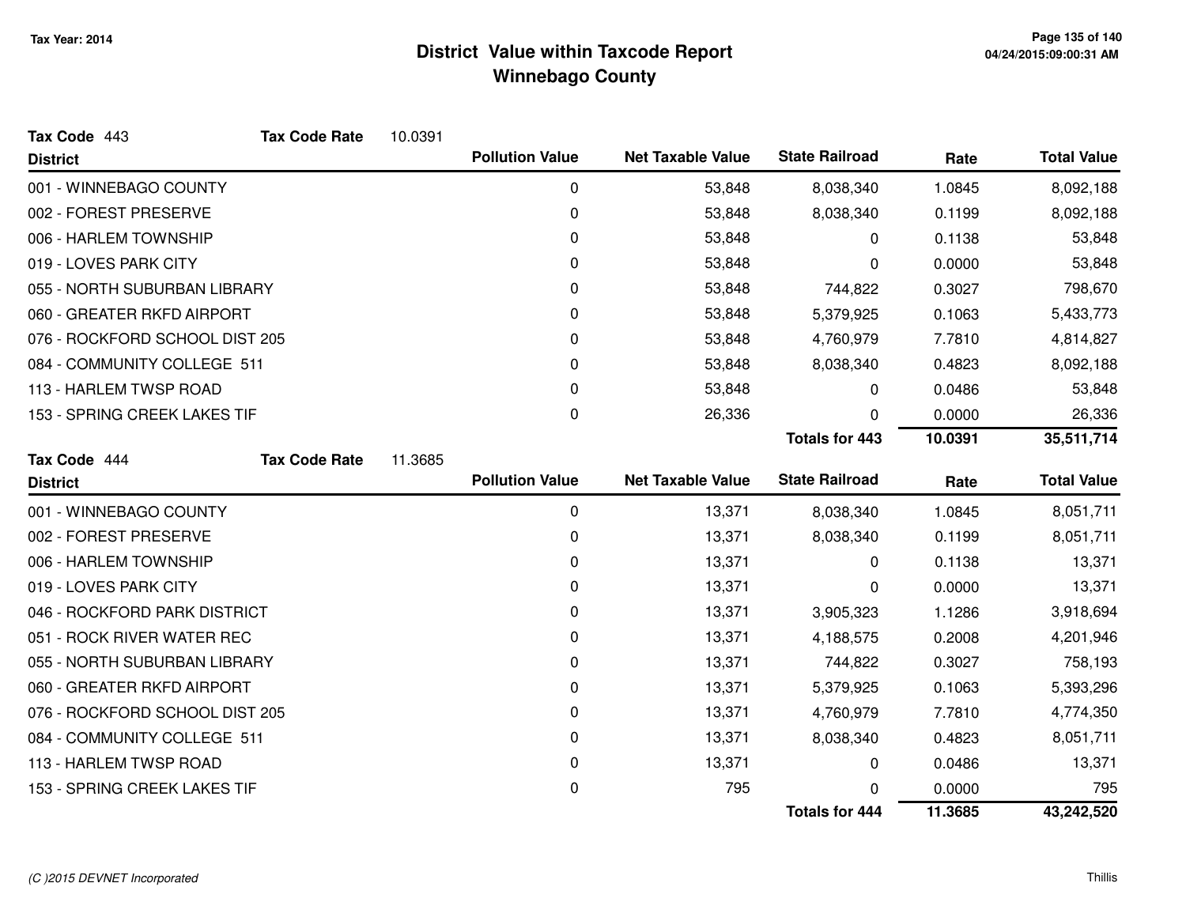# District Value within Taxcode Report
## Winnebago County

Tax Year: 2014

**Tax Code** 443 **Tax Code Rate** 10.0391

| District | Pollution Value | Net Taxable Value | State Railroad | Rate | Total Value |
|---|---|---|---|---|---|
| 001 - WINNEBAGO COUNTY | 0 | 53,848 | 8,038,340 | 1.0845 | 8,092,188 |
| 002 - FOREST PRESERVE | 0 | 53,848 | 8,038,340 | 0.1199 | 8,092,188 |
| 006 - HARLEM TOWNSHIP | 0 | 53,848 | 0 | 0.1138 | 53,848 |
| 019 - LOVES PARK CITY | 0 | 53,848 | 0 | 0.0000 | 53,848 |
| 055 - NORTH SUBURBAN LIBRARY | 0 | 53,848 | 744,822 | 0.3027 | 798,670 |
| 060 - GREATER RKFD AIRPORT | 0 | 53,848 | 5,379,925 | 0.1063 | 5,433,773 |
| 076 - ROCKFORD SCHOOL DIST 205 | 0 | 53,848 | 4,760,979 | 7.7810 | 4,814,827 |
| 084 - COMMUNITY COLLEGE 511 | 0 | 53,848 | 8,038,340 | 0.4823 | 8,092,188 |
| 113 - HARLEM TWSP ROAD | 0 | 53,848 | 0 | 0.0486 | 53,848 |
| 153 - SPRING CREEK LAKES TIF | 0 | 26,336 | 0 | 0.0000 | 26,336 |
| | | | **Totals for 443** | **10.0391** | **35,511,714** |

**Tax Code** 444 **Tax Code Rate** 11.3685

| District | Pollution Value | Net Taxable Value | State Railroad | Rate | Total Value |
|---|---|---|---|---|---|
| 001 - WINNEBAGO COUNTY | 0 | 13,371 | 8,038,340 | 1.0845 | 8,051,711 |
| 002 - FOREST PRESERVE | 0 | 13,371 | 8,038,340 | 0.1199 | 8,051,711 |
| 006 - HARLEM TOWNSHIP | 0 | 13,371 | 0 | 0.1138 | 13,371 |
| 019 - LOVES PARK CITY | 0 | 13,371 | 0 | 0.0000 | 13,371 |
| 046 - ROCKFORD PARK DISTRICT | 0 | 13,371 | 3,905,323 | 1.1286 | 3,918,694 |
| 051 - ROCK RIVER WATER REC | 0 | 13,371 | 4,188,575 | 0.2008 | 4,201,946 |
| 055 - NORTH SUBURBAN LIBRARY | 0 | 13,371 | 744,822 | 0.3027 | 758,193 |
| 060 - GREATER RKFD AIRPORT | 0 | 13,371 | 5,379,925 | 0.1063 | 5,393,296 |
| 076 - ROCKFORD SCHOOL DIST 205 | 0 | 13,371 | 4,760,979 | 7.7810 | 4,774,350 |
| 084 - COMMUNITY COLLEGE 511 | 0 | 13,371 | 8,038,340 | 0.4823 | 8,051,711 |
| 113 - HARLEM TWSP ROAD | 0 | 13,371 | 0 | 0.0486 | 13,371 |
| 153 - SPRING CREEK LAKES TIF | 0 | 795 | 0 | 0.0000 | 795 |
| | | | **Totals for 444** | **11.3685** | **43,242,520** |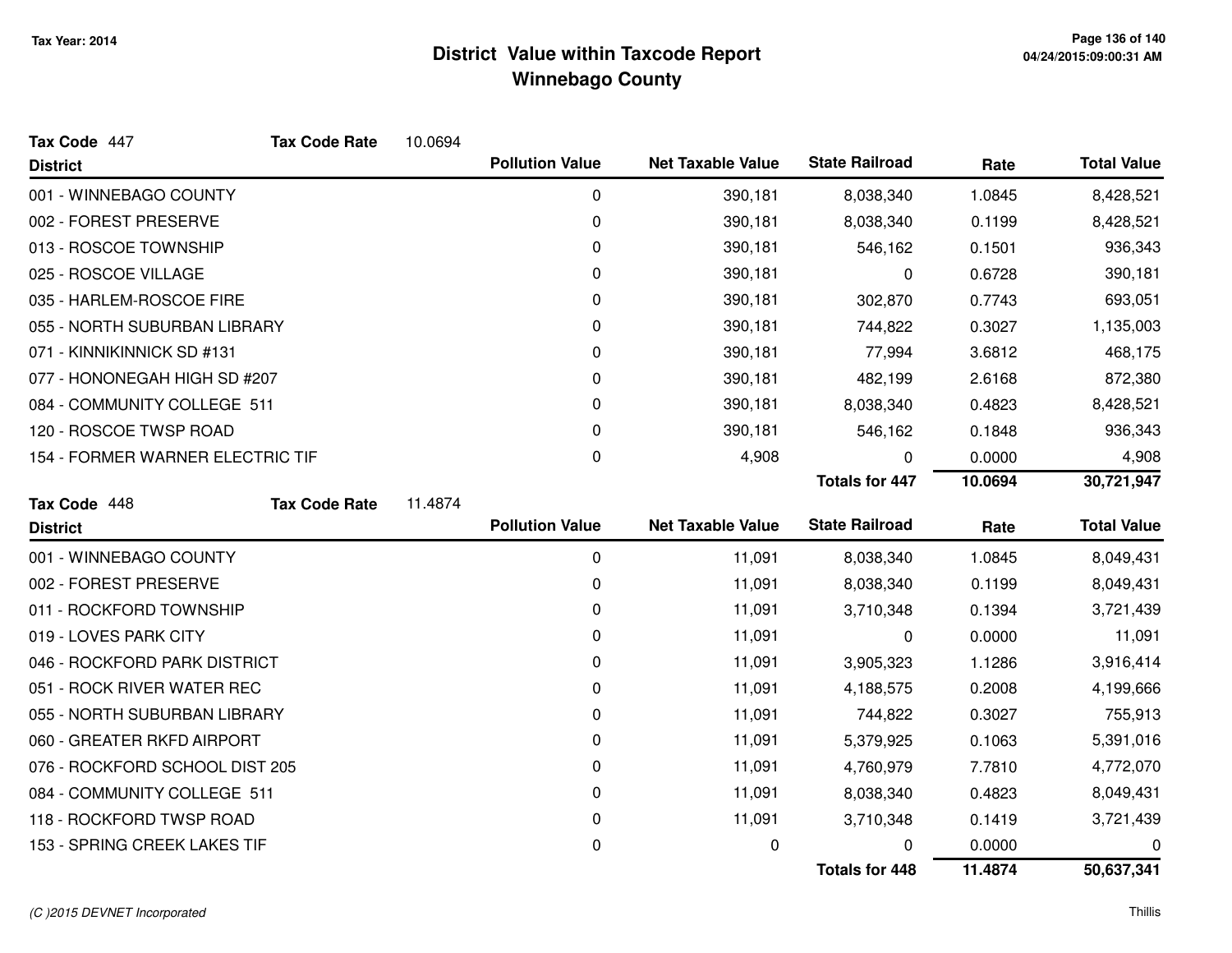# District Value within Taxcode Report
## Winnebago County

Tax Year: 2014

**Tax Code** 447 **Tax Code Rate** 10.0694

| District | Pollution Value | Net Taxable Value | State Railroad | Rate | Total Value |
|---|---|---|---|---|---|
| 001 - WINNEBAGO COUNTY | 0 | 390,181 | 8,038,340 | 1.0845 | 8,428,521 |
| 002 - FOREST PRESERVE | 0 | 390,181 | 8,038,340 | 0.1199 | 8,428,521 |
| 013 - ROSCOE TOWNSHIP | 0 | 390,181 | 546,162 | 0.1501 | 936,343 |
| 025 - ROSCOE VILLAGE | 0 | 390,181 | 0 | 0.6728 | 390,181 |
| 035 - HARLEM-ROSCOE FIRE | 0 | 390,181 | 302,870 | 0.7743 | 693,051 |
| 055 - NORTH SUBURBAN LIBRARY | 0 | 390,181 | 744,822 | 0.3027 | 1,135,003 |
| 071 - KINNIKINNICK SD #131 | 0 | 390,181 | 77,994 | 3.6812 | 468,175 |
| 077 - HONONEGAH HIGH SD #207 | 0 | 390,181 | 482,199 | 2.6168 | 872,380 |
| 084 - COMMUNITY COLLEGE 511 | 0 | 390,181 | 8,038,340 | 0.4823 | 8,428,521 |
| 120 - ROSCOE TWSP ROAD | 0 | 390,181 | 546,162 | 0.1848 | 936,343 |
| 154 - FORMER WARNER ELECTRIC TIF | 0 | 4,908 | 0 | 0.0000 | 4,908 |
| | | | **Totals for 447** | **10.0694** | **30,721,947** |

**Tax Code** 448 **Tax Code Rate** 11.4874

| District | Pollution Value | Net Taxable Value | State Railroad | Rate | Total Value |
|---|---|---|---|---|---|
| 001 - WINNEBAGO COUNTY | 0 | 11,091 | 8,038,340 | 1.0845 | 8,049,431 |
| 002 - FOREST PRESERVE | 0 | 11,091 | 8,038,340 | 0.1199 | 8,049,431 |
| 011 - ROCKFORD TOWNSHIP | 0 | 11,091 | 3,710,348 | 0.1394 | 3,721,439 |
| 019 - LOVES PARK CITY | 0 | 11,091 | 0 | 0.0000 | 11,091 |
| 046 - ROCKFORD PARK DISTRICT | 0 | 11,091 | 3,905,323 | 1.1286 | 3,916,414 |
| 051 - ROCK RIVER WATER REC | 0 | 11,091 | 4,188,575 | 0.2008 | 4,199,666 |
| 055 - NORTH SUBURBAN LIBRARY | 0 | 11,091 | 744,822 | 0.3027 | 755,913 |
| 060 - GREATER RKFD AIRPORT | 0 | 11,091 | 5,379,925 | 0.1063 | 5,391,016 |
| 076 - ROCKFORD SCHOOL DIST 205 | 0 | 11,091 | 4,760,979 | 7.7810 | 4,772,070 |
| 084 - COMMUNITY COLLEGE 511 | 0 | 11,091 | 8,038,340 | 0.4823 | 8,049,431 |
| 118 - ROCKFORD TWSP ROAD | 0 | 11,091 | 3,710,348 | 0.1419 | 3,721,439 |
| 153 - SPRING CREEK LAKES TIF | 0 | 0 | 0 | 0.0000 | 0 |
| | | | **Totals for 448** | **11.4874** | **50,637,341** |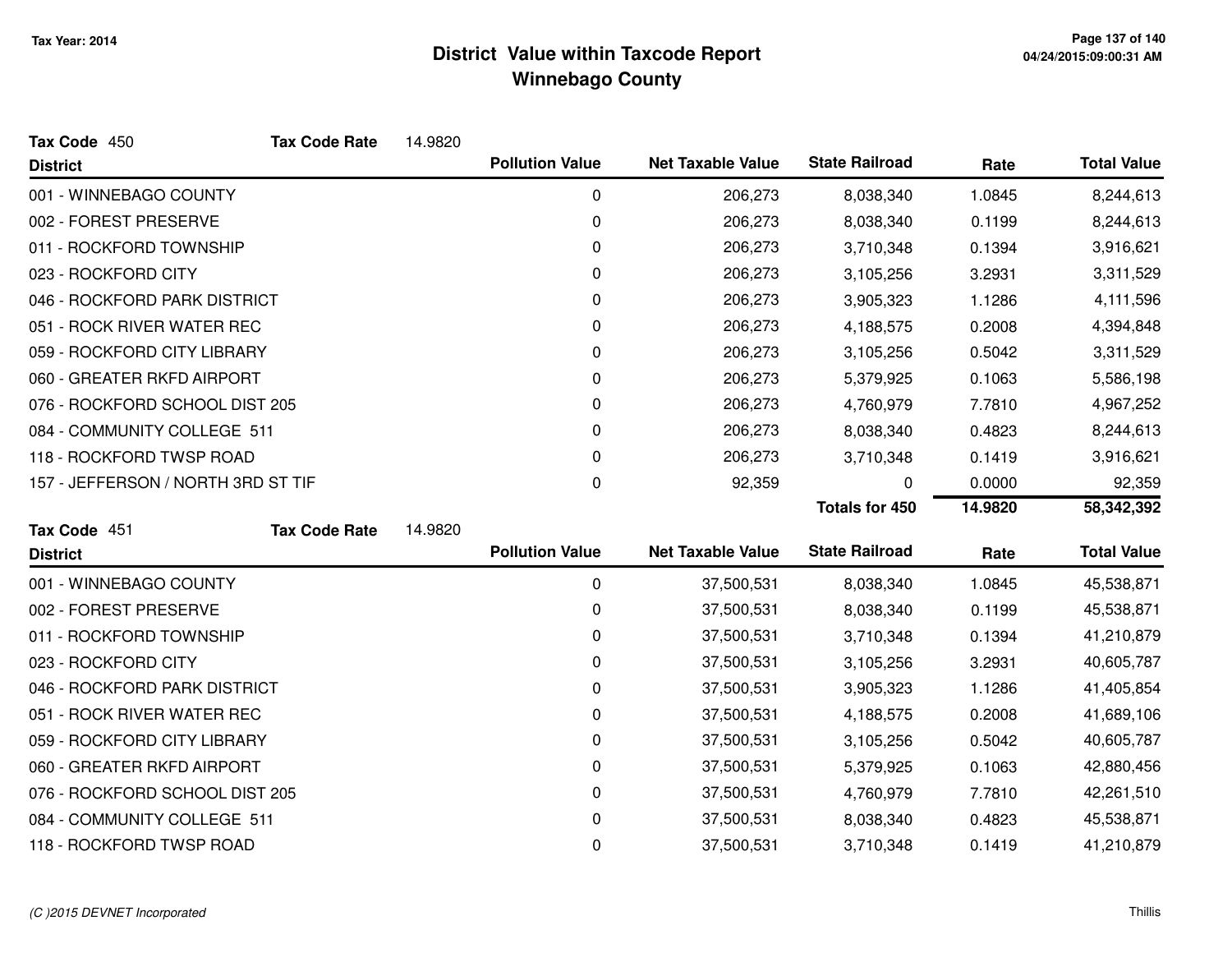# District Value within Taxcode Report
## Winnebago County

Tax Year: 2014

**Tax Code** 450 **Tax Code Rate** 14.9820

| District | Pollution Value | Net Taxable Value | State Railroad | Rate | Total Value |
|---|---|---|---|---|---|
| 001 - WINNEBAGO COUNTY | 0 | 206,273 | 8,038,340 | 1.0845 | 8,244,613 |
| 002 - FOREST PRESERVE | 0 | 206,273 | 8,038,340 | 0.1199 | 8,244,613 |
| 011 - ROCKFORD TOWNSHIP | 0 | 206,273 | 3,710,348 | 0.1394 | 3,916,621 |
| 023 - ROCKFORD CITY | 0 | 206,273 | 3,105,256 | 3.2931 | 3,311,529 |
| 046 - ROCKFORD PARK DISTRICT | 0 | 206,273 | 3,905,323 | 1.1286 | 4,111,596 |
| 051 - ROCK RIVER WATER REC | 0 | 206,273 | 4,188,575 | 0.2008 | 4,394,848 |
| 059 - ROCKFORD CITY LIBRARY | 0 | 206,273 | 3,105,256 | 0.5042 | 3,311,529 |
| 060 - GREATER RKFD AIRPORT | 0 | 206,273 | 5,379,925 | 0.1063 | 5,586,198 |
| 076 - ROCKFORD SCHOOL DIST 205 | 0 | 206,273 | 4,760,979 | 7.7810 | 4,967,252 |
| 084 - COMMUNITY COLLEGE 511 | 0 | 206,273 | 8,038,340 | 0.4823 | 8,244,613 |
| 118 - ROCKFORD TWSP ROAD | 0 | 206,273 | 3,710,348 | 0.1419 | 3,916,621 |
| 157 - JEFFERSON / NORTH 3RD ST TIF | 0 | 92,359 | 0 | 0.0000 | 92,359 |
| | | | **Totals for 450** | **14.9820** | **58,342,392** |

**Tax Code** 451 **Tax Code Rate** 14.9820

| District | Pollution Value | Net Taxable Value | State Railroad | Rate | Total Value |
|---|---|---|---|---|---|
| 001 - WINNEBAGO COUNTY | 0 | 37,500,531 | 8,038,340 | 1.0845 | 45,538,871 |
| 002 - FOREST PRESERVE | 0 | 37,500,531 | 8,038,340 | 0.1199 | 45,538,871 |
| 011 - ROCKFORD TOWNSHIP | 0 | 37,500,531 | 3,710,348 | 0.1394 | 41,210,879 |
| 023 - ROCKFORD CITY | 0 | 37,500,531 | 3,105,256 | 3.2931 | 40,605,787 |
| 046 - ROCKFORD PARK DISTRICT | 0 | 37,500,531 | 3,905,323 | 1.1286 | 41,405,854 |
| 051 - ROCK RIVER WATER REC | 0 | 37,500,531 | 4,188,575 | 0.2008 | 41,689,106 |
| 059 - ROCKFORD CITY LIBRARY | 0 | 37,500,531 | 3,105,256 | 0.5042 | 40,605,787 |
| 060 - GREATER RKFD AIRPORT | 0 | 37,500,531 | 5,379,925 | 0.1063 | 42,880,456 |
| 076 - ROCKFORD SCHOOL DIST 205 | 0 | 37,500,531 | 4,760,979 | 7.7810 | 42,261,510 |
| 084 - COMMUNITY COLLEGE 511 | 0 | 37,500,531 | 8,038,340 | 0.4823 | 45,538,871 |
| 118 - ROCKFORD TWSP ROAD | 0 | 37,500,531 | 3,710,348 | 0.1419 | 41,210,879 |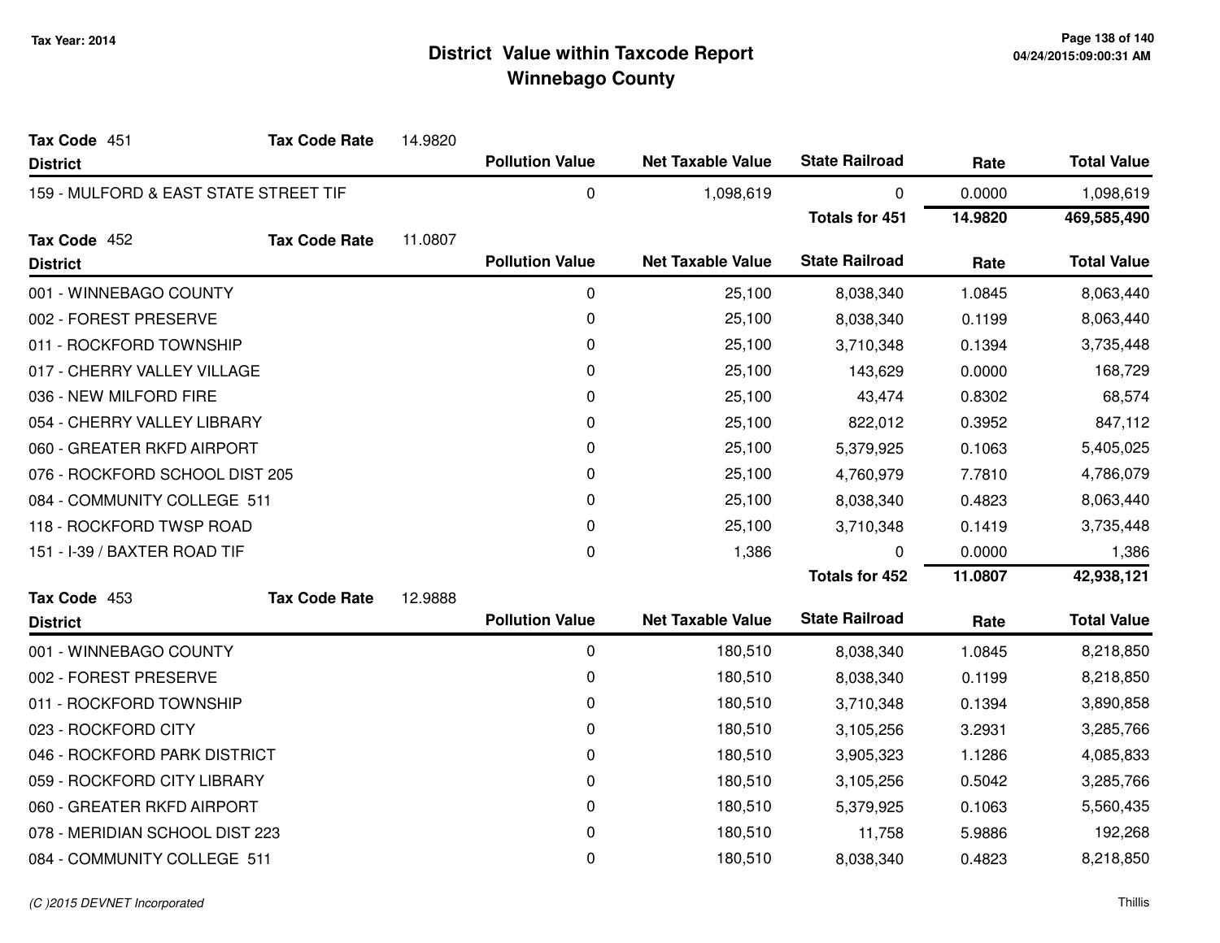# District Value within Taxcode Report
## Winnebago County

Tax Year: 2014

**Tax Code** 451 | **Tax Code Rate** 14.9820

| District | Pollution Value | Net Taxable Value | State Railroad | Rate | Total Value |
|---|---|---|---|---|---|
| 159 - MULFORD & EAST STATE STREET TIF | 0 | 1,098,619 | 0 | 0.0000 | 1,098,619 |
| | | | **Totals for 451** | **14.9820** | **469,585,490** |

**Tax Code** 452 | **Tax Code Rate** 11.0807

| District | Pollution Value | Net Taxable Value | State Railroad | Rate | Total Value |
|---|---|---|---|---|---|
| 001 - WINNEBAGO COUNTY | 0 | 25,100 | 8,038,340 | 1.0845 | 8,063,440 |
| 002 - FOREST PRESERVE | 0 | 25,100 | 8,038,340 | 0.1199 | 8,063,440 |
| 011 - ROCKFORD TOWNSHIP | 0 | 25,100 | 3,710,348 | 0.1394 | 3,735,448 |
| 017 - CHERRY VALLEY VILLAGE | 0 | 25,100 | 143,629 | 0.0000 | 168,729 |
| 036 - NEW MILFORD FIRE | 0 | 25,100 | 43,474 | 0.8302 | 68,574 |
| 054 - CHERRY VALLEY LIBRARY | 0 | 25,100 | 822,012 | 0.3952 | 847,112 |
| 060 - GREATER RKFD AIRPORT | 0 | 25,100 | 5,379,925 | 0.1063 | 5,405,025 |
| 076 - ROCKFORD SCHOOL DIST 205 | 0 | 25,100 | 4,760,979 | 7.7810 | 4,786,079 |
| 084 - COMMUNITY COLLEGE 511 | 0 | 25,100 | 8,038,340 | 0.4823 | 8,063,440 |
| 118 - ROCKFORD TWSP ROAD | 0 | 25,100 | 3,710,348 | 0.1419 | 3,735,448 |
| 151 - I-39 / BAXTER ROAD TIF | 0 | 1,386 | 0 | 0.0000 | 1,386 |
| | | | **Totals for 452** | **11.0807** | **42,938,121** |

**Tax Code** 453 | **Tax Code Rate** 12.9888

| District | Pollution Value | Net Taxable Value | State Railroad | Rate | Total Value |
|---|---|---|---|---|---|
| 001 - WINNEBAGO COUNTY | 0 | 180,510 | 8,038,340 | 1.0845 | 8,218,850 |
| 002 - FOREST PRESERVE | 0 | 180,510 | 8,038,340 | 0.1199 | 8,218,850 |
| 011 - ROCKFORD TOWNSHIP | 0 | 180,510 | 3,710,348 | 0.1394 | 3,890,858 |
| 023 - ROCKFORD CITY | 0 | 180,510 | 3,105,256 | 3.2931 | 3,285,766 |
| 046 - ROCKFORD PARK DISTRICT | 0 | 180,510 | 3,905,323 | 1.1286 | 4,085,833 |
| 059 - ROCKFORD CITY LIBRARY | 0 | 180,510 | 3,105,256 | 0.5042 | 3,285,766 |
| 060 - GREATER RKFD AIRPORT | 0 | 180,510 | 5,379,925 | 0.1063 | 5,560,435 |
| 078 - MERIDIAN SCHOOL DIST 223 | 0 | 180,510 | 11,758 | 5.9886 | 192,268 |
| 084 - COMMUNITY COLLEGE 511 | 0 | 180,510 | 8,038,340 | 0.4823 | 8,218,850 |

(C )2015 DEVNET Incorporated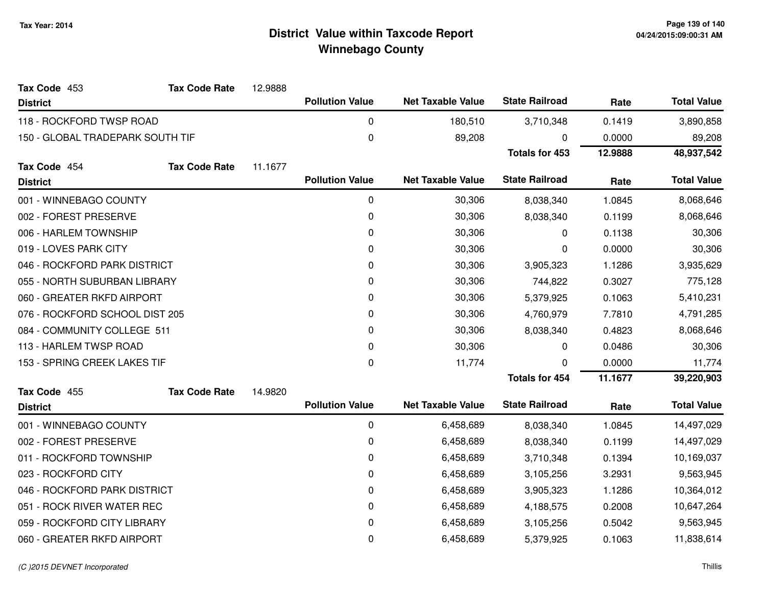# District Value within Taxcode Report
## Winnebago County

Tax Year: 2014

**Tax Code** 453 **Tax Code Rate** 12.9888

| District | Pollution Value | Net Taxable Value | State Railroad | Rate | Total Value |
|---|---|---|---|---|---|
| 118 - ROCKFORD TWSP ROAD | 0 | 180,510 | 3,710,348 | 0.1419 | 3,890,858 |
| 150 - GLOBAL TRADEPARK SOUTH TIF | 0 | 89,208 | 0 | 0.0000 | 89,208 |
| | | | **Totals for 453** | **12.9888** | **48,937,542** |

**Tax Code** 454 **Tax Code Rate** 11.1677

| District | Pollution Value | Net Taxable Value | State Railroad | Rate | Total Value |
|---|---|---|---|---|---|
| 001 - WINNEBAGO COUNTY | 0 | 30,306 | 8,038,340 | 1.0845 | 8,068,646 |
| 002 - FOREST PRESERVE | 0 | 30,306 | 8,038,340 | 0.1199 | 8,068,646 |
| 006 - HARLEM TOWNSHIP | 0 | 30,306 | 0 | 0.1138 | 30,306 |
| 019 - LOVES PARK CITY | 0 | 30,306 | 0 | 0.0000 | 30,306 |
| 046 - ROCKFORD PARK DISTRICT | 0 | 30,306 | 3,905,323 | 1.1286 | 3,935,629 |
| 055 - NORTH SUBURBAN LIBRARY | 0 | 30,306 | 744,822 | 0.3027 | 775,128 |
| 060 - GREATER RKFD AIRPORT | 0 | 30,306 | 5,379,925 | 0.1063 | 5,410,231 |
| 076 - ROCKFORD SCHOOL DIST 205 | 0 | 30,306 | 4,760,979 | 7.7810 | 4,791,285 |
| 084 - COMMUNITY COLLEGE 511 | 0 | 30,306 | 8,038,340 | 0.4823 | 8,068,646 |
| 113 - HARLEM TWSP ROAD | 0 | 30,306 | 0 | 0.0486 | 30,306 |
| 153 - SPRING CREEK LAKES TIF | 0 | 11,774 | 0 | 0.0000 | 11,774 |
| | | | **Totals for 454** | **11.1677** | **39,220,903** |

**Tax Code** 455 **Tax Code Rate** 14.9820

| District | Pollution Value | Net Taxable Value | State Railroad | Rate | Total Value |
|---|---|---|---|---|---|
| 001 - WINNEBAGO COUNTY | 0 | 6,458,689 | 8,038,340 | 1.0845 | 14,497,029 |
| 002 - FOREST PRESERVE | 0 | 6,458,689 | 8,038,340 | 0.1199 | 14,497,029 |
| 011 - ROCKFORD TOWNSHIP | 0 | 6,458,689 | 3,710,348 | 0.1394 | 10,169,037 |
| 023 - ROCKFORD CITY | 0 | 6,458,689 | 3,105,256 | 3.2931 | 9,563,945 |
| 046 - ROCKFORD PARK DISTRICT | 0 | 6,458,689 | 3,905,323 | 1.1286 | 10,364,012 |
| 051 - ROCK RIVER WATER REC | 0 | 6,458,689 | 4,188,575 | 0.2008 | 10,647,264 |
| 059 - ROCKFORD CITY LIBRARY | 0 | 6,458,689 | 3,105,256 | 0.5042 | 9,563,945 |
| 060 - GREATER RKFD AIRPORT | 0 | 6,458,689 | 5,379,925 | 0.1063 | 11,838,614 |

*(C )2015 DEVNET Incorporated*

Thillis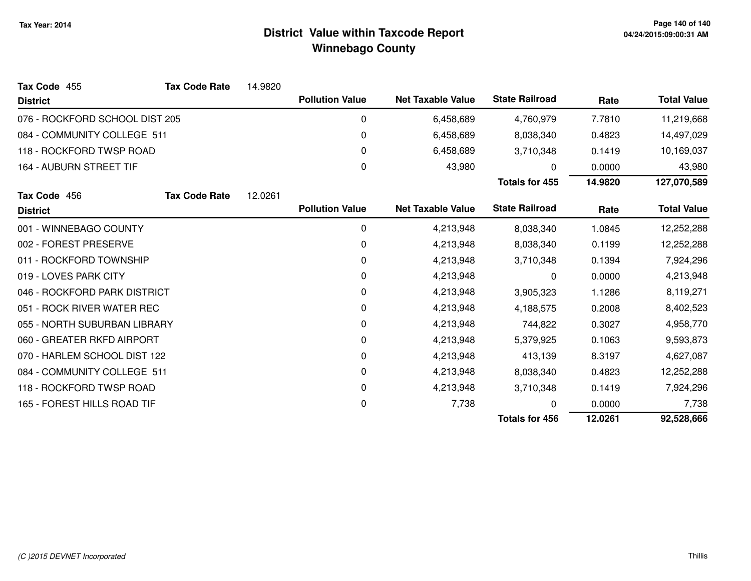# District Value within Taxcode Report
## Winnebago County

**Tax Year: 2014**

**Tax Code** 455 **Tax Code Rate** 14.9820

| District | Pollution Value | Net Taxable Value | State Railroad | Rate | Total Value |
|---|---|---|---|---|---|
| 076 - ROCKFORD SCHOOL DIST 205 | 0 | 6,458,689 | 4,760,979 | 7.7810 | 11,219,668 |
| 084 - COMMUNITY COLLEGE 511 | 0 | 6,458,689 | 8,038,340 | 0.4823 | 14,497,029 |
| 118 - ROCKFORD TWSP ROAD | 0 | 6,458,689 | 3,710,348 | 0.1419 | 10,169,037 |
| 164 - AUBURN STREET TIF | 0 | 43,980 | 0 | 0.0000 | 43,980 |
| | | | **Totals for 455** | **14.9820** | **127,070,589** |

**Tax Code** 456 **Tax Code Rate** 12.0261

| District | Pollution Value | Net Taxable Value | State Railroad | Rate | Total Value |
|---|---|---|---|---|---|
| 001 - WINNEBAGO COUNTY | 0 | 4,213,948 | 8,038,340 | 1.0845 | 12,252,288 |
| 002 - FOREST PRESERVE | 0 | 4,213,948 | 8,038,340 | 0.1199 | 12,252,288 |
| 011 - ROCKFORD TOWNSHIP | 0 | 4,213,948 | 3,710,348 | 0.1394 | 7,924,296 |
| 019 - LOVES PARK CITY | 0 | 4,213,948 | 0 | 0.0000 | 4,213,948 |
| 046 - ROCKFORD PARK DISTRICT | 0 | 4,213,948 | 3,905,323 | 1.1286 | 8,119,271 |
| 051 - ROCK RIVER WATER REC | 0 | 4,213,948 | 4,188,575 | 0.2008 | 8,402,523 |
| 055 - NORTH SUBURBAN LIBRARY | 0 | 4,213,948 | 744,822 | 0.3027 | 4,958,770 |
| 060 - GREATER RKFD AIRPORT | 0 | 4,213,948 | 5,379,925 | 0.1063 | 9,593,873 |
| 070 - HARLEM SCHOOL DIST 122 | 0 | 4,213,948 | 413,139 | 8.3197 | 4,627,087 |
| 084 - COMMUNITY COLLEGE 511 | 0 | 4,213,948 | 8,038,340 | 0.4823 | 12,252,288 |
| 118 - ROCKFORD TWSP ROAD | 0 | 4,213,948 | 3,710,348 | 0.1419 | 7,924,296 |
| 165 - FOREST HILLS ROAD TIF | 0 | 7,738 | 0 | 0.0000 | 7,738 |
| | | | **Totals for 456** | **12.0261** | **92,528,666** |